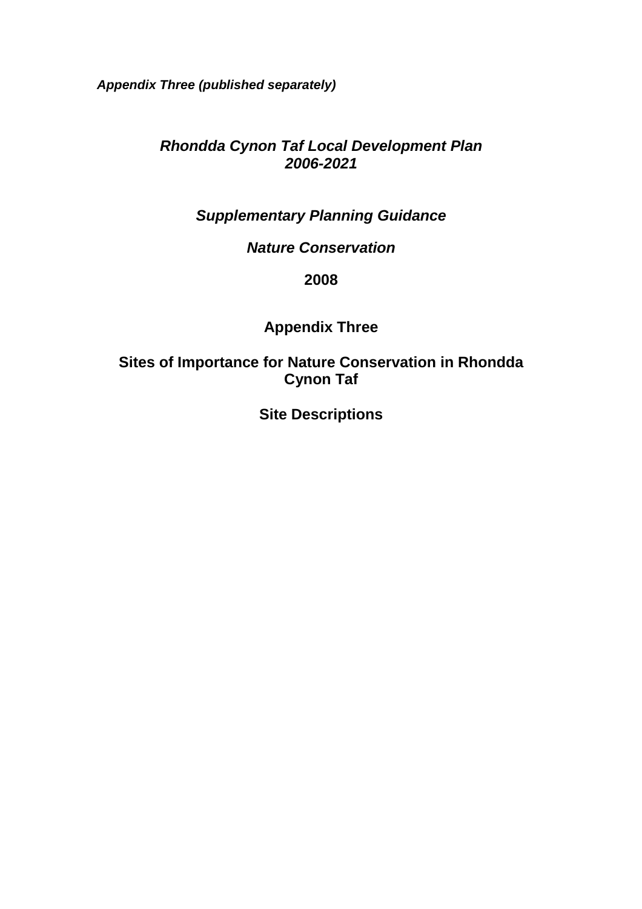***Appendix Three (published separately)***

# *Rhondda Cynon Taf Local Development Plan 2006-2021*

## *Supplementary Planning Guidance*

## *Nature Conservation*

**2008**

## Appendix Three

## Sites of Importance for Nature Conservation in Rhondda Cynon Taf

## Site Descriptions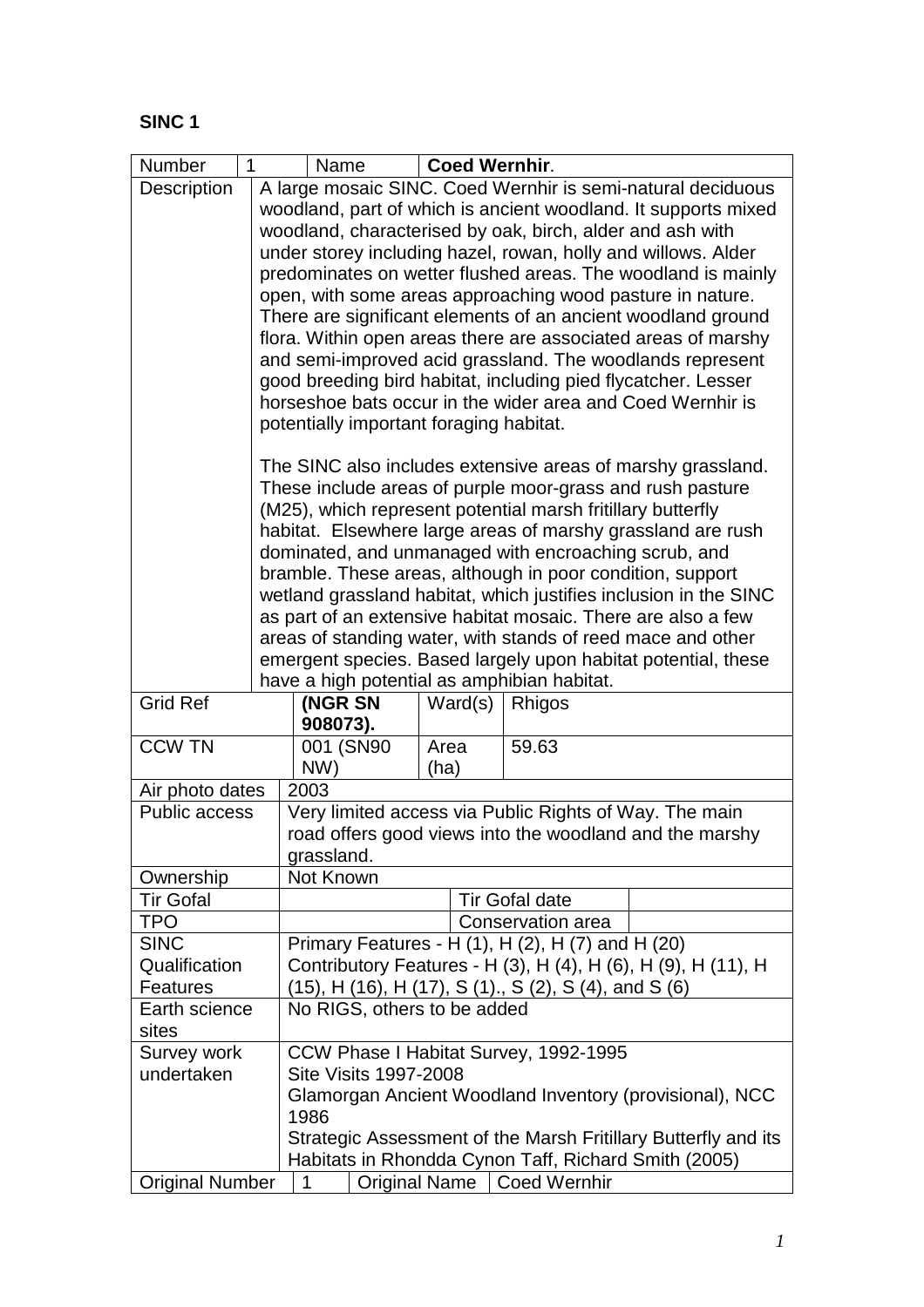**SINC 1**

| Number | 1 | Name | **Coed Wernhir**. |
|---|---|---|---|
| Description | A large mosaic SINC. Coed Wernhir is semi-natural deciduous woodland, part of which is ancient woodland. It supports mixed woodland, characterised by oak, birch, alder and ash with under storey including hazel, rowan, holly and willows. Alder predominates on wetter flushed areas. The woodland is mainly open, with some areas approaching wood pasture in nature. There are significant elements of an ancient woodland ground flora. Within open areas there are associated areas of marshy and semi-improved acid grassland. The woodlands represent good breeding bird habitat, including pied flycatcher. Lesser horseshoe bats occur in the wider area and Coed Wernhir is potentially important foraging habitat.<br><br>The SINC also includes extensive areas of marshy grassland. These include areas of purple moor-grass and rush pasture (M25), which represent potential marsh fritillary butterfly habitat. Elsewhere large areas of marshy grassland are rush dominated, and unmanaged with encroaching scrub, and bramble. These areas, although in poor condition, support wetland grassland habitat, which justifies inclusion in the SINC as part of an extensive habitat mosaic. There are also a few areas of standing water, with stands of reed mace and other emergent species. Based largely upon habitat potential, these have a high potential as amphibian habitat. | | |
| Grid Ref | **(NGR SN 908073).** | Ward(s) | Rhigos |
| CCW TN | 001 (SN90 NW) | Area (ha) | 59.63 |
| Air photo dates | 2003 | | |
| Public access | Very limited access via Public Rights of Way. The main road offers good views into the woodland and the marshy grassland. | | |
| Ownership | Not Known | | |
| Tir Gofal | | Tir Gofal date | |
| TPO | | Conservation area | |
| SINC Qualification Features | Primary Features - H (1), H (2), H (7) and H (20)<br>Contributory Features - H (3), H (4), H (6), H (9), H (11), H (15), H (16), H (17), S (1)., S (2), S (4), and S (6) | | |
| Earth science sites | No RIGS, others to be added | | |
| Survey work undertaken | CCW Phase I Habitat Survey, 1992-1995<br>Site Visits 1997-2008<br>Glamorgan Ancient Woodland Inventory (provisional), NCC 1986<br>Strategic Assessment of the Marsh Fritillary Butterfly and its Habitats in Rhondda Cynon Taff, Richard Smith (2005) | | |
| Original Number | 1 | Original Name | Coed Wernhir |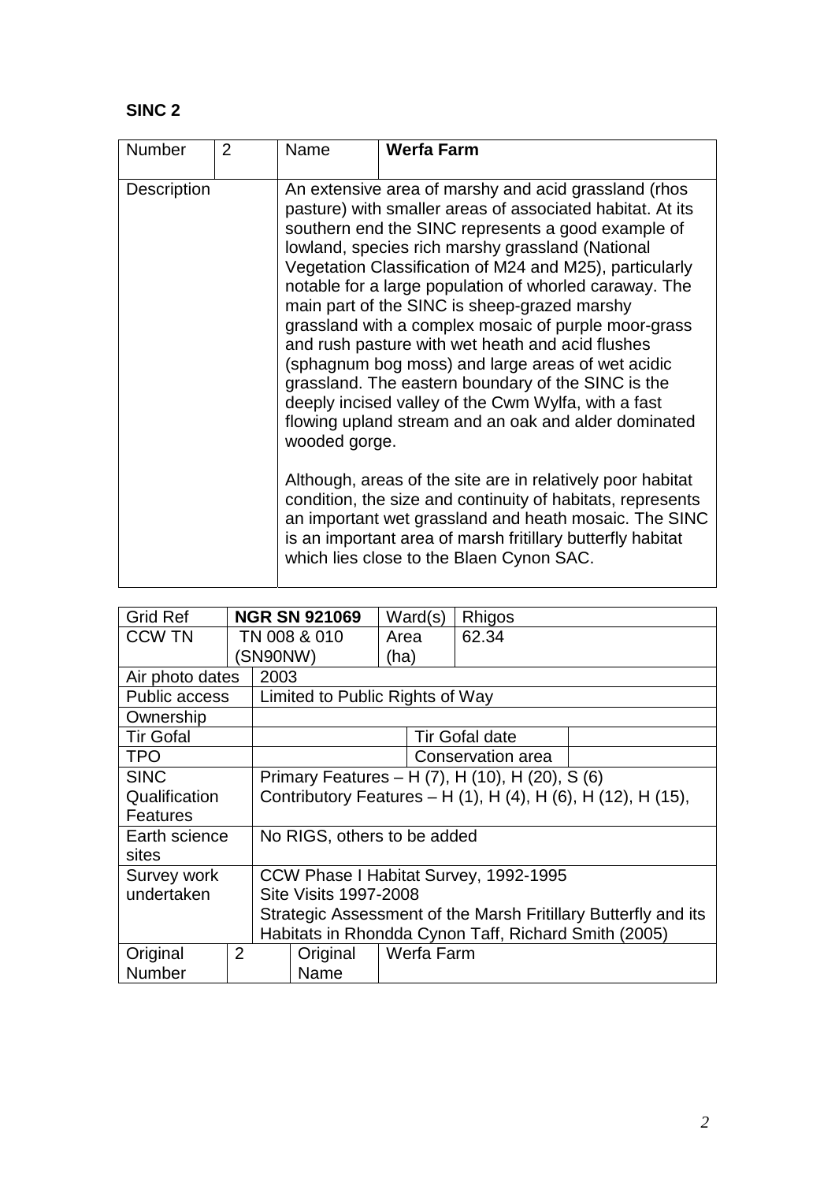**SINC 2**

| Number | 2 | Name | **Werfa Farm** |
|---|---|---|---|
| Description | | An extensive area of marshy and acid grassland (rhos pasture) with smaller areas of associated habitat. At its southern end the SINC represents a good example of lowland, species rich marshy grassland (National Vegetation Classification of M24 and M25), particularly notable for a large population of whorled caraway. The main part of the SINC is sheep-grazed marshy grassland with a complex mosaic of purple moor-grass and rush pasture with wet heath and acid flushes (sphagnum bog moss) and large areas of wet acidic grassland. The eastern boundary of the SINC is the deeply incised valley of the Cwm Wylfa, with a fast flowing upland stream and an oak and alder dominated wooded gorge.<br><br>Although, areas of the site are in relatively poor habitat condition, the size and continuity of habitats, represents an important wet grassland and heath mosaic. The SINC is an important area of marsh fritillary butterfly habitat which lies close to the Blaen Cynon SAC. | |

| Grid Ref | **NGR SN 921069** | Ward(s) | Rhigos | |
|---|---|---|---|---|
| CCW TN | TN 008 & 010 (SN90NW) | Area (ha) | 62.34 | |
| Air photo dates | 2003 | | | |
| Public access | Limited to Public Rights of Way | | | |
| Ownership | | | | |
| Tir Gofal | | | Tir Gofal date | |
| TPO | | | Conservation area | |
| SINC Qualification Features | Primary Features – H (7), H (10), H (20), S (6)<br>Contributory Features – H (1), H (4), H (6), H (12), H (15), | | | |
| Earth science sites | No RIGS, others to be added | | | |
| Survey work undertaken | CCW Phase I Habitat Survey, 1992-1995<br>Site Visits 1997-2008<br>Strategic Assessment of the Marsh Fritillary Butterfly and its Habitats in Rhondda Cynon Taff, Richard Smith (2005) | | | |
| Original Number | 2 | Original Name | Werfa Farm | |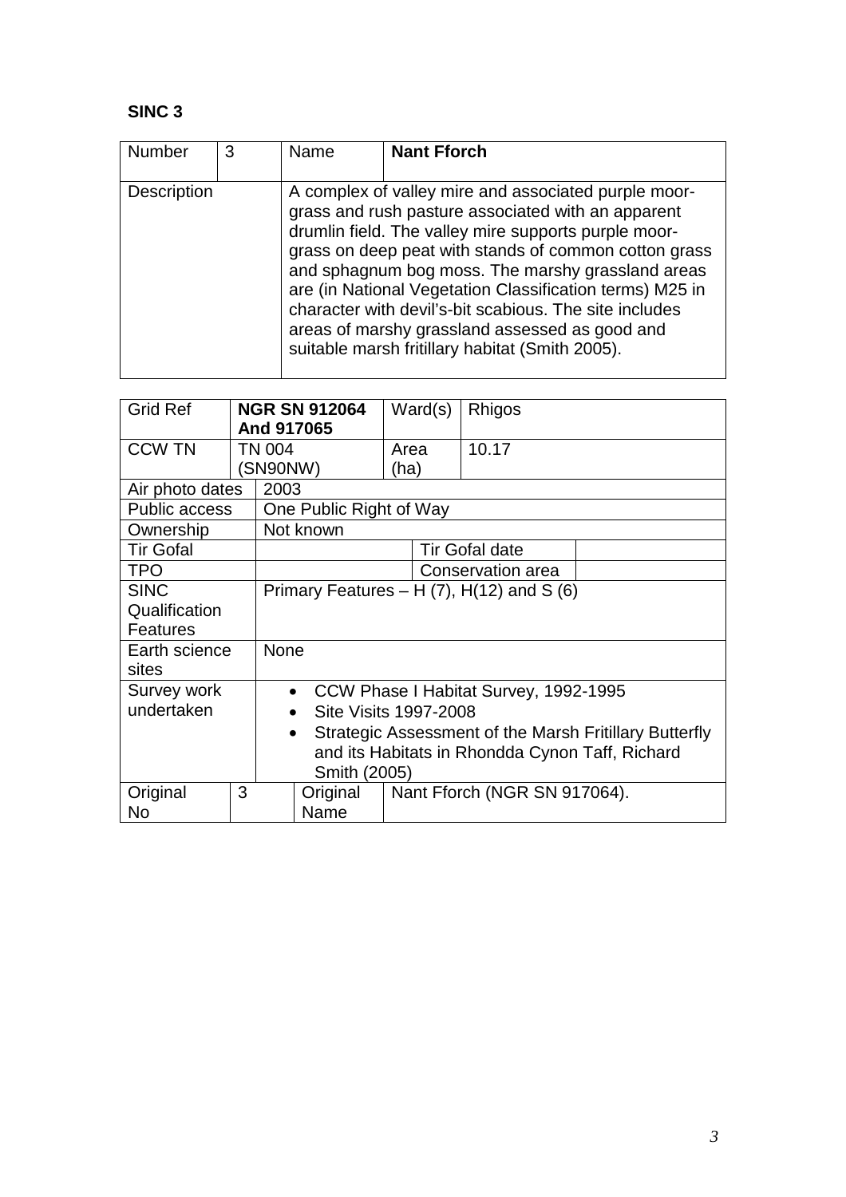**SINC 3**

| Number | 3 | Name | **Nant Fforch** |
|---|---|---|---|
| Description | | A complex of valley mire and associated purple moor-grass and rush pasture associated with an apparent drumlin field. The valley mire supports purple moor-grass on deep peat with stands of common cotton grass and sphagnum bog moss. The marshy grassland areas are (in National Vegetation Classification terms) M25 in character with devil's-bit scabious. The site includes areas of marshy grassland assessed as good and suitable marsh fritillary habitat (Smith 2005). | |

| Grid Ref | **NGR SN 912064 And 917065** | | Ward(s) | Rhigos | |
|---|---|---|---|---|---|
| CCW TN | TN 004 (SN90NW) | | Area (ha) | 10.17 | |
| Air photo dates | 2003 | | | | |
| Public access | One Public Right of Way | | | | |
| Ownership | Not known | | | | |
| Tir Gofal | | | | Tir Gofal date | |
| TPO | | | | Conservation area | |
| SINC Qualification Features | Primary Features – H (7), H(12) and S (6) | | | | |
| Earth science sites | None | | | | |
| Survey work undertaken | • CCW Phase I Habitat Survey, 1992-1995<br>• Site Visits 1997-2008<br>• Strategic Assessment of the Marsh Fritillary Butterfly and its Habitats in Rhondda Cynon Taff, Richard Smith (2005) | | | | |
| Original No | 3 | Original Name | Nant Fforch (NGR SN 917064). | | |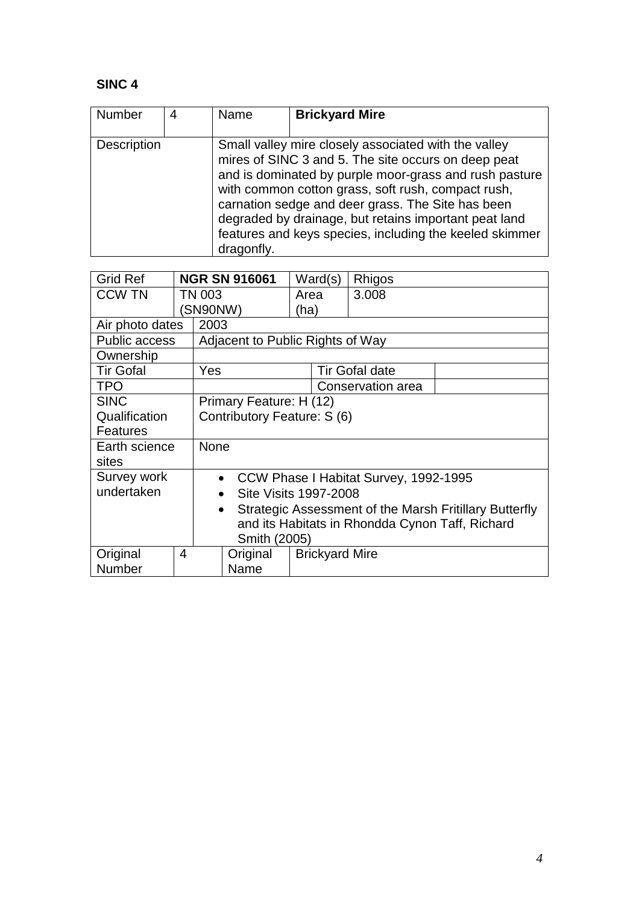**SINC 4**

| Number | 4 | Name | **Brickyard Mire** |
|---|---|---|---|
| Description | | Small valley mire closely associated with the valley mires of SINC 3 and 5. The site occurs on deep peat and is dominated by purple moor-grass and rush pasture with common cotton grass, soft rush, compact rush, carnation sedge and deer grass. The Site has been degraded by drainage, but retains important peat land features and keys species, including the keeled skimmer dragonfly. | |

| Grid Ref | **NGR SN 916061** | Ward(s) | Rhigos |
|---|---|---|---|
| CCW TN | TN 003 (SN90NW) | Area (ha) | 3.008 |
| Air photo dates | 2003 | | |
| Public access | Adjacent to Public Rights of Way | | |
| Ownership | | | |
| Tir Gofal | Yes | Tir Gofal date | |
| TPO | | Conservation area | |
| SINC Qualification Features | Primary Feature: H (12)<br>Contributory Feature: S (6) | | |
| Earth science sites | None | | |
| Survey work undertaken | • CCW Phase I Habitat Survey, 1992-1995<br>• Site Visits 1997-2008<br>• Strategic Assessment of the Marsh Fritillary Butterfly and its Habitats in Rhondda Cynon Taff, Richard Smith (2005) | | |
| Original Number | 4 | Original Name | Brickyard Mire |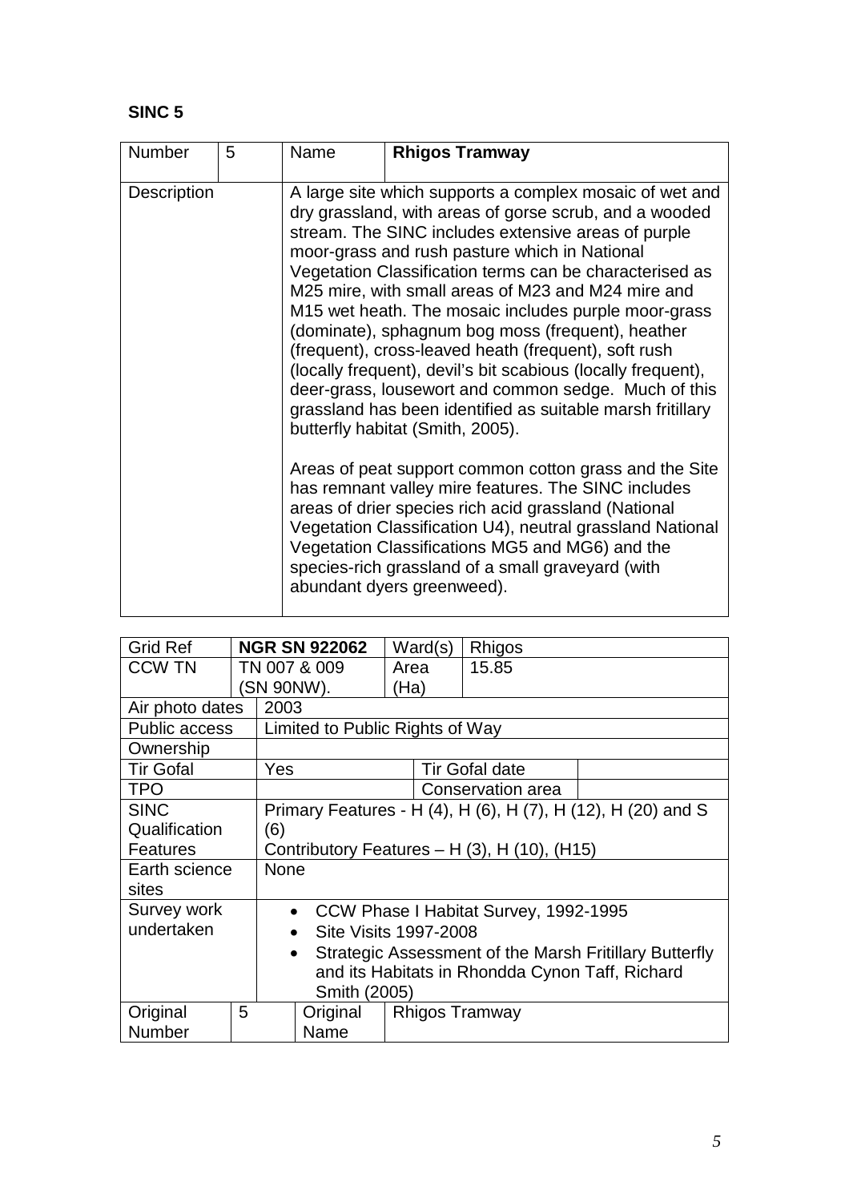**SINC 5**

| Number | 5 | Name | **Rhigos Tramway** |
|---|---|---|---|
| Description | | A large site which supports a complex mosaic of wet and dry grassland, with areas of gorse scrub, and a wooded stream. The SINC includes extensive areas of purple moor-grass and rush pasture which in National Vegetation Classification terms can be characterised as M25 mire, with small areas of M23 and M24 mire and M15 wet heath. The mosaic includes purple moor-grass (dominate), sphagnum bog moss (frequent), heather (frequent), cross-leaved heath (frequent), soft rush (locally frequent), devil's bit scabious (locally frequent), deer-grass, lousewort and common sedge. Much of this grassland has been identified as suitable marsh fritillary butterfly habitat (Smith, 2005).<br><br>Areas of peat support common cotton grass and the Site has remnant valley mire features. The SINC includes areas of drier species rich acid grassland (National Vegetation Classification U4), neutral grassland National Vegetation Classifications MG5 and MG6) and the species-rich grassland of a small graveyard (with abundant dyers greenweed). | |

| Grid Ref | **NGR SN 922062** | Ward(s) | Rhigos |
|---|---|---|---|
| CCW TN | TN 007 & 009 (SN 90NW). | Area (Ha) | 15.85 |
| Air photo dates | 2003 | | |
| Public access | Limited to Public Rights of Way | | |
| Ownership | | | |
| Tir Gofal | Yes | Tir Gofal date | |
| TPO | | Conservation area | |
| SINC Qualification Features | Primary Features - H (4), H (6), H (7), H (12), H (20) and S (6)<br>Contributory Features – H (3), H (10), (H15) | | |
| Earth science sites | None | | |
| Survey work undertaken | • CCW Phase I Habitat Survey, 1992-1995<br>• Site Visits 1997-2008<br>• Strategic Assessment of the Marsh Fritillary Butterfly and its Habitats in Rhondda Cynon Taff, Richard Smith (2005) | | |
| Original Number | 5 | Original Name | Rhigos Tramway |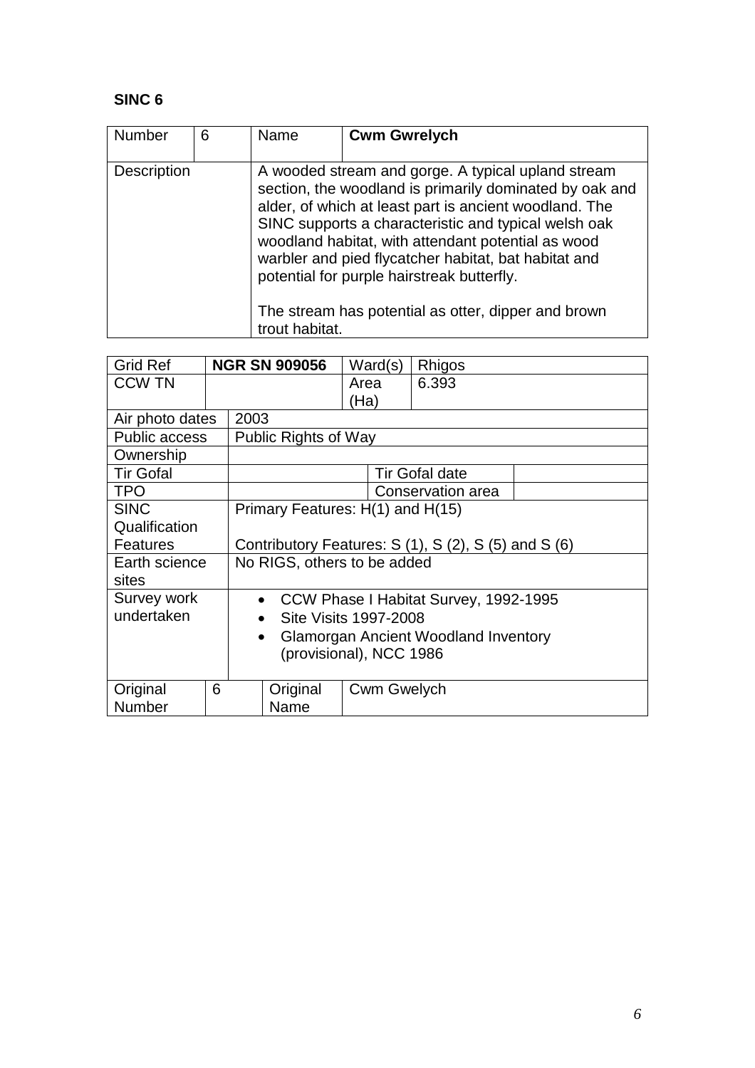**SINC 6**

| Number | 6 | Name | **Cwm Gwrelych** |
|---|---|---|---|
| Description | | A wooded stream and gorge. A typical upland stream section, the woodland is primarily dominated by oak and alder, of which at least part is ancient woodland. The SINC supports a characteristic and typical welsh oak woodland habitat, with attendant potential as wood warbler and pied flycatcher habitat, bat habitat and potential for purple hairstreak butterfly.<br><br>The stream has potential as otter, dipper and brown trout habitat. | |

| Grid Ref | **NGR SN 909056** | Ward(s) | Rhigos |
|---|---|---|---|
| CCW TN | | Area (Ha) | 6.393 |
| Air photo dates | 2003 | | |
| Public access | Public Rights of Way | | |
| Ownership | | | |
| Tir Gofal | | Tir Gofal date | |
| TPO | | Conservation area | |
| SINC Qualification Features | Primary Features: H(1) and H(15)<br><br>Contributory Features: S (1), S (2), S (5) and S (6) | | |
| Earth science sites | No RIGS, others to be added | | |
| Survey work undertaken | • CCW Phase I Habitat Survey, 1992-1995<br>• Site Visits 1997-2008<br>• Glamorgan Ancient Woodland Inventory (provisional), NCC 1986 | | |
| Original Number | 6 | Original Name | Cwm Gwelych |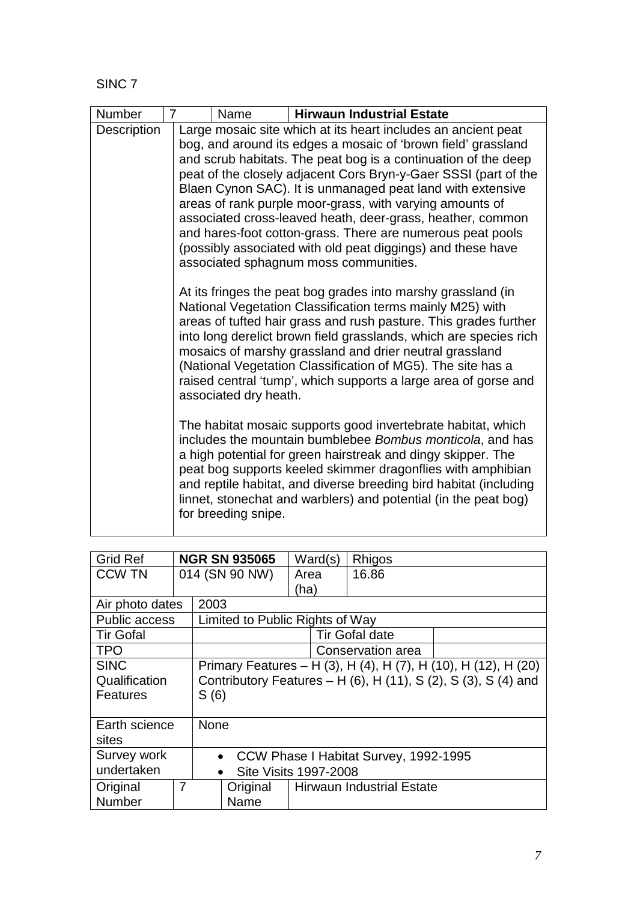SINC 7

| Number | 7 | Name | **Hirwaun Industrial Estate** |
|---|---|---|---|
| Description | Large mosaic site which at its heart includes an ancient peat bog, and around its edges a mosaic of 'brown field' grassland and scrub habitats. The peat bog is a continuation of the deep peat of the closely adjacent Cors Bryn-y-Gaer SSSI (part of the Blaen Cynon SAC). It is unmanaged peat land with extensive areas of rank purple moor-grass, with varying amounts of associated cross-leaved heath, deer-grass, heather, common and hares-foot cotton-grass. There are numerous peat pools (possibly associated with old peat diggings) and these have associated sphagnum moss communities.<br><br>At its fringes the peat bog grades into marshy grassland (in National Vegetation Classification terms mainly M25) with areas of tufted hair grass and rush pasture. This grades further into long derelict brown field grasslands, which are species rich mosaics of marshy grassland and drier neutral grassland (National Vegetation Classification of MG5). The site has a raised central 'tump', which supports a large area of gorse and associated dry heath.<br><br>The habitat mosaic supports good invertebrate habitat, which includes the mountain bumblebee *Bombus monticola*, and has a high potential for green hairstreak and dingy skipper. The peat bog supports keeled skimmer dragonflies with amphibian and reptile habitat, and diverse breeding bird habitat (including linnet, stonechat and warblers) and potential (in the peat bog) for breeding snipe. | | |

| Grid Ref | **NGR SN 935065** | Ward(s) | Rhigos |
|---|---|---|---|
| CCW TN | 014 (SN 90 NW) | Area (ha) | 16.86 |
| Air photo dates | 2003 | | |
| Public access | Limited to Public Rights of Way | | |
| Tir Gofal | | Tir Gofal date | |
| TPO | | Conservation area | |
| SINC Qualification Features | Primary Features – H (3), H (4), H (7), H (10), H (12), H (20)<br>Contributory Features – H (6), H (11), S (2), S (3), S (4) and S (6) | | |
| Earth science sites | None | | |
| Survey work undertaken | • CCW Phase I Habitat Survey, 1992-1995<br>• Site Visits 1997-2008 | | |
| Original Number | 7 | Original Name | Hirwaun Industrial Estate |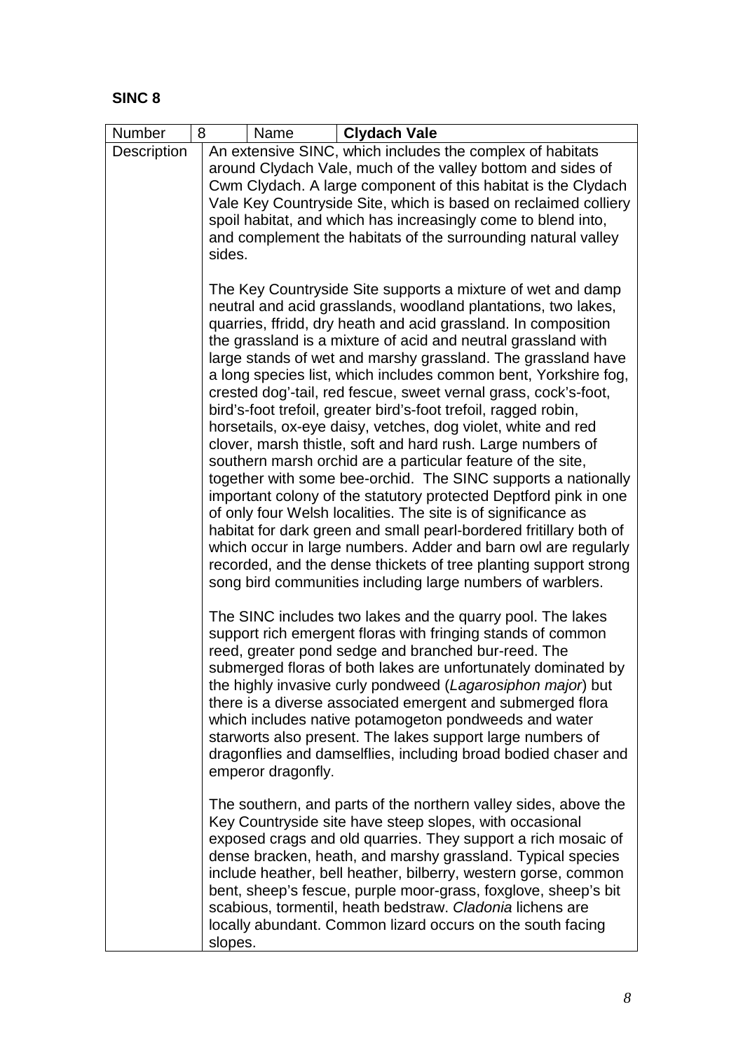**SINC 8**

| Number | 8 | Name | **Clydach Vale** |
| --- | --- | --- | --- |
| Description | An extensive SINC, which includes the complex of habitats around Clydach Vale, much of the valley bottom and sides of Cwm Clydach. A large component of this habitat is the Clydach Vale Key Countryside Site, which is based on reclaimed colliery spoil habitat, and which has increasingly come to blend into, and complement the habitats of the surrounding natural valley sides.<br><br>The Key Countryside Site supports a mixture of wet and damp neutral and acid grasslands, woodland plantations, two lakes, quarries, ffridd, dry heath and acid grassland. In composition the grassland is a mixture of acid and neutral grassland with large stands of wet and marshy grassland. The grassland have a long species list, which includes common bent, Yorkshire fog, crested dog'-tail, red fescue, sweet vernal grass, cock's-foot, bird's-foot trefoil, greater bird's-foot trefoil, ragged robin, horsetails, ox-eye daisy, vetches, dog violet, white and red clover, marsh thistle, soft and hard rush. Large numbers of southern marsh orchid are a particular feature of the site, together with some bee-orchid. The SINC supports a nationally important colony of the statutory protected Deptford pink in one of only four Welsh localities. The site is of significance as habitat for dark green and small pearl-bordered fritillary both of which occur in large numbers. Adder and barn owl are regularly recorded, and the dense thickets of tree planting support strong song bird communities including large numbers of warblers.<br><br>The SINC includes two lakes and the quarry pool. The lakes support rich emergent floras with fringing stands of common reed, greater pond sedge and branched bur-reed. The submerged floras of both lakes are unfortunately dominated by the highly invasive curly pondweed (*Lagarosiphon major*) but there is a diverse associated emergent and submerged flora which includes native potamogeton pondweeds and water starworts also present. The lakes support large numbers of dragonflies and damselflies, including broad bodied chaser and emperor dragonfly.<br><br>The southern, and parts of the northern valley sides, above the Key Countryside site have steep slopes, with occasional exposed crags and old quarries. They support a rich mosaic of dense bracken, heath, and marshy grassland. Typical species include heather, bell heather, bilberry, western gorse, common bent, sheep's fescue, purple moor-grass, foxglove, sheep's bit scabious, tormentil, heath bedstraw. *Cladonia* lichens are locally abundant. Common lizard occurs on the south facing slopes. | | | |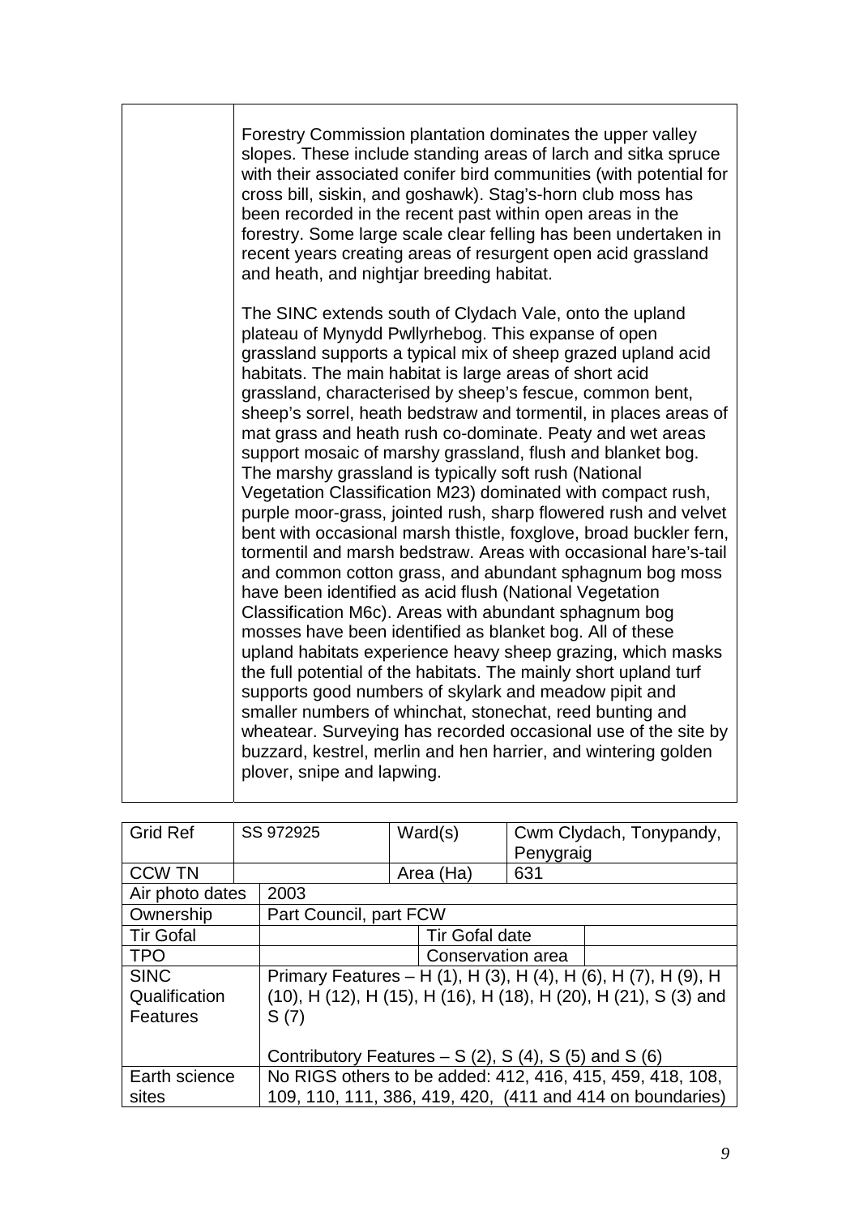| | Forestry Commission plantation dominates the upper valley slopes. These include standing areas of larch and sitka spruce with their associated conifer bird communities (with potential for cross bill, siskin, and goshawk). Stag's-horn club moss has been recorded in the recent past within open areas in the forestry. Some large scale clear felling has been undertaken in recent years creating areas of resurgent open acid grassland and heath, and nightjar breeding habitat.<br><br>The SINC extends south of Clydach Vale, onto the upland plateau of Mynydd Pwllyrhebog. This expanse of open grassland supports a typical mix of sheep grazed upland acid habitats. The main habitat is large areas of short acid grassland, characterised by sheep's fescue, common bent, sheep's sorrel, heath bedstraw and tormentil, in places areas of mat grass and heath rush co-dominate. Peaty and wet areas support mosaic of marshy grassland, flush and blanket bog. The marshy grassland is typically soft rush (National Vegetation Classification M23) dominated with compact rush, purple moor-grass, jointed rush, sharp flowered rush and velvet bent with occasional marsh thistle, foxglove, broad buckler fern, tormentil and marsh bedstraw. Areas with occasional hare's-tail and common cotton grass, and abundant sphagnum bog moss have been identified as acid flush (National Vegetation Classification M6c). Areas with abundant sphagnum bog mosses have been identified as blanket bog. All of these upland habitats experience heavy sheep grazing, which masks the full potential of the habitats. The mainly short upland turf supports good numbers of skylark and meadow pipit and smaller numbers of whinchat, stonechat, reed bunting and wheatear. Surveying has recorded occasional use of the site by buzzard, kestrel, merlin and hen harrier, and wintering golden plover, snipe and lapwing. |
|---|---|

| Grid Ref | SS 972925 | Ward(s) | Cwm Clydach, Tonypandy, Penygraig |
|---|---|---|---|
| CCW TN | | Area (Ha) | 631 |
| Air photo dates | 2003 | | |
| Ownership | Part Council, part FCW | | |
| Tir Gofal | | Tir Gofal date | |
| TPO | | Conservation area | |
| SINC Qualification Features | Primary Features – H (1), H (3), H (4), H (6), H (7), H (9), H (10), H (12), H (15), H (16), H (18), H (20), H (21), S (3) and S (7)<br><br>Contributory Features – S (2), S (4), S (5) and S (6) | | |
| Earth science sites | No RIGS others to be added: 412, 416, 415, 459, 418, 108, 109, 110, 111, 386, 419, 420, (411 and 414 on boundaries) | | |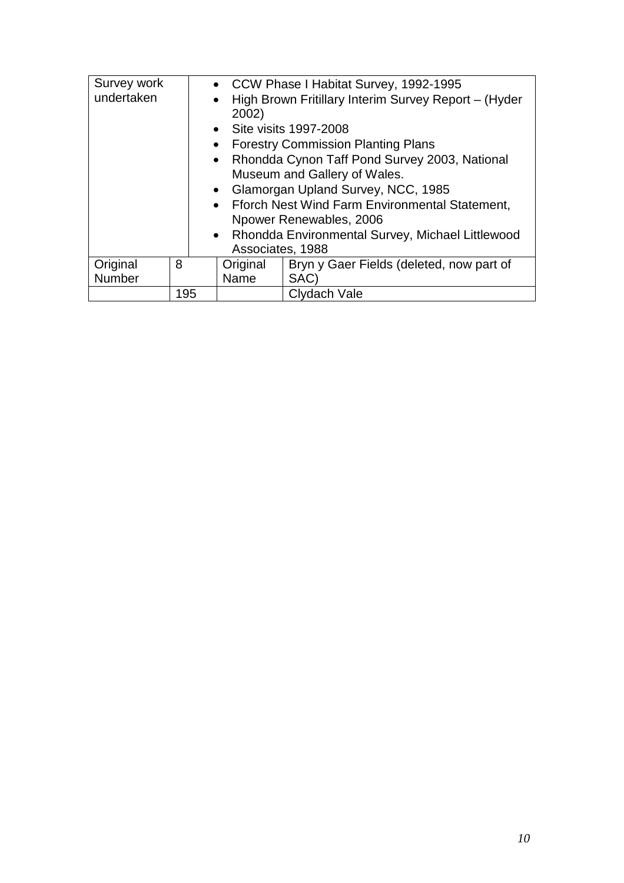| Survey work undertaken | <ul><li>CCW Phase I Habitat Survey, 1992-1995</li><li>High Brown Fritillary Interim Survey Report – (Hyder 2002)</li><li>Site visits 1997-2008</li><li>Forestry Commission Planting Plans</li><li>Rhondda Cynon Taff Pond Survey 2003, National Museum and Gallery of Wales.</li><li>Glamorgan Upland Survey, NCC, 1985</li><li>Fforch Nest Wind Farm Environmental Statement, Npower Renewables, 2006</li><li>Rhondda Environmental Survey, Michael Littlewood Associates, 1988</li></ul> | | |
|---|---|---|---|
| Original Number | 8 | Original Name | Bryn y Gaer Fields (deleted, now part of SAC) |
| | 195 | | Clydach Vale |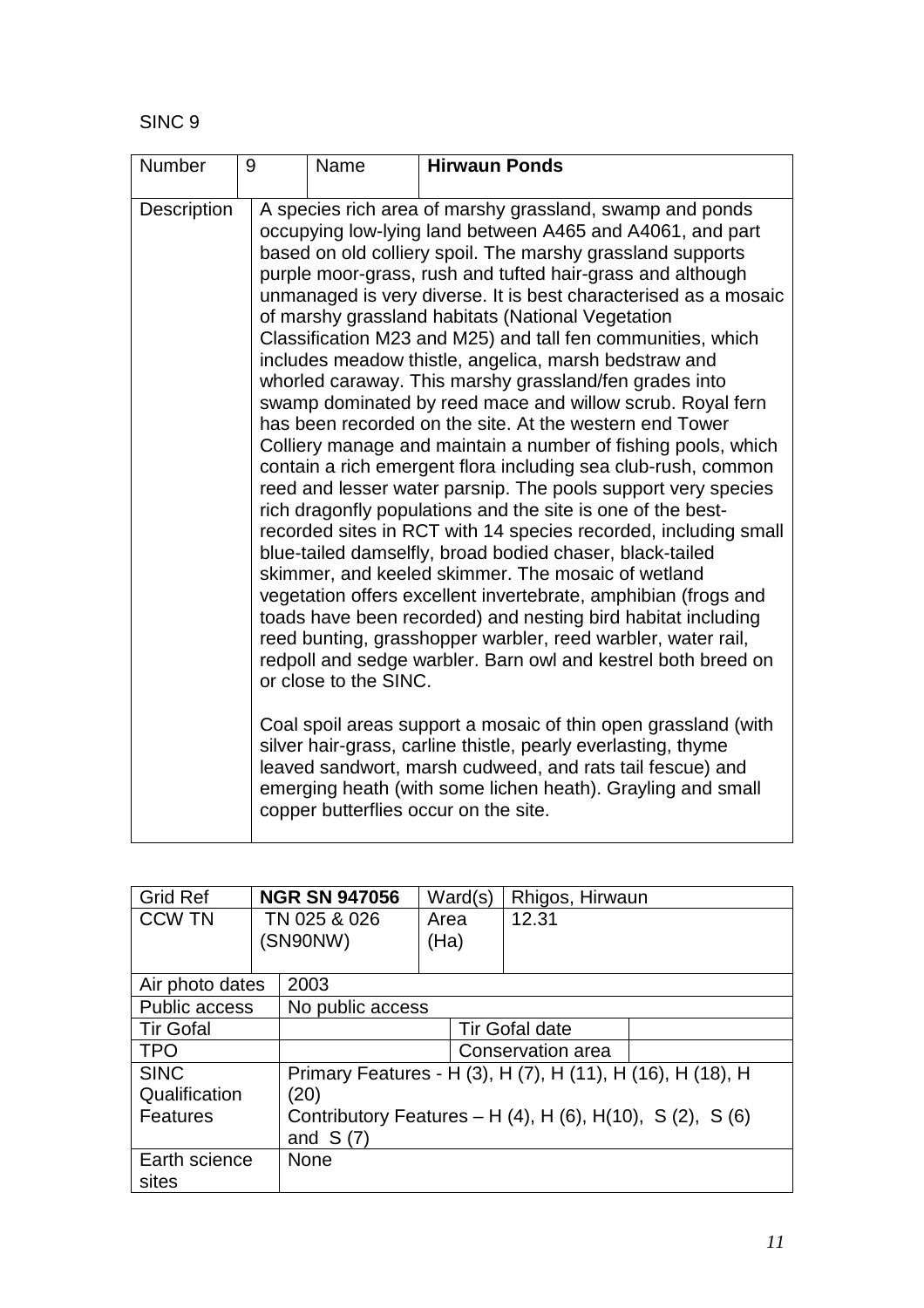SINC 9

| Number | 9 | Name | **Hirwaun Ponds** |
|---|---|---|---|
| Description | A species rich area of marshy grassland, swamp and ponds occupying low-lying land between A465 and A4061, and part based on old colliery spoil. The marshy grassland supports purple moor-grass, rush and tufted hair-grass and although unmanaged is very diverse. It is best characterised as a mosaic of marshy grassland habitats (National Vegetation Classification M23 and M25) and tall fen communities, which includes meadow thistle, angelica, marsh bedstraw and whorled caraway. This marshy grassland/fen grades into swamp dominated by reed mace and willow scrub. Royal fern has been recorded on the site. At the western end Tower Colliery manage and maintain a number of fishing pools, which contain a rich emergent flora including sea club-rush, common reed and lesser water parsnip. The pools support very species rich dragonfly populations and the site is one of the best-recorded sites in RCT with 14 species recorded, including small blue-tailed damselfly, broad bodied chaser, black-tailed skimmer, and keeled skimmer. The mosaic of wetland vegetation offers excellent invertebrate, amphibian (frogs and toads have been recorded) and nesting bird habitat including reed bunting, grasshopper warbler, reed warbler, water rail, redpoll and sedge warbler. Barn owl and kestrel both breed on or close to the SINC.<br><br>Coal spoil areas support a mosaic of thin open grassland (with silver hair-grass, carline thistle, pearly everlasting, thyme leaved sandwort, marsh cudweed, and rats tail fescue) and emerging heath (with some lichen heath). Grayling and small copper butterflies occur on the site. | | |

| Grid Ref | **NGR SN 947056** | Ward(s) | Rhigos, Hirwaun |
|---|---|---|---|
| CCW TN | TN 025 & 026 (SN90NW) | Area (Ha) | 12.31 |
| Air photo dates | 2003 | | |
| Public access | No public access | | |
| Tir Gofal | | Tir Gofal date | |
| TPO | | Conservation area | |
| SINC Qualification Features | Primary Features - H (3), H (7), H (11), H (16), H (18), H (20)<br>Contributory Features – H (4), H (6), H(10), S (2), S (6) and S (7) | | |
| Earth science sites | None | | |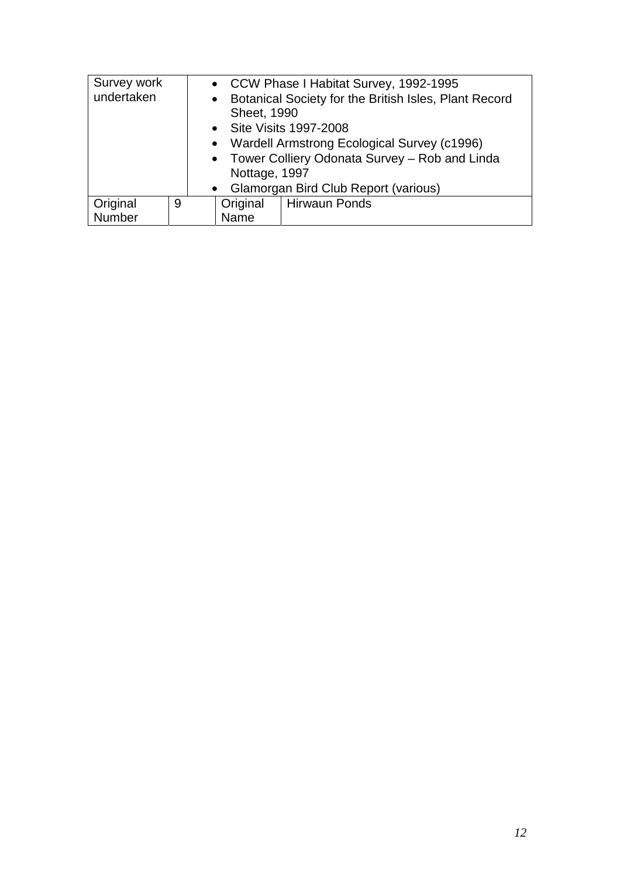| Survey work undertaken | | • CCW Phase I Habitat Survey, 1992-1995<br>• Botanical Society for the British Isles, Plant Record Sheet, 1990<br>• Site Visits 1997-2008<br>• Wardell Armstrong Ecological Survey (c1996)<br>• Tower Colliery Odonata Survey – Rob and Linda Nottage, 1997<br>• Glamorgan Bird Club Report (various) | |
|---|---|---|---|
| Original Number | 9 | Original Name | Hirwaun Ponds |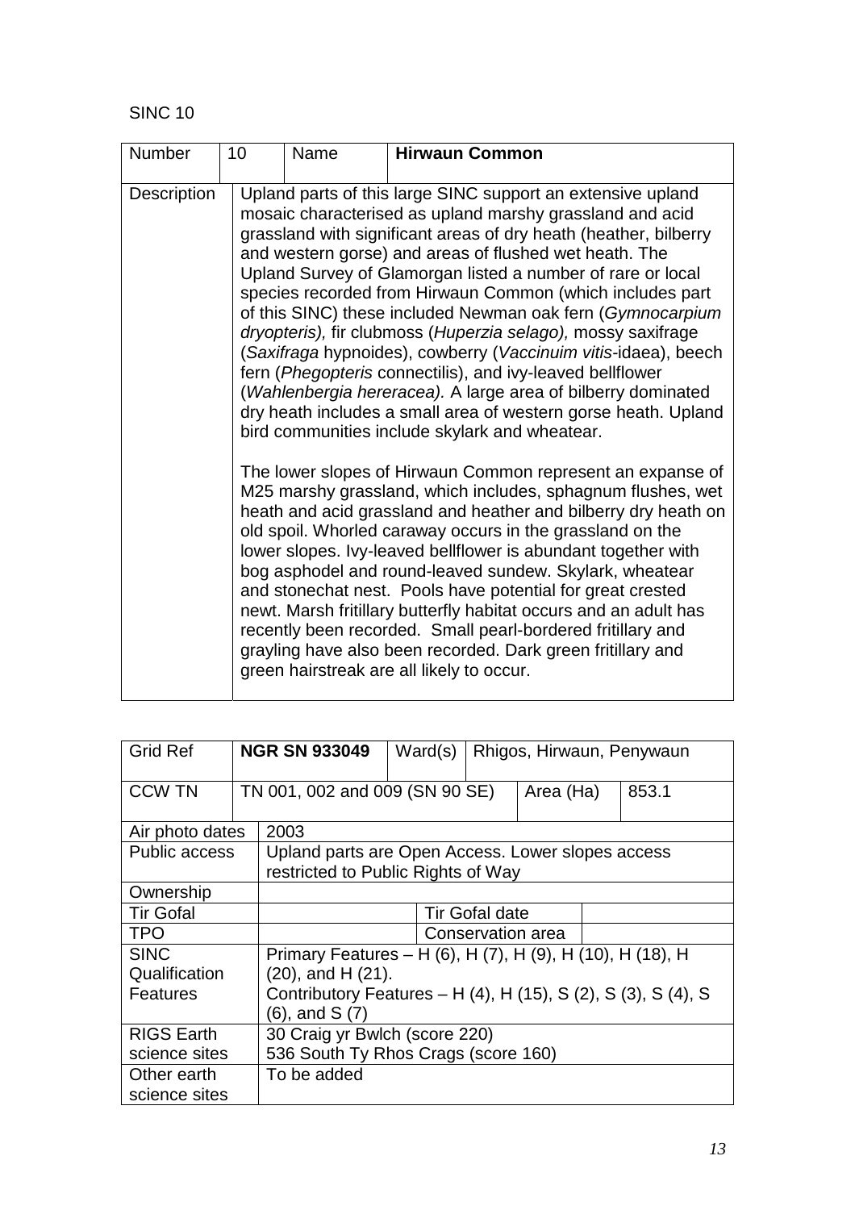SINC 10

| Number | 10 | Name | **Hirwaun Common** |
|---|---|---|---|
| Description | Upland parts of this large SINC support an extensive upland mosaic characterised as upland marshy grassland and acid grassland with significant areas of dry heath (heather, bilberry and western gorse) and areas of flushed wet heath. The Upland Survey of Glamorgan listed a number of rare or local species recorded from Hirwaun Common (which includes part of this SINC) these included Newman oak fern (*Gymnocarpium dryopteris),* fir clubmoss (*Huperzia selago),* mossy saxifrage (*Saxifraga* hypnoides), cowberry (*Vaccinuim vitis*-idaea), beech fern (*Phegopteris* connectilis), and ivy-leaved bellflower (*Wahlenbergia hereracea).* A large area of bilberry dominated dry heath includes a small area of western gorse heath. Upland bird communities include skylark and wheatear.<br><br>The lower slopes of Hirwaun Common represent an expanse of M25 marshy grassland, which includes, sphagnum flushes, wet heath and acid grassland and heather and bilberry dry heath on old spoil. Whorled caraway occurs in the grassland on the lower slopes. Ivy-leaved bellflower is abundant together with bog asphodel and round-leaved sundew. Skylark, wheatear and stonechat nest. Pools have potential for great crested newt. Marsh fritillary butterfly habitat occurs and an adult has recently been recorded. Small pearl-bordered fritillary and grayling have also been recorded. Dark green fritillary and green hairstreak are all likely to occur. | | |

| Grid Ref | **NGR SN 933049** | Ward(s) | Rhigos, Hirwaun, Penywaun | | |
|---|---|---|---|---|---|
| CCW TN | TN 001, 002 and 009 (SN 90 SE) | | | Area (Ha) | 853.1 |
| Air photo dates | 2003 | | | | |
| Public access | Upland parts are Open Access. Lower slopes access restricted to Public Rights of Way | | | | |
| Ownership | | | | | |
| Tir Gofal | | Tir Gofal date | | | |
| TPO | | Conservation area | | | |
| SINC Qualification Features | Primary Features – H (6), H (7), H (9), H (10), H (18), H (20), and H (21).<br>Contributory Features – H (4), H (15), S (2), S (3), S (4), S (6), and S (7) | | | | |
| RIGS Earth science sites | 30 Craig yr Bwlch (score 220)<br>536 South Ty Rhos Crags (score 160) | | | | |
| Other earth science sites | To be added | | | | |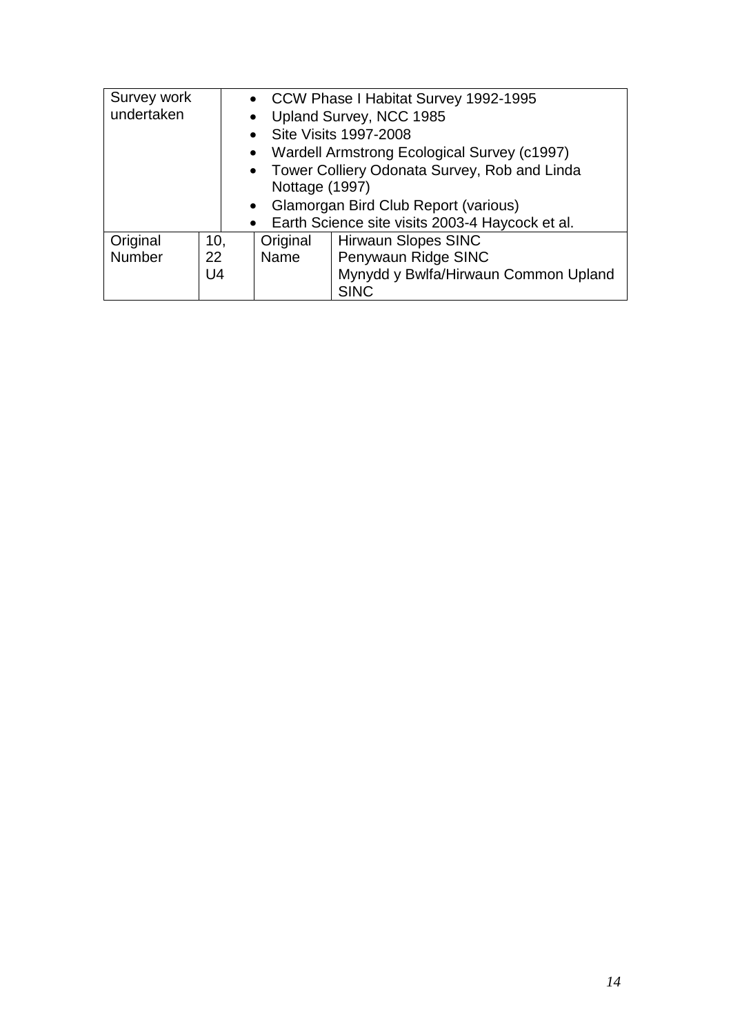| Survey work undertaken | | • CCW Phase I Habitat Survey 1992-1995<br>• Upland Survey, NCC 1985<br>• Site Visits 1997-2008<br>• Wardell Armstrong Ecological Survey (c1997)<br>• Tower Colliery Odonata Survey, Rob and Linda Nottage (1997)<br>• Glamorgan Bird Club Report (various)<br>• Earth Science site visits 2003-4 Haycock et al. | |
|---|---|---|---|
| Original Number | 10,<br>22<br>U4 | Original Name | Hirwaun Slopes SINC<br>Penywaun Ridge SINC<br>Mynydd y Bwlfa/Hirwaun Common Upland SINC |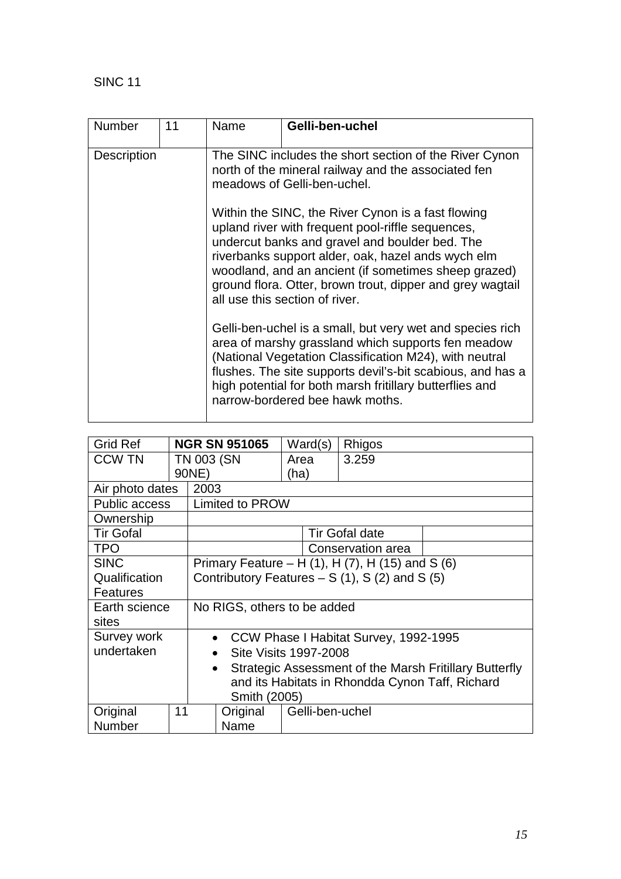SINC 11

| Number | 11 | Name | **Gelli-ben-uchel** |
|---|---|---|---|
| Description | | The SINC includes the short section of the River Cynon north of the mineral railway and the associated fen meadows of Gelli-ben-uchel.<br><br>Within the SINC, the River Cynon is a fast flowing upland river with frequent pool-riffle sequences, undercut banks and gravel and boulder bed. The riverbanks support alder, oak, hazel ands wych elm woodland, and an ancient (if sometimes sheep grazed) ground flora. Otter, brown trout, dipper and grey wagtail all use this section of river.<br><br>Gelli-ben-uchel is a small, but very wet and species rich area of marshy grassland which supports fen meadow (National Vegetation Classification M24), with neutral flushes. The site supports devil's-bit scabious, and has a high potential for both marsh fritillary butterflies and narrow-bordered bee hawk moths. | |

| Grid Ref | **NGR SN 951065** | Ward(s) | Rhigos |
|---|---|---|---|
| CCW TN | TN 003 (SN 90NE) | Area (ha) | 3.259 |
| Air photo dates | 2003 | | |
| Public access | Limited to PROW | | |
| Ownership | | | |
| Tir Gofal | | Tir Gofal date | |
| TPO | | Conservation area | |
| SINC Qualification Features | Primary Feature – H (1), H (7), H (15) and S (6)<br>Contributory Features – S (1), S (2) and S (5) | | |
| Earth science sites | No RIGS, others to be added | | |
| Survey work undertaken | • CCW Phase I Habitat Survey, 1992-1995<br>• Site Visits 1997-2008<br>• Strategic Assessment of the Marsh Fritillary Butterfly and its Habitats in Rhondda Cynon Taff, Richard Smith (2005) | | |
| Original Number | 11 | Original Name | Gelli-ben-uchel |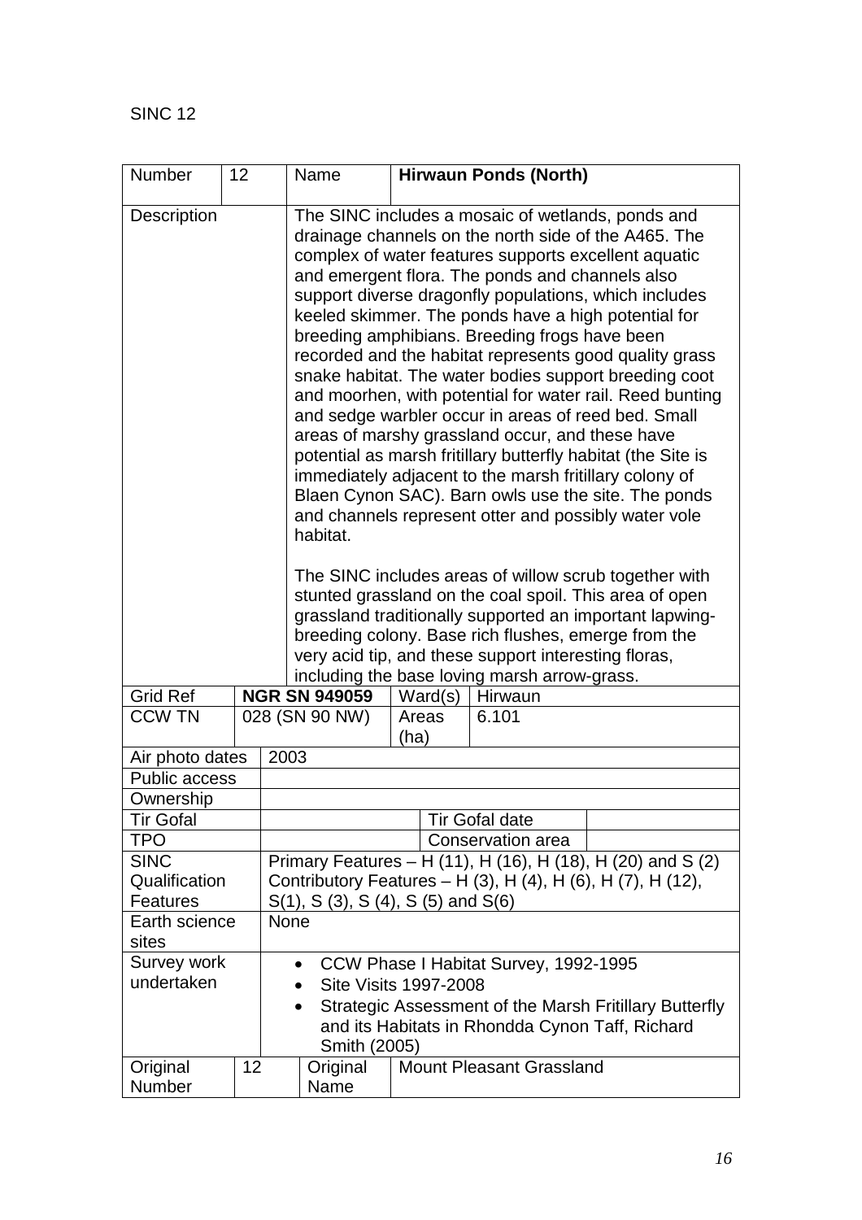SINC 12

| Number | 12 | Name | **Hirwaun Ponds (North)** |
|---|---|---|---|
| Description | | The SINC includes a mosaic of wetlands, ponds and drainage channels on the north side of the A465. The complex of water features supports excellent aquatic and emergent flora. The ponds and channels also support diverse dragonfly populations, which includes keeled skimmer. The ponds have a high potential for breeding amphibians. Breeding frogs have been recorded and the habitat represents good quality grass snake habitat. The water bodies support breeding coot and moorhen, with potential for water rail. Reed bunting and sedge warbler occur in areas of reed bed. Small areas of marshy grassland occur, and these have potential as marsh fritillary butterfly habitat (the Site is immediately adjacent to the marsh fritillary colony of Blaen Cynon SAC). Barn owls use the site. The ponds and channels represent otter and possibly water vole habitat.<br><br>The SINC includes areas of willow scrub together with stunted grassland on the coal spoil. This area of open grassland traditionally supported an important lapwing-breeding colony. Base rich flushes, emerge from the very acid tip, and these support interesting floras, including the base loving marsh arrow-grass. | |
| Grid Ref | **NGR SN 949059** | Ward(s) | Hirwaun |
| CCW TN | 028 (SN 90 NW) | Areas (ha) | 6.101 |
| Air photo dates | 2003 | | |
| Public access | | | |
| Ownership | | | |
| Tir Gofal | | Tir Gofal date | |
| TPO | | Conservation area | |
| SINC Qualification Features | Primary Features – H (11), H (16), H (18), H (20) and S (2)<br>Contributory Features – H (3), H (4), H (6), H (7), H (12), S(1), S (3), S (4), S (5) and S(6) | | |
| Earth science sites | None | | |
| Survey work undertaken | • CCW Phase I Habitat Survey, 1992-1995<br>• Site Visits 1997-2008<br>• Strategic Assessment of the Marsh Fritillary Butterfly and its Habitats in Rhondda Cynon Taff, Richard Smith (2005) | | |
| Original Number | 12 | Original Name | Mount Pleasant Grassland |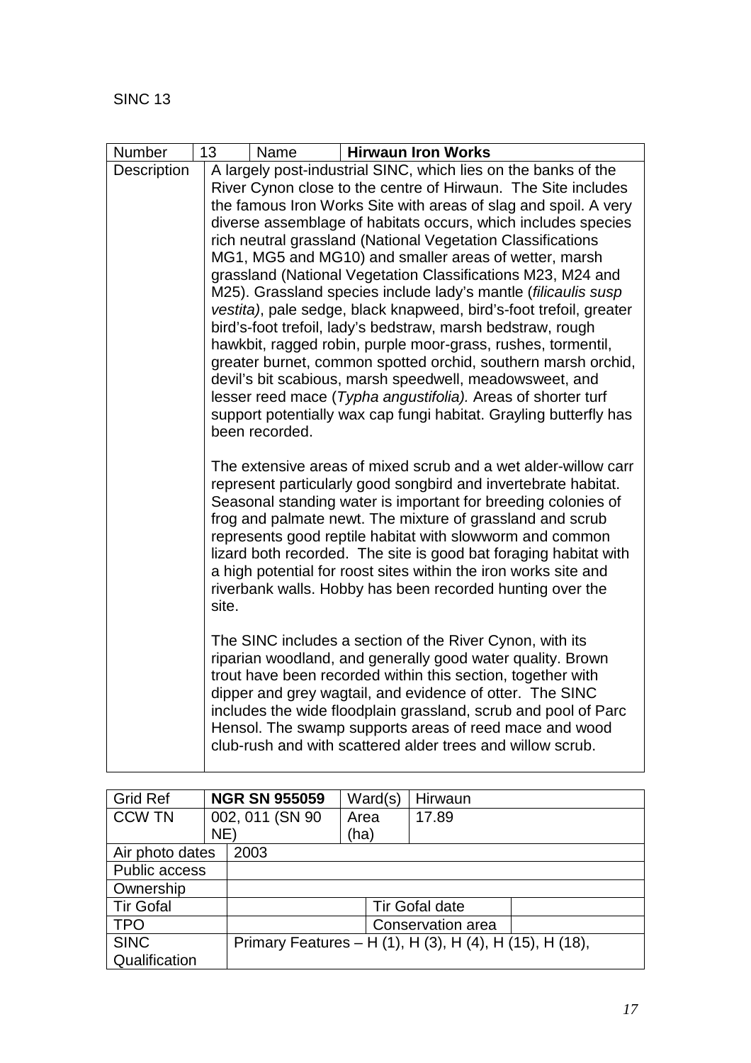SINC 13

| Number | 13 | Name | **Hirwaun Iron Works** |
| --- | --- | --- | --- |
| Description | A largely post-industrial SINC, which lies on the banks of the River Cynon close to the centre of Hirwaun. The Site includes the famous Iron Works Site with areas of slag and spoil. A very diverse assemblage of habitats occurs, which includes species rich neutral grassland (National Vegetation Classifications MG1, MG5 and MG10) and smaller areas of wetter, marsh grassland (National Vegetation Classifications M23, M24 and M25). Grassland species include lady's mantle (*filicaulis susp vestita)*, pale sedge, black knapweed, bird's-foot trefoil, greater bird's-foot trefoil, lady's bedstraw, marsh bedstraw, rough hawkbit, ragged robin, purple moor-grass, rushes, tormentil, greater burnet, common spotted orchid, southern marsh orchid, devil's bit scabious, marsh speedwell, meadowsweet, and lesser reed mace (*Typha angustifolia).* Areas of shorter turf support potentially wax cap fungi habitat. Grayling butterfly has been recorded.<br><br>The extensive areas of mixed scrub and a wet alder-willow carr represent particularly good songbird and invertebrate habitat. Seasonal standing water is important for breeding colonies of frog and palmate newt. The mixture of grassland and scrub represents good reptile habitat with slowworm and common lizard both recorded. The site is good bat foraging habitat with a high potential for roost sites within the iron works site and riverbank walls. Hobby has been recorded hunting over the site.<br><br>The SINC includes a section of the River Cynon, with its riparian woodland, and generally good water quality. Brown trout have been recorded within this section, together with dipper and grey wagtail, and evidence of otter. The SINC includes the wide floodplain grassland, scrub and pool of Parc Hensol. The swamp supports areas of reed mace and wood club-rush and with scattered alder trees and willow scrub. | | |

| Grid Ref | **NGR SN 955059** | Ward(s) | Hirwaun |
| --- | --- | --- | --- |
| CCW TN | 002, 011 (SN 90 NE) | Area (ha) | 17.89 |
| Air photo dates | 2003 | | |
| Public access | | | |
| Ownership | | | |
| Tir Gofal | | Tir Gofal date | |
| TPO | | Conservation area | |
| SINC Qualification | Primary Features – H (1), H (3), H (4), H (15), H (18), | | |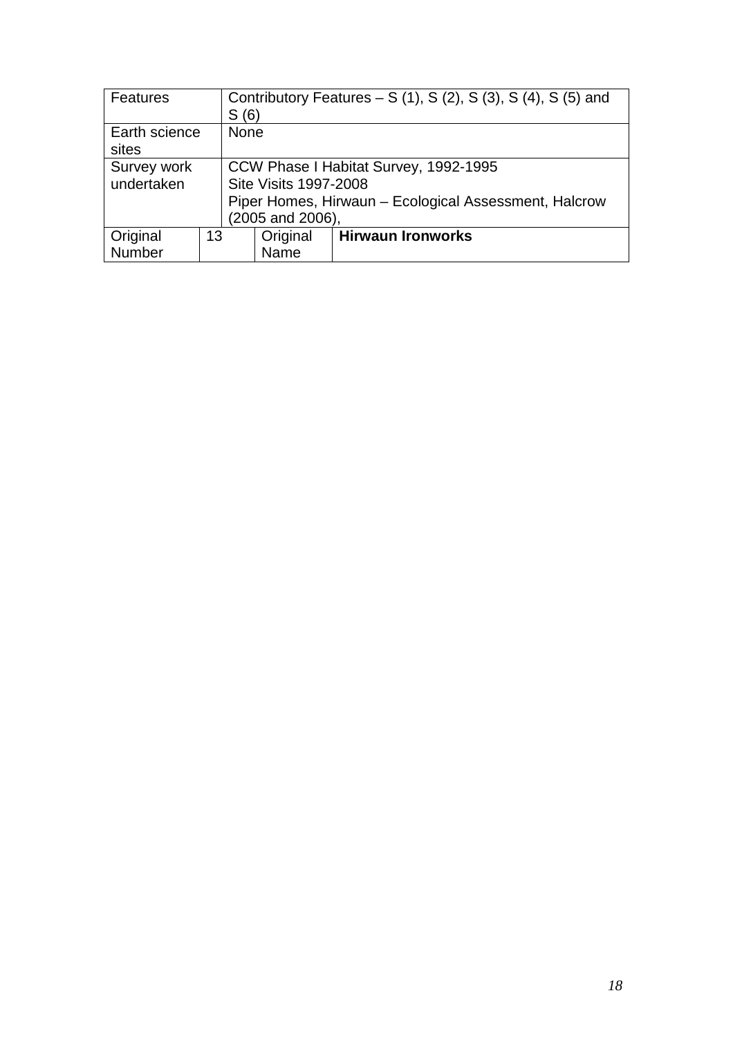| Features | | Contributory Features – S (1), S (2), S (3), S (4), S (5) and S (6) | |
|---|---|---|---|
| Earth science sites | | None | |
| Survey work undertaken | | CCW Phase I Habitat Survey, 1992-1995<br>Site Visits 1997-2008<br>Piper Homes, Hirwaun – Ecological Assessment, Halcrow (2005 and 2006), | |
| Original Number | 13 | Original Name | **Hirwaun Ironworks** |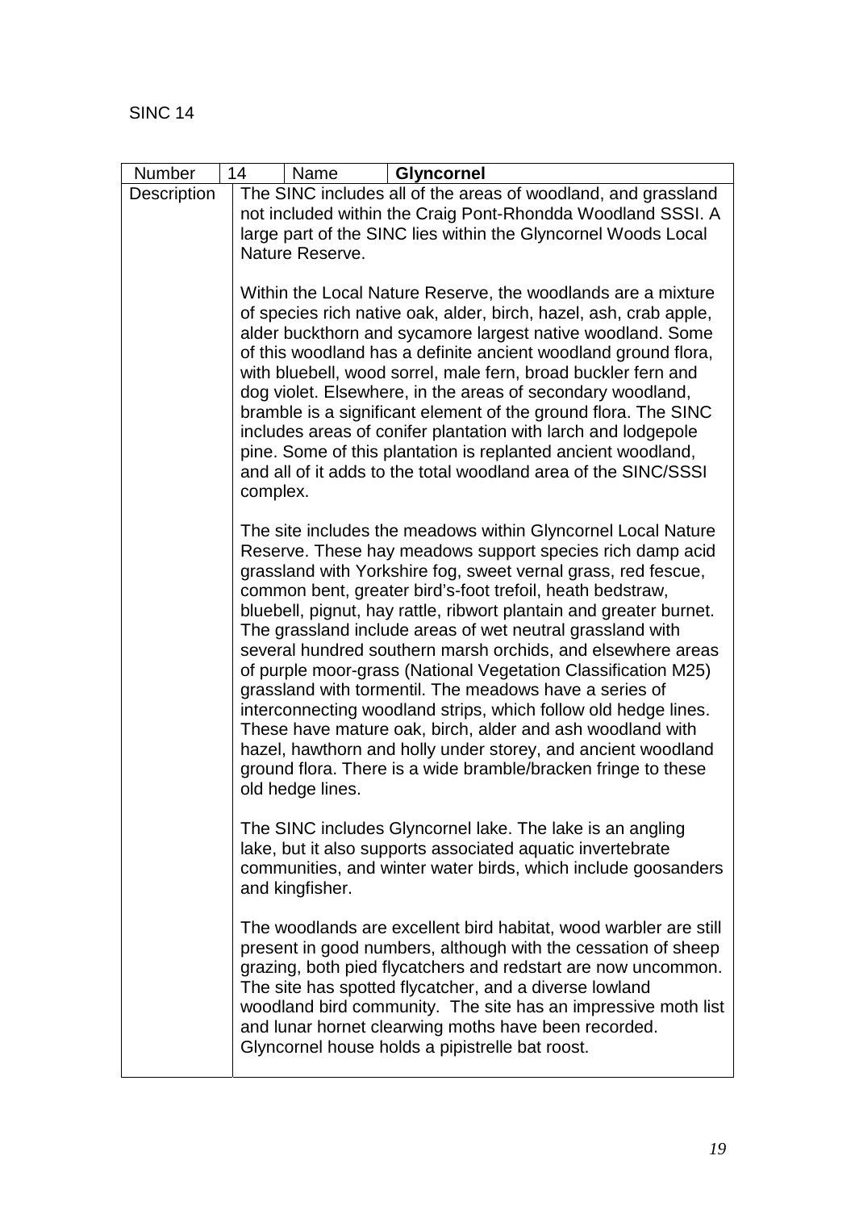SINC 14

| Number | 14 | Name | **Glyncornel** |
|---|---|---|---|
| Description | The SINC includes all of the areas of woodland, and grassland not included within the Craig Pont-Rhondda Woodland SSSI. A large part of the SINC lies within the Glyncornel Woods Local Nature Reserve.<br><br>Within the Local Nature Reserve, the woodlands are a mixture of species rich native oak, alder, birch, hazel, ash, crab apple, alder buckthorn and sycamore largest native woodland. Some of this woodland has a definite ancient woodland ground flora, with bluebell, wood sorrel, male fern, broad buckler fern and dog violet. Elsewhere, in the areas of secondary woodland, bramble is a significant element of the ground flora. The SINC includes areas of conifer plantation with larch and lodgepole pine. Some of this plantation is replanted ancient woodland, and all of it adds to the total woodland area of the SINC/SSSI complex.<br><br>The site includes the meadows within Glyncornel Local Nature Reserve. These hay meadows support species rich damp acid grassland with Yorkshire fog, sweet vernal grass, red fescue, common bent, greater bird's-foot trefoil, heath bedstraw, bluebell, pignut, hay rattle, ribwort plantain and greater burnet. The grassland include areas of wet neutral grassland with several hundred southern marsh orchids, and elsewhere areas of purple moor-grass (National Vegetation Classification M25) grassland with tormentil. The meadows have a series of interconnecting woodland strips, which follow old hedge lines. These have mature oak, birch, alder and ash woodland with hazel, hawthorn and holly under storey, and ancient woodland ground flora. There is a wide bramble/bracken fringe to these old hedge lines.<br><br>The SINC includes Glyncornel lake. The lake is an angling lake, but it also supports associated aquatic invertebrate communities, and winter water birds, which include goosanders and kingfisher.<br><br>The woodlands are excellent bird habitat, wood warbler are still present in good numbers, although with the cessation of sheep grazing, both pied flycatchers and redstart are now uncommon. The site has spotted flycatcher, and a diverse lowland woodland bird community. The site has an impressive moth list and lunar hornet clearwing moths have been recorded. Glyncornel house holds a pipistrelle bat roost. | | | |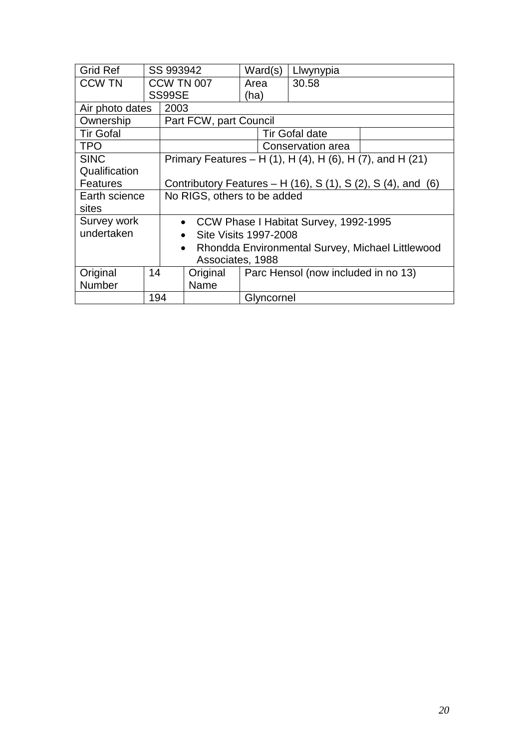| Grid Ref | SS 993942 | | Ward(s) | Llwynypia | |
|---|---|---|---|---|---|
| CCW TN | CCW TN 007 SS99SE | | Area (ha) | 30.58 | |
| Air photo dates | 2003 | | | | |
| Ownership | Part FCW, part Council | | | | |
| Tir Gofal | | | | Tir Gofal date | |
| TPO | | | | Conservation area | |
| SINC Qualification Features | Primary Features – H (1), H (4), H (6), H (7), and H (21)<br><br>Contributory Features – H (16), S (1), S (2), S (4), and (6) | | | | |
| Earth science sites | No RIGS, others to be added | | | | |
| Survey work undertaken | • CCW Phase I Habitat Survey, 1992-1995<br>• Site Visits 1997-2008<br>• Rhondda Environmental Survey, Michael Littlewood Associates, 1988 | | | | |
| Original Number | 14 | Original Name | Parc Hensol (now included in no 13) | | |
| | 194 | | Glyncornel | | |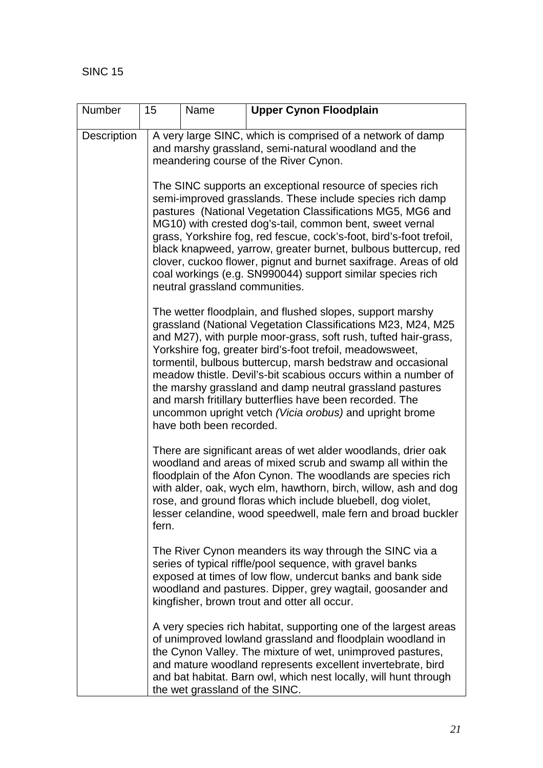SINC 15

| Number | 15 | Name | **Upper Cynon Floodplain** |
|---|---|---|---|
| Description | A very large SINC, which is comprised of a network of damp and marshy grassland, semi-natural woodland and the meandering course of the River Cynon.<br><br>The SINC supports an exceptional resource of species rich semi-improved grasslands. These include species rich damp pastures (National Vegetation Classifications MG5, MG6 and MG10) with crested dog's-tail, common bent, sweet vernal grass, Yorkshire fog, red fescue, cock's-foot, bird's-foot trefoil, black knapweed, yarrow, greater burnet, bulbous buttercup, red clover, cuckoo flower, pignut and burnet saxifrage. Areas of old coal workings (e.g. SN990044) support similar species rich neutral grassland communities.<br><br>The wetter floodplain, and flushed slopes, support marshy grassland (National Vegetation Classifications M23, M24, M25 and M27), with purple moor-grass, soft rush, tufted hair-grass, Yorkshire fog, greater bird's-foot trefoil, meadowsweet, tormentil, bulbous buttercup, marsh bedstraw and occasional meadow thistle. Devil's-bit scabious occurs within a number of the marshy grassland and damp neutral grassland pastures and marsh fritillary butterflies have been recorded. The uncommon upright vetch *(Vicia orobus)* and upright brome have both been recorded.<br><br>There are significant areas of wet alder woodlands, drier oak woodland and areas of mixed scrub and swamp all within the floodplain of the Afon Cynon. The woodlands are species rich with alder, oak, wych elm, hawthorn, birch, willow, ash and dog rose, and ground floras which include bluebell, dog violet, lesser celandine, wood speedwell, male fern and broad buckler fern.<br><br>The River Cynon meanders its way through the SINC via a series of typical riffle/pool sequence, with gravel banks exposed at times of low flow, undercut banks and bank side woodland and pastures. Dipper, grey wagtail, goosander and kingfisher, brown trout and otter all occur.<br><br>A very species rich habitat, supporting one of the largest areas of unimproved lowland grassland and floodplain woodland in the Cynon Valley. The mixture of wet, unimproved pastures, and mature woodland represents excellent invertebrate, bird and bat habitat. Barn owl, which nest locally, will hunt through the wet grassland of the SINC. | | | |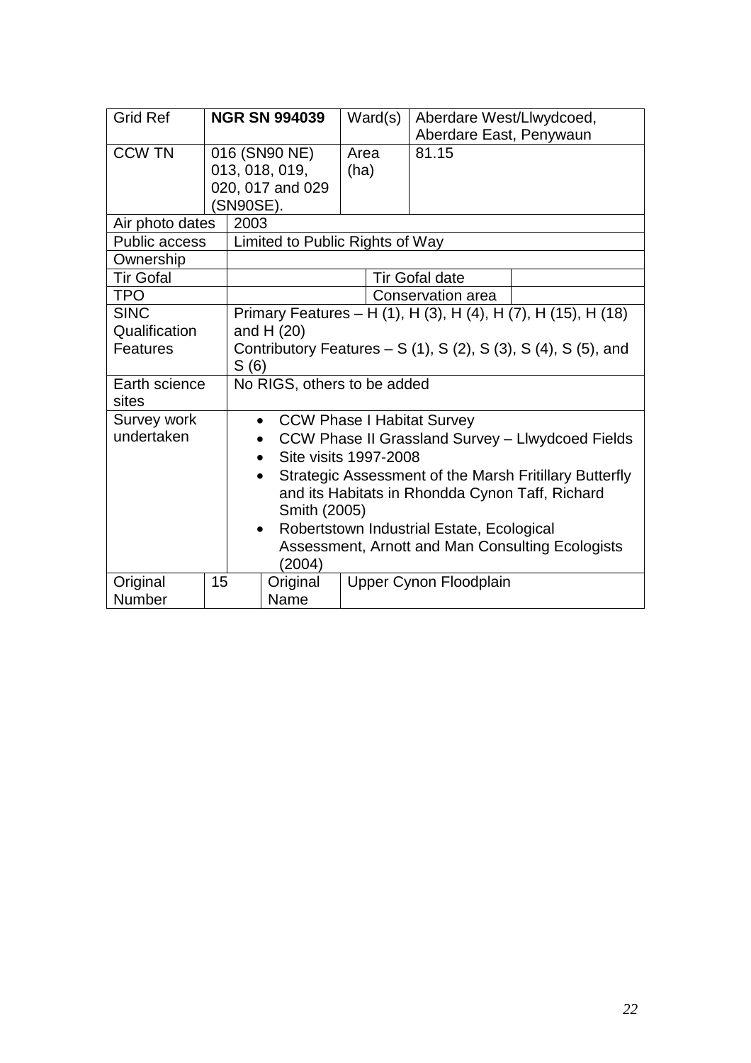| Grid Ref | **NGR SN 994039** | Ward(s) | Aberdare West/Llwydcoed, Aberdare East, Penywaun |
|---|---|---|---|
| CCW TN | 016 (SN90 NE) 013, 018, 019, 020, 017 and 029 (SN90SE). | Area (ha) | 81.15 |
| Air photo dates | 2003 | | |
| Public access | Limited to Public Rights of Way | | |
| Ownership | | | |
| Tir Gofal | | Tir Gofal date | |
| TPO | | Conservation area | |
| SINC Qualification Features | Primary Features – H (1), H (3), H (4), H (7), H (15), H (18) and H (20)<br>Contributory Features – S (1), S (2), S (3), S (4), S (5), and S (6) | | |
| Earth science sites | No RIGS, others to be added | | |
| Survey work undertaken | • CCW Phase I Habitat Survey<br>• CCW Phase II Grassland Survey – Llwydcoed Fields<br>• Site visits 1997-2008<br>• Strategic Assessment of the Marsh Fritillary Butterfly and its Habitats in Rhondda Cynon Taff, Richard Smith (2005)<br>• Robertstown Industrial Estate, Ecological Assessment, Arnott and Man Consulting Ecologists (2004) | | |
| Original Number | 15 | Original Name | Upper Cynon Floodplain |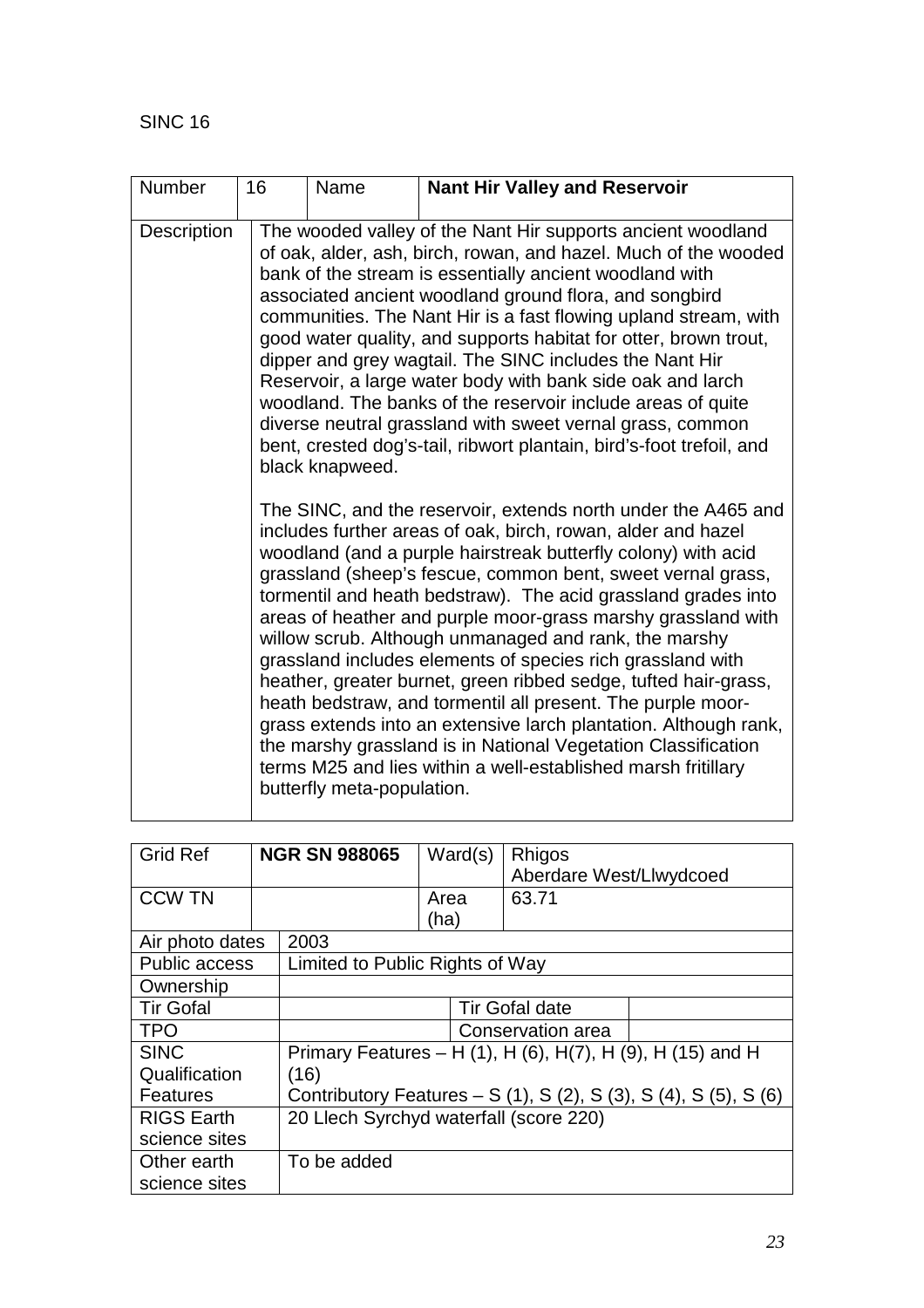SINC 16

| Number | 16 | Name | **Nant Hir Valley and Reservoir** |
|---|---|---|---|
| Description | The wooded valley of the Nant Hir supports ancient woodland of oak, alder, ash, birch, rowan, and hazel. Much of the wooded bank of the stream is essentially ancient woodland with associated ancient woodland ground flora, and songbird communities. The Nant Hir is a fast flowing upland stream, with good water quality, and supports habitat for otter, brown trout, dipper and grey wagtail. The SINC includes the Nant Hir Reservoir, a large water body with bank side oak and larch woodland. The banks of the reservoir include areas of quite diverse neutral grassland with sweet vernal grass, common bent, crested dog's-tail, ribwort plantain, bird's-foot trefoil, and black knapweed.<br><br>The SINC, and the reservoir, extends north under the A465 and includes further areas of oak, birch, rowan, alder and hazel woodland (and a purple hairstreak butterfly colony) with acid grassland (sheep's fescue, common bent, sweet vernal grass, tormentil and heath bedstraw). The acid grassland grades into areas of heather and purple moor-grass marshy grassland with willow scrub. Although unmanaged and rank, the marshy grassland includes elements of species rich grassland with heather, greater burnet, green ribbed sedge, tufted hair-grass, heath bedstraw, and tormentil all present. The purple moor-grass extends into an extensive larch plantation. Although rank, the marshy grassland is in National Vegetation Classification terms M25 and lies within a well-established marsh fritillary butterfly meta-population. | | |

| Grid Ref | **NGR SN 988065** | Ward(s) | Rhigos<br>Aberdare West/Llwydcoed |
|---|---|---|---|
| CCW TN | | Area (ha) | 63.71 |
| Air photo dates | 2003 | | |
| Public access | Limited to Public Rights of Way | | |
| Ownership | | | |
| Tir Gofal | | Tir Gofal date | |
| TPO | | Conservation area | |
| SINC Qualification Features | Primary Features – H (1), H (6), H(7), H (9), H (15) and H (16)<br>Contributory Features – S (1), S (2), S (3), S (4), S (5), S (6) | | |
| RIGS Earth science sites | 20 Llech Syrchyd waterfall (score 220) | | |
| Other earth science sites | To be added | | |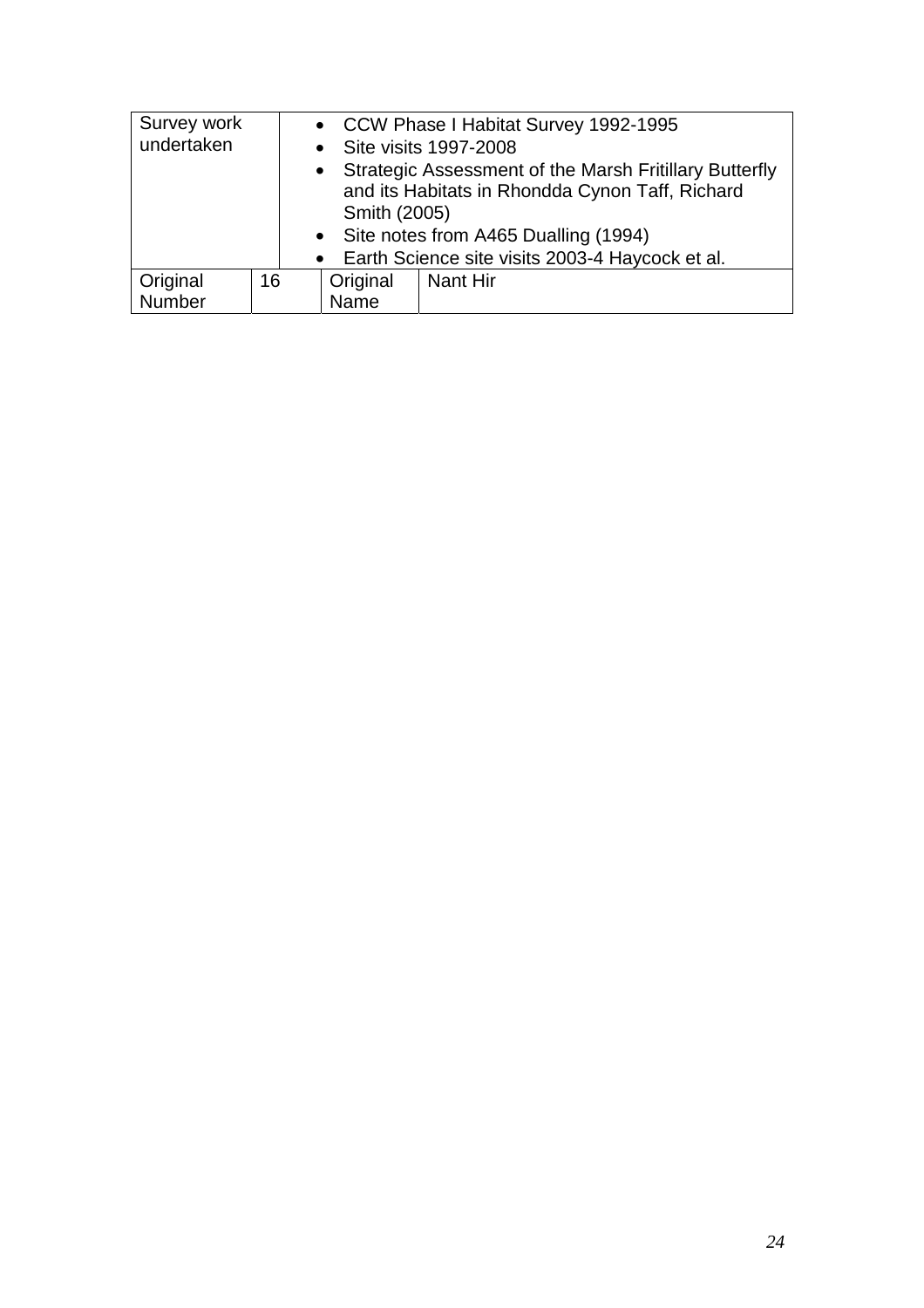| Survey work undertaken | | | <ul><li>CCW Phase I Habitat Survey 1992-1995</li><li>Site visits 1997-2008</li><li>Strategic Assessment of the Marsh Fritillary Butterfly and its Habitats in Rhondda Cynon Taff, Richard Smith (2005)</li><li>Site notes from A465 Dualling (1994)</li><li>Earth Science site visits 2003-4 Haycock et al.</li></ul> |
|---|---|---|---|
| Original Number | 16 | Original Name | Nant Hir |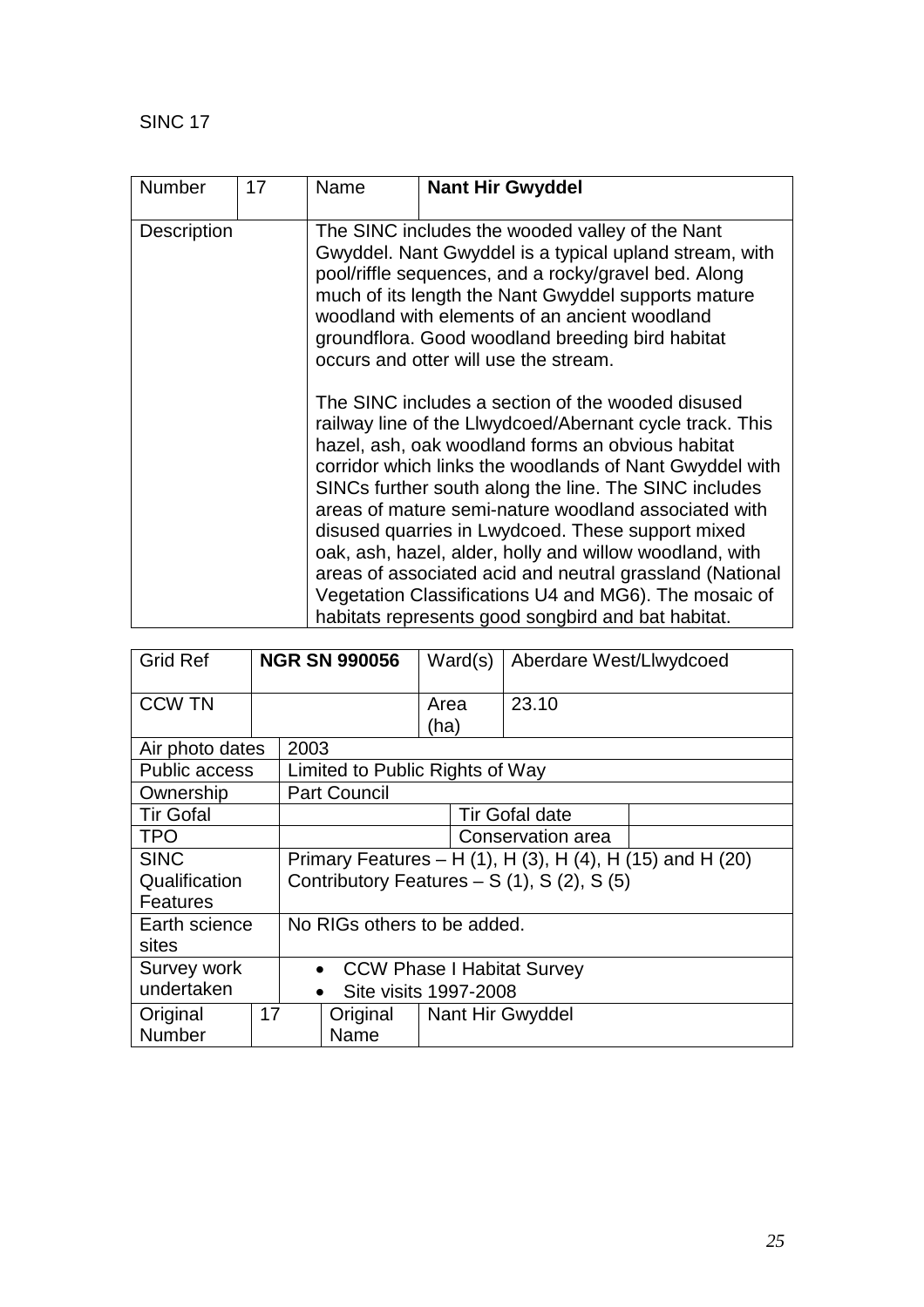SINC 17

| Number | 17 | Name | **Nant Hir Gwyddel** |
|---|---|---|---|
| Description | | The SINC includes the wooded valley of the Nant Gwyddel. Nant Gwyddel is a typical upland stream, with pool/riffle sequences, and a rocky/gravel bed. Along much of its length the Nant Gwyddel supports mature woodland with elements of an ancient woodland groundflora. Good woodland breeding bird habitat occurs and otter will use the stream.<br><br>The SINC includes a section of the wooded disused railway line of the Llwydcoed/Abernant cycle track. This hazel, ash, oak woodland forms an obvious habitat corridor which links the woodlands of Nant Gwyddel with SINCs further south along the line. The SINC includes areas of mature semi-nature woodland associated with disused quarries in Lwydcoed. These support mixed oak, ash, hazel, alder, holly and willow woodland, with areas of associated acid and neutral grassland (National Vegetation Classifications U4 and MG6). The mosaic of habitats represents good songbird and bat habitat. | |

| Grid Ref | **NGR SN 990056** | Ward(s) | Aberdare West/Llwydcoed |
|---|---|---|---|
| CCW TN | | Area (ha) | 23.10 |
| Air photo dates | 2003 | | |
| Public access | Limited to Public Rights of Way | | |
| Ownership | Part Council | | |
| Tir Gofal | | Tir Gofal date | |
| TPO | | Conservation area | |
| SINC Qualification Features | Primary Features – H (1), H (3), H (4), H (15) and H (20)<br>Contributory Features – S (1), S (2), S (5) | | |
| Earth science sites | No RIGs others to be added. | | |
| Survey work undertaken | • CCW Phase I Habitat Survey<br>• Site visits 1997-2008 | | |
| Original Number | 17 | Original Name | Nant Hir Gwyddel |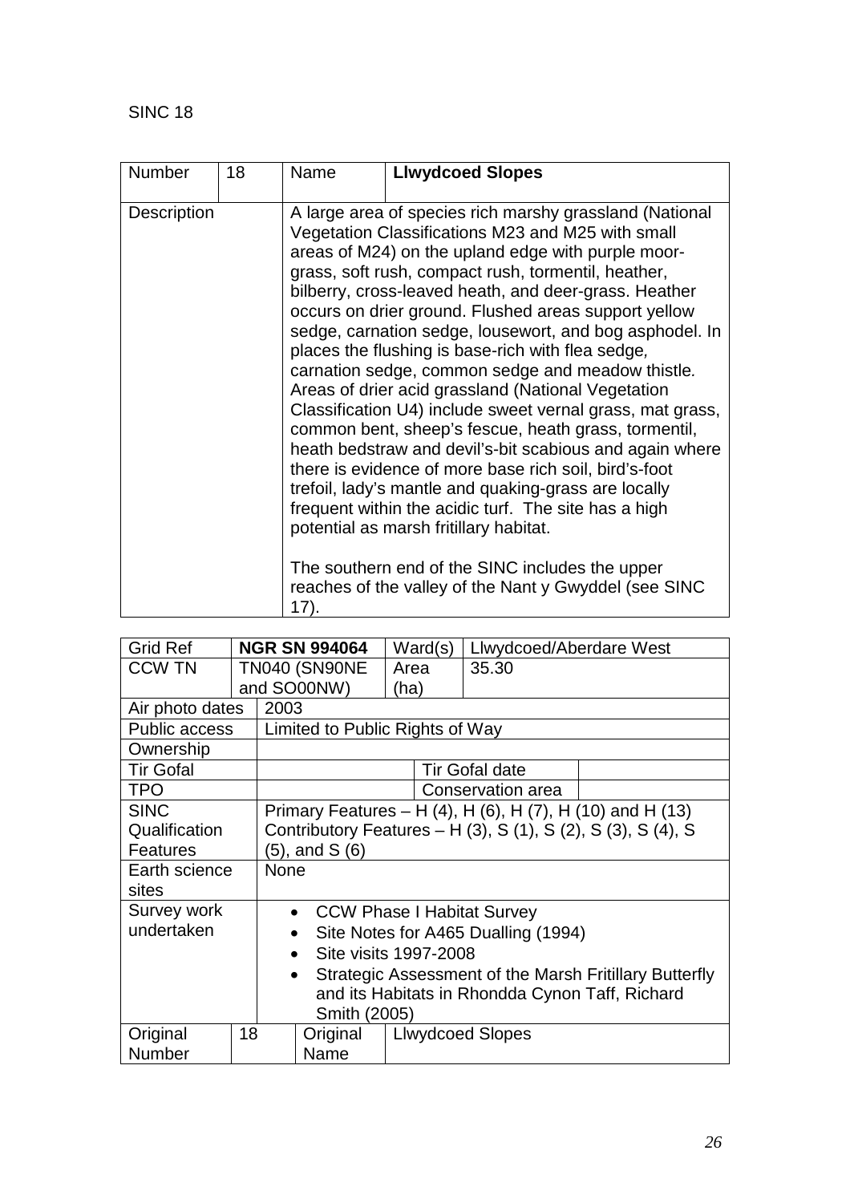SINC 18

| Number | 18 | Name | **Llwydcoed Slopes** |
|---|---|---|---|
| Description | | A large area of species rich marshy grassland (National Vegetation Classifications M23 and M25 with small areas of M24) on the upland edge with purple moor-grass, soft rush, compact rush, tormentil, heather, bilberry, cross-leaved heath, and deer-grass. Heather occurs on drier ground. Flushed areas support yellow sedge, carnation sedge, lousewort, and bog asphodel. In places the flushing is base-rich with flea sedge, carnation sedge, common sedge and meadow thistle. Areas of drier acid grassland (National Vegetation Classification U4) include sweet vernal grass, mat grass, common bent, sheep's fescue, heath grass, tormentil, heath bedstraw and devil's-bit scabious and again where there is evidence of more base rich soil, bird's-foot trefoil, lady's mantle and quaking-grass are locally frequent within the acidic turf. The site has a high potential as marsh fritillary habitat.<br><br>The southern end of the SINC includes the upper reaches of the valley of the Nant y Gwyddel (see SINC 17). | |

| Grid Ref | **NGR SN 994064** | Ward(s) | Llwydcoed/Aberdare West |
|---|---|---|---|
| CCW TN | TN040 (SN90NE and SO00NW) | Area (ha) | 35.30 |
| Air photo dates | 2003 | | |
| Public access | Limited to Public Rights of Way | | |
| Ownership | | | |
| Tir Gofal | | Tir Gofal date | |
| TPO | | Conservation area | |
| SINC Qualification Features | Primary Features – H (4), H (6), H (7), H (10) and H (13)<br>Contributory Features – H (3), S (1), S (2), S (3), S (4), S (5), and S (6) | | |
| Earth science sites | None | | |
| Survey work undertaken | • CCW Phase I Habitat Survey<br>• Site Notes for A465 Dualling (1994)<br>• Site visits 1997-2008<br>• Strategic Assessment of the Marsh Fritillary Butterfly and its Habitats in Rhondda Cynon Taff, Richard Smith (2005) | | |
| Original Number | 18 | Original Name | Llwydcoed Slopes |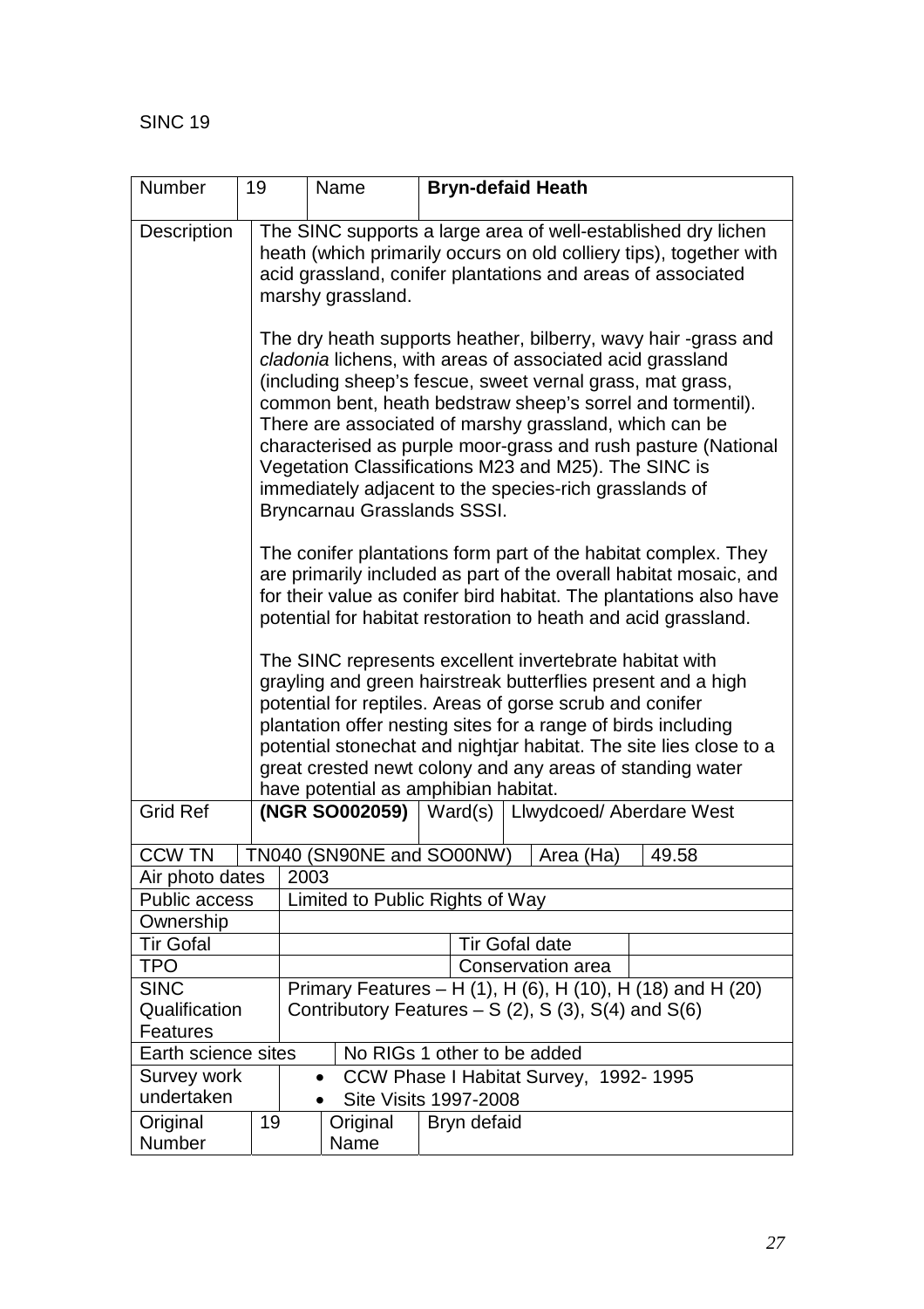SINC 19

| Number | 19 | Name | **Bryn-defaid Heath** |
|---|---|---|---|
| Description | The SINC supports a large area of well-established dry lichen heath (which primarily occurs on old colliery tips), together with acid grassland, conifer plantations and areas of associated marshy grassland.<br><br>The dry heath supports heather, bilberry, wavy hair -grass and *cladonia* lichens, with areas of associated acid grassland (including sheep's fescue, sweet vernal grass, mat grass, common bent, heath bedstraw sheep's sorrel and tormentil). There are associated of marshy grassland, which can be characterised as purple moor-grass and rush pasture (National Vegetation Classifications M23 and M25). The SINC is immediately adjacent to the species-rich grasslands of Bryncarnau Grasslands SSSI.<br><br>The conifer plantations form part of the habitat complex. They are primarily included as part of the overall habitat mosaic, and for their value as conifer bird habitat. The plantations also have potential for habitat restoration to heath and acid grassland.<br><br>The SINC represents excellent invertebrate habitat with grayling and green hairstreak butterflies present and a high potential for reptiles. Areas of gorse scrub and conifer plantation offer nesting sites for a range of birds including potential stonechat and nightjar habitat. The site lies close to a great crested newt colony and any areas of standing water have potential as amphibian habitat. | | |
| Grid Ref | **(NGR SO002059)** | Ward(s) | Llwydcoed/ Aberdare West |
| CCW TN | TN040 (SN90NE and SO00NW) | Area (Ha) | 49.58 |
| Air photo dates | 2003 | | |
| Public access | Limited to Public Rights of Way | | |
| Ownership | | | |
| Tir Gofal | | Tir Gofal date | |
| TPO | | Conservation area | |
| SINC Qualification Features | Primary Features – H (1), H (6), H (10), H (18) and H (20)<br>Contributory Features – S (2), S (3), S(4) and S(6) | | |
| Earth science sites | No RIGs 1 other to be added | | |
| Survey work undertaken | • CCW Phase I Habitat Survey, 1992- 1995<br>• Site Visits 1997-2008 | | |
| Original Number | 19 | Original Name | Bryn defaid |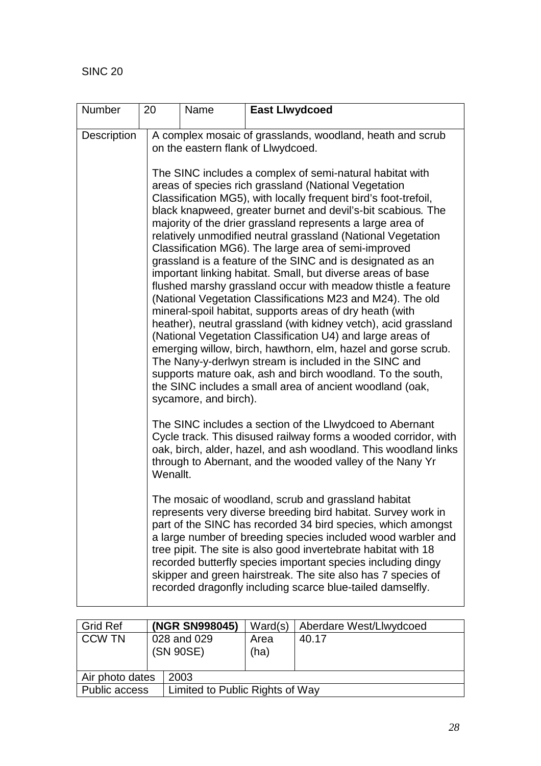SINC 20

| Number | 20 | Name | **East Llwydcoed** |
|---|---|---|---|
| Description | A complex mosaic of grasslands, woodland, heath and scrub on the eastern flank of Llwydcoed.<br><br>The SINC includes a complex of semi-natural habitat with areas of species rich grassland (National Vegetation Classification MG5), with locally frequent bird's foot-trefoil, black knapweed, greater burnet and devil's-bit scabious. The majority of the drier grassland represents a large area of relatively unmodified neutral grassland (National Vegetation Classification MG6). The large area of semi-improved grassland is a feature of the SINC and is designated as an important linking habitat. Small, but diverse areas of base flushed marshy grassland occur with meadow thistle a feature (National Vegetation Classifications M23 and M24). The old mineral-spoil habitat, supports areas of dry heath (with heather), neutral grassland (with kidney vetch), acid grassland (National Vegetation Classification U4) and large areas of emerging willow, birch, hawthorn, elm, hazel and gorse scrub. The Nany-y-derlwyn stream is included in the SINC and supports mature oak, ash and birch woodland. To the south, the SINC includes a small area of ancient woodland (oak, sycamore, and birch).<br><br>The SINC includes a section of the Llwydcoed to Abernant Cycle track. This disused railway forms a wooded corridor, with oak, birch, alder, hazel, and ash woodland. This woodland links through to Abernant, and the wooded valley of the Nany Yr Wenallt.<br><br>The mosaic of woodland, scrub and grassland habitat represents very diverse breeding bird habitat. Survey work in part of the SINC has recorded 34 bird species, which amongst a large number of breeding species included wood warbler and tree pipit. The site is also good invertebrate habitat with 18 recorded butterfly species important species including dingy skipper and green hairstreak. The site also has 7 species of recorded dragonfly including scarce blue-tailed damselfly. | | |

| Grid Ref | **(NGR SN998045)** | Ward(s) | Aberdare West/Llwydcoed |
|---|---|---|---|
| CCW TN | 028 and 029 (SN 90SE) | Area (ha) | 40.17 |
| Air photo dates | 2003 | | |
| Public access | Limited to Public Rights of Way | | |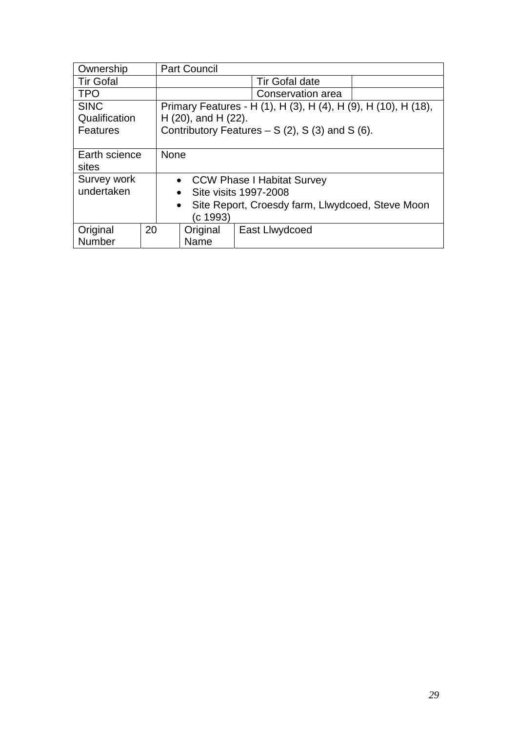| Ownership | | Part Council | | | |
|---|---|---|---|---|---|
| Tir Gofal | | | | Tir Gofal date | |
| TPO | | | | Conservation area | |
| SINC Qualification Features | | Primary Features - H (1), H (3), H (4), H (9), H (10), H (18), H (20), and H (22).<br>Contributory Features – S (2), S (3) and S (6). | | | |
| Earth science sites | | None | | | |
| Survey work undertaken | | • CCW Phase I Habitat Survey<br>• Site visits 1997-2008<br>• Site Report, Croesdy farm, Llwydcoed, Steve Moon (c 1993) | | | |
| Original Number | 20 | Original Name | East Llwydcoed | | |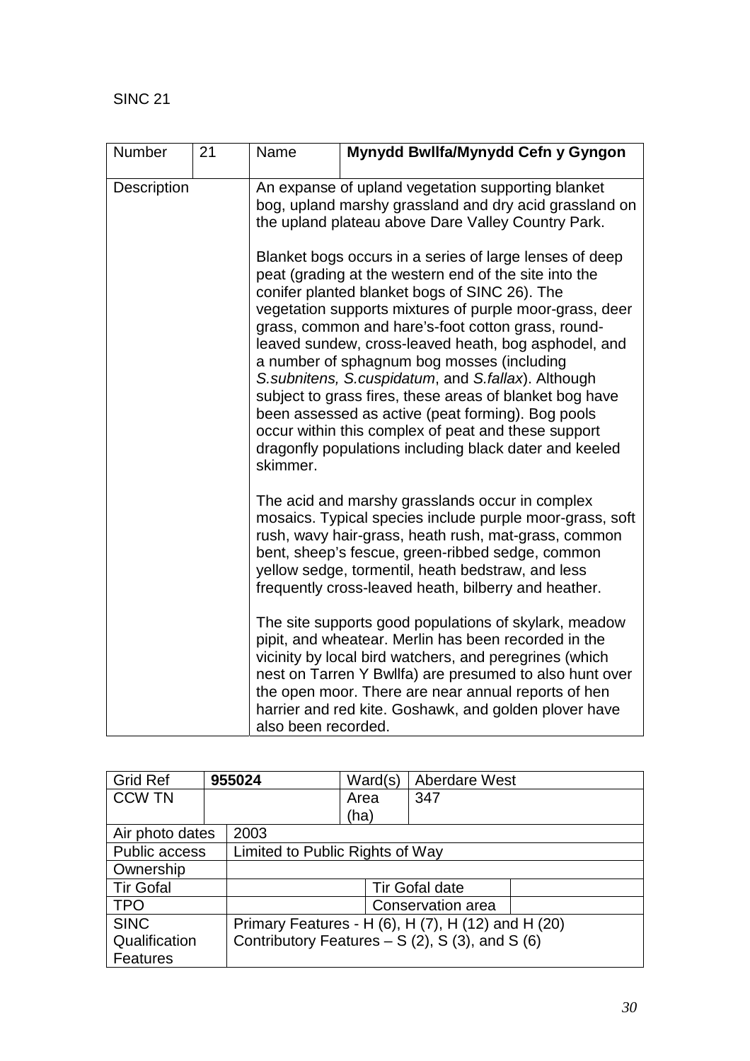SINC 21

| Number | 21 | Name | **Mynydd Bwllfa/Mynydd Cefn y Gyngon** |
|---|---|---|---|
| Description | | An expanse of upland vegetation supporting blanket bog, upland marshy grassland and dry acid grassland on the upland plateau above Dare Valley Country Park.<br><br>Blanket bogs occurs in a series of large lenses of deep peat (grading at the western end of the site into the conifer planted blanket bogs of SINC 26). The vegetation supports mixtures of purple moor-grass, deer grass, common and hare's-foot cotton grass, round-leaved sundew, cross-leaved heath, bog asphodel, and a number of sphagnum bog mosses (including *S.subnitens, S.cuspidatum*, and *S.fallax*). Although subject to grass fires, these areas of blanket bog have been assessed as active (peat forming). Bog pools occur within this complex of peat and these support dragonfly populations including black dater and keeled skimmer.<br><br>The acid and marshy grasslands occur in complex mosaics. Typical species include purple moor-grass, soft rush, wavy hair-grass, heath rush, mat-grass, common bent, sheep's fescue, green-ribbed sedge, common yellow sedge, tormentil, heath bedstraw, and less frequently cross-leaved heath, bilberry and heather.<br><br>The site supports good populations of skylark, meadow pipit, and wheatear. Merlin has been recorded in the vicinity by local bird watchers, and peregrines (which nest on Tarren Y Bwllfa) are presumed to also hunt over the open moor. There are near annual reports of hen harrier and red kite. Goshawk, and golden plover have also been recorded. | |

| Grid Ref | **955024** | Ward(s) | Aberdare West |
|---|---|---|---|
| CCW TN | | Area (ha) | 347 |
| Air photo dates | 2003 | | |
| Public access | Limited to Public Rights of Way | | |
| Ownership | | | |
| Tir Gofal | | Tir Gofal date | |
| TPO | | Conservation area | |
| SINC Qualification Features | Primary Features - H (6), H (7), H (12) and H (20)<br>Contributory Features – S (2), S (3), and S (6) | | |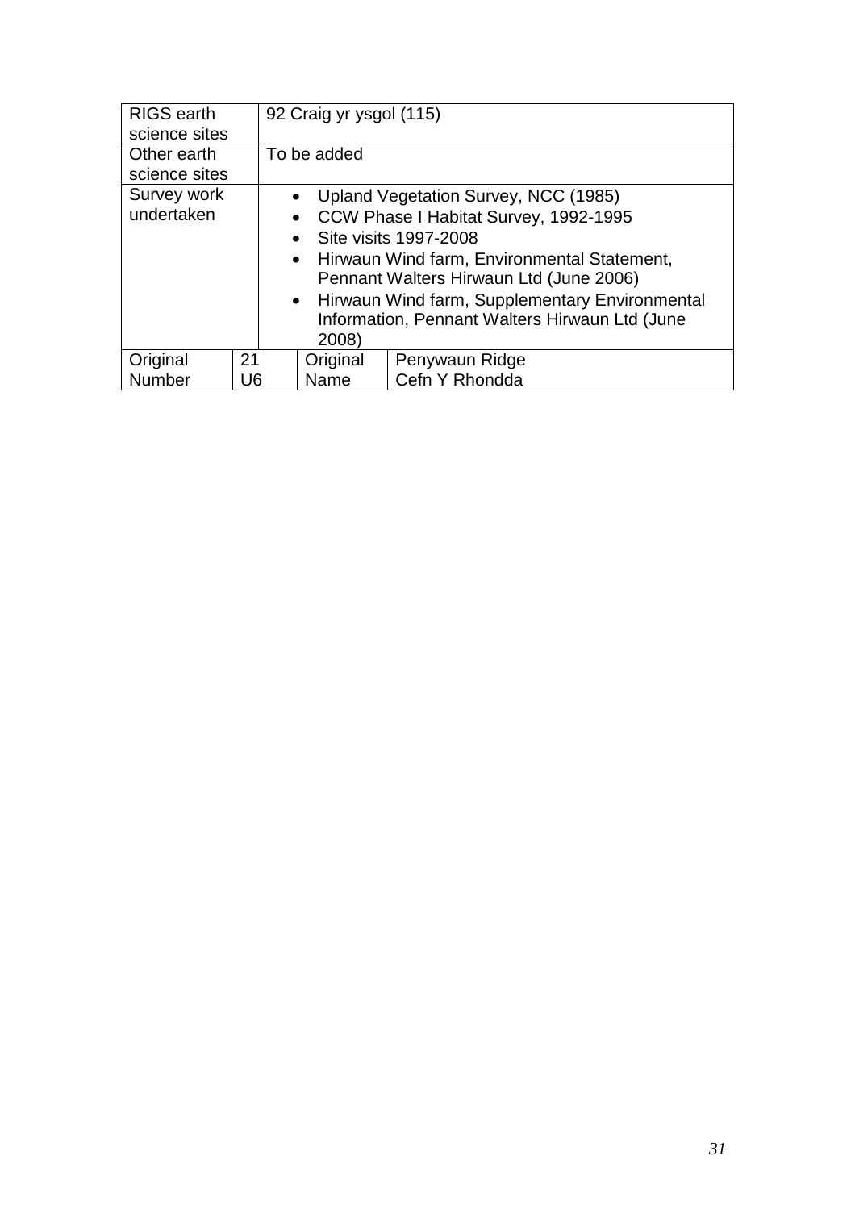| RIGS earth science sites | 92 Craig yr ysgol (115) | | |
|---|---|---|---|
| Other earth science sites | To be added | | |
| Survey work undertaken | • Upland Vegetation Survey, NCC (1985)<br>• CCW Phase I Habitat Survey, 1992-1995<br>• Site visits 1997-2008<br>• Hirwaun Wind farm, Environmental Statement, Pennant Walters Hirwaun Ltd (June 2006)<br>• Hirwaun Wind farm, Supplementary Environmental Information, Pennant Walters Hirwaun Ltd (June 2008) | | |
| Original Number | 21<br>U6 | Original Name | Penywaun Ridge<br>Cefn Y Rhondda |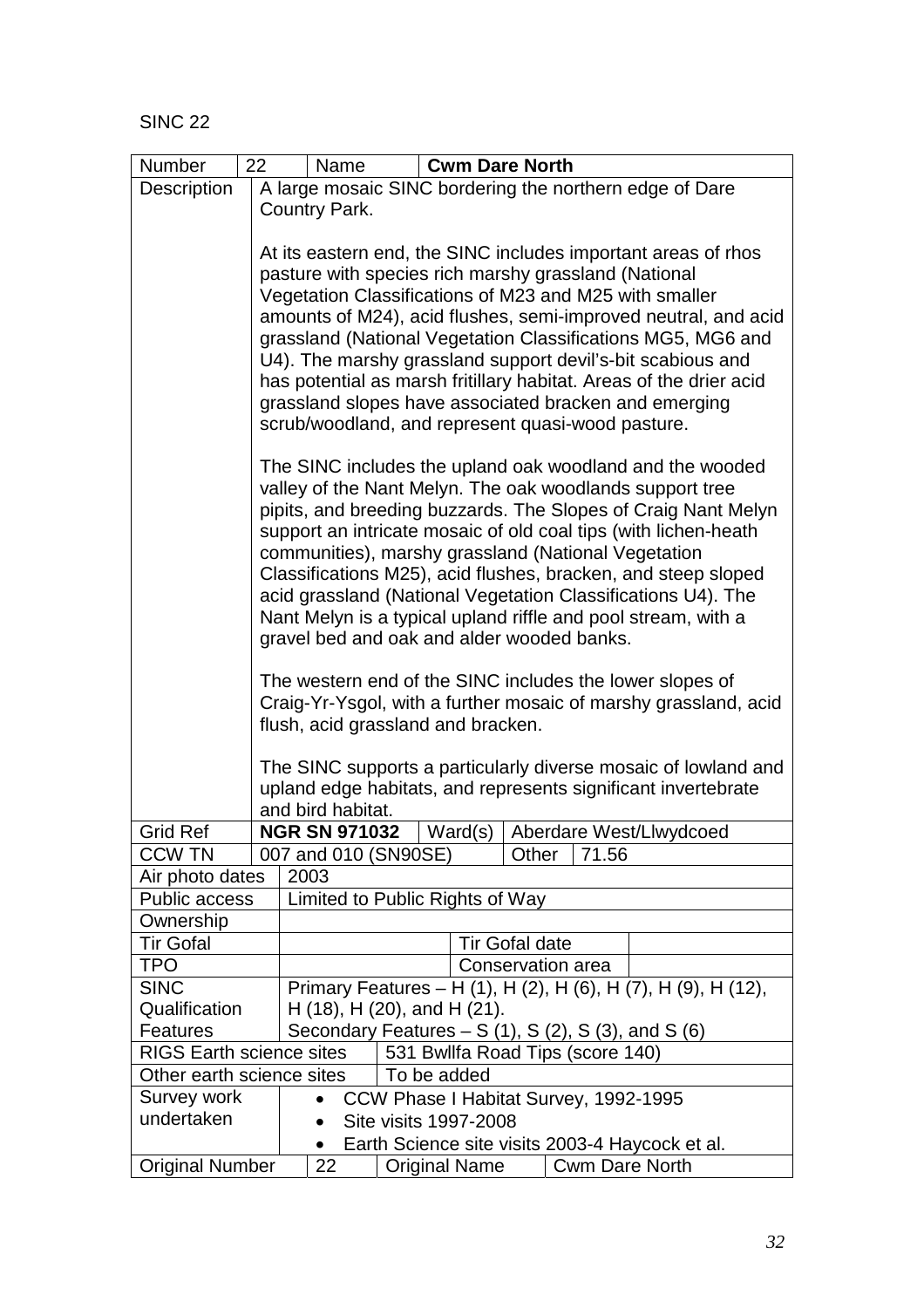SINC 22

| Number | 22 | Name | **Cwm Dare North** |
|---|---|---|---|
| Description | A large mosaic SINC bordering the northern edge of Dare Country Park.<br><br>At its eastern end, the SINC includes important areas of rhos pasture with species rich marshy grassland (National Vegetation Classifications of M23 and M25 with smaller amounts of M24), acid flushes, semi-improved neutral, and acid grassland (National Vegetation Classifications MG5, MG6 and U4). The marshy grassland support devil's-bit scabious and has potential as marsh fritillary habitat. Areas of the drier acid grassland slopes have associated bracken and emerging scrub/woodland, and represent quasi-wood pasture.<br><br>The SINC includes the upland oak woodland and the wooded valley of the Nant Melyn. The oak woodlands support tree pipits, and breeding buzzards. The Slopes of Craig Nant Melyn support an intricate mosaic of old coal tips (with lichen-heath communities), marshy grassland (National Vegetation Classifications M25), acid flushes, bracken, and steep sloped acid grassland (National Vegetation Classifications U4). The Nant Melyn is a typical upland riffle and pool stream, with a gravel bed and oak and alder wooded banks.<br><br>The western end of the SINC includes the lower slopes of Craig-Yr-Ysgol, with a further mosaic of marshy grassland, acid flush, acid grassland and bracken.<br><br>The SINC supports a particularly diverse mosaic of lowland and upland edge habitats, and represents significant invertebrate and bird habitat. | | |
| Grid Ref | **NGR SN 971032** | Ward(s) | Aberdare West/Llwydcoed |
| CCW TN | 007 and 010 (SN90SE) | Other | 71.56 |
| Air photo dates | 2003 | | |
| Public access | Limited to Public Rights of Way | | |
| Ownership | | | |
| Tir Gofal | | Tir Gofal date | |
| TPO | | Conservation area | |
| SINC Qualification Features | Primary Features – H (1), H (2), H (6), H (7), H (9), H (12), H (18), H (20), and H (21).<br>Secondary Features – S (1), S (2), S (3), and S (6) | | |
| RIGS Earth science sites | 531 Bwllfa Road Tips (score 140) | | |
| Other earth science sites | To be added | | |
| Survey work undertaken | • CCW Phase I Habitat Survey, 1992-1995<br>• Site visits 1997-2008<br>• Earth Science site visits 2003-4 Haycock et al. | | |
| Original Number | 22 | Original Name | Cwm Dare North |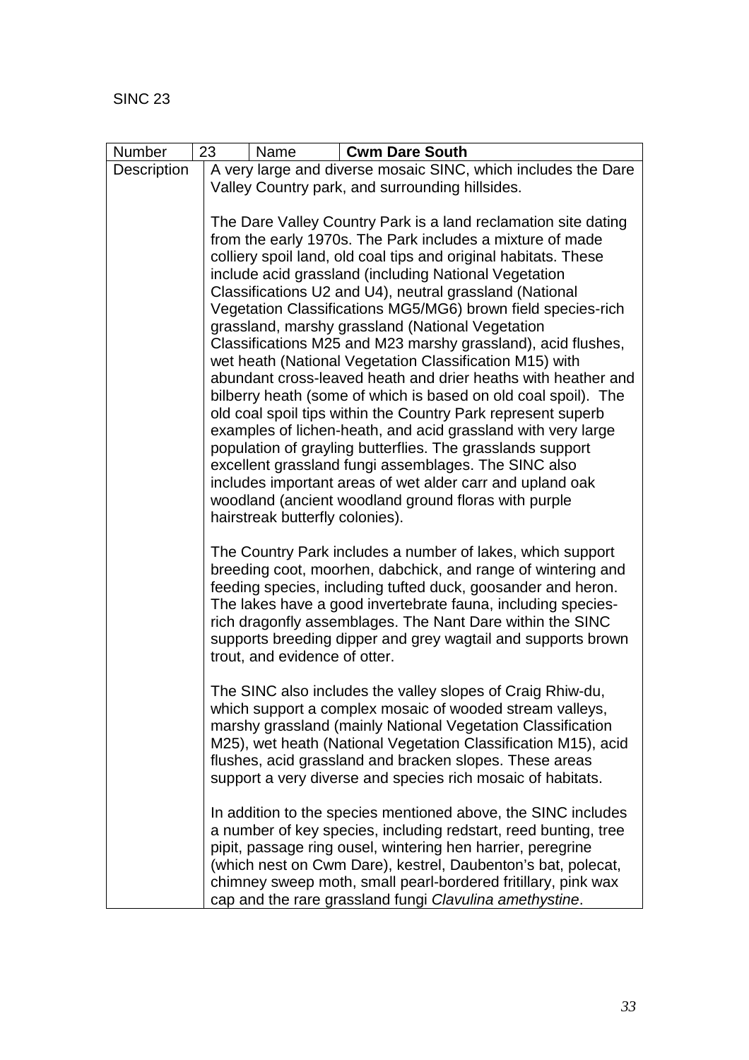SINC 23

| Number | 23 | Name | **Cwm Dare South** |
|---|---|---|---|
| Description | A very large and diverse mosaic SINC, which includes the Dare Valley Country park, and surrounding hillsides.<br><br>The Dare Valley Country Park is a land reclamation site dating from the early 1970s. The Park includes a mixture of made colliery spoil land, old coal tips and original habitats. These include acid grassland (including National Vegetation Classifications U2 and U4), neutral grassland (National Vegetation Classifications MG5/MG6) brown field species-rich grassland, marshy grassland (National Vegetation Classifications M25 and M23 marshy grassland), acid flushes, wet heath (National Vegetation Classification M15) with abundant cross-leaved heath and drier heaths with heather and bilberry heath (some of which is based on old coal spoil). The old coal spoil tips within the Country Park represent superb examples of lichen-heath, and acid grassland with very large population of grayling butterflies. The grasslands support excellent grassland fungi assemblages. The SINC also includes important areas of wet alder carr and upland oak woodland (ancient woodland ground floras with purple hairstreak butterfly colonies).<br><br>The Country Park includes a number of lakes, which support breeding coot, moorhen, dabchick, and range of wintering and feeding species, including tufted duck, goosander and heron. The lakes have a good invertebrate fauna, including species-rich dragonfly assemblages. The Nant Dare within the SINC supports breeding dipper and grey wagtail and supports brown trout, and evidence of otter.<br><br>The SINC also includes the valley slopes of Craig Rhiw-du, which support a complex mosaic of wooded stream valleys, marshy grassland (mainly National Vegetation Classification M25), wet heath (National Vegetation Classification M15), acid flushes, acid grassland and bracken slopes. These areas support a very diverse and species rich mosaic of habitats.<br><br>In addition to the species mentioned above, the SINC includes a number of key species, including redstart, reed bunting, tree pipit, passage ring ousel, wintering hen harrier, peregrine (which nest on Cwm Dare), kestrel, Daubenton's bat, polecat, chimney sweep moth, small pearl-bordered fritillary, pink wax cap and the rare grassland fungi *Clavulina amethystine*. | | |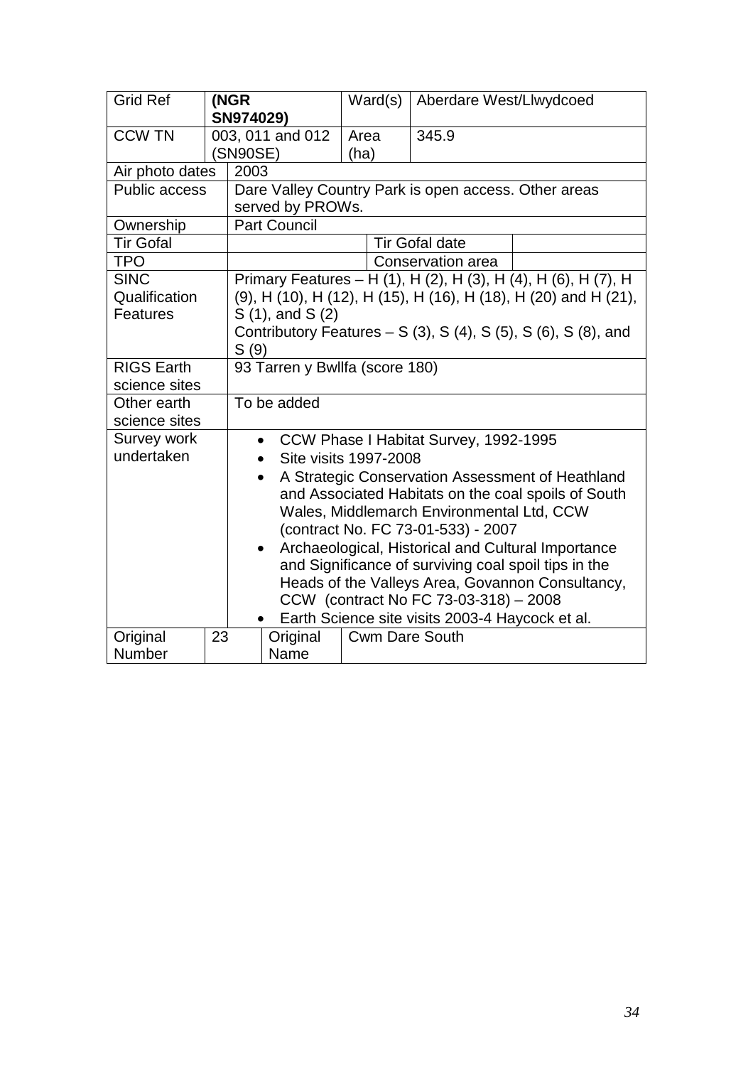| Grid Ref | **(NGR SN974029)** | Ward(s) | Aberdare West/Llwydcoed |
|---|---|---|---|
| CCW TN | 003, 011 and 012 (SN90SE) | Area (ha) | 345.9 |
| Air photo dates | 2003 | | |
| Public access | Dare Valley Country Park is open access. Other areas served by PROWs. | | |
| Ownership | Part Council | | |
| Tir Gofal | | Tir Gofal date | |
| TPO | | Conservation area | |
| SINC Qualification Features | Primary Features – H (1), H (2), H (3), H (4), H (6), H (7), H (9), H (10), H (12), H (15), H (16), H (18), H (20) and H (21), S (1), and S (2)<br>Contributory Features – S (3), S (4), S (5), S (6), S (8), and S (9) | | |
| RIGS Earth science sites | 93 Tarren y Bwllfa (score 180) | | |
| Other earth science sites | To be added | | |
| Survey work undertaken | • CCW Phase I Habitat Survey, 1992-1995<br>• Site visits 1997-2008<br>• A Strategic Conservation Assessment of Heathland and Associated Habitats on the coal spoils of South Wales, Middlemarch Environmental Ltd, CCW (contract No. FC 73-01-533) - 2007<br>• Archaeological, Historical and Cultural Importance and Significance of surviving coal spoil tips in the Heads of the Valleys Area, Govannon Consultancy, CCW (contract No FC 73-03-318) – 2008<br>• Earth Science site visits 2003-4 Haycock et al. | | |
| Original Number | 23 | Original Name | Cwm Dare South |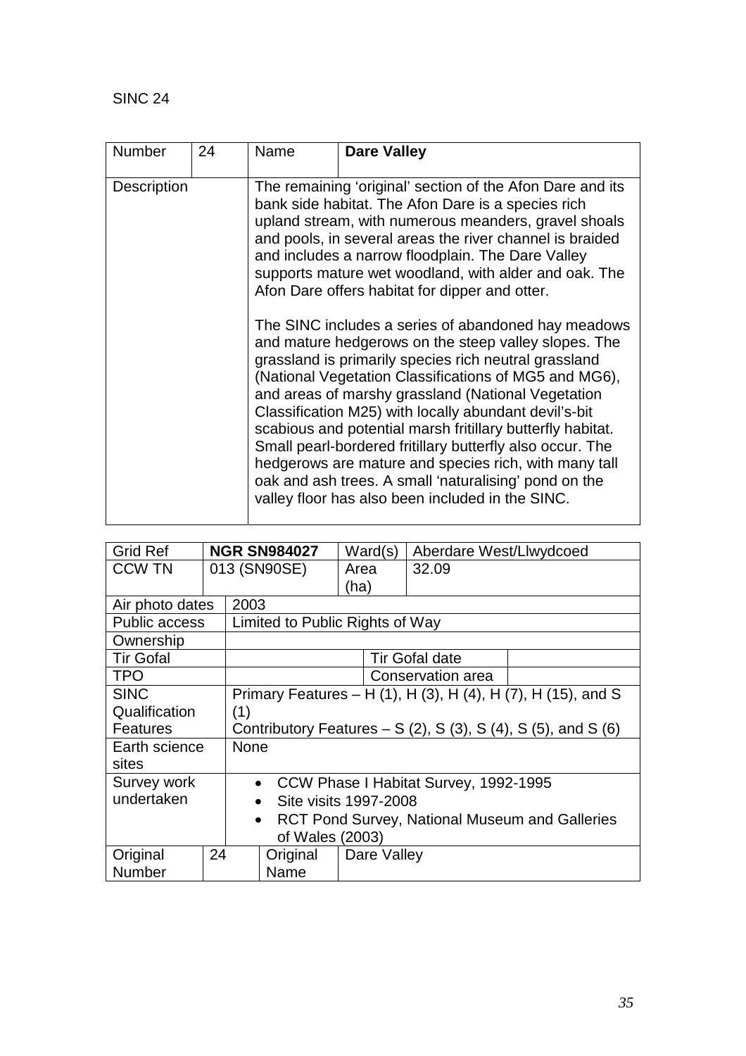SINC 24

| Number | 24 | Name | **Dare Valley** |
|---|---|---|---|
| Description | | The remaining 'original' section of the Afon Dare and its bank side habitat. The Afon Dare is a species rich upland stream, with numerous meanders, gravel shoals and pools, in several areas the river channel is braided and includes a narrow floodplain. The Dare Valley supports mature wet woodland, with alder and oak. The Afon Dare offers habitat for dipper and otter.<br><br>The SINC includes a series of abandoned hay meadows and mature hedgerows on the steep valley slopes. The grassland is primarily species rich neutral grassland (National Vegetation Classifications of MG5 and MG6), and areas of marshy grassland (National Vegetation Classification M25) with locally abundant devil's-bit scabious and potential marsh fritillary butterfly habitat. Small pearl-bordered fritillary butterfly also occur. The hedgerows are mature and species rich, with many tall oak and ash trees. A small 'naturalising' pond on the valley floor has also been included in the SINC. | |

| Grid Ref | **NGR SN984027** | Ward(s) | Aberdare West/Llwydcoed |
|---|---|---|---|
| CCW TN | 013 (SN90SE) | Area (ha) | 32.09 |
| Air photo dates | 2003 | | |
| Public access | Limited to Public Rights of Way | | |
| Ownership | | | |
| Tir Gofal | | Tir Gofal date | |
| TPO | | Conservation area | |
| SINC Qualification Features | Primary Features – H (1), H (3), H (4), H (7), H (15), and S (1)<br>Contributory Features – S (2), S (3), S (4), S (5), and S (6) | | |
| Earth science sites | None | | |
| Survey work undertaken | • CCW Phase I Habitat Survey, 1992-1995<br>• Site visits 1997-2008<br>• RCT Pond Survey, National Museum and Galleries of Wales (2003) | | |
| Original Number | 24 | Original Name | Dare Valley |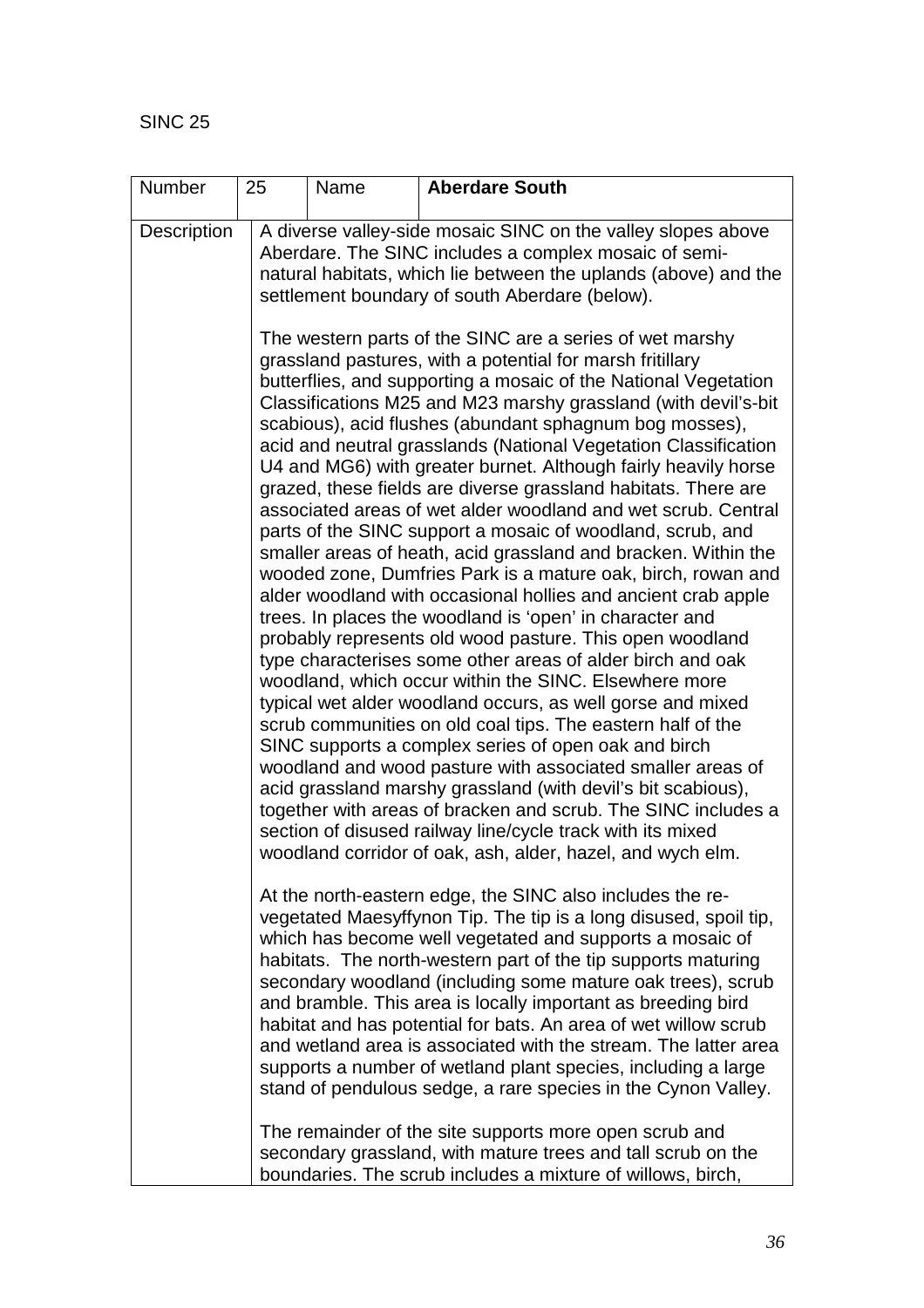SINC 25

| Number | 25 | Name | **Aberdare South** |
|---|---|---|---|
| Description | A diverse valley-side mosaic SINC on the valley slopes above Aberdare. The SINC includes a complex mosaic of semi-natural habitats, which lie between the uplands (above) and the settlement boundary of south Aberdare (below).<br><br>The western parts of the SINC are a series of wet marshy grassland pastures, with a potential for marsh fritillary butterflies, and supporting a mosaic of the National Vegetation Classifications M25 and M23 marshy grassland (with devil's-bit scabious), acid flushes (abundant sphagnum bog mosses), acid and neutral grasslands (National Vegetation Classification U4 and MG6) with greater burnet. Although fairly heavily horse grazed, these fields are diverse grassland habitats. There are associated areas of wet alder woodland and wet scrub. Central parts of the SINC support a mosaic of woodland, scrub, and smaller areas of heath, acid grassland and bracken. Within the wooded zone, Dumfries Park is a mature oak, birch, rowan and alder woodland with occasional hollies and ancient crab apple trees. In places the woodland is 'open' in character and probably represents old wood pasture. This open woodland type characterises some other areas of alder birch and oak woodland, which occur within the SINC. Elsewhere more typical wet alder woodland occurs, as well gorse and mixed scrub communities on old coal tips. The eastern half of the SINC supports a complex series of open oak and birch woodland and wood pasture with associated smaller areas of acid grassland marshy grassland (with devil's bit scabious), together with areas of bracken and scrub. The SINC includes a section of disused railway line/cycle track with its mixed woodland corridor of oak, ash, alder, hazel, and wych elm.<br><br>At the north-eastern edge, the SINC also includes the re-vegetated Maesyffynon Tip. The tip is a long disused, spoil tip, which has become well vegetated and supports a mosaic of habitats. The north-western part of the tip supports maturing secondary woodland (including some mature oak trees), scrub and bramble. This area is locally important as breeding bird habitat and has potential for bats. An area of wet willow scrub and wetland area is associated with the stream. The latter area supports a number of wetland plant species, including a large stand of pendulous sedge, a rare species in the Cynon Valley.<br><br>The remainder of the site supports more open scrub and secondary grassland, with mature trees and tall scrub on the boundaries. The scrub includes a mixture of willows, birch, | | | |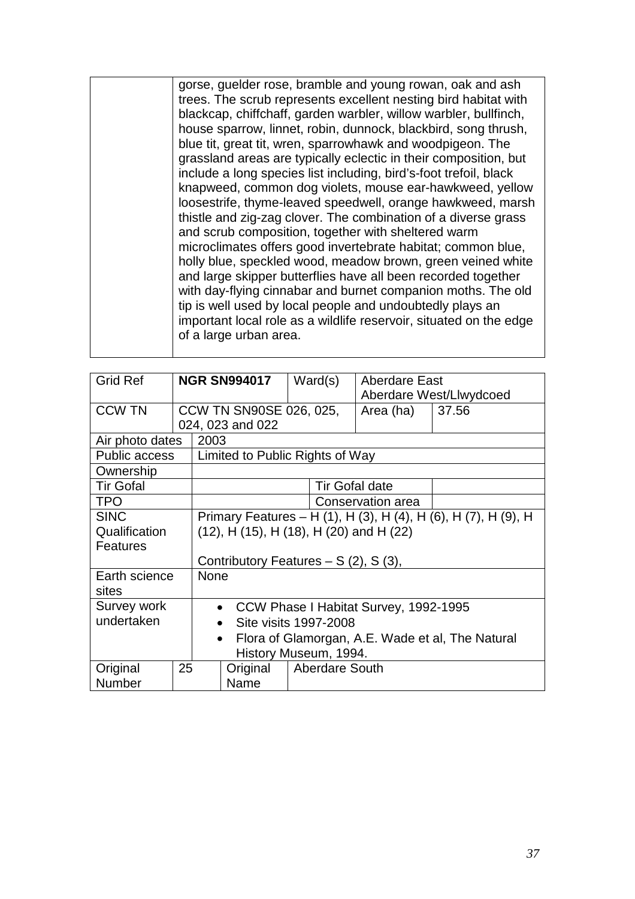| | gorse, guelder rose, bramble and young rowan, oak and ash trees. The scrub represents excellent nesting bird habitat with blackcap, chiffchaff, garden warbler, willow warbler, bullfinch, house sparrow, linnet, robin, dunnock, blackbird, song thrush, blue tit, great tit, wren, sparrowhawk and woodpigeon. The grassland areas are typically eclectic in their composition, but include a long species list including, bird's-foot trefoil, black knapweed, common dog violets, mouse ear-hawkweed, yellow loosestrife, thyme-leaved speedwell, orange hawkweed, marsh thistle and zig-zag clover. The combination of a diverse grass and scrub composition, together with sheltered warm microclimates offers good invertebrate habitat; common blue, holly blue, speckled wood, meadow brown, green veined white and large skipper butterflies have all been recorded together with day-flying cinnabar and burnet companion moths. The old tip is well used by local people and undoubtedly plays an important local role as a wildlife reservoir, situated on the edge of a large urban area. |
|---|---|

| Grid Ref | **NGR SN994017** | Ward(s) | Aberdare East<br>Aberdare West/Llwydcoed | |
|---|---|---|---|---|
| CCW TN | CCW TN SN90SE 026, 025, 024, 023 and 022 | | Area (ha) | 37.56 |
| Air photo dates | 2003 | | | |
| Public access | Limited to Public Rights of Way | | | |
| Ownership | | | | |
| Tir Gofal | | Tir Gofal date | | |
| TPO | | Conservation area | | |
| SINC Qualification Features | Primary Features – H (1), H (3), H (4), H (6), H (7), H (9), H (12), H (15), H (18), H (20) and H (22)<br><br>Contributory Features – S (2), S (3), | | | |
| Earth science sites | None | | | |
| Survey work undertaken | • CCW Phase I Habitat Survey, 1992-1995<br>• Site visits 1997-2008<br>• Flora of Glamorgan, A.E. Wade et al, The Natural History Museum, 1994. | | | |
| Original Number | 25 | Original Name | Aberdare South | |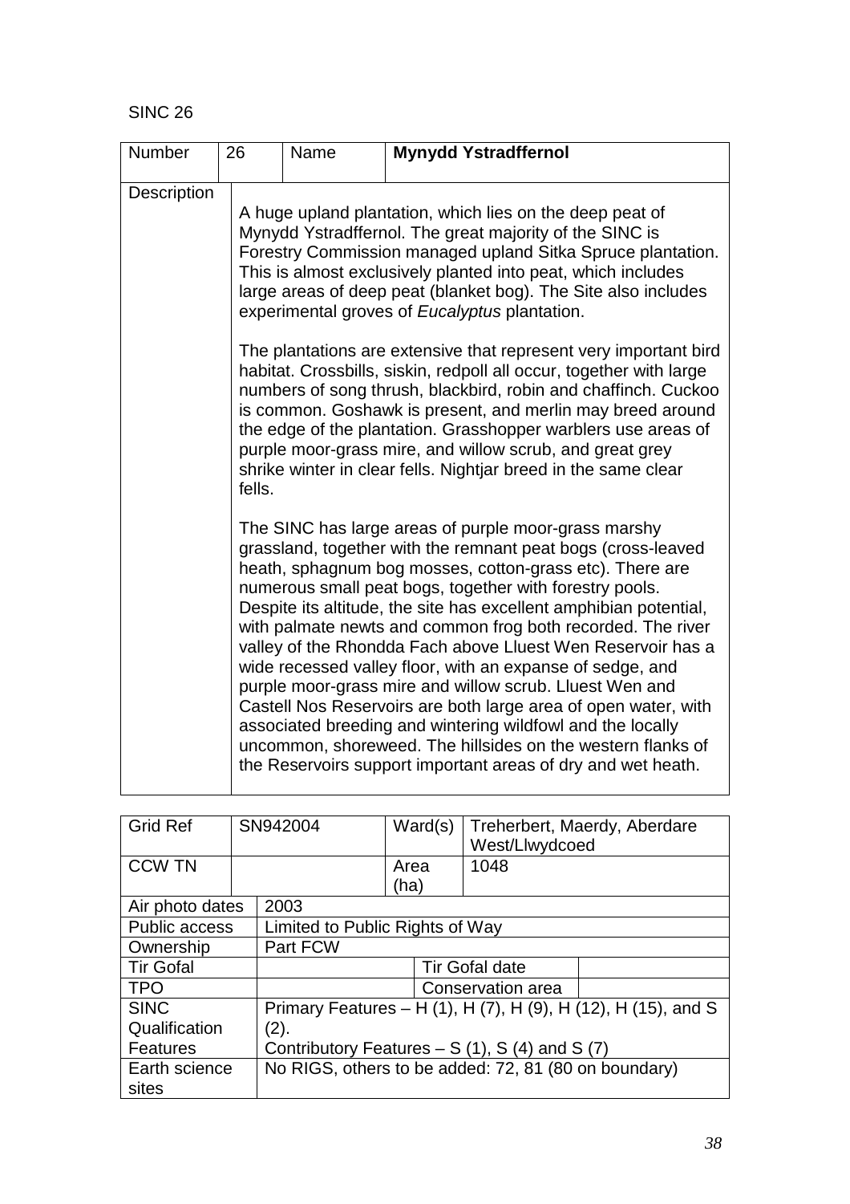SINC 26

| Number | 26 | Name | **Mynydd Ystradffernol** |
|---|---|---|---|
| Description | A huge upland plantation, which lies on the deep peat of Mynydd Ystradffernol. The great majority of the SINC is Forestry Commission managed upland Sitka Spruce plantation. This is almost exclusively planted into peat, which includes large areas of deep peat (blanket bog). The Site also includes experimental groves of *Eucalyptus* plantation.<br><br>The plantations are extensive that represent very important bird habitat. Crossbills, siskin, redpoll all occur, together with large numbers of song thrush, blackbird, robin and chaffinch. Cuckoo is common. Goshawk is present, and merlin may breed around the edge of the plantation. Grasshopper warblers use areas of purple moor-grass mire, and willow scrub, and great grey shrike winter in clear fells. Nightjar breed in the same clear fells.<br><br>The SINC has large areas of purple moor-grass marshy grassland, together with the remnant peat bogs (cross-leaved heath, sphagnum bog mosses, cotton-grass etc). There are numerous small peat bogs, together with forestry pools. Despite its altitude, the site has excellent amphibian potential, with palmate newts and common frog both recorded. The river valley of the Rhondda Fach above Lluest Wen Reservoir has a wide recessed valley floor, with an expanse of sedge, and purple moor-grass mire and willow scrub. Lluest Wen and Castell Nos Reservoirs are both large area of open water, with associated breeding and wintering wildfowl and the locally uncommon, shoreweed. The hillsides on the western flanks of the Reservoirs support important areas of dry and wet heath. | | |

| Grid Ref | SN942004 | Ward(s) | Treherbert, Maerdy, Aberdare West/Llwydcoed |
|---|---|---|---|
| CCW TN | | Area (ha) | 1048 |
| Air photo dates | 2003 | | |
| Public access | Limited to Public Rights of Way | | |
| Ownership | Part FCW | | |
| Tir Gofal | | Tir Gofal date | |
| TPO | | Conservation area | |
| SINC Qualification Features | Primary Features – H (1), H (7), H (9), H (12), H (15), and S (2).<br>Contributory Features – S (1), S (4) and S (7) | | |
| Earth science sites | No RIGS, others to be added: 72, 81 (80 on boundary) | | |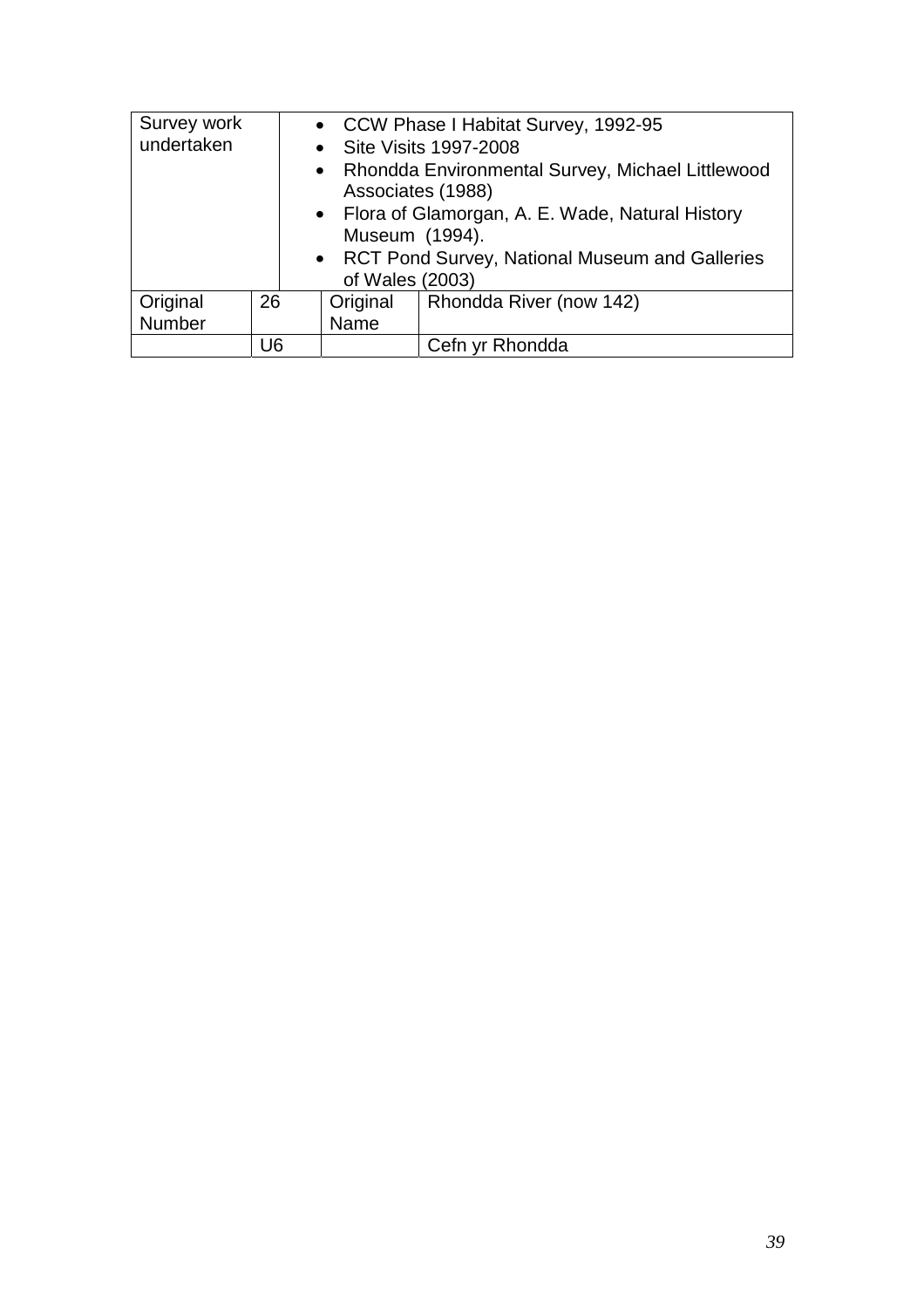| Survey work undertaken | | • CCW Phase I Habitat Survey, 1992-95<br>• Site Visits 1997-2008<br>• Rhondda Environmental Survey, Michael Littlewood Associates (1988)<br>• Flora of Glamorgan, A. E. Wade, Natural History Museum (1994).<br>• RCT Pond Survey, National Museum and Galleries of Wales (2003) | |
|---|---|---|---|
| Original Number | 26 | Original Name | Rhondda River (now 142) |
| | U6 | | Cefn yr Rhondda |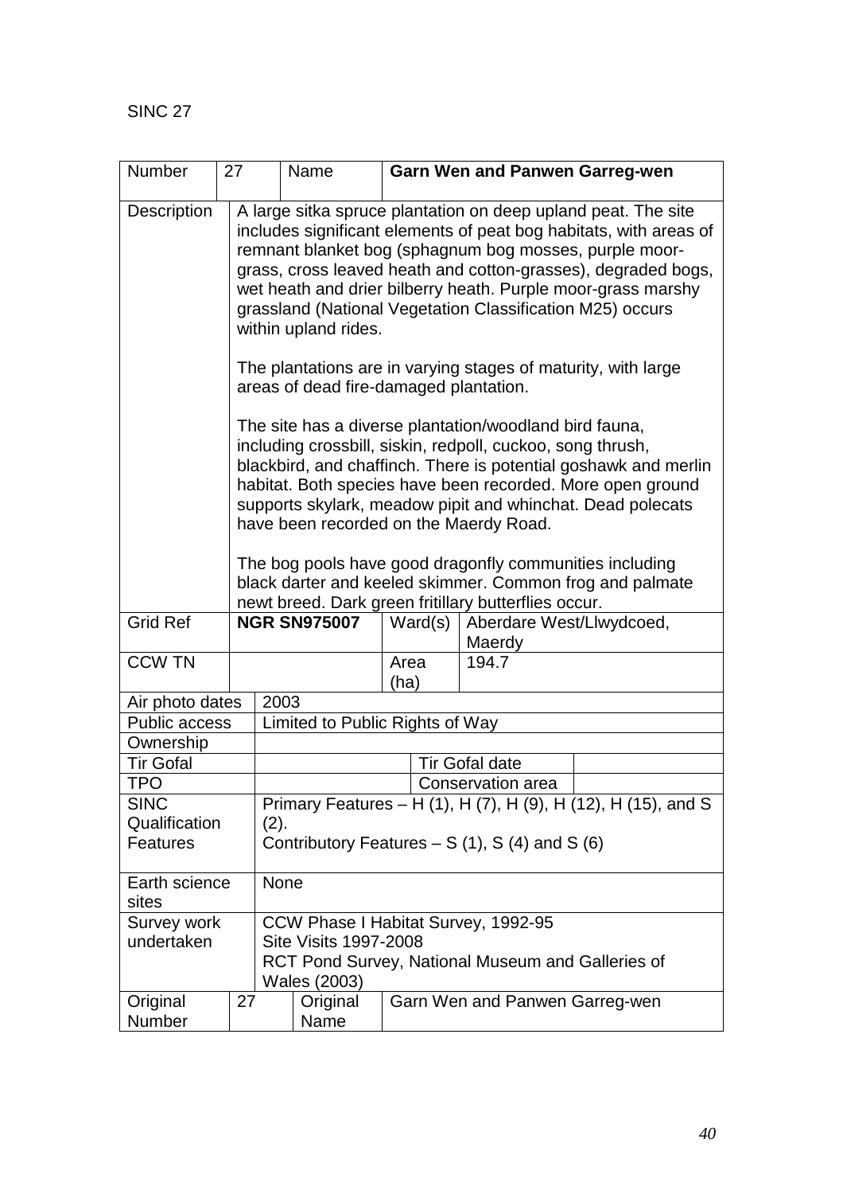SINC 27

| Number | 27 | Name | **Garn Wen and Panwen Garreg-wen** |
|---|---|---|---|
| Description | A large sitka spruce plantation on deep upland peat. The site includes significant elements of peat bog habitats, with areas of remnant blanket bog (sphagnum bog mosses, purple moor-grass, cross leaved heath and cotton-grasses), degraded bogs, wet heath and drier bilberry heath. Purple moor-grass marshy grassland (National Vegetation Classification M25) occurs within upland rides.<br><br>The plantations are in varying stages of maturity, with large areas of dead fire-damaged plantation.<br><br>The site has a diverse plantation/woodland bird fauna, including crossbill, siskin, redpoll, cuckoo, song thrush, blackbird, and chaffinch. There is potential goshawk and merlin habitat. Both species have been recorded. More open ground supports skylark, meadow pipit and whinchat. Dead polecats have been recorded on the Maerdy Road.<br><br>The bog pools have good dragonfly communities including black darter and keeled skimmer. Common frog and palmate newt breed. Dark green fritillary butterflies occur. | | |
| Grid Ref | **NGR SN975007** | Ward(s) | Aberdare West/Llwydcoed, Maerdy |
| CCW TN | | Area (ha) | 194.7 |
| Air photo dates | 2003 | | |
| Public access | Limited to Public Rights of Way | | |
| Ownership | | | |
| Tir Gofal | | Tir Gofal date | |
| TPO | | Conservation area | |
| SINC Qualification Features | Primary Features – H (1), H (7), H (9), H (12), H (15), and S (2).<br>Contributory Features – S (1), S (4) and S (6) | | |
| Earth science sites | None | | |
| Survey work undertaken | CCW Phase I Habitat Survey, 1992-95<br>Site Visits 1997-2008<br>RCT Pond Survey, National Museum and Galleries of Wales (2003) | | |
| Original Number | 27 | Original Name | Garn Wen and Panwen Garreg-wen |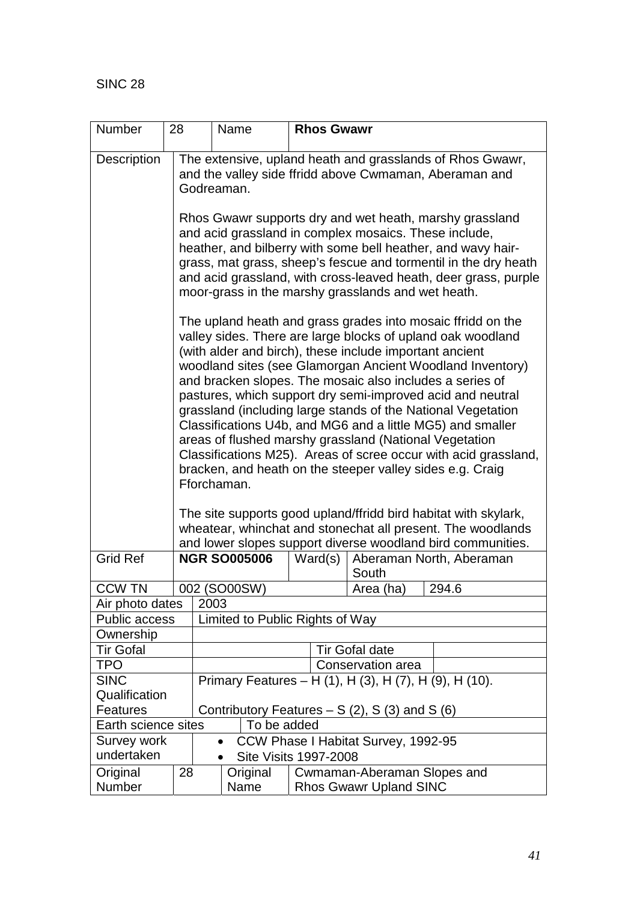SINC 28

| Number | 28 | Name | **Rhos Gwawr** | | |
|---|---|---|---|---|---|
| Description | The extensive, upland heath and grasslands of Rhos Gwawr, and the valley side ffridd above Cwmaman, Aberaman and Godreaman.<br><br>Rhos Gwawr supports dry and wet heath, marshy grassland and acid grassland in complex mosaics. These include, heather, and bilberry with some bell heather, and wavy hair-grass, mat grass, sheep's fescue and tormentil in the dry heath and acid grassland, with cross-leaved heath, deer grass, purple moor-grass in the marshy grasslands and wet heath.<br><br>The upland heath and grass grades into mosaic ffridd on the valley sides. There are large blocks of upland oak woodland (with alder and birch), these include important ancient woodland sites (see Glamorgan Ancient Woodland Inventory) and bracken slopes. The mosaic also includes a series of pastures, which support dry semi-improved acid and neutral grassland (including large stands of the National Vegetation Classifications U4b, and MG6 and a little MG5) and smaller areas of flushed marshy grassland (National Vegetation Classifications M25). Areas of scree occur with acid grassland, bracken, and heath on the steeper valley sides e.g. Craig Fforchaman.<br><br>The site supports good upland/ffridd bird habitat with skylark, wheatear, whinchat and stonechat all present. The woodlands and lower slopes support diverse woodland bird communities. | | | | |
| Grid Ref | **NGR SO005006** | | Ward(s) | Aberaman North, Aberaman South | |
| CCW TN | 002 (SO00SW) | | | Area (ha) | 294.6 |
| Air photo dates | 2003 | | | | |
| Public access | Limited to Public Rights of Way | | | | |
| Ownership | | | | | |
| Tir Gofal | | | | Tir Gofal date | |
| TPO | | | | Conservation area | |
| SINC Qualification Features | Primary Features – H (1), H (3), H (7), H (9), H (10).<br><br>Contributory Features – S (2), S (3) and S (6) | | | | |
| Earth science sites | To be added | | | | |
| Survey work undertaken | • CCW Phase I Habitat Survey, 1992-95<br>• Site Visits 1997-2008 | | | | |
| Original Number | 28 | Original Name | Cwmaman-Aberaman Slopes and Rhos Gwawr Upland SINC | | |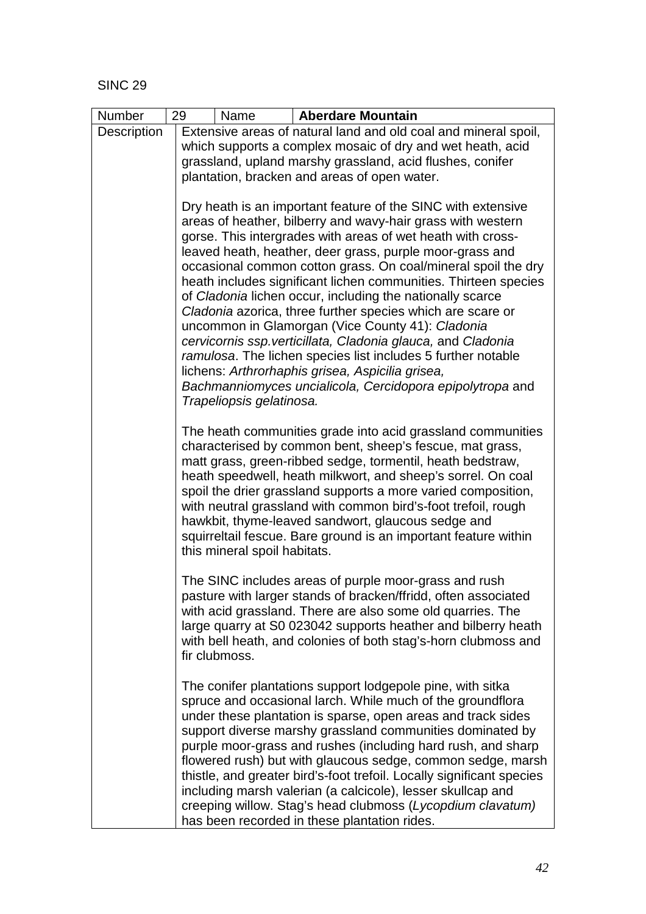SINC 29

| Number | 29 | Name | **Aberdare Mountain** |
|---|---|---|---|
| Description | Extensive areas of natural land and old coal and mineral spoil, which supports a complex mosaic of dry and wet heath, acid grassland, upland marshy grassland, acid flushes, conifer plantation, bracken and areas of open water.<br><br>Dry heath is an important feature of the SINC with extensive areas of heather, bilberry and wavy-hair grass with western gorse. This intergrades with areas of wet heath with cross-leaved heath, heather, deer grass, purple moor-grass and occasional common cotton grass. On coal/mineral spoil the dry heath includes significant lichen communities. Thirteen species of *Cladonia* lichen occur, including the nationally scarce *Cladonia* azorica, three further species which are scare or uncommon in Glamorgan (Vice County 41): *Cladonia cervicornis ssp.verticillata, Cladonia glauca,* and *Cladonia ramulosa*. The lichen species list includes 5 further notable lichens: *Arthrorhaphis grisea, Aspicilia grisea, Bachmanniomyces uncialicola, Cercidopora epipolytropa* and *Trapeliopsis gelatinosa.*<br><br>The heath communities grade into acid grassland communities characterised by common bent, sheep's fescue, mat grass, matt grass, green-ribbed sedge, tormentil, heath bedstraw, heath speedwell, heath milkwort, and sheep's sorrel. On coal spoil the drier grassland supports a more varied composition, with neutral grassland with common bird's-foot trefoil, rough hawkbit, thyme-leaved sandwort, glaucous sedge and squirreltail fescue. Bare ground is an important feature within this mineral spoil habitats.<br><br>The SINC includes areas of purple moor-grass and rush pasture with larger stands of bracken/ffridd, often associated with acid grassland. There are also some old quarries. The large quarry at S0 023042 supports heather and bilberry heath with bell heath, and colonies of both stag's-horn clubmoss and fir clubmoss.<br><br>The conifer plantations support lodgepole pine, with sitka spruce and occasional larch. While much of the groundflora under these plantation is sparse, open areas and track sides support diverse marshy grassland communities dominated by purple moor-grass and rushes (including hard rush, and sharp flowered rush) but with glaucous sedge, common sedge, marsh thistle, and greater bird's-foot trefoil. Locally significant species including marsh valerian (a calcicole), lesser skullcap and creeping willow. Stag's head clubmoss (*Lycopdium clavatum)* has been recorded in these plantation rides. | | |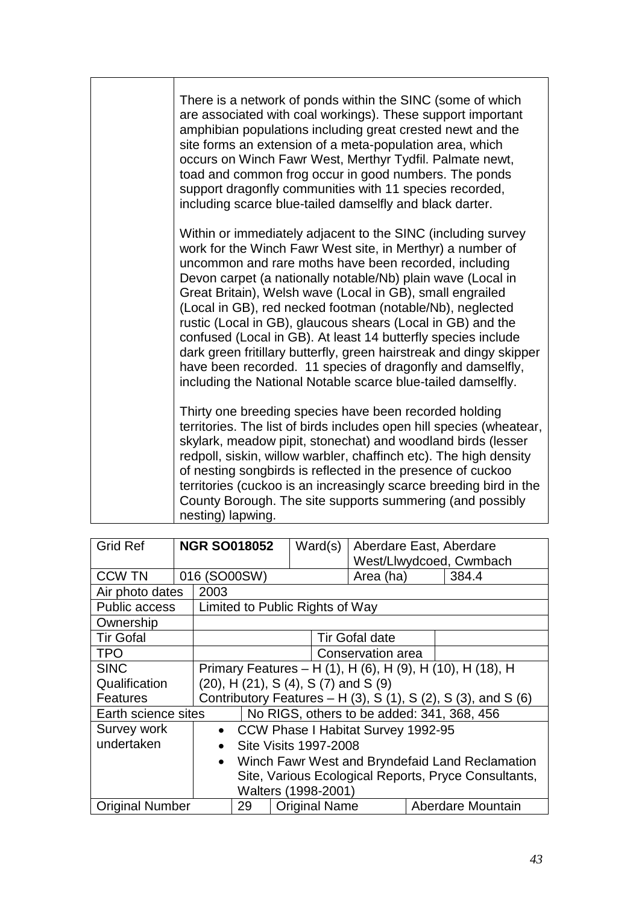| | |
|---|---|
| | There is a network of ponds within the SINC (some of which are associated with coal workings). These support important amphibian populations including great crested newt and the site forms an extension of a meta-population area, which occurs on Winch Fawr West, Merthyr Tydfil. Palmate newt, toad and common frog occur in good numbers. The ponds support dragonfly communities with 11 species recorded, including scarce blue-tailed damselfly and black darter.<br><br>Within or immediately adjacent to the SINC (including survey work for the Winch Fawr West site, in Merthyr) a number of uncommon and rare moths have been recorded, including Devon carpet (a nationally notable/Nb) plain wave (Local in Great Britain), Welsh wave (Local in GB), small engrailed (Local in GB), red necked footman (notable/Nb), neglected rustic (Local in GB), glaucous shears (Local in GB) and the confused (Local in GB). At least 14 butterfly species include dark green fritillary butterfly, green hairstreak and dingy skipper have been recorded. 11 species of dragonfly and damselfly, including the National Notable scarce blue-tailed damselfly.<br><br>Thirty one breeding species have been recorded holding territories. The list of birds includes open hill species (wheatear, skylark, meadow pipit, stonechat) and woodland birds (lesser redpoll, siskin, willow warbler, chaffinch etc). The high density of nesting songbirds is reflected in the presence of cuckoo territories (cuckoo is an increasingly scarce breeding bird in the County Borough. The site supports summering (and possibly nesting) lapwing. |

| Grid Ref | NGR SO018052 | Ward(s) | Aberdare East, Aberdare West/Llwydcoed, Cwmbach | | |
|---|---|---|---|---|---|
| CCW TN | 016 (SO00SW) | | Area (ha) | 384.4 | |
| Air photo dates | 2003 | | | | |
| Public access | Limited to Public Rights of Way | | | | |
| Ownership | | | | | |
| Tir Gofal | | | Tir Gofal date | | |
| TPO | | | Conservation area | | |
| SINC Qualification Features | Primary Features – H (1), H (6), H (9), H (10), H (18), H (20), H (21), S (4), S (7) and S (9)<br>Contributory Features – H (3), S (1), S (2), S (3), and S (6) | | | | |
| Earth science sites | No RIGS, others to be added: 341, 368, 456 | | | | |
| Survey work undertaken | • CCW Phase I Habitat Survey 1992-95<br>• Site Visits 1997-2008<br>• Winch Fawr West and Bryndefaid Land Reclamation Site, Various Ecological Reports, Pryce Consultants, Walters (1998-2001) | | | | |
| Original Number | 29 | Original Name | Aberdare Mountain | | |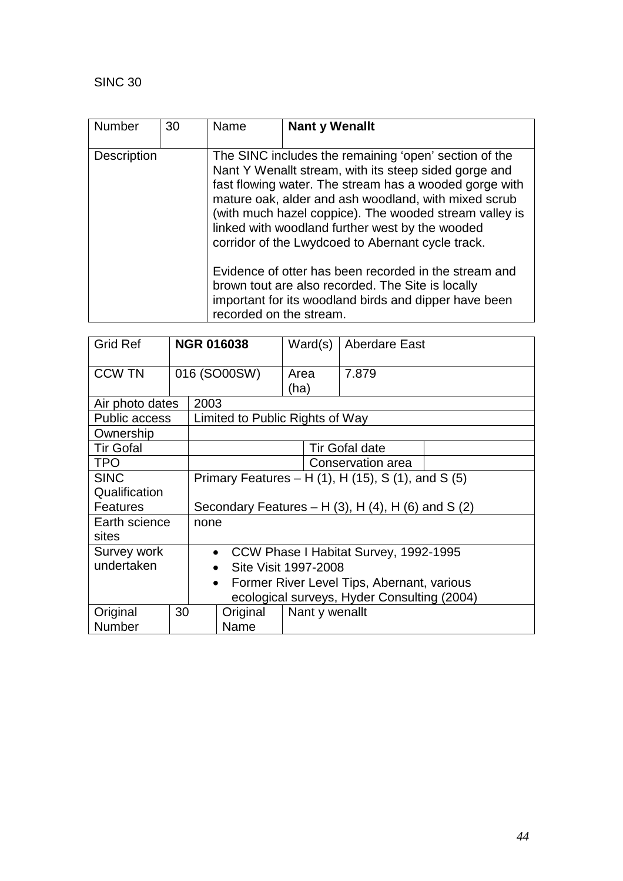SINC 30

| Number | 30 | Name | **Nant y Wenallt** |
|---|---|---|---|
| Description | | The SINC includes the remaining 'open' section of the Nant Y Wenallt stream, with its steep sided gorge and fast flowing water. The stream has a wooded gorge with mature oak, alder and ash woodland, with mixed scrub (with much hazel coppice). The wooded stream valley is linked with woodland further west by the wooded corridor of the Lwydcoed to Abernant cycle track.<br><br>Evidence of otter has been recorded in the stream and brown tout are also recorded. The Site is locally important for its woodland birds and dipper have been recorded on the stream. | |

| Grid Ref | **NGR 016038** | | Ward(s) | Aberdare East | |
|---|---|---|---|---|---|
| CCW TN | 016 (SO00SW) | | Area (ha) | 7.879 | |
| Air photo dates | 2003 | | | | |
| Public access | Limited to Public Rights of Way | | | | |
| Ownership | | | | | |
| Tir Gofal | | | | Tir Gofal date | |
| TPO | | | | Conservation area | |
| SINC Qualification Features | Primary Features – H (1), H (15), S (1), and S (5)<br><br>Secondary Features – H (3), H (4), H (6) and S (2) | | | | |
| Earth science sites | none | | | | |
| Survey work undertaken | • CCW Phase I Habitat Survey, 1992-1995<br>• Site Visit 1997-2008<br>• Former River Level Tips, Abernant, various ecological surveys, Hyder Consulting (2004) | | | | |
| Original Number | 30 | Original Name | Nant y wenallt | | |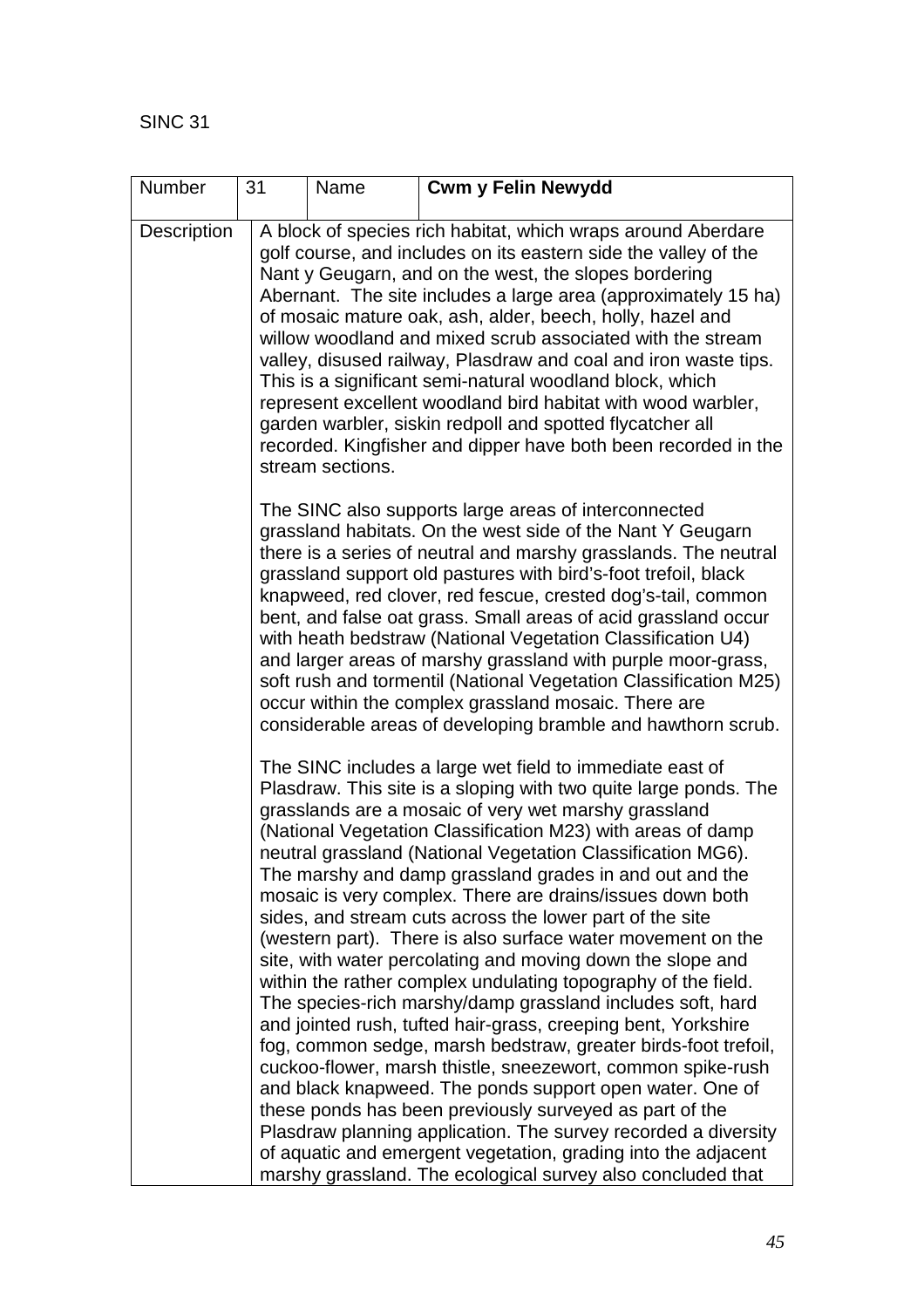SINC 31

| Number | 31 | Name | **Cwm y Felin Newydd** |
|---|---|---|---|
| Description | A block of species rich habitat, which wraps around Aberdare golf course, and includes on its eastern side the valley of the Nant y Geugarn, and on the west, the slopes bordering Abernant. The site includes a large area (approximately 15 ha) of mosaic mature oak, ash, alder, beech, holly, hazel and willow woodland and mixed scrub associated with the stream valley, disused railway, Plasdraw and coal and iron waste tips. This is a significant semi-natural woodland block, which represent excellent woodland bird habitat with wood warbler, garden warbler, siskin redpoll and spotted flycatcher all recorded. Kingfisher and dipper have both been recorded in the stream sections.<br><br>The SINC also supports large areas of interconnected grassland habitats. On the west side of the Nant Y Geugarn there is a series of neutral and marshy grasslands. The neutral grassland support old pastures with bird's-foot trefoil, black knapweed, red clover, red fescue, crested dog's-tail, common bent, and false oat grass. Small areas of acid grassland occur with heath bedstraw (National Vegetation Classification U4) and larger areas of marshy grassland with purple moor-grass, soft rush and tormentil (National Vegetation Classification M25) occur within the complex grassland mosaic. There are considerable areas of developing bramble and hawthorn scrub.<br><br>The SINC includes a large wet field to immediate east of Plasdraw. This site is a sloping with two quite large ponds. The grasslands are a mosaic of very wet marshy grassland (National Vegetation Classification M23) with areas of damp neutral grassland (National Vegetation Classification MG6). The marshy and damp grassland grades in and out and the mosaic is very complex. There are drains/issues down both sides, and stream cuts across the lower part of the site (western part). There is also surface water movement on the site, with water percolating and moving down the slope and within the rather complex undulating topography of the field. The species-rich marshy/damp grassland includes soft, hard and jointed rush, tufted hair-grass, creeping bent, Yorkshire fog, common sedge, marsh bedstraw, greater birds-foot trefoil, cuckoo-flower, marsh thistle, sneezewort, common spike-rush and black knapweed. The ponds support open water. One of these ponds has been previously surveyed as part of the Plasdraw planning application. The survey recorded a diversity of aquatic and emergent vegetation, grading into the adjacent marshy grassland. The ecological survey also concluded that | | | |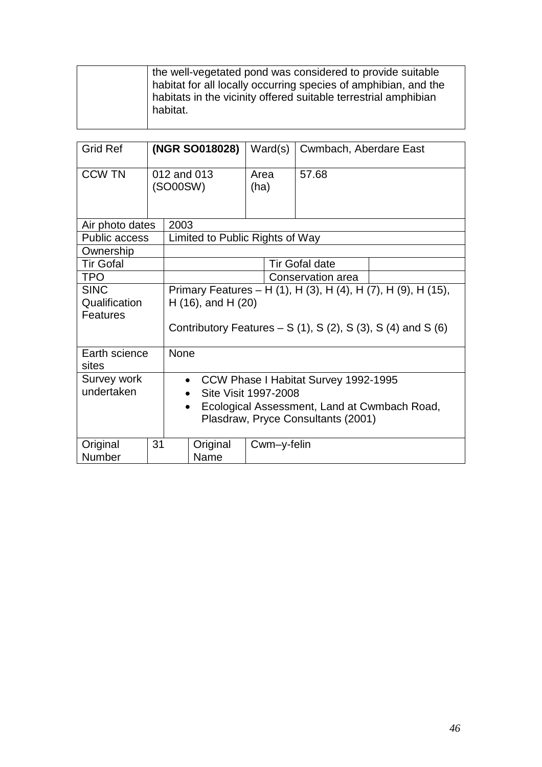| | the well-vegetated pond was considered to provide suitable habitat for all locally occurring species of amphibian, and the habitats in the vicinity offered suitable terrestrial amphibian habitat. |
|---|---|

| Grid Ref | **(NGR SO018028)** | Ward(s) | Cwmbach, Aberdare East |
|---|---|---|---|
| CCW TN | 012 and 013 (SO00SW) | Area (ha) | 57.68 |
| Air photo dates | 2003 | | |
| Public access | Limited to Public Rights of Way | | |
| Ownership | | | |
| Tir Gofal | | Tir Gofal date | |
| TPO | | Conservation area | |
| SINC Qualification Features | Primary Features – H (1), H (3), H (4), H (7), H (9), H (15), H (16), and H (20)<br><br>Contributory Features – S (1), S (2), S (3), S (4) and S (6) | | |
| Earth science sites | None | | |
| Survey work undertaken | • CCW Phase I Habitat Survey 1992-1995<br>• Site Visit 1997-2008<br>• Ecological Assessment, Land at Cwmbach Road, Plasdraw, Pryce Consultants (2001) | | |
| Original Number | 31 | Original Name | Cwm–y-felin |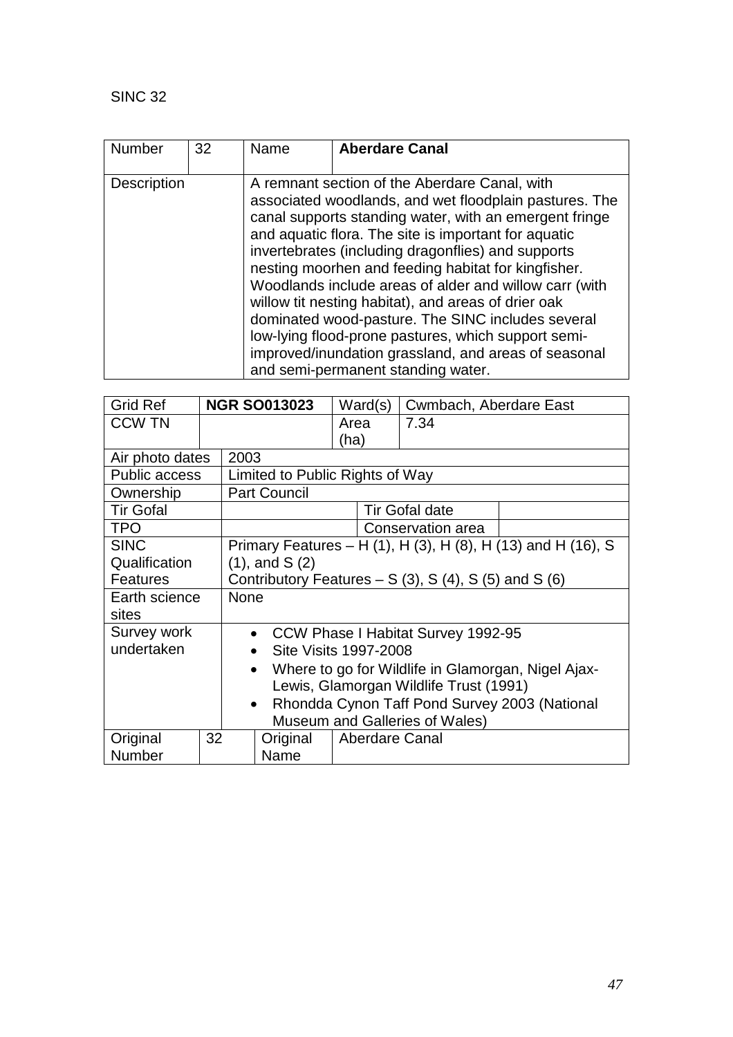SINC 32

| Number | 32 | Name | **Aberdare Canal** |
|---|---|---|---|
| Description | | A remnant section of the Aberdare Canal, with associated woodlands, and wet floodplain pastures. The canal supports standing water, with an emergent fringe and aquatic flora. The site is important for aquatic invertebrates (including dragonflies) and supports nesting moorhen and feeding habitat for kingfisher. Woodlands include areas of alder and willow carr (with willow tit nesting habitat), and areas of drier oak dominated wood-pasture. The SINC includes several low-lying flood-prone pastures, which support semi-improved/inundation grassland, and areas of seasonal and semi-permanent standing water. | |

| Grid Ref | **NGR SO013023** | Ward(s) | Cwmbach, Aberdare East |
|---|---|---|---|
| CCW TN | | Area (ha) | 7.34 |
| Air photo dates | 2003 | | |
| Public access | Limited to Public Rights of Way | | |
| Ownership | Part Council | | |
| Tir Gofal | | Tir Gofal date | |
| TPO | | Conservation area | |
| SINC Qualification Features | Primary Features – H (1), H (3), H (8), H (13) and H (16), S (1), and S (2)<br>Contributory Features – S (3), S (4), S (5) and S (6) | | |
| Earth science sites | None | | |
| Survey work undertaken | • CCW Phase I Habitat Survey 1992-95<br>• Site Visits 1997-2008<br>• Where to go for Wildlife in Glamorgan, Nigel Ajax-Lewis, Glamorgan Wildlife Trust (1991)<br>• Rhondda Cynon Taff Pond Survey 2003 (National Museum and Galleries of Wales) | | |
| Original Number | 32 | Original Name | Aberdare Canal |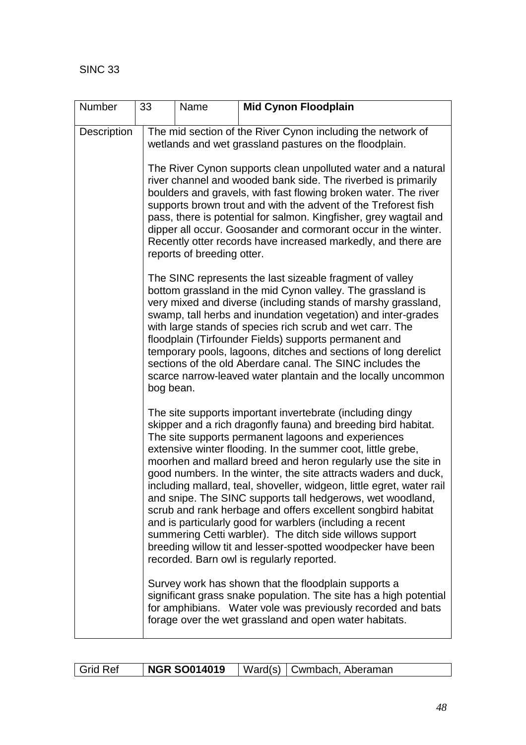SINC 33

| Number | 33 | Name | **Mid Cynon Floodplain** |
| --- | --- | --- | --- |
| Description | The mid section of the River Cynon including the network of wetlands and wet grassland pastures on the floodplain.<br><br>The River Cynon supports clean unpolluted water and a natural river channel and wooded bank side. The riverbed is primarily boulders and gravels, with fast flowing broken water. The river supports brown trout and with the advent of the Treforest fish pass, there is potential for salmon. Kingfisher, grey wagtail and dipper all occur. Goosander and cormorant occur in the winter. Recently otter records have increased markedly, and there are reports of breeding otter.<br><br>The SINC represents the last sizeable fragment of valley bottom grassland in the mid Cynon valley. The grassland is very mixed and diverse (including stands of marshy grassland, swamp, tall herbs and inundation vegetation) and inter-grades with large stands of species rich scrub and wet carr. The floodplain (Tirfounder Fields) supports permanent and temporary pools, lagoons, ditches and sections of long derelict sections of the old Aberdare canal. The SINC includes the scarce narrow-leaved water plantain and the locally uncommon bog bean.<br><br>The site supports important invertebrate (including dingy skipper and a rich dragonfly fauna) and breeding bird habitat. The site supports permanent lagoons and experiences extensive winter flooding. In the summer coot, little grebe, moorhen and mallard breed and heron regularly use the site in good numbers. In the winter, the site attracts waders and duck, including mallard, teal, shoveller, widgeon, little egret, water rail and snipe. The SINC supports tall hedgerows, wet woodland, scrub and rank herbage and offers excellent songbird habitat and is particularly good for warblers (including a recent summering Cetti warbler). The ditch side willows support breeding willow tit and lesser-spotted woodpecker have been recorded. Barn owl is regularly reported.<br><br>Survey work has shown that the floodplain supports a significant grass snake population. The site has a high potential for amphibians. Water vole was previously recorded and bats forage over the wet grassland and open water habitats. | | | |

| Grid Ref | **NGR SO014019** | Ward(s) | Cwmbach, Aberaman |
| --- | --- | --- | --- |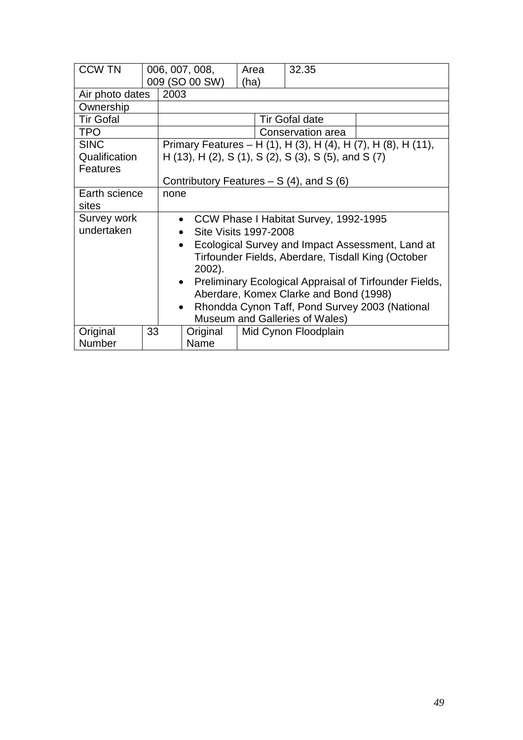| CCW TN | 006, 007, 008, 009 (SO 00 SW) | Area (ha) | 32.35 |
|---|---|---|---|
| Air photo dates | 2003 | | |
| Ownership | | | |
| Tir Gofal | | Tir Gofal date | |
| TPO | | Conservation area | |
| SINC Qualification Features | Primary Features – H (1), H (3), H (4), H (7), H (8), H (11), H (13), H (2), S (1), S (2), S (3), S (5), and S (7)<br><br>Contributory Features – S (4), and S (6) | | |
| Earth science sites | none | | |
| Survey work undertaken | • CCW Phase I Habitat Survey, 1992-1995<br>• Site Visits 1997-2008<br>• Ecological Survey and Impact Assessment, Land at Tirfounder Fields, Aberdare, Tisdall King (October 2002).<br>• Preliminary Ecological Appraisal of Tirfounder Fields, Aberdare, Komex Clarke and Bond (1998)<br>• Rhondda Cynon Taff, Pond Survey 2003 (National Museum and Galleries of Wales) | | |
| Original Number | 33 | Original Name | Mid Cynon Floodplain |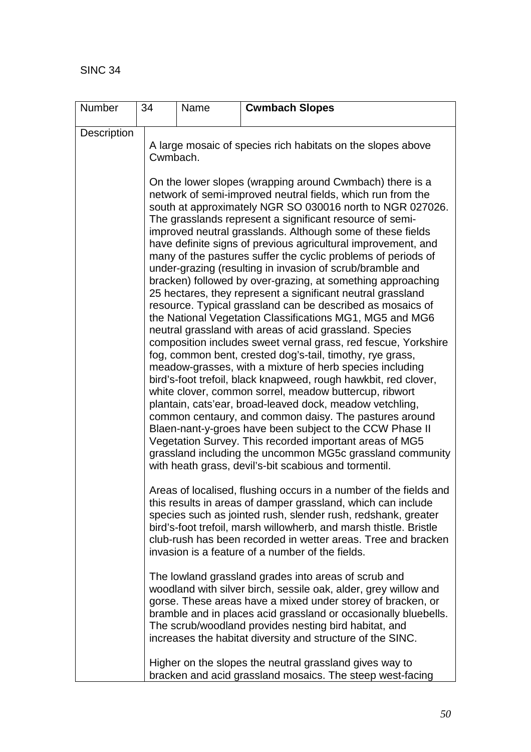SINC 34

| Number | 34 | Name | **Cwmbach Slopes** |
|---|---|---|---|
| Description | A large mosaic of species rich habitats on the slopes above Cwmbach.<br><br>On the lower slopes (wrapping around Cwmbach) there is a network of semi-improved neutral fields, which run from the south at approximately NGR SO 030016 north to NGR 027026. The grasslands represent a significant resource of semi-improved neutral grasslands. Although some of these fields have definite signs of previous agricultural improvement, and many of the pastures suffer the cyclic problems of periods of under-grazing (resulting in invasion of scrub/bramble and bracken) followed by over-grazing, at something approaching 25 hectares, they represent a significant neutral grassland resource. Typical grassland can be described as mosaics of the National Vegetation Classifications MG1, MG5 and MG6 neutral grassland with areas of acid grassland. Species composition includes sweet vernal grass, red fescue, Yorkshire fog, common bent, crested dog's-tail, timothy, rye grass, meadow-grasses, with a mixture of herb species including bird's-foot trefoil, black knapweed, rough hawkbit, red clover, white clover, common sorrel, meadow buttercup, ribwort plantain, cats'ear, broad-leaved dock, meadow vetchling, common centaury, and common daisy. The pastures around Blaen-nant-y-groes have been subject to the CCW Phase II Vegetation Survey. This recorded important areas of MG5 grassland including the uncommon MG5c grassland community with heath grass, devil's-bit scabious and tormentil.<br><br>Areas of localised, flushing occurs in a number of the fields and this results in areas of damper grassland, which can include species such as jointed rush, slender rush, redshank, greater bird's-foot trefoil, marsh willowherb, and marsh thistle. Bristle club-rush has been recorded in wetter areas. Tree and bracken invasion is a feature of a number of the fields.<br><br>The lowland grassland grades into areas of scrub and woodland with silver birch, sessile oak, alder, grey willow and gorse. These areas have a mixed under storey of bracken, or bramble and in places acid grassland or occasionally bluebells. The scrub/woodland provides nesting bird habitat, and increases the habitat diversity and structure of the SINC.<br><br>Higher on the slopes the neutral grassland gives way to bracken and acid grassland mosaics. The steep west-facing | | | |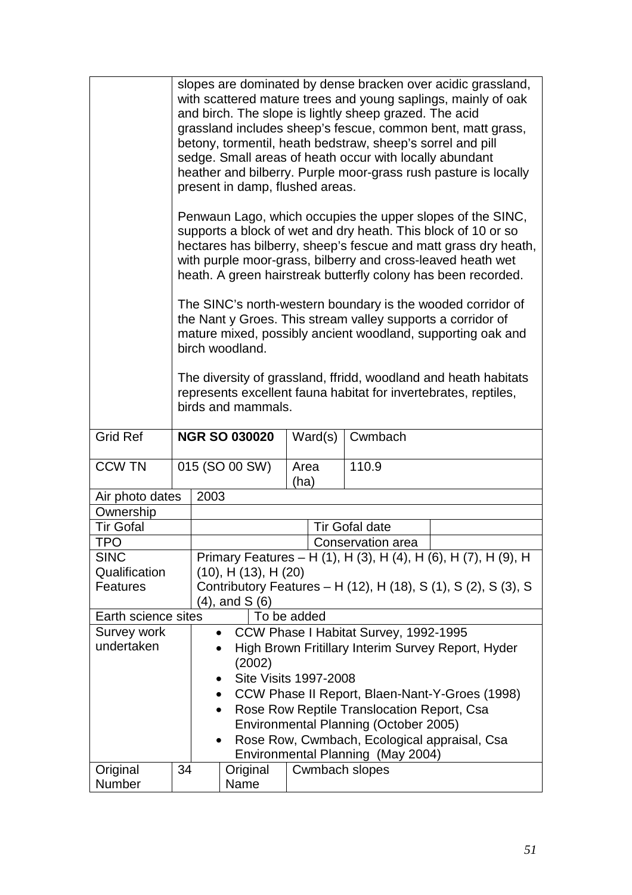| | |
|---|---|
| | slopes are dominated by dense bracken over acidic grassland, with scattered mature trees and young saplings, mainly of oak and birch. The slope is lightly sheep grazed. The acid grassland includes sheep's fescue, common bent, matt grass, betony, tormentil, heath bedstraw, sheep's sorrel and pill sedge. Small areas of heath occur with locally abundant heather and bilberry. Purple moor-grass rush pasture is locally present in damp, flushed areas.<br><br>Penwaun Lago, which occupies the upper slopes of the SINC, supports a block of wet and dry heath. This block of 10 or so hectares has bilberry, sheep's fescue and matt grass dry heath, with purple moor-grass, bilberry and cross-leaved heath wet heath. A green hairstreak butterfly colony has been recorded.<br><br>The SINC's north-western boundary is the wooded corridor of the Nant y Groes. This stream valley supports a corridor of mature mixed, possibly ancient woodland, supporting oak and birch woodland.<br><br>The diversity of grassland, ffridd, woodland and heath habitats represents excellent fauna habitat for invertebrates, reptiles, birds and mammals. |

| Grid Ref | **NGR SO 030020** | Ward(s) | Cwmbach |
|---|---|---|---|
| CCW TN | 015 (SO 00 SW) | Area (ha) | 110.9 |

| | | | |
|---|---|---|---|
| Air photo dates | 2003 | | |
| Ownership | | | |
| Tir Gofal | | Tir Gofal date | |
| TPO | | Conservation area | |
| SINC Qualification Features | Primary Features – H (1), H (3), H (4), H (6), H (7), H (9), H (10), H (13), H (20)<br>Contributory Features – H (12), H (18), S (1), S (2), S (3), S (4), and S (6) | | |
| Earth science sites | To be added | | |
| Survey work undertaken | • CCW Phase I Habitat Survey, 1992-1995<br>• High Brown Fritillary Interim Survey Report, Hyder (2002)<br>• Site Visits 1997-2008<br>• CCW Phase II Report, Blaen-Nant-Y-Groes (1998)<br>• Rose Row Reptile Translocation Report, Csa Environmental Planning (October 2005)<br>• Rose Row, Cwmbach, Ecological appraisal, Csa Environmental Planning (May 2004) | | |

| Original Number | 34 | Original Name | Cwmbach slopes |
|---|---|---|---|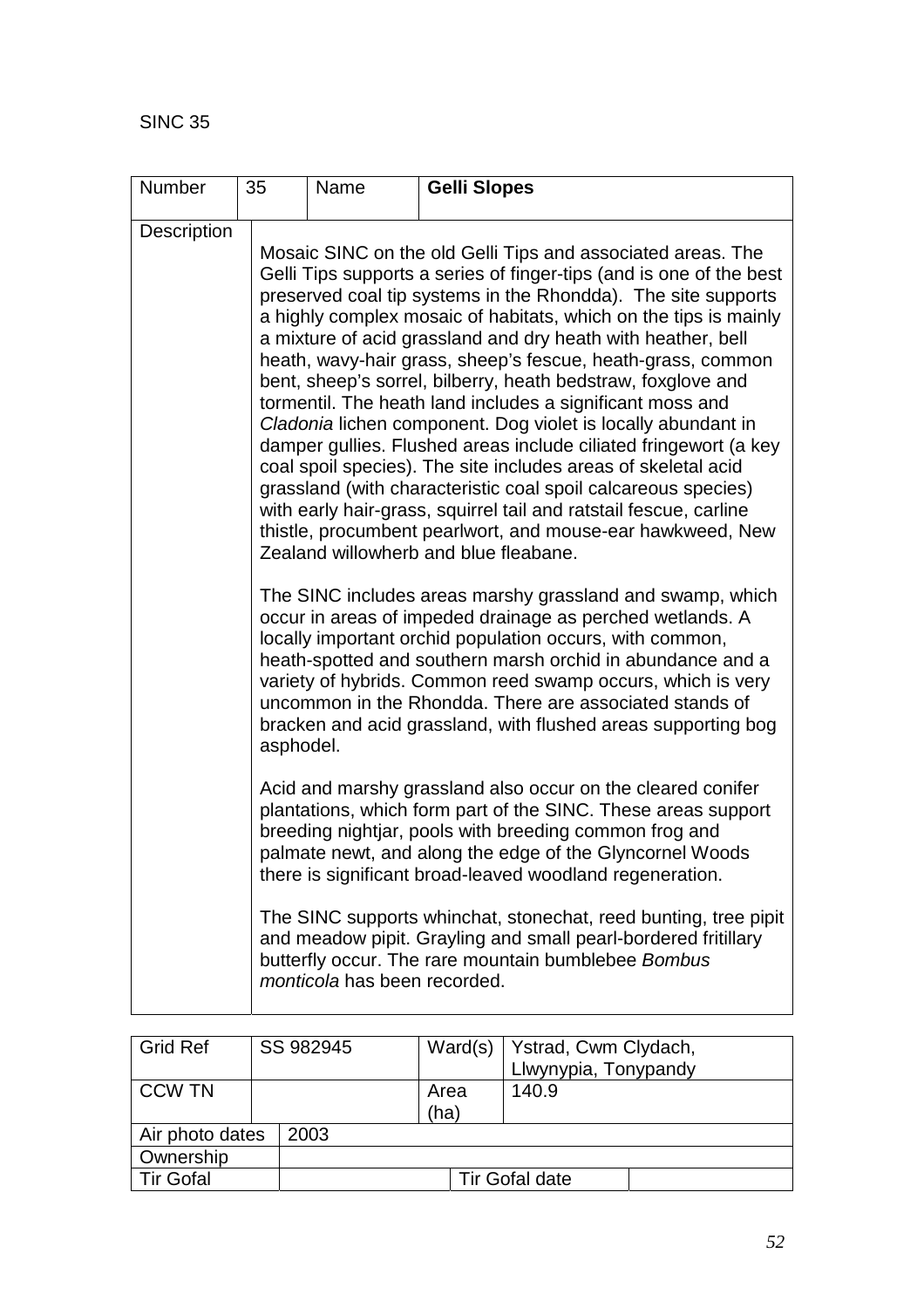SINC 35

| Number | 35 | Name | **Gelli Slopes** |
|---|---|---|---|
| Description | Mosaic SINC on the old Gelli Tips and associated areas. The Gelli Tips supports a series of finger-tips (and is one of the best preserved coal tip systems in the Rhondda). The site supports a highly complex mosaic of habitats, which on the tips is mainly a mixture of acid grassland and dry heath with heather, bell heath, wavy-hair grass, sheep's fescue, heath-grass, common bent, sheep's sorrel, bilberry, heath bedstraw, foxglove and tormentil. The heath land includes a significant moss and *Cladonia* lichen component. Dog violet is locally abundant in damper gullies. Flushed areas include ciliated fringewort (a key coal spoil species). The site includes areas of skeletal acid grassland (with characteristic coal spoil calcareous species) with early hair-grass, squirrel tail and ratstail fescue, carline thistle, procumbent pearlwort, and mouse-ear hawkweed, New Zealand willowherb and blue fleabane.<br><br>The SINC includes areas marshy grassland and swamp, which occur in areas of impeded drainage as perched wetlands. A locally important orchid population occurs, with common, heath-spotted and southern marsh orchid in abundance and a variety of hybrids. Common reed swamp occurs, which is very uncommon in the Rhondda. There are associated stands of bracken and acid grassland, with flushed areas supporting bog asphodel.<br><br>Acid and marshy grassland also occur on the cleared conifer plantations, which form part of the SINC. These areas support breeding nightjar, pools with breeding common frog and palmate newt, and along the edge of the Glyncornel Woods there is significant broad-leaved woodland regeneration.<br><br>The SINC supports whinchat, stonechat, reed bunting, tree pipit and meadow pipit. Grayling and small pearl-bordered fritillary butterfly occur. The rare mountain bumblebee *Bombus monticola* has been recorded. | | |

| Grid Ref | SS 982945 | Ward(s) | Ystrad, Cwm Clydach, Llwynypia, Tonypandy |
|---|---|---|---|
| CCW TN | | Area (ha) | 140.9 |
| Air photo dates | 2003 | | |
| Ownership | | | |
| Tir Gofal | | Tir Gofal date | |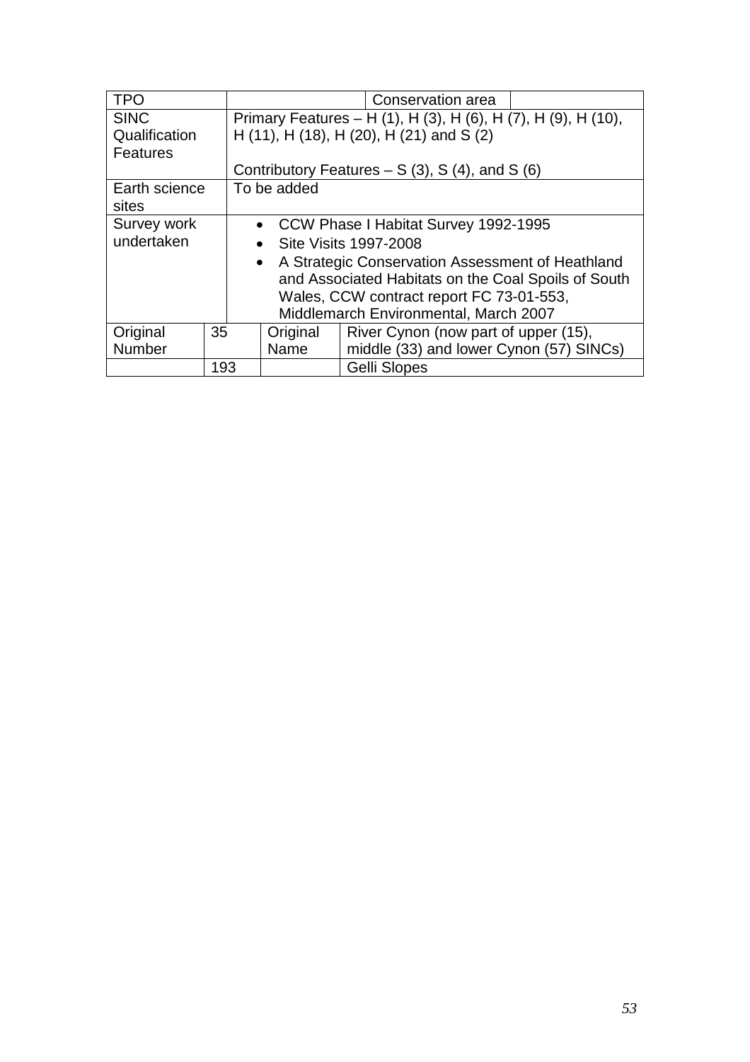| TPO | | | | Conservation area | |
|---|---|---|---|---|---|
| SINC Qualification Features | Primary Features – H (1), H (3), H (6), H (7), H (9), H (10), H (11), H (18), H (20), H (21) and S (2)<br><br>Contributory Features – S (3), S (4), and S (6) | | | | |
| Earth science sites | To be added | | | | |
| Survey work undertaken | • CCW Phase I Habitat Survey 1992-1995<br>• Site Visits 1997-2008<br>• A Strategic Conservation Assessment of Heathland and Associated Habitats on the Coal Spoils of South Wales, CCW contract report FC 73-01-553, Middlemarch Environmental, March 2007 | | | | |
| Original Number | 35 | Original Name | River Cynon (now part of upper (15), middle (33) and lower Cynon (57) SINCs) | | |
| | 193 | | Gelli Slopes | | |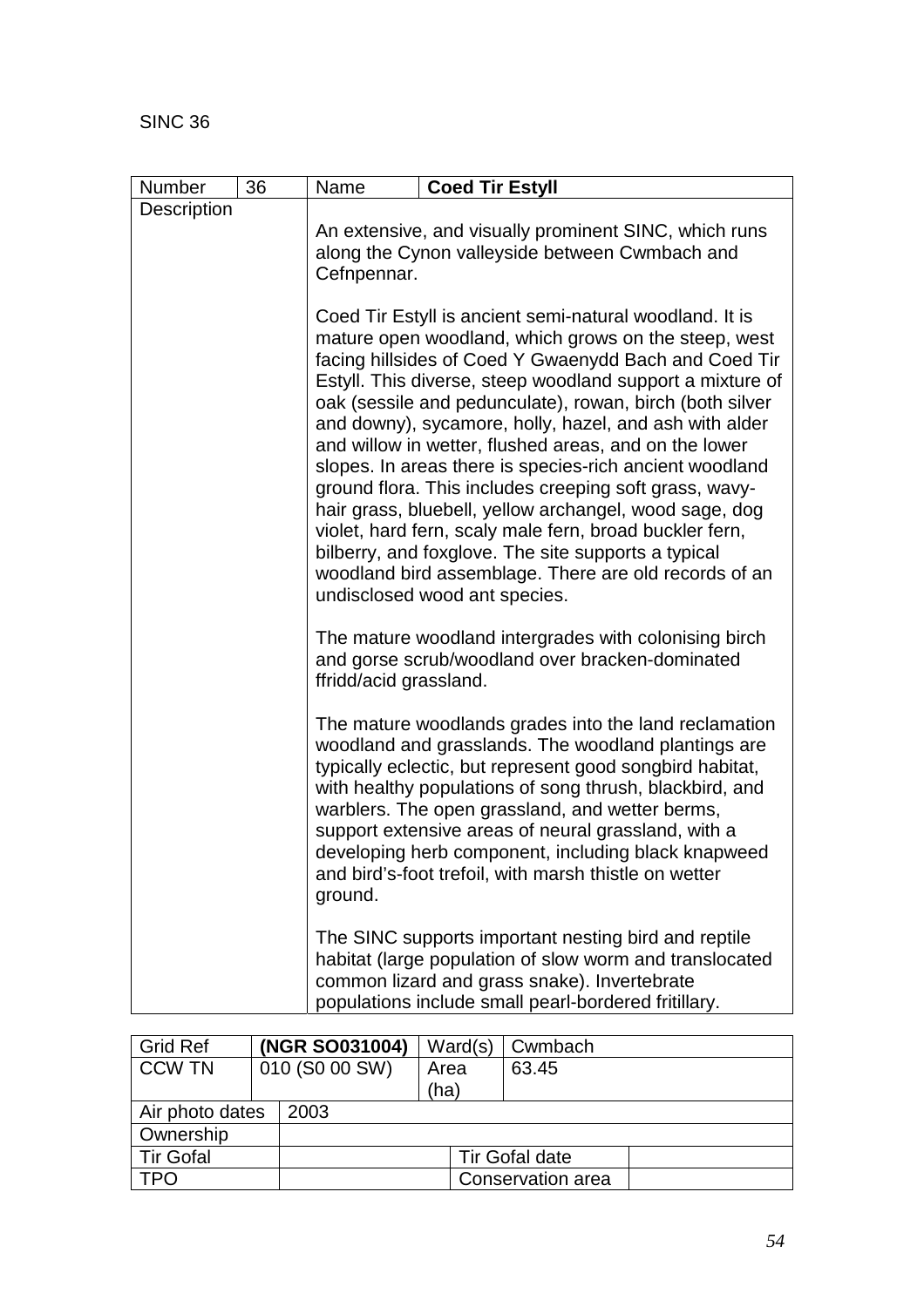SINC 36

| Number | 36 | Name | **Coed Tir Estyll** |
|---|---|---|---|
| Description | | An extensive, and visually prominent SINC, which runs along the Cynon valleyside between Cwmbach and Cefnpennar.<br><br>Coed Tir Estyll is ancient semi-natural woodland. It is mature open woodland, which grows on the steep, west facing hillsides of Coed Y Gwaenydd Bach and Coed Tir Estyll. This diverse, steep woodland support a mixture of oak (sessile and pedunculate), rowan, birch (both silver and downy), sycamore, holly, hazel, and ash with alder and willow in wetter, flushed areas, and on the lower slopes. In areas there is species-rich ancient woodland ground flora. This includes creeping soft grass, wavy-hair grass, bluebell, yellow archangel, wood sage, dog violet, hard fern, scaly male fern, broad buckler fern, bilberry, and foxglove. The site supports a typical woodland bird assemblage. There are old records of an undisclosed wood ant species.<br><br>The mature woodland intergrades with colonising birch and gorse scrub/woodland over bracken-dominated ffridd/acid grassland.<br><br>The mature woodlands grades into the land reclamation woodland and grasslands. The woodland plantings are typically eclectic, but represent good songbird habitat, with healthy populations of song thrush, blackbird, and warblers. The open grassland, and wetter berms, support extensive areas of neural grassland, with a developing herb component, including black knapweed and bird's-foot trefoil, with marsh thistle on wetter ground.<br><br>The SINC supports important nesting bird and reptile habitat (large population of slow worm and translocated common lizard and grass snake). Invertebrate populations include small pearl-bordered fritillary. | |

| Grid Ref | **(NGR SO031004)** | Ward(s) | Cwmbach |
|---|---|---|---|
| CCW TN | 010 (S0 00 SW) | Area (ha) | 63.45 |
| Air photo dates | 2003 | | |
| Ownership | | | |
| Tir Gofal | | Tir Gofal date | |
| TPO | | Conservation area | |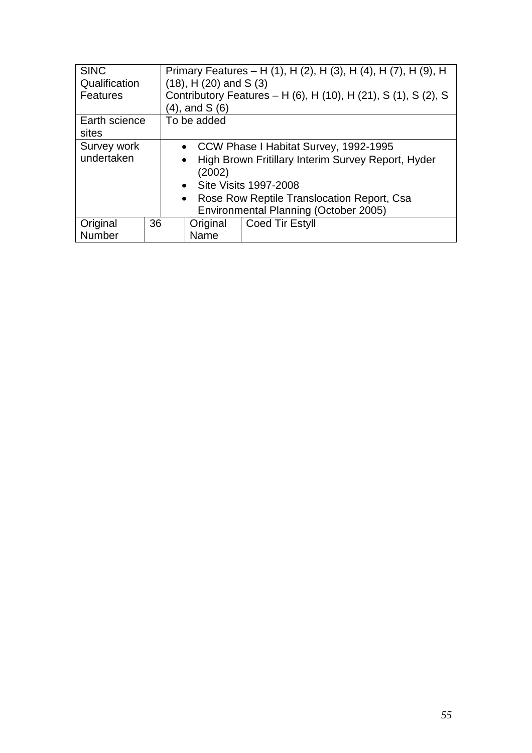| SINC Qualification Features | Primary Features – H (1), H (2), H (3), H (4), H (7), H (9), H (18), H (20) and S (3)<br>Contributory Features – H (6), H (10), H (21), S (1), S (2), S (4), and S (6) | | |
|---|---|---|---|
| Earth science sites | To be added | | |
| Survey work undertaken | • CCW Phase I Habitat Survey, 1992-1995<br>• High Brown Fritillary Interim Survey Report, Hyder (2002)<br>• Site Visits 1997-2008<br>• Rose Row Reptile Translocation Report, Csa Environmental Planning (October 2005) | | |
| Original Number | 36 | Original Name | Coed Tir Estyll |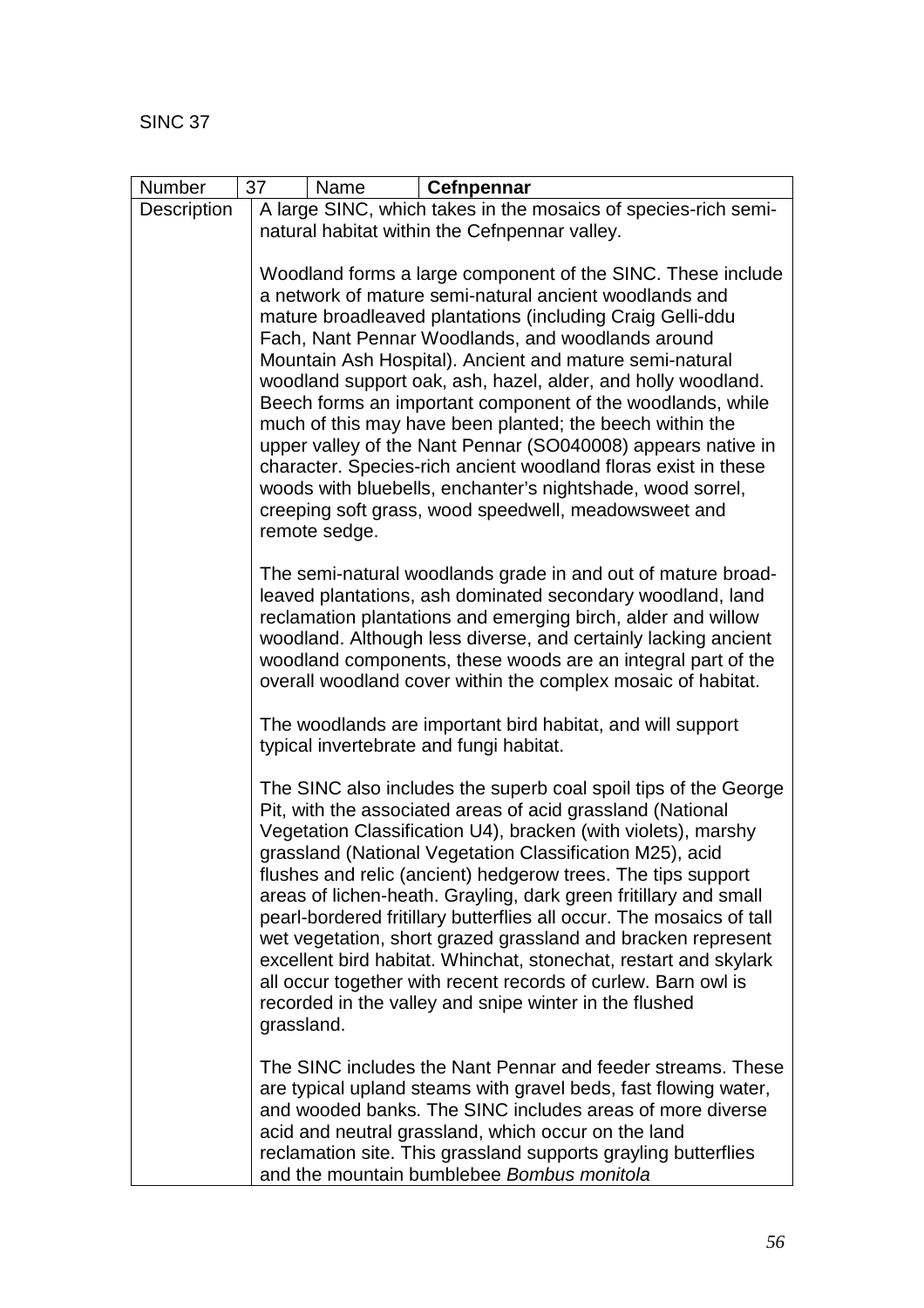SINC 37

| Number | 37 | Name | **Cefnpennar** |
|---|---|---|---|
| Description | A large SINC, which takes in the mosaics of species-rich semi-natural habitat within the Cefnpennar valley.<br><br>Woodland forms a large component of the SINC. These include a network of mature semi-natural ancient woodlands and mature broadleaved plantations (including Craig Gelli-ddu Fach, Nant Pennar Woodlands, and woodlands around Mountain Ash Hospital). Ancient and mature semi-natural woodland support oak, ash, hazel, alder, and holly woodland. Beech forms an important component of the woodlands, while much of this may have been planted; the beech within the upper valley of the Nant Pennar (SO040008) appears native in character. Species-rich ancient woodland floras exist in these woods with bluebells, enchanter's nightshade, wood sorrel, creeping soft grass, wood speedwell, meadowsweet and remote sedge.<br><br>The semi-natural woodlands grade in and out of mature broad-leaved plantations, ash dominated secondary woodland, land reclamation plantations and emerging birch, alder and willow woodland. Although less diverse, and certainly lacking ancient woodland components, these woods are an integral part of the overall woodland cover within the complex mosaic of habitat.<br><br>The woodlands are important bird habitat, and will support typical invertebrate and fungi habitat.<br><br>The SINC also includes the superb coal spoil tips of the George Pit, with the associated areas of acid grassland (National Vegetation Classification U4), bracken (with violets), marshy grassland (National Vegetation Classification M25), acid flushes and relic (ancient) hedgerow trees. The tips support areas of lichen-heath. Grayling, dark green fritillary and small pearl-bordered fritillary butterflies all occur. The mosaics of tall wet vegetation, short grazed grassland and bracken represent excellent bird habitat. Whinchat, stonechat, restart and skylark all occur together with recent records of curlew. Barn owl is recorded in the valley and snipe winter in the flushed grassland.<br><br>The SINC includes the Nant Pennar and feeder streams. These are typical upland steams with gravel beds, fast flowing water, and wooded banks. The SINC includes areas of more diverse acid and neutral grassland, which occur on the land reclamation site. This grassland supports grayling butterflies and the mountain bumblebee *Bombus monitola* | | | |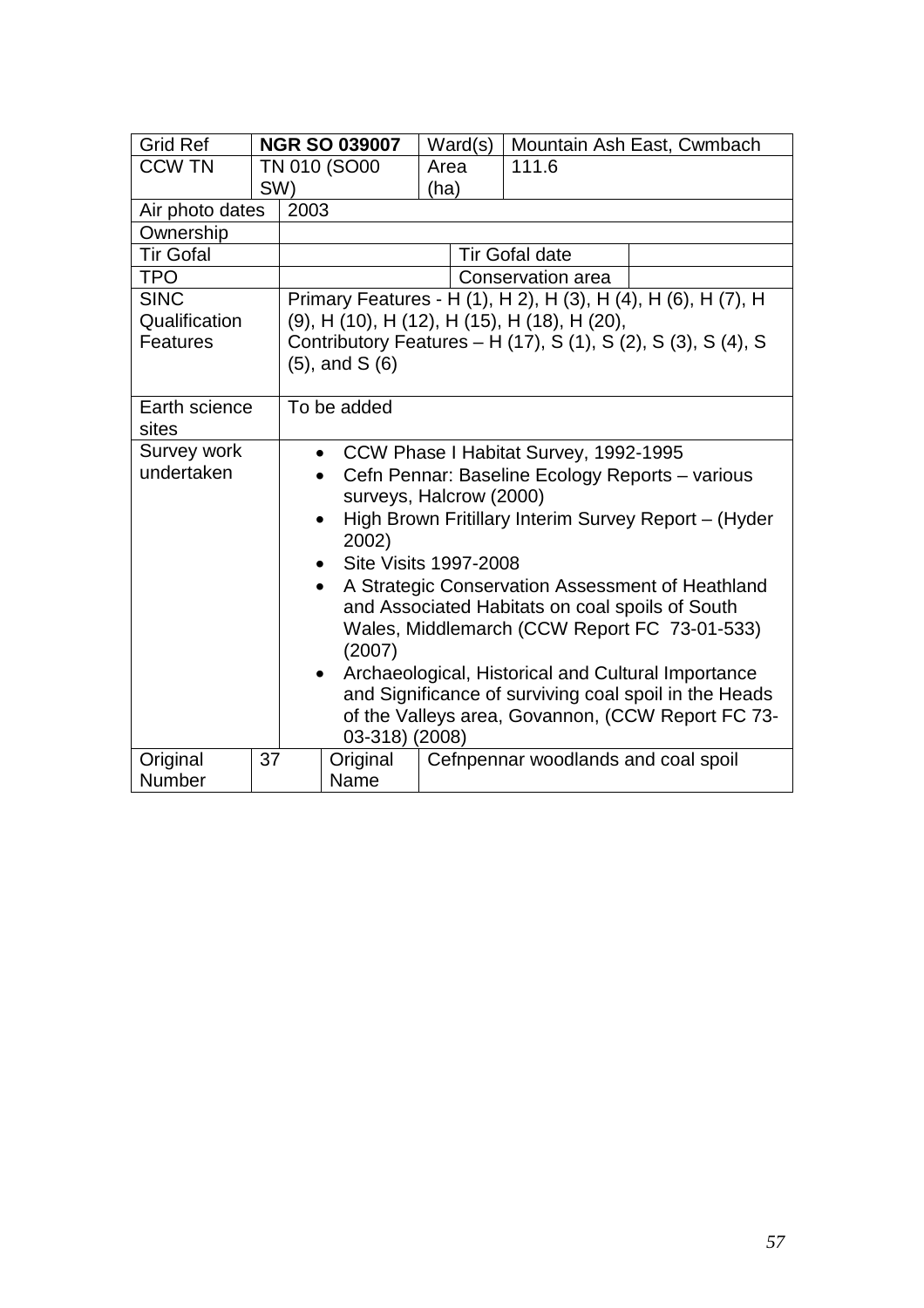| Grid Ref | NGR SO 039007 | Ward(s) | Mountain Ash East, Cwmbach |
|---|---|---|---|
| CCW TN | TN 010 (SO00 SW) | Area (ha) | 111.6 |
| Air photo dates | 2003 | | |
| Ownership | | | |
| Tir Gofal | | Tir Gofal date | |
| TPO | | Conservation area | |
| SINC Qualification Features | Primary Features - H (1), H 2), H (3), H (4), H (6), H (7), H (9), H (10), H (12), H (15), H (18), H (20), Contributory Features – H (17), S (1), S (2), S (3), S (4), S (5), and S (6) | | |
| Earth science sites | To be added | | |
| Survey work undertaken | • CCW Phase I Habitat Survey, 1992-1995<br>• Cefn Pennar: Baseline Ecology Reports – various surveys, Halcrow (2000)<br>• High Brown Fritillary Interim Survey Report – (Hyder 2002)<br>• Site Visits 1997-2008<br>• A Strategic Conservation Assessment of Heathland and Associated Habitats on coal spoils of South Wales, Middlemarch (CCW Report FC 73-01-533) (2007)<br>• Archaeological, Historical and Cultural Importance and Significance of surviving coal spoil in the Heads of the Valleys area, Govannon, (CCW Report FC 73-03-318) (2008) | | |
| Original Number | 37 | Original Name | Cefnpennar woodlands and coal spoil |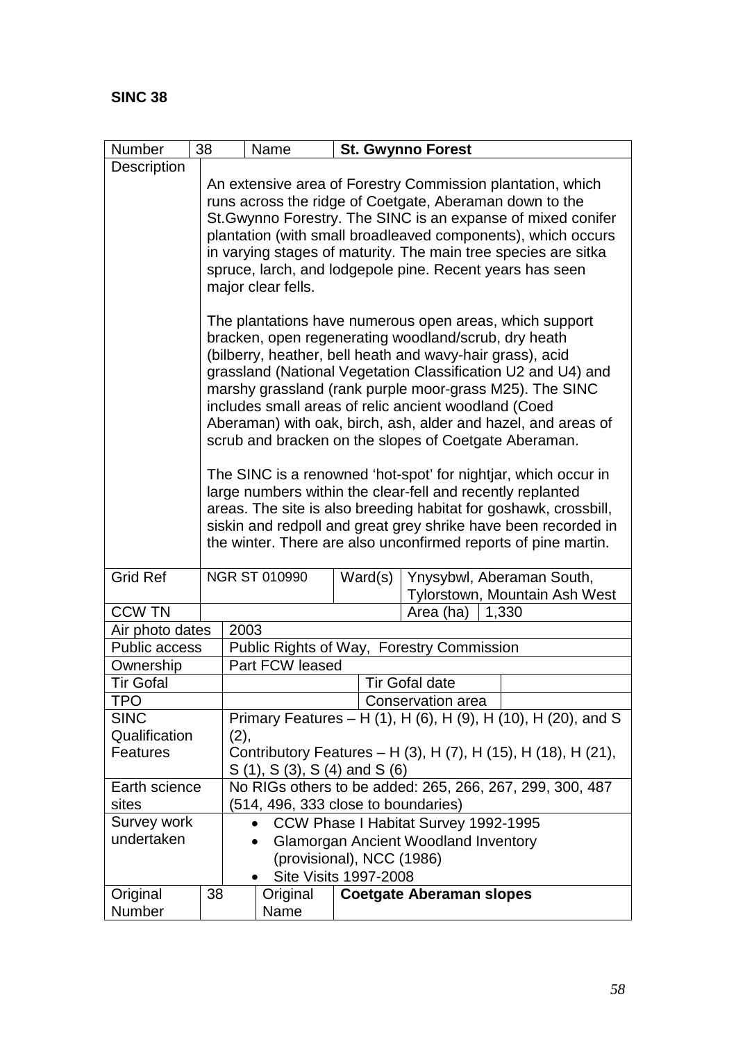**SINC 38**

| Number | 38 | Name | **St. Gwynno Forest** | | |
|---|---|---|---|---|---|
| Description | An extensive area of Forestry Commission plantation, which runs across the ridge of Coetgate, Aberaman down to the St.Gwynno Forestry. The SINC is an expanse of mixed conifer plantation (with small broadleaved components), which occurs in varying stages of maturity. The main tree species are sitka spruce, larch, and lodgepole pine. Recent years has seen major clear fells.<br><br>The plantations have numerous open areas, which support bracken, open regenerating woodland/scrub, dry heath (bilberry, heather, bell heath and wavy-hair grass), acid grassland (National Vegetation Classification U2 and U4) and marshy grassland (rank purple moor-grass M25). The SINC includes small areas of relic ancient woodland (Coed Aberaman) with oak, birch, ash, alder and hazel, and areas of scrub and bracken on the slopes of Coetgate Aberaman.<br><br>The SINC is a renowned 'hot-spot' for nightjar, which occur in large numbers within the clear-fell and recently replanted areas. The site is also breeding habitat for goshawk, crossbill, siskin and redpoll and great grey shrike have been recorded in the winter. There are also unconfirmed reports of pine martin. | | | | |
| Grid Ref | NGR ST 010990 | | Ward(s) | Ynysybwl, Aberaman South, Tylorstown, Mountain Ash West | |
| CCW TN | | | | Area (ha) | 1,330 |
| Air photo dates | 2003 | | | | |
| Public access | Public Rights of Way, Forestry Commission | | | | |
| Ownership | Part FCW leased | | | | |
| Tir Gofal | | | | Tir Gofal date | |
| TPO | | | | Conservation area | |
| SINC Qualification Features | Primary Features – H (1), H (6), H (9), H (10), H (20), and S (2),<br>Contributory Features – H (3), H (7), H (15), H (18), H (21), S (1), S (3), S (4) and S (6) | | | | |
| Earth science sites | No RIGs others to be added: 265, 266, 267, 299, 300, 487 (514, 496, 333 close to boundaries) | | | | |
| Survey work undertaken | • CCW Phase I Habitat Survey 1992-1995<br>• Glamorgan Ancient Woodland Inventory (provisional), NCC (1986)<br>• Site Visits 1997-2008 | | | | |
| Original Number | 38 | Original Name | **Coetgate Aberaman slopes** | | |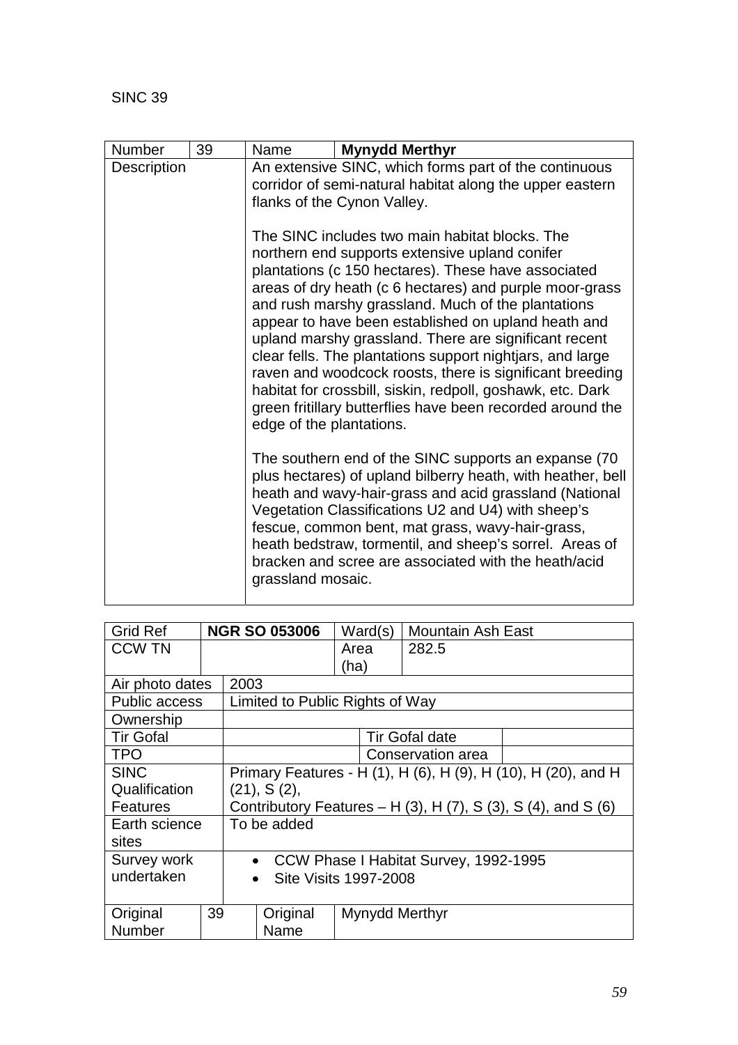SINC 39

| Number | 39 | Name | **Mynydd Merthyr** |
|---|---|---|---|
| Description | | An extensive SINC, which forms part of the continuous corridor of semi-natural habitat along the upper eastern flanks of the Cynon Valley.<br><br>The SINC includes two main habitat blocks. The northern end supports extensive upland conifer plantations (c 150 hectares). These have associated areas of dry heath (c 6 hectares) and purple moor-grass and rush marshy grassland. Much of the plantations appear to have been established on upland heath and upland marshy grassland. There are significant recent clear fells. The plantations support nightjars, and large raven and woodcock roosts, there is significant breeding habitat for crossbill, siskin, redpoll, goshawk, etc. Dark green fritillary butterflies have been recorded around the edge of the plantations.<br><br>The southern end of the SINC supports an expanse (70 plus hectares) of upland bilberry heath, with heather, bell heath and wavy-hair-grass and acid grassland (National Vegetation Classifications U2 and U4) with sheep's fescue, common bent, mat grass, wavy-hair-grass, heath bedstraw, tormentil, and sheep's sorrel. Areas of bracken and scree are associated with the heath/acid grassland mosaic. | |

| Grid Ref | **NGR SO 053006** | Ward(s) | Mountain Ash East |
|---|---|---|---|
| CCW TN | | Area (ha) | 282.5 |
| Air photo dates | 2003 | | |
| Public access | Limited to Public Rights of Way | | |
| Ownership | | | |
| Tir Gofal | | Tir Gofal date | |
| TPO | | Conservation area | |
| SINC Qualification Features | Primary Features - H (1), H (6), H (9), H (10), H (20), and H (21), S (2),<br>Contributory Features – H (3), H (7), S (3), S (4), and S (6) | | |
| Earth science sites | To be added | | |
| Survey work undertaken | • CCW Phase I Habitat Survey, 1992-1995<br>• Site Visits 1997-2008 | | |
| Original Number | 39 | Original Name | Mynydd Merthyr |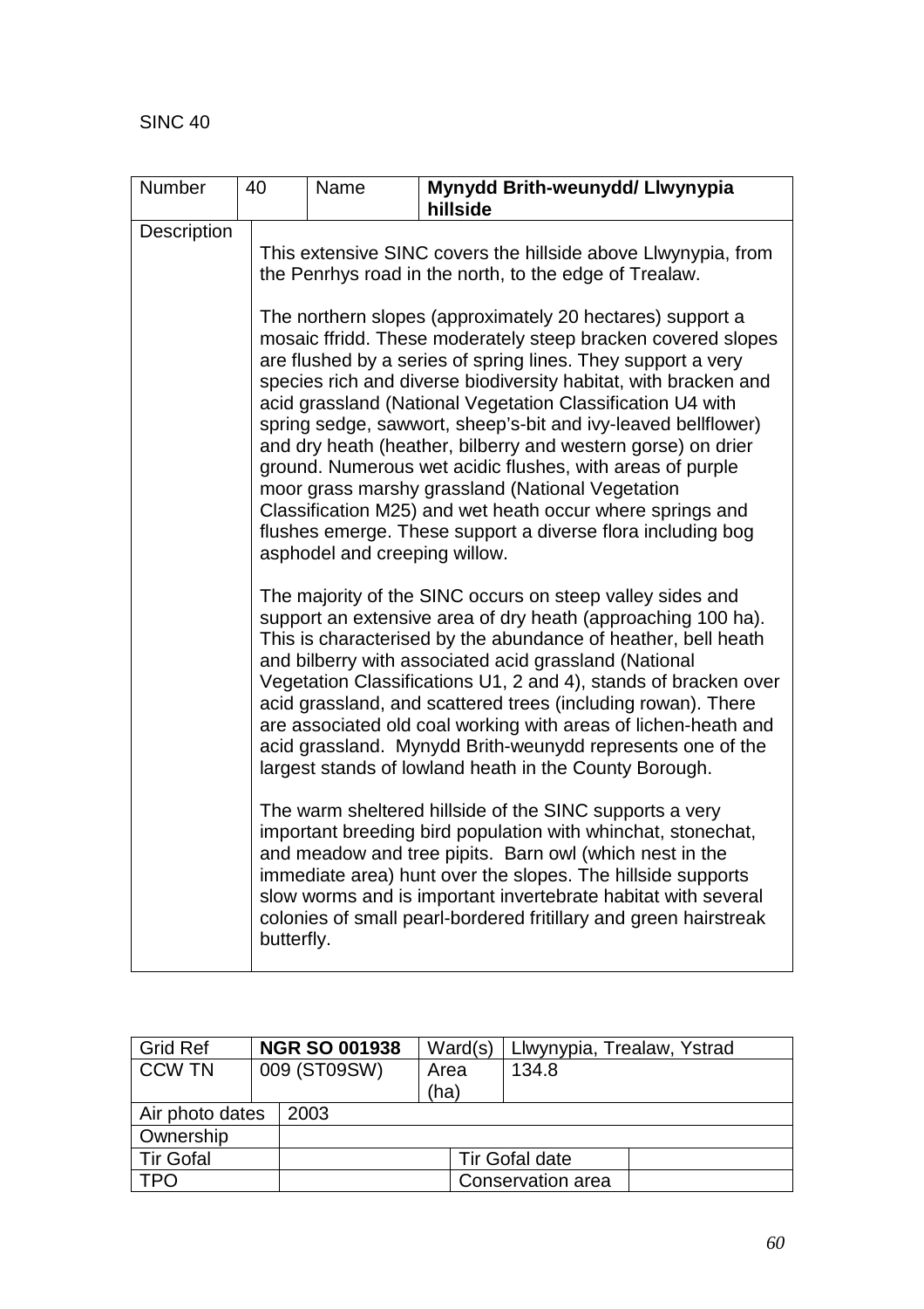SINC 40

| Number | 40 | Name | **Mynydd Brith-weunydd/ Llwynypia hillside** |
|---|---|---|---|
| Description | This extensive SINC covers the hillside above Llwynypia, from the Penrhys road in the north, to the edge of Trealaw.<br><br>The northern slopes (approximately 20 hectares) support a mosaic ffridd. These moderately steep bracken covered slopes are flushed by a series of spring lines. They support a very species rich and diverse biodiversity habitat, with bracken and acid grassland (National Vegetation Classification U4 with spring sedge, sawwort, sheep's-bit and ivy-leaved bellflower) and dry heath (heather, bilberry and western gorse) on drier ground. Numerous wet acidic flushes, with areas of purple moor grass marshy grassland (National Vegetation Classification M25) and wet heath occur where springs and flushes emerge. These support a diverse flora including bog asphodel and creeping willow.<br><br>The majority of the SINC occurs on steep valley sides and support an extensive area of dry heath (approaching 100 ha). This is characterised by the abundance of heather, bell heath and bilberry with associated acid grassland (National Vegetation Classifications U1, 2 and 4), stands of bracken over acid grassland, and scattered trees (including rowan). There are associated old coal working with areas of lichen-heath and acid grassland. Mynydd Brith-weunydd represents one of the largest stands of lowland heath in the County Borough.<br><br>The warm sheltered hillside of the SINC supports a very important breeding bird population with whinchat, stonechat, and meadow and tree pipits. Barn owl (which nest in the immediate area) hunt over the slopes. The hillside supports slow worms and is important invertebrate habitat with several colonies of small pearl-bordered fritillary and green hairstreak butterfly. | | |

| Grid Ref | **NGR SO 001938** | Ward(s) | Llwynypia, Trealaw, Ystrad |
|---|---|---|---|
| CCW TN | 009 (ST09SW) | Area (ha) | 134.8 |
| Air photo dates | 2003 | | |
| Ownership | | | |
| Tir Gofal | | Tir Gofal date | |
| TPO | | Conservation area | |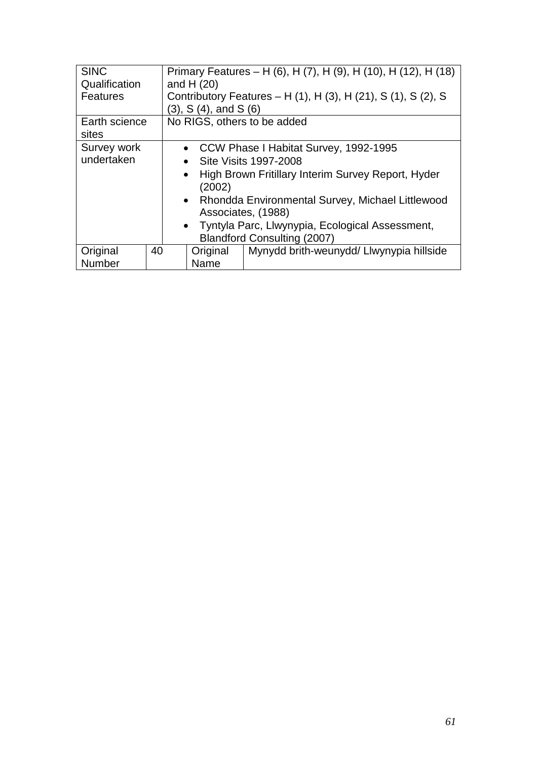| | | | |
|---|---|---|---|
| SINC Qualification Features | Primary Features – H (6), H (7), H (9), H (10), H (12), H (18) and H (20)<br>Contributory Features – H (1), H (3), H (21), S (1), S (2), S (3), S (4), and S (6) | | |
| Earth science sites | No RIGS, others to be added | | |
| Survey work undertaken | • CCW Phase I Habitat Survey, 1992-1995<br>• Site Visits 1997-2008<br>• High Brown Fritillary Interim Survey Report, Hyder (2002)<br>• Rhondda Environmental Survey, Michael Littlewood Associates, (1988)<br>• Tyntyla Parc, Llwynypia, Ecological Assessment, Blandford Consulting (2007) | | |
| Original Number | 40 | Original Name | Mynydd brith-weunydd/ Llwynypia hillside |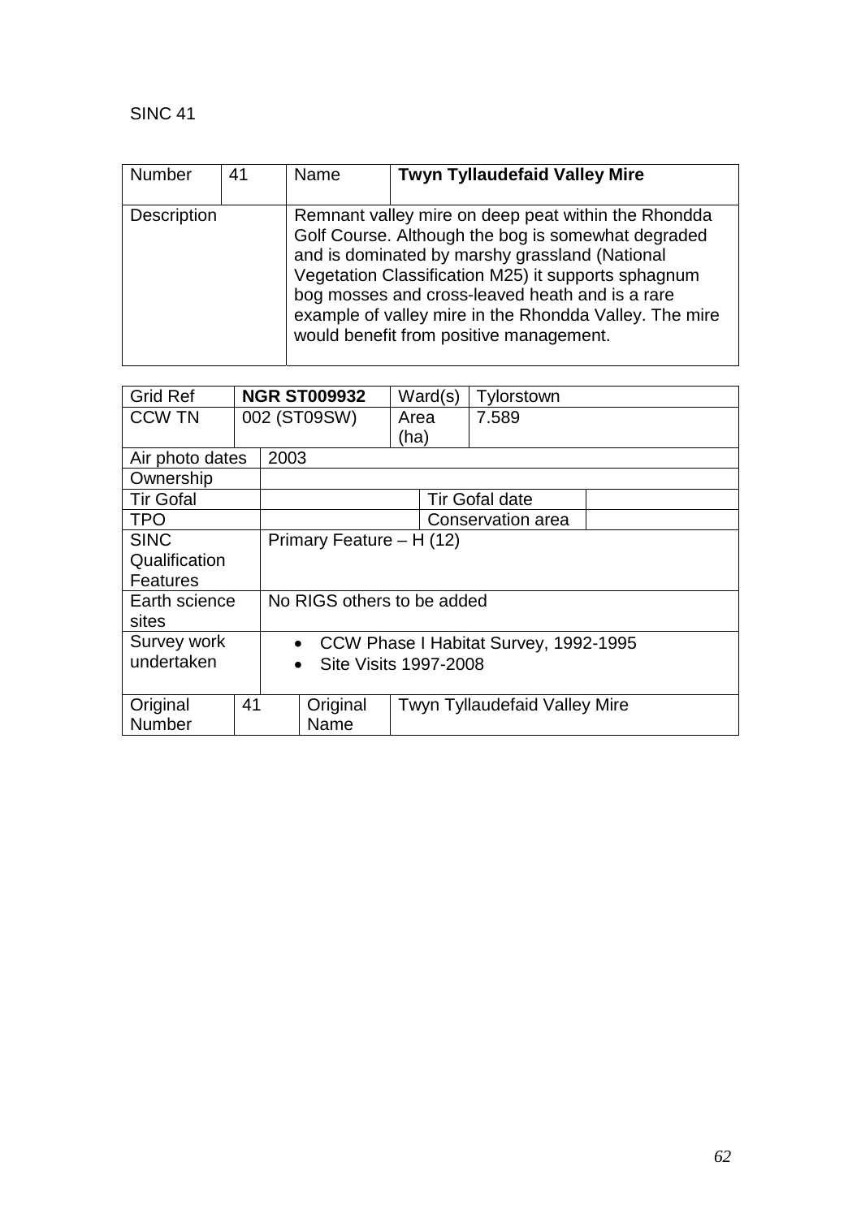SINC 41

| Number | 41 | Name | **Twyn Tyllaudefaid Valley Mire** |
|---|---|---|---|
| Description | | Remnant valley mire on deep peat within the Rhondda Golf Course. Although the bog is somewhat degraded and is dominated by marshy grassland (National Vegetation Classification M25) it supports sphagnum bog mosses and cross-leaved heath and is a rare example of valley mire in the Rhondda Valley. The mire would benefit from positive management. | |

| Grid Ref | **NGR ST009932** | Ward(s) | Tylorstown | |
|---|---|---|---|---|
| CCW TN | 002 (ST09SW) | Area (ha) | 7.589 | |
| Air photo dates | 2003 | | | |
| Ownership | | | | |
| Tir Gofal | | | Tir Gofal date | |
| TPO | | | Conservation area | |
| SINC Qualification Features | Primary Feature – H (12) | | | |
| Earth science sites | No RIGS others to be added | | | |
| Survey work undertaken | • CCW Phase I Habitat Survey, 1992-1995<br>• Site Visits 1997-2008 | | | |
| Original Number | 41 | Original Name | Twyn Tyllaudefaid Valley Mire | |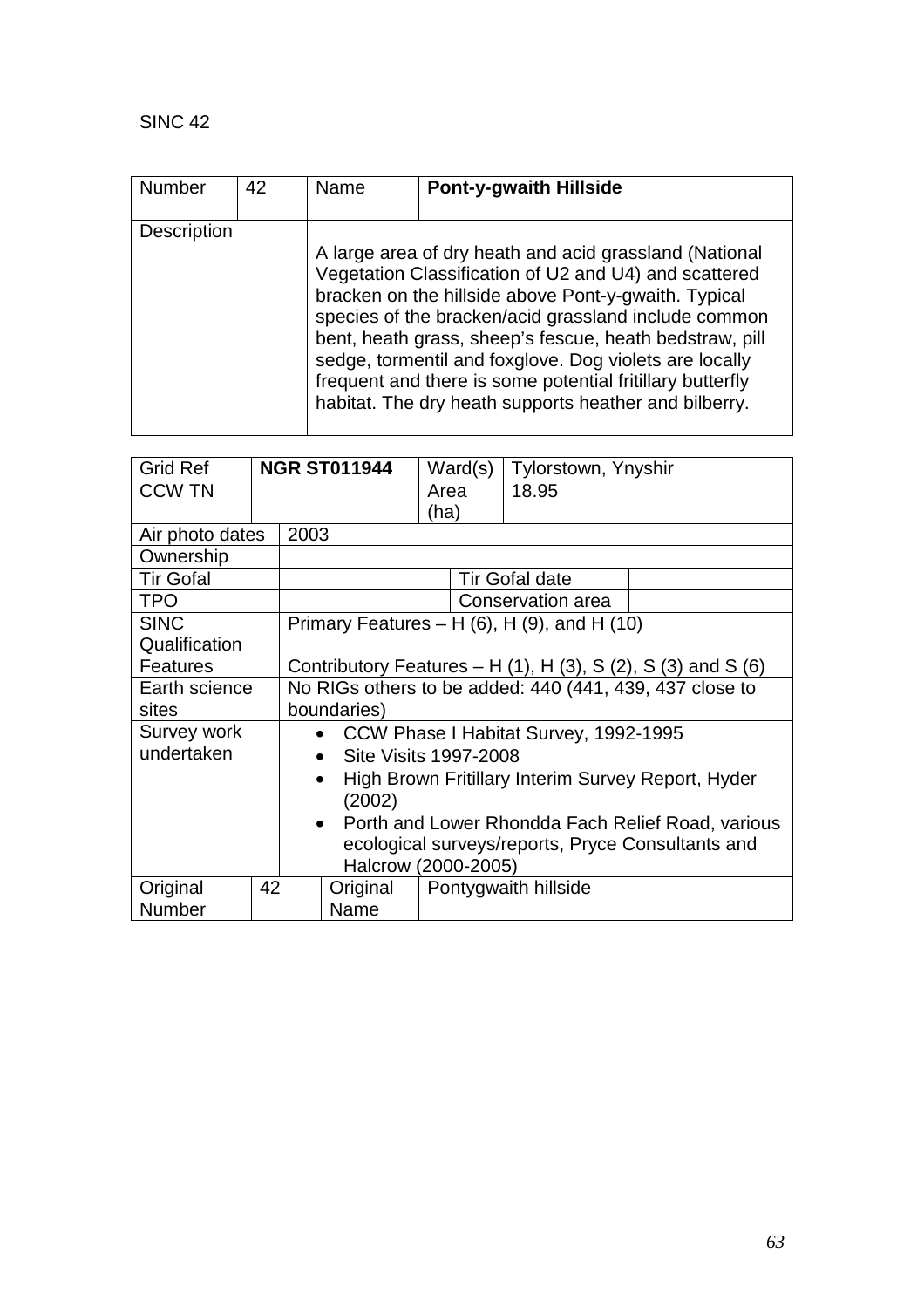SINC 42

| Number | 42 | Name | **Pont-y-gwaith Hillside** |
|---|---|---|---|
| Description | | A large area of dry heath and acid grassland (National Vegetation Classification of U2 and U4) and scattered bracken on the hillside above Pont-y-gwaith. Typical species of the bracken/acid grassland include common bent, heath grass, sheep's fescue, heath bedstraw, pill sedge, tormentil and foxglove. Dog violets are locally frequent and there is some potential fritillary butterfly habitat. The dry heath supports heather and bilberry. | |

| Grid Ref | **NGR ST011944** | Ward(s) | Tylorstown, Ynyshir |
|---|---|---|---|
| CCW TN | | Area (ha) | 18.95 |
| Air photo dates | 2003 | | |
| Ownership | | | |
| Tir Gofal | | Tir Gofal date | |
| TPO | | Conservation area | |
| SINC Qualification Features | Primary Features – H (6), H (9), and H (10)<br><br>Contributory Features – H (1), H (3), S (2), S (3) and S (6) | | |
| Earth science sites | No RIGs others to be added: 440 (441, 439, 437 close to boundaries) | | |
| Survey work undertaken | • CCW Phase I Habitat Survey, 1992-1995<br>• Site Visits 1997-2008<br>• High Brown Fritillary Interim Survey Report, Hyder (2002)<br>• Porth and Lower Rhondda Fach Relief Road, various ecological surveys/reports, Pryce Consultants and Halcrow (2000-2005) | | |
| Original Number | 42 | Original Name | Pontygwaith hillside |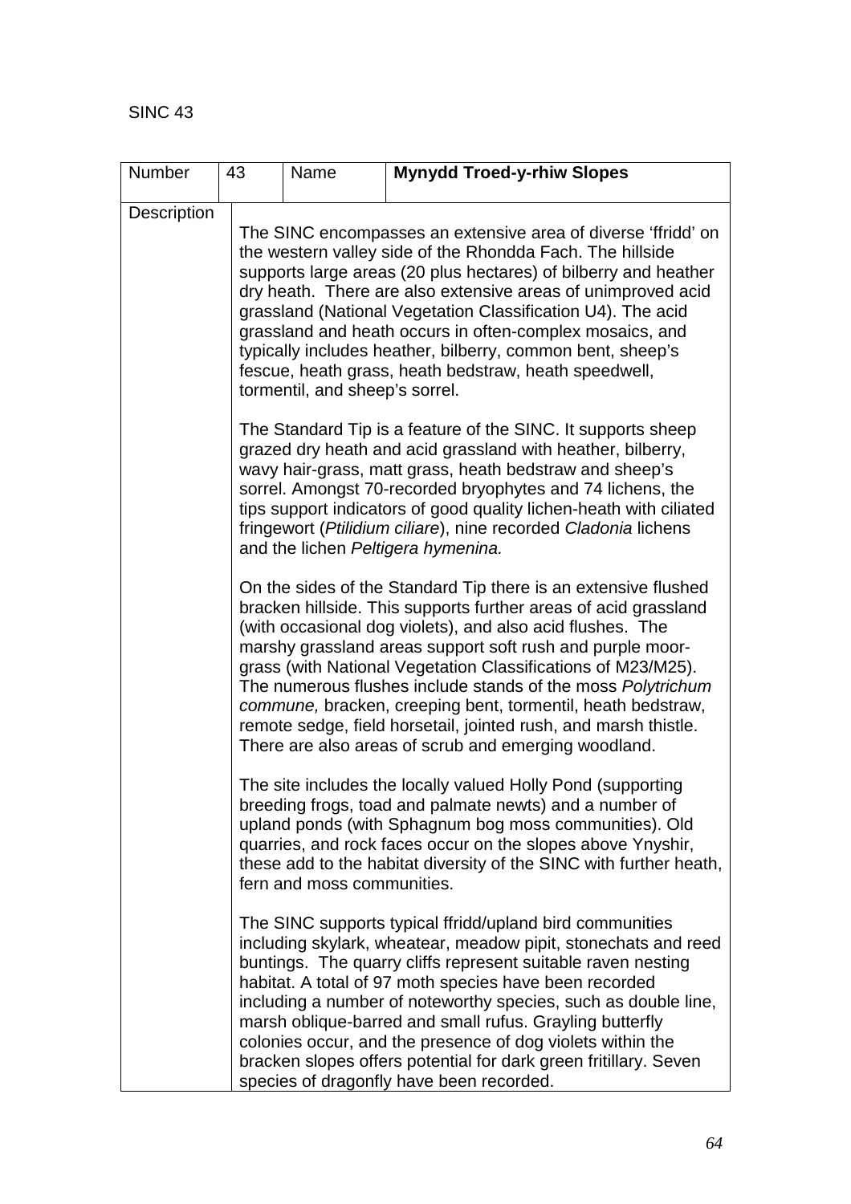SINC 43

| Number | 43 | Name | **Mynydd Troed-y-rhiw Slopes** |
|---|---|---|---|
| Description | The SINC encompasses an extensive area of diverse 'ffridd' on the western valley side of the Rhondda Fach. The hillside supports large areas (20 plus hectares) of bilberry and heather dry heath. There are also extensive areas of unimproved acid grassland (National Vegetation Classification U4). The acid grassland and heath occurs in often-complex mosaics, and typically includes heather, bilberry, common bent, sheep's fescue, heath grass, heath bedstraw, heath speedwell, tormentil, and sheep's sorrel.<br><br>The Standard Tip is a feature of the SINC. It supports sheep grazed dry heath and acid grassland with heather, bilberry, wavy hair-grass, matt grass, heath bedstraw and sheep's sorrel. Amongst 70-recorded bryophytes and 74 lichens, the tips support indicators of good quality lichen-heath with ciliated fringewort (*Ptilidium ciliare*), nine recorded *Cladonia* lichens and the lichen *Peltigera hymenina.*<br><br>On the sides of the Standard Tip there is an extensive flushed bracken hillside. This supports further areas of acid grassland (with occasional dog violets), and also acid flushes. The marshy grassland areas support soft rush and purple moor-grass (with National Vegetation Classifications of M23/M25). The numerous flushes include stands of the moss *Polytrichum commune,* bracken, creeping bent, tormentil, heath bedstraw, remote sedge, field horsetail, jointed rush, and marsh thistle. There are also areas of scrub and emerging woodland.<br><br>The site includes the locally valued Holly Pond (supporting breeding frogs, toad and palmate newts) and a number of upland ponds (with Sphagnum bog moss communities). Old quarries, and rock faces occur on the slopes above Ynyshir, these add to the habitat diversity of the SINC with further heath, fern and moss communities.<br><br>The SINC supports typical ffridd/upland bird communities including skylark, wheatear, meadow pipit, stonechats and reed buntings. The quarry cliffs represent suitable raven nesting habitat. A total of 97 moth species have been recorded including a number of noteworthy species, such as double line, marsh oblique-barred and small rufus. Grayling butterfly colonies occur, and the presence of dog violets within the bracken slopes offers potential for dark green fritillary. Seven species of dragonfly have been recorded. | | |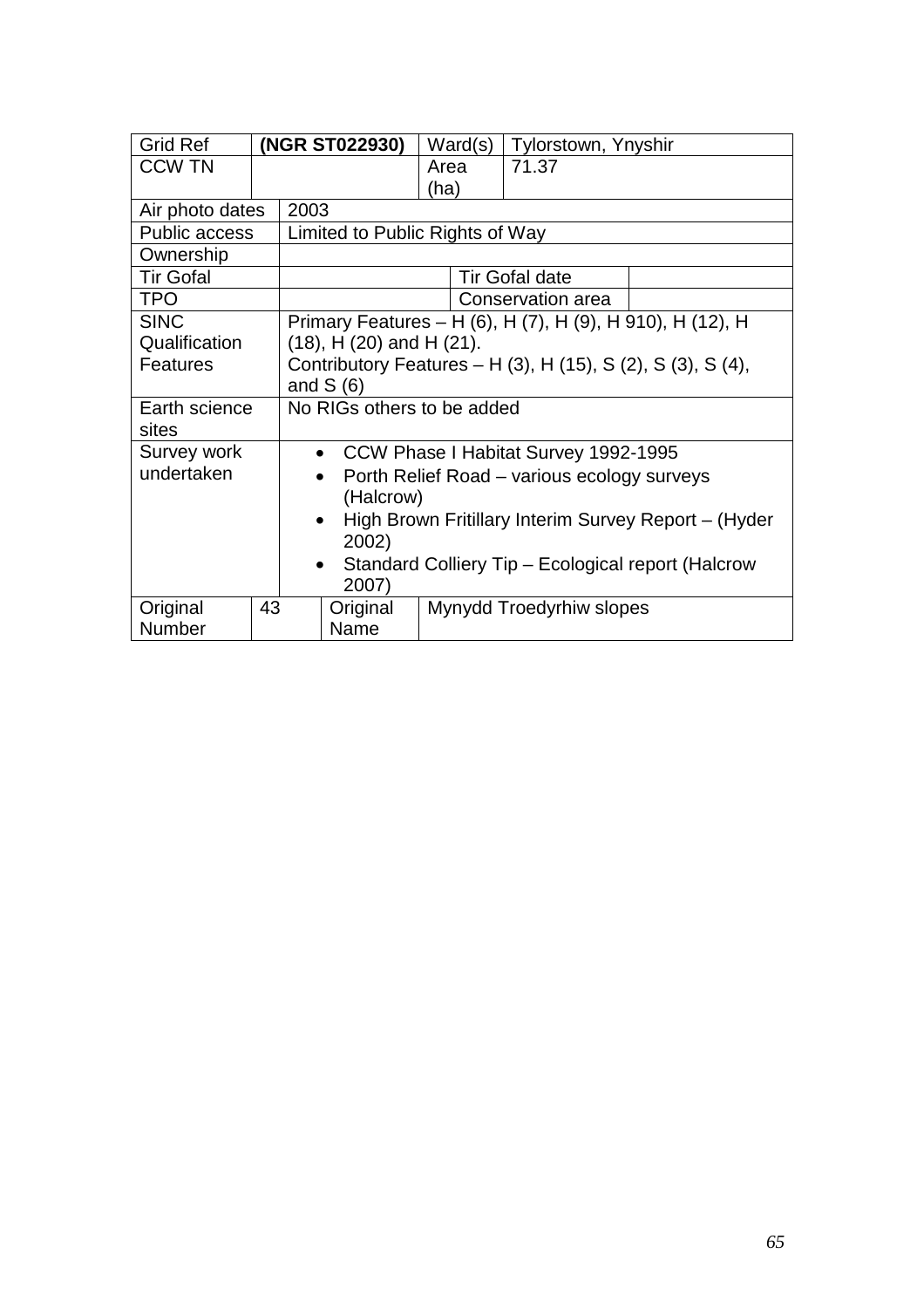| Grid Ref | **(NGR ST022930)** | Ward(s) | Tylorstown, Ynyshir |
|---|---|---|---|
| CCW TN | | Area (ha) | 71.37 |
| Air photo dates | 2003 | | |
| Public access | Limited to Public Rights of Way | | |
| Ownership | | | |
| Tir Gofal | | Tir Gofal date | |
| TPO | | Conservation area | |
| SINC Qualification Features | Primary Features – H (6), H (7), H (9), H 910), H (12), H (18), H (20) and H (21).<br>Contributory Features – H (3), H (15), S (2), S (3), S (4), and S (6) | | |
| Earth science sites | No RIGs others to be added | | |
| Survey work undertaken | • CCW Phase I Habitat Survey 1992-1995<br>• Porth Relief Road – various ecology surveys (Halcrow)<br>• High Brown Fritillary Interim Survey Report – (Hyder 2002)<br>• Standard Colliery Tip – Ecological report (Halcrow 2007) | | |
| Original Number | 43 | Original Name | Mynydd Troedyrhiw slopes |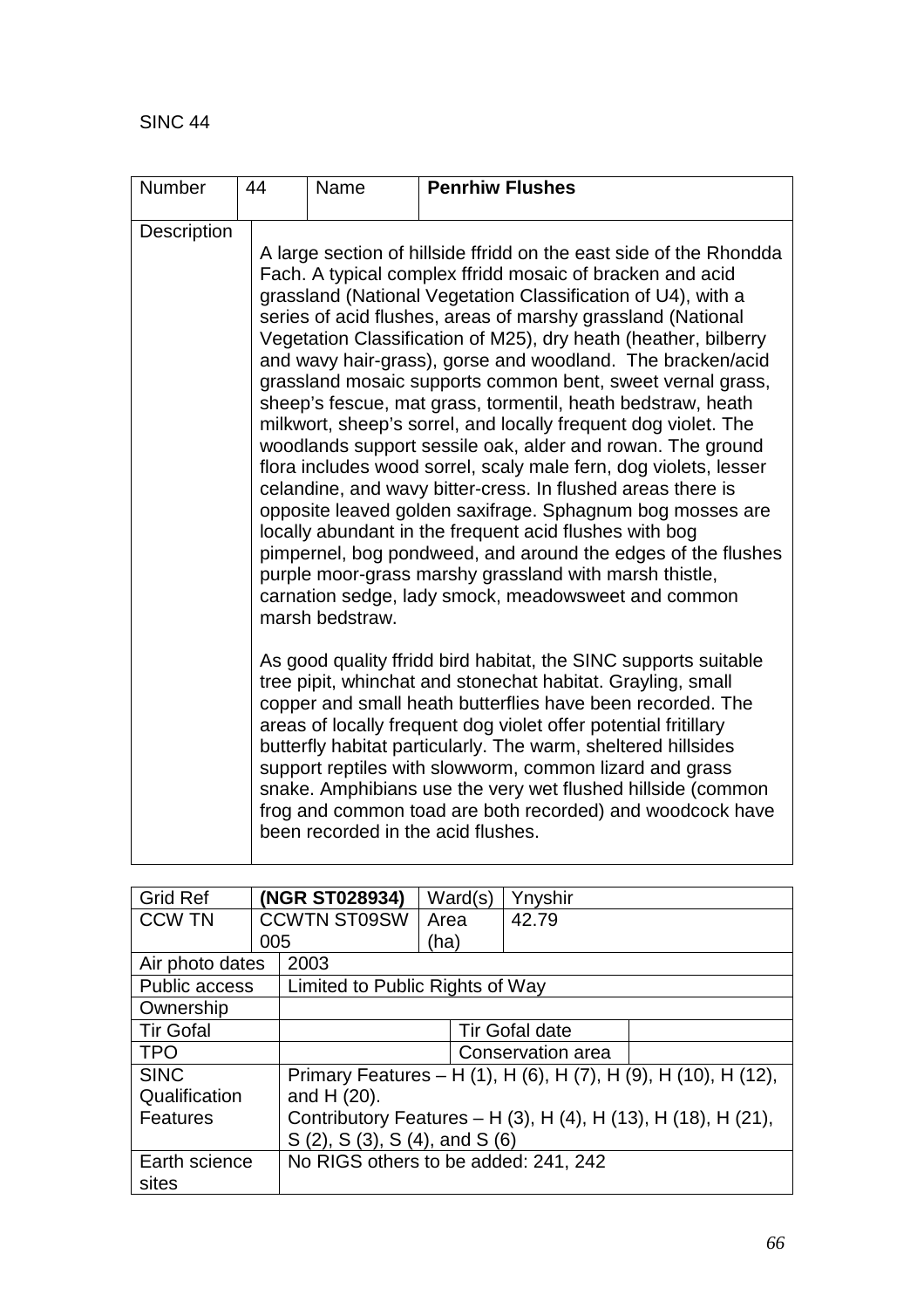SINC 44

| Number | 44 | Name | **Penrhiw Flushes** |
|---|---|---|---|
| Description | A large section of hillside ffridd on the east side of the Rhondda Fach. A typical complex ffridd mosaic of bracken and acid grassland (National Vegetation Classification of U4), with a series of acid flushes, areas of marshy grassland (National Vegetation Classification of M25), dry heath (heather, bilberry and wavy hair-grass), gorse and woodland. The bracken/acid grassland mosaic supports common bent, sweet vernal grass, sheep's fescue, mat grass, tormentil, heath bedstraw, heath milkwort, sheep's sorrel, and locally frequent dog violet. The woodlands support sessile oak, alder and rowan. The ground flora includes wood sorrel, scaly male fern, dog violets, lesser celandine, and wavy bitter-cress. In flushed areas there is opposite leaved golden saxifrage. Sphagnum bog mosses are locally abundant in the frequent acid flushes with bog pimpernel, bog pondweed, and around the edges of the flushes purple moor-grass marshy grassland with marsh thistle, carnation sedge, lady smock, meadowsweet and common marsh bedstraw.<br><br>As good quality ffridd bird habitat, the SINC supports suitable tree pipit, whinchat and stonechat habitat. Grayling, small copper and small heath butterflies have been recorded. The areas of locally frequent dog violet offer potential fritillary butterfly habitat particularly. The warm, sheltered hillsides support reptiles with slowworm, common lizard and grass snake. Amphibians use the very wet flushed hillside (common frog and common toad are both recorded) and woodcock have been recorded in the acid flushes. | | |

| Grid Ref | **(NGR ST028934)** | Ward(s) | Ynyshir |
|---|---|---|---|
| CCW TN | CCWTN ST09SW 005 | Area (ha) | 42.79 |
| Air photo dates | 2003 | | |
| Public access | Limited to Public Rights of Way | | |
| Ownership | | | |
| Tir Gofal | | Tir Gofal date | |
| TPO | | Conservation area | |
| SINC Qualification Features | Primary Features – H (1), H (6), H (7), H (9), H (10), H (12), and H (20).<br>Contributory Features – H (3), H (4), H (13), H (18), H (21), S (2), S (3), S (4), and S (6) | | |
| Earth science sites | No RIGS others to be added: 241, 242 | | |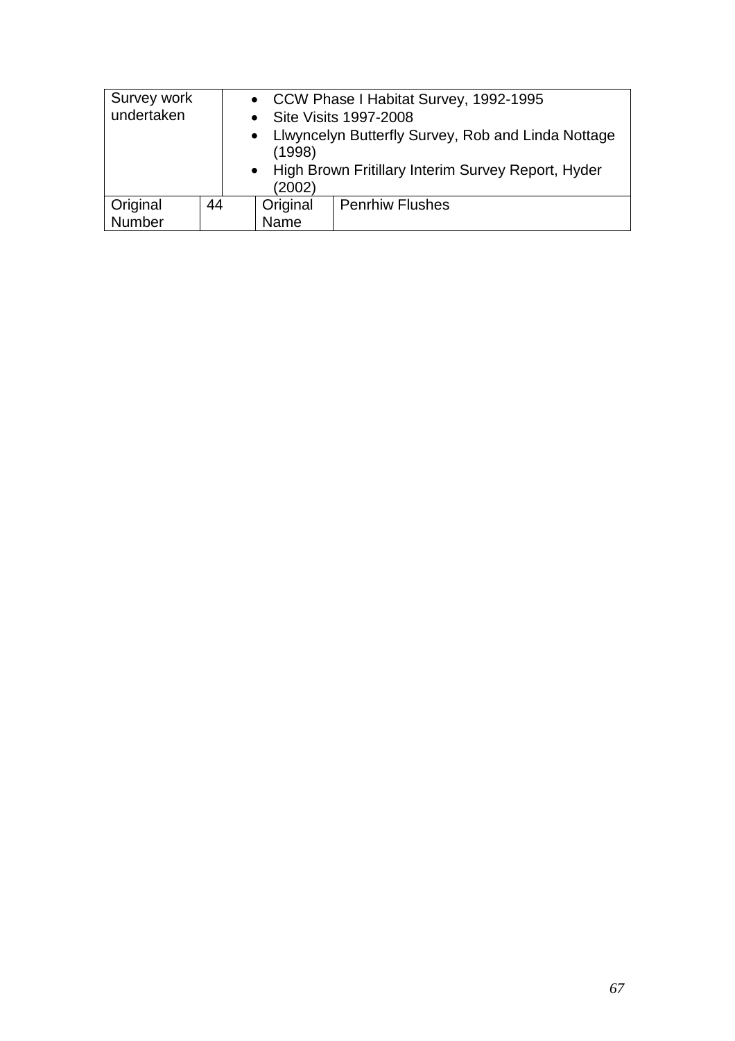| Survey work undertaken | | • CCW Phase I Habitat Survey, 1992-1995<br>• Site Visits 1997-2008<br>• Llwyncelyn Butterfly Survey, Rob and Linda Nottage (1998)<br>• High Brown Fritillary Interim Survey Report, Hyder (2002) | |
|---|---|---|---|
| Original Number | 44 | Original Name | Penrhiw Flushes |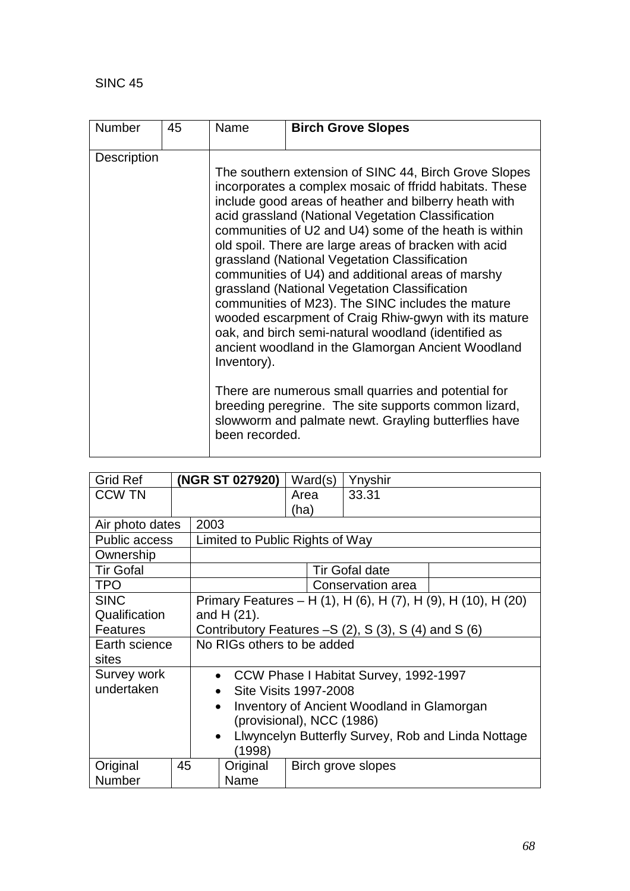SINC 45

| Number | 45 | Name | **Birch Grove Slopes** |
|---|---|---|---|
| Description | | The southern extension of SINC 44, Birch Grove Slopes incorporates a complex mosaic of ffridd habitats. These include good areas of heather and bilberry heath with acid grassland (National Vegetation Classification communities of U2 and U4) some of the heath is within old spoil. There are large areas of bracken with acid grassland (National Vegetation Classification communities of U4) and additional areas of marshy grassland (National Vegetation Classification communities of M23). The SINC includes the mature wooded escarpment of Craig Rhiw-gwyn with its mature oak, and birch semi-natural woodland (identified as ancient woodland in the Glamorgan Ancient Woodland Inventory).<br><br>There are numerous small quarries and potential for breeding peregrine. The site supports common lizard, slowworm and palmate newt. Grayling butterflies have been recorded. | |

| Grid Ref | **(NGR ST 027920)** | Ward(s) | Ynyshir | |
|---|---|---|---|---|
| CCW TN | | Area (ha) | 33.31 | |
| Air photo dates | 2003 | | | |
| Public access | Limited to Public Rights of Way | | | |
| Ownership | | | | |
| Tir Gofal | | | Tir Gofal date | |
| TPO | | | Conservation area | |
| SINC Qualification Features | Primary Features – H (1), H (6), H (7), H (9), H (10), H (20) and H (21).<br>Contributory Features –S (2), S (3), S (4) and S (6) | | | |
| Earth science sites | No RIGs others to be added | | | |
| Survey work undertaken | • CCW Phase I Habitat Survey, 1992-1997<br>• Site Visits 1997-2008<br>• Inventory of Ancient Woodland in Glamorgan (provisional), NCC (1986)<br>• Llwyncelyn Butterfly Survey, Rob and Linda Nottage (1998) | | | |
| Original Number | 45 | Original Name | Birch grove slopes | |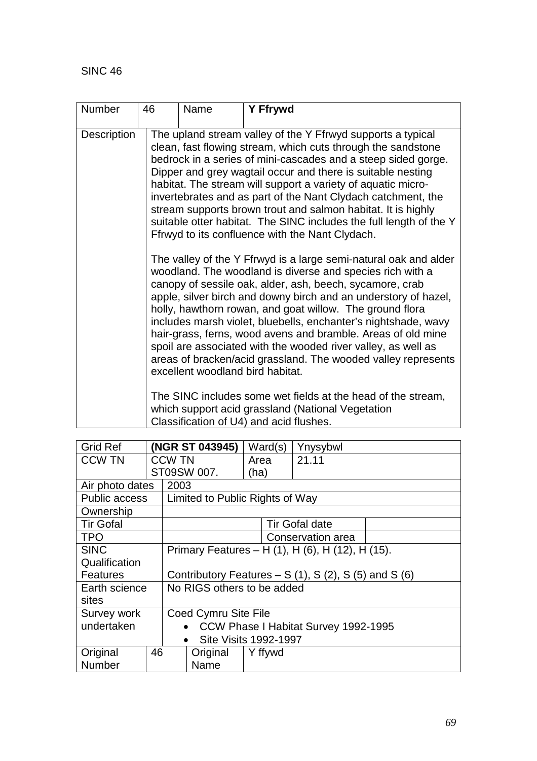SINC 46

| Number | 46 | Name | **Y Ffrywd** |
|---|---|---|---|
| Description | The upland stream valley of the Y Ffrwyd supports a typical clean, fast flowing stream, which cuts through the sandstone bedrock in a series of mini-cascades and a steep sided gorge. Dipper and grey wagtail occur and there is suitable nesting habitat. The stream will support a variety of aquatic micro-invertebrates and as part of the Nant Clydach catchment, the stream supports brown trout and salmon habitat. It is highly suitable otter habitat. The SINC includes the full length of the Y Ffrwyd to its confluence with the Nant Clydach.<br><br>The valley of the Y Ffrwyd is a large semi-natural oak and alder woodland. The woodland is diverse and species rich with a canopy of sessile oak, alder, ash, beech, sycamore, crab apple, silver birch and downy birch and an understory of hazel, holly, hawthorn rowan, and goat willow. The ground flora includes marsh violet, bluebells, enchanter's nightshade, wavy hair-grass, ferns, wood avens and bramble. Areas of old mine spoil are associated with the wooded river valley, as well as areas of bracken/acid grassland. The wooded valley represents excellent woodland bird habitat.<br><br>The SINC includes some wet fields at the head of the stream, which support acid grassland (National Vegetation Classification of U4) and acid flushes. | | |

| Grid Ref | **(NGR ST 043945)** | Ward(s) | Ynysybwl | |
|---|---|---|---|---|
| CCW TN | CCW TN ST09SW 007. | Area (ha) | 21.11 | |
| Air photo dates | 2003 | | | |
| Public access | Limited to Public Rights of Way | | | |
| Ownership | | | | |
| Tir Gofal | | | Tir Gofal date | |
| TPO | | | Conservation area | |
| SINC Qualification Features | Primary Features – H (1), H (6), H (12), H (15).<br><br>Contributory Features – S (1), S (2), S (5) and S (6) | | | |
| Earth science sites | No RIGS others to be added | | | |
| Survey work undertaken | Coed Cymru Site File<br>• CCW Phase I Habitat Survey 1992-1995<br>• Site Visits 1992-1997 | | | |
| Original Number | 46 | Original Name | Y ffywd | |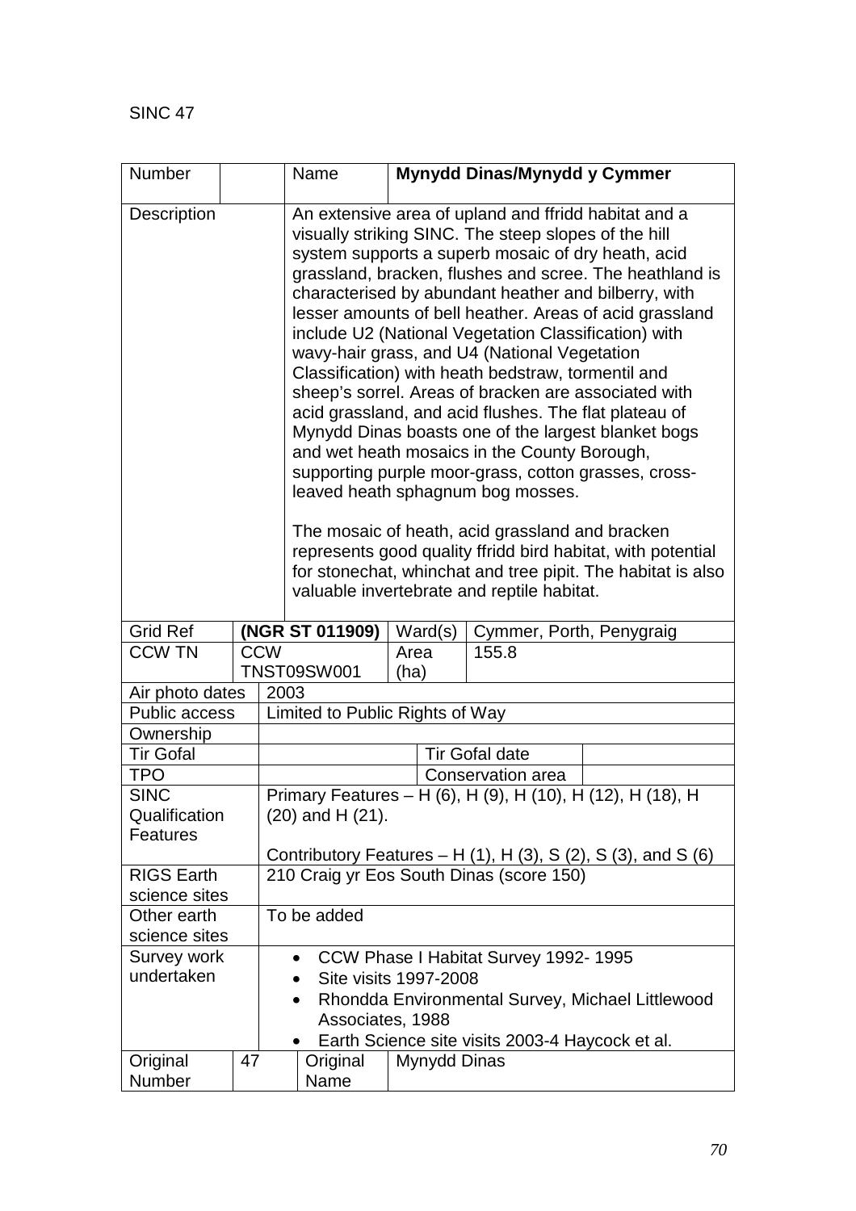SINC 47

| Number | | Name | **Mynydd Dinas/Mynydd y Cymmer** |
|---|---|---|---|
| Description | | An extensive area of upland and ffridd habitat and a visually striking SINC. The steep slopes of the hill system supports a superb mosaic of dry heath, acid grassland, bracken, flushes and scree. The heathland is characterised by abundant heather and bilberry, with lesser amounts of bell heather. Areas of acid grassland include U2 (National Vegetation Classification) with wavy-hair grass, and U4 (National Vegetation Classification) with heath bedstraw, tormentil and sheep's sorrel. Areas of bracken are associated with acid grassland, and acid flushes. The flat plateau of Mynydd Dinas boasts one of the largest blanket bogs and wet heath mosaics in the County Borough, supporting purple moor-grass, cotton grasses, cross-leaved heath sphagnum bog mosses.<br><br>The mosaic of heath, acid grassland and bracken represents good quality ffridd bird habitat, with potential for stonechat, whinchat and tree pipit. The habitat is also valuable invertebrate and reptile habitat. | |

| Grid Ref | **(NGR ST 011909)** | Ward(s) | Cymmer, Porth, Penygraig |
|---|---|---|---|
| CCW TN | CCW TNST09SW001 | Area (ha) | 155.8 |

| | | | |
|---|---|---|---|
| Air photo dates | 2003 | | |
| Public access | Limited to Public Rights of Way | | |
| Ownership | | | |
| Tir Gofal | | Tir Gofal date | |
| TPO | | Conservation area | |
| SINC Qualification Features | Primary Features – H (6), H (9), H (10), H (12), H (18), H (20) and H (21).<br><br>Contributory Features – H (1), H (3), S (2), S (3), and S (6) | | |
| RIGS Earth science sites | 210 Craig yr Eos South Dinas (score 150) | | |
| Other earth science sites | To be added | | |
| Survey work undertaken | • CCW Phase I Habitat Survey 1992- 1995<br>• Site visits 1997-2008<br>• Rhondda Environmental Survey, Michael Littlewood Associates, 1988<br>• Earth Science site visits 2003-4 Haycock et al. | | |

| Original Number | 47 | Original Name | Mynydd Dinas |
|---|---|---|---|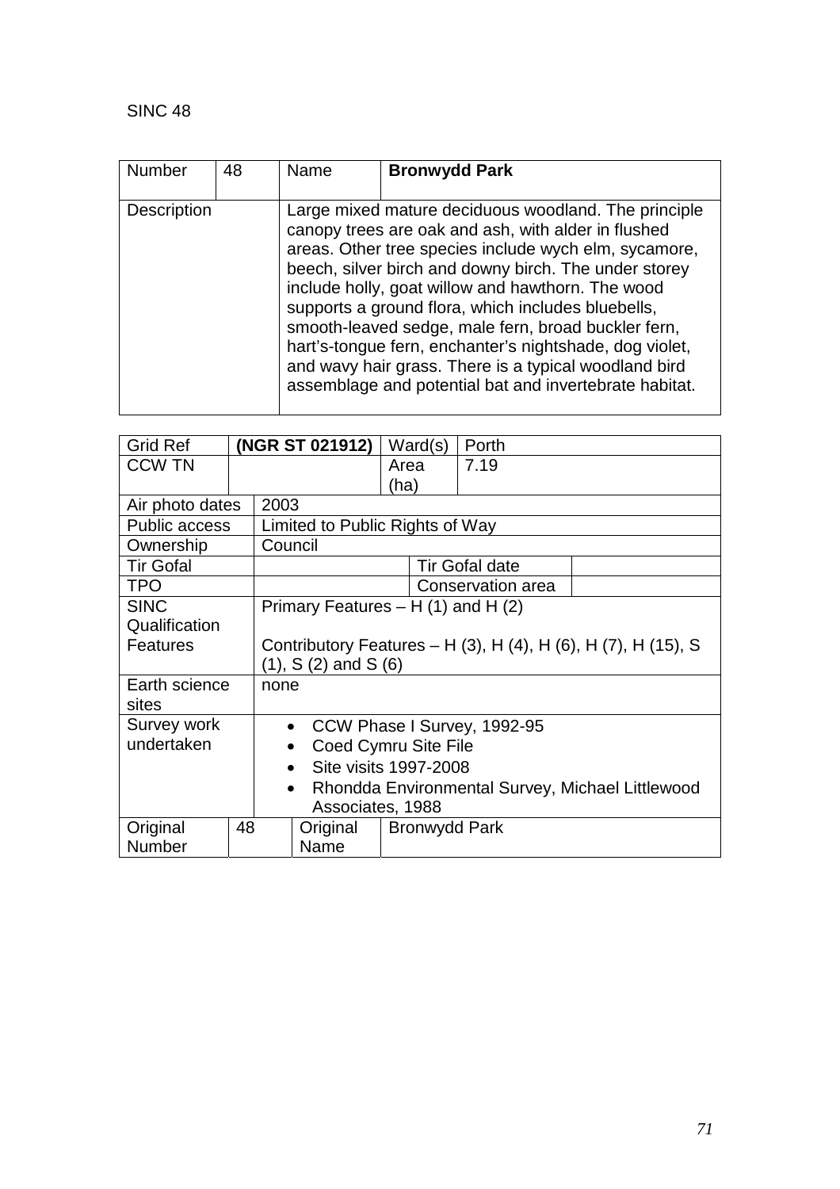SINC 48

| Number | 48 | Name | **Bronwydd Park** |
|---|---|---|---|
| Description | | Large mixed mature deciduous woodland. The principle canopy trees are oak and ash, with alder in flushed areas. Other tree species include wych elm, sycamore, beech, silver birch and downy birch. The under storey include holly, goat willow and hawthorn. The wood supports a ground flora, which includes bluebells, smooth-leaved sedge, male fern, broad buckler fern, hart's-tongue fern, enchanter's nightshade, dog violet, and wavy hair grass. There is a typical woodland bird assemblage and potential bat and invertebrate habitat. | |

| Grid Ref | **(NGR ST 021912)** | Ward(s) | Porth |
|---|---|---|---|
| CCW TN | | Area (ha) | 7.19 |
| Air photo dates | 2003 | | |
| Public access | Limited to Public Rights of Way | | |
| Ownership | Council | | |
| Tir Gofal | | Tir Gofal date | |
| TPO | | Conservation area | |
| SINC Qualification Features | Primary Features – H (1) and H (2)<br><br>Contributory Features – H (3), H (4), H (6), H (7), H (15), S (1), S (2) and S (6) | | |
| Earth science sites | none | | |
| Survey work undertaken | • CCW Phase I Survey, 1992-95<br>• Coed Cymru Site File<br>• Site visits 1997-2008<br>• Rhondda Environmental Survey, Michael Littlewood Associates, 1988 | | |
| Original Number | 48 | Original Name | Bronwydd Park |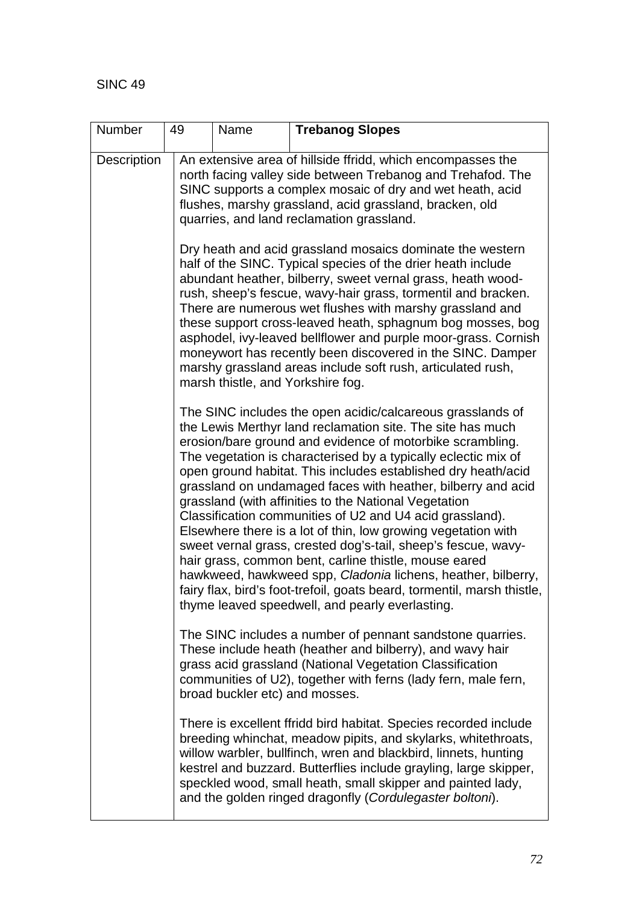SINC 49

| Number | 49 | Name | **Trebanog Slopes** |
| --- | --- | --- | --- |
| Description | An extensive area of hillside ffridd, which encompasses the north facing valley side between Trebanog and Trehafod. The SINC supports a complex mosaic of dry and wet heath, acid flushes, marshy grassland, acid grassland, bracken, old quarries, and land reclamation grassland.<br><br>Dry heath and acid grassland mosaics dominate the western half of the SINC. Typical species of the drier heath include abundant heather, bilberry, sweet vernal grass, heath wood-rush, sheep's fescue, wavy-hair grass, tormentil and bracken. There are numerous wet flushes with marshy grassland and these support cross-leaved heath, sphagnum bog mosses, bog asphodel, ivy-leaved bellflower and purple moor-grass. Cornish moneywort has recently been discovered in the SINC. Damper marshy grassland areas include soft rush, articulated rush, marsh thistle, and Yorkshire fog.<br><br>The SINC includes the open acidic/calcareous grasslands of the Lewis Merthyr land reclamation site. The site has much erosion/bare ground and evidence of motorbike scrambling. The vegetation is characterised by a typically eclectic mix of open ground habitat. This includes established dry heath/acid grassland on undamaged faces with heather, bilberry and acid grassland (with affinities to the National Vegetation Classification communities of U2 and U4 acid grassland). Elsewhere there is a lot of thin, low growing vegetation with sweet vernal grass, crested dog's-tail, sheep's fescue, wavy-hair grass, common bent, carline thistle, mouse eared hawkweed, hawkweed spp, *Cladonia* lichens, heather, bilberry, fairy flax, bird's foot-trefoil, goats beard, tormentil, marsh thistle, thyme leaved speedwell, and pearly everlasting.<br><br>The SINC includes a number of pennant sandstone quarries. These include heath (heather and bilberry), and wavy hair grass acid grassland (National Vegetation Classification communities of U2), together with ferns (lady fern, male fern, broad buckler etc) and mosses.<br><br>There is excellent ffridd bird habitat. Species recorded include breeding whinchat, meadow pipits, and skylarks, whitethroats, willow warbler, bullfinch, wren and blackbird, linnets, hunting kestrel and buzzard. Butterflies include grayling, large skipper, speckled wood, small heath, small skipper and painted lady, and the golden ringed dragonfly (*Cordulegaster boltoni*). | | | |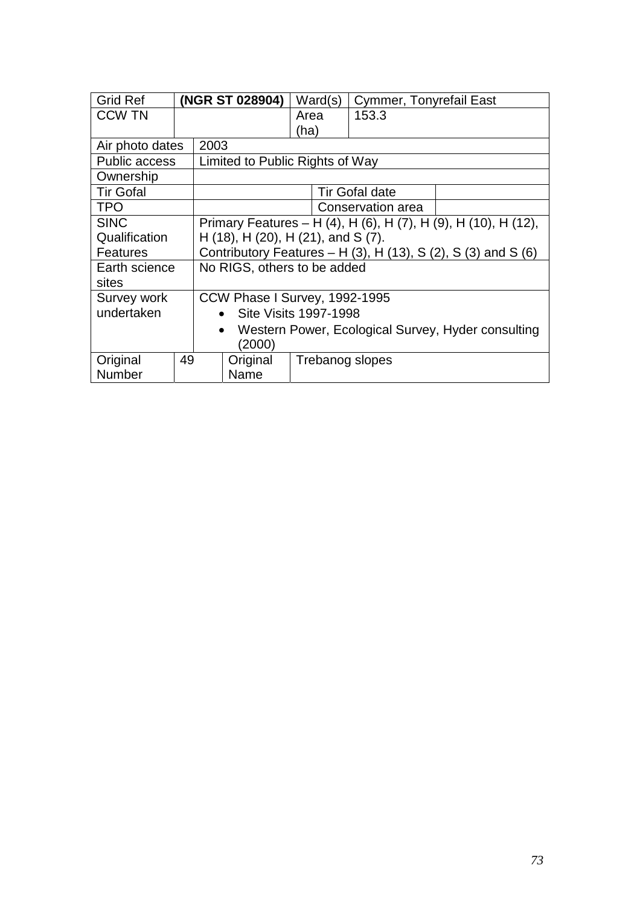| Grid Ref | **(NGR ST 028904)** | | Ward(s) | Cymmer, Tonyrefail East | |
|---|---|---|---|---|---|
| CCW TN | | | Area (ha) | 153.3 | |
| Air photo dates | 2003 | | | | |
| Public access | Limited to Public Rights of Way | | | | |
| Ownership | | | | | |
| Tir Gofal | | | | Tir Gofal date | |
| TPO | | | | Conservation area | |
| SINC Qualification Features | Primary Features – H (4), H (6), H (7), H (9), H (10), H (12), H (18), H (20), H (21), and S (7). Contributory Features – H (3), H (13), S (2), S (3) and S (6) | | | | |
| Earth science sites | No RIGS, others to be added | | | | |
| Survey work undertaken | CCW Phase I Survey, 1992-1995<br>• Site Visits 1997-1998<br>• Western Power, Ecological Survey, Hyder consulting (2000) | | | | |
| Original Number | 49 | Original Name | Trebanog slopes | | |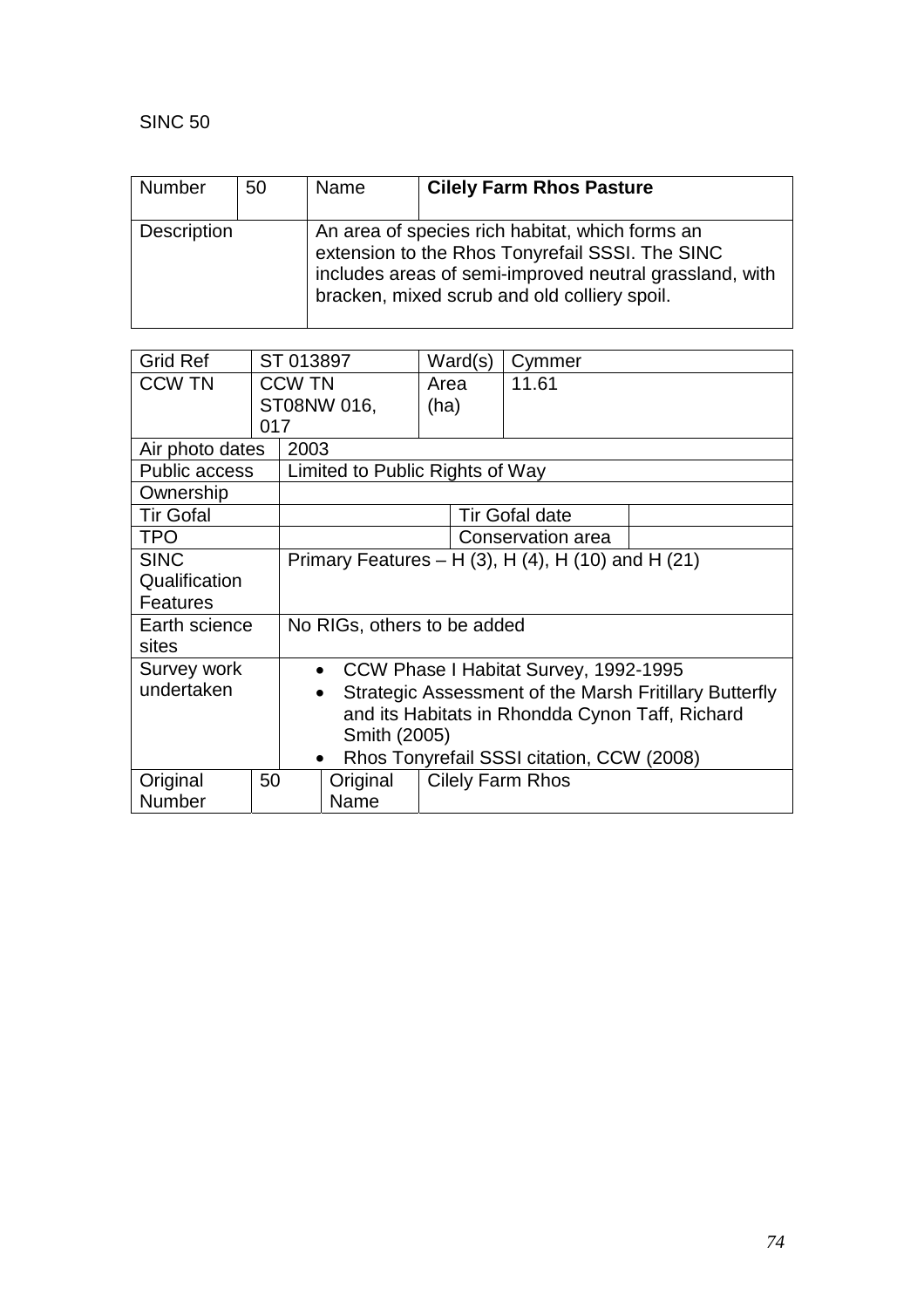SINC 50

| Number | 50 | Name | **Cilely Farm Rhos Pasture** |
|---|---|---|---|
| Description | | An area of species rich habitat, which forms an extension to the Rhos Tonyrefail SSSI. The SINC includes areas of semi-improved neutral grassland, with bracken, mixed scrub and old colliery spoil. | |

| Grid Ref | ST 013897 | Ward(s) | Cymmer |
|---|---|---|---|
| CCW TN | CCW TN ST08NW 016, 017 | Area (ha) | 11.61 |
| Air photo dates | 2003 | | |
| Public access | Limited to Public Rights of Way | | |
| Ownership | | | |
| Tir Gofal | | Tir Gofal date | |
| TPO | | Conservation area | |
| SINC Qualification Features | Primary Features – H (3), H (4), H (10) and H (21) | | |
| Earth science sites | No RIGs, others to be added | | |
| Survey work undertaken | • CCW Phase I Habitat Survey, 1992-1995<br>• Strategic Assessment of the Marsh Fritillary Butterfly and its Habitats in Rhondda Cynon Taff, Richard Smith (2005)<br>• Rhos Tonyrefail SSSI citation, CCW (2008) | | |
| Original Number | 50 | Original Name | Cilely Farm Rhos |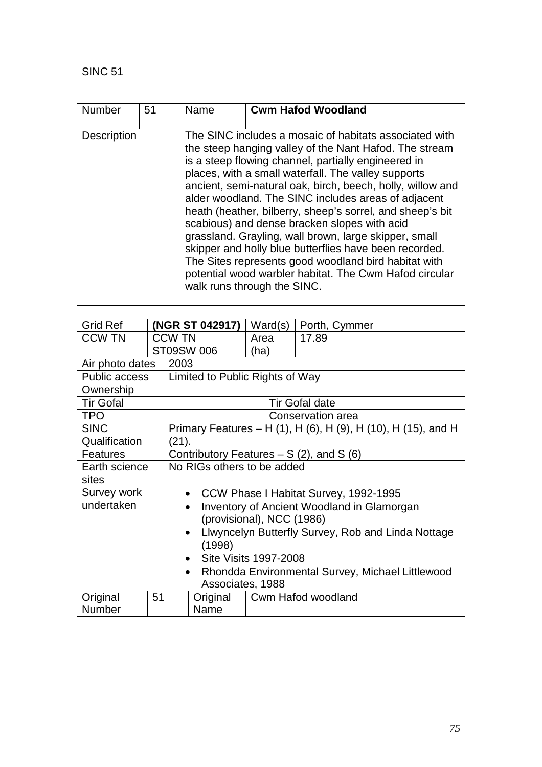SINC 51

| Number | 51 | Name | **Cwm Hafod Woodland** |
|---|---|---|---|
| Description | | The SINC includes a mosaic of habitats associated with the steep hanging valley of the Nant Hafod. The stream is a steep flowing channel, partially engineered in places, with a small waterfall. The valley supports ancient, semi-natural oak, birch, beech, holly, willow and alder woodland. The SINC includes areas of adjacent heath (heather, bilberry, sheep's sorrel, and sheep's bit scabious) and dense bracken slopes with acid grassland. Grayling, wall brown, large skipper, small skipper and holly blue butterflies have been recorded. The Sites represents good woodland bird habitat with potential wood warbler habitat. The Cwm Hafod circular walk runs through the SINC. | |

| Grid Ref | **(NGR ST 042917)** | Ward(s) | Porth, Cymmer | |
|---|---|---|---|---|
| CCW TN | CCW TN ST09SW 006 | Area (ha) | 17.89 | |
| Air photo dates | 2003 | | | |
| Public access | Limited to Public Rights of Way | | | |
| Ownership | | | | |
| Tir Gofal | | Tir Gofal date | | |
| TPO | | Conservation area | | |
| SINC Qualification Features | Primary Features – H (1), H (6), H (9), H (10), H (15), and H (21).<br>Contributory Features – S (2), and S (6) | | | |
| Earth science sites | No RIGs others to be added | | | |
| Survey work undertaken | • CCW Phase I Habitat Survey, 1992-1995<br>• Inventory of Ancient Woodland in Glamorgan (provisional), NCC (1986)<br>• Llwyncelyn Butterfly Survey, Rob and Linda Nottage (1998)<br>• Site Visits 1997-2008<br>• Rhondda Environmental Survey, Michael Littlewood Associates, 1988 | | | |
| Original Number | 51 | Original Name | Cwm Hafod woodland | |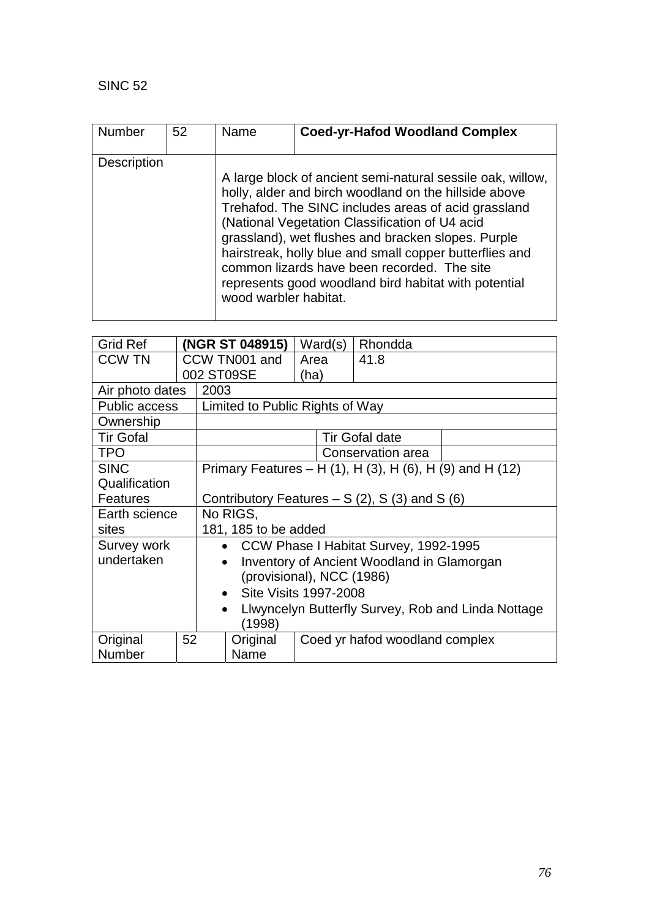SINC 52

| Number | 52 | Name | **Coed-yr-Hafod Woodland Complex** |
|---|---|---|---|
| Description | | A large block of ancient semi-natural sessile oak, willow, holly, alder and birch woodland on the hillside above Trehafod. The SINC includes areas of acid grassland (National Vegetation Classification of U4 acid grassland), wet flushes and bracken slopes. Purple hairstreak, holly blue and small copper butterflies and common lizards have been recorded. The site represents good woodland bird habitat with potential wood warbler habitat. | |

| Grid Ref | **(NGR ST 048915)** | Ward(s) | Rhondda |
|---|---|---|---|
| CCW TN | CCW TN001 and 002 ST09SE | Area (ha) | 41.8 |
| Air photo dates | 2003 | | |
| Public access | Limited to Public Rights of Way | | |
| Ownership | | | |
| Tir Gofal | | Tir Gofal date | |
| TPO | | Conservation area | |
| SINC Qualification Features | Primary Features – H (1), H (3), H (6), H (9) and H (12)<br><br>Contributory Features – S (2), S (3) and S (6) | | |
| Earth science sites | No RIGS,<br>181, 185 to be added | | |
| Survey work undertaken | • CCW Phase I Habitat Survey, 1992-1995<br>• Inventory of Ancient Woodland in Glamorgan (provisional), NCC (1986)<br>• Site Visits 1997-2008<br>• Llwyncelyn Butterfly Survey, Rob and Linda Nottage (1998) | | |
| Original Number | 52 | Original Name | Coed yr hafod woodland complex |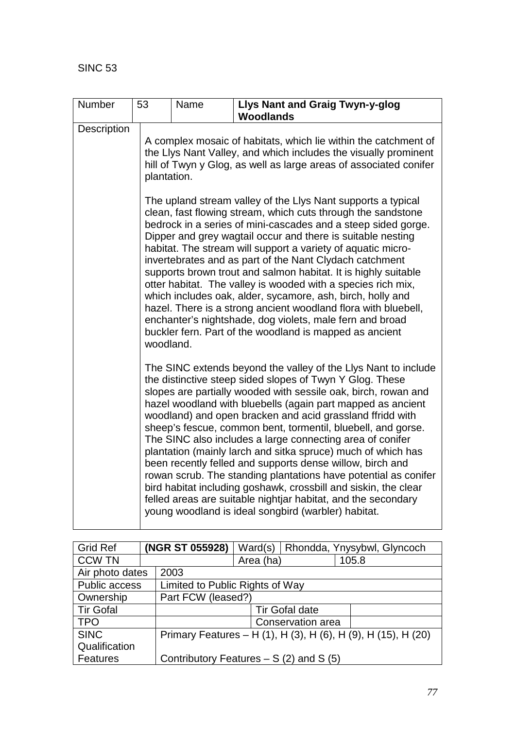SINC 53

| Number | 53 | Name | **Llys Nant and Graig Twyn-y-glog Woodlands** |
|---|---|---|---|
| Description | A complex mosaic of habitats, which lie within the catchment of the Llys Nant Valley, and which includes the visually prominent hill of Twyn y Glog, as well as large areas of associated conifer plantation.<br><br>The upland stream valley of the Llys Nant supports a typical clean, fast flowing stream, which cuts through the sandstone bedrock in a series of mini-cascades and a steep sided gorge. Dipper and grey wagtail occur and there is suitable nesting habitat. The stream will support a variety of aquatic micro-invertebrates and as part of the Nant Clydach catchment supports brown trout and salmon habitat. It is highly suitable otter habitat. The valley is wooded with a species rich mix, which includes oak, alder, sycamore, ash, birch, holly and hazel. There is a strong ancient woodland flora with bluebell, enchanter's nightshade, dog violets, male fern and broad buckler fern. Part of the woodland is mapped as ancient woodland.<br><br>The SINC extends beyond the valley of the Llys Nant to include the distinctive steep sided slopes of Twyn Y Glog. These slopes are partially wooded with sessile oak, birch, rowan and hazel woodland with bluebells (again part mapped as ancient woodland) and open bracken and acid grassland ffridd with sheep's fescue, common bent, tormentil, bluebell, and gorse. The SINC also includes a large connecting area of conifer plantation (mainly larch and sitka spruce) much of which has been recently felled and supports dense willow, birch and rowan scrub. The standing plantations have potential as conifer bird habitat including goshawk, crossbill and siskin, the clear felled areas are suitable nightjar habitat, and the secondary young woodland is ideal songbird (warbler) habitat. | | |

| Grid Ref | **(NGR ST 055928)** | Ward(s) | Rhondda, Ynysybwl, Glyncoch |
|---|---|---|---|
| CCW TN | | Area (ha) | 105.8 |
| Air photo dates | 2003 | | |
| Public access | Limited to Public Rights of Way | | |
| Ownership | Part FCW (leased?) | | |
| Tir Gofal | | Tir Gofal date | |
| TPO | | Conservation area | |
| SINC Qualification Features | Primary Features – H (1), H (3), H (6), H (9), H (15), H (20)<br><br>Contributory Features – S (2) and S (5) | | |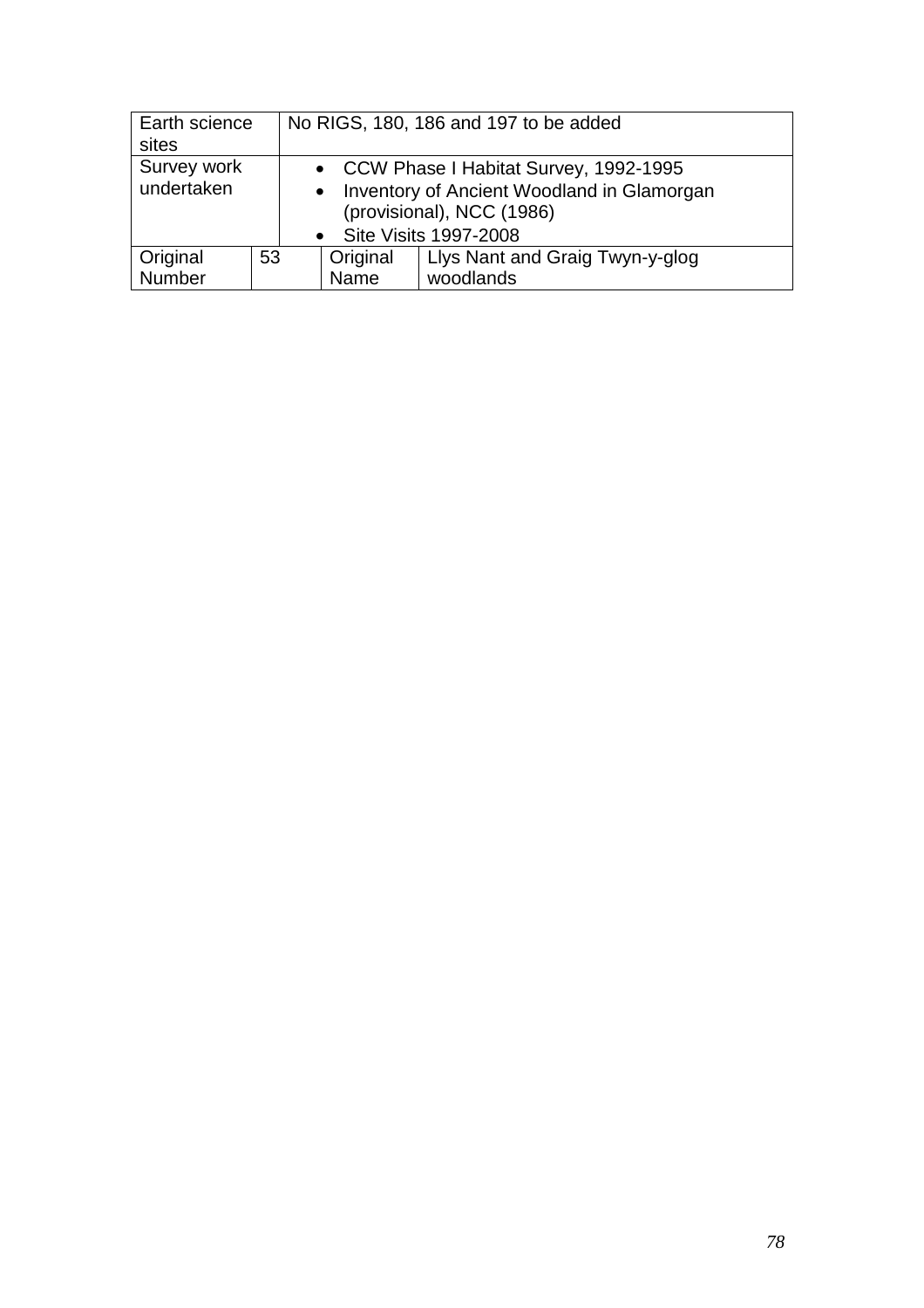| Earth science sites | No RIGS, 180, 186 and 197 to be added | | |
|---|---|---|---|
| Survey work undertaken | • CCW Phase I Habitat Survey, 1992-1995<br>• Inventory of Ancient Woodland in Glamorgan (provisional), NCC (1986)<br>• Site Visits 1997-2008 | | |
| Original Number | 53 | Original Name | Llys Nant and Graig Twyn-y-glog woodlands |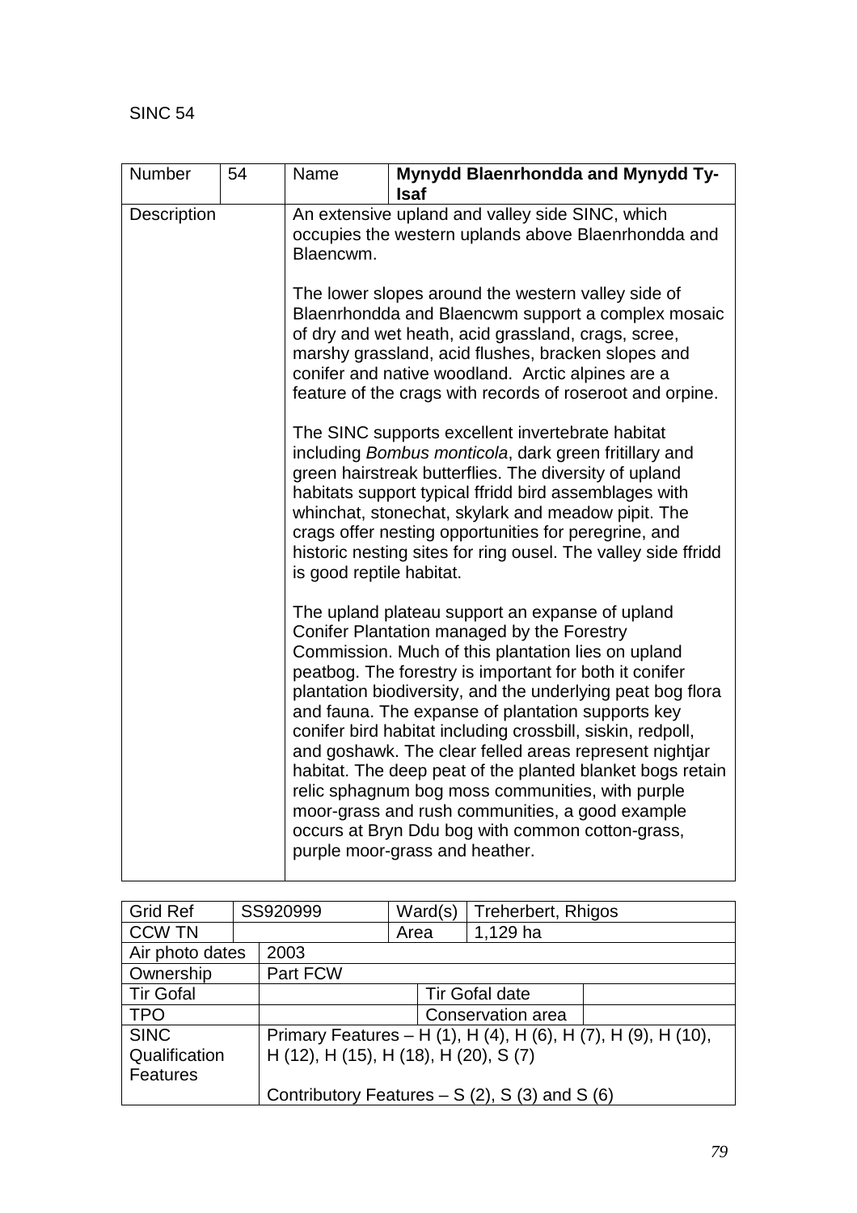SINC 54

| Number | 54 | Name | **Mynydd Blaenrhondda and Mynydd Ty-Isaf** |
|---|---|---|---|
| Description | | An extensive upland and valley side SINC, which occupies the western uplands above Blaenrhondda and Blaencwm.<br><br>The lower slopes around the western valley side of Blaenrhondda and Blaencwm support a complex mosaic of dry and wet heath, acid grassland, crags, scree, marshy grassland, acid flushes, bracken slopes and conifer and native woodland. Arctic alpines are a feature of the crags with records of roseroot and orpine.<br><br>The SINC supports excellent invertebrate habitat including *Bombus monticola*, dark green fritillary and green hairstreak butterflies. The diversity of upland habitats support typical ffridd bird assemblages with whinchat, stonechat, skylark and meadow pipit. The crags offer nesting opportunities for peregrine, and historic nesting sites for ring ousel. The valley side ffridd is good reptile habitat.<br><br>The upland plateau support an expanse of upland Conifer Plantation managed by the Forestry Commission. Much of this plantation lies on upland peatbog. The forestry is important for both it conifer plantation biodiversity, and the underlying peat bog flora and fauna. The expanse of plantation supports key conifer bird habitat including crossbill, siskin, redpoll, and goshawk. The clear felled areas represent nightjar habitat. The deep peat of the planted blanket bogs retain relic sphagnum bog moss communities, with purple moor-grass and rush communities, a good example occurs at Bryn Ddu bog with common cotton-grass, purple moor-grass and heather. | |

| Grid Ref | SS920999 | Ward(s) | Treherbert, Rhigos |
|---|---|---|---|
| CCW TN | | Area | 1,129 ha |
| Air photo dates | 2003 | | |
| Ownership | Part FCW | | |
| Tir Gofal | | Tir Gofal date | |
| TPO | | Conservation area | |
| SINC Qualification Features | Primary Features – H (1), H (4), H (6), H (7), H (9), H (10), H (12), H (15), H (18), H (20), S (7)<br><br>Contributory Features – S (2), S (3) and S (6) | | |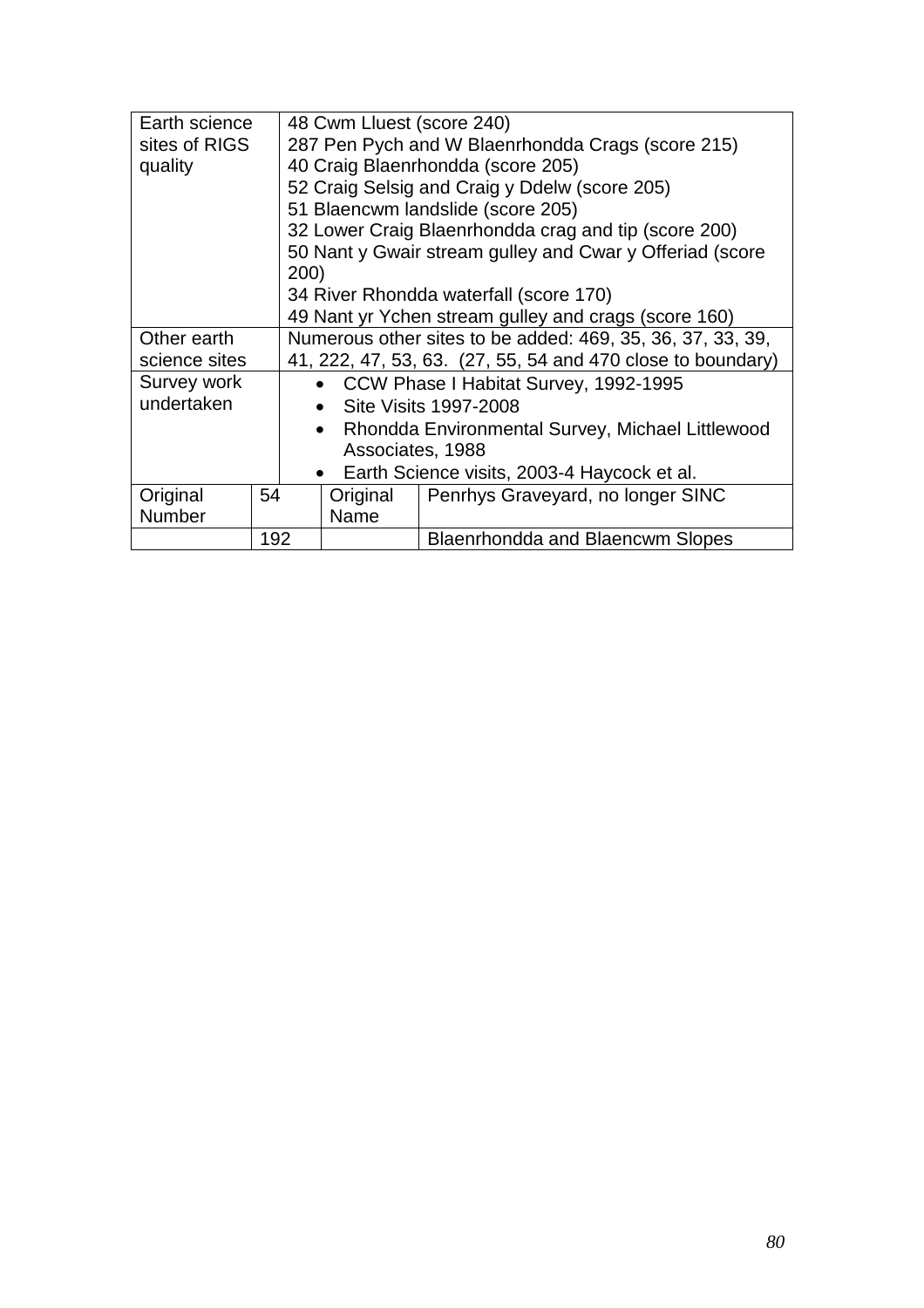| | | | |
|---|---|---|---|
| Earth science sites of RIGS quality | 48 Cwm Lluest (score 240)<br>287 Pen Pych and W Blaenrhondda Crags (score 215)<br>40 Craig Blaenrhondda (score 205)<br>52 Craig Selsig and Craig y Ddelw (score 205)<br>51 Blaencwm landslide (score 205)<br>32 Lower Craig Blaenrhondda crag and tip (score 200)<br>50 Nant y Gwair stream gulley and Cwar y Offeriad (score 200)<br>34 River Rhondda waterfall (score 170)<br>49 Nant yr Ychen stream gulley and crags (score 160) | | |
| Other earth science sites | Numerous other sites to be added: 469, 35, 36, 37, 33, 39, 41, 222, 47, 53, 63. (27, 55, 54 and 470 close to boundary) | | |
| Survey work undertaken | • CCW Phase I Habitat Survey, 1992-1995<br>• Site Visits 1997-2008<br>• Rhondda Environmental Survey, Michael Littlewood Associates, 1988<br>• Earth Science visits, 2003-4 Haycock et al. | | |
| Original Number | 54 | Original Name | Penrhys Graveyard, no longer SINC |
| | 192 | | Blaenrhondda and Blaencwm Slopes |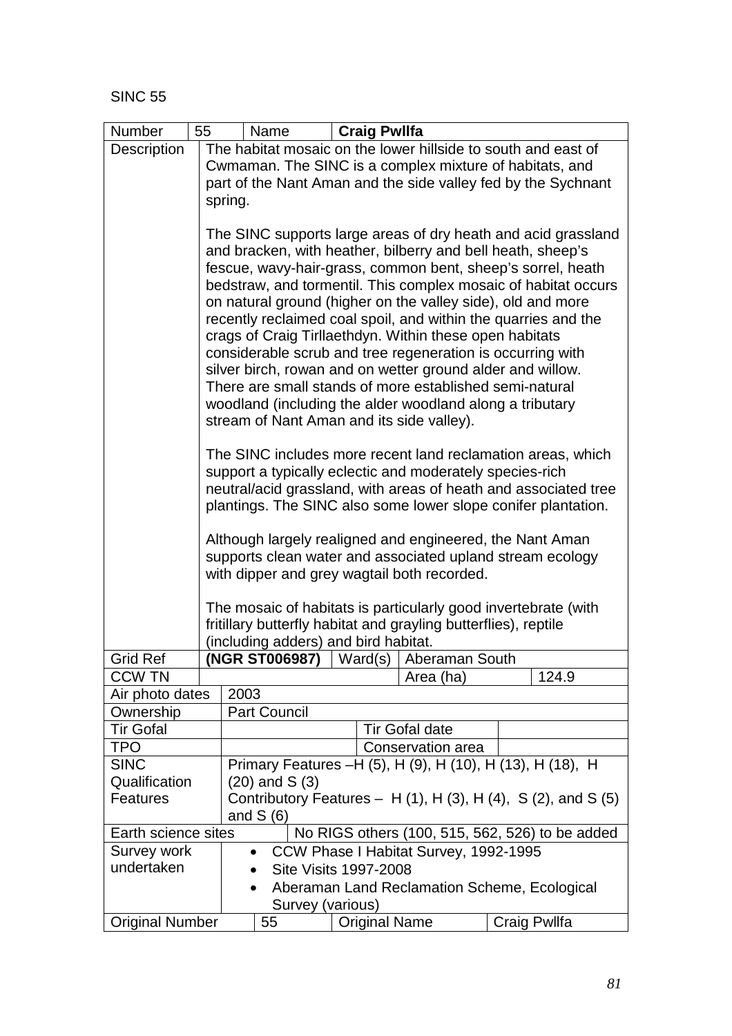SINC 55

| Number | 55 | Name | **Craig Pwllfa** |
|---|---|---|---|
| Description | The habitat mosaic on the lower hillside to south and east of Cwmaman. The SINC is a complex mixture of habitats, and part of the Nant Aman and the side valley fed by the Sychnant spring.<br><br>The SINC supports large areas of dry heath and acid grassland and bracken, with heather, bilberry and bell heath, sheep's fescue, wavy-hair-grass, common bent, sheep's sorrel, heath bedstraw, and tormentil. This complex mosaic of habitat occurs on natural ground (higher on the valley side), old and more recently reclaimed coal spoil, and within the quarries and the crags of Craig Tirllaethdyn. Within these open habitats considerable scrub and tree regeneration is occurring with silver birch, rowan and on wetter ground alder and willow. There are small stands of more established semi-natural woodland (including the alder woodland along a tributary stream of Nant Aman and its side valley).<br><br>The SINC includes more recent land reclamation areas, which support a typically eclectic and moderately species-rich neutral/acid grassland, with areas of heath and associated tree plantings. The SINC also some lower slope conifer plantation.<br><br>Although largely realigned and engineered, the Nant Aman supports clean water and associated upland stream ecology with dipper and grey wagtail both recorded.<br><br>The mosaic of habitats is particularly good invertebrate (with fritillary butterfly habitat and grayling butterflies), reptile (including adders) and bird habitat. | | |
| Grid Ref | **(NGR ST006987)** | Ward(s) | Aberaman South |
| CCW TN | | Area (ha) | 124.9 |
| Air photo dates | 2003 | | |
| Ownership | Part Council | | |
| Tir Gofal | | Tir Gofal date | |
| TPO | | Conservation area | |
| SINC Qualification Features | Primary Features –H (5), H (9), H (10), H (13), H (18), H (20) and S (3)<br>Contributory Features – H (1), H (3), H (4), S (2), and S (5) and S (6) | | |
| Earth science sites | No RIGS others (100, 515, 562, 526) to be added | | |
| Survey work undertaken | • CCW Phase I Habitat Survey, 1992-1995<br>• Site Visits 1997-2008<br>• Aberaman Land Reclamation Scheme, Ecological Survey (various) | | |
| Original Number | 55 | Original Name | Craig Pwllfa |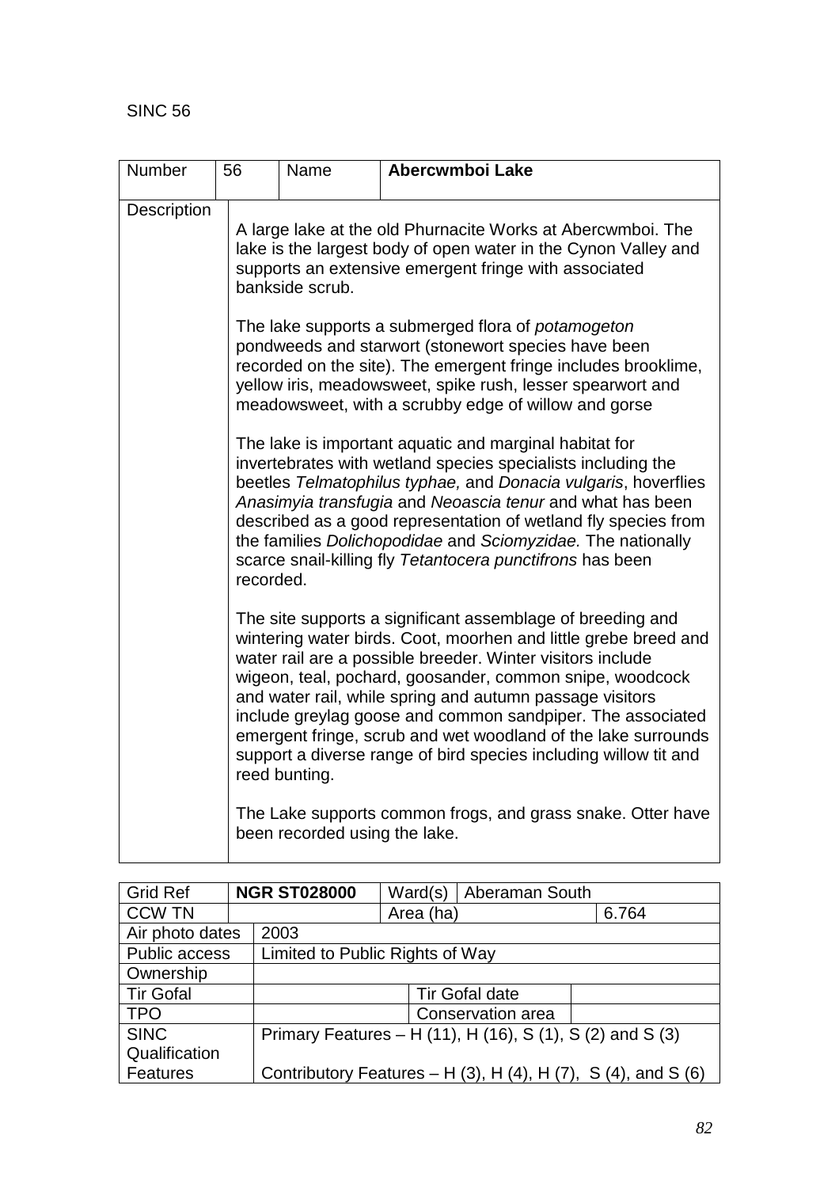SINC 56

| Number | 56 | Name | **Abercwmboi Lake** |
|---|---|---|---|
| Description | A large lake at the old Phurnacite Works at Abercwmboi. The lake is the largest body of open water in the Cynon Valley and supports an extensive emergent fringe with associated bankside scrub.<br><br>The lake supports a submerged flora of *potamogeton* pondweeds and starwort (stonewort species have been recorded on the site). The emergent fringe includes brooklime, yellow iris, meadowsweet, spike rush, lesser spearwort and meadowsweet, with a scrubby edge of willow and gorse<br><br>The lake is important aquatic and marginal habitat for invertebrates with wetland species specialists including the beetles *Telmatophilus typhae,* and *Donacia vulgaris*, hoverflies *Anasimyia transfugia* and *Neoascia tenur* and what has been described as a good representation of wetland fly species from the families *Dolichopodidae* and *Sciomyzidae.* The nationally scarce snail-killing fly *Tetantocera punctifrons* has been recorded.<br><br>The site supports a significant assemblage of breeding and wintering water birds. Coot, moorhen and little grebe breed and water rail are a possible breeder. Winter visitors include wigeon, teal, pochard, goosander, common snipe, woodcock and water rail, while spring and autumn passage visitors include greylag goose and common sandpiper. The associated emergent fringe, scrub and wet woodland of the lake surrounds support a diverse range of bird species including willow tit and reed bunting.<br><br>The Lake supports common frogs, and grass snake. Otter have been recorded using the lake. | | |

| Grid Ref | **NGR ST028000** | Ward(s) | Aberaman South |
|---|---|---|---|
| CCW TN | | Area (ha) | 6.764 |
| Air photo dates | 2003 | | |
| Public access | Limited to Public Rights of Way | | |
| Ownership | | | |
| Tir Gofal | | Tir Gofal date | |
| TPO | | Conservation area | |
| SINC Qualification Features | Primary Features – H (11), H (16), S (1), S (2) and S (3)<br><br>Contributory Features – H (3), H (4), H (7), S (4), and S (6) | | |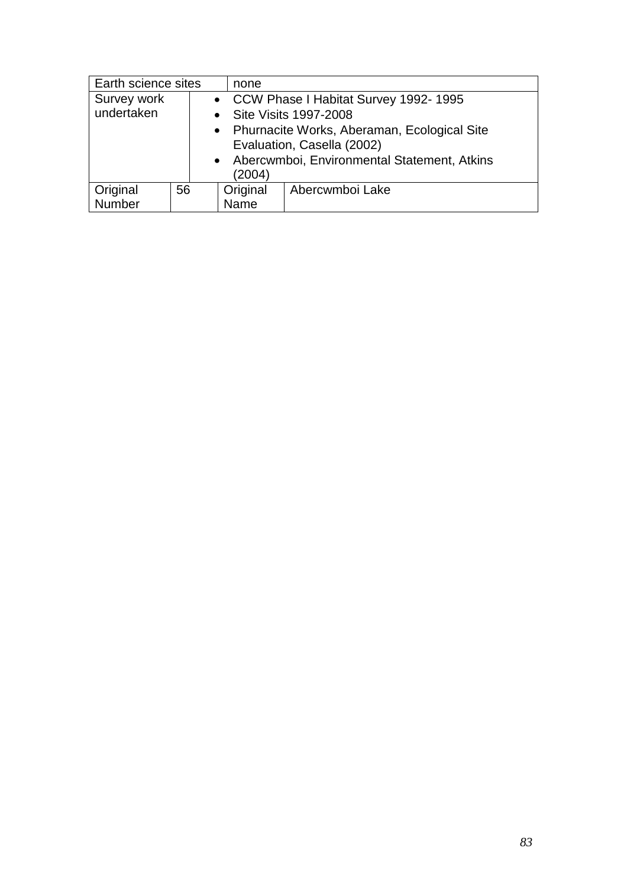| Earth science sites | | none | |
|---|---|---|---|
| Survey work undertaken | | <ul><li>CCW Phase I Habitat Survey 1992- 1995</li><li>Site Visits 1997-2008</li><li>Phurnacite Works, Aberaman, Ecological Site Evaluation, Casella (2002)</li><li>Abercwmboi, Environmental Statement, Atkins (2004)</li></ul> | |
| Original Number | 56 | Original Name | Abercwmboi Lake |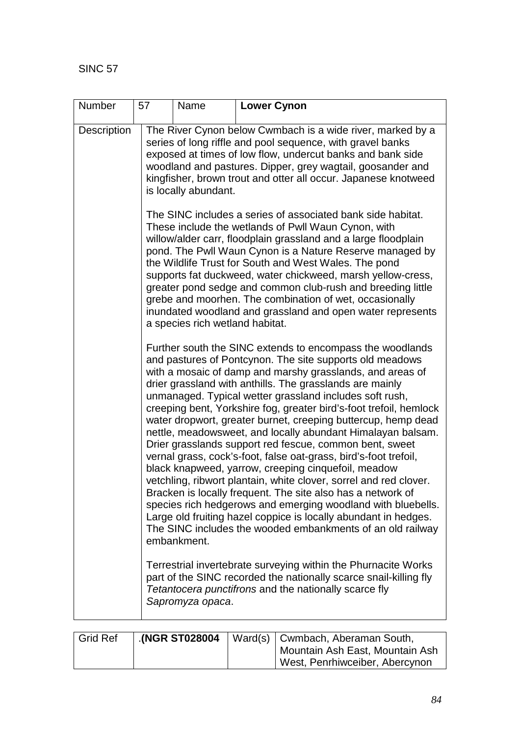SINC 57

| Number | 57 | Name | **Lower Cynon** |
|---|---|---|---|
| Description | The River Cynon below Cwmbach is a wide river, marked by a series of long riffle and pool sequence, with gravel banks exposed at times of low flow, undercut banks and bank side woodland and pastures. Dipper, grey wagtail, goosander and kingfisher, brown trout and otter all occur. Japanese knotweed is locally abundant.<br><br>The SINC includes a series of associated bank side habitat. These include the wetlands of Pwll Waun Cynon, with willow/alder carr, floodplain grassland and a large floodplain pond. The Pwll Waun Cynon is a Nature Reserve managed by the Wildlife Trust for South and West Wales. The pond supports fat duckweed, water chickweed, marsh yellow-cress, greater pond sedge and common club-rush and breeding little grebe and moorhen. The combination of wet, occasionally inundated woodland and grassland and open water represents a species rich wetland habitat.<br><br>Further south the SINC extends to encompass the woodlands and pastures of Pontcynon. The site supports old meadows with a mosaic of damp and marshy grasslands, and areas of drier grassland with anthills. The grasslands are mainly unmanaged. Typical wetter grassland includes soft rush, creeping bent, Yorkshire fog, greater bird's-foot trefoil, hemlock water dropwort, greater burnet, creeping buttercup, hemp dead nettle, meadowsweet, and locally abundant Himalayan balsam. Drier grasslands support red fescue, common bent, sweet vernal grass, cock's-foot, false oat-grass, bird's-foot trefoil, black knapweed, yarrow, creeping cinquefoil, meadow vetchling, ribwort plantain, white clover, sorrel and red clover. Bracken is locally frequent. The site also has a network of species rich hedgerows and emerging woodland with bluebells. Large old fruiting hazel coppice is locally abundant in hedges. The SINC includes the wooded embankments of an old railway embankment.<br><br>Terrestrial invertebrate surveying within the Phurnacite Works part of the SINC recorded the nationally scarce snail-killing fly *Tetantocera punctifrons* and the nationally scarce fly *Sapromyza opaca*. | | |

| Grid Ref | .**(NGR ST028004** | Ward(s) | Cwmbach, Aberaman South, Mountain Ash East, Mountain Ash West, Penrhiwceiber, Abercynon |
|---|---|---|---|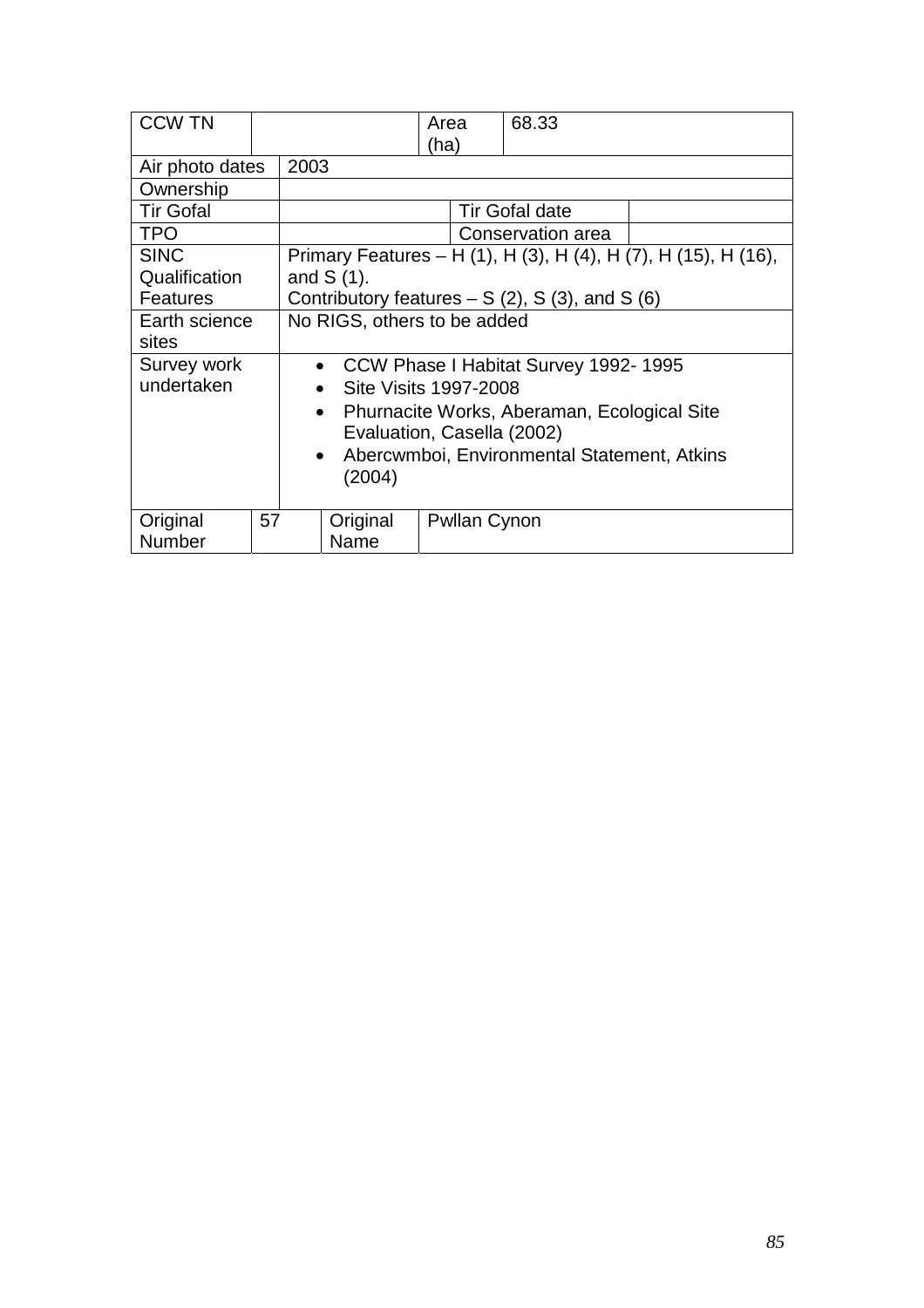| CCW TN | | Area (ha) | 68.33 |
|---|---|---|---|
| Air photo dates | 2003 | | |
| Ownership | | | |
| Tir Gofal | | Tir Gofal date | |
| TPO | | Conservation area | |
| SINC Qualification Features | Primary Features – H (1), H (3), H (4), H (7), H (15), H (16), and S (1).<br>Contributory features – S (2), S (3), and S (6) | | |
| Earth science sites | No RIGS, others to be added | | |
| Survey work undertaken | • CCW Phase I Habitat Survey 1992- 1995<br>• Site Visits 1997-2008<br>• Phurnacite Works, Aberaman, Ecological Site Evaluation, Casella (2002)<br>• Abercwmboi, Environmental Statement, Atkins (2004) | | |
| Original Number | 57 | Original Name | Pwllan Cynon |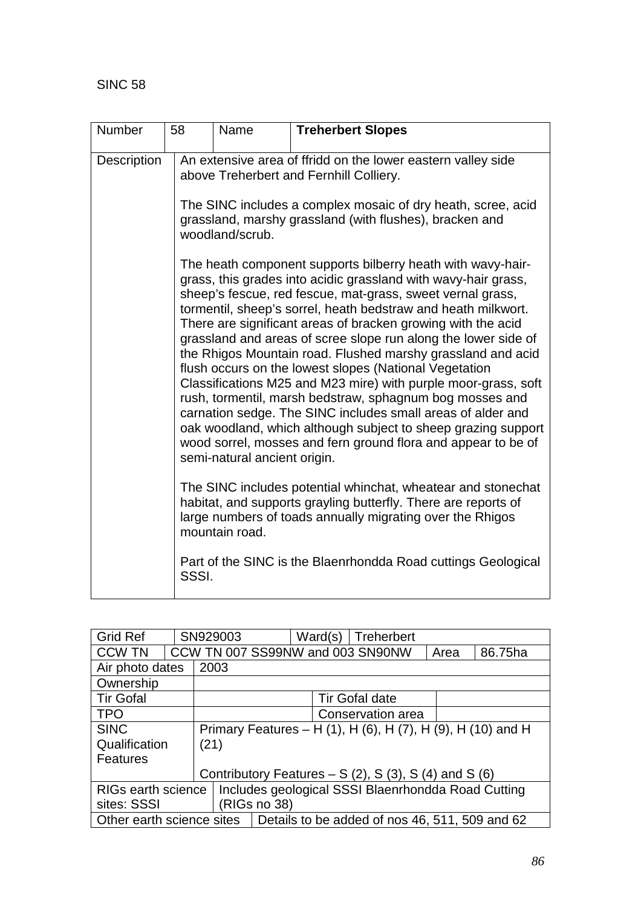SINC 58

| Number | 58 | Name | **Treherbert Slopes** |
|---|---|---|---|
| Description | An extensive area of ffridd on the lower eastern valley side above Treherbert and Fernhill Colliery.<br><br>The SINC includes a complex mosaic of dry heath, scree, acid grassland, marshy grassland (with flushes), bracken and woodland/scrub.<br><br>The heath component supports bilberry heath with wavy-hair-grass, this grades into acidic grassland with wavy-hair grass, sheep's fescue, red fescue, mat-grass, sweet vernal grass, tormentil, sheep's sorrel, heath bedstraw and heath milkwort. There are significant areas of bracken growing with the acid grassland and areas of scree slope run along the lower side of the Rhigos Mountain road. Flushed marshy grassland and acid flush occurs on the lowest slopes (National Vegetation Classifications M25 and M23 mire) with purple moor-grass, soft rush, tormentil, marsh bedstraw, sphagnum bog mosses and carnation sedge. The SINC includes small areas of alder and oak woodland, which although subject to sheep grazing support wood sorrel, mosses and fern ground flora and appear to be of semi-natural ancient origin.<br><br>The SINC includes potential whinchat, wheatear and stonechat habitat, and supports grayling butterfly. There are reports of large numbers of toads annually migrating over the Rhigos mountain road.<br><br>Part of the SINC is the Blaenrhondda Road cuttings Geological SSSI. | | |

| Grid Ref | SN929003 | Ward(s) | Treherbert | | |
|---|---|---|---|---|---|
| CCW TN | CCW TN 007 SS99NW and 003 SN90NW | | | Area | 86.75ha |
| Air photo dates | 2003 | | | | |
| Ownership | | | | | |
| Tir Gofal | | Tir Gofal date | | | |
| TPO | | Conservation area | | | |
| SINC Qualification Features | Primary Features – H (1), H (6), H (7), H (9), H (10) and H (21)<br><br>Contributory Features – S (2), S (3), S (4) and S (6) | | | | |
| RIGs earth science sites: SSSI | Includes geological SSSI Blaenrhondda Road Cutting (RIGs no 38) | | | | |
| Other earth science sites | Details to be added of nos 46, 511, 509 and 62 | | | | |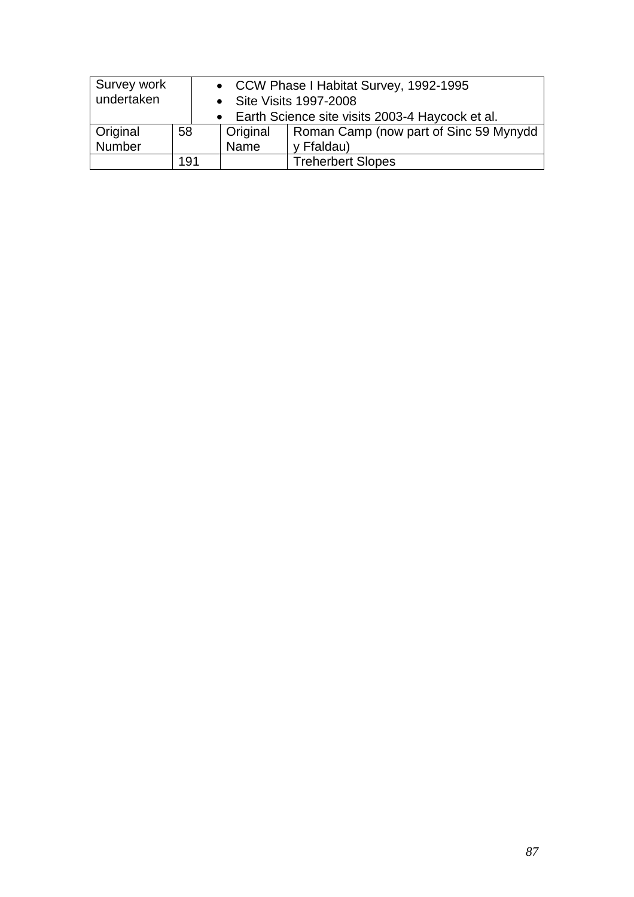| Survey work undertaken | | • CCW Phase I Habitat Survey, 1992-1995<br>• Site Visits 1997-2008<br>• Earth Science site visits 2003-4 Haycock et al. | |
|---|---|---|---|
| Original Number | 58 | Original Name | Roman Camp (now part of Sinc 59 Mynydd y Ffaldau) |
| | 191 | | Treherbert Slopes |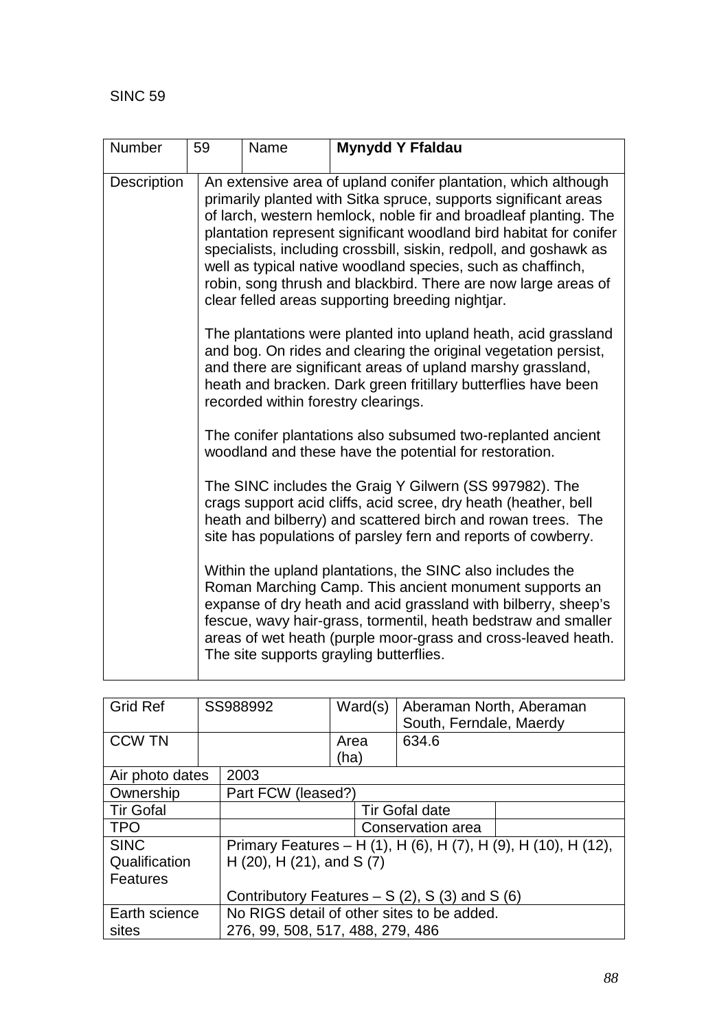SINC 59

| Number | 59 | Name | **Mynydd Y Ffaldau** |
|---|---|---|---|
| Description | An extensive area of upland conifer plantation, which although primarily planted with Sitka spruce, supports significant areas of larch, western hemlock, noble fir and broadleaf planting. The plantation represent significant woodland bird habitat for conifer specialists, including crossbill, siskin, redpoll, and goshawk as well as typical native woodland species, such as chaffinch, robin, song thrush and blackbird. There are now large areas of clear felled areas supporting breeding nightjar.<br><br>The plantations were planted into upland heath, acid grassland and bog. On rides and clearing the original vegetation persist, and there are significant areas of upland marshy grassland, heath and bracken. Dark green fritillary butterflies have been recorded within forestry clearings.<br><br>The conifer plantations also subsumed two-replanted ancient woodland and these have the potential for restoration.<br><br>The SINC includes the Graig Y Gilwern (SS 997982). The crags support acid cliffs, acid scree, dry heath (heather, bell heath and bilberry) and scattered birch and rowan trees. The site has populations of parsley fern and reports of cowberry.<br><br>Within the upland plantations, the SINC also includes the Roman Marching Camp. This ancient monument supports an expanse of dry heath and acid grassland with bilberry, sheep's fescue, wavy hair-grass, tormentil, heath bedstraw and smaller areas of wet heath (purple moor-grass and cross-leaved heath. The site supports grayling butterflies. | | |

| Grid Ref | SS988992 | Ward(s) | Aberaman North, Aberaman South, Ferndale, Maerdy |
|---|---|---|---|
| CCW TN | | Area (ha) | 634.6 |
| Air photo dates | 2003 | | |
| Ownership | Part FCW (leased?) | | |
| Tir Gofal | | Tir Gofal date | |
| TPO | | Conservation area | |
| SINC Qualification Features | Primary Features – H (1), H (6), H (7), H (9), H (10), H (12), H (20), H (21), and S (7)<br><br>Contributory Features – S (2), S (3) and S (6) | | |
| Earth science sites | No RIGS detail of other sites to be added.<br>276, 99, 508, 517, 488, 279, 486 | | |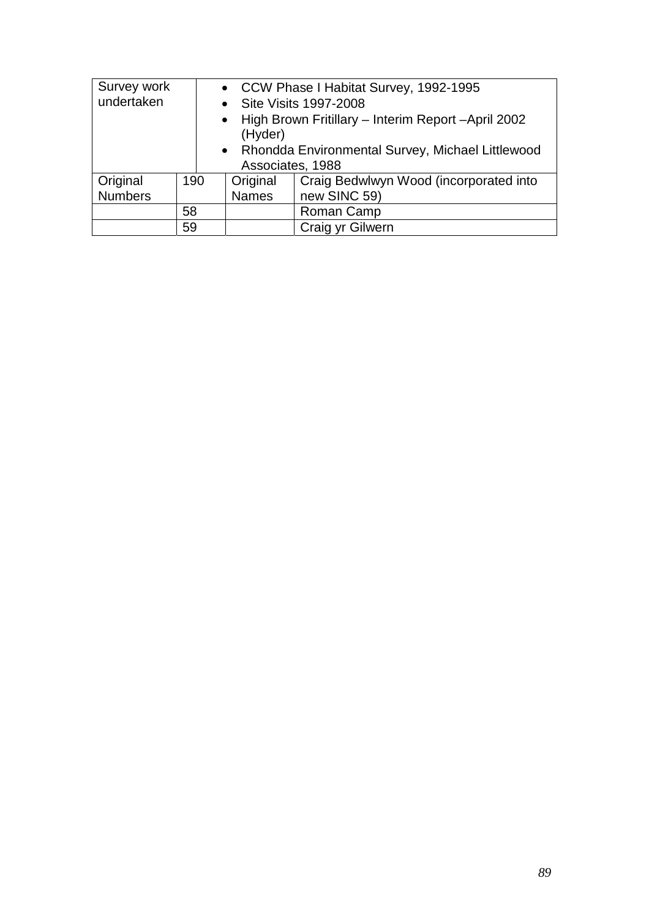| Survey work undertaken | | • CCW Phase I Habitat Survey, 1992-1995<br>• Site Visits 1997-2008<br>• High Brown Fritillary – Interim Report –April 2002 (Hyder)<br>• Rhondda Environmental Survey, Michael Littlewood Associates, 1988 | |
|---|---|---|---|
| Original Numbers | 190 | Original Names | Craig Bedwlwyn Wood (incorporated into new SINC 59) |
| | 58 | | Roman Camp |
| | 59 | | Craig yr Gilwern |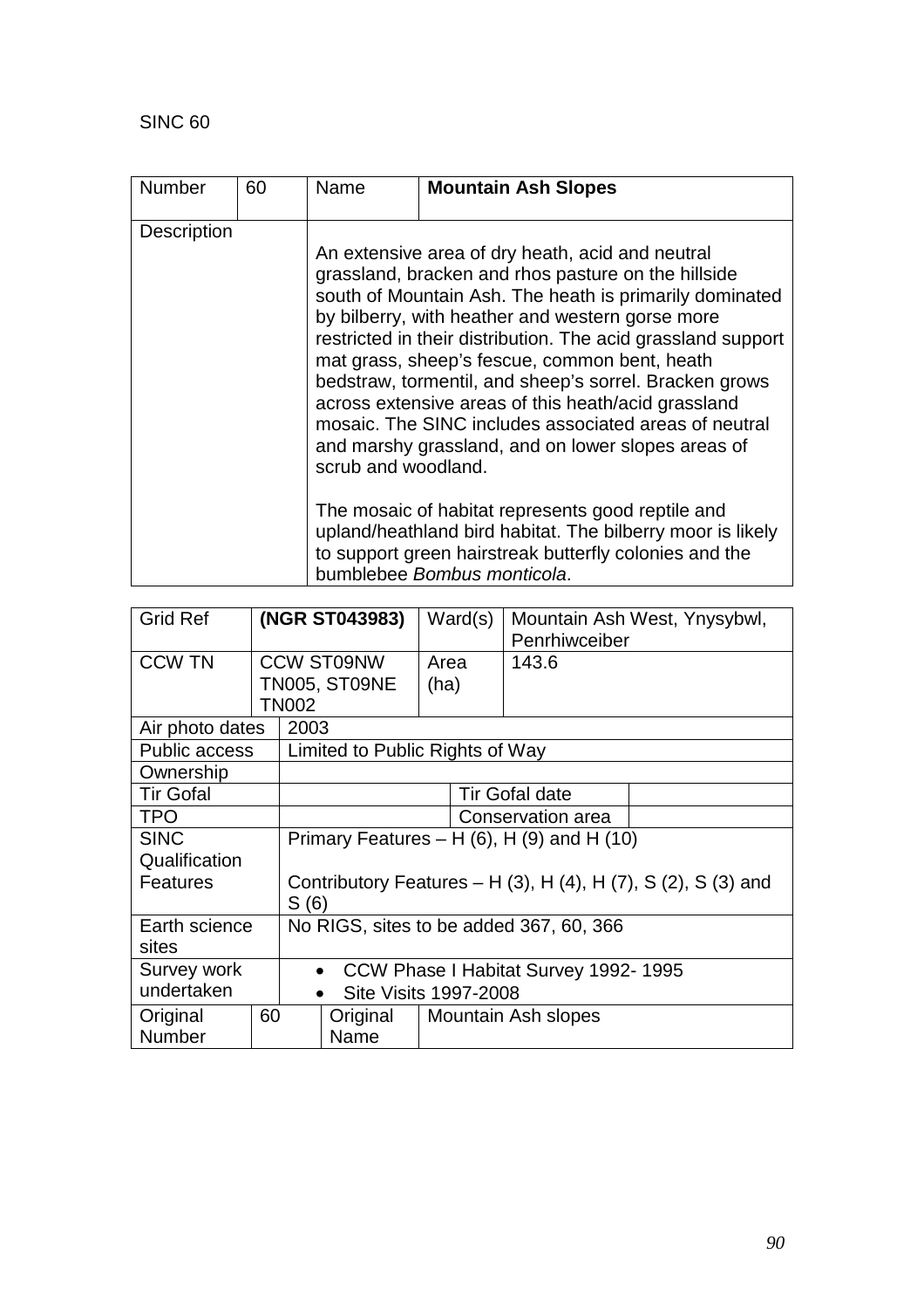SINC 60

| Number | 60 | Name | **Mountain Ash Slopes** |
|---|---|---|---|
| Description | | An extensive area of dry heath, acid and neutral grassland, bracken and rhos pasture on the hillside south of Mountain Ash. The heath is primarily dominated by bilberry, with heather and western gorse more restricted in their distribution. The acid grassland support mat grass, sheep's fescue, common bent, heath bedstraw, tormentil, and sheep's sorrel. Bracken grows across extensive areas of this heath/acid grassland mosaic. The SINC includes associated areas of neutral and marshy grassland, and on lower slopes areas of scrub and woodland.<br><br>The mosaic of habitat represents good reptile and upland/heathland bird habitat. The bilberry moor is likely to support green hairstreak butterfly colonies and the bumblebee *Bombus monticola*. | |

| Grid Ref | **(NGR ST043983)** | Ward(s) | Mountain Ash West, Ynysybwl, Penrhiwceiber |
|---|---|---|---|
| CCW TN | CCW ST09NW TN005, ST09NE TN002 | Area (ha) | 143.6 |
| Air photo dates | 2003 | | |
| Public access | Limited to Public Rights of Way | | |
| Ownership | | | |
| Tir Gofal | | Tir Gofal date | |
| TPO | | Conservation area | |
| SINC Qualification Features | Primary Features – H (6), H (9) and H (10)<br><br>Contributory Features – H (3), H (4), H (7), S (2), S (3) and S (6) | | |
| Earth science sites | No RIGS, sites to be added 367, 60, 366 | | |
| Survey work undertaken | • CCW Phase I Habitat Survey 1992- 1995<br>• Site Visits 1997-2008 | | |
| Original Number | 60 | Original Name | Mountain Ash slopes |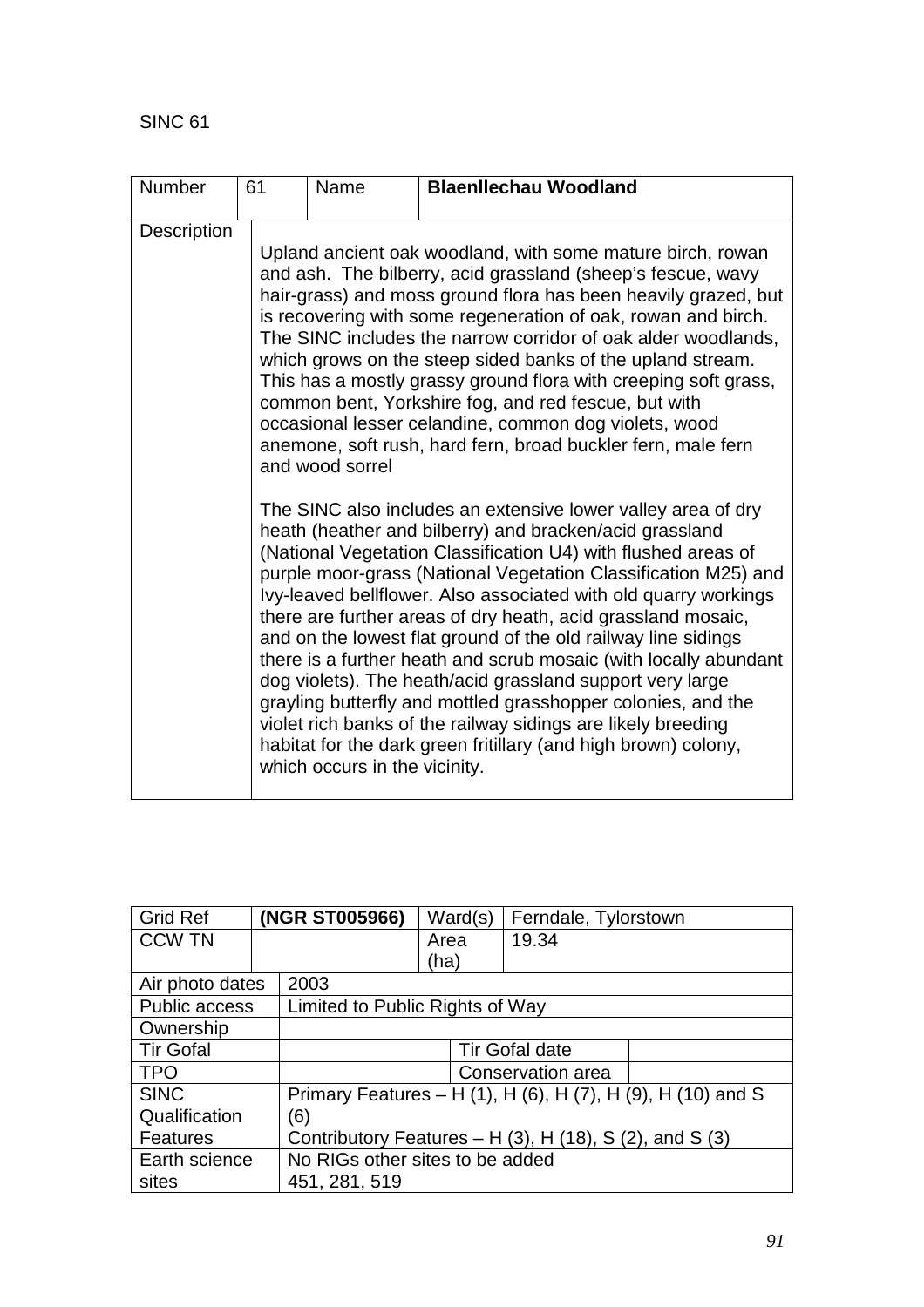SINC 61

| Number | 61 | Name | **Blaenllechau Woodland** |
|---|---|---|---|
| Description | Upland ancient oak woodland, with some mature birch, rowan and ash. The bilberry, acid grassland (sheep's fescue, wavy hair-grass) and moss ground flora has been heavily grazed, but is recovering with some regeneration of oak, rowan and birch. The SINC includes the narrow corridor of oak alder woodlands, which grows on the steep sided banks of the upland stream. This has a mostly grassy ground flora with creeping soft grass, common bent, Yorkshire fog, and red fescue, but with occasional lesser celandine, common dog violets, wood anemone, soft rush, hard fern, broad buckler fern, male fern and wood sorrel<br><br>The SINC also includes an extensive lower valley area of dry heath (heather and bilberry) and bracken/acid grassland (National Vegetation Classification U4) with flushed areas of purple moor-grass (National Vegetation Classification M25) and Ivy-leaved bellflower. Also associated with old quarry workings there are further areas of dry heath, acid grassland mosaic, and on the lowest flat ground of the old railway line sidings there is a further heath and scrub mosaic (with locally abundant dog violets). The heath/acid grassland support very large grayling butterfly and mottled grasshopper colonies, and the violet rich banks of the railway sidings are likely breeding habitat for the dark green fritillary (and high brown) colony, which occurs in the vicinity. | | |

| Grid Ref | **(NGR ST005966)** | Ward(s) | Ferndale, Tylorstown |
|---|---|---|---|
| CCW TN | | Area (ha) | 19.34 |
| Air photo dates | 2003 | | |
| Public access | Limited to Public Rights of Way | | |
| Ownership | | | |
| Tir Gofal | | Tir Gofal date | |
| TPO | | Conservation area | |
| SINC Qualification Features | Primary Features – H (1), H (6), H (7), H (9), H (10) and S (6)<br>Contributory Features – H (3), H (18), S (2), and S (3) | | |
| Earth science sites | No RIGs other sites to be added<br>451, 281, 519 | | |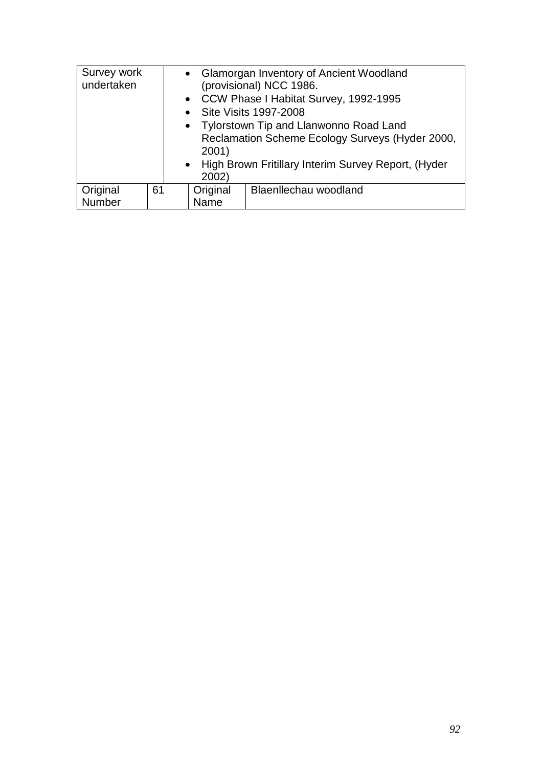| Survey work undertaken | • Glamorgan Inventory of Ancient Woodland (provisional) NCC 1986.<br>• CCW Phase I Habitat Survey, 1992-1995<br>• Site Visits 1997-2008<br>• Tylorstown Tip and Llanwonno Road Land Reclamation Scheme Ecology Surveys (Hyder 2000, 2001)<br>• High Brown Fritillary Interim Survey Report, (Hyder 2002) | | |
|---|---|---|---|
| Original Number | 61 | Original Name | Blaenllechau woodland |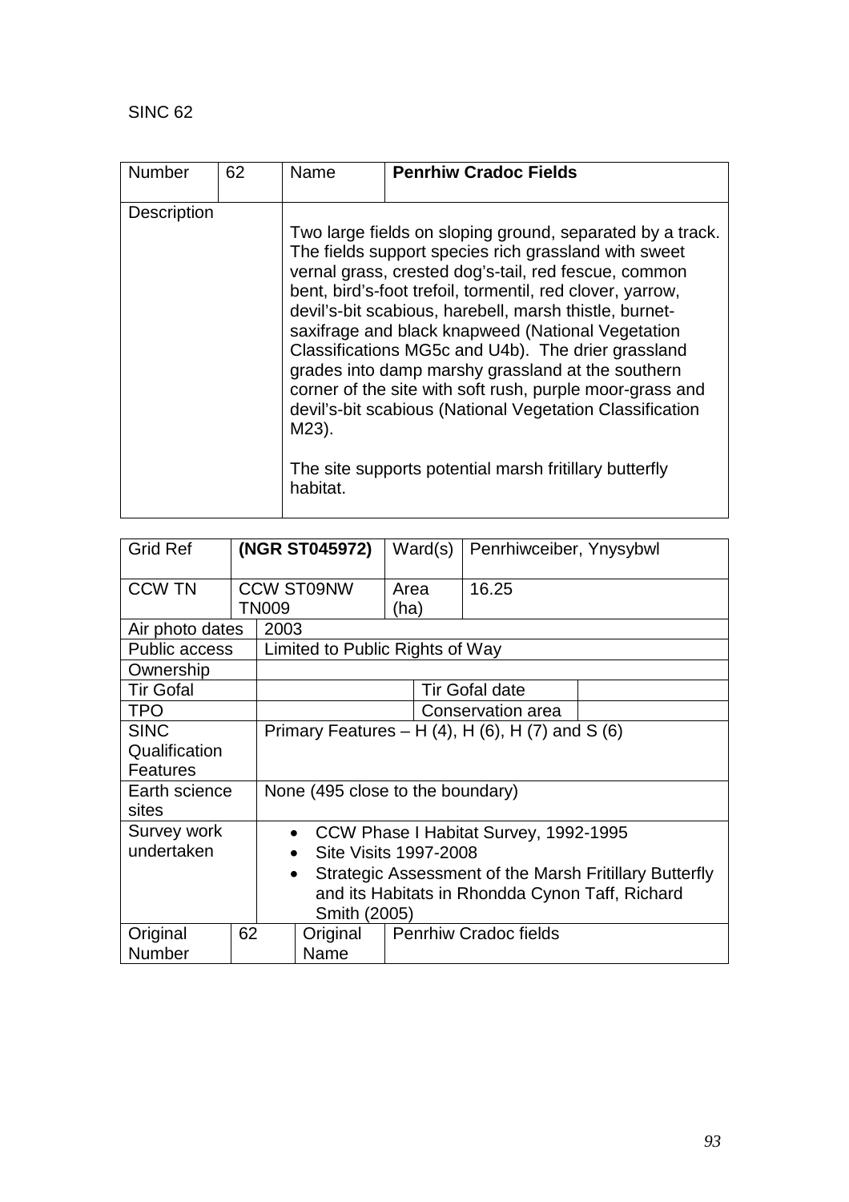SINC 62

| Number | 62 | Name | **Penrhiw Cradoc Fields** |
|---|---|---|---|
| Description | | Two large fields on sloping ground, separated by a track. The fields support species rich grassland with sweet vernal grass, crested dog's-tail, red fescue, common bent, bird's-foot trefoil, tormentil, red clover, yarrow, devil's-bit scabious, harebell, marsh thistle, burnet-saxifrage and black knapweed (National Vegetation Classifications MG5c and U4b). The drier grassland grades into damp marshy grassland at the southern corner of the site with soft rush, purple moor-grass and devil's-bit scabious (National Vegetation Classification M23).<br><br>The site supports potential marsh fritillary butterfly habitat. | |

| Grid Ref | **(NGR ST045972)** | Ward(s) | Penrhiwceiber, Ynysybwl |
|---|---|---|---|
| CCW TN | CCW ST09NW TN009 | Area (ha) | 16.25 |
| Air photo dates | 2003 | | |
| Public access | Limited to Public Rights of Way | | |
| Ownership | | | |
| Tir Gofal | | Tir Gofal date | |
| TPO | | Conservation area | |
| SINC Qualification Features | Primary Features – H (4), H (6), H (7) and S (6) | | |
| Earth science sites | None (495 close to the boundary) | | |
| Survey work undertaken | • CCW Phase I Habitat Survey, 1992-1995<br>• Site Visits 1997-2008<br>• Strategic Assessment of the Marsh Fritillary Butterfly and its Habitats in Rhondda Cynon Taff, Richard Smith (2005) | | |
| Original Number | 62 | Original Name | Penrhiw Cradoc fields |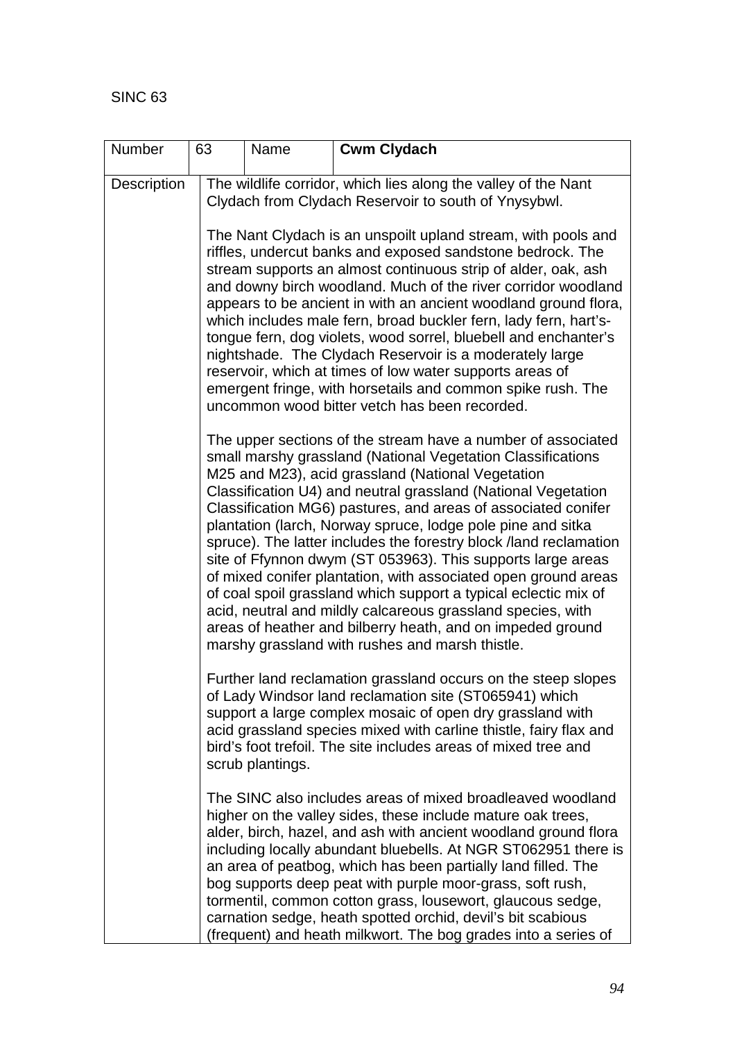SINC 63

| Number | 63 | Name | **Cwm Clydach** |
|---|---|---|---|
| Description | The wildlife corridor, which lies along the valley of the Nant Clydach from Clydach Reservoir to south of Ynysybwl.<br><br>The Nant Clydach is an unspoilt upland stream, with pools and riffles, undercut banks and exposed sandstone bedrock. The stream supports an almost continuous strip of alder, oak, ash and downy birch woodland. Much of the river corridor woodland appears to be ancient in with an ancient woodland ground flora, which includes male fern, broad buckler fern, lady fern, hart's-tongue fern, dog violets, wood sorrel, bluebell and enchanter's nightshade. The Clydach Reservoir is a moderately large reservoir, which at times of low water supports areas of emergent fringe, with horsetails and common spike rush. The uncommon wood bitter vetch has been recorded.<br><br>The upper sections of the stream have a number of associated small marshy grassland (National Vegetation Classifications M25 and M23), acid grassland (National Vegetation Classification U4) and neutral grassland (National Vegetation Classification MG6) pastures, and areas of associated conifer plantation (larch, Norway spruce, lodge pole pine and sitka spruce). The latter includes the forestry block /land reclamation site of Ffynnon dwym (ST 053963). This supports large areas of mixed conifer plantation, with associated open ground areas of coal spoil grassland which support a typical eclectic mix of acid, neutral and mildly calcareous grassland species, with areas of heather and bilberry heath, and on impeded ground marshy grassland with rushes and marsh thistle.<br><br>Further land reclamation grassland occurs on the steep slopes of Lady Windsor land reclamation site (ST065941) which support a large complex mosaic of open dry grassland with acid grassland species mixed with carline thistle, fairy flax and bird's foot trefoil. The site includes areas of mixed tree and scrub plantings.<br><br>The SINC also includes areas of mixed broadleaved woodland higher on the valley sides, these include mature oak trees, alder, birch, hazel, and ash with ancient woodland ground flora including locally abundant bluebells. At NGR ST062951 there is an area of peatbog, which has been partially land filled. The bog supports deep peat with purple moor-grass, soft rush, tormentil, common cotton grass, lousewort, glaucous sedge, carnation sedge, heath spotted orchid, devil's bit scabious (frequent) and heath milkwort. The bog grades into a series of | | | |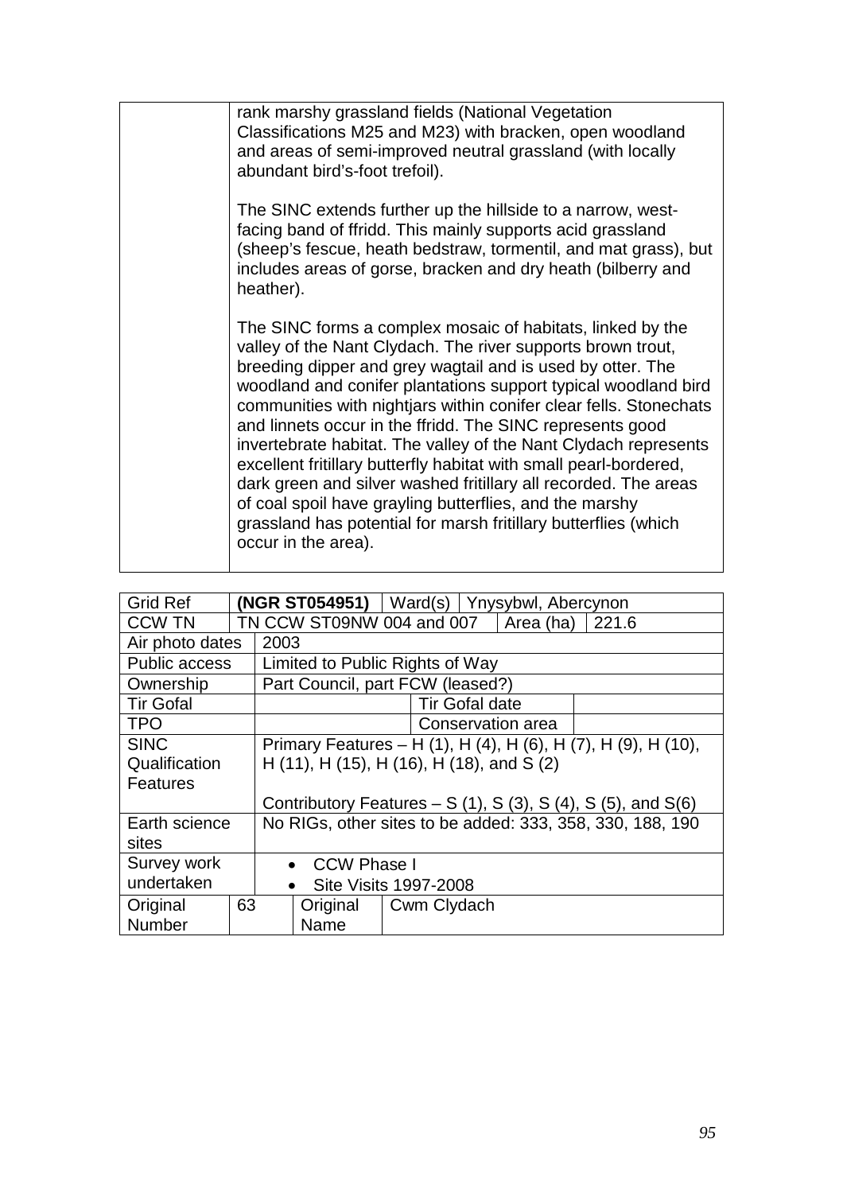| | |
|---|---|
| | rank marshy grassland fields (National Vegetation Classifications M25 and M23) with bracken, open woodland and areas of semi-improved neutral grassland (with locally abundant bird's-foot trefoil).<br><br>The SINC extends further up the hillside to a narrow, west-facing band of ffridd. This mainly supports acid grassland (sheep's fescue, heath bedstraw, tormentil, and mat grass), but includes areas of gorse, bracken and dry heath (bilberry and heather).<br><br>The SINC forms a complex mosaic of habitats, linked by the valley of the Nant Clydach. The river supports brown trout, breeding dipper and grey wagtail and is used by otter. The woodland and conifer plantations support typical woodland bird communities with nightjars within conifer clear fells. Stonechats and linnets occur in the ffridd. The SINC represents good invertebrate habitat. The valley of the Nant Clydach represents excellent fritillary butterfly habitat with small pearl-bordered, dark green and silver washed fritillary all recorded. The areas of coal spoil have grayling butterflies, and the marshy grassland has potential for marsh fritillary butterflies (which occur in the area). |

| Grid Ref | **(NGR ST054951)** | Ward(s) | Ynysybwl, Abercynon |
|---|---|---|---|
| CCW TN | TN CCW ST09NW 004 and 007 | Area (ha) | 221.6 |
| Air photo dates | 2003 | | |
| Public access | Limited to Public Rights of Way | | |
| Ownership | Part Council, part FCW (leased?) | | |
| Tir Gofal | | Tir Gofal date | |
| TPO | | Conservation area | |
| SINC Qualification Features | Primary Features – H (1), H (4), H (6), H (7), H (9), H (10), H (11), H (15), H (16), H (18), and S (2)<br><br>Contributory Features – S (1), S (3), S (4), S (5), and S(6) | | |
| Earth science sites | No RIGs, other sites to be added: 333, 358, 330, 188, 190 | | |
| Survey work undertaken | • CCW Phase I<br>• Site Visits 1997-2008 | | |
| Original Number | 63 | Original Name | Cwm Clydach |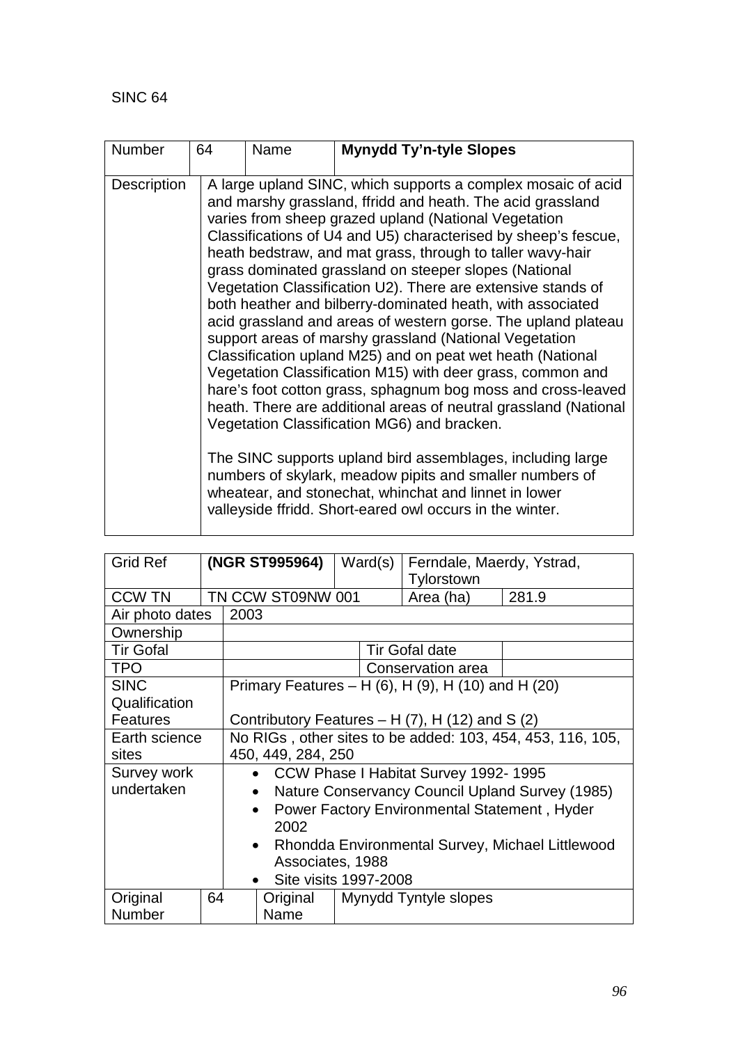SINC 64

| Number | 64 | Name | **Mynydd Ty'n-tyle Slopes** |
|---|---|---|---|
| Description | A large upland SINC, which supports a complex mosaic of acid and marshy grassland, ffridd and heath. The acid grassland varies from sheep grazed upland (National Vegetation Classifications of U4 and U5) characterised by sheep's fescue, heath bedstraw, and mat grass, through to taller wavy-hair grass dominated grassland on steeper slopes (National Vegetation Classification U2). There are extensive stands of both heather and bilberry-dominated heath, with associated acid grassland and areas of western gorse. The upland plateau support areas of marshy grassland (National Vegetation Classification upland M25) and on peat wet heath (National Vegetation Classification M15) with deer grass, common and hare's foot cotton grass, sphagnum bog moss and cross-leaved heath. There are additional areas of neutral grassland (National Vegetation Classification MG6) and bracken.<br><br>The SINC supports upland bird assemblages, including large numbers of skylark, meadow pipits and smaller numbers of wheatear, and stonechat, whinchat and linnet in lower valleyside ffridd. Short-eared owl occurs in the winter. | | |

| Grid Ref | **(NGR ST995964)** | Ward(s) | Ferndale, Maerdy, Ystrad, Tylorstown | |
|---|---|---|---|---|
| CCW TN | TN CCW ST09NW 001 | | Area (ha) | 281.9 |
| Air photo dates | 2003 | | | |
| Ownership | | | | |
| Tir Gofal | | | Tir Gofal date | |
| TPO | | | Conservation area | |
| SINC Qualification Features | Primary Features – H (6), H (9), H (10) and H (20)<br><br>Contributory Features – H (7), H (12) and S (2) | | | |
| Earth science sites | No RIGs , other sites to be added: 103, 454, 453, 116, 105, 450, 449, 284, 250 | | | |
| Survey work undertaken | • CCW Phase I Habitat Survey 1992- 1995<br>• Nature Conservancy Council Upland Survey (1985)<br>• Power Factory Environmental Statement , Hyder 2002<br>• Rhondda Environmental Survey, Michael Littlewood Associates, 1988<br>• Site visits 1997-2008 | | | |
| Original Number | 64 | Original Name | Mynydd Tyntyle slopes | |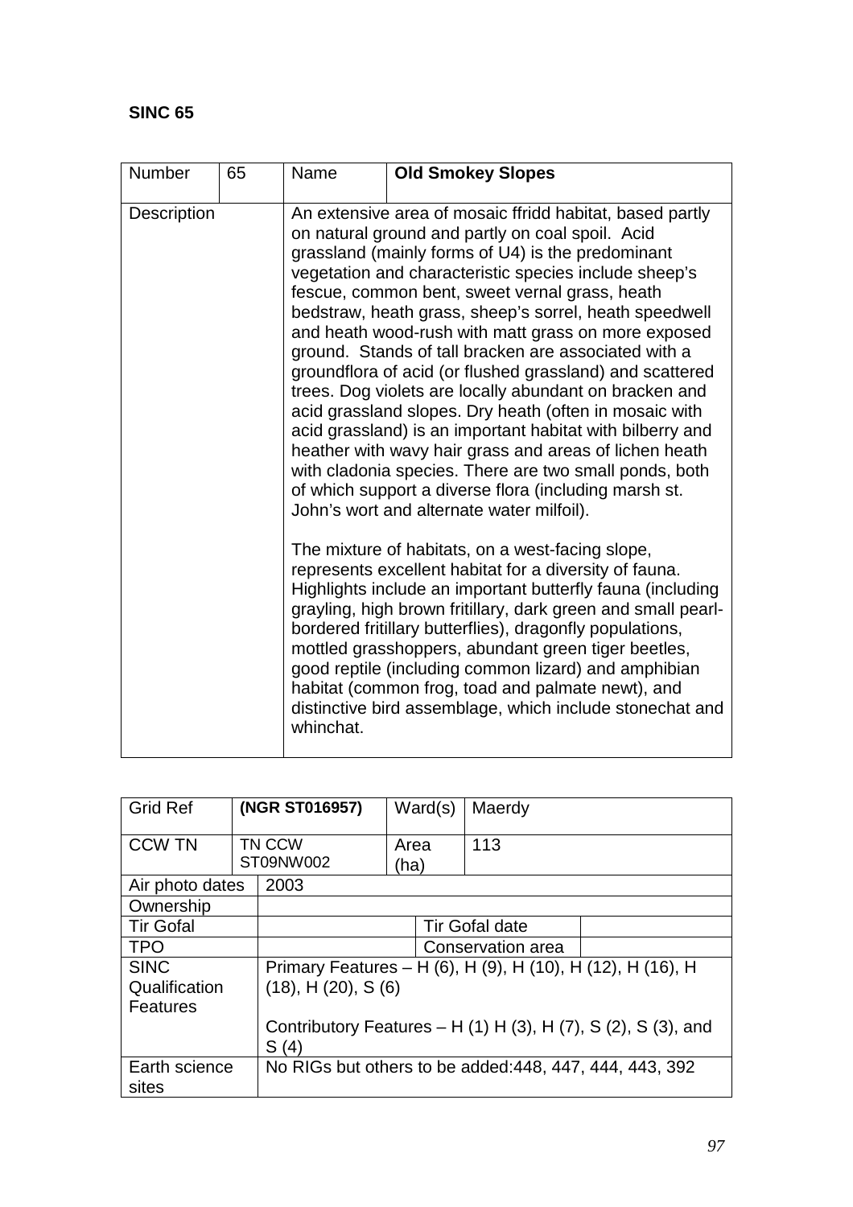**SINC 65**

| Number | 65 | Name | **Old Smokey Slopes** |
|---|---|---|---|
| Description | | An extensive area of mosaic ffridd habitat, based partly on natural ground and partly on coal spoil. Acid grassland (mainly forms of U4) is the predominant vegetation and characteristic species include sheep's fescue, common bent, sweet vernal grass, heath bedstraw, heath grass, sheep's sorrel, heath speedwell and heath wood-rush with matt grass on more exposed ground. Stands of tall bracken are associated with a groundflora of acid (or flushed grassland) and scattered trees. Dog violets are locally abundant on bracken and acid grassland slopes. Dry heath (often in mosaic with acid grassland) is an important habitat with bilberry and heather with wavy hair grass and areas of lichen heath with cladonia species. There are two small ponds, both of which support a diverse flora (including marsh st. John's wort and alternate water milfoil).<br><br>The mixture of habitats, on a west-facing slope, represents excellent habitat for a diversity of fauna. Highlights include an important butterfly fauna (including grayling, high brown fritillary, dark green and small pearl-bordered fritillary butterflies), dragonfly populations, mottled grasshoppers, abundant green tiger beetles, good reptile (including common lizard) and amphibian habitat (common frog, toad and palmate newt), and distinctive bird assemblage, which include stonechat and whinchat. | |

| Grid Ref | **(NGR ST016957)** | Ward(s) | Maerdy | |
|---|---|---|---|---|
| CCW TN | TN CCW ST09NW002 | Area (ha) | 113 | |
| Air photo dates | 2003 | | | |
| Ownership | | | | |
| Tir Gofal | | | Tir Gofal date | |
| TPO | | | Conservation area | |
| SINC Qualification Features | Primary Features – H (6), H (9), H (10), H (12), H (16), H (18), H (20), S (6)<br><br>Contributory Features – H (1) H (3), H (7), S (2), S (3), and S (4) | | | |
| Earth science sites | No RIGs but others to be added:448, 447, 444, 443, 392 | | | |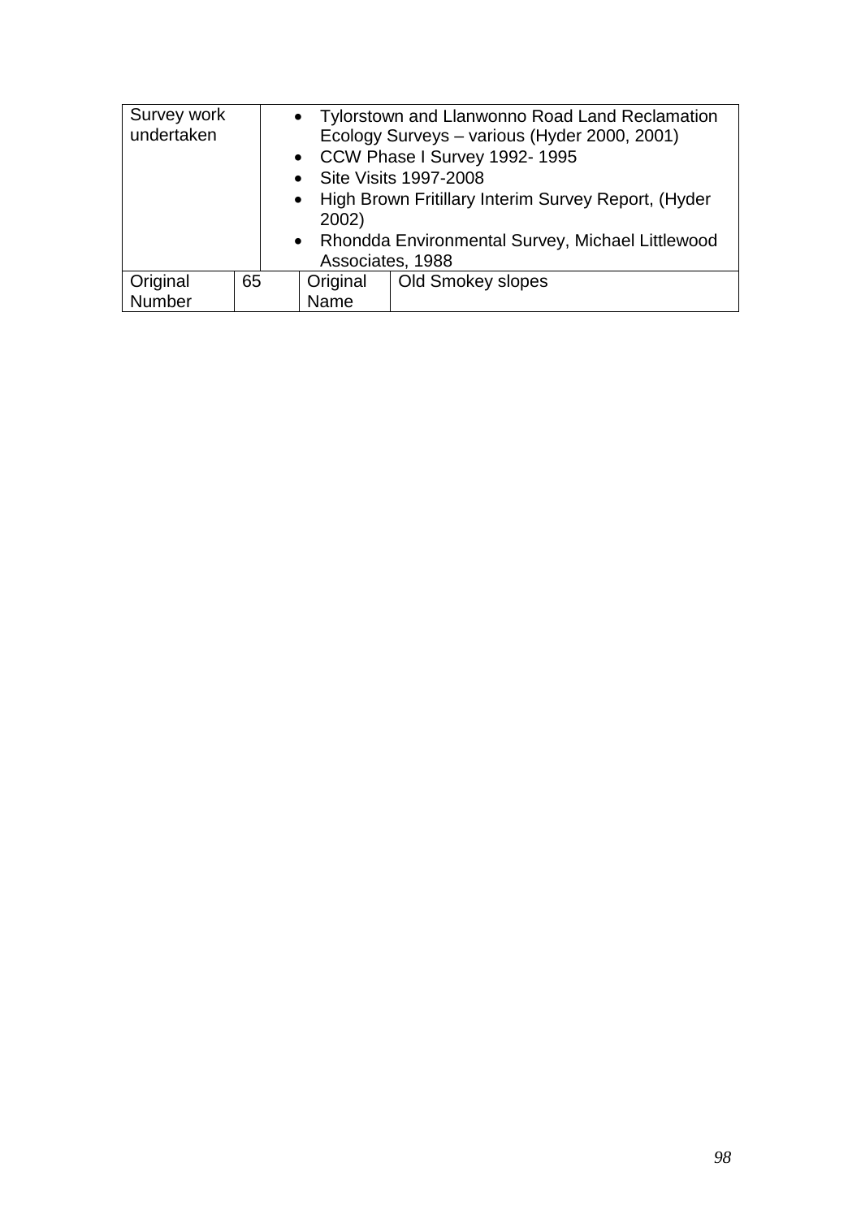| Survey work undertaken | | • Tylorstown and Llanwonno Road Land Reclamation Ecology Surveys – various (Hyder 2000, 2001)<br>• CCW Phase I Survey 1992- 1995<br>• Site Visits 1997-2008<br>• High Brown Fritillary Interim Survey Report, (Hyder 2002)<br>• Rhondda Environmental Survey, Michael Littlewood Associates, 1988 | |
|---|---|---|---|
| Original Number | 65 | Original Name | Old Smokey slopes |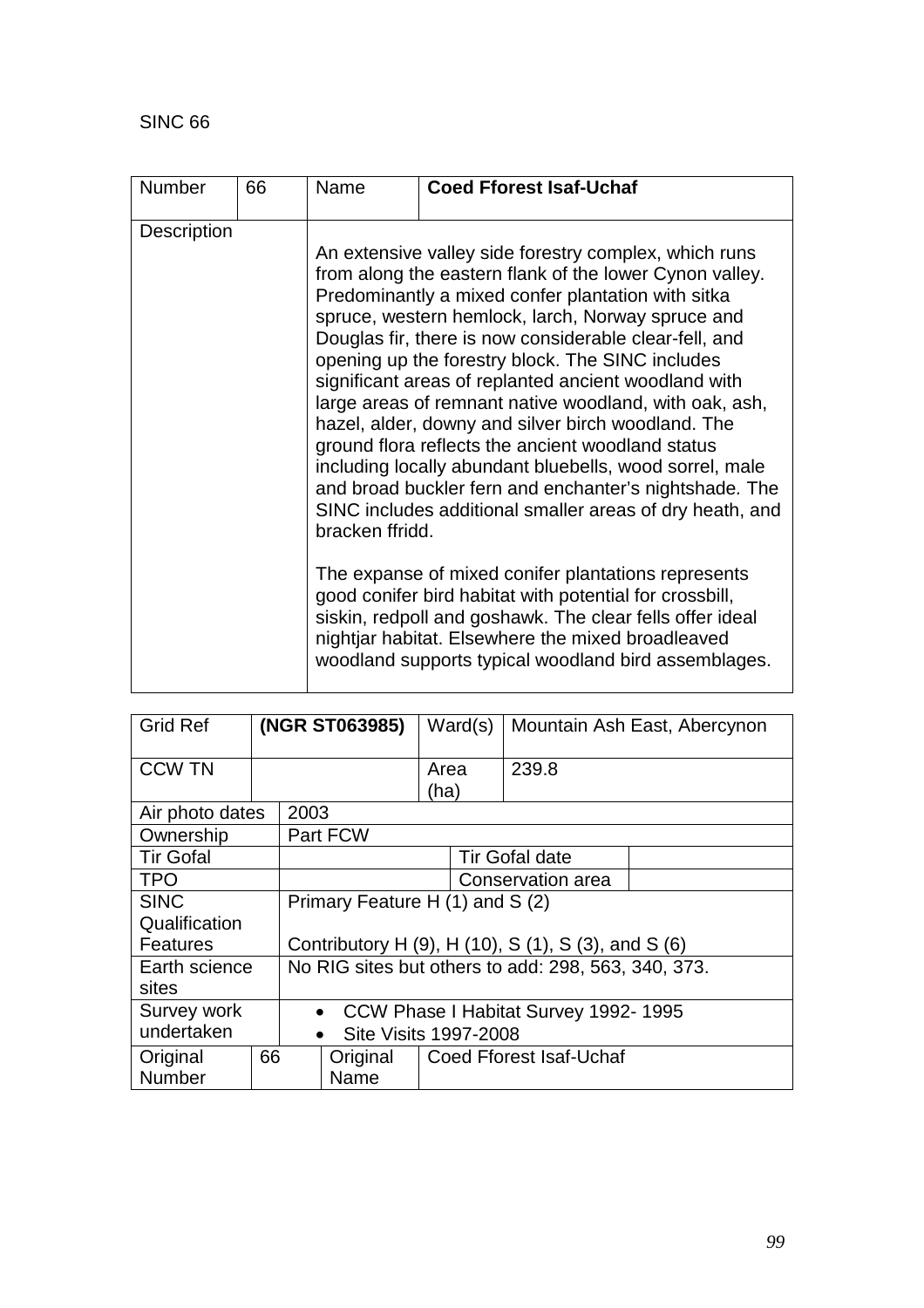SINC 66

| Number | 66 | Name | **Coed Fforest Isaf-Uchaf** |
|---|---|---|---|
| Description | | An extensive valley side forestry complex, which runs from along the eastern flank of the lower Cynon valley. Predominantly a mixed confer plantation with sitka spruce, western hemlock, larch, Norway spruce and Douglas fir, there is now considerable clear-fell, and opening up the forestry block. The SINC includes significant areas of replanted ancient woodland with large areas of remnant native woodland, with oak, ash, hazel, alder, downy and silver birch woodland. The ground flora reflects the ancient woodland status including locally abundant bluebells, wood sorrel, male and broad buckler fern and enchanter's nightshade. The SINC includes additional smaller areas of dry heath, and bracken ffridd.<br><br>The expanse of mixed conifer plantations represents good conifer bird habitat with potential for crossbill, siskin, redpoll and goshawk. The clear fells offer ideal nightjar habitat. Elsewhere the mixed broadleaved woodland supports typical woodland bird assemblages. | |

| Grid Ref | **(NGR ST063985)** | Ward(s) | Mountain Ash East, Abercynon |
|---|---|---|---|
| CCW TN | | Area (ha) | 239.8 |
| Air photo dates | 2003 | | |
| Ownership | Part FCW | | |
| Tir Gofal | | Tir Gofal date | |
| TPO | | Conservation area | |
| SINC Qualification Features | Primary Feature H (1) and S (2)<br><br>Contributory H (9), H (10), S (1), S (3), and S (6) | | |
| Earth science sites | No RIG sites but others to add: 298, 563, 340, 373. | | |
| Survey work undertaken | • CCW Phase I Habitat Survey 1992- 1995<br>• Site Visits 1997-2008 | | |
| Original Number | 66 | Original Name | Coed Fforest Isaf-Uchaf |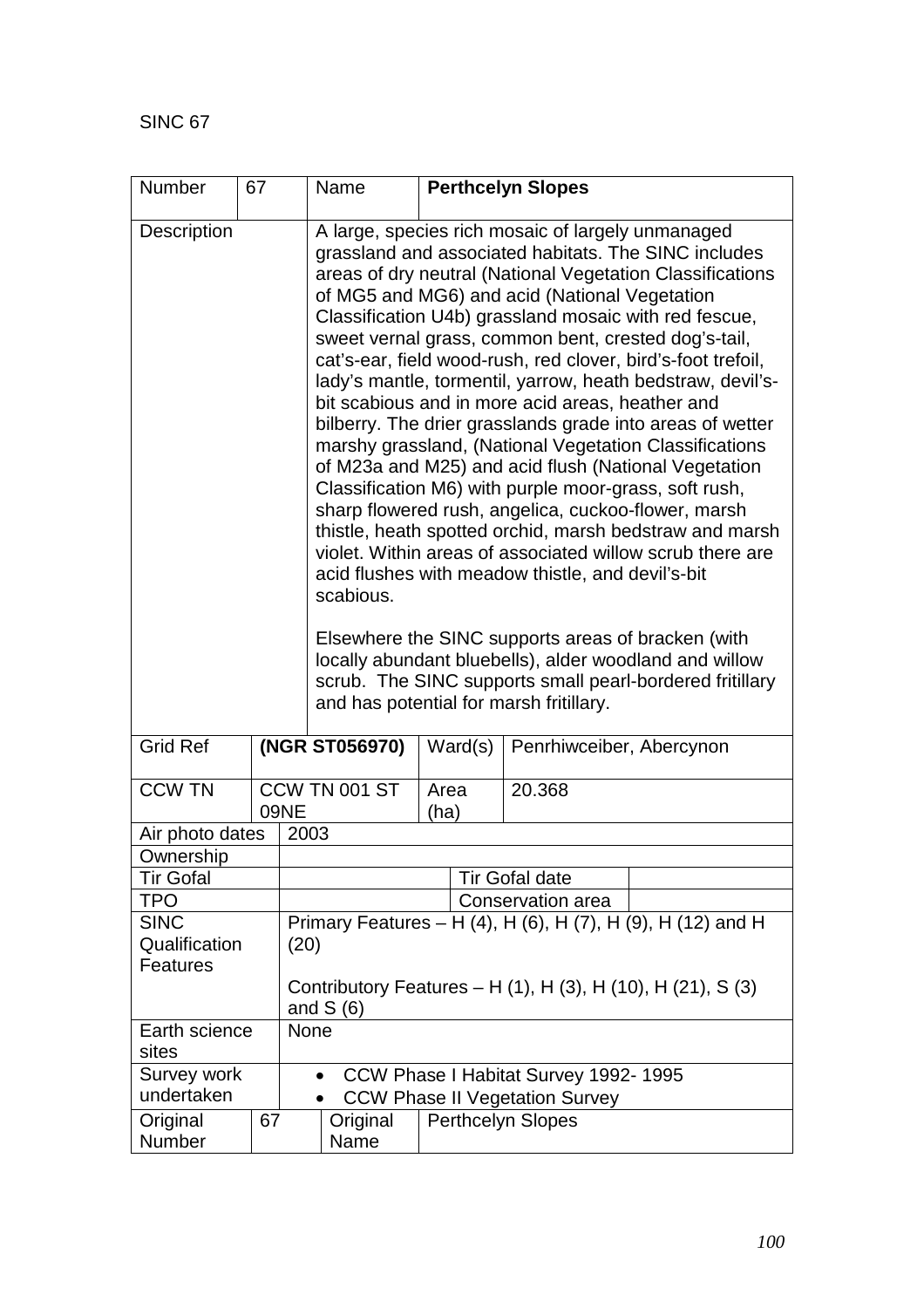SINC 67

| Number | 67 | Name | **Perthcelyn Slopes** | | |
|---|---|---|---|---|---|
| Description | | A large, species rich mosaic of largely unmanaged grassland and associated habitats. The SINC includes areas of dry neutral (National Vegetation Classifications of MG5 and MG6) and acid (National Vegetation Classification U4b) grassland mosaic with red fescue, sweet vernal grass, common bent, crested dog's-tail, cat's-ear, field wood-rush, red clover, bird's-foot trefoil, lady's mantle, tormentil, yarrow, heath bedstraw, devil's-bit scabious and in more acid areas, heather and bilberry. The drier grasslands grade into areas of wetter marshy grassland, (National Vegetation Classifications of M23a and M25) and acid flush (National Vegetation Classification M6) with purple moor-grass, soft rush, sharp flowered rush, angelica, cuckoo-flower, marsh thistle, heath spotted orchid, marsh bedstraw and marsh violet. Within areas of associated willow scrub there are acid flushes with meadow thistle, and devil's-bit scabious.<br><br>Elsewhere the SINC supports areas of bracken (with locally abundant bluebells), alder woodland and willow scrub. The SINC supports small pearl-bordered fritillary and has potential for marsh fritillary. | | | |
| Grid Ref | **(NGR ST056970)** | | Ward(s) | Penrhiwceiber, Abercynon | |
| CCW TN | CCW TN 001 ST 09NE | | Area (ha) | 20.368 | |
| Air photo dates | 2003 | | | | |
| Ownership | | | | | |
| Tir Gofal | | | | Tir Gofal date | |
| TPO | | | | Conservation area | |
| SINC Qualification Features | Primary Features – H (4), H (6), H (7), H (9), H (12) and H (20)<br><br>Contributory Features – H (1), H (3), H (10), H (21), S (3) and S (6) | | | | |
| Earth science sites | None | | | | |
| Survey work undertaken | • CCW Phase I Habitat Survey 1992- 1995<br>• CCW Phase II Vegetation Survey | | | | |
| Original Number | 67 | Original Name | Perthcelyn Slopes | | |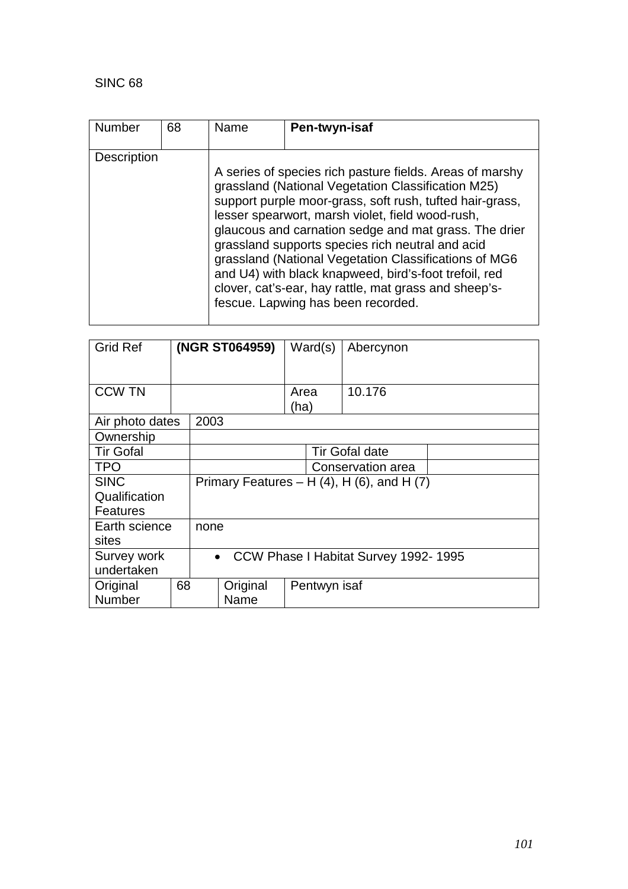SINC 68

| Number | 68 | Name | **Pen-twyn-isaf** |
|---|---|---|---|
| Description | | A series of species rich pasture fields. Areas of marshy grassland (National Vegetation Classification M25) support purple moor-grass, soft rush, tufted hair-grass, lesser spearwort, marsh violet, field wood-rush, glaucous and carnation sedge and mat grass. The drier grassland supports species rich neutral and acid grassland (National Vegetation Classifications of MG6 and U4) with black knapweed, bird's-foot trefoil, red clover, cat's-ear, hay rattle, mat grass and sheep's-fescue. Lapwing has been recorded. | |

| Grid Ref | **(NGR ST064959)** | | Ward(s) | Abercynon | |
|---|---|---|---|---|---|
| CCW TN | | | Area (ha) | 10.176 | |
| Air photo dates | 2003 | | | | |
| Ownership | | | | | |
| Tir Gofal | | | Tir Gofal date | | |
| TPO | | | Conservation area | | |
| SINC Qualification Features | Primary Features – H (4), H (6), and H (7) | | | | |
| Earth science sites | none | | | | |
| Survey work undertaken | • CCW Phase I Habitat Survey 1992- 1995 | | | | |
| Original Number | 68 | Original Name | Pentwyn isaf | | |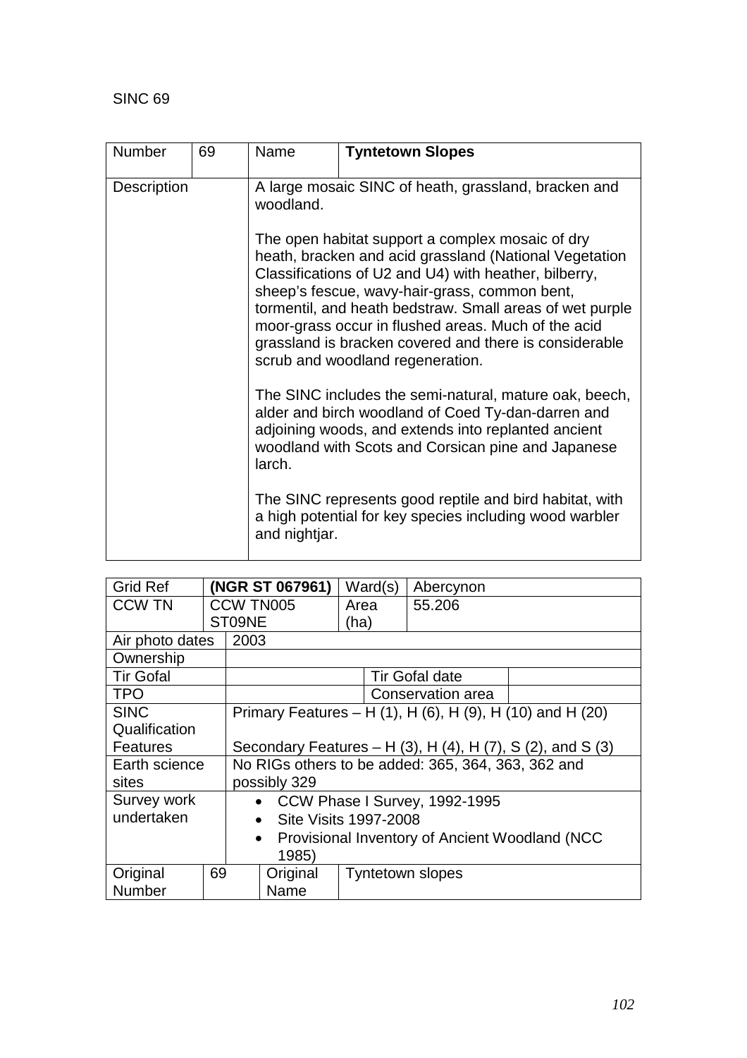SINC 69

| Number | 69 | Name | **Tyntetown Slopes** |
|---|---|---|---|
| Description | | A large mosaic SINC of heath, grassland, bracken and woodland.<br><br>The open habitat support a complex mosaic of dry heath, bracken and acid grassland (National Vegetation Classifications of U2 and U4) with heather, bilberry, sheep's fescue, wavy-hair-grass, common bent, tormentil, and heath bedstraw. Small areas of wet purple moor-grass occur in flushed areas. Much of the acid grassland is bracken covered and there is considerable scrub and woodland regeneration.<br><br>The SINC includes the semi-natural, mature oak, beech, alder and birch woodland of Coed Ty-dan-darren and adjoining woods, and extends into replanted ancient woodland with Scots and Corsican pine and Japanese larch.<br><br>The SINC represents good reptile and bird habitat, with a high potential for key species including wood warbler and nightjar. | |

| Grid Ref | **(NGR ST 067961)** | Ward(s) | Abercynon | |
|---|---|---|---|---|
| CCW TN | CCW TN005 ST09NE | Area (ha) | 55.206 | |
| Air photo dates | 2003 | | | |
| Ownership | | | | |
| Tir Gofal | | | Tir Gofal date | |
| TPO | | | Conservation area | |
| SINC Qualification Features | Primary Features – H (1), H (6), H (9), H (10) and H (20)<br><br>Secondary Features – H (3), H (4), H (7), S (2), and S (3) | | | |
| Earth science sites | No RIGs others to be added: 365, 364, 363, 362 and possibly 329 | | | |
| Survey work undertaken | • CCW Phase I Survey, 1992-1995<br>• Site Visits 1997-2008<br>• Provisional Inventory of Ancient Woodland (NCC 1985) | | | |
| Original Number | 69 | Original Name | Tyntetown slopes | |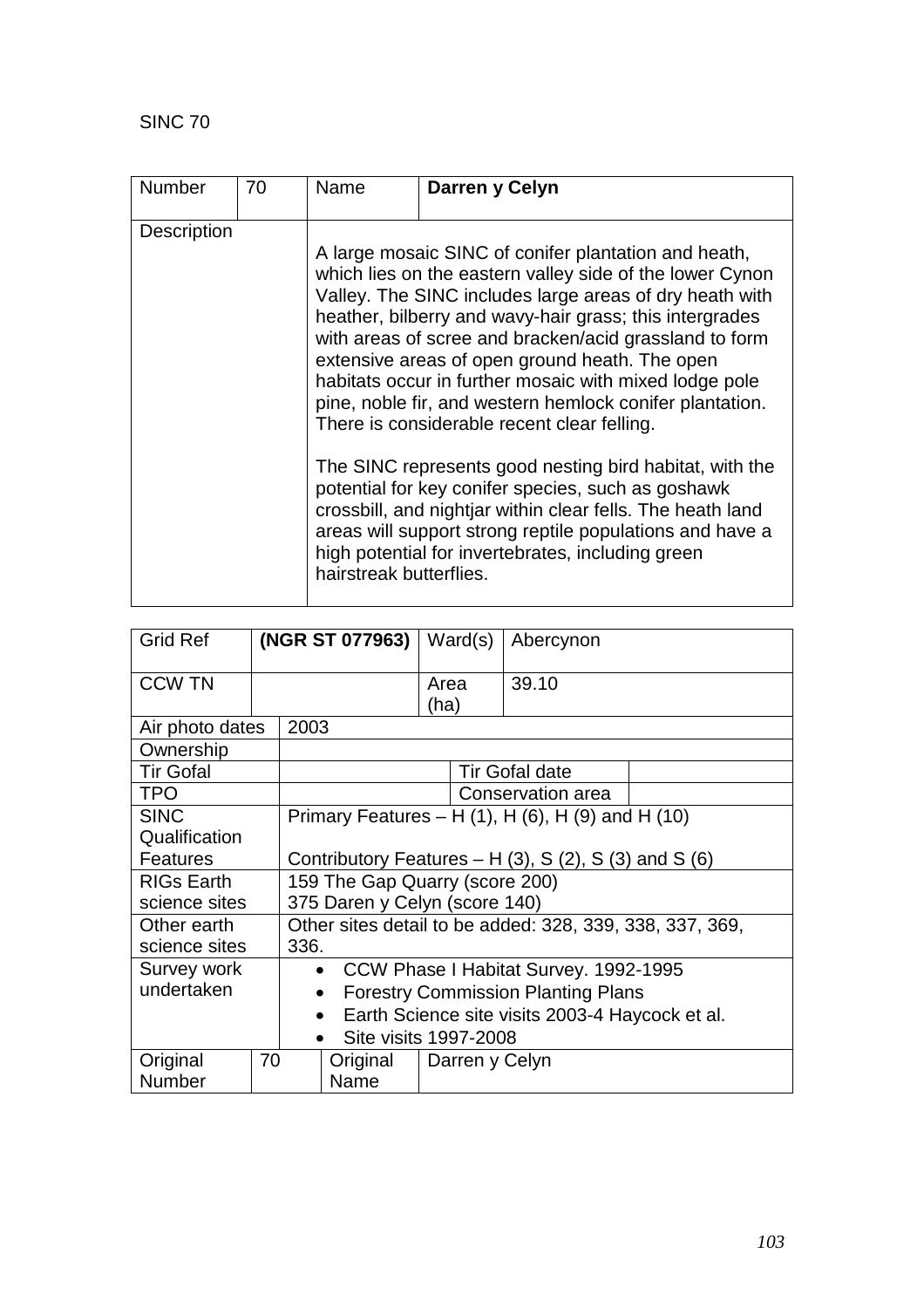SINC 70

| Number | 70 | Name | **Darren y Celyn** |
|---|---|---|---|
| Description | | A large mosaic SINC of conifer plantation and heath, which lies on the eastern valley side of the lower Cynon Valley. The SINC includes large areas of dry heath with heather, bilberry and wavy-hair grass; this intergrades with areas of scree and bracken/acid grassland to form extensive areas of open ground heath. The open habitats occur in further mosaic with mixed lodge pole pine, noble fir, and western hemlock conifer plantation. There is considerable recent clear felling.<br><br>The SINC represents good nesting bird habitat, with the potential for key conifer species, such as goshawk crossbill, and nightjar within clear fells. The heath land areas will support strong reptile populations and have a high potential for invertebrates, including green hairstreak butterflies. | |

| Grid Ref | **(NGR ST 077963)** | Ward(s) | Abercynon | |
|---|---|---|---|---|
| CCW TN | | Area (ha) | 39.10 | |
| Air photo dates | 2003 | | | |
| Ownership | | | | |
| Tir Gofal | | | Tir Gofal date | |
| TPO | | | Conservation area | |
| SINC Qualification Features | Primary Features – H (1), H (6), H (9) and H (10)<br><br>Contributory Features – H (3), S (2), S (3) and S (6) | | | |
| RIGs Earth science sites | 159 The Gap Quarry (score 200)<br>375 Daren y Celyn (score 140) | | | |
| Other earth science sites | Other sites detail to be added: 328, 339, 338, 337, 369, 336. | | | |
| Survey work undertaken | • CCW Phase I Habitat Survey. 1992-1995<br>• Forestry Commission Planting Plans<br>• Earth Science site visits 2003-4 Haycock et al.<br>• Site visits 1997-2008 | | | |
| Original Number | 70 | Original Name | Darren y Celyn | |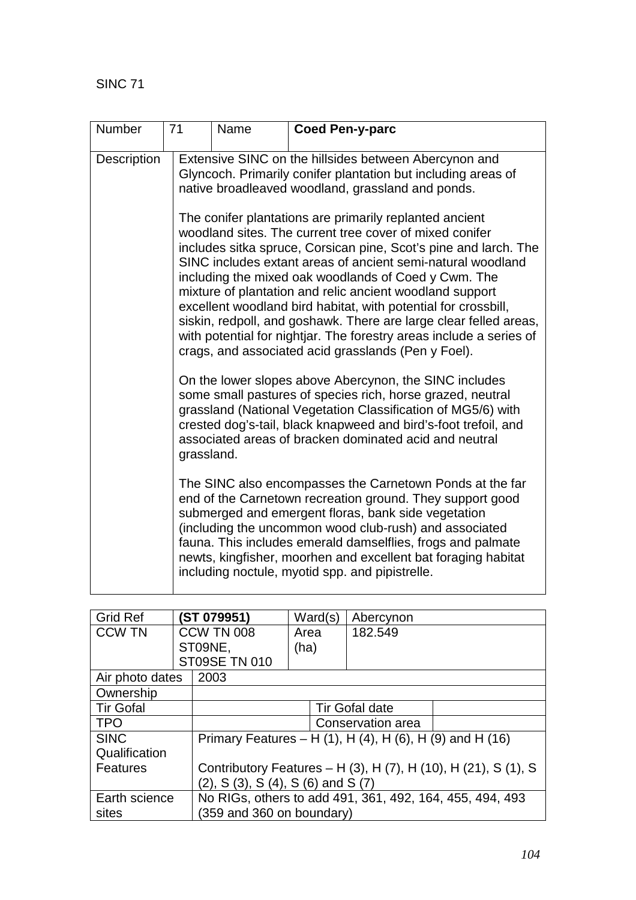SINC 71

| Number | 71 | Name | **Coed Pen-y-parc** |
|---|---|---|---|
| Description | Extensive SINC on the hillsides between Abercynon and Glyncoch. Primarily conifer plantation but including areas of native broadleaved woodland, grassland and ponds.<br><br>The conifer plantations are primarily replanted ancient woodland sites. The current tree cover of mixed conifer includes sitka spruce, Corsican pine, Scot's pine and larch. The SINC includes extant areas of ancient semi-natural woodland including the mixed oak woodlands of Coed y Cwm. The mixture of plantation and relic ancient woodland support excellent woodland bird habitat, with potential for crossbill, siskin, redpoll, and goshawk. There are large clear felled areas, with potential for nightjar. The forestry areas include a series of crags, and associated acid grasslands (Pen y Foel).<br><br>On the lower slopes above Abercynon, the SINC includes some small pastures of species rich, horse grazed, neutral grassland (National Vegetation Classification of MG5/6) with crested dog's-tail, black knapweed and bird's-foot trefoil, and associated areas of bracken dominated acid and neutral grassland.<br><br>The SINC also encompasses the Carnetown Ponds at the far end of the Carnetown recreation ground. They support good submerged and emergent floras, bank side vegetation (including the uncommon wood club-rush) and associated fauna. This includes emerald damselflies, frogs and palmate newts, kingfisher, moorhen and excellent bat foraging habitat including noctule, myotid spp. and pipistrelle. | | |

| Grid Ref | **(ST 079951)** | Ward(s) | Abercynon | |
|---|---|---|---|---|
| CCW TN | CCW TN 008 ST09NE, ST09SE TN 010 | Area (ha) | 182.549 | |
| Air photo dates | 2003 | | | |
| Ownership | | | | |
| Tir Gofal | | | Tir Gofal date | |
| TPO | | | Conservation area | |
| SINC Qualification Features | Primary Features – H (1), H (4), H (6), H (9) and H (16)<br><br>Contributory Features – H (3), H (7), H (10), H (21), S (1), S (2), S (3), S (4), S (6) and S (7) | | | |
| Earth science sites | No RIGs, others to add 491, 361, 492, 164, 455, 494, 493 (359 and 360 on boundary) | | | |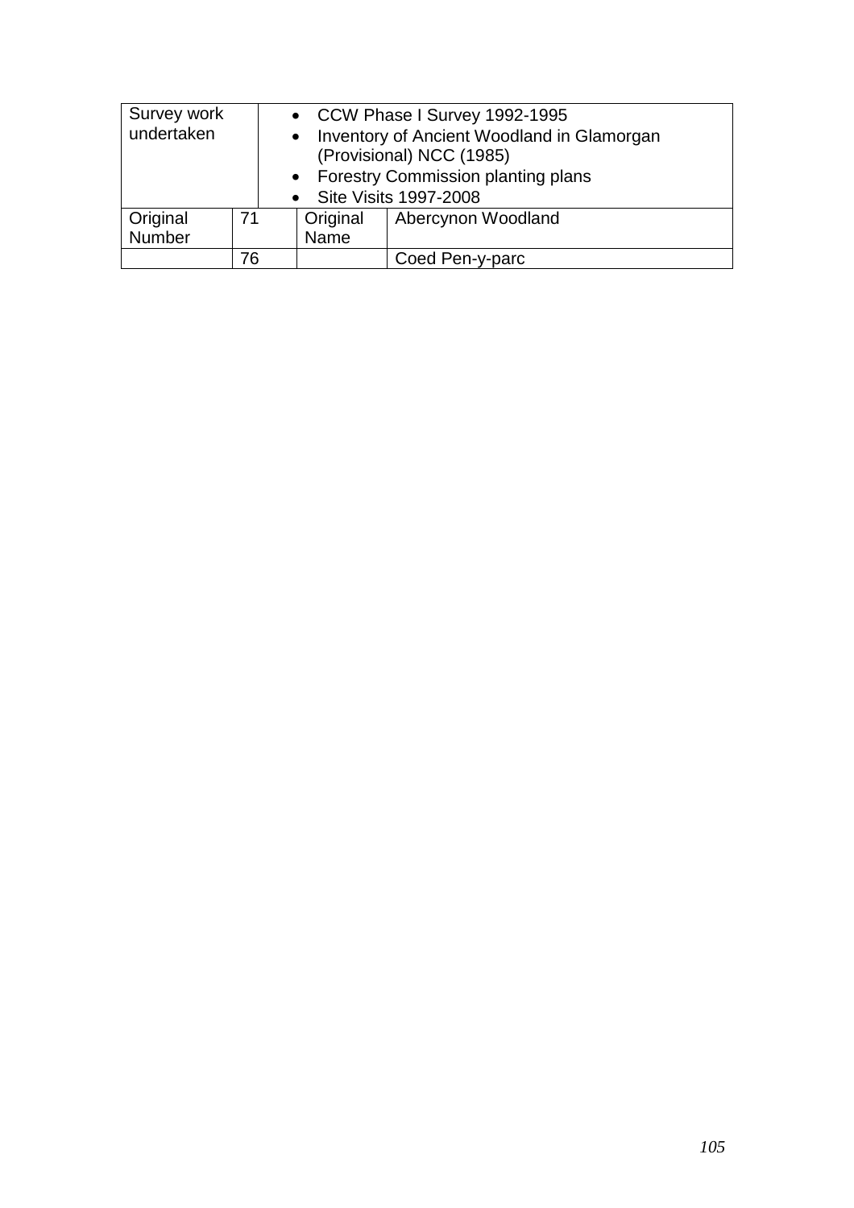| Survey work undertaken | | • CCW Phase I Survey 1992-1995<br>• Inventory of Ancient Woodland in Glamorgan (Provisional) NCC (1985)<br>• Forestry Commission planting plans<br>• Site Visits 1997-2008 | |
|---|---|---|---|
| Original Number | 71 | Original Name | Abercynon Woodland |
| | 76 | | Coed Pen-y-parc |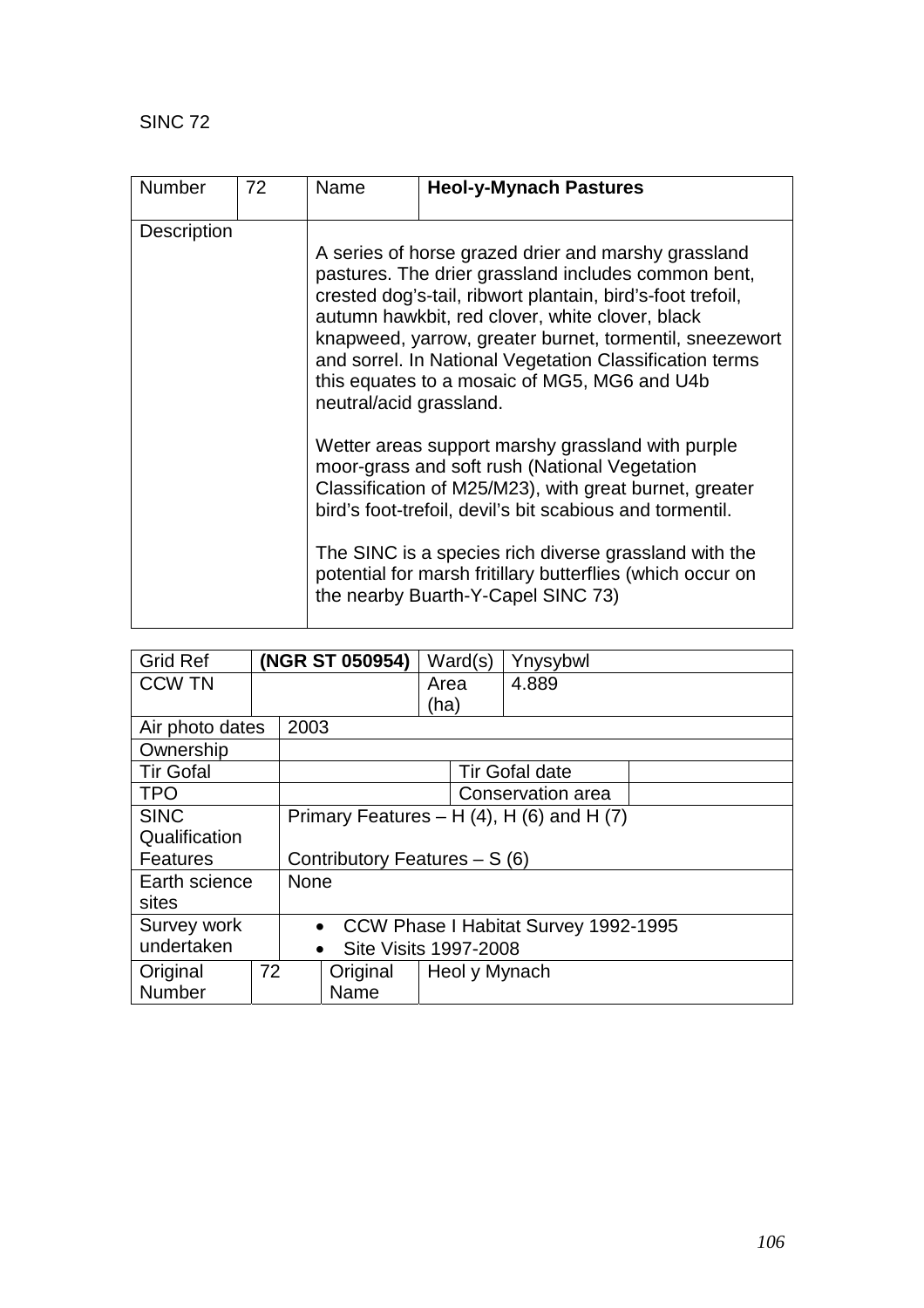SINC 72

| Number | 72 | Name | **Heol-y-Mynach Pastures** |
|---|---|---|---|
| Description | | A series of horse grazed drier and marshy grassland pastures. The drier grassland includes common bent, crested dog's-tail, ribwort plantain, bird's-foot trefoil, autumn hawkbit, red clover, white clover, black knapweed, yarrow, greater burnet, tormentil, sneezewort and sorrel. In National Vegetation Classification terms this equates to a mosaic of MG5, MG6 and U4b neutral/acid grassland.<br><br>Wetter areas support marshy grassland with purple moor-grass and soft rush (National Vegetation Classification of M25/M23), with great burnet, greater bird's foot-trefoil, devil's bit scabious and tormentil.<br><br>The SINC is a species rich diverse grassland with the potential for marsh fritillary butterflies (which occur on the nearby Buarth-Y-Capel SINC 73) | |

| Grid Ref | **(NGR ST 050954)** | Ward(s) | Ynysybwl |
|---|---|---|---|
| CCW TN | | Area (ha) | 4.889 |
| Air photo dates | 2003 | | |
| Ownership | | | |
| Tir Gofal | | Tir Gofal date | |
| TPO | | Conservation area | |
| SINC Qualification Features | Primary Features – H (4), H (6) and H (7)<br><br>Contributory Features – S (6) | | |
| Earth science sites | None | | |
| Survey work undertaken | • CCW Phase I Habitat Survey 1992-1995<br>• Site Visits 1997-2008 | | |
| Original Number | 72 | Original Name | Heol y Mynach |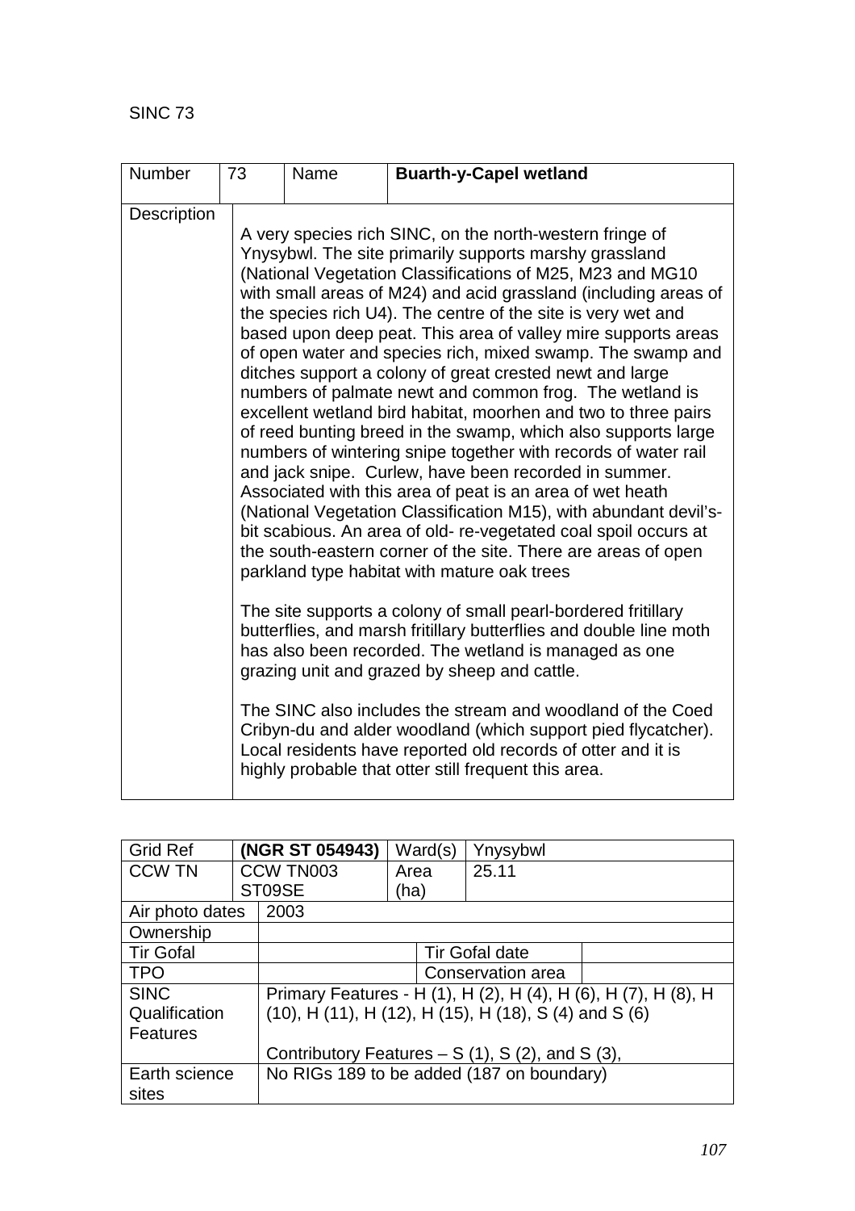SINC 73

| Number | 73 | Name | **Buarth-y-Capel wetland** |
|---|---|---|---|
| Description | A very species rich SINC, on the north-western fringe of Ynysybwl. The site primarily supports marshy grassland (National Vegetation Classifications of M25, M23 and MG10 with small areas of M24) and acid grassland (including areas of the species rich U4). The centre of the site is very wet and based upon deep peat. This area of valley mire supports areas of open water and species rich, mixed swamp. The swamp and ditches support a colony of great crested newt and large numbers of palmate newt and common frog. The wetland is excellent wetland bird habitat, moorhen and two to three pairs of reed bunting breed in the swamp, which also supports large numbers of wintering snipe together with records of water rail and jack snipe. Curlew, have been recorded in summer. Associated with this area of peat is an area of wet heath (National Vegetation Classification M15), with abundant devil's-bit scabious. An area of old- re-vegetated coal spoil occurs at the south-eastern corner of the site. There are areas of open parkland type habitat with mature oak trees<br><br>The site supports a colony of small pearl-bordered fritillary butterflies, and marsh fritillary butterflies and double line moth has also been recorded. The wetland is managed as one grazing unit and grazed by sheep and cattle.<br><br>The SINC also includes the stream and woodland of the Coed Cribyn-du and alder woodland (which support pied flycatcher). Local residents have reported old records of otter and it is highly probable that otter still frequent this area. | | |

| Grid Ref | **(NGR ST 054943)** | Ward(s) | Ynysybwl |
|---|---|---|---|
| CCW TN | CCW TN003 ST09SE | Area (ha) | 25.11 |
| Air photo dates | 2003 | | |
| Ownership | | | |
| Tir Gofal | | Tir Gofal date | |
| TPO | | Conservation area | |
| SINC Qualification Features | Primary Features - H (1), H (2), H (4), H (6), H (7), H (8), H (10), H (11), H (12), H (15), H (18), S (4) and S (6)<br><br>Contributory Features – S (1), S (2), and S (3), | | |
| Earth science sites | No RIGs 189 to be added (187 on boundary) | | |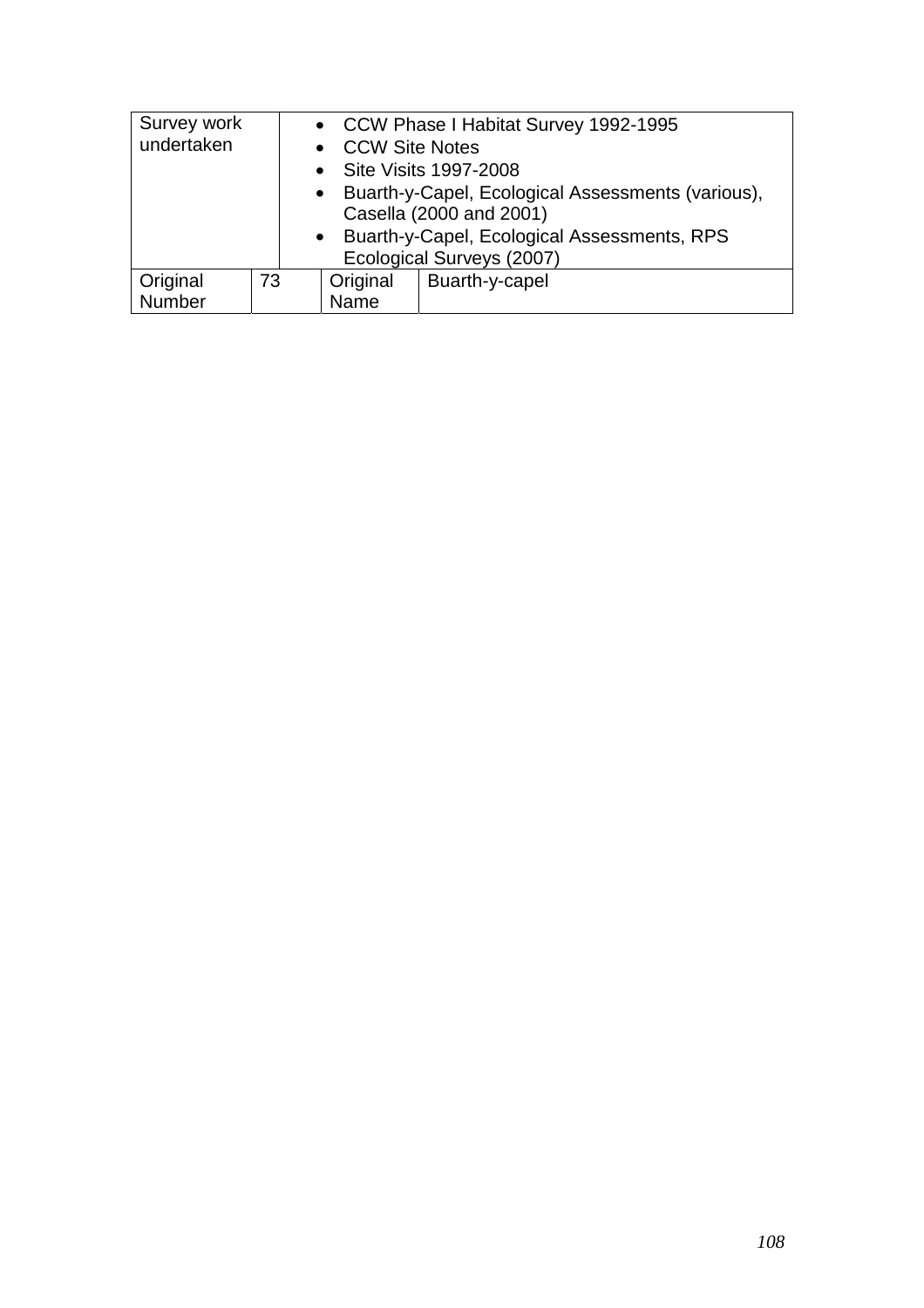| Survey work undertaken | | • CCW Phase I Habitat Survey 1992-1995<br>• CCW Site Notes<br>• Site Visits 1997-2008<br>• Buarth-y-Capel, Ecological Assessments (various), Casella (2000 and 2001)<br>• Buarth-y-Capel, Ecological Assessments, RPS Ecological Surveys (2007) | |
|---|---|---|---|
| Original Number | 73 | Original Name | Buarth-y-capel |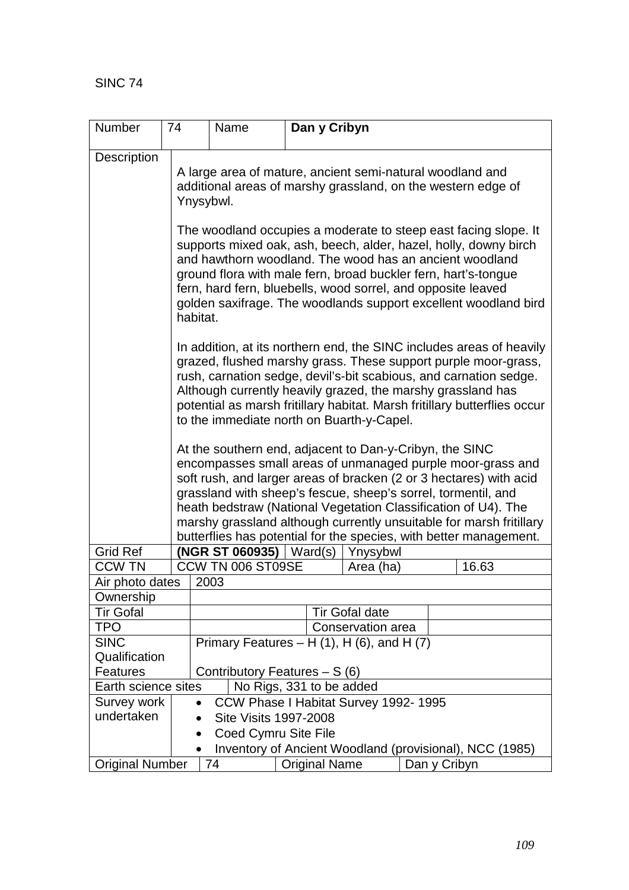SINC 74

| Number | 74 | Name | Dan y Cribyn |
|---|---|---|---|

| | |
|---|---|
| Description | A large area of mature, ancient semi-natural woodland and additional areas of marshy grassland, on the western edge of Ynysybwl.<br><br>The woodland occupies a moderate to steep east facing slope. It supports mixed oak, ash, beech, alder, hazel, holly, downy birch and hawthorn woodland. The wood has an ancient woodland ground flora with male fern, broad buckler fern, hart's-tongue fern, hard fern, bluebells, wood sorrel, and opposite leaved golden saxifrage. The woodlands support excellent woodland bird habitat.<br><br>In addition, at its northern end, the SINC includes areas of heavily grazed, flushed marshy grass. These support purple moor-grass, rush, carnation sedge, devil's-bit scabious, and carnation sedge. Although currently heavily grazed, the marshy grassland has potential as marsh fritillary habitat. Marsh fritillary butterflies occur to the immediate north on Buarth-y-Capel.<br><br>At the southern end, adjacent to Dan-y-Cribyn, the SINC encompasses small areas of unmanaged purple moor-grass and soft rush, and larger areas of bracken (2 or 3 hectares) with acid grassland with sheep's fescue, sheep's sorrel, tormentil, and heath bedstraw (National Vegetation Classification of U4). The marshy grassland although currently unsuitable for marsh fritillary butterflies has potential for the species, with better management. |

| | | | | | |
|---|---|---|---|---|---|
| Grid Ref | **(NGR ST 060935)** | Ward(s) | Ynysybwl | | |
| CCW TN | CCW TN 006 ST09SE | | Area (ha) | | 16.63 |
| Air photo dates | 2003 | | | | |
| Ownership | | | | | |
| Tir Gofal | | | Tir Gofal date | | |
| TPO | | | Conservation area | | |
| SINC Qualification Features | Primary Features – H (1), H (6), and H (7)<br><br>Contributory Features – S (6) | | | | |
| Earth science sites | No Rigs, 331 to be added | | | | |
| Survey work undertaken | • CCW Phase I Habitat Survey 1992- 1995<br>• Site Visits 1997-2008<br>• Coed Cymru Site File<br>• Inventory of Ancient Woodland (provisional), NCC (1985) | | | | |
| Original Number | 74 | Original Name | Dan y Cribyn | | |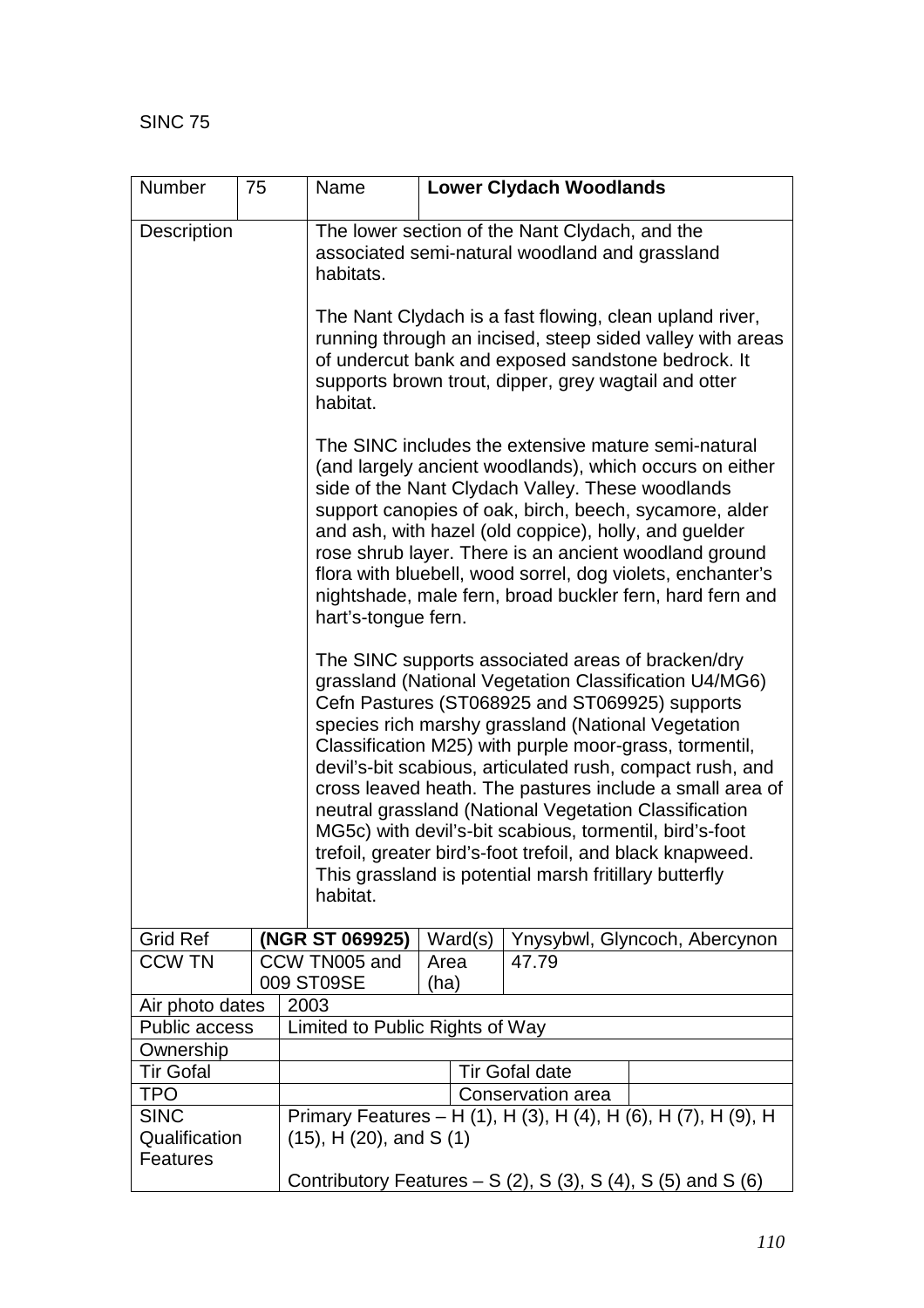SINC 75

| Number | 75 | Name | **Lower Clydach Woodlands** | | |
|---|---|---|---|---|---|
| Description | | The lower section of the Nant Clydach, and the associated semi-natural woodland and grassland habitats.<br><br>The Nant Clydach is a fast flowing, clean upland river, running through an incised, steep sided valley with areas of undercut bank and exposed sandstone bedrock. It supports brown trout, dipper, grey wagtail and otter habitat.<br><br>The SINC includes the extensive mature semi-natural (and largely ancient woodlands), which occurs on either side of the Nant Clydach Valley. These woodlands support canopies of oak, birch, beech, sycamore, alder and ash, with hazel (old coppice), holly, and guelder rose shrub layer. There is an ancient woodland ground flora with bluebell, wood sorrel, dog violets, enchanter's nightshade, male fern, broad buckler fern, hard fern and hart's-tongue fern.<br><br>The SINC supports associated areas of bracken/dry grassland (National Vegetation Classification U4/MG6) Cefn Pastures (ST068925 and ST069925) supports species rich marshy grassland (National Vegetation Classification M25) with purple moor-grass, tormentil, devil's-bit scabious, articulated rush, compact rush, and cross leaved heath. The pastures include a small area of neutral grassland (National Vegetation Classification MG5c) with devil's-bit scabious, tormentil, bird's-foot trefoil, greater bird's-foot trefoil, and black knapweed. This grassland is potential marsh fritillary butterfly habitat. | | | |
| Grid Ref | | **(NGR ST 069925)** | Ward(s) | Ynysybwl, Glyncoch, Abercynon | |
| CCW TN | | CCW TN005 and 009 ST09SE | Area (ha) | 47.79 | |
| Air photo dates | | 2003 | | | |
| Public access | | Limited to Public Rights of Way | | | |
| Ownership | | | | | |
| Tir Gofal | | | | Tir Gofal date | |
| TPO | | | | Conservation area | |
| SINC Qualification Features | | Primary Features – H (1), H (3), H (4), H (6), H (7), H (9), H (15), H (20), and S (1)<br><br>Contributory Features – S (2), S (3), S (4), S (5) and S (6) | | | |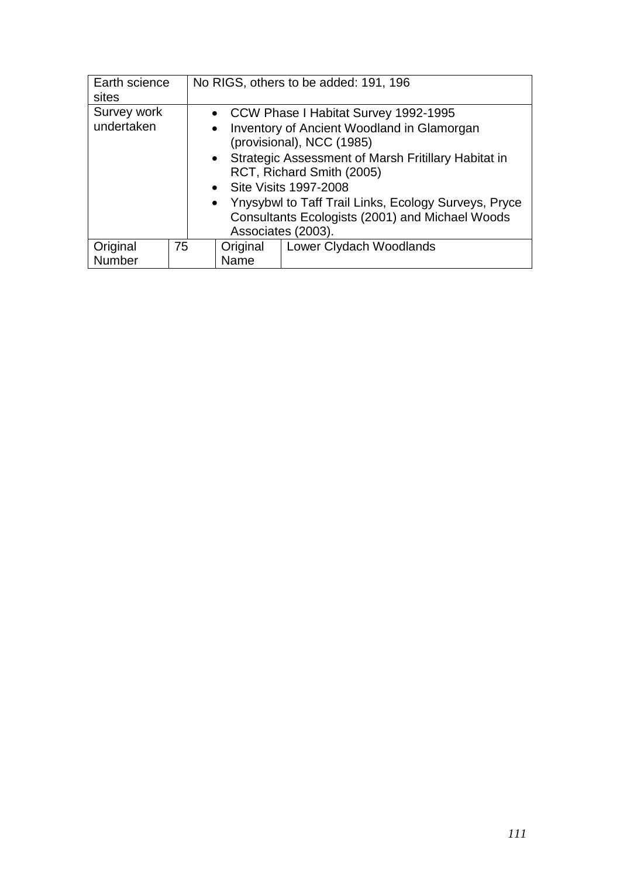| Earth science sites | No RIGS, others to be added: 191, 196 | | |
|---|---|---|---|
| Survey work undertaken | • CCW Phase I Habitat Survey 1992-1995<br>• Inventory of Ancient Woodland in Glamorgan (provisional), NCC (1985)<br>• Strategic Assessment of Marsh Fritillary Habitat in RCT, Richard Smith (2005)<br>• Site Visits 1997-2008<br>• Ynysybwl to Taff Trail Links, Ecology Surveys, Pryce Consultants Ecologists (2001) and Michael Woods Associates (2003). | | |
| Original Number | 75 | Original Name | Lower Clydach Woodlands |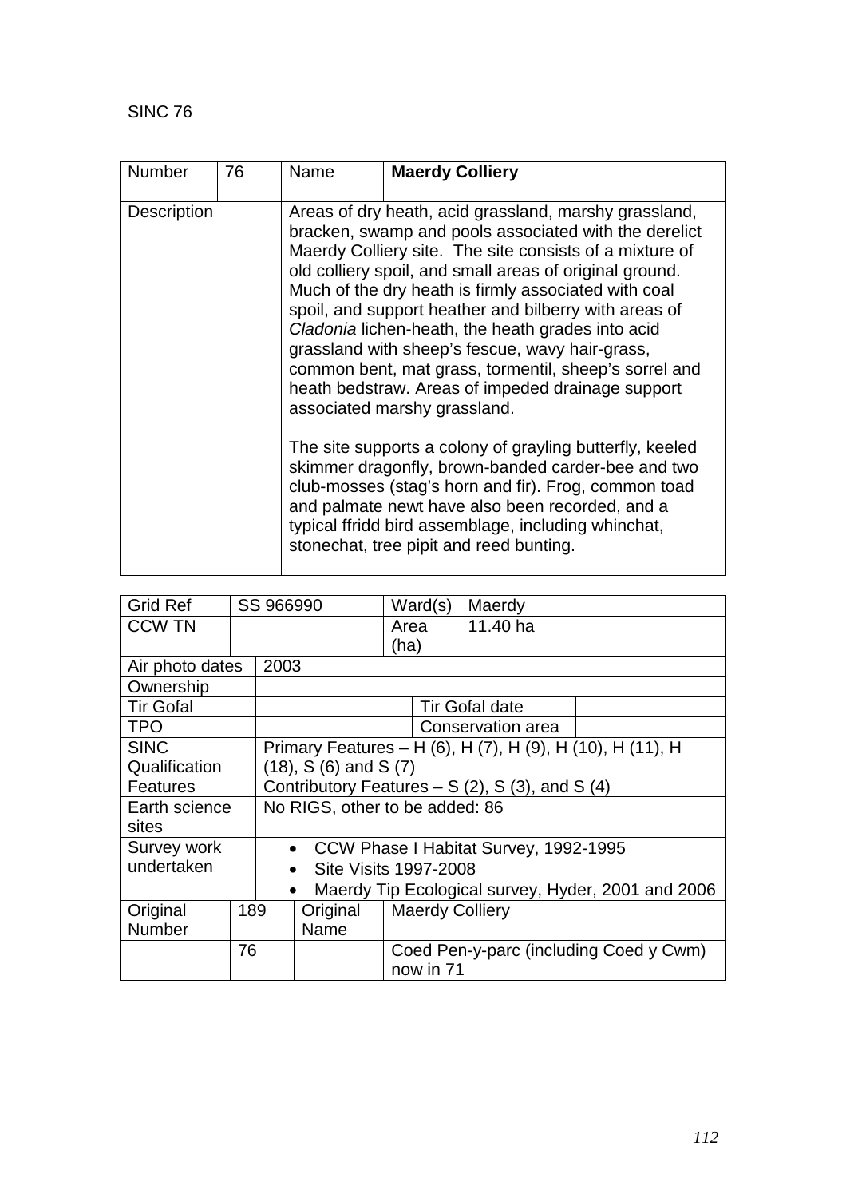SINC 76

| Number | 76 | Name | **Maerdy Colliery** |
|---|---|---|---|
| Description | | Areas of dry heath, acid grassland, marshy grassland, bracken, swamp and pools associated with the derelict Maerdy Colliery site. The site consists of a mixture of old colliery spoil, and small areas of original ground. Much of the dry heath is firmly associated with coal spoil, and support heather and bilberry with areas of *Cladonia* lichen-heath, the heath grades into acid grassland with sheep's fescue, wavy hair-grass, common bent, mat grass, tormentil, sheep's sorrel and heath bedstraw. Areas of impeded drainage support associated marshy grassland.<br><br>The site supports a colony of grayling butterfly, keeled skimmer dragonfly, brown-banded carder-bee and two club-mosses (stag's horn and fir). Frog, common toad and palmate newt have also been recorded, and a typical ffridd bird assemblage, including whinchat, stonechat, tree pipit and reed bunting. | |

| Grid Ref | SS 966990 | Ward(s) | Maerdy |
|---|---|---|---|
| CCW TN | | Area (ha) | 11.40 ha |
| Air photo dates | 2003 | | |
| Ownership | | | |
| Tir Gofal | | Tir Gofal date | |
| TPO | | Conservation area | |
| SINC Qualification Features | Primary Features – H (6), H (7), H (9), H (10), H (11), H (18), S (6) and S (7)<br>Contributory Features – S (2), S (3), and S (4) | | |
| Earth science sites | No RIGS, other to be added: 86 | | |
| Survey work undertaken | • CCW Phase I Habitat Survey, 1992-1995<br>• Site Visits 1997-2008<br>• Maerdy Tip Ecological survey, Hyder, 2001 and 2006 | | |

| Original Number | 189 | Original Name | Maerdy Colliery |
|---|---|---|---|
| | 76 | | Coed Pen-y-parc (including Coed y Cwm) now in 71 |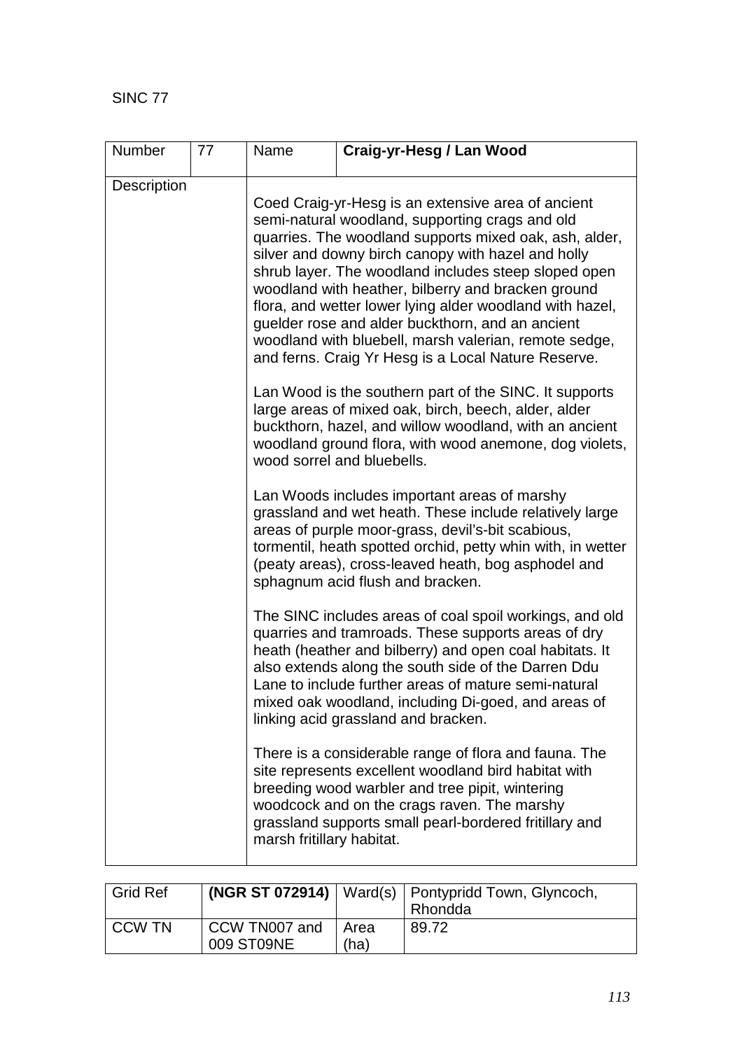SINC 77

| Number | 77 | Name | **Craig-yr-Hesg / Lan Wood** |
|---|---|---|---|
| Description | | Coed Craig-yr-Hesg is an extensive area of ancient semi-natural woodland, supporting crags and old quarries. The woodland supports mixed oak, ash, alder, silver and downy birch canopy with hazel and holly shrub layer. The woodland includes steep sloped open woodland with heather, bilberry and bracken ground flora, and wetter lower lying alder woodland with hazel, guelder rose and alder buckthorn, and an ancient woodland with bluebell, marsh valerian, remote sedge, and ferns. Craig Yr Hesg is a Local Nature Reserve.<br><br>Lan Wood is the southern part of the SINC. It supports large areas of mixed oak, birch, beech, alder, alder buckthorn, hazel, and willow woodland, with an ancient woodland ground flora, with wood anemone, dog violets, wood sorrel and bluebells.<br><br>Lan Woods includes important areas of marshy grassland and wet heath. These include relatively large areas of purple moor-grass, devil's-bit scabious, tormentil, heath spotted orchid, petty whin with, in wetter (peaty areas), cross-leaved heath, bog asphodel and sphagnum acid flush and bracken.<br><br>The SINC includes areas of coal spoil workings, and old quarries and tramroads. These supports areas of dry heath (heather and bilberry) and open coal habitats. It also extends along the south side of the Darren Ddu Lane to include further areas of mature semi-natural mixed oak woodland, including Di-goed, and areas of linking acid grassland and bracken.<br><br>There is a considerable range of flora and fauna. The site represents excellent woodland bird habitat with breeding wood warbler and tree pipit, wintering woodcock and on the crags raven. The marshy grassland supports small pearl-bordered fritillary and marsh fritillary habitat. | |

| Grid Ref | **(NGR ST 072914)** | Ward(s) | Pontypridd Town, Glyncoch, Rhondda |
|---|---|---|---|
| CCW TN | CCW TN007 and 009 ST09NE | Area (ha) | 89.72 |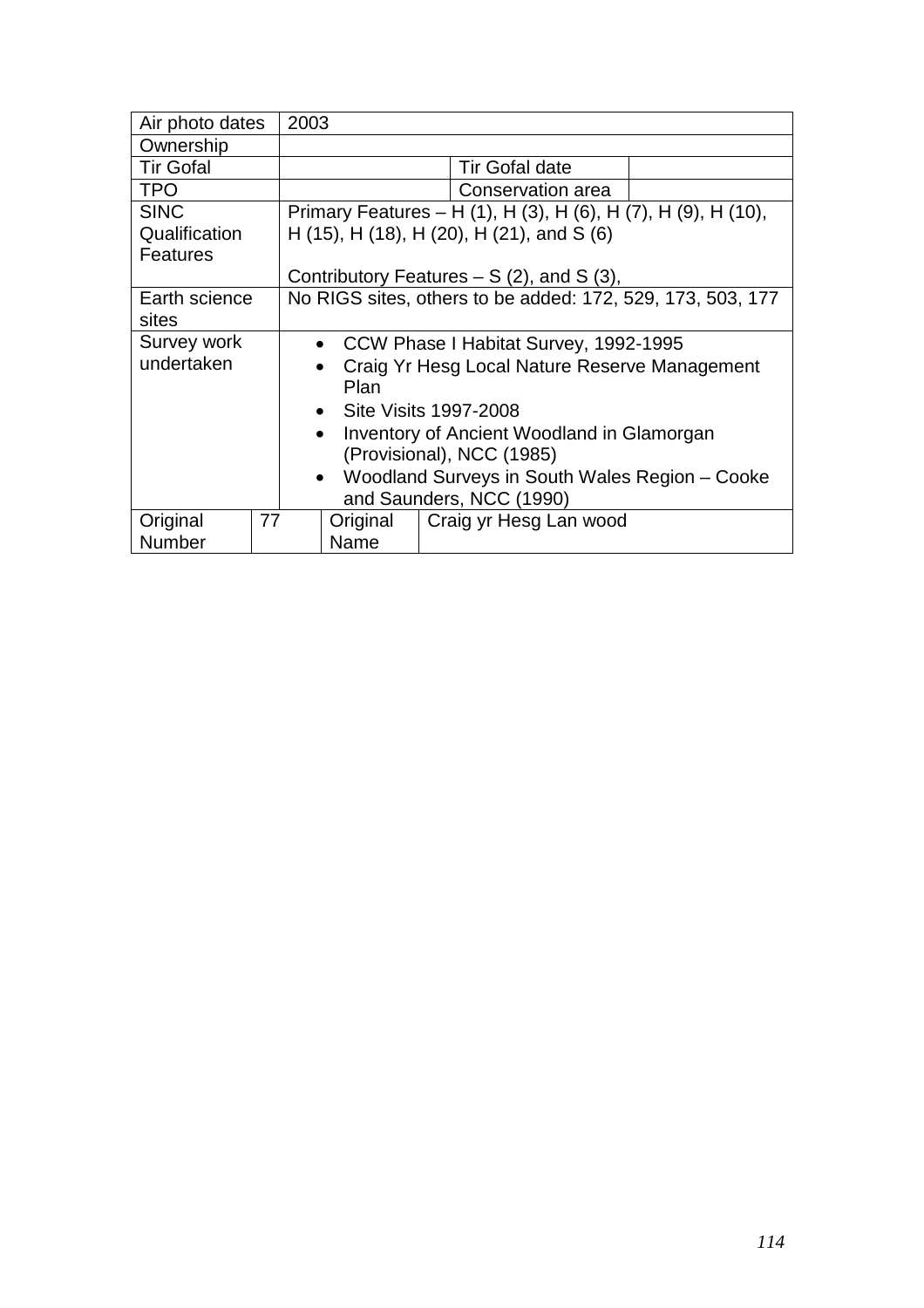| Air photo dates | 2003 | | |
|---|---|---|---|
| Ownership | | | |
| Tir Gofal | | Tir Gofal date | |
| TPO | | Conservation area | |
| SINC Qualification Features | Primary Features – H (1), H (3), H (6), H (7), H (9), H (10), H (15), H (18), H (20), H (21), and S (6)<br><br>Contributory Features – S (2), and S (3), | | |
| Earth science sites | No RIGS sites, others to be added: 172, 529, 173, 503, 177 | | |
| Survey work undertaken | • CCW Phase I Habitat Survey, 1992-1995<br>• Craig Yr Hesg Local Nature Reserve Management Plan<br>• Site Visits 1997-2008<br>• Inventory of Ancient Woodland in Glamorgan (Provisional), NCC (1985)<br>• Woodland Surveys in South Wales Region – Cooke and Saunders, NCC (1990) | | |

| Original Number | 77 | Original Name | Craig yr Hesg Lan wood |
|---|---|---|---|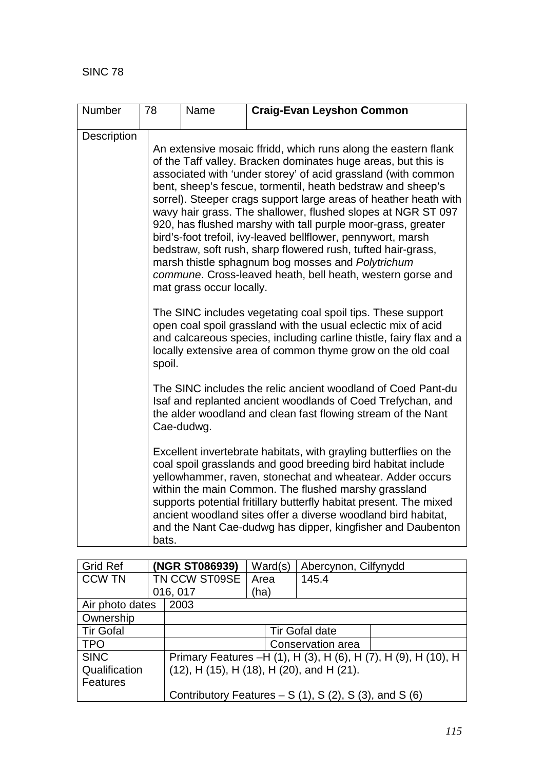SINC 78

| Number | 78 | Name | **Craig-Evan Leyshon Common** |
|---|---|---|---|
| Description | An extensive mosaic ffridd, which runs along the eastern flank of the Taff valley. Bracken dominates huge areas, but this is associated with 'under storey' of acid grassland (with common bent, sheep's fescue, tormentil, heath bedstraw and sheep's sorrel). Steeper crags support large areas of heather heath with wavy hair grass. The shallower, flushed slopes at NGR ST 097 920, has flushed marshy with tall purple moor-grass, greater bird's-foot trefoil, ivy-leaved bellflower, pennywort, marsh bedstraw, soft rush, sharp flowered rush, tufted hair-grass, marsh thistle sphagnum bog mosses and *Polytrichum commune*. Cross-leaved heath, bell heath, western gorse and mat grass occur locally.<br><br>The SINC includes vegetating coal spoil tips. These support open coal spoil grassland with the usual eclectic mix of acid and calcareous species, including carline thistle, fairy flax and a locally extensive area of common thyme grow on the old coal spoil.<br><br>The SINC includes the relic ancient woodland of Coed Pant-du Isaf and replanted ancient woodlands of Coed Trefychan, and the alder woodland and clean fast flowing stream of the Nant Cae-dudwg.<br><br>Excellent invertebrate habitats, with grayling butterflies on the coal spoil grasslands and good breeding bird habitat include yellowhammer, raven, stonechat and wheatear. Adder occurs within the main Common. The flushed marshy grassland supports potential fritillary butterfly habitat present. The mixed ancient woodland sites offer a diverse woodland bird habitat, and the Nant Cae-dudwg has dipper, kingfisher and Daubenton bats. | | |

| Grid Ref | **(NGR ST086939)** | Ward(s) | Abercynon, Cilfynydd |
|---|---|---|---|
| CCW TN | TN CCW ST09SE 016, 017 | Area (ha) | 145.4 |
| Air photo dates | 2003 | | |
| Ownership | | | |
| Tir Gofal | | Tir Gofal date | |
| TPO | | Conservation area | |
| SINC Qualification Features | Primary Features –H (1), H (3), H (6), H (7), H (9), H (10), H (12), H (15), H (18), H (20), and H (21).<br><br>Contributory Features – S (1), S (2), S (3), and S (6) | | |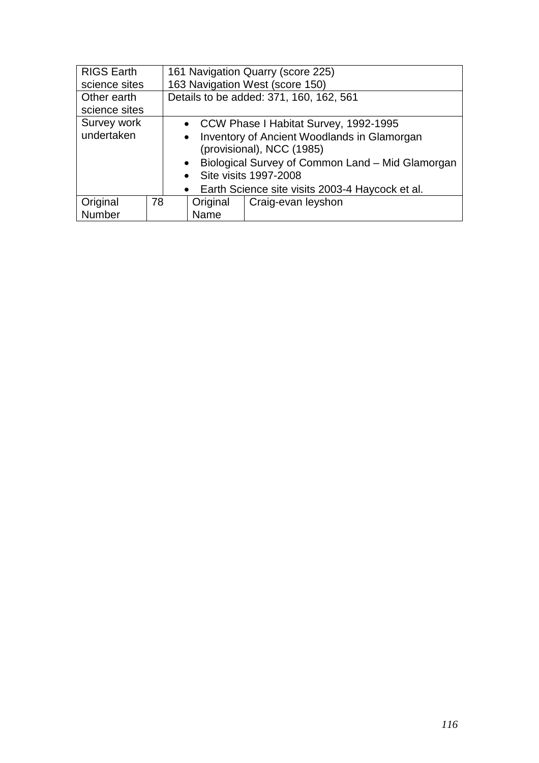| RIGS Earth science sites | 161 Navigation Quarry (score 225)<br>163 Navigation West (score 150) | | |
|---|---|---|---|
| Other earth science sites | Details to be added: 371, 160, 162, 561 | | |
| Survey work undertaken | • CCW Phase I Habitat Survey, 1992-1995<br>• Inventory of Ancient Woodlands in Glamorgan (provisional), NCC (1985)<br>• Biological Survey of Common Land – Mid Glamorgan<br>• Site visits 1997-2008<br>• Earth Science site visits 2003-4 Haycock et al. | | |
| Original Number | 78 | Original Name | Craig-evan leyshon |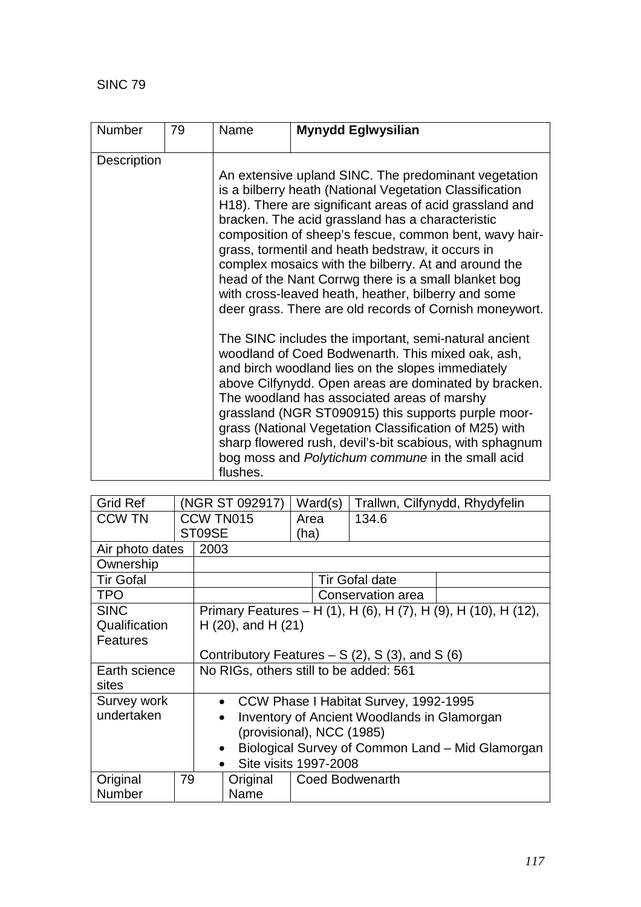SINC 79

| Number | 79 | Name | **Mynydd Eglwysilian** |
|---|---|---|---|
| Description | | An extensive upland SINC. The predominant vegetation is a bilberry heath (National Vegetation Classification H18). There are significant areas of acid grassland and bracken. The acid grassland has a characteristic composition of sheep's fescue, common bent, wavy hair-grass, tormentil and heath bedstraw, it occurs in complex mosaics with the bilberry. At and around the head of the Nant Corrwg there is a small blanket bog with cross-leaved heath, heather, bilberry and some deer grass. There are old records of Cornish moneywort.<br><br>The SINC includes the important, semi-natural ancient woodland of Coed Bodwenarth. This mixed oak, ash, and birch woodland lies on the slopes immediately above Cilfynydd. Open areas are dominated by bracken. The woodland has associated areas of marshy grassland (NGR ST090915) this supports purple moor-grass (National Vegetation Classification of M25) with sharp flowered rush, devil's-bit scabious, with sphagnum bog moss and *Polytichum commune* in the small acid flushes. | |

| Grid Ref | (NGR ST 092917) | Ward(s) | Trallwn, Cilfynydd, Rhydyfelin |
|---|---|---|---|
| CCW TN | CCW TN015 ST09SE | Area (ha) | 134.6 |
| Air photo dates | 2003 | | |
| Ownership | | | |
| Tir Gofal | | Tir Gofal date | |
| TPO | | Conservation area | |
| SINC Qualification Features | Primary Features – H (1), H (6), H (7), H (9), H (10), H (12), H (20), and H (21)<br><br>Contributory Features – S (2), S (3), and S (6) | | |
| Earth science sites | No RIGs, others still to be added: 561 | | |
| Survey work undertaken | • CCW Phase I Habitat Survey, 1992-1995<br>• Inventory of Ancient Woodlands in Glamorgan (provisional), NCC (1985)<br>• Biological Survey of Common Land – Mid Glamorgan<br>• Site visits 1997-2008 | | |
| Original Number | 79 | Original Name | Coed Bodwenarth |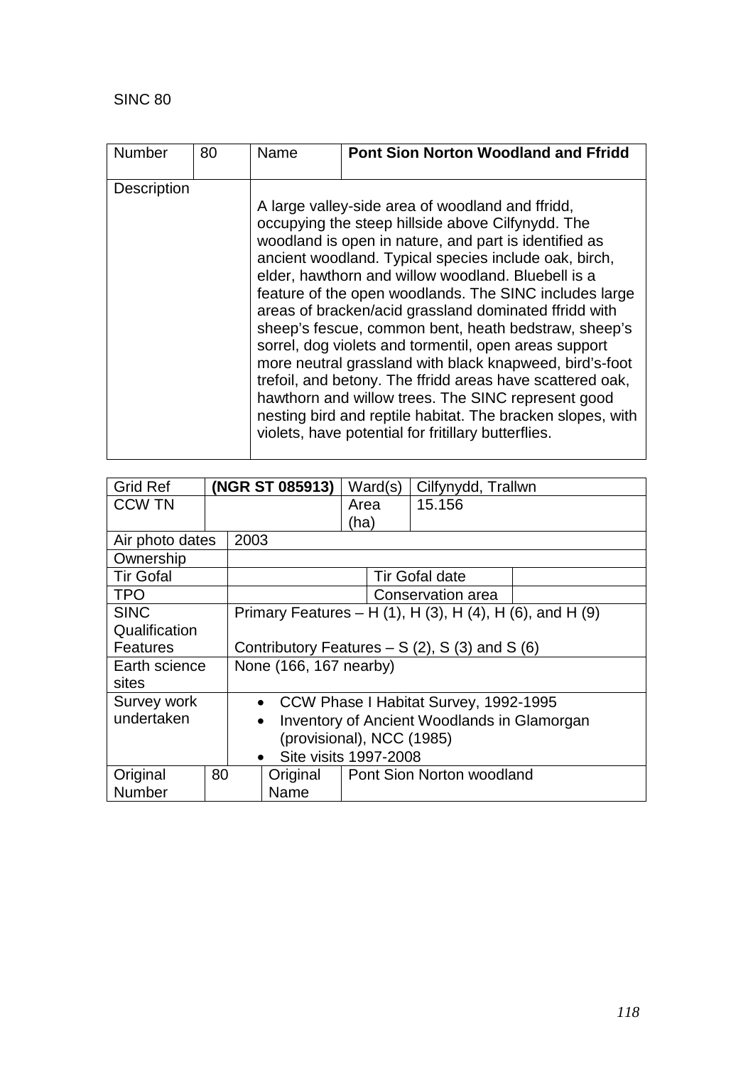SINC 80

| Number | 80 | Name | **Pont Sion Norton Woodland and Ffridd** |
|---|---|---|---|
| Description | | A large valley-side area of woodland and ffridd, occupying the steep hillside above Cilfynydd. The woodland is open in nature, and part is identified as ancient woodland. Typical species include oak, birch, elder, hawthorn and willow woodland. Bluebell is a feature of the open woodlands. The SINC includes large areas of bracken/acid grassland dominated ffridd with sheep's fescue, common bent, heath bedstraw, sheep's sorrel, dog violets and tormentil, open areas support more neutral grassland with black knapweed, bird's-foot trefoil, and betony. The ffridd areas have scattered oak, hawthorn and willow trees. The SINC represent good nesting bird and reptile habitat. The bracken slopes, with violets, have potential for fritillary butterflies. | |

| Grid Ref | **(NGR ST 085913)** | Ward(s) | Cilfynydd, Trallwn |
|---|---|---|---|
| CCW TN | | Area (ha) | 15.156 |
| Air photo dates | 2003 | | |
| Ownership | | | |
| Tir Gofal | | Tir Gofal date | |
| TPO | | Conservation area | |
| SINC Qualification Features | Primary Features – H (1), H (3), H (4), H (6), and H (9)<br><br>Contributory Features – S (2), S (3) and S (6) | | |
| Earth science sites | None (166, 167 nearby) | | |
| Survey work undertaken | • CCW Phase I Habitat Survey, 1992-1995<br>• Inventory of Ancient Woodlands in Glamorgan (provisional), NCC (1985)<br>• Site visits 1997-2008 | | |
| Original Number | 80 | Original Name | Pont Sion Norton woodland |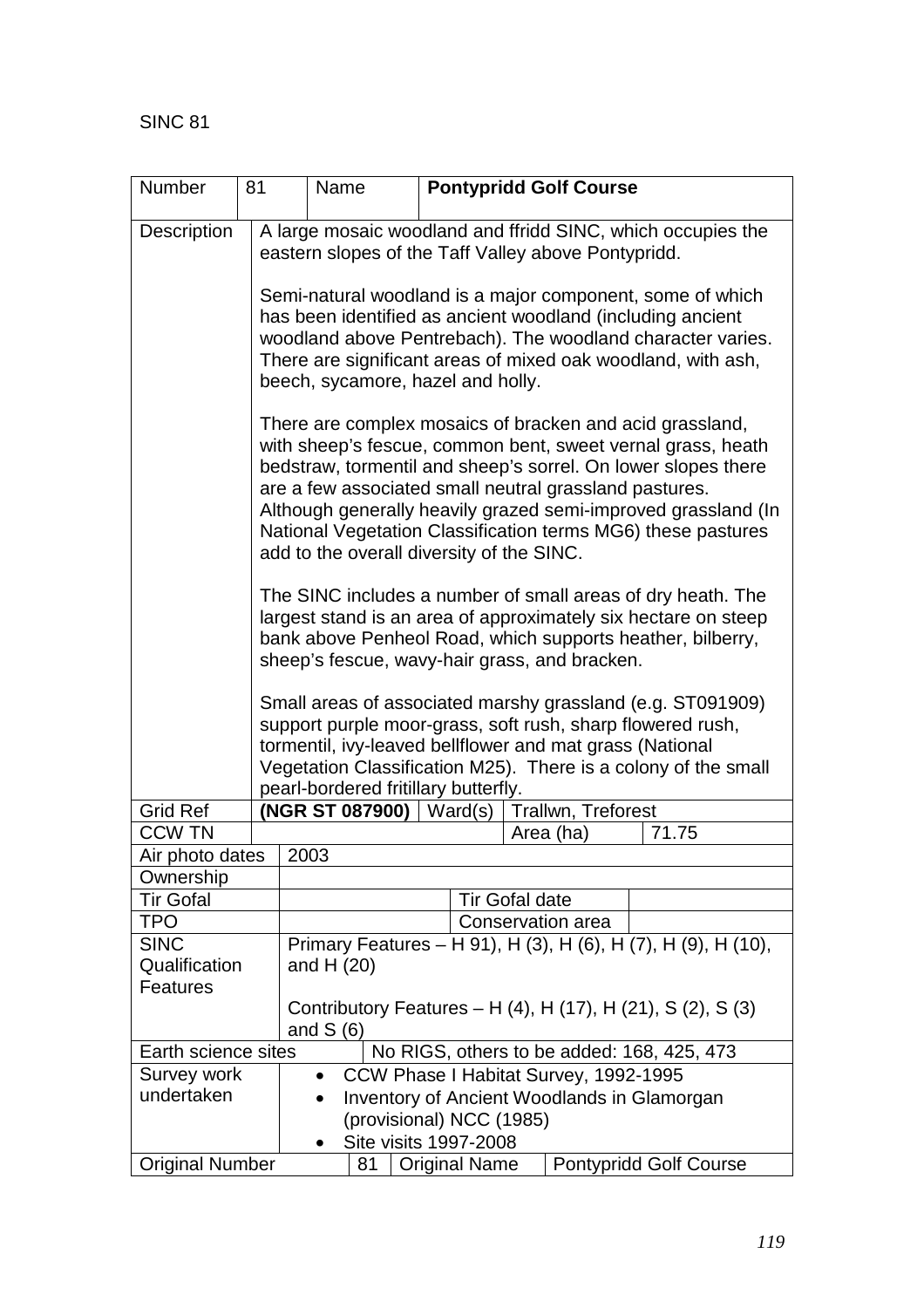SINC 81

| Number | 81 | Name | **Pontypridd Golf Course** | | |
|---|---|---|---|---|---|
| Description | A large mosaic woodland and ffridd SINC, which occupies the eastern slopes of the Taff Valley above Pontypridd.<br><br>Semi-natural woodland is a major component, some of which has been identified as ancient woodland (including ancient woodland above Pentrebach). The woodland character varies. There are significant areas of mixed oak woodland, with ash, beech, sycamore, hazel and holly.<br><br>There are complex mosaics of bracken and acid grassland, with sheep's fescue, common bent, sweet vernal grass, heath bedstraw, tormentil and sheep's sorrel. On lower slopes there are a few associated small neutral grassland pastures. Although generally heavily grazed semi-improved grassland (In National Vegetation Classification terms MG6) these pastures add to the overall diversity of the SINC.<br><br>The SINC includes a number of small areas of dry heath. The largest stand is an area of approximately six hectare on steep bank above Penheol Road, which supports heather, bilberry, sheep's fescue, wavy-hair grass, and bracken.<br><br>Small areas of associated marshy grassland (e.g. ST091909) support purple moor-grass, soft rush, sharp flowered rush, tormentil, ivy-leaved bellflower and mat grass (National Vegetation Classification M25). There is a colony of the small pearl-bordered fritillary butterfly. | | | | |
| Grid Ref | **(NGR ST 087900)** | Ward(s) | Trallwn, Treforest | | |
| CCW TN | | | Area (ha) | 71.75 | |
| Air photo dates | 2003 | | | | |
| Ownership | | | | | |
| Tir Gofal | | | Tir Gofal date | | |
| TPO | | | Conservation area | | |
| SINC Qualification Features | Primary Features – H 91), H (3), H (6), H (7), H (9), H (10), and H (20)<br><br>Contributory Features – H (4), H (17), H (21), S (2), S (3) and S (6) | | | | |
| Earth science sites | No RIGS, others to be added: 168, 425, 473 | | | | |
| Survey work undertaken | • CCW Phase I Habitat Survey, 1992-1995<br>• Inventory of Ancient Woodlands in Glamorgan (provisional) NCC (1985)<br>• Site visits 1997-2008 | | | | |
| Original Number | 81 | Original Name | Pontypridd Golf Course | | |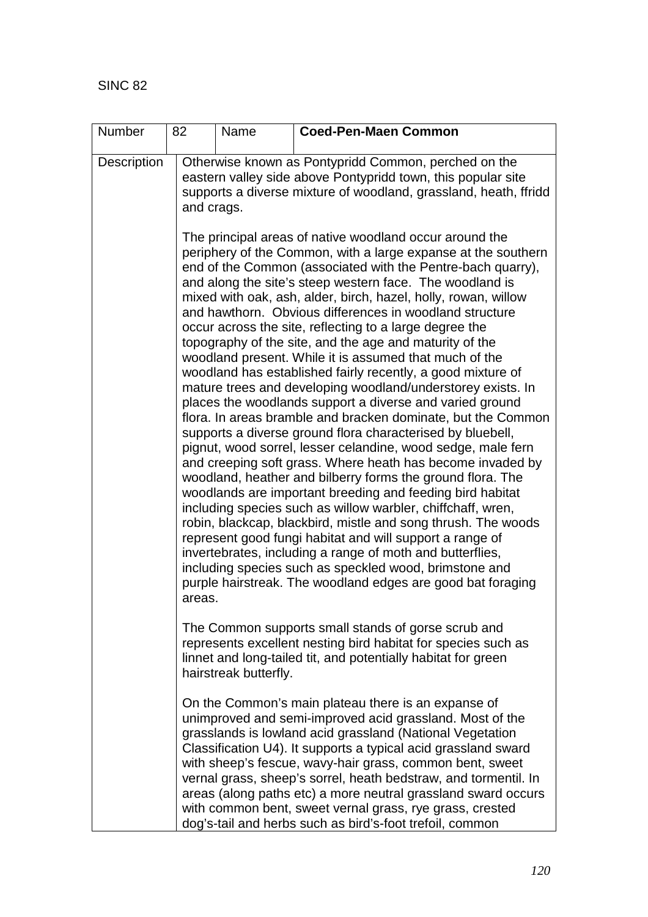SINC 82

| Number | 82 | Name | **Coed-Pen-Maen Common** |
|---|---|---|---|
| Description | Otherwise known as Pontypridd Common, perched on the eastern valley side above Pontypridd town, this popular site supports a diverse mixture of woodland, grassland, heath, ffridd and crags.<br><br>The principal areas of native woodland occur around the periphery of the Common, with a large expanse at the southern end of the Common (associated with the Pentre-bach quarry), and along the site's steep western face. The woodland is mixed with oak, ash, alder, birch, hazel, holly, rowan, willow and hawthorn. Obvious differences in woodland structure occur across the site, reflecting to a large degree the topography of the site, and the age and maturity of the woodland present. While it is assumed that much of the woodland has established fairly recently, a good mixture of mature trees and developing woodland/understorey exists. In places the woodlands support a diverse and varied ground flora. In areas bramble and bracken dominate, but the Common supports a diverse ground flora characterised by bluebell, pignut, wood sorrel, lesser celandine, wood sedge, male fern and creeping soft grass. Where heath has become invaded by woodland, heather and bilberry forms the ground flora. The woodlands are important breeding and feeding bird habitat including species such as willow warbler, chiffchaff, wren, robin, blackcap, blackbird, mistle and song thrush. The woods represent good fungi habitat and will support a range of invertebrates, including a range of moth and butterflies, including species such as speckled wood, brimstone and purple hairstreak. The woodland edges are good bat foraging areas.<br><br>The Common supports small stands of gorse scrub and represents excellent nesting bird habitat for species such as linnet and long-tailed tit, and potentially habitat for green hairstreak butterfly.<br><br>On the Common's main plateau there is an expanse of unimproved and semi-improved acid grassland. Most of the grasslands is lowland acid grassland (National Vegetation Classification U4). It supports a typical acid grassland sward with sheep's fescue, wavy-hair grass, common bent, sweet vernal grass, sheep's sorrel, heath bedstraw, and tormentil. In areas (along paths etc) a more neutral grassland sward occurs with common bent, sweet vernal grass, rye grass, crested dog's-tail and herbs such as bird's-foot trefoil, common | | | |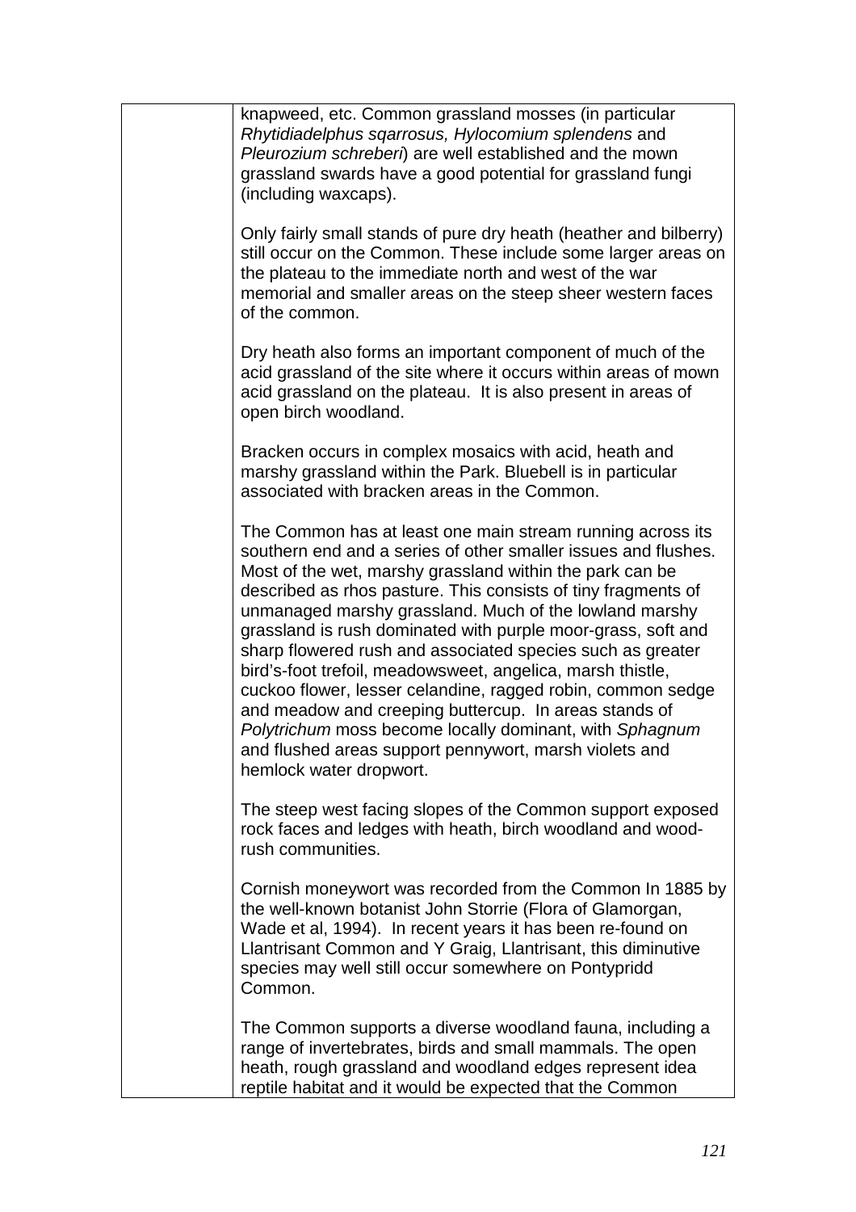| | knapweed, etc. Common grassland mosses (in particular *Rhytidiadelphus sqarrosus, Hylocomium splendens* and *Pleurozium schreberi*) are well established and the mown grassland swards have a good potential for grassland fungi (including waxcaps).<br><br>Only fairly small stands of pure dry heath (heather and bilberry) still occur on the Common. These include some larger areas on the plateau to the immediate north and west of the war memorial and smaller areas on the steep sheer western faces of the common.<br><br>Dry heath also forms an important component of much of the acid grassland of the site where it occurs within areas of mown acid grassland on the plateau. It is also present in areas of open birch woodland.<br><br>Bracken occurs in complex mosaics with acid, heath and marshy grassland within the Park. Bluebell is in particular associated with bracken areas in the Common.<br><br>The Common has at least one main stream running across its southern end and a series of other smaller issues and flushes. Most of the wet, marshy grassland within the park can be described as rhos pasture. This consists of tiny fragments of unmanaged marshy grassland. Much of the lowland marshy grassland is rush dominated with purple moor-grass, soft and sharp flowered rush and associated species such as greater bird's-foot trefoil, meadowsweet, angelica, marsh thistle, cuckoo flower, lesser celandine, ragged robin, common sedge and meadow and creeping buttercup. In areas stands of *Polytrichum* moss become locally dominant, with *Sphagnum* and flushed areas support pennywort, marsh violets and hemlock water dropwort.<br><br>The steep west facing slopes of the Common support exposed rock faces and ledges with heath, birch woodland and wood-rush communities.<br><br>Cornish moneywort was recorded from the Common In 1885 by the well-known botanist John Storrie (Flora of Glamorgan, Wade et al, 1994). In recent years it has been re-found on Llantrisant Common and Y Graig, Llantrisant, this diminutive species may well still occur somewhere on Pontypridd Common.<br><br>The Common supports a diverse woodland fauna, including a range of invertebrates, birds and small mammals. The open heath, rough grassland and woodland edges represent idea reptile habitat and it would be expected that the Common |
|---|---|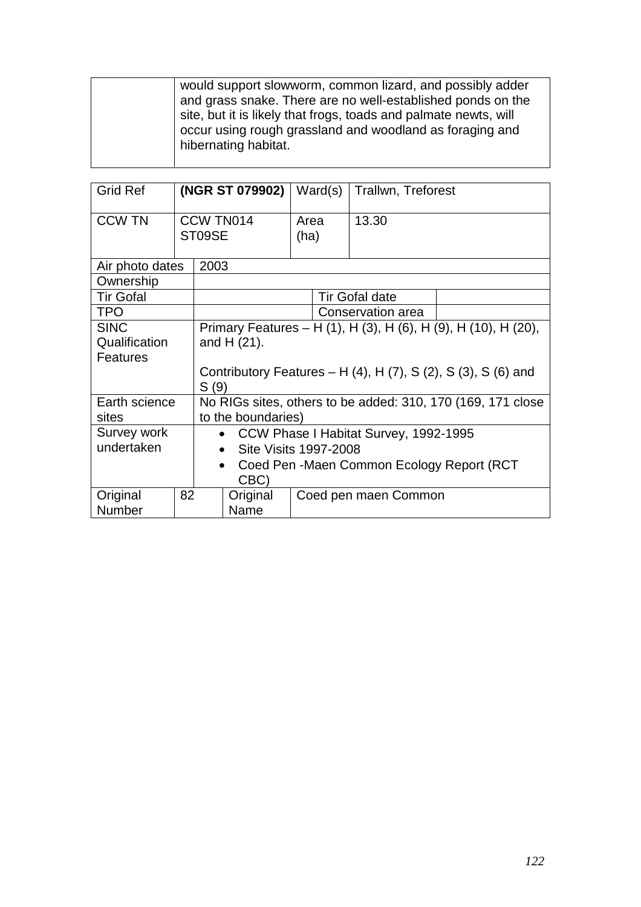| | would support slowworm, common lizard, and possibly adder and grass snake. There are no well-established ponds on the site, but it is likely that frogs, toads and palmate newts, will occur using rough grassland and woodland as foraging and hibernating habitat. |
|---|---|

| Grid Ref | **(NGR ST 079902)** | Ward(s) | Trallwn, Treforest |
|---|---|---|---|
| CCW TN | CCW TN014 ST09SE | Area (ha) | 13.30 |

| | | | |
|---|---|---|---|
| Air photo dates | 2003 | | |
| Ownership | | | |
| Tir Gofal | | Tir Gofal date | |
| TPO | | Conservation area | |
| SINC Qualification Features | Primary Features – H (1), H (3), H (6), H (9), H (10), H (20), and H (21).<br><br>Contributory Features – H (4), H (7), S (2), S (3), S (6) and S (9) | | |
| Earth science sites | No RIGs sites, others to be added: 310, 170 (169, 171 close to the boundaries) | | |
| Survey work undertaken | • CCW Phase I Habitat Survey, 1992-1995<br>• Site Visits 1997-2008<br>• Coed Pen -Maen Common Ecology Report (RCT CBC) | | |

| Original Number | 82 | Original Name | Coed pen maen Common |
|---|---|---|---|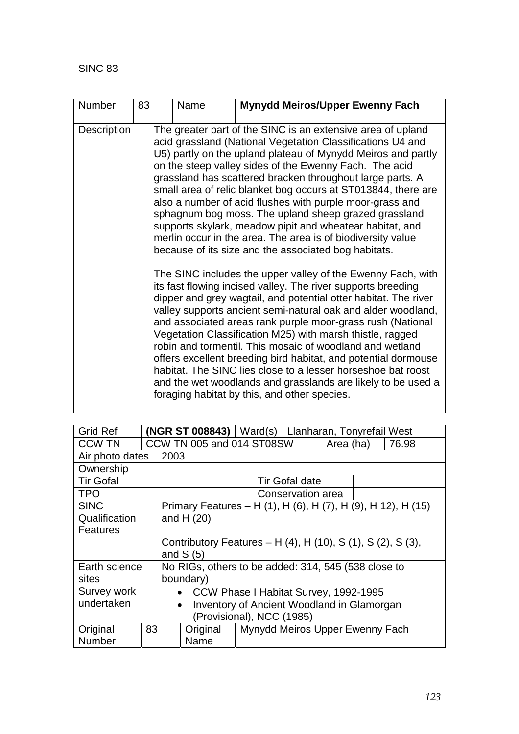SINC 83

| Number | 83 | Name | **Mynydd Meiros/Upper Ewenny Fach** |
|---|---|---|---|
| Description | The greater part of the SINC is an extensive area of upland acid grassland (National Vegetation Classifications U4 and U5) partly on the upland plateau of Mynydd Meiros and partly on the steep valley sides of the Ewenny Fach. The acid grassland has scattered bracken throughout large parts. A small area of relic blanket bog occurs at ST013844, there are also a number of acid flushes with purple moor-grass and sphagnum bog moss. The upland sheep grazed grassland supports skylark, meadow pipit and wheatear habitat, and merlin occur in the area. The area is of biodiversity value because of its size and the associated bog habitats.<br><br>The SINC includes the upper valley of the Ewenny Fach, with its fast flowing incised valley. The river supports breeding dipper and grey wagtail, and potential otter habitat. The river valley supports ancient semi-natural oak and alder woodland, and associated areas rank purple moor-grass rush (National Vegetation Classification M25) with marsh thistle, ragged robin and tormentil. This mosaic of woodland and wetland offers excellent breeding bird habitat, and potential dormouse habitat. The SINC lies close to a lesser horseshoe bat roost and the wet woodlands and grasslands are likely to be used a foraging habitat by this, and other species. | | |

| Grid Ref | **(NGR ST 008843)** | Ward(s) | Llanharan, Tonyrefail West | | |
|---|---|---|---|---|---|
| CCW TN | CCW TN 005 and 014 ST08SW | | | Area (ha) | 76.98 |
| Air photo dates | 2003 | | | | |
| Ownership | | | | | |
| Tir Gofal | | | Tir Gofal date | | |
| TPO | | | Conservation area | | |
| SINC Qualification Features | Primary Features – H (1), H (6), H (7), H (9), H 12), H (15) and H (20)<br><br>Contributory Features – H (4), H (10), S (1), S (2), S (3), and S (5) | | | | |
| Earth science sites | No RIGs, others to be added: 314, 545 (538 close to boundary) | | | | |
| Survey work undertaken | • CCW Phase I Habitat Survey, 1992-1995<br>• Inventory of Ancient Woodland in Glamorgan (Provisional), NCC (1985) | | | | |
| Original Number | 83 | Original Name | Mynydd Meiros Upper Ewenny Fach | | |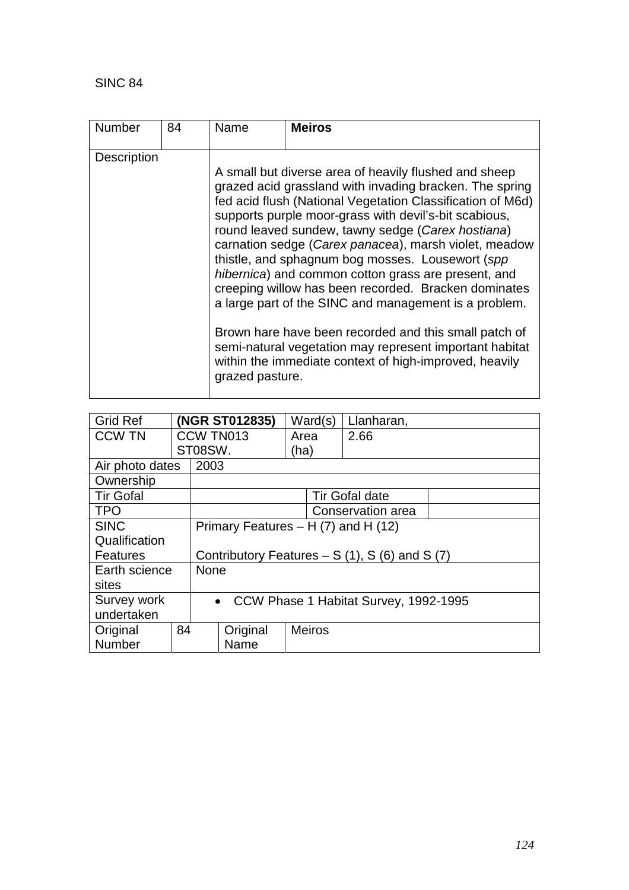SINC 84

| Number | 84 | Name | **Meiros** |
|---|---|---|---|
| Description | | A small but diverse area of heavily flushed and sheep grazed acid grassland with invading bracken. The spring fed acid flush (National Vegetation Classification of M6d) supports purple moor-grass with devil's-bit scabious, round leaved sundew, tawny sedge (*Carex hostiana*) carnation sedge (*Carex panacea*), marsh violet, meadow thistle, and sphagnum bog mosses. Lousewort (*spp hibernica*) and common cotton grass are present, and creeping willow has been recorded. Bracken dominates a large part of the SINC and management is a problem.<br><br>Brown hare have been recorded and this small patch of semi-natural vegetation may represent important habitat within the immediate context of high-improved, heavily grazed pasture. | |

| Grid Ref | **(NGR ST012835)** | Ward(s) | Llanharan, | |
|---|---|---|---|---|
| CCW TN | CCW TN013 ST08SW. | Area (ha) | 2.66 | |
| Air photo dates | 2003 | | | |
| Ownership | | | | |
| Tir Gofal | | Tir Gofal date | | |
| TPO | | Conservation area | | |
| SINC Qualification Features | Primary Features – H (7) and H (12)<br><br>Contributory Features – S (1), S (6) and S (7) | | | |
| Earth science sites | None | | | |
| Survey work undertaken | • CCW Phase 1 Habitat Survey, 1992-1995 | | | |
| Original Number | 84 | Original Name | Meiros | |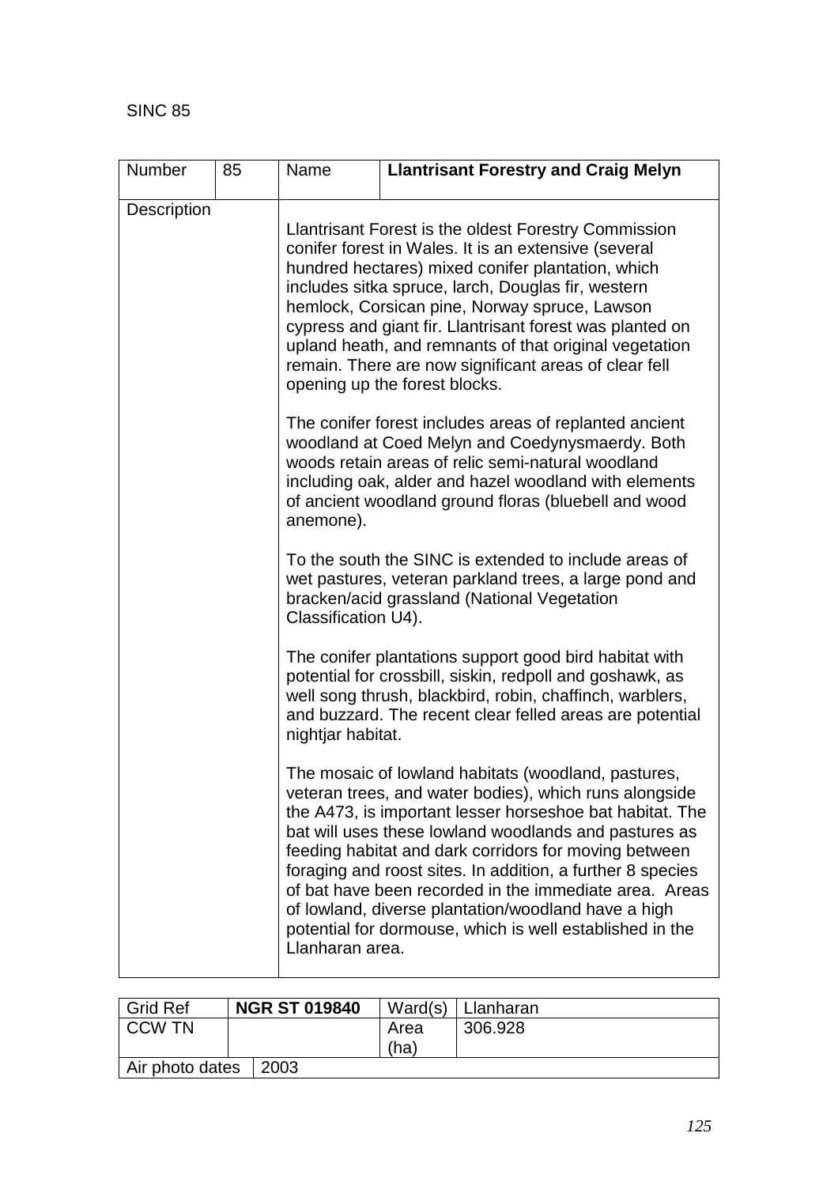SINC 85

| Number | 85 | Name | **Llantrisant Forestry and Craig Melyn** |
|---|---|---|---|
| Description | | Llantrisant Forest is the oldest Forestry Commission conifer forest in Wales. It is an extensive (several hundred hectares) mixed conifer plantation, which includes sitka spruce, larch, Douglas fir, western hemlock, Corsican pine, Norway spruce, Lawson cypress and giant fir. Llantrisant forest was planted on upland heath, and remnants of that original vegetation remain. There are now significant areas of clear fell opening up the forest blocks.<br><br>The conifer forest includes areas of replanted ancient woodland at Coed Melyn and Coedynysmaerdy. Both woods retain areas of relic semi-natural woodland including oak, alder and hazel woodland with elements of ancient woodland ground floras (bluebell and wood anemone).<br><br>To the south the SINC is extended to include areas of wet pastures, veteran parkland trees, a large pond and bracken/acid grassland (National Vegetation Classification U4).<br><br>The conifer plantations support good bird habitat with potential for crossbill, siskin, redpoll and goshawk, as well song thrush, blackbird, robin, chaffinch, warblers, and buzzard. The recent clear felled areas are potential nightjar habitat.<br><br>The mosaic of lowland habitats (woodland, pastures, veteran trees, and water bodies), which runs alongside the A473, is important lesser horseshoe bat habitat. The bat will uses these lowland woodlands and pastures as feeding habitat and dark corridors for moving between foraging and roost sites. In addition, a further 8 species of bat have been recorded in the immediate area. Areas of lowland, diverse plantation/woodland have a high potential for dormouse, which is well established in the Llanharan area. | |

| Grid Ref | **NGR ST 019840** | Ward(s) | Llanharan |
|---|---|---|---|
| CCW TN | | Area (ha) | 306.928 |
| Air photo dates | 2003 | | |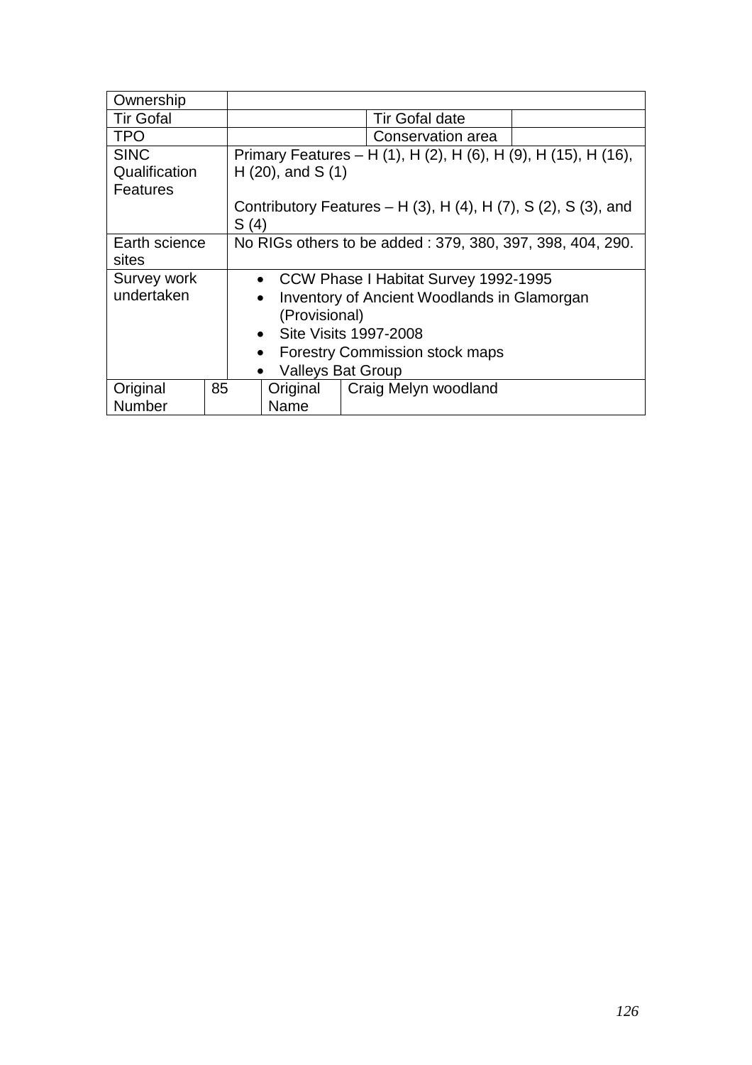| | | | |
|---|---|---|---|
| Ownership | | | |
| Tir Gofal | | Tir Gofal date | |
| TPO | | Conservation area | |
| SINC Qualification Features | Primary Features – H (1), H (2), H (6), H (9), H (15), H (16), H (20), and S (1)<br><br>Contributory Features – H (3), H (4), H (7), S (2), S (3), and S (4) | | |
| Earth science sites | No RIGs others to be added : 379, 380, 397, 398, 404, 290. | | |
| Survey work undertaken | • CCW Phase I Habitat Survey 1992-1995<br>• Inventory of Ancient Woodlands in Glamorgan (Provisional)<br>• Site Visits 1997-2008<br>• Forestry Commission stock maps<br>• Valleys Bat Group | | |

| | | | |
|---|---|---|---|
| Original Number | 85 | Original Name | Craig Melyn woodland |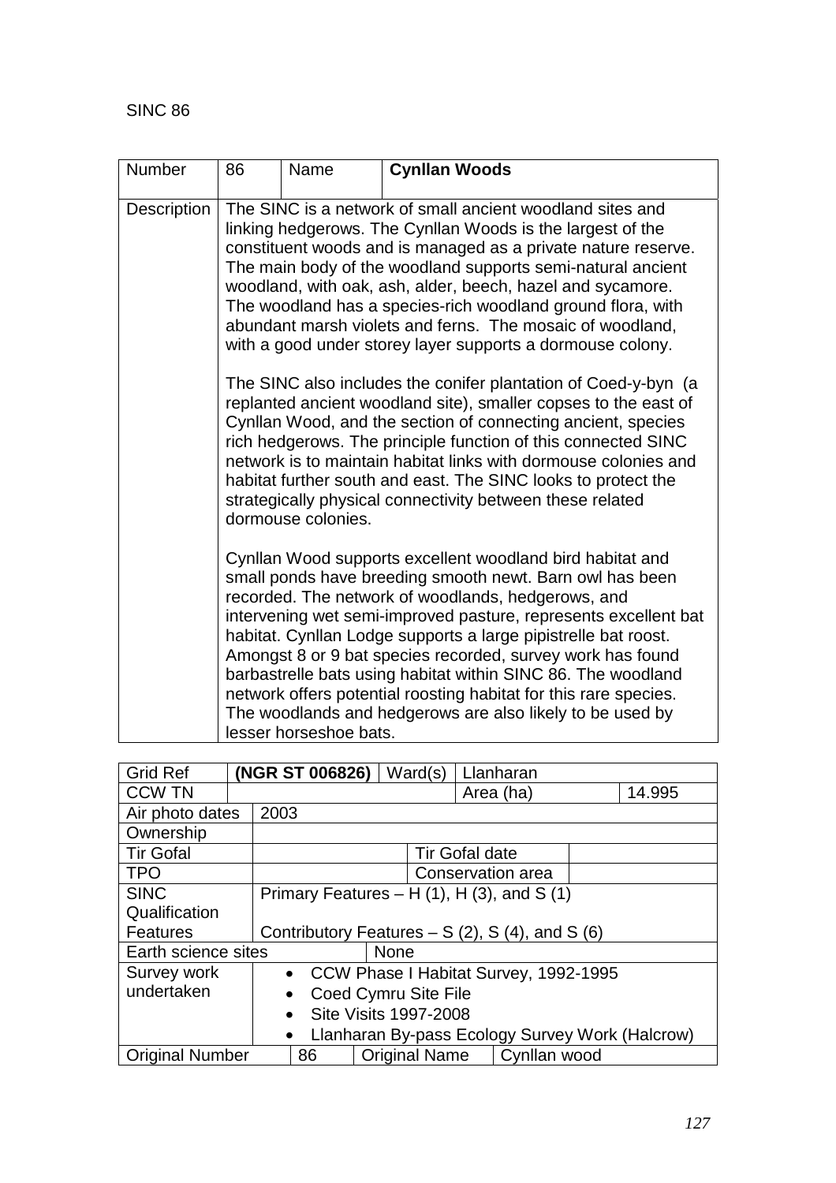SINC 86

| Number | 86 | Name | **Cynllan Woods** |
|---|---|---|---|
| Description | The SINC is a network of small ancient woodland sites and linking hedgerows. The Cynllan Woods is the largest of the constituent woods and is managed as a private nature reserve. The main body of the woodland supports semi-natural ancient woodland, with oak, ash, alder, beech, hazel and sycamore. The woodland has a species-rich woodland ground flora, with abundant marsh violets and ferns. The mosaic of woodland, with a good under storey layer supports a dormouse colony.<br><br>The SINC also includes the conifer plantation of Coed-y-byn (a replanted ancient woodland site), smaller copses to the east of Cynllan Wood, and the section of connecting ancient, species rich hedgerows. The principle function of this connected SINC network is to maintain habitat links with dormouse colonies and habitat further south and east. The SINC looks to protect the strategically physical connectivity between these related dormouse colonies.<br><br>Cynllan Wood supports excellent woodland bird habitat and small ponds have breeding smooth newt. Barn owl has been recorded. The network of woodlands, hedgerows, and intervening wet semi-improved pasture, represents excellent bat habitat. Cynllan Lodge supports a large pipistrelle bat roost. Amongst 8 or 9 bat species recorded, survey work has found barbastrelle bats using habitat within SINC 86. The woodland network offers potential roosting habitat for this rare species. The woodlands and hedgerows are also likely to be used by lesser horseshoe bats. | | |

| Grid Ref | **(NGR ST 006826)** | Ward(s) | Llanharan | |
|---|---|---|---|---|
| CCW TN | | | Area (ha) | 14.995 |
| Air photo dates | 2003 | | | |
| Ownership | | | | |
| Tir Gofal | | | Tir Gofal date | |
| TPO | | | Conservation area | |
| SINC Qualification Features | Primary Features – H (1), H (3), and S (1)<br><br>Contributory Features – S (2), S (4), and S (6) | | | |
| Earth science sites | None | | | |
| Survey work undertaken | • CCW Phase I Habitat Survey, 1992-1995<br>• Coed Cymru Site File<br>• Site Visits 1997-2008<br>• Llanharan By-pass Ecology Survey Work (Halcrow) | | | |
| Original Number | 86 | Original Name | Cynllan wood | |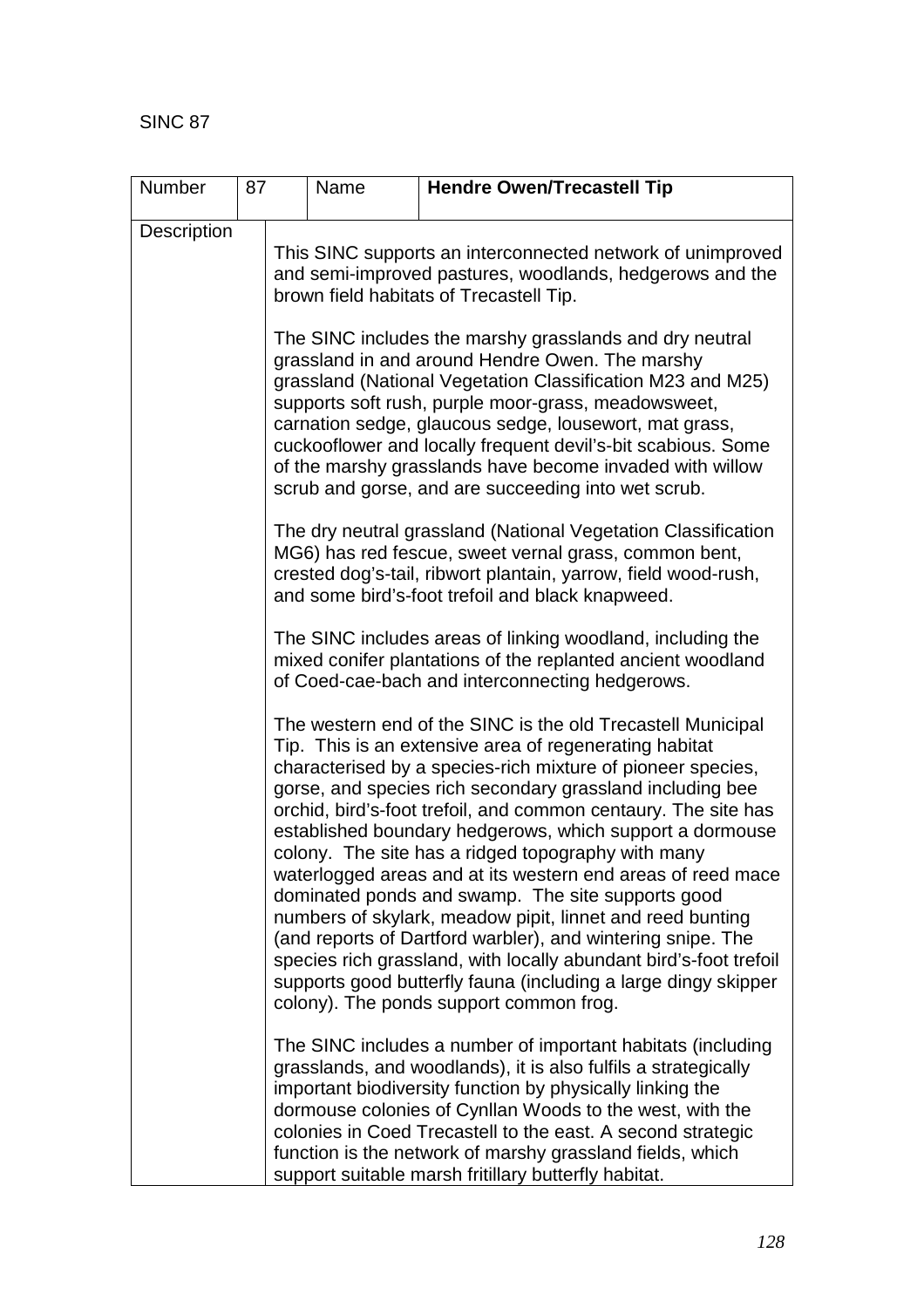SINC 87

| Number | 87 | Name | **Hendre Owen/Trecastell Tip** |
|---|---|---|---|
| Description | This SINC supports an interconnected network of unimproved and semi-improved pastures, woodlands, hedgerows and the brown field habitats of Trecastell Tip.<br><br>The SINC includes the marshy grasslands and dry neutral grassland in and around Hendre Owen. The marshy grassland (National Vegetation Classification M23 and M25) supports soft rush, purple moor-grass, meadowsweet, carnation sedge, glaucous sedge, lousewort, mat grass, cuckooflower and locally frequent devil's-bit scabious. Some of the marshy grasslands have become invaded with willow scrub and gorse, and are succeeding into wet scrub.<br><br>The dry neutral grassland (National Vegetation Classification MG6) has red fescue, sweet vernal grass, common bent, crested dog's-tail, ribwort plantain, yarrow, field wood-rush, and some bird's-foot trefoil and black knapweed.<br><br>The SINC includes areas of linking woodland, including the mixed conifer plantations of the replanted ancient woodland of Coed-cae-bach and interconnecting hedgerows.<br><br>The western end of the SINC is the old Trecastell Municipal Tip. This is an extensive area of regenerating habitat characterised by a species-rich mixture of pioneer species, gorse, and species rich secondary grassland including bee orchid, bird's-foot trefoil, and common centaury. The site has established boundary hedgerows, which support a dormouse colony. The site has a ridged topography with many waterlogged areas and at its western end areas of reed mace dominated ponds and swamp. The site supports good numbers of skylark, meadow pipit, linnet and reed bunting (and reports of Dartford warbler), and wintering snipe. The species rich grassland, with locally abundant bird's-foot trefoil supports good butterfly fauna (including a large dingy skipper colony). The ponds support common frog.<br><br>The SINC includes a number of important habitats (including grasslands, and woodlands), it is also fulfils a strategically important biodiversity function by physically linking the dormouse colonies of Cynllan Woods to the west, with the colonies in Coed Trecastell to the east. A second strategic function is the network of marshy grassland fields, which support suitable marsh fritillary butterfly habitat. | | |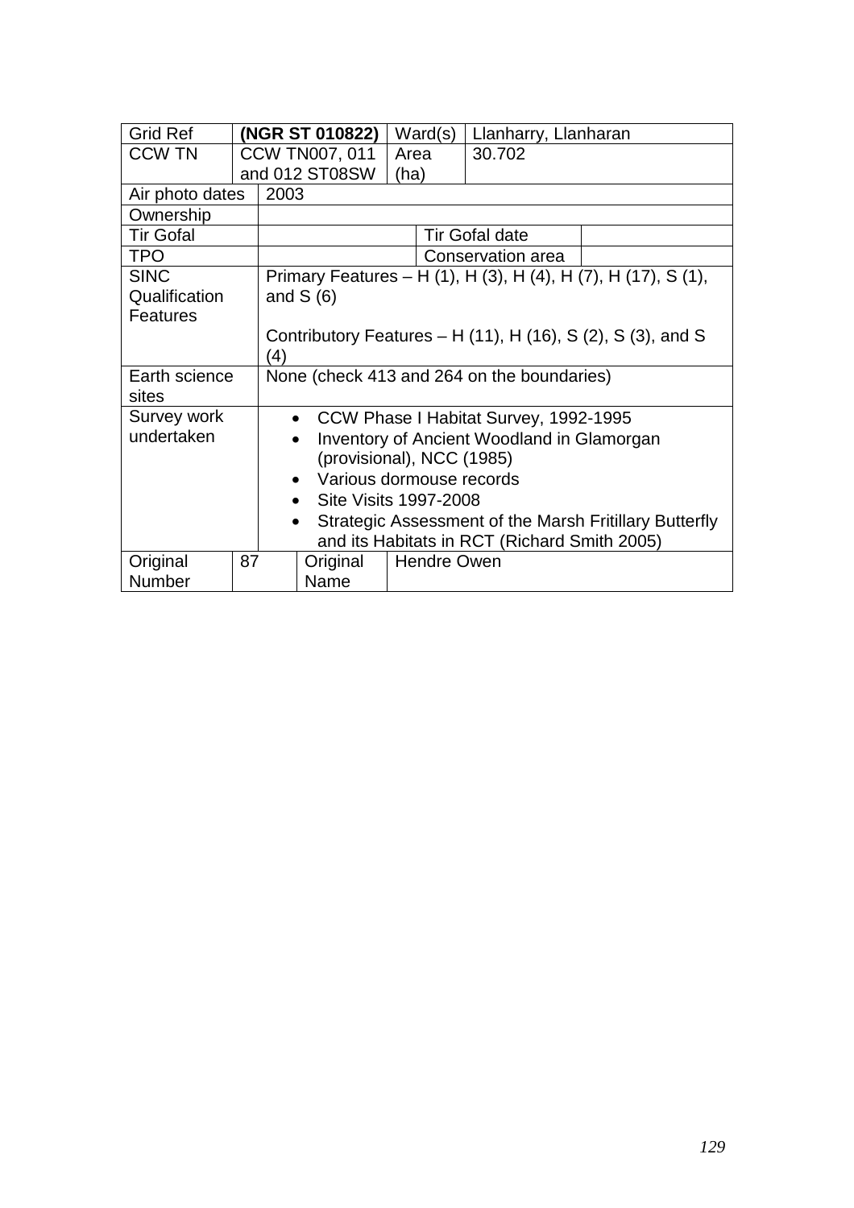| Grid Ref | **(NGR ST 010822)** | Ward(s) | Llanharry, Llanharan | |
|---|---|---|---|---|
| CCW TN | CCW TN007, 011 and 012 ST08SW | Area (ha) | 30.702 | |
| Air photo dates | 2003 | | | |
| Ownership | | | | |
| Tir Gofal | | | Tir Gofal date | |
| TPO | | | Conservation area | |
| SINC Qualification Features | Primary Features – H (1), H (3), H (4), H (7), H (17), S (1), and S (6)<br><br>Contributory Features – H (11), H (16), S (2), S (3), and S (4) | | | |
| Earth science sites | None (check 413 and 264 on the boundaries) | | | |
| Survey work undertaken | • CCW Phase I Habitat Survey, 1992-1995<br>• Inventory of Ancient Woodland in Glamorgan (provisional), NCC (1985)<br>• Various dormouse records<br>• Site Visits 1997-2008<br>• Strategic Assessment of the Marsh Fritillary Butterfly and its Habitats in RCT (Richard Smith 2005) | | | |
| Original Number | 87 | Original Name | Hendre Owen | |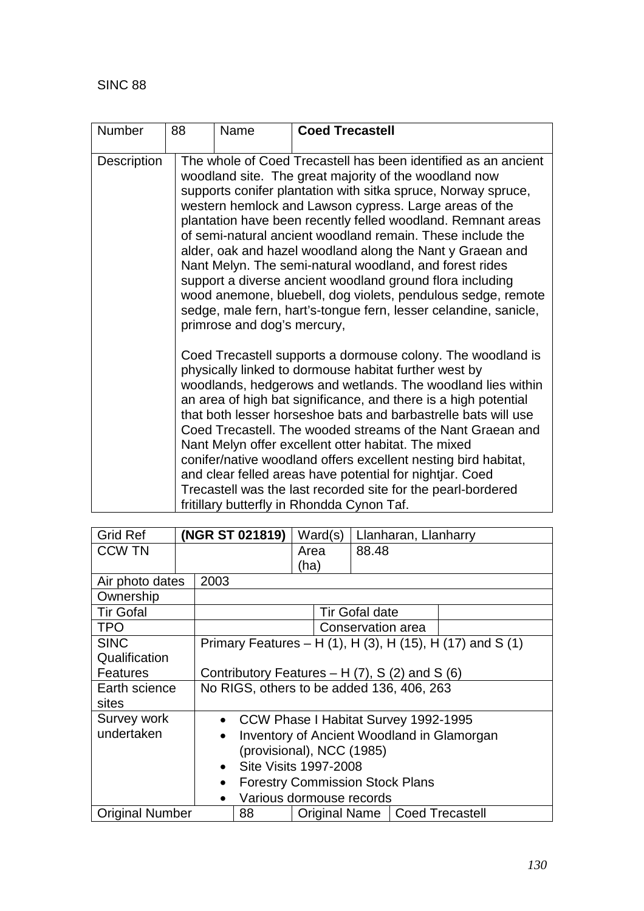SINC 88

| Number | 88 | Name | **Coed Trecastell** |
|---|---|---|---|
| Description | The whole of Coed Trecastell has been identified as an ancient woodland site. The great majority of the woodland now supports conifer plantation with sitka spruce, Norway spruce, western hemlock and Lawson cypress. Large areas of the plantation have been recently felled woodland. Remnant areas of semi-natural ancient woodland remain. These include the alder, oak and hazel woodland along the Nant y Graean and Nant Melyn. The semi-natural woodland, and forest rides support a diverse ancient woodland ground flora including wood anemone, bluebell, dog violets, pendulous sedge, remote sedge, male fern, hart's-tongue fern, lesser celandine, sanicle, primrose and dog's mercury,<br><br>Coed Trecastell supports a dormouse colony. The woodland is physically linked to dormouse habitat further west by woodlands, hedgerows and wetlands. The woodland lies within an area of high bat significance, and there is a high potential that both lesser horseshoe bats and barbastrelle bats will use Coed Trecastell. The wooded streams of the Nant Graean and Nant Melyn offer excellent otter habitat. The mixed conifer/native woodland offers excellent nesting bird habitat, and clear felled areas have potential for nightjar. Coed Trecastell was the last recorded site for the pearl-bordered fritillary butterfly in Rhondda Cynon Taf. | | |

| Grid Ref | **(NGR ST 021819)** | Ward(s) | Llanharan, Llanharry |
|---|---|---|---|
| CCW TN | | Area (ha) | 88.48 |
| Air photo dates | 2003 | | |
| Ownership | | | |
| Tir Gofal | | Tir Gofal date | |
| TPO | | Conservation area | |
| SINC Qualification Features | Primary Features – H (1), H (3), H (15), H (17) and S (1)<br><br>Contributory Features – H (7), S (2) and S (6) | | |
| Earth science sites | No RIGS, others to be added 136, 406, 263 | | |
| Survey work undertaken | • CCW Phase I Habitat Survey 1992-1995<br>• Inventory of Ancient Woodland in Glamorgan (provisional), NCC (1985)<br>• Site Visits 1997-2008<br>• Forestry Commission Stock Plans<br>• Various dormouse records | | |
| Original Number | 88 | Original Name | Coed Trecastell |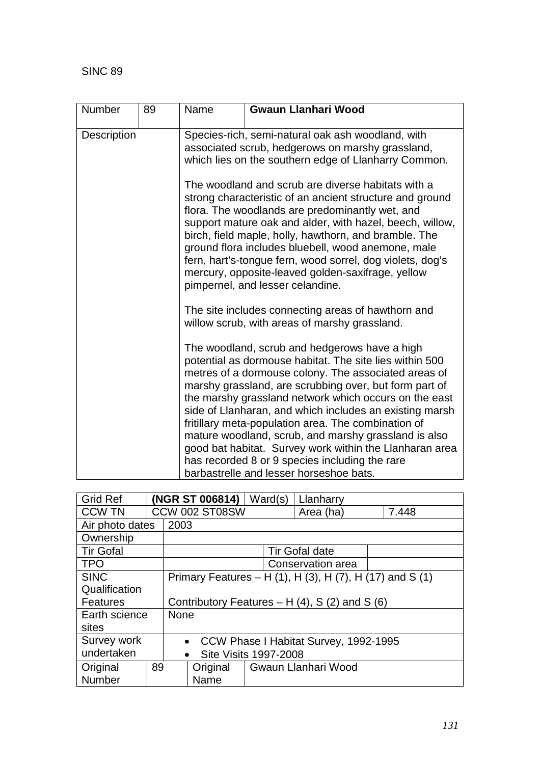SINC 89

| Number | 89 | Name | **Gwaun Llanhari Wood** |
|---|---|---|---|
| Description | | Species-rich, semi-natural oak ash woodland, with associated scrub, hedgerows on marshy grassland, which lies on the southern edge of Llanharry Common.<br><br>The woodland and scrub are diverse habitats with a strong characteristic of an ancient structure and ground flora. The woodlands are predominantly wet, and support mature oak and alder, with hazel, beech, willow, birch, field maple, holly, hawthorn, and bramble. The ground flora includes bluebell, wood anemone, male fern, hart's-tongue fern, wood sorrel, dog violets, dog's mercury, opposite-leaved golden-saxifrage, yellow pimpernel, and lesser celandine.<br><br>The site includes connecting areas of hawthorn and willow scrub, with areas of marshy grassland.<br><br>The woodland, scrub and hedgerows have a high potential as dormouse habitat. The site lies within 500 metres of a dormouse colony. The associated areas of marshy grassland, are scrubbing over, but form part of the marshy grassland network which occurs on the east side of Llanharan, and which includes an existing marsh fritillary meta-population area. The combination of mature woodland, scrub, and marshy grassland is also good bat habitat. Survey work within the Llanharan area has recorded 8 or 9 species including the rare barbastrelle and lesser horseshoe bats. | |

| Grid Ref | **(NGR ST 006814)** | Ward(s) | Llanharry | | |
|---|---|---|---|---|---|
| CCW TN | CCW 002 ST08SW | | Area (ha) | 7.448 | |
| Air photo dates | 2003 | | | | |
| Ownership | | | | | |
| Tir Gofal | | | Tir Gofal date | | |
| TPO | | | Conservation area | | |
| SINC Qualification Features | Primary Features – H (1), H (3), H (7), H (17) and S (1)<br><br>Contributory Features – H (4), S (2) and S (6) | | | | |
| Earth science sites | None | | | | |
| Survey work undertaken | • CCW Phase I Habitat Survey, 1992-1995<br>• Site Visits 1997-2008 | | | | |
| Original Number | 89 | Original Name | Gwaun Llanhari Wood | | |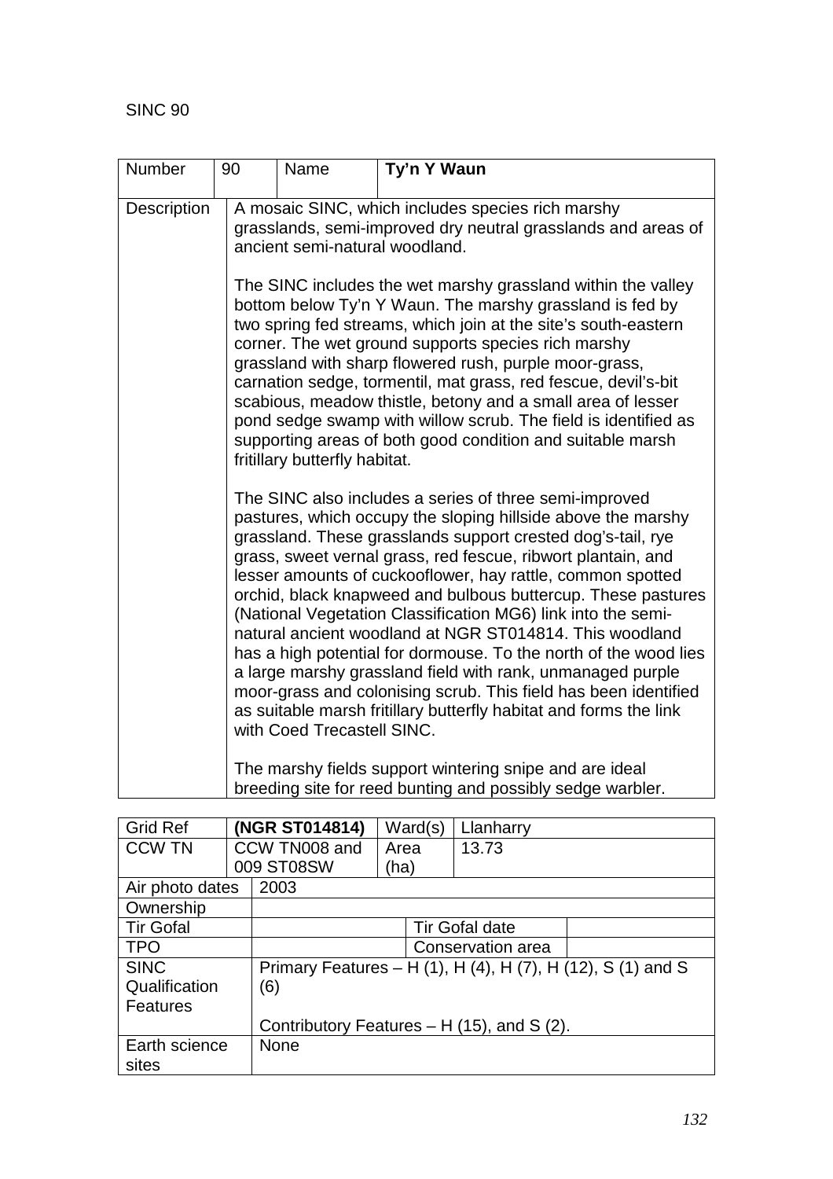SINC 90

| Number | 90 | Name | **Ty'n Y Waun** |
|---|---|---|---|
| Description | A mosaic SINC, which includes species rich marshy grasslands, semi-improved dry neutral grasslands and areas of ancient semi-natural woodland.<br><br>The SINC includes the wet marshy grassland within the valley bottom below Ty'n Y Waun. The marshy grassland is fed by two spring fed streams, which join at the site's south-eastern corner. The wet ground supports species rich marshy grassland with sharp flowered rush, purple moor-grass, carnation sedge, tormentil, mat grass, red fescue, devil's-bit scabious, meadow thistle, betony and a small area of lesser pond sedge swamp with willow scrub. The field is identified as supporting areas of both good condition and suitable marsh fritillary butterfly habitat.<br><br>The SINC also includes a series of three semi-improved pastures, which occupy the sloping hillside above the marshy grassland. These grasslands support crested dog's-tail, rye grass, sweet vernal grass, red fescue, ribwort plantain, and lesser amounts of cuckooflower, hay rattle, common spotted orchid, black knapweed and bulbous buttercup. These pastures (National Vegetation Classification MG6) link into the semi-natural ancient woodland at NGR ST014814. This woodland has a high potential for dormouse. To the north of the wood lies a large marshy grassland field with rank, unmanaged purple moor-grass and colonising scrub. This field has been identified as suitable marsh fritillary butterfly habitat and forms the link with Coed Trecastell SINC.<br><br>The marshy fields support wintering snipe and are ideal breeding site for reed bunting and possibly sedge warbler. | | |

| Grid Ref | **(NGR ST014814)** | Ward(s) | Llanharry |
|---|---|---|---|
| CCW TN | CCW TN008 and 009 ST08SW | Area (ha) | 13.73 |
| Air photo dates | 2003 | | |
| Ownership | | | |
| Tir Gofal | | Tir Gofal date | |
| TPO | | Conservation area | |
| SINC Qualification Features | Primary Features – H (1), H (4), H (7), H (12), S (1) and S (6)<br><br>Contributory Features – H (15), and S (2). | | |
| Earth science sites | None | | |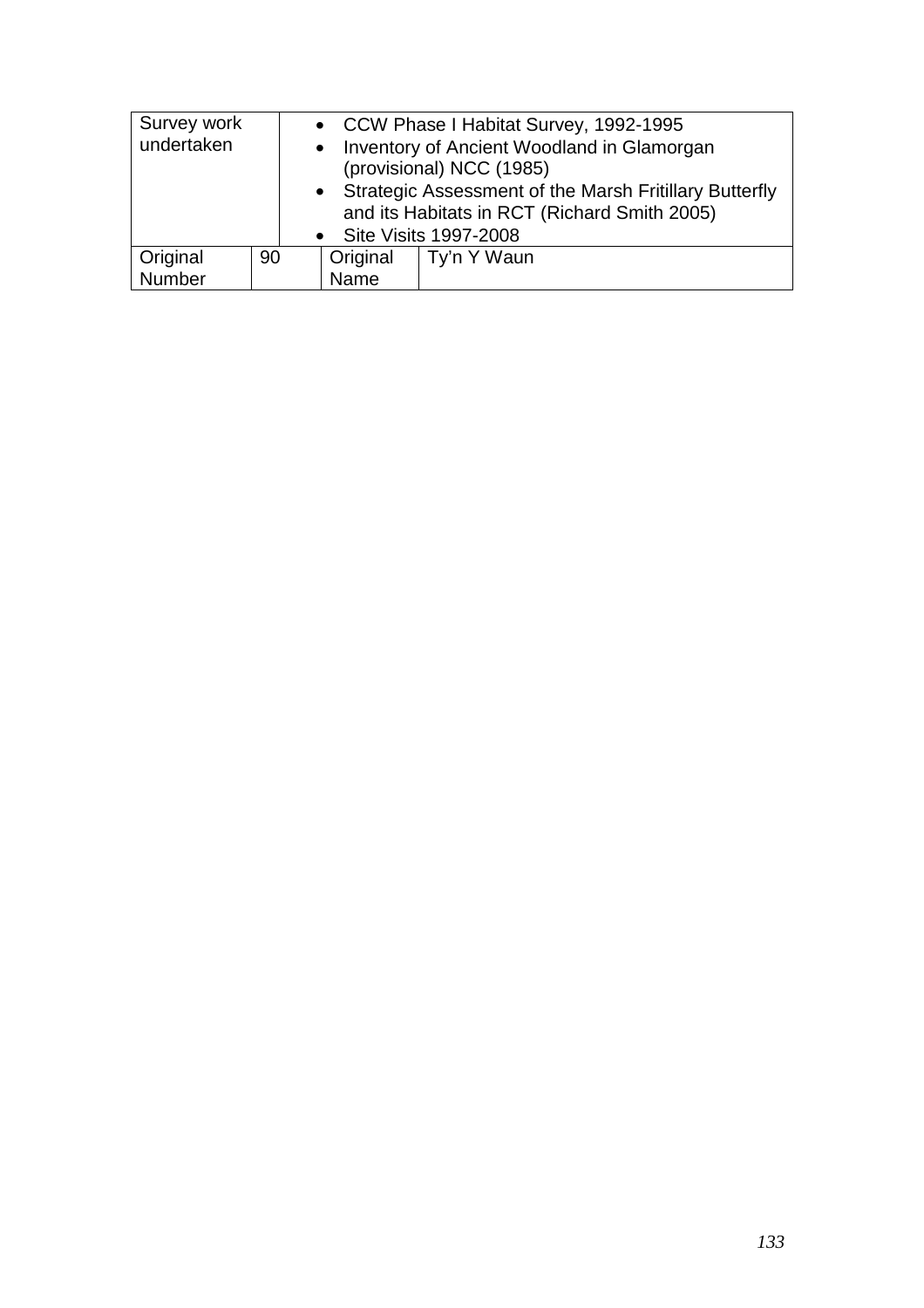| Survey work undertaken | | • CCW Phase I Habitat Survey, 1992-1995<br>• Inventory of Ancient Woodland in Glamorgan (provisional) NCC (1985)<br>• Strategic Assessment of the Marsh Fritillary Butterfly and its Habitats in RCT (Richard Smith 2005)<br>• Site Visits 1997-2008 | |
|---|---|---|---|
| Original Number | 90 | Original Name | Ty'n Y Waun |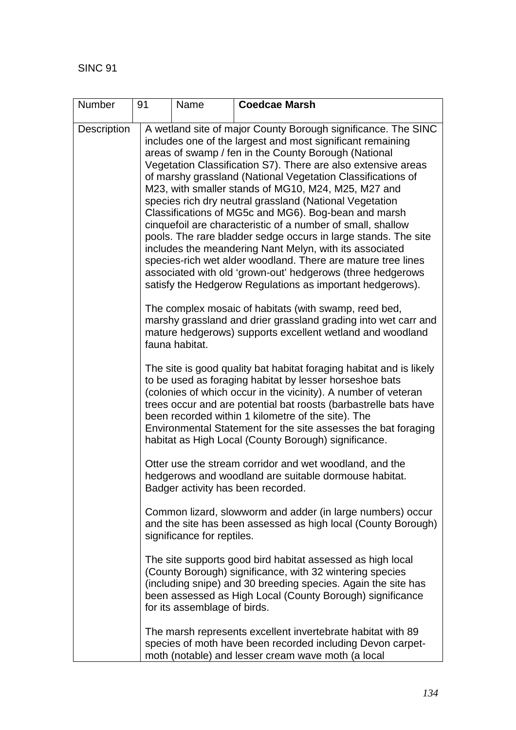SINC 91

| Number | 91 | Name | **Coedcae Marsh** |
|---|---|---|---|
| Description | A wetland site of major County Borough significance. The SINC includes one of the largest and most significant remaining areas of swamp / fen in the County Borough (National Vegetation Classification S7). There are also extensive areas of marshy grassland (National Vegetation Classifications of M23, with smaller stands of MG10, M24, M25, M27 and species rich dry neutral grassland (National Vegetation Classifications of MG5c and MG6). Bog-bean and marsh cinquefoil are characteristic of a number of small, shallow pools. The rare bladder sedge occurs in large stands. The site includes the meandering Nant Melyn, with its associated species-rich wet alder woodland. There are mature tree lines associated with old 'grown-out' hedgerows (three hedgerows satisfy the Hedgerow Regulations as important hedgerows).<br><br>The complex mosaic of habitats (with swamp, reed bed, marshy grassland and drier grassland grading into wet carr and mature hedgerows) supports excellent wetland and woodland fauna habitat.<br><br>The site is good quality bat habitat foraging habitat and is likely to be used as foraging habitat by lesser horseshoe bats (colonies of which occur in the vicinity). A number of veteran trees occur and are potential bat roosts (barbastrelle bats have been recorded within 1 kilometre of the site). The Environmental Statement for the site assesses the bat foraging habitat as High Local (County Borough) significance.<br><br>Otter use the stream corridor and wet woodland, and the hedgerows and woodland are suitable dormouse habitat. Badger activity has been recorded.<br><br>Common lizard, slowworm and adder (in large numbers) occur and the site has been assessed as high local (County Borough) significance for reptiles.<br><br>The site supports good bird habitat assessed as high local (County Borough) significance, with 32 wintering species (including snipe) and 30 breeding species. Again the site has been assessed as High Local (County Borough) significance for its assemblage of birds.<br><br>The marsh represents excellent invertebrate habitat with 89 species of moth have been recorded including Devon carpet-moth (notable) and lesser cream wave moth (a local | | | |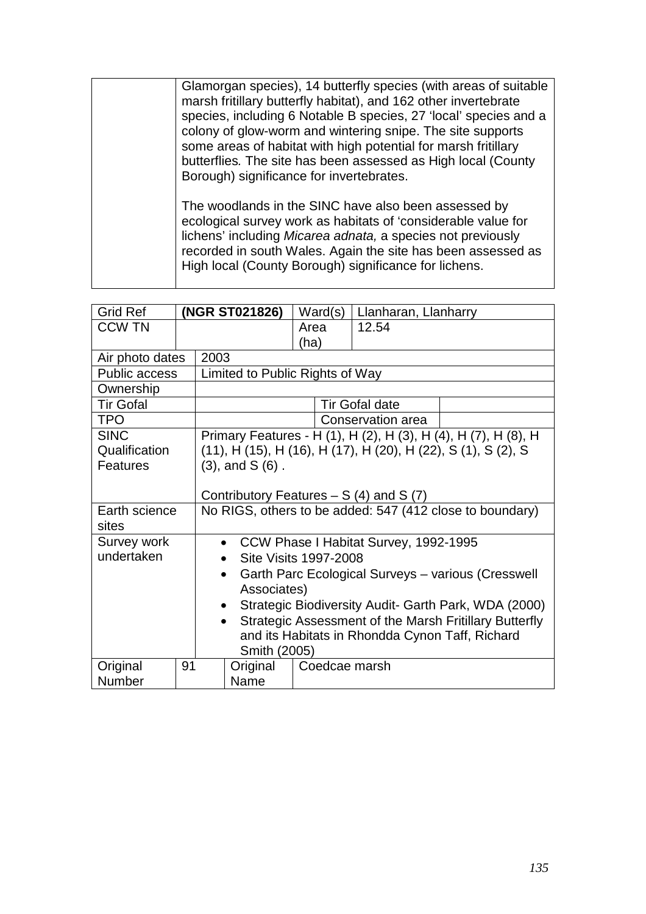| | Glamorgan species), 14 butterfly species (with areas of suitable marsh fritillary butterfly habitat), and 162 other invertebrate species, including 6 Notable B species, 27 'local' species and a colony of glow-worm and wintering snipe. The site supports some areas of habitat with high potential for marsh fritillary butterflies. The site has been assessed as High local (County Borough) significance for invertebrates.<br><br>The woodlands in the SINC have also been assessed by ecological survey work as habitats of 'considerable value for lichens' including *Micarea adnata,* a species not previously recorded in south Wales. Again the site has been assessed as High local (County Borough) significance for lichens. |
|---|---|

| Grid Ref | **(NGR ST021826)** | Ward(s) | Llanharan, Llanharry | | |
|---|---|---|---|---|---|
| CCW TN | | Area (ha) | 12.54 | | |
| Air photo dates | 2003 | | | | |
| Public access | Limited to Public Rights of Way | | | | |
| Ownership | | | | | |
| Tir Gofal | | | Tir Gofal date | | |
| TPO | | | Conservation area | | |
| SINC Qualification Features | Primary Features - H (1), H (2), H (3), H (4), H (7), H (8), H (11), H (15), H (16), H (17), H (20), H (22), S (1), S (2), S (3), and S (6) .<br><br>Contributory Features – S (4) and S (7) | | | | |
| Earth science sites | No RIGS, others to be added: 547 (412 close to boundary) | | | | |
| Survey work undertaken | • CCW Phase I Habitat Survey, 1992-1995<br>• Site Visits 1997-2008<br>• Garth Parc Ecological Surveys – various (Cresswell Associates)<br>• Strategic Biodiversity Audit- Garth Park, WDA (2000)<br>• Strategic Assessment of the Marsh Fritillary Butterfly and its Habitats in Rhondda Cynon Taff, Richard Smith (2005) | | | | |
| Original Number | 91 | Original Name | Coedcae marsh | | |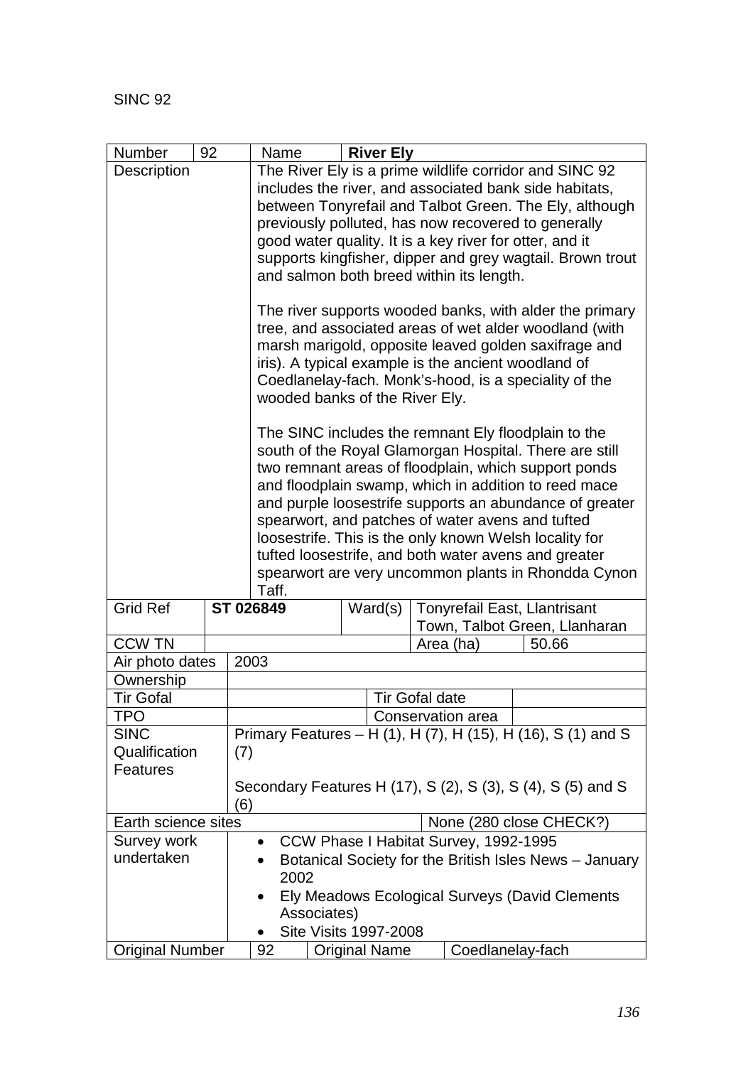SINC 92

| Number | 92 | Name | **River Ely** | | |
|---|---|---|---|---|---|
| Description | | The River Ely is a prime wildlife corridor and SINC 92 includes the river, and associated bank side habitats, between Tonyrefail and Talbot Green. The Ely, although previously polluted, has now recovered to generally good water quality. It is a key river for otter, and it supports kingfisher, dipper and grey wagtail. Brown trout and salmon both breed within its length.<br><br>The river supports wooded banks, with alder the primary tree, and associated areas of wet alder woodland (with marsh marigold, opposite leaved golden saxifrage and iris). A typical example is the ancient woodland of Coedlanelay-fach. Monk's-hood, is a speciality of the wooded banks of the River Ely.<br><br>The SINC includes the remnant Ely floodplain to the south of the Royal Glamorgan Hospital. There are still two remnant areas of floodplain, which support ponds and floodplain swamp, which in addition to reed mace and purple loosestrife supports an abundance of greater spearwort, and patches of water avens and tufted loosestrife. This is the only known Welsh locality for tufted loosestrife, and both water avens and greater spearwort are very uncommon plants in Rhondda Cynon Taff. | | | |
| Grid Ref | **ST 026849** | | Ward(s) | Tonyrefail East, Llantrisant Town, Talbot Green, Llanharan | |
| CCW TN | | | | Area (ha) | 50.66 |
| Air photo dates | 2003 | | | | |
| Ownership | | | | | |
| Tir Gofal | | | Tir Gofal date | | |
| TPO | | | Conservation area | | |
| SINC Qualification Features | Primary Features – H (1), H (7), H (15), H (16), S (1) and S (7)<br><br>Secondary Features H (17), S (2), S (3), S (4), S (5) and S (6) | | | | |
| Earth science sites | | | | None (280 close CHECK?) | |
| Survey work undertaken | • CCW Phase I Habitat Survey, 1992-1995<br>• Botanical Society for the British Isles News – January 2002<br>• Ely Meadows Ecological Surveys (David Clements Associates)<br>• Site Visits 1997-2008 | | | | |
| Original Number | 92 | Original Name | | Coedlanelay-fach | |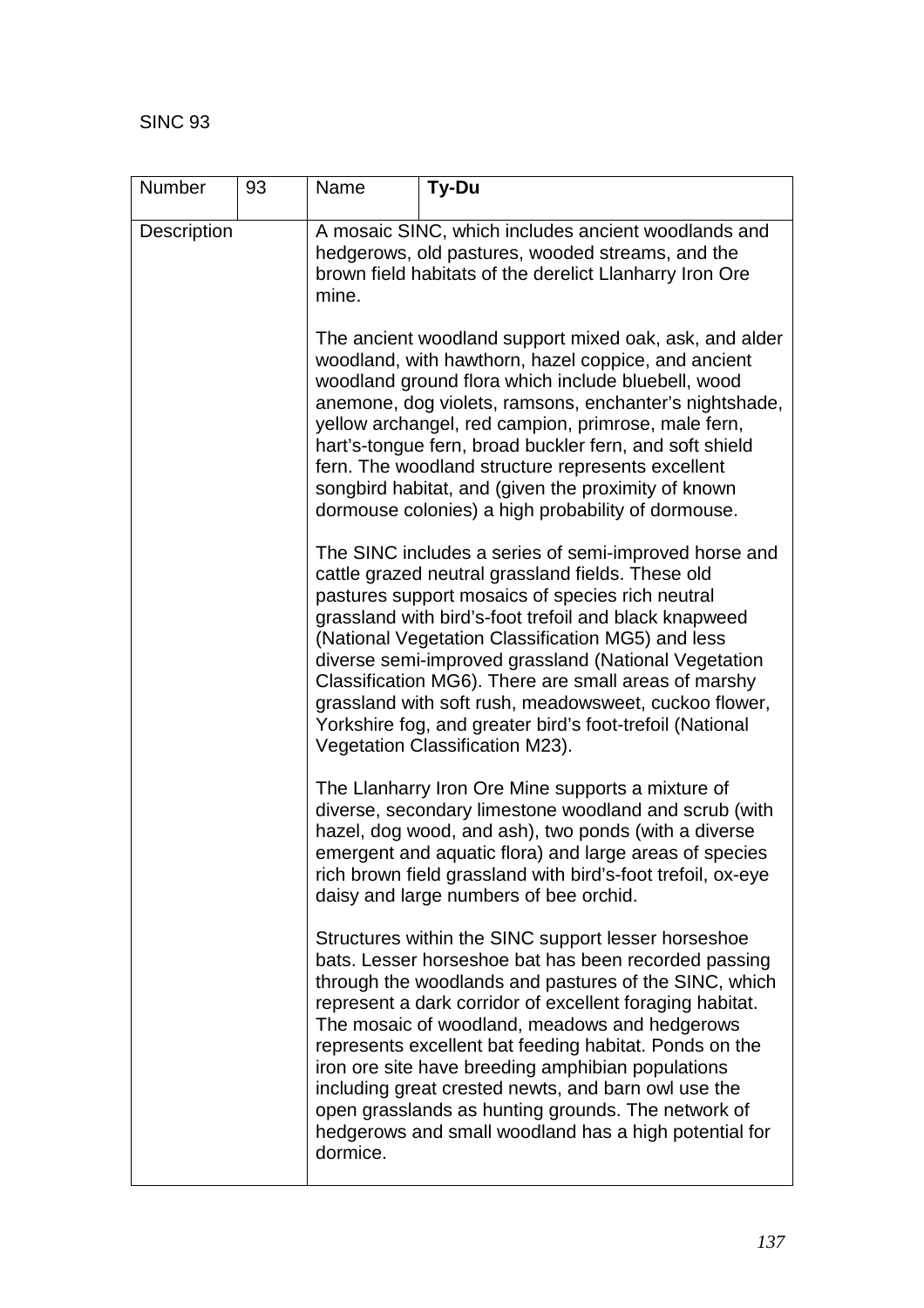SINC 93

| Number | 93 | Name | **Ty-Du** |
|---|---|---|---|
| Description | | A mosaic SINC, which includes ancient woodlands and hedgerows, old pastures, wooded streams, and the brown field habitats of the derelict Llanharry Iron Ore mine.<br><br>The ancient woodland support mixed oak, ask, and alder woodland, with hawthorn, hazel coppice, and ancient woodland ground flora which include bluebell, wood anemone, dog violets, ramsons, enchanter's nightshade, yellow archangel, red campion, primrose, male fern, hart's-tongue fern, broad buckler fern, and soft shield fern. The woodland structure represents excellent songbird habitat, and (given the proximity of known dormouse colonies) a high probability of dormouse.<br><br>The SINC includes a series of semi-improved horse and cattle grazed neutral grassland fields. These old pastures support mosaics of species rich neutral grassland with bird's-foot trefoil and black knapweed (National Vegetation Classification MG5) and less diverse semi-improved grassland (National Vegetation Classification MG6). There are small areas of marshy grassland with soft rush, meadowsweet, cuckoo flower, Yorkshire fog, and greater bird's foot-trefoil (National Vegetation Classification M23).<br><br>The Llanharry Iron Ore Mine supports a mixture of diverse, secondary limestone woodland and scrub (with hazel, dog wood, and ash), two ponds (with a diverse emergent and aquatic flora) and large areas of species rich brown field grassland with bird's-foot trefoil, ox-eye daisy and large numbers of bee orchid.<br><br>Structures within the SINC support lesser horseshoe bats. Lesser horseshoe bat has been recorded passing through the woodlands and pastures of the SINC, which represent a dark corridor of excellent foraging habitat. The mosaic of woodland, meadows and hedgerows represents excellent bat feeding habitat. Ponds on the iron ore site have breeding amphibian populations including great crested newts, and barn owl use the open grasslands as hunting grounds. The network of hedgerows and small woodland has a high potential for dormice. | |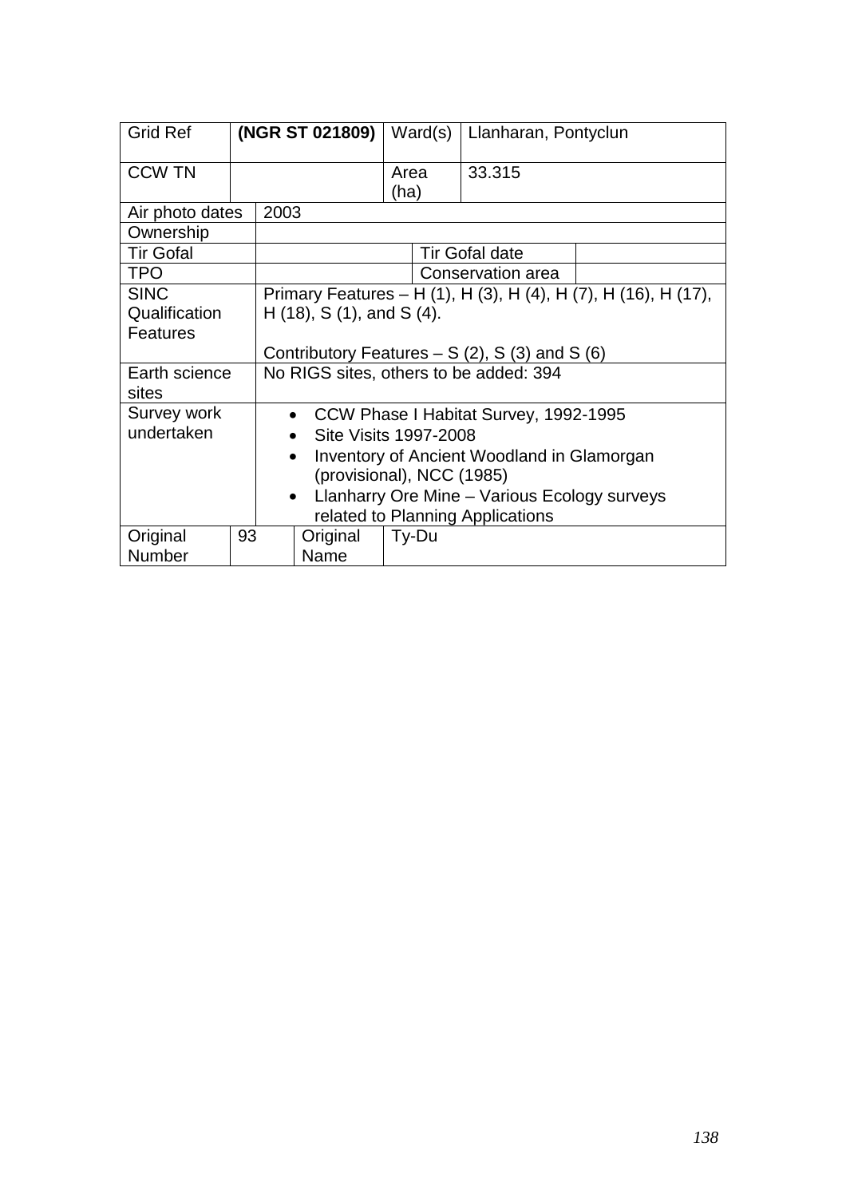| Grid Ref | **(NGR ST 021809)** | | Ward(s) | Llanharan, Pontyclun | |
|---|---|---|---|---|---|
| CCW TN | | | Area (ha) | 33.315 | |
| Air photo dates | 2003 | | | | |
| Ownership | | | | | |
| Tir Gofal | | | | Tir Gofal date | |
| TPO | | | | Conservation area | |
| SINC Qualification Features | Primary Features – H (1), H (3), H (4), H (7), H (16), H (17), H (18), S (1), and S (4).<br><br>Contributory Features – S (2), S (3) and S (6) | | | | |
| Earth science sites | No RIGS sites, others to be added: 394 | | | | |
| Survey work undertaken | • CCW Phase I Habitat Survey, 1992-1995<br>• Site Visits 1997-2008<br>• Inventory of Ancient Woodland in Glamorgan (provisional), NCC (1985)<br>• Llanharry Ore Mine – Various Ecology surveys related to Planning Applications | | | | |
| Original Number | 93 | Original Name | Ty-Du | | |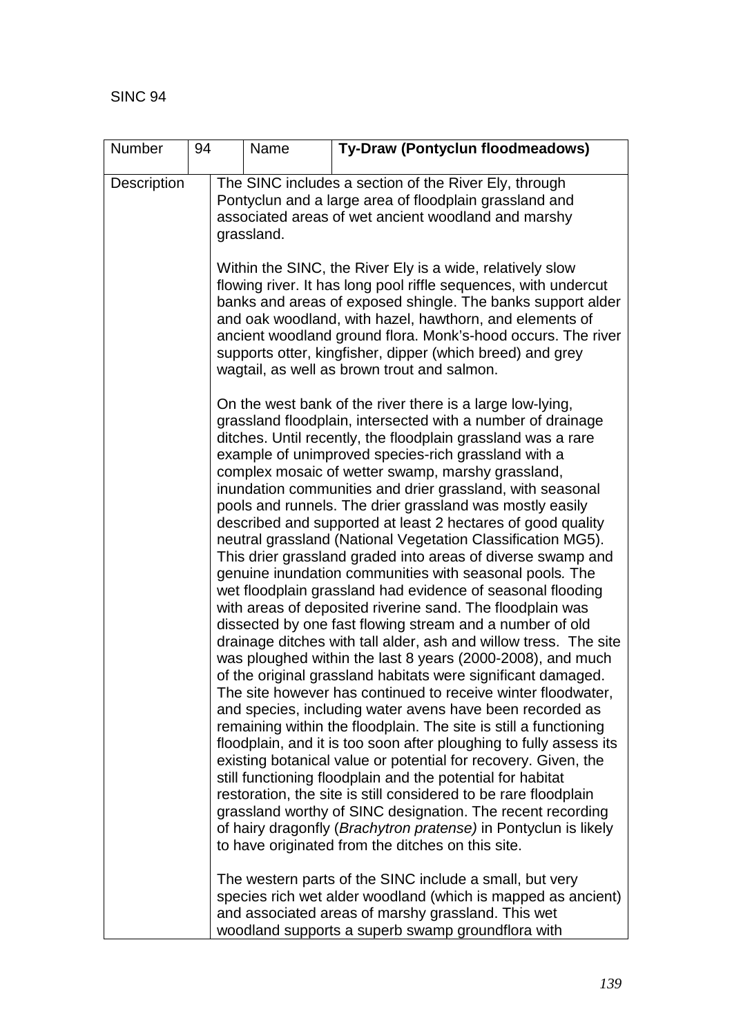SINC 94

| Number | 94 | Name | **Ty-Draw (Pontyclun floodmeadows)** |
|---|---|---|---|
| Description | The SINC includes a section of the River Ely, through Pontyclun and a large area of floodplain grassland and associated areas of wet ancient woodland and marshy grassland.<br><br>Within the SINC, the River Ely is a wide, relatively slow flowing river. It has long pool riffle sequences, with undercut banks and areas of exposed shingle. The banks support alder and oak woodland, with hazel, hawthorn, and elements of ancient woodland ground flora. Monk's-hood occurs. The river supports otter, kingfisher, dipper (which breed) and grey wagtail, as well as brown trout and salmon.<br><br>On the west bank of the river there is a large low-lying, grassland floodplain, intersected with a number of drainage ditches. Until recently, the floodplain grassland was a rare example of unimproved species-rich grassland with a complex mosaic of wetter swamp, marshy grassland, inundation communities and drier grassland, with seasonal pools and runnels. The drier grassland was mostly easily described and supported at least 2 hectares of good quality neutral grassland (National Vegetation Classification MG5). This drier grassland graded into areas of diverse swamp and genuine inundation communities with seasonal pools. The wet floodplain grassland had evidence of seasonal flooding with areas of deposited riverine sand. The floodplain was dissected by one fast flowing stream and a number of old drainage ditches with tall alder, ash and willow tress. The site was ploughed within the last 8 years (2000-2008), and much of the original grassland habitats were significant damaged. The site however has continued to receive winter floodwater, and species, including water avens have been recorded as remaining within the floodplain. The site is still a functioning floodplain, and it is too soon after ploughing to fully assess its existing botanical value or potential for recovery. Given, the still functioning floodplain and the potential for habitat restoration, the site is still considered to be rare floodplain grassland worthy of SINC designation. The recent recording of hairy dragonfly (*Brachytron pratense)* in Pontyclun is likely to have originated from the ditches on this site.<br><br>The western parts of the SINC include a small, but very species rich wet alder woodland (which is mapped as ancient) and associated areas of marshy grassland. This wet woodland supports a superb swamp groundflora with | | | |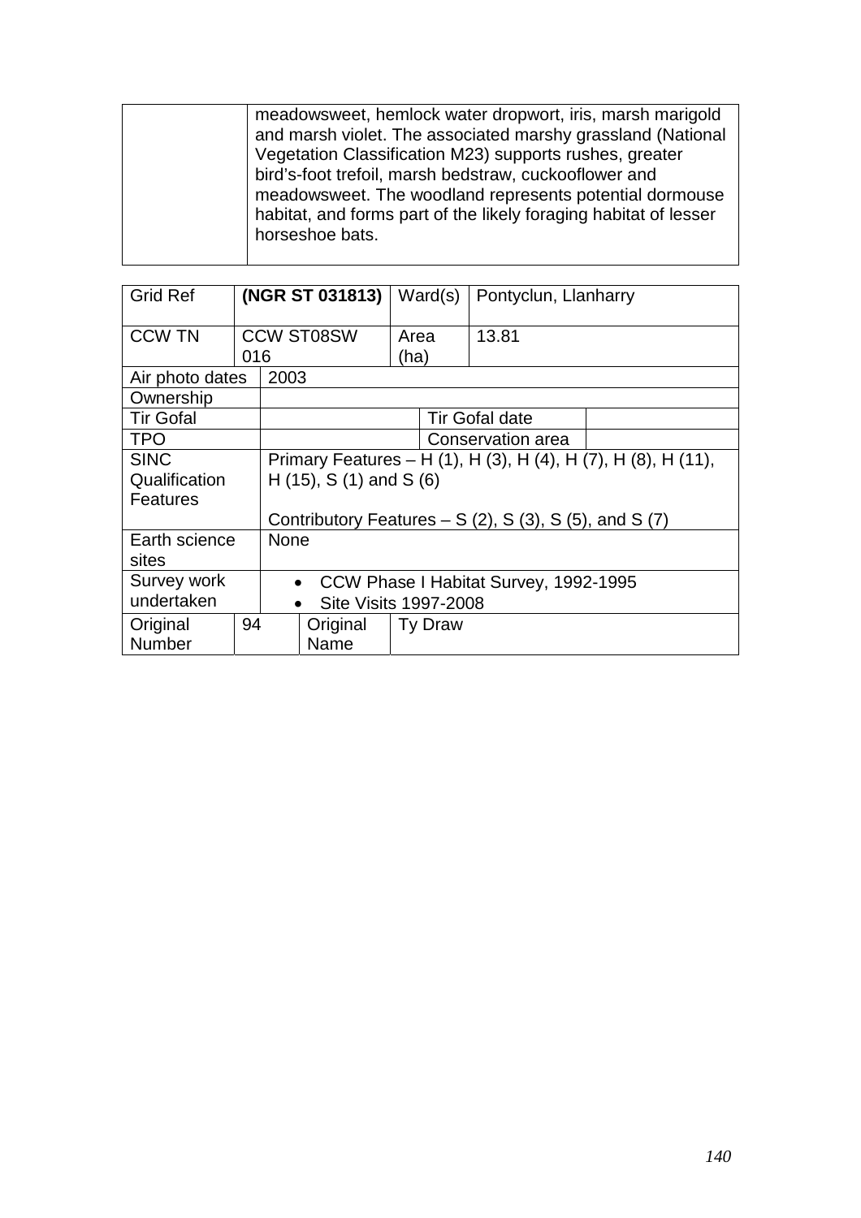| | meadowsweet, hemlock water dropwort, iris, marsh marigold and marsh violet. The associated marshy grassland (National Vegetation Classification M23) supports rushes, greater bird's-foot trefoil, marsh bedstraw, cuckooflower and meadowsweet. The woodland represents potential dormouse habitat, and forms part of the likely foraging habitat of lesser horseshoe bats. |
|---|---|

| Grid Ref | **(NGR ST 031813)** | Ward(s) | Pontyclun, Llanharry | |
|---|---|---|---|---|
| CCW TN | CCW ST08SW 016 | Area (ha) | 13.81 | |
| Air photo dates | 2003 | | | |
| Ownership | | | | |
| Tir Gofal | | | Tir Gofal date | |
| TPO | | | Conservation area | |
| SINC Qualification Features | Primary Features – H (1), H (3), H (4), H (7), H (8), H (11), H (15), S (1) and S (6)<br><br>Contributory Features – S (2), S (3), S (5), and S (7) | | | |
| Earth science sites | None | | | |
| Survey work undertaken | • CCW Phase I Habitat Survey, 1992-1995<br>• Site Visits 1997-2008 | | | |
| Original Number | 94 | Original Name | Ty Draw | |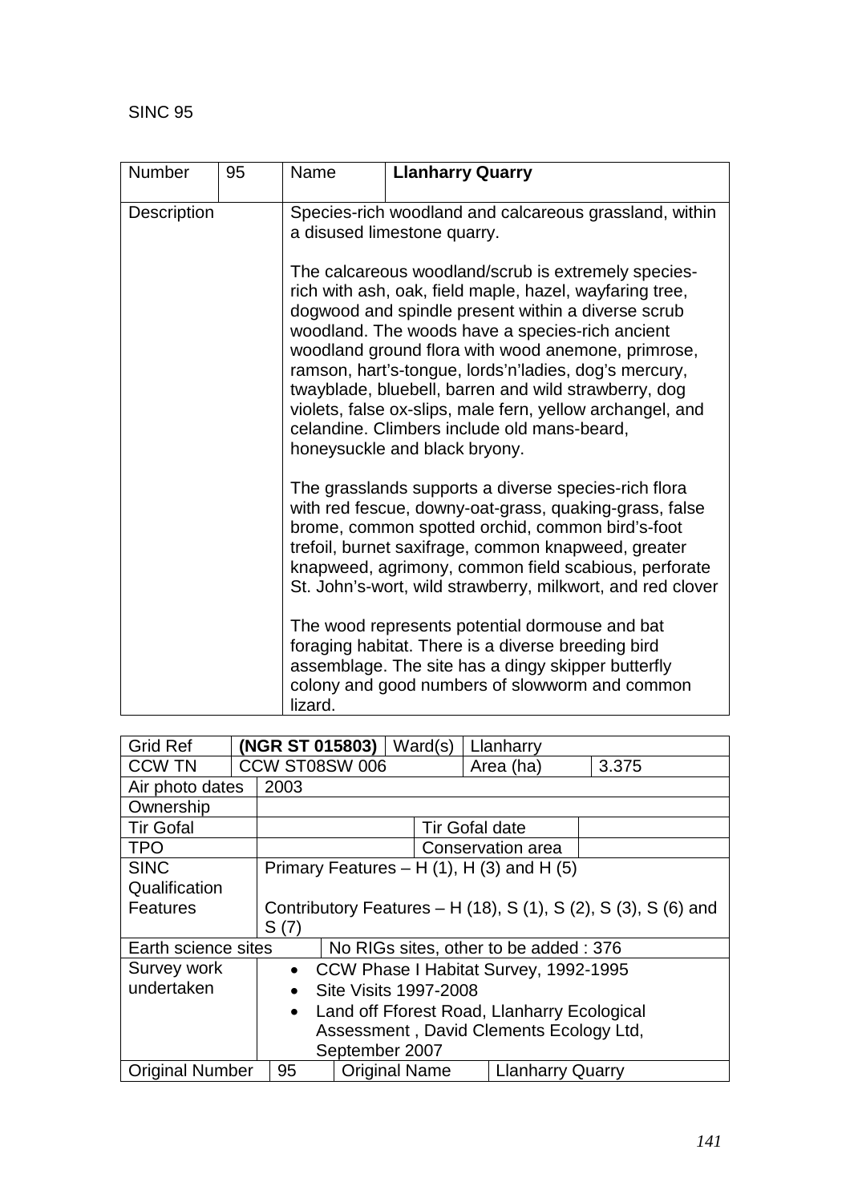SINC 95

| Number | 95 | Name | **Llanharry Quarry** |
|---|---|---|---|
| Description | | Species-rich woodland and calcareous grassland, within a disused limestone quarry.<br><br>The calcareous woodland/scrub is extremely species-rich with ash, oak, field maple, hazel, wayfaring tree, dogwood and spindle present within a diverse scrub woodland. The woods have a species-rich ancient woodland ground flora with wood anemone, primrose, ramson, hart's-tongue, lords'n'ladies, dog's mercury, twayblade, bluebell, barren and wild strawberry, dog violets, false ox-slips, male fern, yellow archangel, and celandine. Climbers include old mans-beard, honeysuckle and black bryony.<br><br>The grasslands supports a diverse species-rich flora with red fescue, downy-oat-grass, quaking-grass, false brome, common spotted orchid, common bird's-foot trefoil, burnet saxifrage, common knapweed, greater knapweed, agrimony, common field scabious, perforate St. John's-wort, wild strawberry, milkwort, and red clover<br><br>The wood represents potential dormouse and bat foraging habitat. There is a diverse breeding bird assemblage. The site has a dingy skipper butterfly colony and good numbers of slowworm and common lizard. | |

| Grid Ref | **(NGR ST 015803)** | Ward(s) | Llanharry | |
|---|---|---|---|---|
| CCW TN | CCW ST08SW 006 | | Area (ha) | 3.375 |
| Air photo dates | 2003 | | | |
| Ownership | | | | |
| Tir Gofal | | Tir Gofal date | | |
| TPO | | Conservation area | | |
| SINC Qualification Features | Primary Features – H (1), H (3) and H (5)<br><br>Contributory Features – H (18), S (1), S (2), S (3), S (6) and S (7) | | | |
| Earth science sites | No RIGs sites, other to be added : 376 | | | |
| Survey work undertaken | • CCW Phase I Habitat Survey, 1992-1995<br>• Site Visits 1997-2008<br>• Land off Fforest Road, Llanharry Ecological Assessment , David Clements Ecology Ltd, September 2007 | | | |
| Original Number | 95 | Original Name | Llanharry Quarry | |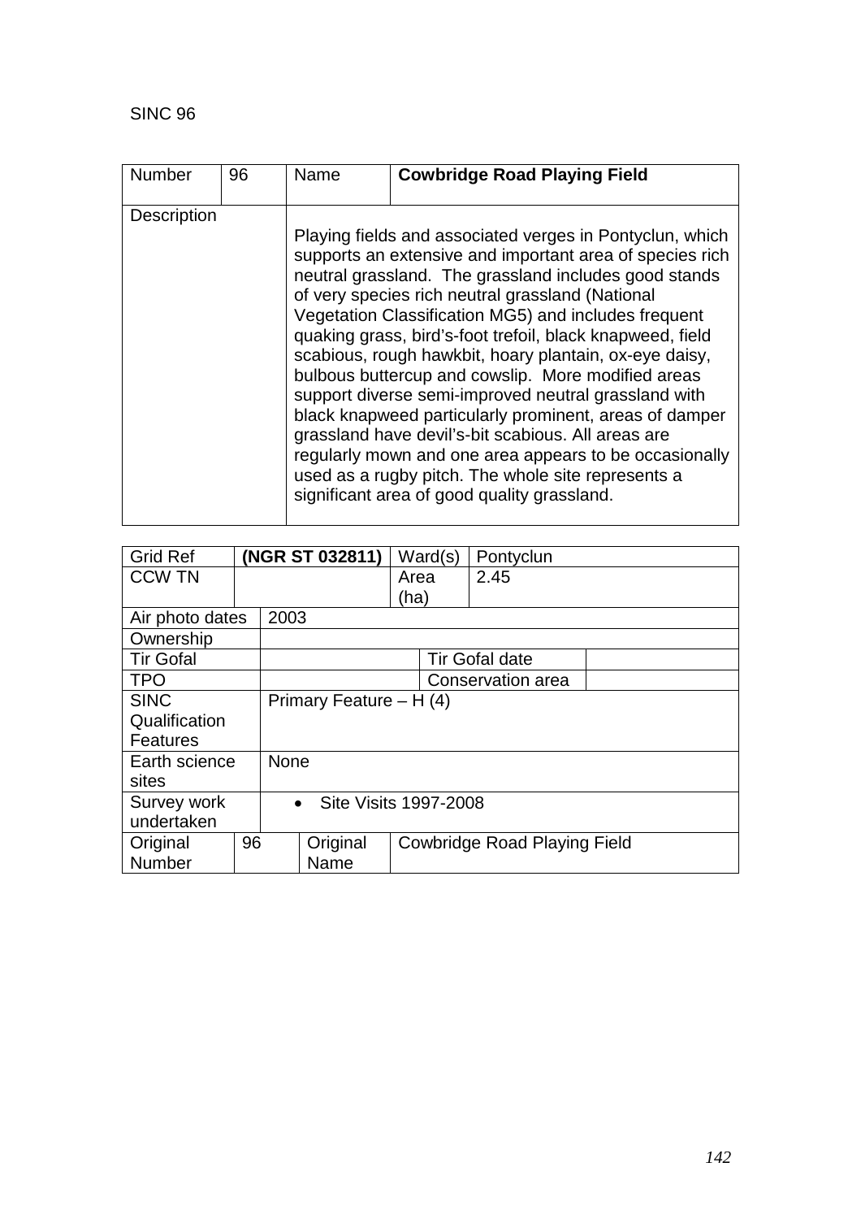SINC 96

| Number | 96 | Name | **Cowbridge Road Playing Field** |
|---|---|---|---|
| Description | | Playing fields and associated verges in Pontyclun, which supports an extensive and important area of species rich neutral grassland. The grassland includes good stands of very species rich neutral grassland (National Vegetation Classification MG5) and includes frequent quaking grass, bird's-foot trefoil, black knapweed, field scabious, rough hawkbit, hoary plantain, ox-eye daisy, bulbous buttercup and cowslip. More modified areas support diverse semi-improved neutral grassland with black knapweed particularly prominent, areas of damper grassland have devil's-bit scabious. All areas are regularly mown and one area appears to be occasionally used as a rugby pitch. The whole site represents a significant area of good quality grassland. | |

| Grid Ref | **(NGR ST 032811)** | Ward(s) | Pontyclun | |
|---|---|---|---|---|
| CCW TN | | Area (ha) | 2.45 | |
| Air photo dates | 2003 | | | |
| Ownership | | | | |
| Tir Gofal | | Tir Gofal date | | |
| TPO | | Conservation area | | |
| SINC Qualification Features | Primary Feature – H (4) | | | |
| Earth science sites | None | | | |
| Survey work undertaken | • Site Visits 1997-2008 | | | |
| Original Number | 96 | Original Name | Cowbridge Road Playing Field | |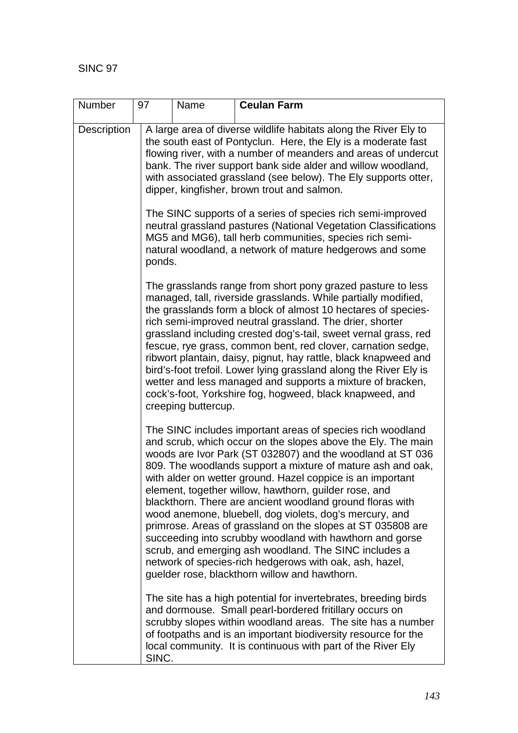SINC 97

| Number | 97 | Name | **Ceulan Farm** |
|---|---|---|---|
| Description | A large area of diverse wildlife habitats along the River Ely to the south east of Pontyclun. Here, the Ely is a moderate fast flowing river, with a number of meanders and areas of undercut bank. The river support bank side alder and willow woodland, with associated grassland (see below). The Ely supports otter, dipper, kingfisher, brown trout and salmon.<br><br>The SINC supports of a series of species rich semi-improved neutral grassland pastures (National Vegetation Classifications MG5 and MG6), tall herb communities, species rich semi-natural woodland, a network of mature hedgerows and some ponds.<br><br>The grasslands range from short pony grazed pasture to less managed, tall, riverside grasslands. While partially modified, the grasslands form a block of almost 10 hectares of species-rich semi-improved neutral grassland. The drier, shorter grassland including crested dog's-tail, sweet vernal grass, red fescue, rye grass, common bent, red clover, carnation sedge, ribwort plantain, daisy, pignut, hay rattle, black knapweed and bird's-foot trefoil. Lower lying grassland along the River Ely is wetter and less managed and supports a mixture of bracken, cock's-foot, Yorkshire fog, hogweed, black knapweed, and creeping buttercup.<br><br>The SINC includes important areas of species rich woodland and scrub, which occur on the slopes above the Ely. The main woods are Ivor Park (ST 032807) and the woodland at ST 036 809. The woodlands support a mixture of mature ash and oak, with alder on wetter ground. Hazel coppice is an important element, together willow, hawthorn, guilder rose, and blackthorn. There are ancient woodland ground floras with wood anemone, bluebell, dog violets, dog's mercury, and primrose. Areas of grassland on the slopes at ST 035808 are succeeding into scrubby woodland with hawthorn and gorse scrub, and emerging ash woodland. The SINC includes a network of species-rich hedgerows with oak, ash, hazel, guelder rose, blackthorn willow and hawthorn.<br><br>The site has a high potential for invertebrates, breeding birds and dormouse. Small pearl-bordered fritillary occurs on scrubby slopes within woodland areas. The site has a number of footpaths and is an important biodiversity resource for the local community. It is continuous with part of the River Ely SINC. | | |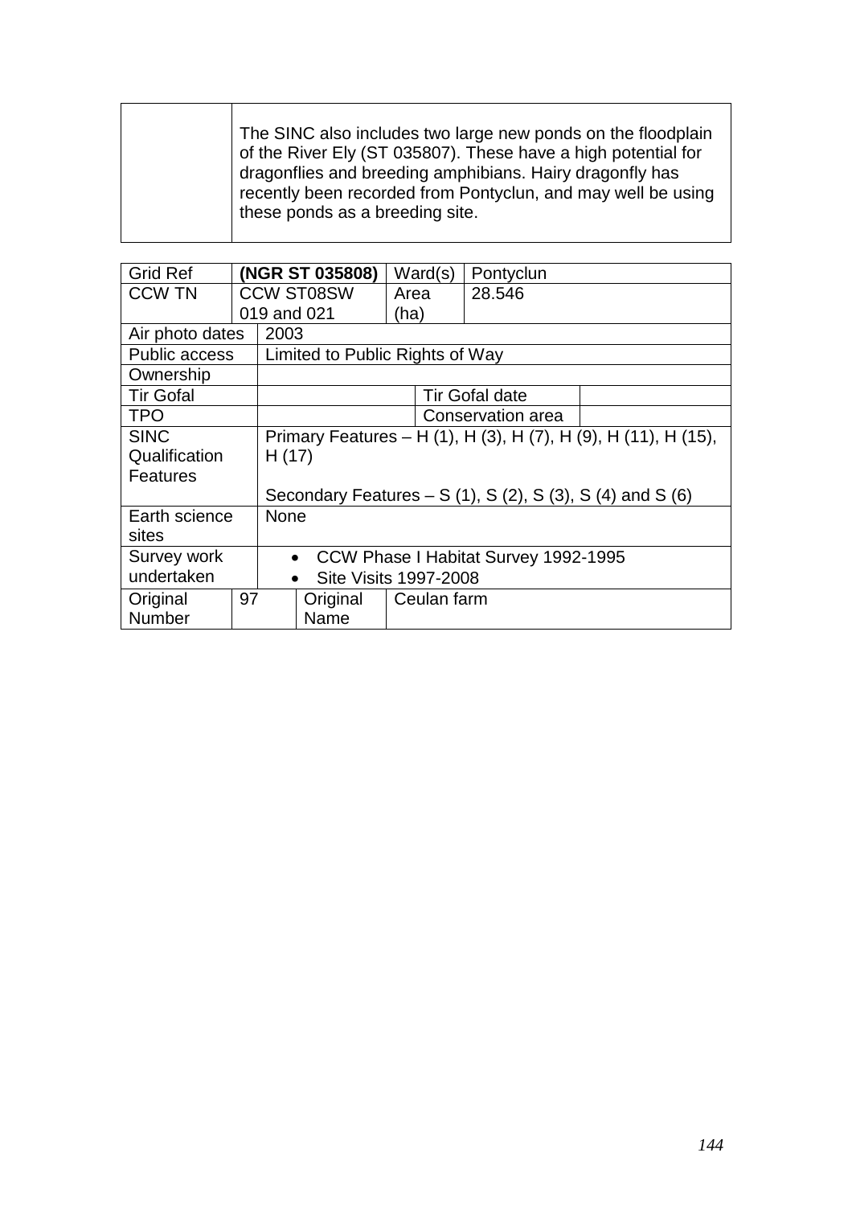| | |
|---|---|
| | The SINC also includes two large new ponds on the floodplain of the River Ely (ST 035807). These have a high potential for dragonflies and breeding amphibians. Hairy dragonfly has recently been recorded from Pontyclun, and may well be using these ponds as a breeding site. |

| Grid Ref | **(NGR ST 035808)** | Ward(s) | Pontyclun | |
|---|---|---|---|---|
| CCW TN | CCW ST08SW 019 and 021 | Area (ha) | 28.546 | |
| Air photo dates | 2003 | | | |
| Public access | Limited to Public Rights of Way | | | |
| Ownership | | | | |
| Tir Gofal | | Tir Gofal date | | |
| TPO | | Conservation area | | |
| SINC Qualification Features | Primary Features – H (1), H (3), H (7), H (9), H (11), H (15), H (17)<br><br>Secondary Features – S (1), S (2), S (3), S (4) and S (6) | | | |
| Earth science sites | None | | | |
| Survey work undertaken | • CCW Phase I Habitat Survey 1992-1995<br>• Site Visits 1997-2008 | | | |
| Original Number | 97 | Original Name | Ceulan farm | |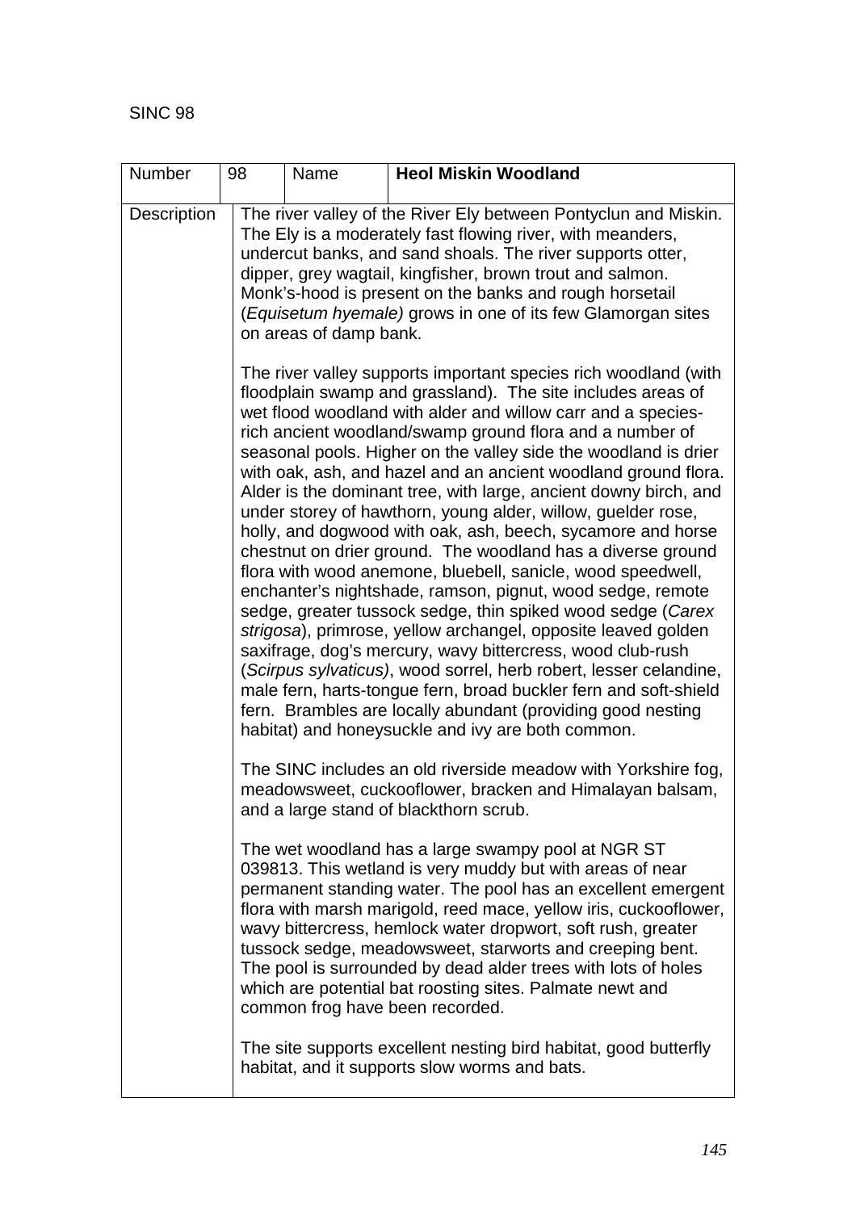SINC 98

| Number | 98 | Name | **Heol Miskin Woodland** |
| --- | --- | --- | --- |
| Description | The river valley of the River Ely between Pontyclun and Miskin. The Ely is a moderately fast flowing river, with meanders, undercut banks, and sand shoals. The river supports otter, dipper, grey wagtail, kingfisher, brown trout and salmon. Monk's-hood is present on the banks and rough horsetail (*Equisetum hyemale)* grows in one of its few Glamorgan sites on areas of damp bank.<br><br>The river valley supports important species rich woodland (with floodplain swamp and grassland). The site includes areas of wet flood woodland with alder and willow carr and a species-rich ancient woodland/swamp ground flora and a number of seasonal pools. Higher on the valley side the woodland is drier with oak, ash, and hazel and an ancient woodland ground flora. Alder is the dominant tree, with large, ancient downy birch, and under storey of hawthorn, young alder, willow, guelder rose, holly, and dogwood with oak, ash, beech, sycamore and horse chestnut on drier ground. The woodland has a diverse ground flora with wood anemone, bluebell, sanicle, wood speedwell, enchanter's nightshade, ramson, pignut, wood sedge, remote sedge, greater tussock sedge, thin spiked wood sedge (*Carex strigosa*), primrose, yellow archangel, opposite leaved golden saxifrage, dog's mercury, wavy bittercress, wood club-rush (*Scirpus sylvaticus)*, wood sorrel, herb robert, lesser celandine, male fern, harts-tongue fern, broad buckler fern and soft-shield fern. Brambles are locally abundant (providing good nesting habitat) and honeysuckle and ivy are both common.<br><br>The SINC includes an old riverside meadow with Yorkshire fog, meadowsweet, cuckooflower, bracken and Himalayan balsam, and a large stand of blackthorn scrub.<br><br>The wet woodland has a large swampy pool at NGR ST 039813. This wetland is very muddy but with areas of near permanent standing water. The pool has an excellent emergent flora with marsh marigold, reed mace, yellow iris, cuckooflower, wavy bittercress, hemlock water dropwort, soft rush, greater tussock sedge, meadowsweet, starworts and creeping bent. The pool is surrounded by dead alder trees with lots of holes which are potential bat roosting sites. Palmate newt and common frog have been recorded.<br><br>The site supports excellent nesting bird habitat, good butterfly habitat, and it supports slow worms and bats. | | |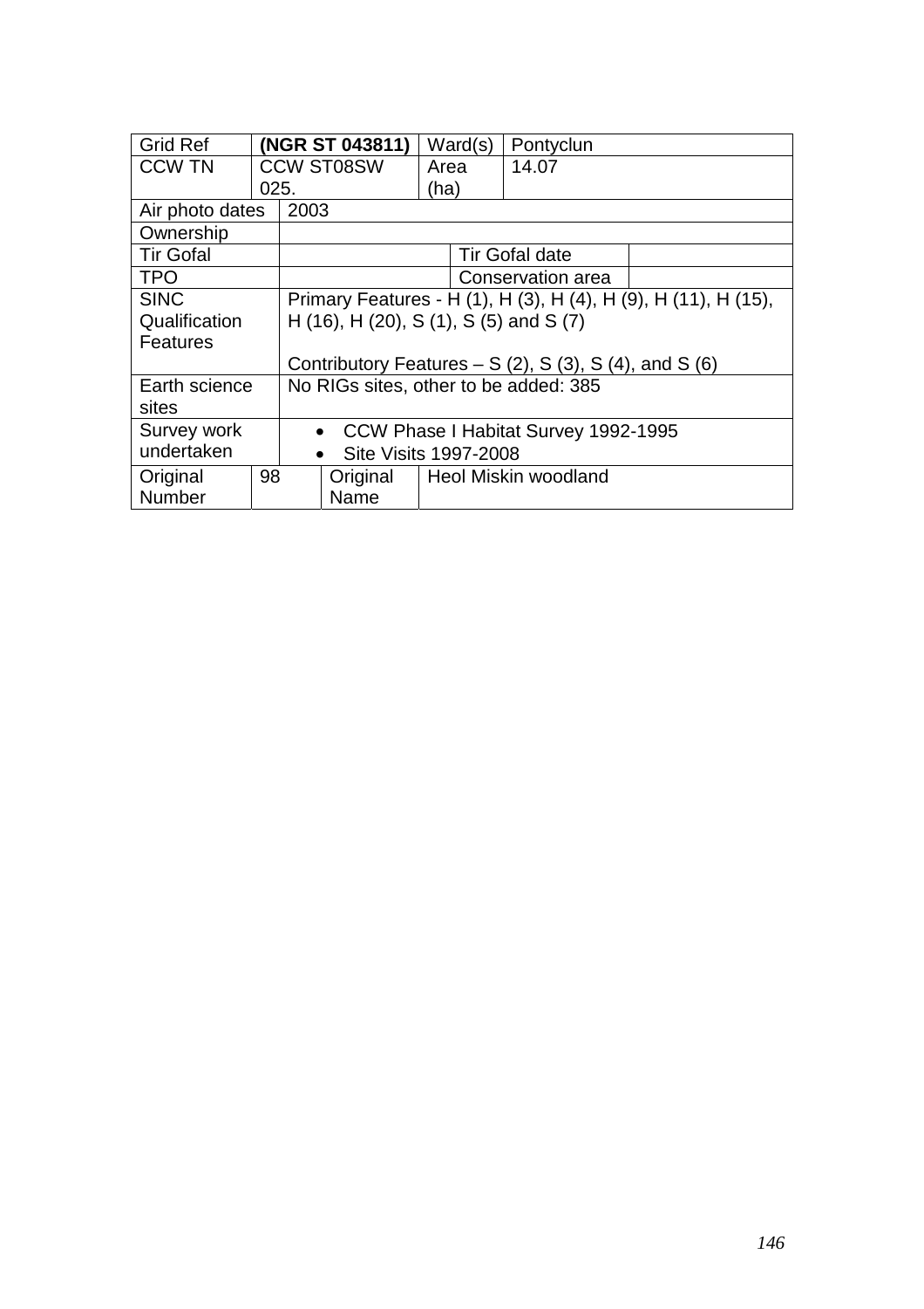| Grid Ref | **(NGR ST 043811)** | | Ward(s) | Pontyclun | |
|---|---|---|---|---|---|
| CCW TN | CCW ST08SW 025. | | Area (ha) | 14.07 | |
| Air photo dates | 2003 | | | | |
| Ownership | | | | | |
| Tir Gofal | | | | Tir Gofal date | |
| TPO | | | | Conservation area | |
| SINC Qualification Features | Primary Features - H (1), H (3), H (4), H (9), H (11), H (15), H (16), H (20), S (1), S (5) and S (7)<br><br>Contributory Features – S (2), S (3), S (4), and S (6) | | | | |
| Earth science sites | No RIGs sites, other to be added: 385 | | | | |
| Survey work undertaken | • CCW Phase I Habitat Survey 1992-1995<br>• Site Visits 1997-2008 | | | | |
| Original Number | 98 | Original Name | Heol Miskin woodland | | |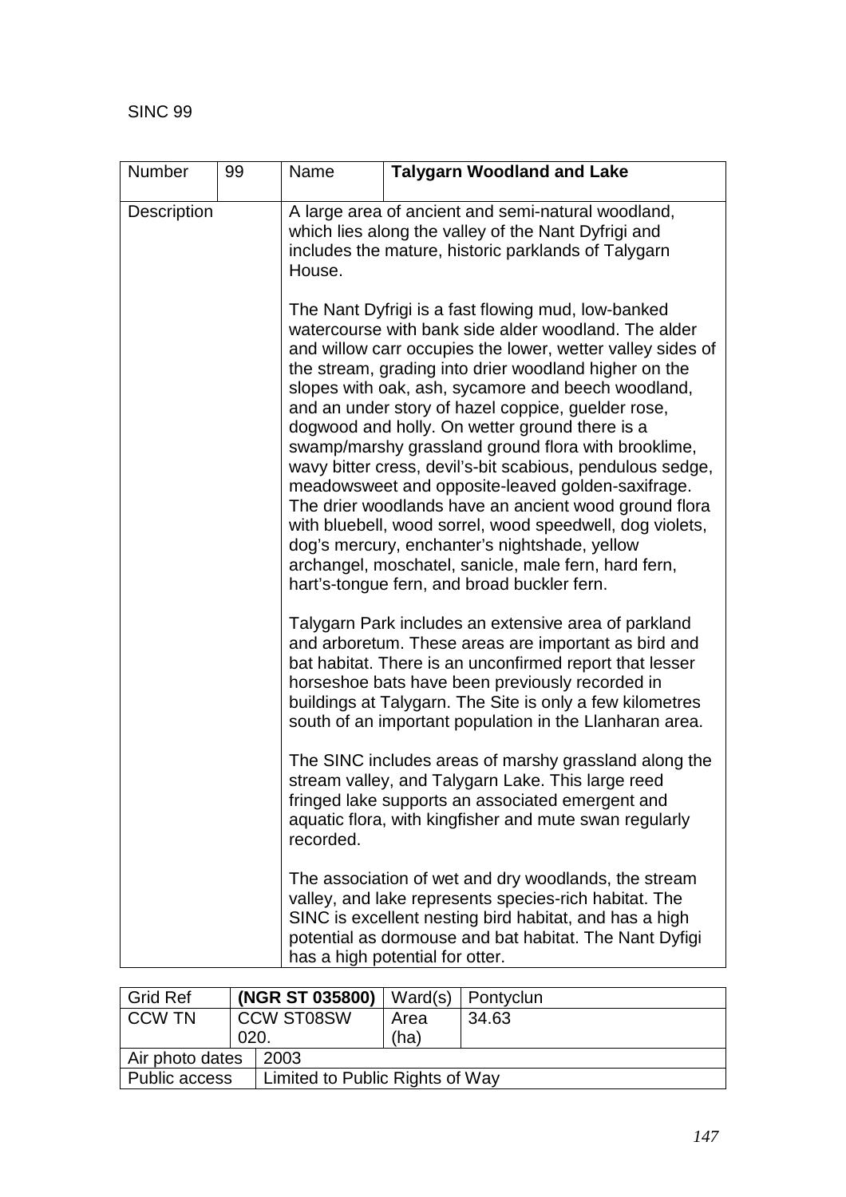SINC 99

| Number | 99 | Name | **Talygarn Woodland and Lake** |
|---|---|---|---|
| Description | | A large area of ancient and semi-natural woodland, which lies along the valley of the Nant Dyfrigi and includes the mature, historic parklands of Talygarn House.<br><br>The Nant Dyfrigi is a fast flowing mud, low-banked watercourse with bank side alder woodland. The alder and willow carr occupies the lower, wetter valley sides of the stream, grading into drier woodland higher on the slopes with oak, ash, sycamore and beech woodland, and an under story of hazel coppice, guelder rose, dogwood and holly. On wetter ground there is a swamp/marshy grassland ground flora with brooklime, wavy bitter cress, devil's-bit scabious, pendulous sedge, meadowsweet and opposite-leaved golden-saxifrage. The drier woodlands have an ancient wood ground flora with bluebell, wood sorrel, wood speedwell, dog violets, dog's mercury, enchanter's nightshade, yellow archangel, moschatel, sanicle, male fern, hard fern, hart's-tongue fern, and broad buckler fern.<br><br>Talygarn Park includes an extensive area of parkland and arboretum. These areas are important as bird and bat habitat. There is an unconfirmed report that lesser horseshoe bats have been previously recorded in buildings at Talygarn. The Site is only a few kilometres south of an important population in the Llanharan area.<br><br>The SINC includes areas of marshy grassland along the stream valley, and Talygarn Lake. This large reed fringed lake supports an associated emergent and aquatic flora, with kingfisher and mute swan regularly recorded.<br><br>The association of wet and dry woodlands, the stream valley, and lake represents species-rich habitat. The SINC is excellent nesting bird habitat, and has a high potential as dormouse and bat habitat. The Nant Dyfigi has a high potential for otter. | |

| Grid Ref | **(NGR ST 035800)** | Ward(s) | Pontyclun |
|---|---|---|---|
| CCW TN | CCW ST08SW 020. | Area (ha) | 34.63 |
| Air photo dates | 2003 | | |
| Public access | Limited to Public Rights of Way | | |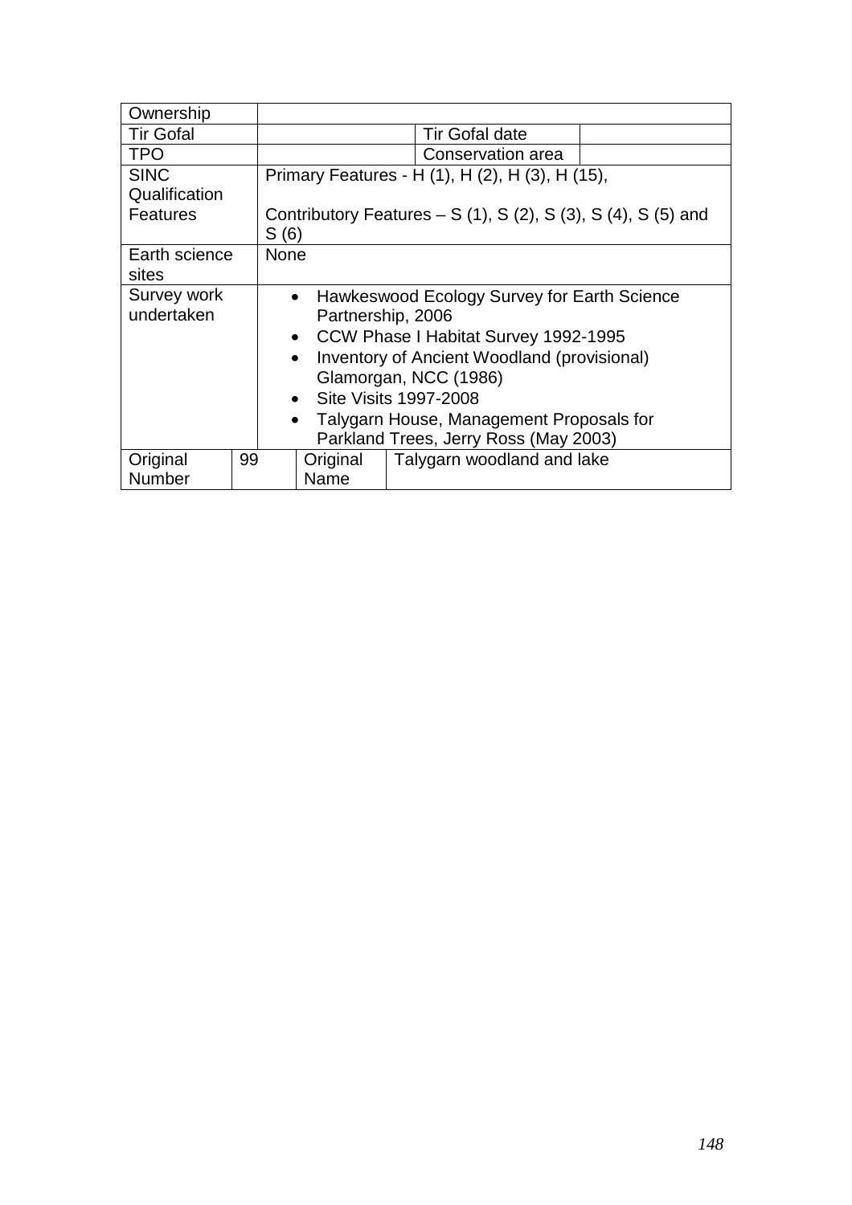| Ownership | | | | |
|---|---|---|---|---|
| Tir Gofal | | | Tir Gofal date | |
| TPO | | | Conservation area | |
| SINC Qualification Features | Primary Features - H (1), H (2), H (3), H (15),<br><br>Contributory Features – S (1), S (2), S (3), S (4), S (5) and S (6) | | | |
| Earth science sites | None | | | |
| Survey work undertaken | • Hawkeswood Ecology Survey for Earth Science Partnership, 2006<br>• CCW Phase I Habitat Survey 1992-1995<br>• Inventory of Ancient Woodland (provisional) Glamorgan, NCC (1986)<br>• Site Visits 1997-2008<br>• Talygarn House, Management Proposals for Parkland Trees, Jerry Ross (May 2003) | | | |
| Original Number | 99 | Original Name | Talygarn woodland and lake | |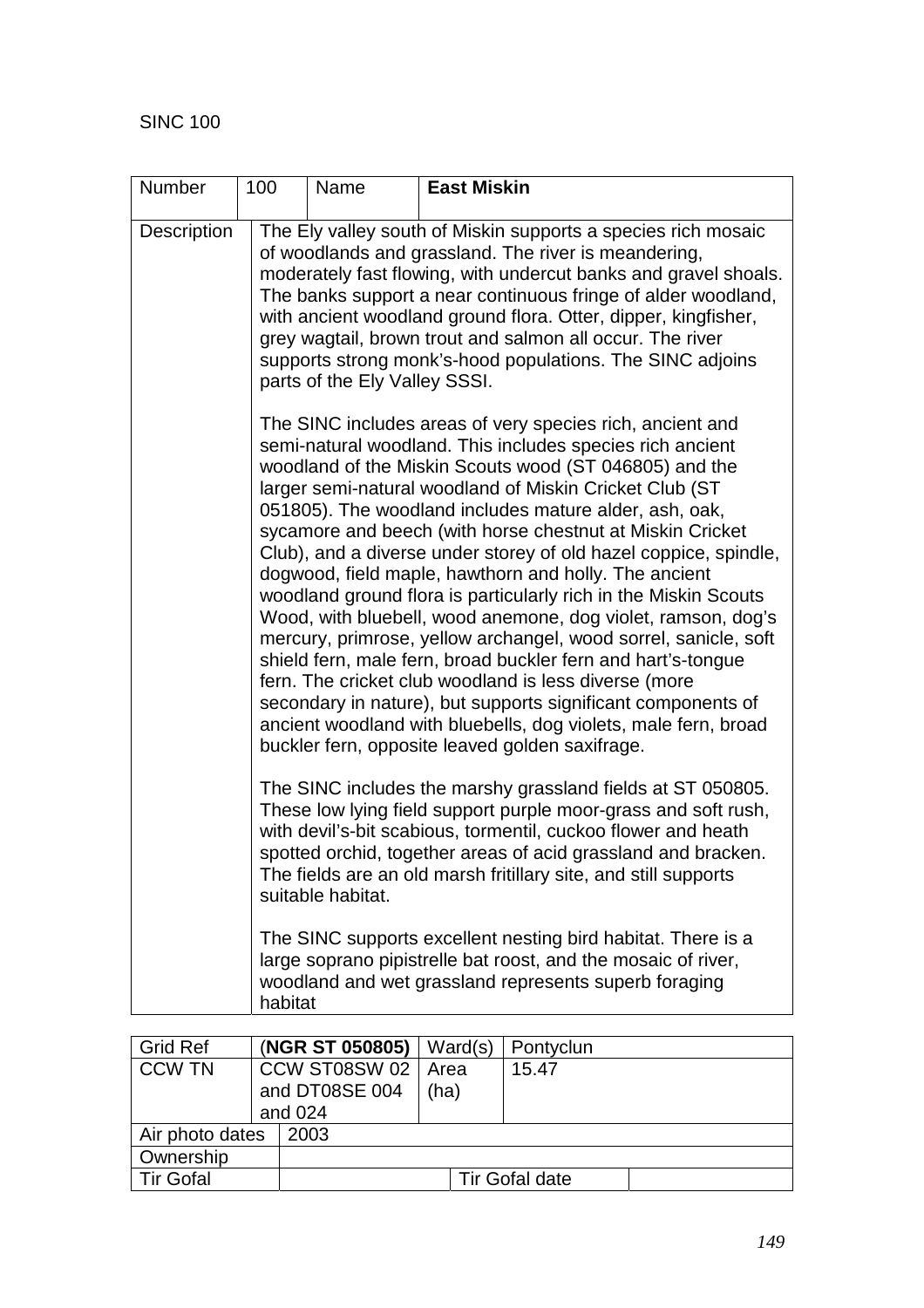SINC 100

| Number | 100 | Name | **East Miskin** |
|---|---|---|---|
| Description | The Ely valley south of Miskin supports a species rich mosaic of woodlands and grassland. The river is meandering, moderately fast flowing, with undercut banks and gravel shoals. The banks support a near continuous fringe of alder woodland, with ancient woodland ground flora. Otter, dipper, kingfisher, grey wagtail, brown trout and salmon all occur. The river supports strong monk's-hood populations. The SINC adjoins parts of the Ely Valley SSSI.<br><br>The SINC includes areas of very species rich, ancient and semi-natural woodland. This includes species rich ancient woodland of the Miskin Scouts wood (ST 046805) and the larger semi-natural woodland of Miskin Cricket Club (ST 051805). The woodland includes mature alder, ash, oak, sycamore and beech (with horse chestnut at Miskin Cricket Club), and a diverse under storey of old hazel coppice, spindle, dogwood, field maple, hawthorn and holly. The ancient woodland ground flora is particularly rich in the Miskin Scouts Wood, with bluebell, wood anemone, dog violet, ramson, dog's mercury, primrose, yellow archangel, wood sorrel, sanicle, soft shield fern, male fern, broad buckler fern and hart's-tongue fern. The cricket club woodland is less diverse (more secondary in nature), but supports significant components of ancient woodland with bluebells, dog violets, male fern, broad buckler fern, opposite leaved golden saxifrage.<br><br>The SINC includes the marshy grassland fields at ST 050805. These low lying field support purple moor-grass and soft rush, with devil's-bit scabious, tormentil, cuckoo flower and heath spotted orchid, together areas of acid grassland and bracken. The fields are an old marsh fritillary site, and still supports suitable habitat.<br><br>The SINC supports excellent nesting bird habitat. There is a large soprano pipistrelle bat roost, and the mosaic of river, woodland and wet grassland represents superb foraging habitat | | | |

| Grid Ref | (**NGR ST 050805)** | Ward(s) | Pontyclun |
|---|---|---|---|
| CCW TN | CCW ST08SW 02 and DT08SE 004 and 024 | Area (ha) | 15.47 |
| Air photo dates | 2003 | | |
| Ownership | | | |
| Tir Gofal | | Tir Gofal date | |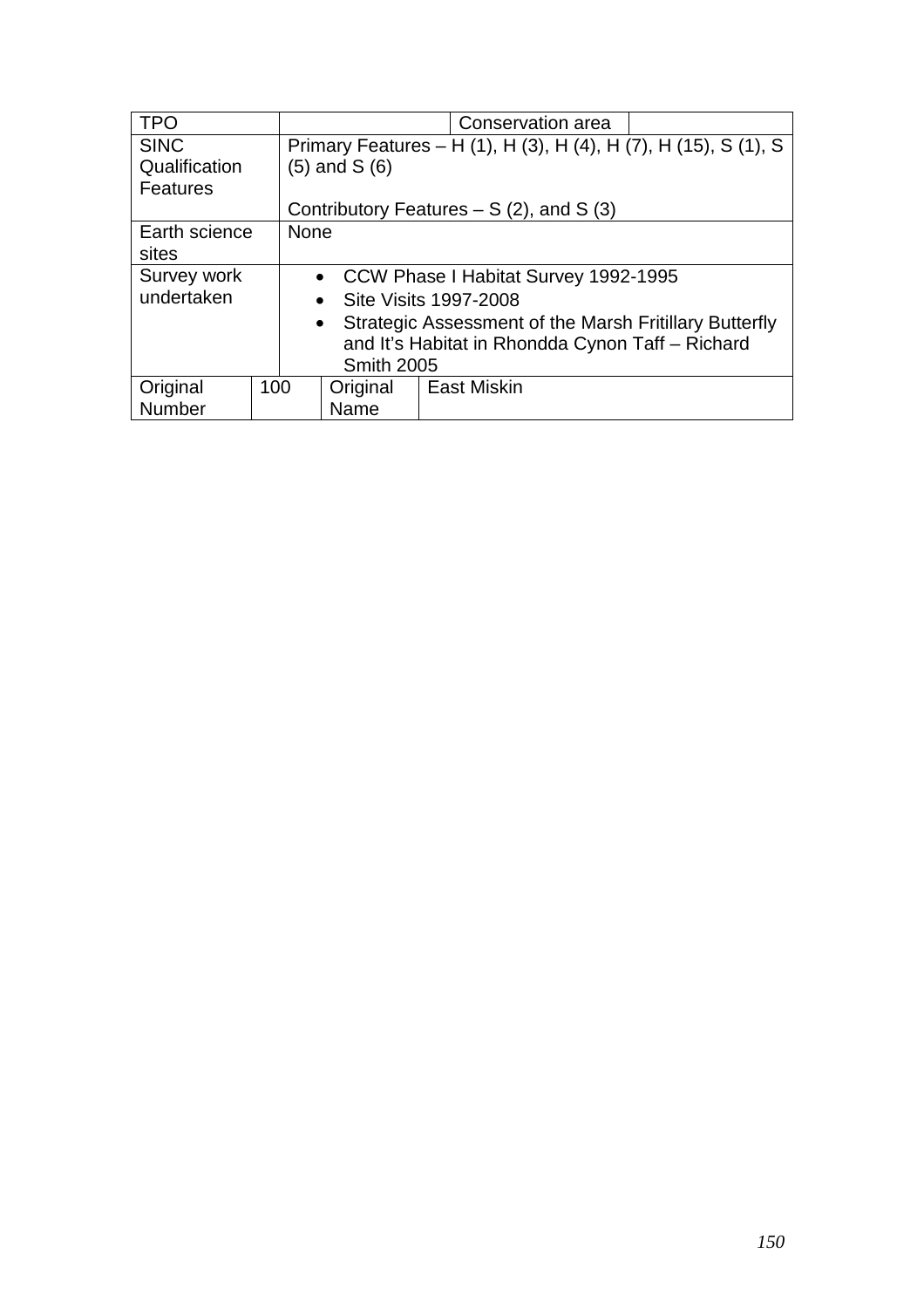| TPO | | | | Conservation area | |
|---|---|---|---|---|---|
| SINC Qualification Features | Primary Features – H (1), H (3), H (4), H (7), H (15), S (1), S (5) and S (6)<br><br>Contributory Features – S (2), and S (3) | | | | |
| Earth science sites | None | | | | |
| Survey work undertaken | • CCW Phase I Habitat Survey 1992-1995<br>• Site Visits 1997-2008<br>• Strategic Assessment of the Marsh Fritillary Butterfly and It's Habitat in Rhondda Cynon Taff – Richard Smith 2005 | | | | |
| Original Number | 100 | Original Name | East Miskin | | |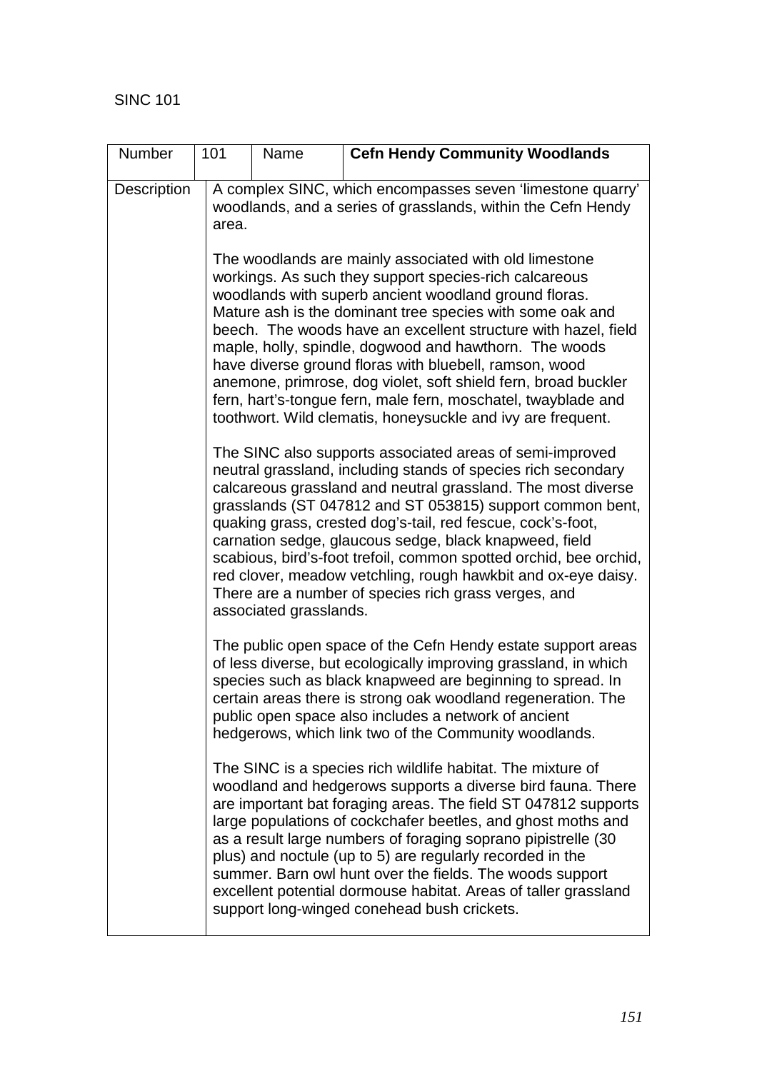SINC 101

| Number | 101 | Name | **Cefn Hendy Community Woodlands** |
|---|---|---|---|
| Description | A complex SINC, which encompasses seven 'limestone quarry' woodlands, and a series of grasslands, within the Cefn Hendy area.<br><br>The woodlands are mainly associated with old limestone workings. As such they support species-rich calcareous woodlands with superb ancient woodland ground floras. Mature ash is the dominant tree species with some oak and beech. The woods have an excellent structure with hazel, field maple, holly, spindle, dogwood and hawthorn. The woods have diverse ground floras with bluebell, ramson, wood anemone, primrose, dog violet, soft shield fern, broad buckler fern, hart's-tongue fern, male fern, moschatel, twayblade and toothwort. Wild clematis, honeysuckle and ivy are frequent.<br><br>The SINC also supports associated areas of semi-improved neutral grassland, including stands of species rich secondary calcareous grassland and neutral grassland. The most diverse grasslands (ST 047812 and ST 053815) support common bent, quaking grass, crested dog's-tail, red fescue, cock's-foot, carnation sedge, glaucous sedge, black knapweed, field scabious, bird's-foot trefoil, common spotted orchid, bee orchid, red clover, meadow vetchling, rough hawkbit and ox-eye daisy. There are a number of species rich grass verges, and associated grasslands.<br><br>The public open space of the Cefn Hendy estate support areas of less diverse, but ecologically improving grassland, in which species such as black knapweed are beginning to spread. In certain areas there is strong oak woodland regeneration. The public open space also includes a network of ancient hedgerows, which link two of the Community woodlands.<br><br>The SINC is a species rich wildlife habitat. The mixture of woodland and hedgerows supports a diverse bird fauna. There are important bat foraging areas. The field ST 047812 supports large populations of cockchafer beetles, and ghost moths and as a result large numbers of foraging soprano pipistrelle (30 plus) and noctule (up to 5) are regularly recorded in the summer. Barn owl hunt over the fields. The woods support excellent potential dormouse habitat. Areas of taller grassland support long-winged conehead bush crickets. | | | |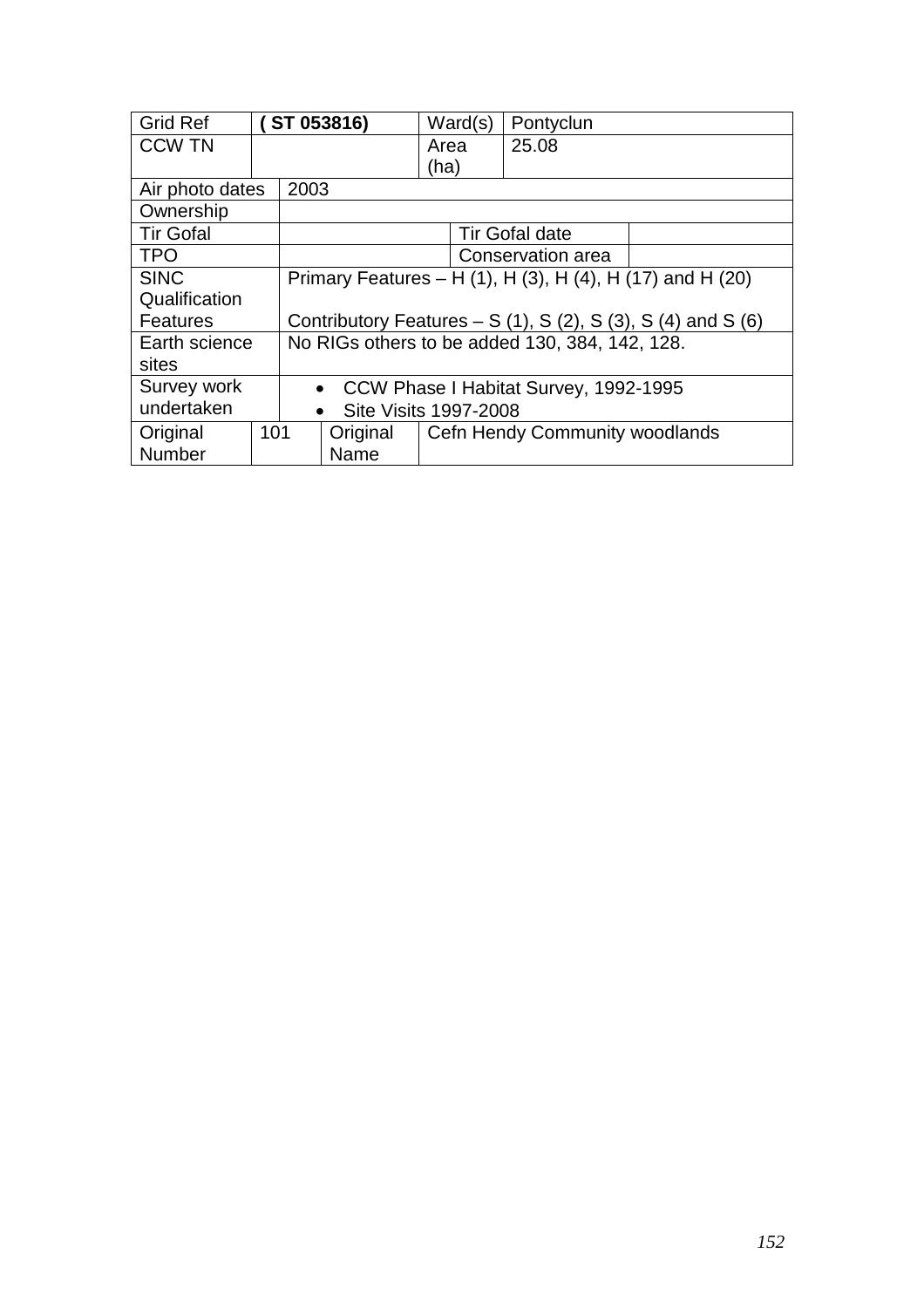| Grid Ref | **( ST 053816)** | | | Ward(s) | Pontyclun | |
|---|---|---|---|---|---|---|
| CCW TN | | | | Area (ha) | 25.08 | |
| Air photo dates | 2003 | | | | | |
| Ownership | | | | | | |
| Tir Gofal | | | | Tir Gofal date | | |
| TPO | | | | Conservation area | | |
| SINC Qualification Features | Primary Features – H (1), H (3), H (4), H (17) and H (20)<br><br>Contributory Features – S (1), S (2), S (3), S (4) and S (6) | | | | | |
| Earth science sites | No RIGs others to be added 130, 384, 142, 128. | | | | | |
| Survey work undertaken | • CCW Phase I Habitat Survey, 1992-1995<br>• Site Visits 1997-2008 | | | | | |
| Original Number | 101 | Original Name | Cefn Hendy Community woodlands | | | |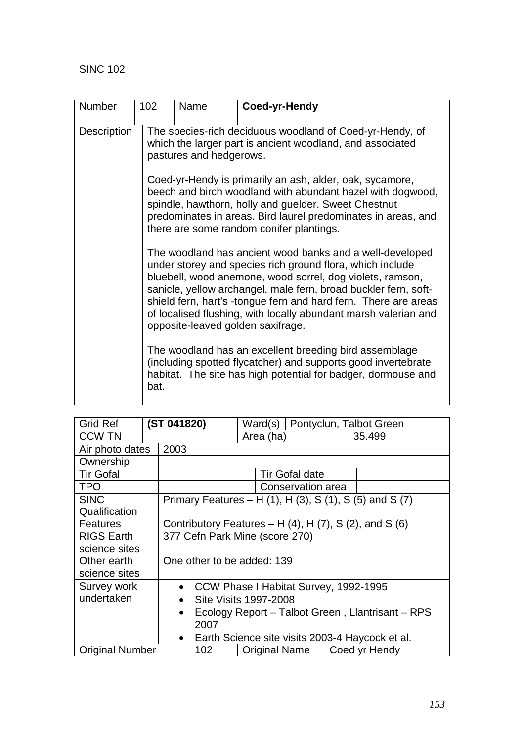SINC 102

| Number | 102 | Name | **Coed-yr-Hendy** |
|---|---|---|---|
| Description | The species-rich deciduous woodland of Coed-yr-Hendy, of which the larger part is ancient woodland, and associated pastures and hedgerows.<br><br>Coed-yr-Hendy is primarily an ash, alder, oak, sycamore, beech and birch woodland with abundant hazel with dogwood, spindle, hawthorn, holly and guelder. Sweet Chestnut predominates in areas. Bird laurel predominates in areas, and there are some random conifer plantings.<br><br>The woodland has ancient wood banks and a well-developed under storey and species rich ground flora, which include bluebell, wood anemone, wood sorrel, dog violets, ramson, sanicle, yellow archangel, male fern, broad buckler fern, soft-shield fern, hart's -tongue fern and hard fern. There are areas of localised flushing, with locally abundant marsh valerian and opposite-leaved golden saxifrage.<br><br>The woodland has an excellent breeding bird assemblage (including spotted flycatcher) and supports good invertebrate habitat. The site has high potential for badger, dormouse and bat. | | |

| Grid Ref | **(ST 041820)** | Ward(s) | Pontyclun, Talbot Green | |
|---|---|---|---|---|
| CCW TN | | Area (ha) | | 35.499 |
| Air photo dates | 2003 | | | |
| Ownership | | | | |
| Tir Gofal | | Tir Gofal date | | |
| TPO | | Conservation area | | |
| SINC Qualification Features | Primary Features – H (1), H (3), S (1), S (5) and S (7)<br><br>Contributory Features – H (4), H (7), S (2), and S (6) | | | |
| RIGS Earth science sites | 377 Cefn Park Mine (score 270) | | | |
| Other earth science sites | One other to be added: 139 | | | |
| Survey work undertaken | • CCW Phase I Habitat Survey, 1992-1995<br>• Site Visits 1997-2008<br>• Ecology Report – Talbot Green , Llantrisant – RPS 2007<br>• Earth Science site visits 2003-4 Haycock et al. | | | |
| Original Number | 102 | Original Name | Coed yr Hendy | |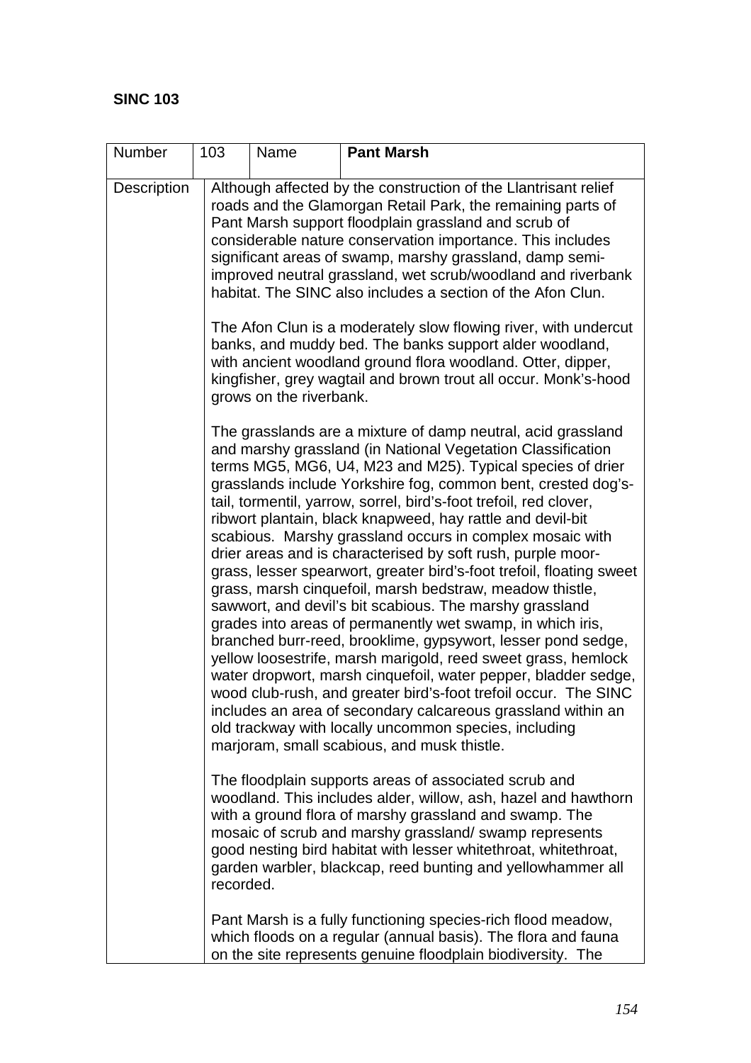**SINC 103**

| Number | 103 | Name | **Pant Marsh** |
|---|---|---|---|
| Description | Although affected by the construction of the Llantrisant relief roads and the Glamorgan Retail Park, the remaining parts of Pant Marsh support floodplain grassland and scrub of considerable nature conservation importance. This includes significant areas of swamp, marshy grassland, damp semi-improved neutral grassland, wet scrub/woodland and riverbank habitat. The SINC also includes a section of the Afon Clun.<br><br>The Afon Clun is a moderately slow flowing river, with undercut banks, and muddy bed. The banks support alder woodland, with ancient woodland ground flora woodland. Otter, dipper, kingfisher, grey wagtail and brown trout all occur. Monk's-hood grows on the riverbank.<br><br>The grasslands are a mixture of damp neutral, acid grassland and marshy grassland (in National Vegetation Classification terms MG5, MG6, U4, M23 and M25). Typical species of drier grasslands include Yorkshire fog, common bent, crested dog's-tail, tormentil, yarrow, sorrel, bird's-foot trefoil, red clover, ribwort plantain, black knapweed, hay rattle and devil-bit scabious. Marshy grassland occurs in complex mosaic with drier areas and is characterised by soft rush, purple moor-grass, lesser spearwort, greater bird's-foot trefoil, floating sweet grass, marsh cinquefoil, marsh bedstraw, meadow thistle, sawwort, and devil's bit scabious. The marshy grassland grades into areas of permanently wet swamp, in which iris, branched burr-reed, brooklime, gypsywort, lesser pond sedge, yellow loosestrife, marsh marigold, reed sweet grass, hemlock water dropwort, marsh cinquefoil, water pepper, bladder sedge, wood club-rush, and greater bird's-foot trefoil occur. The SINC includes an area of secondary calcareous grassland within an old trackway with locally uncommon species, including marjoram, small scabious, and musk thistle.<br><br>The floodplain supports areas of associated scrub and woodland. This includes alder, willow, ash, hazel and hawthorn with a ground flora of marshy grassland and swamp. The mosaic of scrub and marshy grassland/ swamp represents good nesting bird habitat with lesser whitethroat, whitethroat, garden warbler, blackcap, reed bunting and yellowhammer all recorded.<br><br>Pant Marsh is a fully functioning species-rich flood meadow, which floods on a regular (annual basis). The flora and fauna on the site represents genuine floodplain biodiversity. The | | |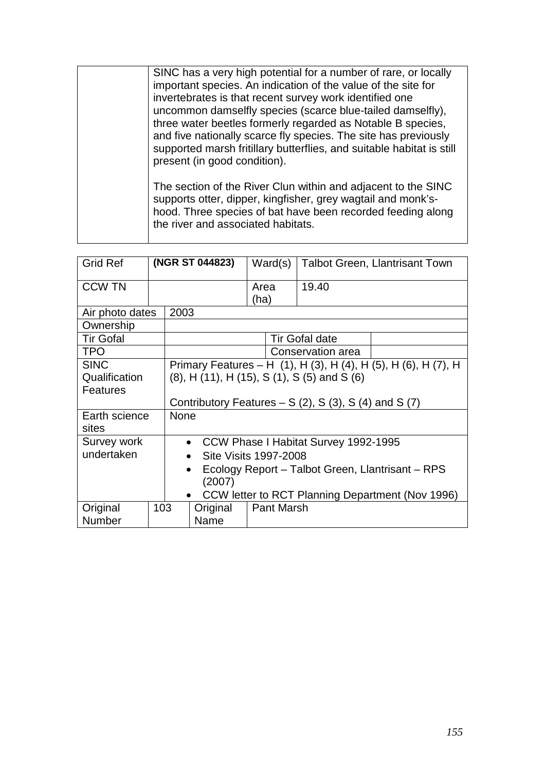| | SINC has a very high potential for a number of rare, or locally important species. An indication of the value of the site for invertebrates is that recent survey work identified one uncommon damselfly species (scarce blue-tailed damselfly), three water beetles formerly regarded as Notable B species, and five nationally scarce fly species. The site has previously supported marsh fritillary butterflies, and suitable habitat is still present (in good condition).<br><br>The section of the River Clun within and adjacent to the SINC supports otter, dipper, kingfisher, grey wagtail and monk's-hood. Three species of bat have been recorded feeding along the river and associated habitats. |
|---|---|

| Grid Ref | **(NGR ST 044823)** | Ward(s) | Talbot Green, Llantrisant Town |
|---|---|---|---|
| CCW TN | | Area (ha) | 19.40 |
| Air photo dates | 2003 | | |
| Ownership | | | |
| Tir Gofal | | Tir Gofal date | |
| TPO | | Conservation area | |
| SINC Qualification Features | Primary Features – H (1), H (3), H (4), H (5), H (6), H (7), H (8), H (11), H (15), S (1), S (5) and S (6)<br><br>Contributory Features – S (2), S (3), S (4) and S (7) | | |
| Earth science sites | None | | |
| Survey work undertaken | • CCW Phase I Habitat Survey 1992-1995<br>• Site Visits 1997-2008<br>• Ecology Report – Talbot Green, Llantrisant – RPS (2007)<br>• CCW letter to RCT Planning Department (Nov 1996) | | |
| Original Number | 103 | Original Name | Pant Marsh |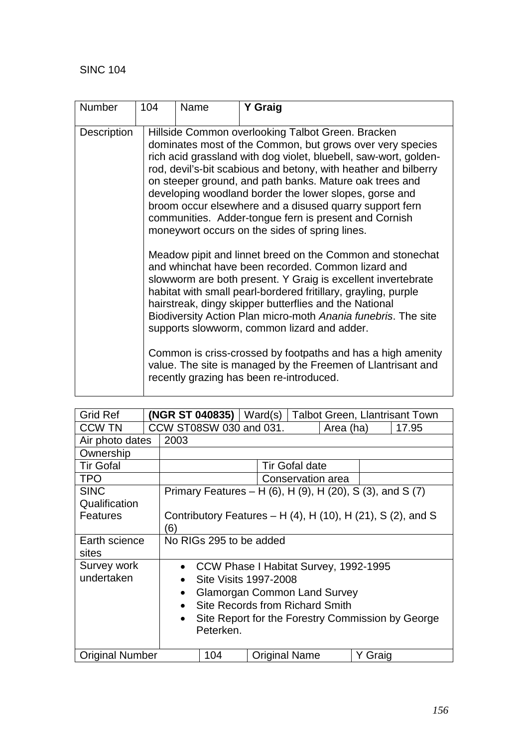SINC 104

| Number | 104 | Name | **Y Graig** |
|---|---|---|---|
| Description | Hillside Common overlooking Talbot Green. Bracken dominates most of the Common, but grows over very species rich acid grassland with dog violet, bluebell, saw-wort, golden-rod, devil's-bit scabious and betony, with heather and bilberry on steeper ground, and path banks. Mature oak trees and developing woodland border the lower slopes, gorse and broom occur elsewhere and a disused quarry support fern communities. Adder-tongue fern is present and Cornish moneywort occurs on the sides of spring lines.<br><br>Meadow pipit and linnet breed on the Common and stonechat and whinchat have been recorded. Common lizard and slowworm are both present. Y Graig is excellent invertebrate habitat with small pearl-bordered fritillary, grayling, purple hairstreak, dingy skipper butterflies and the National Biodiversity Action Plan micro-moth *Anania funebris*. The site supports slowworm, common lizard and adder.<br><br>Common is criss-crossed by footpaths and has a high amenity value. The site is managed by the Freemen of Llantrisant and recently grazing has been re-introduced. | | |

| Grid Ref | **(NGR ST 040835)** | Ward(s) | Talbot Green, Llantrisant Town |
|---|---|---|---|
| CCW TN | CCW ST08SW 030 and 031. | Area (ha) | 17.95 |
| Air photo dates | 2003 | | |
| Ownership | | | |
| Tir Gofal | | Tir Gofal date | |
| TPO | | Conservation area | |
| SINC Qualification Features | Primary Features – H (6), H (9), H (20), S (3), and S (7)<br><br>Contributory Features – H (4), H (10), H (21), S (2), and S (6) | | |
| Earth science sites | No RIGs 295 to be added | | |
| Survey work undertaken | • CCW Phase I Habitat Survey, 1992-1995<br>• Site Visits 1997-2008<br>• Glamorgan Common Land Survey<br>• Site Records from Richard Smith<br>• Site Report for the Forestry Commission by George Peterken. | | |
| Original Number | 104 | Original Name | Y Graig |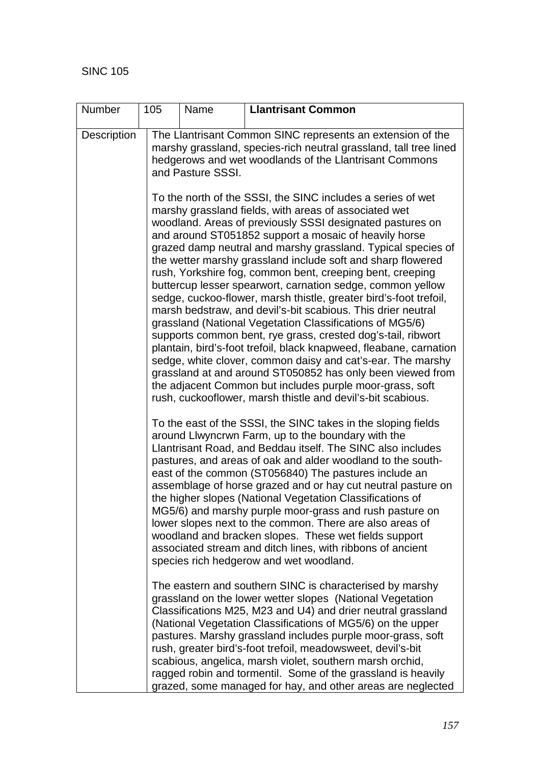SINC 105

| Number | 105 | Name | **Llantrisant Common** |
|---|---|---|---|
| Description | The Llantrisant Common SINC represents an extension of the marshy grassland, species-rich neutral grassland, tall tree lined hedgerows and wet woodlands of the Llantrisant Commons and Pasture SSSI.<br><br>To the north of the SSSI, the SINC includes a series of wet marshy grassland fields, with areas of associated wet woodland. Areas of previously SSSI designated pastures on and around ST051852 support a mosaic of heavily horse grazed damp neutral and marshy grassland. Typical species of the wetter marshy grassland include soft and sharp flowered rush, Yorkshire fog, common bent, creeping bent, creeping buttercup lesser spearwort, carnation sedge, common yellow sedge, cuckoo-flower, marsh thistle, greater bird's-foot trefoil, marsh bedstraw, and devil's-bit scabious. This drier neutral grassland (National Vegetation Classifications of MG5/6) supports common bent, rye grass, crested dog's-tail, ribwort plantain, bird's-foot trefoil, black knapweed, fleabane, carnation sedge, white clover, common daisy and cat's-ear. The marshy grassland at and around ST050852 has only been viewed from the adjacent Common but includes purple moor-grass, soft rush, cuckooflower, marsh thistle and devil's-bit scabious.<br><br>To the east of the SSSI, the SINC takes in the sloping fields around Llwyncrwn Farm, up to the boundary with the Llantrisant Road, and Beddau itself. The SINC also includes pastures, and areas of oak and alder woodland to the south-east of the common (ST056840) The pastures include an assemblage of horse grazed and or hay cut neutral pasture on the higher slopes (National Vegetation Classifications of MG5/6) and marshy purple moor-grass and rush pasture on lower slopes next to the common. There are also areas of woodland and bracken slopes. These wet fields support associated stream and ditch lines, with ribbons of ancient species rich hedgerow and wet woodland.<br><br>The eastern and southern SINC is characterised by marshy grassland on the lower wetter slopes (National Vegetation Classifications M25, M23 and U4) and drier neutral grassland (National Vegetation Classifications of MG5/6) on the upper pastures. Marshy grassland includes purple moor-grass, soft rush, greater bird's-foot trefoil, meadowsweet, devil's-bit scabious, angelica, marsh violet, southern marsh orchid, ragged robin and tormentil. Some of the grassland is heavily grazed, some managed for hay, and other areas are neglected | | | |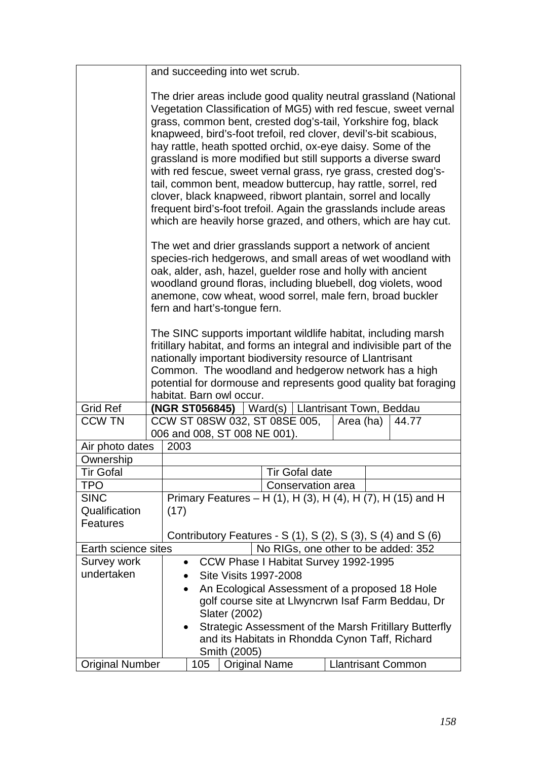| | |
|---|---|
| | and succeeding into wet scrub.<br><br>The drier areas include good quality neutral grassland (National Vegetation Classification of MG5) with red fescue, sweet vernal grass, common bent, crested dog's-tail, Yorkshire fog, black knapweed, bird's-foot trefoil, red clover, devil's-bit scabious, hay rattle, heath spotted orchid, ox-eye daisy. Some of the grassland is more modified but still supports a diverse sward with red fescue, sweet vernal grass, rye grass, crested dog's-tail, common bent, meadow buttercup, hay rattle, sorrel, red clover, black knapweed, ribwort plantain, sorrel and locally frequent bird's-foot trefoil. Again the grasslands include areas which are heavily horse grazed, and others, which are hay cut.<br><br>The wet and drier grasslands support a network of ancient species-rich hedgerows, and small areas of wet woodland with oak, alder, ash, hazel, guelder rose and holly with ancient woodland ground floras, including bluebell, dog violets, wood anemone, cow wheat, wood sorrel, male fern, broad buckler fern and hart's-tongue fern.<br><br>The SINC supports important wildlife habitat, including marsh fritillary habitat, and forms an integral and indivisible part of the nationally important biodiversity resource of Llantrisant Common. The woodland and hedgerow network has a high potential for dormouse and represents good quality bat foraging habitat. Barn owl occur. |

| | | | |
|---|---|---|---|
| Grid Ref | **(NGR ST056845)** | Ward(s) | Llantrisant Town, Beddau |
| CCW TN | CCW ST 08SW 032, ST 08SE 005, 006 and 008, ST 008 NE 001). | Area (ha) | 44.77 |
| Air photo dates | 2003 | | |
| Ownership | | | |
| Tir Gofal | | Tir Gofal date | |
| TPO | | Conservation area | |
| SINC Qualification Features | Primary Features – H (1), H (3), H (4), H (7), H (15) and H (17)<br><br>Contributory Features - S (1), S (2), S (3), S (4) and S (6) | | |
| Earth science sites | | No RIGs, one other to be added: 352 | |
| Survey work undertaken | • CCW Phase I Habitat Survey 1992-1995<br>• Site Visits 1997-2008<br>• An Ecological Assessment of a proposed 18 Hole golf course site at Llwyncrwn Isaf Farm Beddau, Dr Slater (2002)<br>• Strategic Assessment of the Marsh Fritillary Butterfly and its Habitats in Rhondda Cynon Taff, Richard Smith (2005) | | |
| Original Number | 105 | Original Name | Llantrisant Common |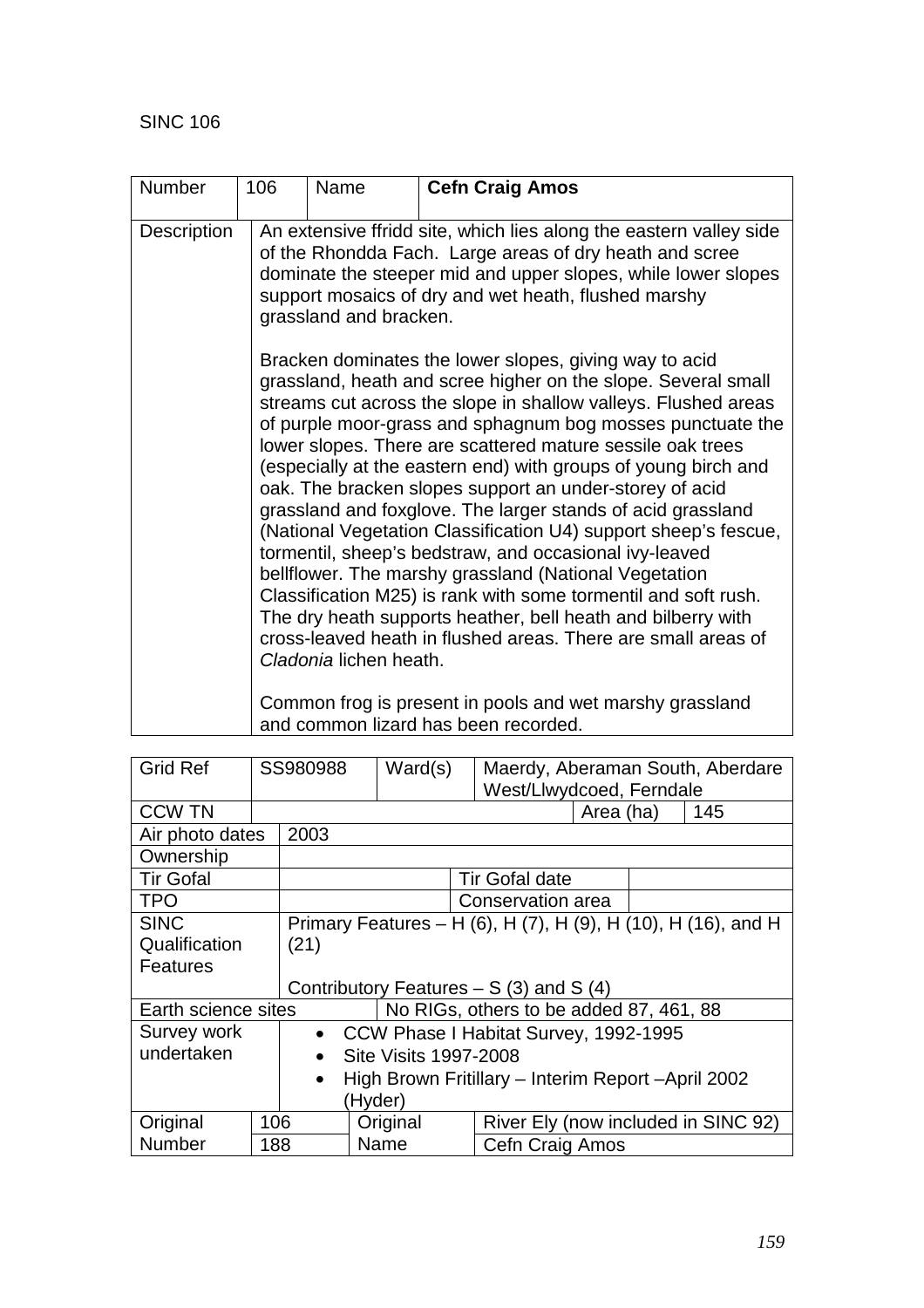SINC 106

| Number | 106 | Name | **Cefn Craig Amos** |
|---|---|---|---|
| Description | An extensive ffridd site, which lies along the eastern valley side of the Rhondda Fach. Large areas of dry heath and scree dominate the steeper mid and upper slopes, while lower slopes support mosaics of dry and wet heath, flushed marshy grassland and bracken.<br><br>Bracken dominates the lower slopes, giving way to acid grassland, heath and scree higher on the slope. Several small streams cut across the slope in shallow valleys. Flushed areas of purple moor-grass and sphagnum bog mosses punctuate the lower slopes. There are scattered mature sessile oak trees (especially at the eastern end) with groups of young birch and oak. The bracken slopes support an under-storey of acid grassland and foxglove. The larger stands of acid grassland (National Vegetation Classification U4) support sheep's fescue, tormentil, sheep's bedstraw, and occasional ivy-leaved bellflower. The marshy grassland (National Vegetation Classification M25) is rank with some tormentil and soft rush. The dry heath supports heather, bell heath and bilberry with cross-leaved heath in flushed areas. There are small areas of *Cladonia* lichen heath.<br><br>Common frog is present in pools and wet marshy grassland and common lizard has been recorded. | | |

| Grid Ref | SS980988 | Ward(s) | Maerdy, Aberaman South, Aberdare West/Llwydcoed, Ferndale |
|---|---|---|---|
| CCW TN | | Area (ha) | 145 |
| Air photo dates | 2003 | | |
| Ownership | | | |
| Tir Gofal | | Tir Gofal date | |
| TPO | | Conservation area | |
| SINC Qualification Features | Primary Features – H (6), H (7), H (9), H (10), H (16), and H (21)<br><br>Contributory Features – S (3) and S (4) | | |
| Earth science sites | No RIGs, others to be added 87, 461, 88 | | |
| Survey work undertaken | • CCW Phase I Habitat Survey, 1992-1995<br>• Site Visits 1997-2008<br>• High Brown Fritillary – Interim Report –April 2002 (Hyder) | | |
| Original Number | 106<br>188 | Original Name | River Ely (now included in SINC 92)<br>Cefn Craig Amos |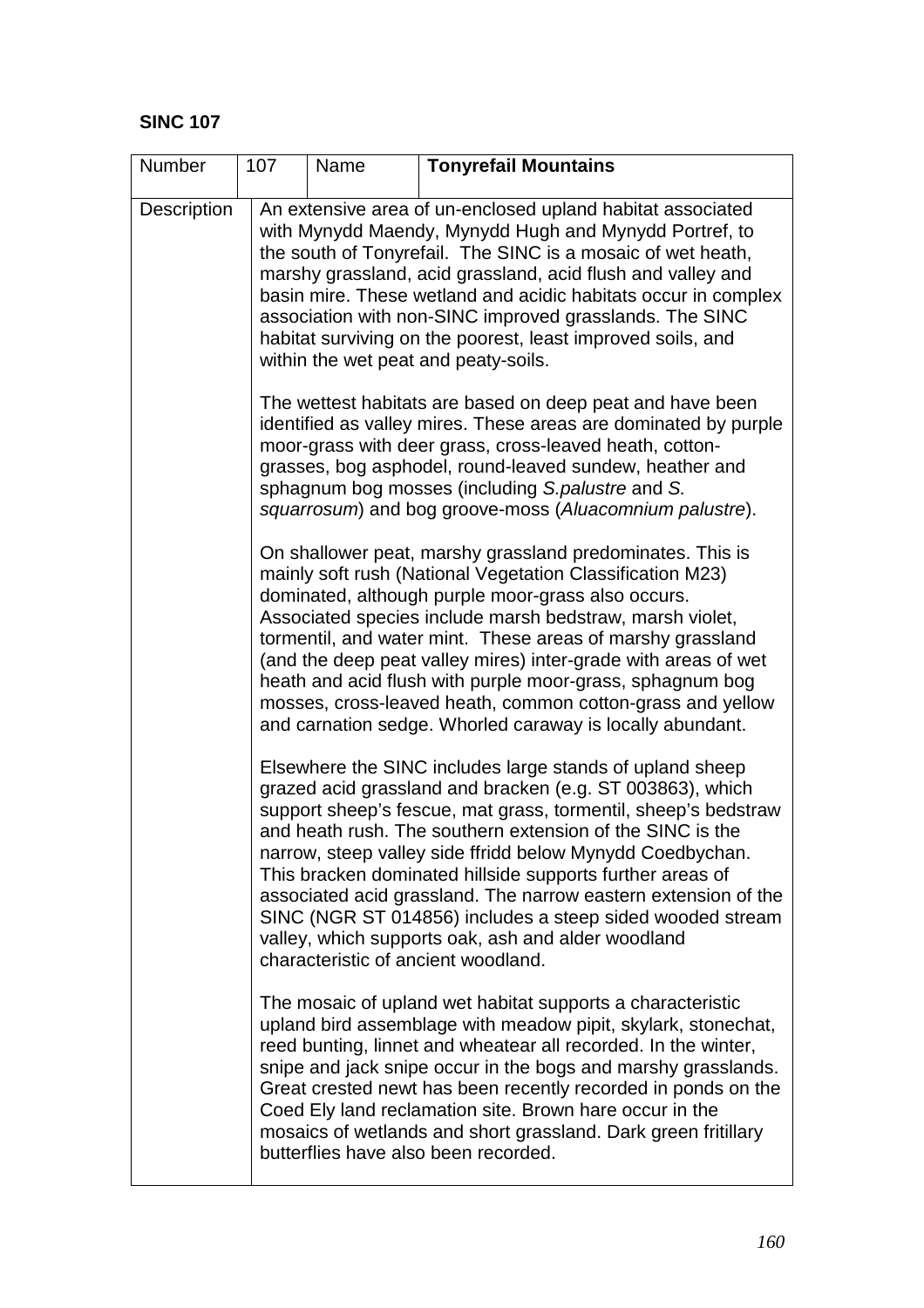**SINC 107**

| Number | 107 | Name | **Tonyrefail Mountains** |
|---|---|---|---|
| Description | An extensive area of un-enclosed upland habitat associated with Mynydd Maendy, Mynydd Hugh and Mynydd Portref, to the south of Tonyrefail. The SINC is a mosaic of wet heath, marshy grassland, acid grassland, acid flush and valley and basin mire. These wetland and acidic habitats occur in complex association with non-SINC improved grasslands. The SINC habitat surviving on the poorest, least improved soils, and within the wet peat and peaty-soils.<br><br>The wettest habitats are based on deep peat and have been identified as valley mires. These areas are dominated by purple moor-grass with deer grass, cross-leaved heath, cotton-grasses, bog asphodel, round-leaved sundew, heather and sphagnum bog mosses (including *S.palustre* and *S. squarrosum*) and bog groove-moss (*Aluacomnium palustre*).<br><br>On shallower peat, marshy grassland predominates. This is mainly soft rush (National Vegetation Classification M23) dominated, although purple moor-grass also occurs. Associated species include marsh bedstraw, marsh violet, tormentil, and water mint. These areas of marshy grassland (and the deep peat valley mires) inter-grade with areas of wet heath and acid flush with purple moor-grass, sphagnum bog mosses, cross-leaved heath, common cotton-grass and yellow and carnation sedge. Whorled caraway is locally abundant.<br><br>Elsewhere the SINC includes large stands of upland sheep grazed acid grassland and bracken (e.g. ST 003863), which support sheep's fescue, mat grass, tormentil, sheep's bedstraw and heath rush. The southern extension of the SINC is the narrow, steep valley side ffridd below Mynydd Coedbychan. This bracken dominated hillside supports further areas of associated acid grassland. The narrow eastern extension of the SINC (NGR ST 014856) includes a steep sided wooded stream valley, which supports oak, ash and alder woodland characteristic of ancient woodland.<br><br>The mosaic of upland wet habitat supports a characteristic upland bird assemblage with meadow pipit, skylark, stonechat, reed bunting, linnet and wheatear all recorded. In the winter, snipe and jack snipe occur in the bogs and marshy grasslands. Great crested newt has been recently recorded in ponds on the Coed Ely land reclamation site. Brown hare occur in the mosaics of wetlands and short grassland. Dark green fritillary butterflies have also been recorded. | | |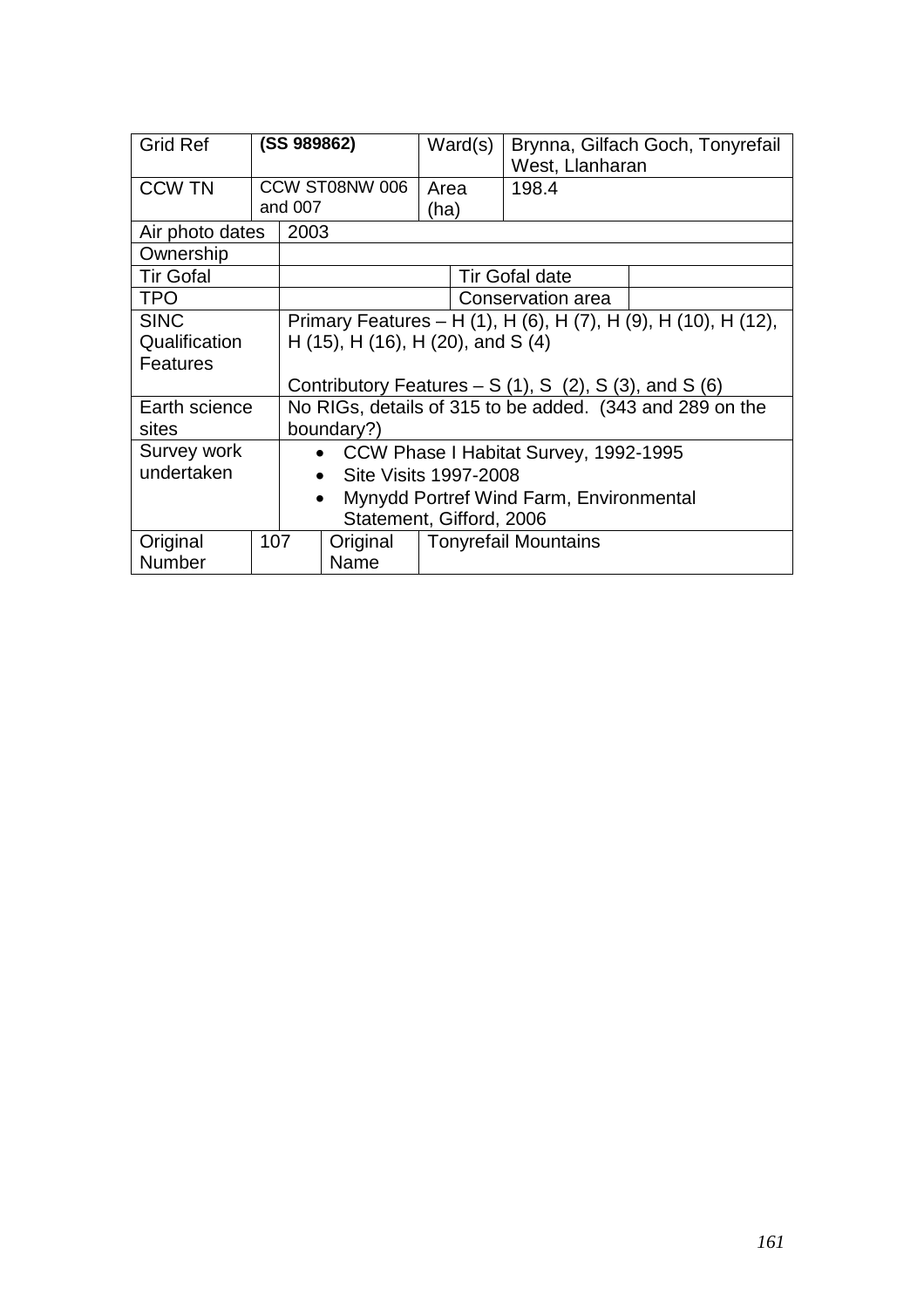| Grid Ref | **(SS 989862)** | Ward(s) | Brynna, Gilfach Goch, Tonyrefail West, Llanharan |
|---|---|---|---|
| CCW TN | CCW ST08NW 006 and 007 | Area (ha) | 198.4 |
| Air photo dates | 2003 | | |
| Ownership | | | |
| Tir Gofal | | Tir Gofal date | |
| TPO | | Conservation area | |
| SINC Qualification Features | Primary Features – H (1), H (6), H (7), H (9), H (10), H (12), H (15), H (16), H (20), and S (4)<br><br>Contributory Features – S (1), S (2), S (3), and S (6) | | |
| Earth science sites | No RIGs, details of 315 to be added. (343 and 289 on the boundary?) | | |
| Survey work undertaken | • CCW Phase I Habitat Survey, 1992-1995<br>• Site Visits 1997-2008<br>• Mynydd Portref Wind Farm, Environmental Statement, Gifford, 2006 | | |
| Original Number | 107 | Original Name | Tonyrefail Mountains |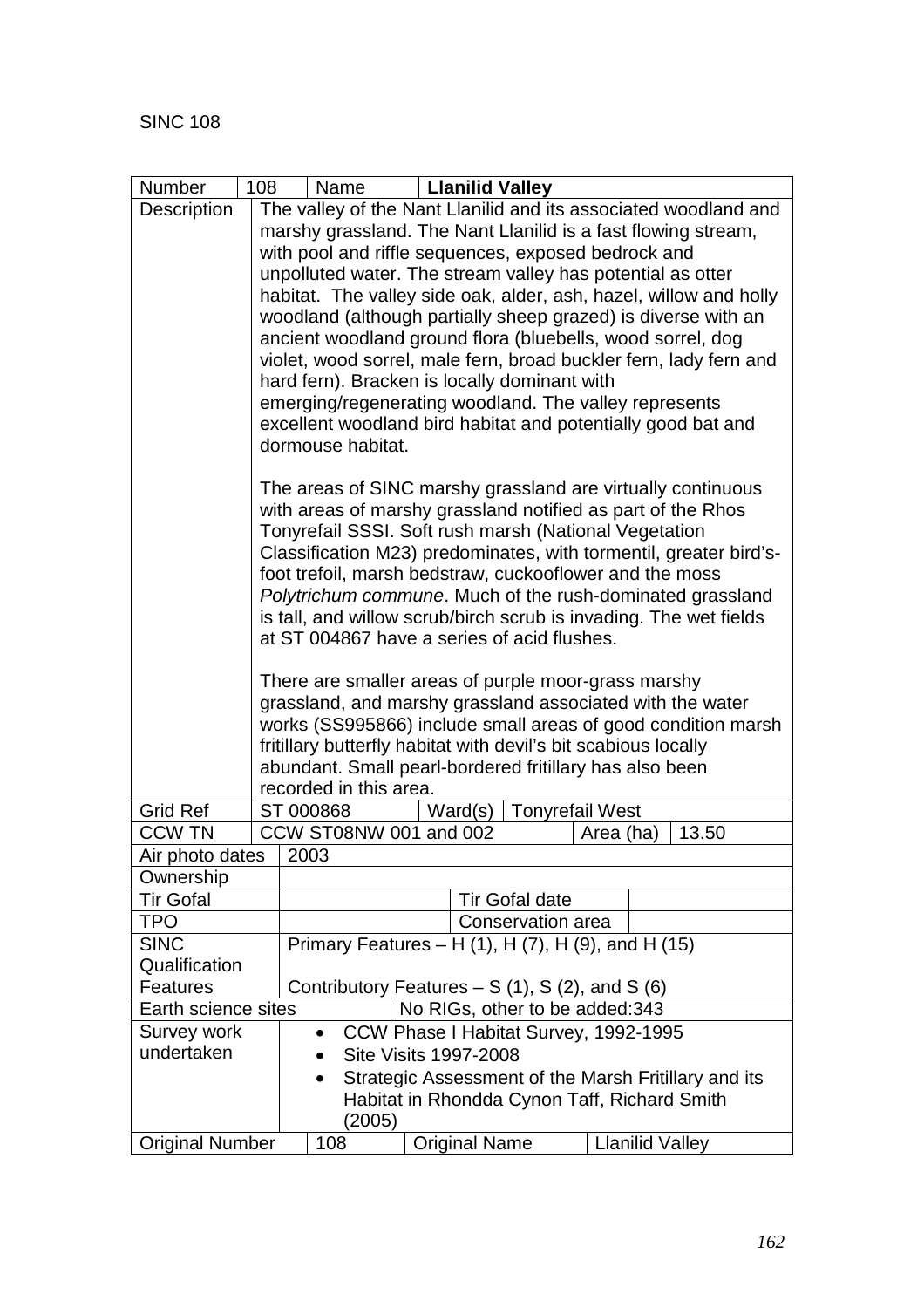SINC 108

| Number | 108 | Name | **Llanilid Valley** |
|---|---|---|---|
| Description | The valley of the Nant Llanilid and its associated woodland and marshy grassland. The Nant Llanilid is a fast flowing stream, with pool and riffle sequences, exposed bedrock and unpolluted water. The stream valley has potential as otter habitat. The valley side oak, alder, ash, hazel, willow and holly woodland (although partially sheep grazed) is diverse with an ancient woodland ground flora (bluebells, wood sorrel, dog violet, wood sorrel, male fern, broad buckler fern, lady fern and hard fern). Bracken is locally dominant with emerging/regenerating woodland. The valley represents excellent woodland bird habitat and potentially good bat and dormouse habitat.<br><br>The areas of SINC marshy grassland are virtually continuous with areas of marshy grassland notified as part of the Rhos Tonyrefail SSSI. Soft rush marsh (National Vegetation Classification M23) predominates, with tormentil, greater bird's-foot trefoil, marsh bedstraw, cuckooflower and the moss *Polytrichum commune*. Much of the rush-dominated grassland is tall, and willow scrub/birch scrub is invading. The wet fields at ST 004867 have a series of acid flushes.<br><br>There are smaller areas of purple moor-grass marshy grassland, and marshy grassland associated with the water works (SS995866) include small areas of good condition marsh fritillary butterfly habitat with devil's bit scabious locally abundant. Small pearl-bordered fritillary has also been recorded in this area. | | |

| Grid Ref | ST 000868 | Ward(s) | Tonyrefail West |
|---|---|---|---|
| CCW TN | CCW ST08NW 001 and 002 | Area (ha) | 13.50 |
| Air photo dates | 2003 | | |
| Ownership | | | |
| Tir Gofal | | Tir Gofal date | |
| TPO | | Conservation area | |
| SINC Qualification Features | Primary Features – H (1), H (7), H (9), and H (15)<br><br>Contributory Features – S (1), S (2), and S (6) | | |
| Earth science sites | No RIGs, other to be added:343 | | |
| Survey work undertaken | • CCW Phase I Habitat Survey, 1992-1995<br>• Site Visits 1997-2008<br>• Strategic Assessment of the Marsh Fritillary and its Habitat in Rhondda Cynon Taff, Richard Smith (2005) | | |
| Original Number | 108 | Original Name | Llanilid Valley |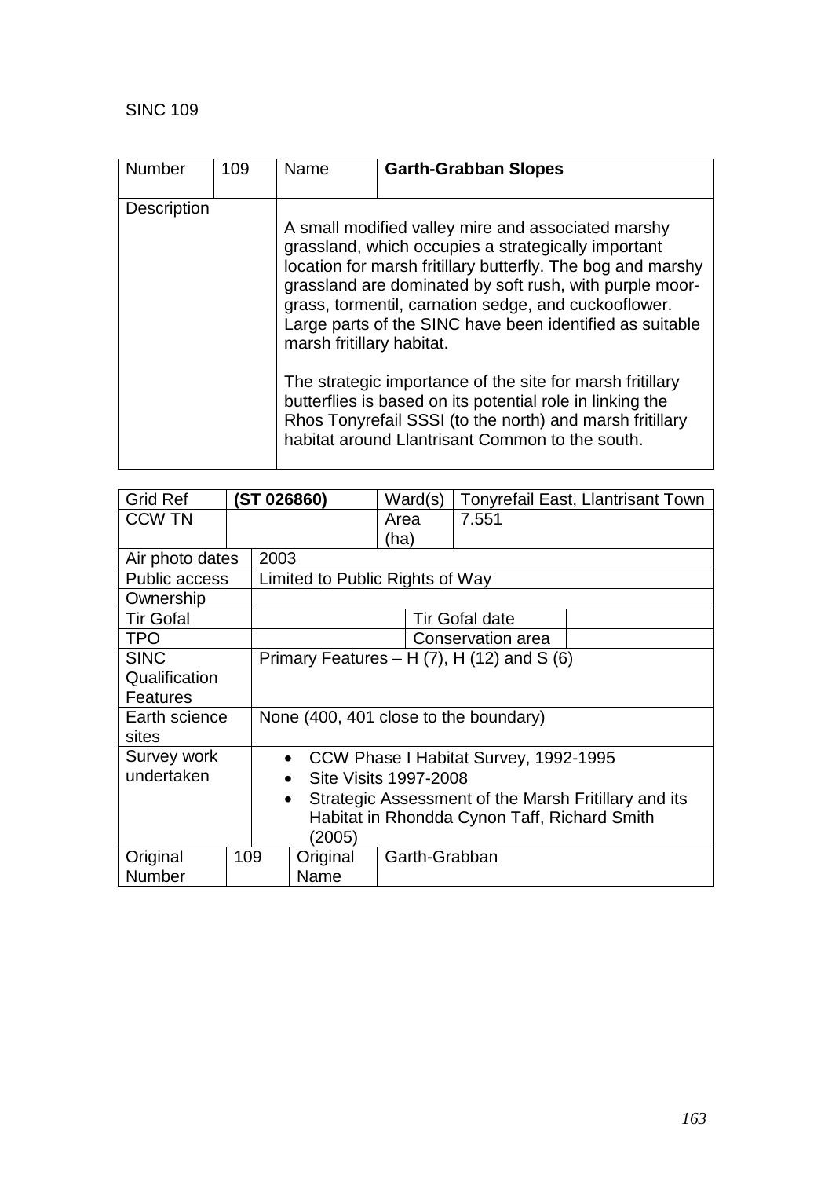SINC 109

| Number | 109 | Name | **Garth-Grabban Slopes** |
|---|---|---|---|
| Description | | A small modified valley mire and associated marshy grassland, which occupies a strategically important location for marsh fritillary butterfly. The bog and marshy grassland are dominated by soft rush, with purple moor-grass, tormentil, carnation sedge, and cuckooflower. Large parts of the SINC have been identified as suitable marsh fritillary habitat.<br><br>The strategic importance of the site for marsh fritillary butterflies is based on its potential role in linking the Rhos Tonyrefail SSSI (to the north) and marsh fritillary habitat around Llantrisant Common to the south. | |

| Grid Ref | **(ST 026860)** | Ward(s) | Tonyrefail East, Llantrisant Town |
|---|---|---|---|
| CCW TN | | Area (ha) | 7.551 |
| Air photo dates | 2003 | | |
| Public access | Limited to Public Rights of Way | | |
| Ownership | | | |
| Tir Gofal | | Tir Gofal date | |
| TPO | | Conservation area | |
| SINC Qualification Features | Primary Features – H (7), H (12) and S (6) | | |
| Earth science sites | None (400, 401 close to the boundary) | | |
| Survey work undertaken | • CCW Phase I Habitat Survey, 1992-1995<br>• Site Visits 1997-2008<br>• Strategic Assessment of the Marsh Fritillary and its Habitat in Rhondda Cynon Taff, Richard Smith (2005) | | |
| Original Number | 109 | Original Name | Garth-Grabban |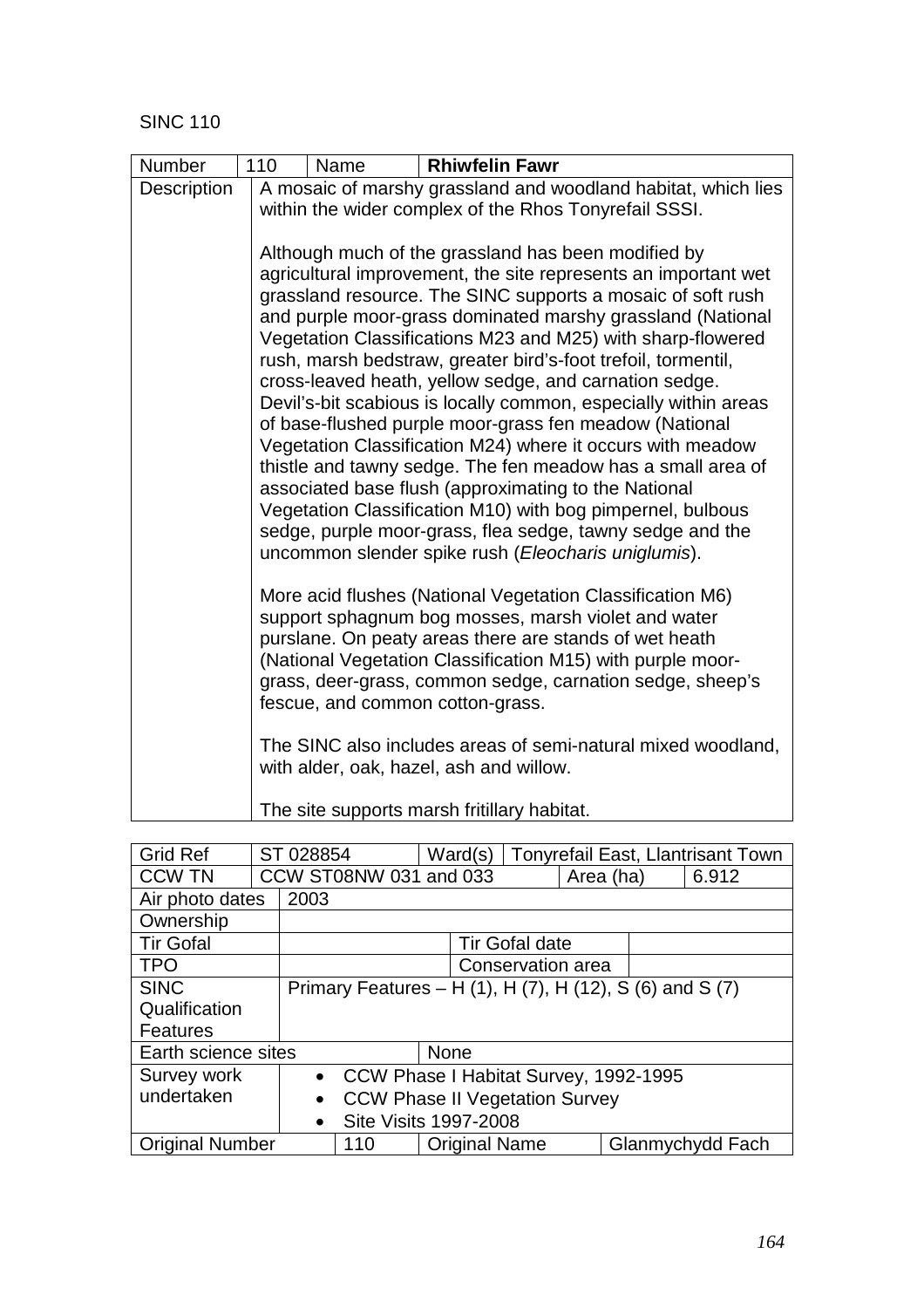SINC 110

| Number | 110 | Name | **Rhiwfelin Fawr** |
|---|---|---|---|
| Description | A mosaic of marshy grassland and woodland habitat, which lies within the wider complex of the Rhos Tonyrefail SSSI.<br><br>Although much of the grassland has been modified by agricultural improvement, the site represents an important wet grassland resource. The SINC supports a mosaic of soft rush and purple moor-grass dominated marshy grassland (National Vegetation Classifications M23 and M25) with sharp-flowered rush, marsh bedstraw, greater bird's-foot trefoil, tormentil, cross-leaved heath, yellow sedge, and carnation sedge. Devil's-bit scabious is locally common, especially within areas of base-flushed purple moor-grass fen meadow (National Vegetation Classification M24) where it occurs with meadow thistle and tawny sedge. The fen meadow has a small area of associated base flush (approximating to the National Vegetation Classification M10) with bog pimpernel, bulbous sedge, purple moor-grass, flea sedge, tawny sedge and the uncommon slender spike rush (*Eleocharis uniglumis*).<br><br>More acid flushes (National Vegetation Classification M6) support sphagnum bog mosses, marsh violet and water purslane. On peaty areas there are stands of wet heath (National Vegetation Classification M15) with purple moor-grass, deer-grass, common sedge, carnation sedge, sheep's fescue, and common cotton-grass.<br><br>The SINC also includes areas of semi-natural mixed woodland, with alder, oak, hazel, ash and willow.<br><br>The site supports marsh fritillary habitat. | | |

| Grid Ref | ST 028854 | Ward(s) | Tonyrefail East, Llantrisant Town |
|---|---|---|---|
| CCW TN | CCW ST08NW 031 and 033 | Area (ha) | 6.912 |
| Air photo dates | 2003 | | |
| Ownership | | | |
| Tir Gofal | | Tir Gofal date | |
| TPO | | Conservation area | |
| SINC Qualification Features | Primary Features – H (1), H (7), H (12), S (6) and S (7) | | |
| Earth science sites | None | | |
| Survey work undertaken | • CCW Phase I Habitat Survey, 1992-1995<br>• CCW Phase II Vegetation Survey<br>• Site Visits 1997-2008 | | |
| Original Number | 110 | Original Name | Glanmychydd Fach |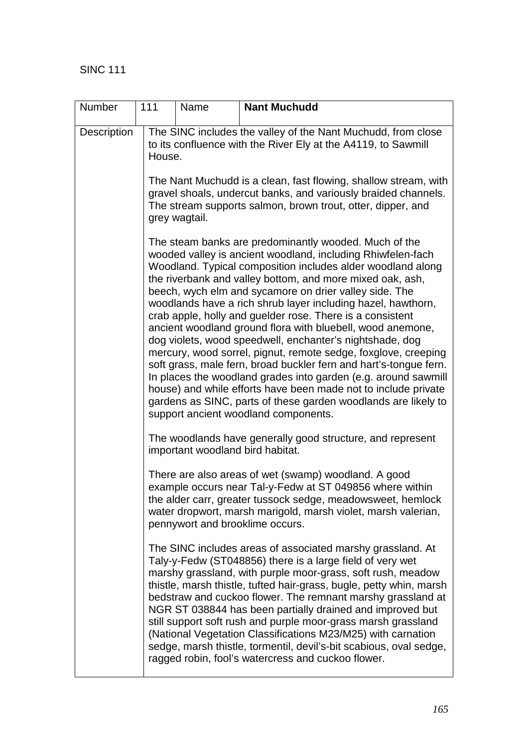SINC 111

| Number | 111 | Name | **Nant Muchudd** |
|---|---|---|---|
| Description | The SINC includes the valley of the Nant Muchudd, from close to its confluence with the River Ely at the A4119, to Sawmill House.<br><br>The Nant Muchudd is a clean, fast flowing, shallow stream, with gravel shoals, undercut banks, and variously braided channels. The stream supports salmon, brown trout, otter, dipper, and grey wagtail.<br><br>The steam banks are predominantly wooded. Much of the wooded valley is ancient woodland, including Rhiwfelen-fach Woodland. Typical composition includes alder woodland along the riverbank and valley bottom, and more mixed oak, ash, beech, wych elm and sycamore on drier valley side. The woodlands have a rich shrub layer including hazel, hawthorn, crab apple, holly and guelder rose. There is a consistent ancient woodland ground flora with bluebell, wood anemone, dog violets, wood speedwell, enchanter's nightshade, dog mercury, wood sorrel, pignut, remote sedge, foxglove, creeping soft grass, male fern, broad buckler fern and hart's-tongue fern. In places the woodland grades into garden (e.g. around sawmill house) and while efforts have been made not to include private gardens as SINC, parts of these garden woodlands are likely to support ancient woodland components.<br><br>The woodlands have generally good structure, and represent important woodland bird habitat.<br><br>There are also areas of wet (swamp) woodland. A good example occurs near Tal-y-Fedw at ST 049856 where within the alder carr, greater tussock sedge, meadowsweet, hemlock water dropwort, marsh marigold, marsh violet, marsh valerian, pennywort and brooklime occurs.<br><br>The SINC includes areas of associated marshy grassland. At Taly-y-Fedw (ST048856) there is a large field of very wet marshy grassland, with purple moor-grass, soft rush, meadow thistle, marsh thistle, tufted hair-grass, bugle, petty whin, marsh bedstraw and cuckoo flower. The remnant marshy grassland at NGR ST 038844 has been partially drained and improved but still support soft rush and purple moor-grass marsh grassland (National Vegetation Classifications M23/M25) with carnation sedge, marsh thistle, tormentil, devil's-bit scabious, oval sedge, ragged robin, fool's watercress and cuckoo flower. | | | |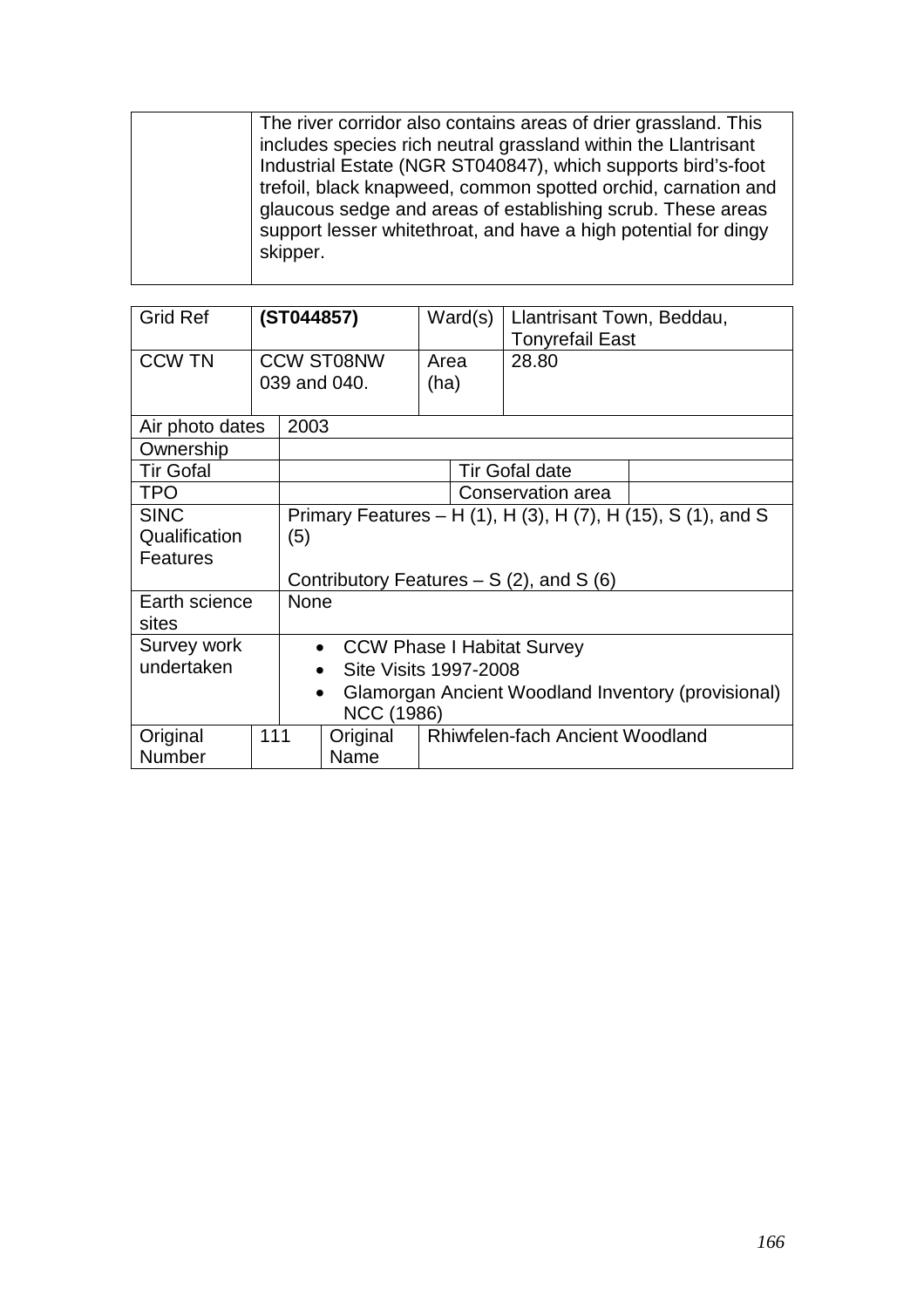| | |
|---|---|
| | The river corridor also contains areas of drier grassland. This includes species rich neutral grassland within the Llantrisant Industrial Estate (NGR ST040847), which supports bird's-foot trefoil, black knapweed, common spotted orchid, carnation and glaucous sedge and areas of establishing scrub. These areas support lesser whitethroat, and have a high potential for dingy skipper. |

| Grid Ref | (ST044857) | | Ward(s) | Llantrisant Town, Beddau, Tonyrefail East | |
|---|---|---|---|---|---|
| CCW TN | CCW ST08NW 039 and 040. | | Area (ha) | 28.80 | |
| Air photo dates | 2003 | | | | |
| Ownership | | | | | |
| Tir Gofal | | | | Tir Gofal date | |
| TPO | | | | Conservation area | |
| SINC Qualification Features | Primary Features – H (1), H (3), H (7), H (15), S (1), and S (5)<br><br>Contributory Features – S (2), and S (6) | | | | |
| Earth science sites | None | | | | |
| Survey work undertaken | • CCW Phase I Habitat Survey<br>• Site Visits 1997-2008<br>• Glamorgan Ancient Woodland Inventory (provisional) NCC (1986) | | | | |
| Original Number | 111 | Original Name | Rhiwfelen-fach Ancient Woodland | | |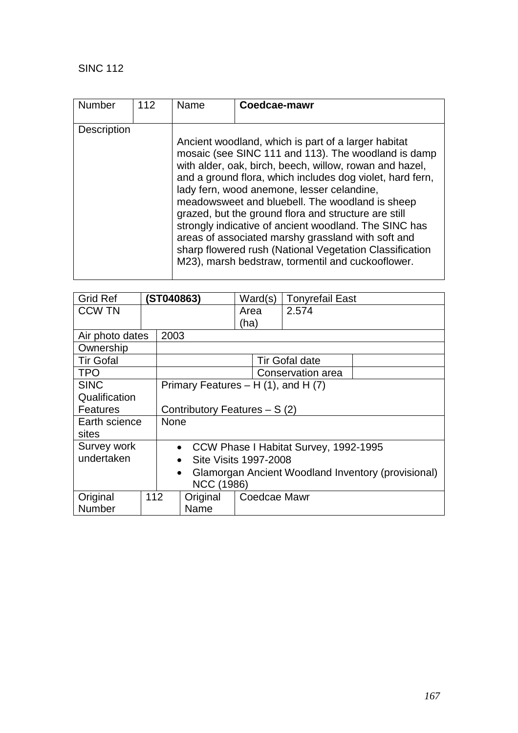SINC 112

| Number | 112 | Name | **Coedcae-mawr** |
|---|---|---|---|
| Description | | Ancient woodland, which is part of a larger habitat mosaic (see SINC 111 and 113). The woodland is damp with alder, oak, birch, beech, willow, rowan and hazel, and a ground flora, which includes dog violet, hard fern, lady fern, wood anemone, lesser celandine, meadowsweet and bluebell. The woodland is sheep grazed, but the ground flora and structure are still strongly indicative of ancient woodland. The SINC has areas of associated marshy grassland with soft and sharp flowered rush (National Vegetation Classification M23), marsh bedstraw, tormentil and cuckooflower. | |

| Grid Ref | **(ST040863)** | Ward(s) | Tonyrefail East |
|---|---|---|---|
| CCW TN | | Area (ha) | 2.574 |
| Air photo dates | 2003 | | |
| Ownership | | | |
| Tir Gofal | | Tir Gofal date | |
| TPO | | Conservation area | |
| SINC Qualification Features | Primary Features – H (1), and H (7)<br><br>Contributory Features – S (2) | | |
| Earth science sites | None | | |
| Survey work undertaken | • CCW Phase I Habitat Survey, 1992-1995<br>• Site Visits 1997-2008<br>• Glamorgan Ancient Woodland Inventory (provisional) NCC (1986) | | |
| Original Number | 112 | Original Name | Coedcae Mawr |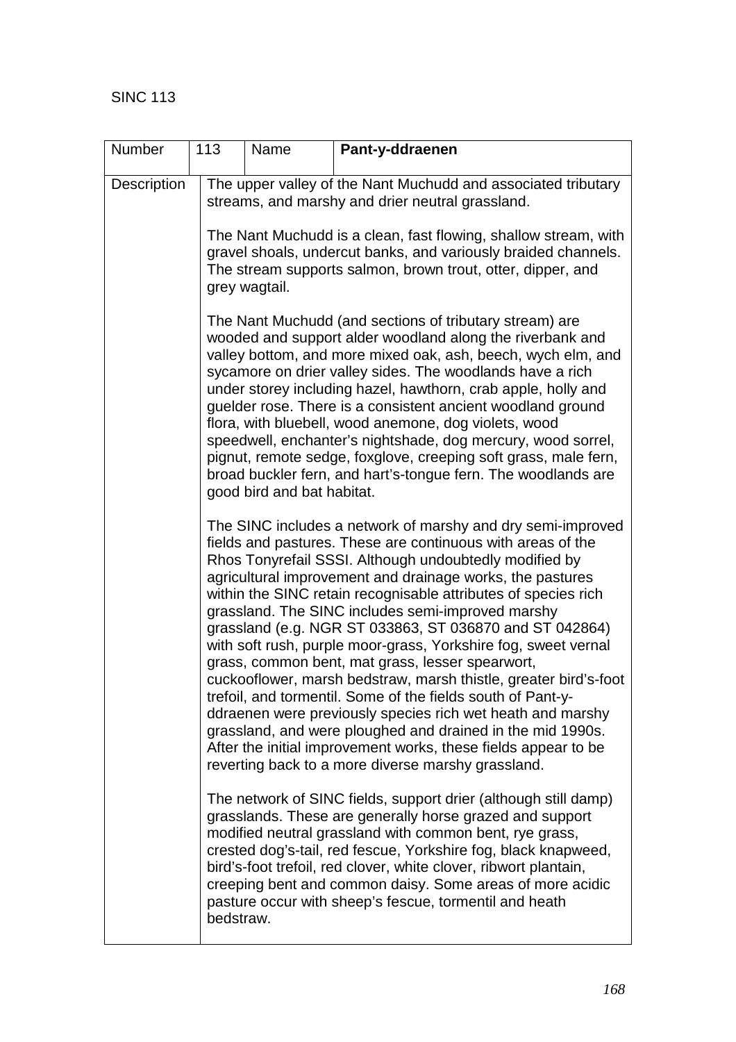SINC 113

| Number | 113 | Name | **Pant-y-ddraenen** |
|---|---|---|---|
| Description | The upper valley of the Nant Muchudd and associated tributary streams, and marshy and drier neutral grassland.<br><br>The Nant Muchudd is a clean, fast flowing, shallow stream, with gravel shoals, undercut banks, and variously braided channels. The stream supports salmon, brown trout, otter, dipper, and grey wagtail.<br><br>The Nant Muchudd (and sections of tributary stream) are wooded and support alder woodland along the riverbank and valley bottom, and more mixed oak, ash, beech, wych elm, and sycamore on drier valley sides. The woodlands have a rich under storey including hazel, hawthorn, crab apple, holly and guelder rose. There is a consistent ancient woodland ground flora, with bluebell, wood anemone, dog violets, wood speedwell, enchanter's nightshade, dog mercury, wood sorrel, pignut, remote sedge, foxglove, creeping soft grass, male fern, broad buckler fern, and hart's-tongue fern. The woodlands are good bird and bat habitat.<br><br>The SINC includes a network of marshy and dry semi-improved fields and pastures. These are continuous with areas of the Rhos Tonyrefail SSSI. Although undoubtedly modified by agricultural improvement and drainage works, the pastures within the SINC retain recognisable attributes of species rich grassland. The SINC includes semi-improved marshy grassland (e.g. NGR ST 033863, ST 036870 and ST 042864) with soft rush, purple moor-grass, Yorkshire fog, sweet vernal grass, common bent, mat grass, lesser spearwort, cuckooflower, marsh bedstraw, marsh thistle, greater bird's-foot trefoil, and tormentil. Some of the fields south of Pant-y-ddraenen were previously species rich wet heath and marshy grassland, and were ploughed and drained in the mid 1990s. After the initial improvement works, these fields appear to be reverting back to a more diverse marshy grassland.<br><br>The network of SINC fields, support drier (although still damp) grasslands. These are generally horse grazed and support modified neutral grassland with common bent, rye grass, crested dog's-tail, red fescue, Yorkshire fog, black knapweed, bird's-foot trefoil, red clover, white clover, ribwort plantain, creeping bent and common daisy. Some areas of more acidic pasture occur with sheep's fescue, tormentil and heath bedstraw. | | |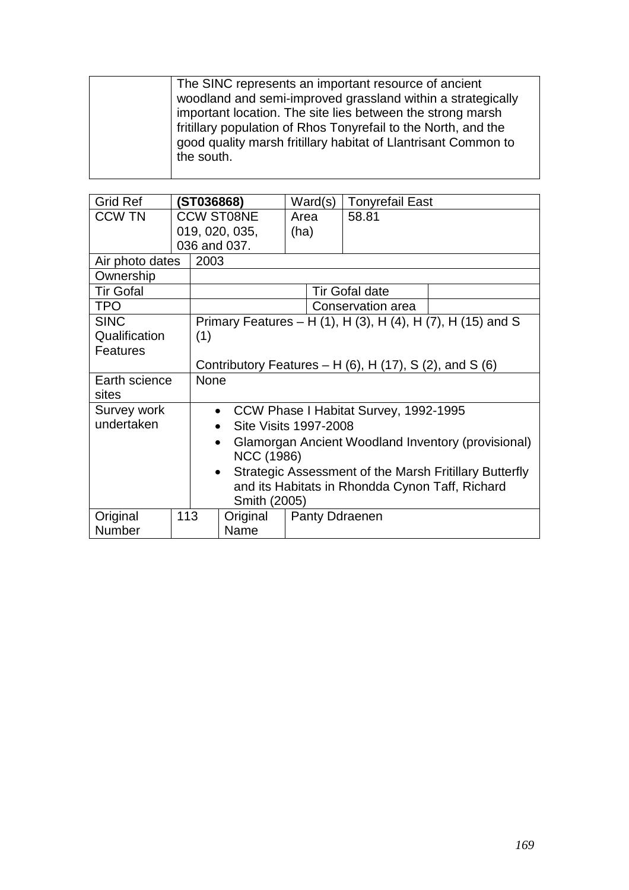| | |
|---|---|
| | The SINC represents an important resource of ancient woodland and semi-improved grassland within a strategically important location. The site lies between the strong marsh fritillary population of Rhos Tonyrefail to the North, and the good quality marsh fritillary habitat of Llantrisant Common to the south. |

| Grid Ref | **(ST036868)** | Ward(s) | Tonyrefail East |
|---|---|---|---|
| CCW TN | CCW ST08NE 019, 020, 035, 036 and 037. | Area (ha) | 58.81 |
| Air photo dates | 2003 | | |
| Ownership | | | |
| Tir Gofal | | Tir Gofal date | |
| TPO | | Conservation area | |
| SINC Qualification Features | Primary Features – H (1), H (3), H (4), H (7), H (15) and S (1)<br><br>Contributory Features – H (6), H (17), S (2), and S (6) | | |
| Earth science sites | None | | |
| Survey work undertaken | • CCW Phase I Habitat Survey, 1992-1995<br>• Site Visits 1997-2008<br>• Glamorgan Ancient Woodland Inventory (provisional) NCC (1986)<br>• Strategic Assessment of the Marsh Fritillary Butterfly and its Habitats in Rhondda Cynon Taff, Richard Smith (2005) | | |
| Original Number | 113 | Original Name | Panty Ddraenen |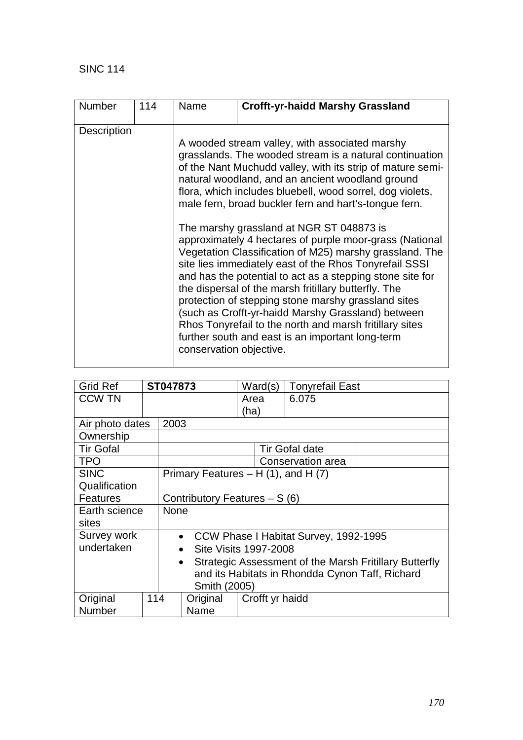SINC 114

| Number | 114 | Name | **Crofft-yr-haidd Marshy Grassland** |
|---|---|---|---|
| Description | | A wooded stream valley, with associated marshy grasslands. The wooded stream is a natural continuation of the Nant Muchudd valley, with its strip of mature semi-natural woodland, and an ancient woodland ground flora, which includes bluebell, wood sorrel, dog violets, male fern, broad buckler fern and hart's-tongue fern.<br><br>The marshy grassland at NGR ST 048873 is approximately 4 hectares of purple moor-grass (National Vegetation Classification of M25) marshy grassland. The site lies immediately east of the Rhos Tonyrefail SSSI and has the potential to act as a stepping stone site for the dispersal of the marsh fritillary butterfly. The protection of stepping stone marshy grassland sites (such as Crofft-yr-haidd Marshy Grassland) between Rhos Tonyrefail to the north and marsh fritillary sites further south and east is an important long-term conservation objective. | |

| Grid Ref | **ST047873** | | Ward(s) | Tonyrefail East | |
|---|---|---|---|---|---|
| CCW TN | | | Area (ha) | 6.075 | |
| Air photo dates | 2003 | | | | |
| Ownership | | | | | |
| Tir Gofal | | | Tir Gofal date | | |
| TPO | | | Conservation area | | |
| SINC Qualification Features | Primary Features – H (1), and H (7)<br><br>Contributory Features – S (6) | | | | |
| Earth science sites | None | | | | |
| Survey work undertaken | • CCW Phase I Habitat Survey, 1992-1995<br>• Site Visits 1997-2008<br>• Strategic Assessment of the Marsh Fritillary Butterfly and its Habitats in Rhondda Cynon Taff, Richard Smith (2005) | | | | |
| Original Number | 114 | Original Name | Crofft yr haidd | | |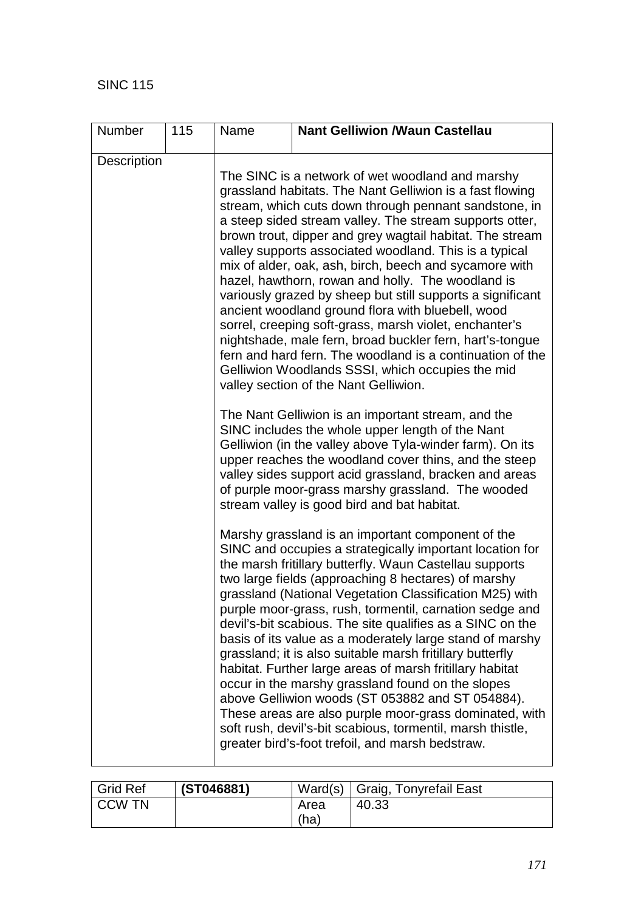SINC 115

| Number | 115 | Name | **Nant Gelliwion /Waun Castellau** |
|---|---|---|---|
| Description | | The SINC is a network of wet woodland and marshy grassland habitats. The Nant Gelliwion is a fast flowing stream, which cuts down through pennant sandstone, in a steep sided stream valley. The stream supports otter, brown trout, dipper and grey wagtail habitat. The stream valley supports associated woodland. This is a typical mix of alder, oak, ash, birch, beech and sycamore with hazel, hawthorn, rowan and holly. The woodland is variously grazed by sheep but still supports a significant ancient woodland ground flora with bluebell, wood sorrel, creeping soft-grass, marsh violet, enchanter's nightshade, male fern, broad buckler fern, hart's-tongue fern and hard fern. The woodland is a continuation of the Gelliwion Woodlands SSSI, which occupies the mid valley section of the Nant Gelliwion.<br><br>The Nant Gelliwion is an important stream, and the SINC includes the whole upper length of the Nant Gelliwion (in the valley above Tyla-winder farm). On its upper reaches the woodland cover thins, and the steep valley sides support acid grassland, bracken and areas of purple moor-grass marshy grassland. The wooded stream valley is good bird and bat habitat.<br><br>Marshy grassland is an important component of the SINC and occupies a strategically important location for the marsh fritillary butterfly. Waun Castellau supports two large fields (approaching 8 hectares) of marshy grassland (National Vegetation Classification M25) with purple moor-grass, rush, tormentil, carnation sedge and devil's-bit scabious. The site qualifies as a SINC on the basis of its value as a moderately large stand of marshy grassland; it is also suitable marsh fritillary butterfly habitat. Further large areas of marsh fritillary habitat occur in the marshy grassland found on the slopes above Gelliwion woods (ST 053882 and ST 054884). These areas are also purple moor-grass dominated, with soft rush, devil's-bit scabious, tormentil, marsh thistle, greater bird's-foot trefoil, and marsh bedstraw. | |

| Grid Ref | **(ST046881)** | Ward(s) | Graig, Tonyrefail East |
|---|---|---|---|
| CCW TN | | Area (ha) | 40.33 |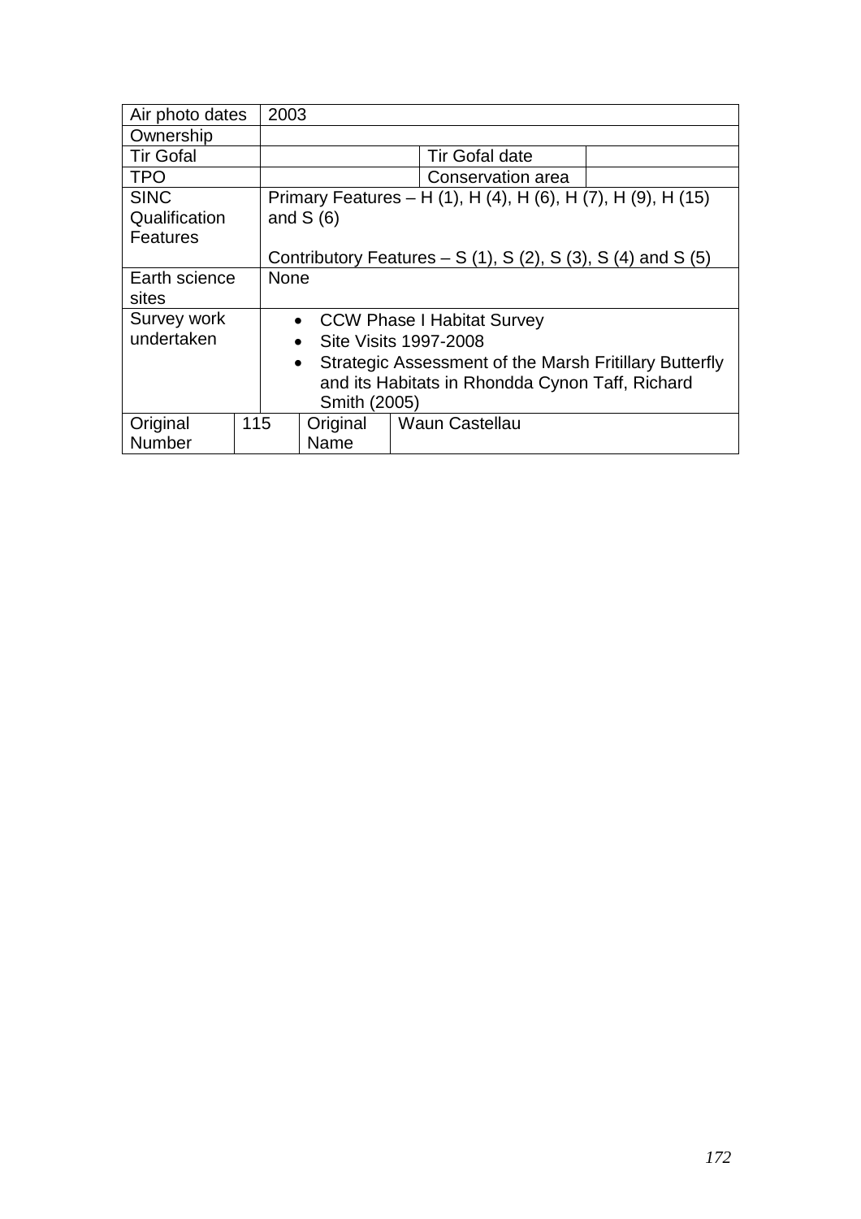| Air photo dates | 2003 | | |
|---|---|---|---|
| Ownership | | | |
| Tir Gofal | | Tir Gofal date | |
| TPO | | Conservation area | |
| SINC Qualification Features | Primary Features – H (1), H (4), H (6), H (7), H (9), H (15) and S (6)<br><br>Contributory Features – S (1), S (2), S (3), S (4) and S (5) | | |
| Earth science sites | None | | |
| Survey work undertaken | • CCW Phase I Habitat Survey<br>• Site Visits 1997-2008<br>• Strategic Assessment of the Marsh Fritillary Butterfly and its Habitats in Rhondda Cynon Taff, Richard Smith (2005) | | |

| Original Number | 115 | Original Name | Waun Castellau |
|---|---|---|---|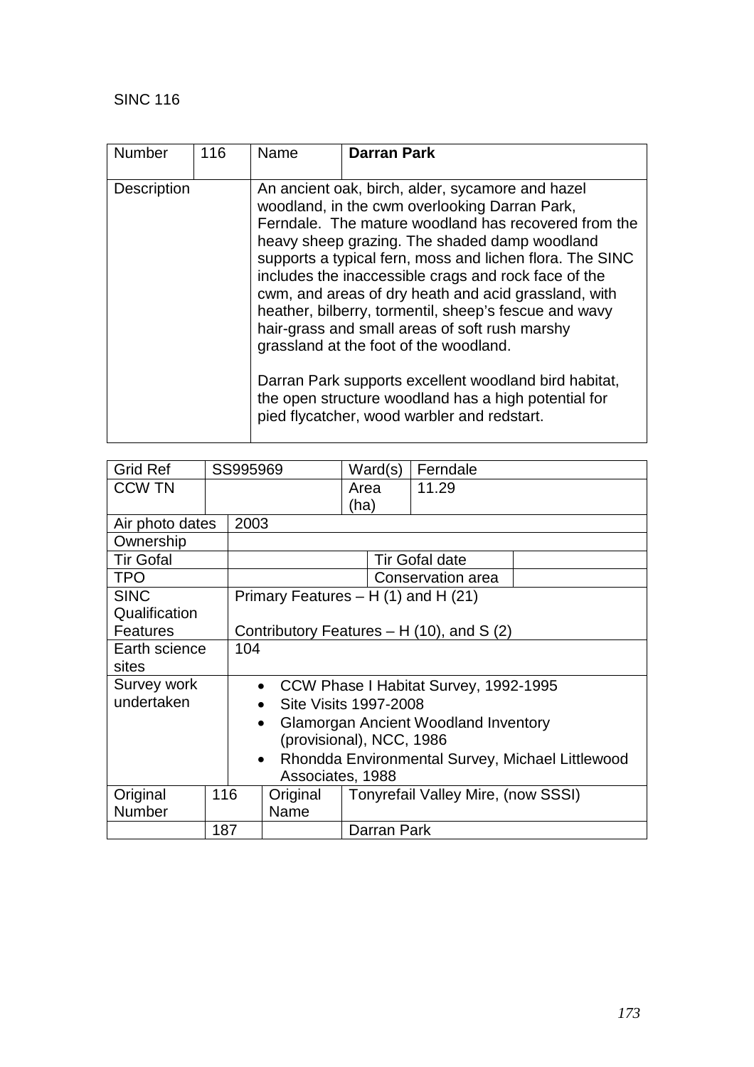SINC 116

| Number | 116 | Name | **Darran Park** |
|---|---|---|---|
| Description | | An ancient oak, birch, alder, sycamore and hazel woodland, in the cwm overlooking Darran Park, Ferndale. The mature woodland has recovered from the heavy sheep grazing. The shaded damp woodland supports a typical fern, moss and lichen flora. The SINC includes the inaccessible crags and rock face of the cwm, and areas of dry heath and acid grassland, with heather, bilberry, tormentil, sheep's fescue and wavy hair-grass and small areas of soft rush marshy grassland at the foot of the woodland.<br><br>Darran Park supports excellent woodland bird habitat, the open structure woodland has a high potential for pied flycatcher, wood warbler and redstart. | |

| Grid Ref | SS995969 | | Ward(s) | Ferndale |
|---|---|---|---|---|
| CCW TN | | | Area (ha) | 11.29 |
| Air photo dates | 2003 | | | |
| Ownership | | | | |
| Tir Gofal | | | Tir Gofal date | |
| TPO | | | Conservation area | |
| SINC Qualification Features | Primary Features – H (1) and H (21)<br><br>Contributory Features – H (10), and S (2) | | | |
| Earth science sites | 104 | | | |
| Survey work undertaken | • CCW Phase I Habitat Survey, 1992-1995<br>• Site Visits 1997-2008<br>• Glamorgan Ancient Woodland Inventory (provisional), NCC, 1986<br>• Rhondda Environmental Survey, Michael Littlewood Associates, 1988 | | | |
| Original Number | 116 | Original Name | Tonyrefail Valley Mire, (now SSSI) | |
| | 187 | | Darran Park | |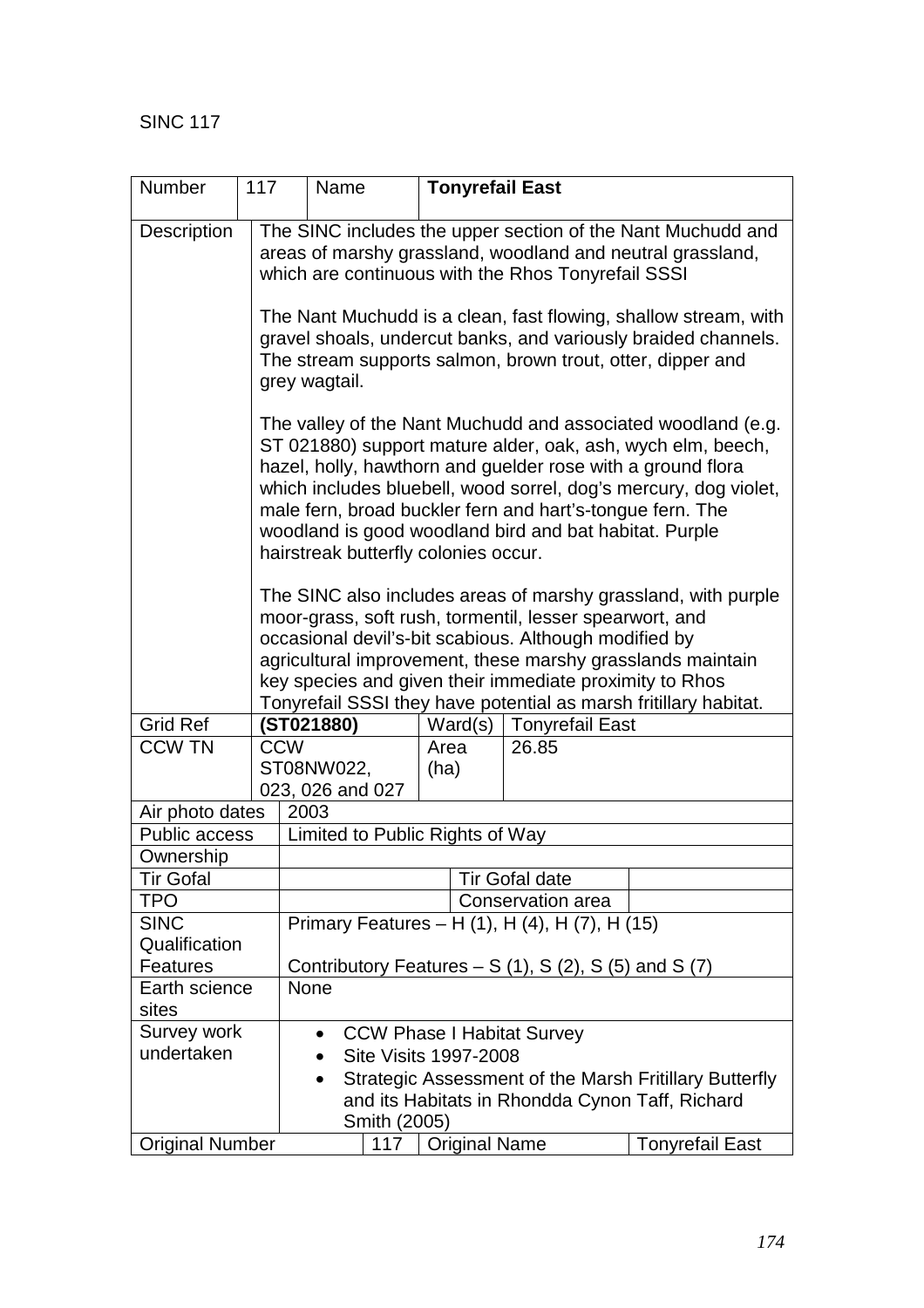SINC 117

| Number | 117 | Name | **Tonyrefail East** | | |
|---|---|---|---|---|---|
| Description | The SINC includes the upper section of the Nant Muchudd and areas of marshy grassland, woodland and neutral grassland, which are continuous with the Rhos Tonyrefail SSSI<br><br>The Nant Muchudd is a clean, fast flowing, shallow stream, with gravel shoals, undercut banks, and variously braided channels. The stream supports salmon, brown trout, otter, dipper and grey wagtail.<br><br>The valley of the Nant Muchudd and associated woodland (e.g. ST 021880) support mature alder, oak, ash, wych elm, beech, hazel, holly, hawthorn and guelder rose with a ground flora which includes bluebell, wood sorrel, dog's mercury, dog violet, male fern, broad buckler fern and hart's-tongue fern. The woodland is good woodland bird and bat habitat. Purple hairstreak butterfly colonies occur.<br><br>The SINC also includes areas of marshy grassland, with purple moor-grass, soft rush, tormentil, lesser spearwort, and occasional devil's-bit scabious. Although modified by agricultural improvement, these marshy grasslands maintain key species and given their immediate proximity to Rhos Tonyrefail SSSI they have potential as marsh fritillary habitat. | | | | |
| Grid Ref | **(ST021880)** | | Ward(s) | Tonyrefail East | |
| CCW TN | CCW ST08NW022, 023, 026 and 027 | | Area (ha) | 26.85 | |
| Air photo dates | 2003 | | | | |
| Public access | Limited to Public Rights of Way | | | | |
| Ownership | | | | | |
| Tir Gofal | | | Tir Gofal date | | |
| TPO | | | Conservation area | | |
| SINC Qualification Features | Primary Features – H (1), H (4), H (7), H (15)<br><br>Contributory Features – S (1), S (2), S (5) and S (7) | | | | |
| Earth science sites | None | | | | |
| Survey work undertaken | • CCW Phase I Habitat Survey<br>• Site Visits 1997-2008<br>• Strategic Assessment of the Marsh Fritillary Butterfly and its Habitats in Rhondda Cynon Taff, Richard Smith (2005) | | | | |
| Original Number | 117 | | Original Name | | Tonyrefail East |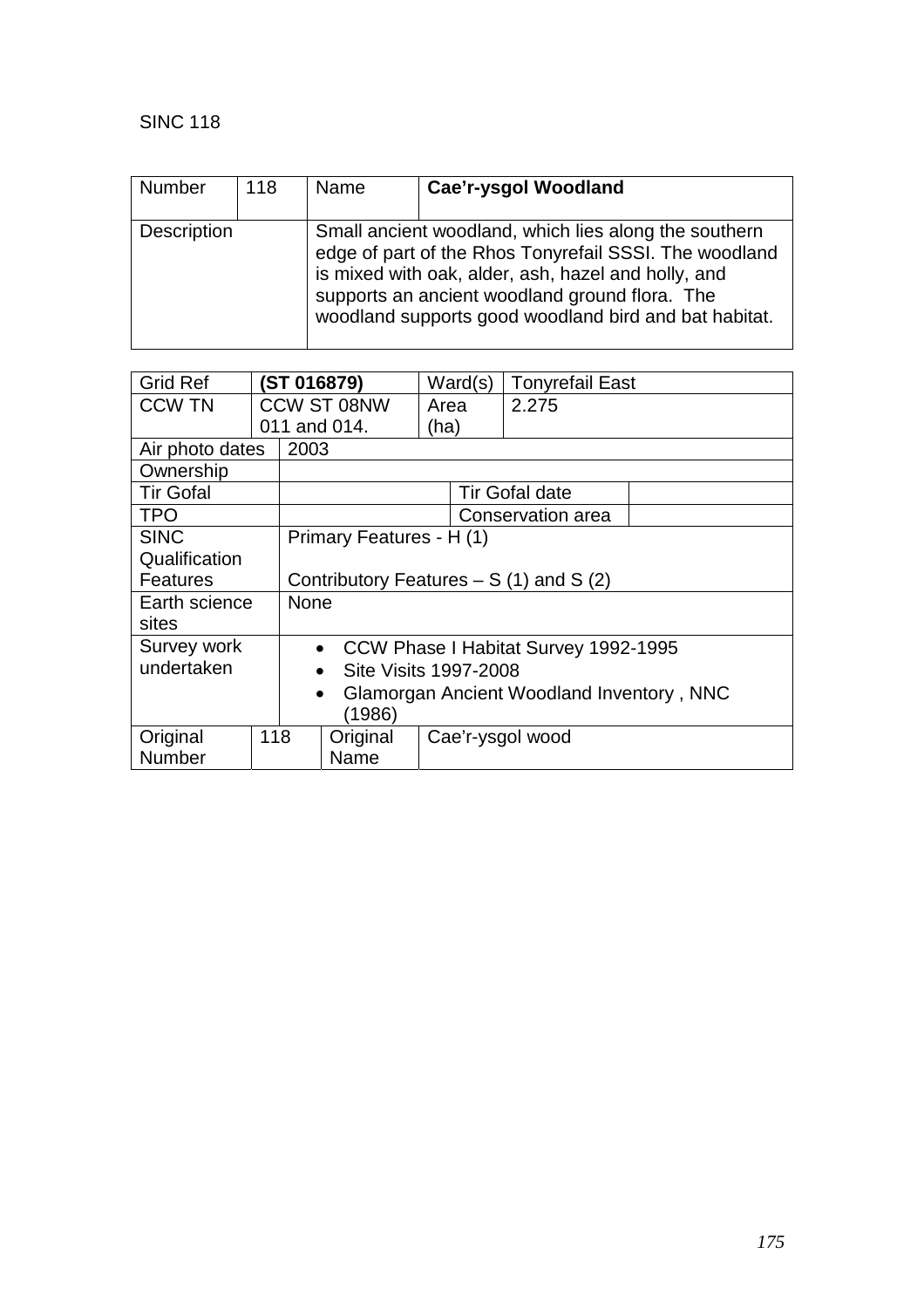SINC 118

| Number | 118 | Name | **Cae'r-ysgol Woodland** |
|---|---|---|---|
| Description | | Small ancient woodland, which lies along the southern edge of part of the Rhos Tonyrefail SSSI. The woodland is mixed with oak, alder, ash, hazel and holly, and supports an ancient woodland ground flora. The woodland supports good woodland bird and bat habitat. | |

| Grid Ref | **(ST 016879)** | Ward(s) | Tonyrefail East | |
|---|---|---|---|---|
| CCW TN | CCW ST 08NW 011 and 014. | Area (ha) | 2.275 | |
| Air photo dates | 2003 | | | |
| Ownership | | | | |
| Tir Gofal | | Tir Gofal date | | |
| TPO | | Conservation area | | |
| SINC Qualification Features | Primary Features - H (1)<br><br>Contributory Features – S (1) and S (2) | | | |
| Earth science sites | None | | | |
| Survey work undertaken | • CCW Phase I Habitat Survey 1992-1995<br>• Site Visits 1997-2008<br>• Glamorgan Ancient Woodland Inventory , NNC (1986) | | | |
| Original Number | 118 | Original Name | Cae'r-ysgol wood | |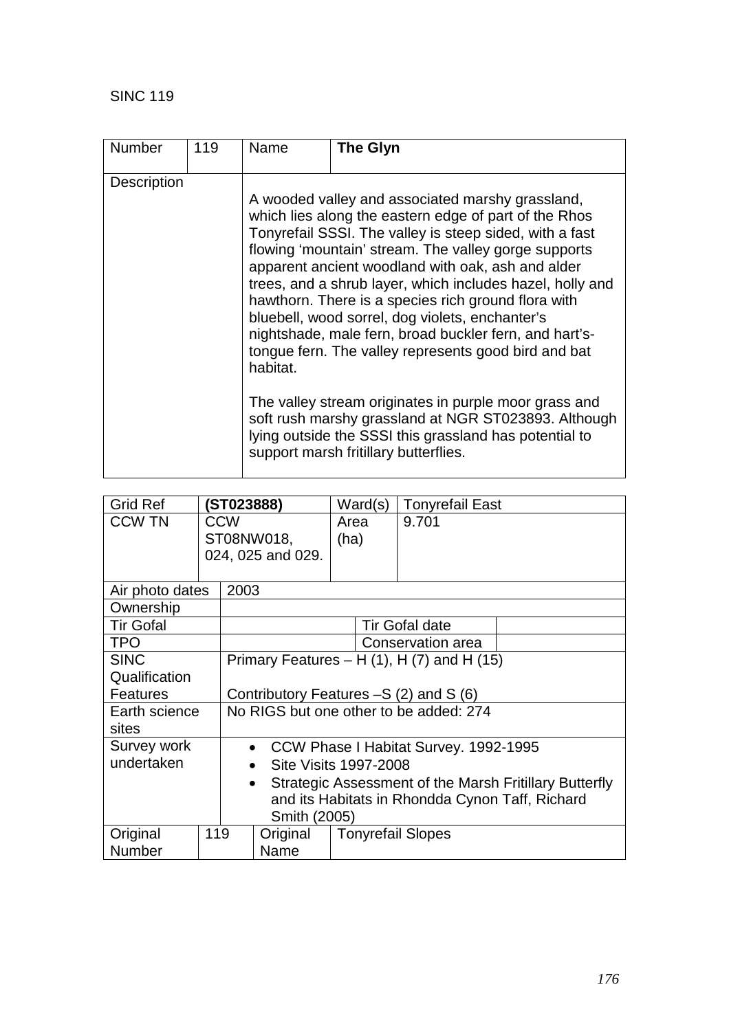SINC 119

| Number | 119 | Name | **The Glyn** |
|---|---|---|---|
| Description | | A wooded valley and associated marshy grassland, which lies along the eastern edge of part of the Rhos Tonyrefail SSSI. The valley is steep sided, with a fast flowing 'mountain' stream. The valley gorge supports apparent ancient woodland with oak, ash and alder trees, and a shrub layer, which includes hazel, holly and hawthorn. There is a species rich ground flora with bluebell, wood sorrel, dog violets, enchanter's nightshade, male fern, broad buckler fern, and hart's-tongue fern. The valley represents good bird and bat habitat.<br><br>The valley stream originates in purple moor grass and soft rush marshy grassland at NGR ST023893. Although lying outside the SSSI this grassland has potential to support marsh fritillary butterflies. | |

| Grid Ref | **(ST023888)** | Ward(s) | Tonyrefail East |
|---|---|---|---|
| CCW TN | CCW ST08NW018, 024, 025 and 029. | Area (ha) | 9.701 |

| | | | |
|---|---|---|---|
| Air photo dates | 2003 | | |
| Ownership | | | |
| Tir Gofal | | Tir Gofal date | |
| TPO | | Conservation area | |
| SINC Qualification Features | Primary Features – H (1), H (7) and H (15)<br><br>Contributory Features –S (2) and S (6) | | |
| Earth science sites | No RIGS but one other to be added: 274 | | |
| Survey work undertaken | • CCW Phase I Habitat Survey. 1992-1995<br>• Site Visits 1997-2008<br>• Strategic Assessment of the Marsh Fritillary Butterfly and its Habitats in Rhondda Cynon Taff, Richard Smith (2005) | | |

| Original Number | 119 | Original Name | Tonyrefail Slopes |
|---|---|---|---|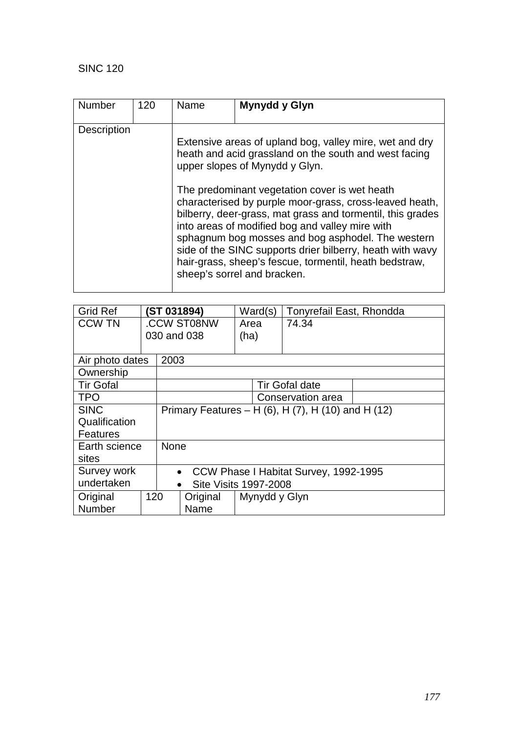SINC 120

| Number | 120 | Name | **Mynydd y Glyn** |
|---|---|---|---|
| Description | | Extensive areas of upland bog, valley mire, wet and dry heath and acid grassland on the south and west facing upper slopes of Mynydd y Glyn.<br><br>The predominant vegetation cover is wet heath characterised by purple moor-grass, cross-leaved heath, bilberry, deer-grass, mat grass and tormentil, this grades into areas of modified bog and valley mire with sphagnum bog mosses and bog asphodel. The western side of the SINC supports drier bilberry, heath with wavy hair-grass, sheep's fescue, tormentil, heath bedstraw, sheep's sorrel and bracken. | |

| Grid Ref | **(ST 031894)** | | Ward(s) | Tonyrefail East, Rhondda | |
|---|---|---|---|---|---|
| CCW TN | .CCW ST08NW 030 and 038 | | Area (ha) | 74.34 | |
| Air photo dates | 2003 | | | | |
| Ownership | | | | | |
| Tir Gofal | | | | Tir Gofal date | |
| TPO | | | | Conservation area | |
| SINC Qualification Features | Primary Features – H (6), H (7), H (10) and H (12) | | | | |
| Earth science sites | None | | | | |
| Survey work undertaken | • CCW Phase I Habitat Survey, 1992-1995<br>• Site Visits 1997-2008 | | | | |
| Original Number | 120 | Original Name | Mynydd y Glyn | | |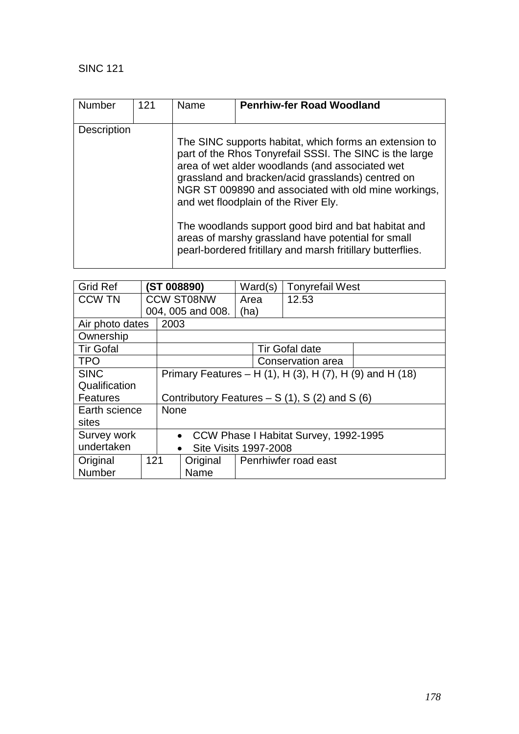SINC 121

| Number | 121 | Name | **Penrhiw-fer Road Woodland** |
|---|---|---|---|
| Description | | The SINC supports habitat, which forms an extension to part of the Rhos Tonyrefail SSSI. The SINC is the large area of wet alder woodlands (and associated wet grassland and bracken/acid grasslands) centred on NGR ST 009890 and associated with old mine workings, and wet floodplain of the River Ely.<br><br>The woodlands support good bird and bat habitat and areas of marshy grassland have potential for small pearl-bordered fritillary and marsh fritillary butterflies. | |

| Grid Ref | **(ST 008890)** | Ward(s) | Tonyrefail West |
|---|---|---|---|
| CCW TN | CCW ST08NW 004, 005 and 008. | Area (ha) | 12.53 |
| Air photo dates | 2003 | | |
| Ownership | | | |
| Tir Gofal | | Tir Gofal date | |
| TPO | | Conservation area | |
| SINC Qualification Features | Primary Features – H (1), H (3), H (7), H (9) and H (18)<br><br>Contributory Features – S (1), S (2) and S (6) | | |
| Earth science sites | None | | |
| Survey work undertaken | • CCW Phase I Habitat Survey, 1992-1995<br>• Site Visits 1997-2008 | | |
| Original Number | 121 | Original Name | Penrhiwfer road east |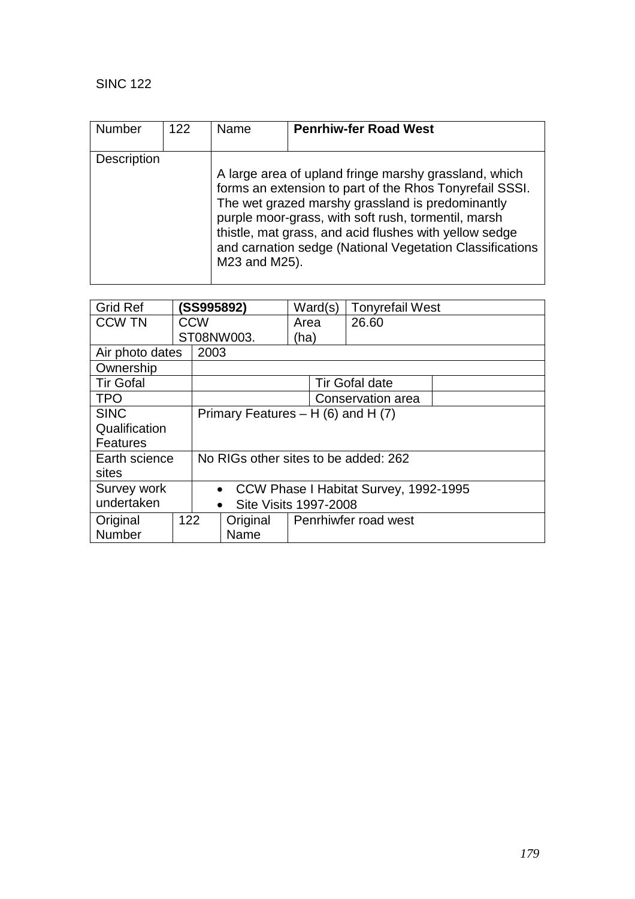SINC 122

| Number | 122 | Name | **Penrhiw-fer Road West** |
| --- | --- | --- | --- |
| Description | | A large area of upland fringe marshy grassland, which forms an extension to part of the Rhos Tonyrefail SSSI. The wet grazed marshy grassland is predominantly purple moor-grass, with soft rush, tormentil, marsh thistle, mat grass, and acid flushes with yellow sedge and carnation sedge (National Vegetation Classifications M23 and M25). | |

| Grid Ref | **(SS995892)** | Ward(s) | Tonyrefail West |
| --- | --- | --- | --- |
| CCW TN | CCW ST08NW003. | Area (ha) | 26.60 |
| Air photo dates | 2003 | | |
| Ownership | | | |
| Tir Gofal | | Tir Gofal date | |
| TPO | | Conservation area | |
| SINC Qualification Features | Primary Features – H (6) and H (7) | | |
| Earth science sites | No RIGs other sites to be added: 262 | | |
| Survey work undertaken | • CCW Phase I Habitat Survey, 1992-1995<br>• Site Visits 1997-2008 | | |
| Original Number | 122 | Original Name | Penrhiwfer road west |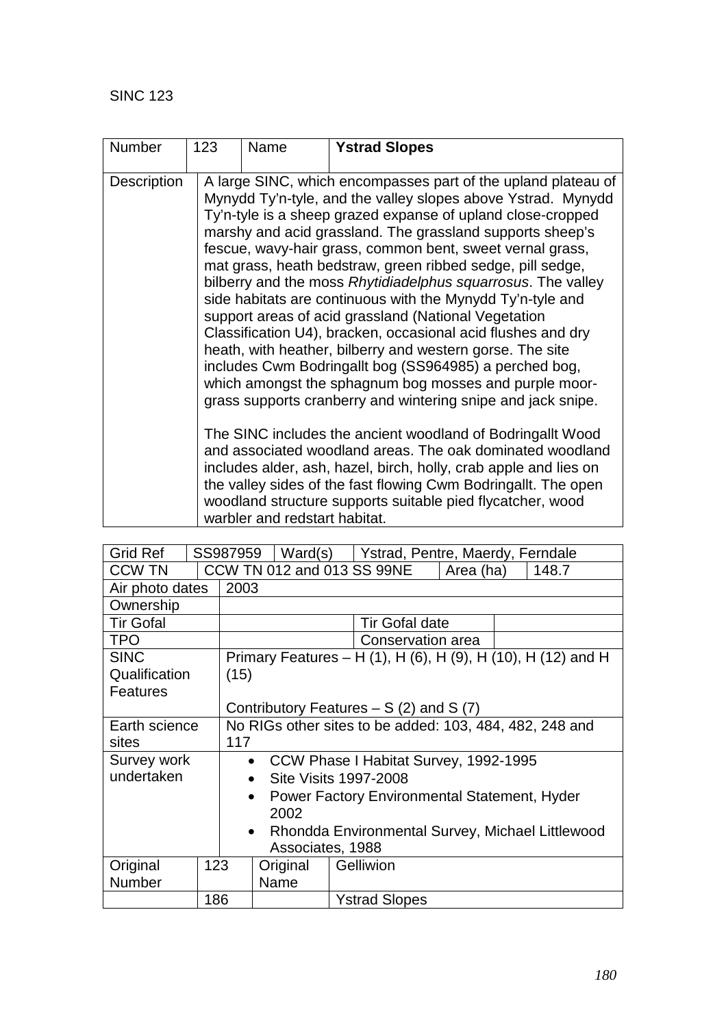SINC 123

| Number | 123 | Name | **Ystrad Slopes** |
|---|---|---|---|
| Description | A large SINC, which encompasses part of the upland plateau of Mynydd Ty'n-tyle, and the valley slopes above Ystrad. Mynydd Ty'n-tyle is a sheep grazed expanse of upland close-cropped marshy and acid grassland. The grassland supports sheep's fescue, wavy-hair grass, common bent, sweet vernal grass, mat grass, heath bedstraw, green ribbed sedge, pill sedge, bilberry and the moss *Rhytidiadelphus squarrosus*. The valley side habitats are continuous with the Mynydd Ty'n-tyle and support areas of acid grassland (National Vegetation Classification U4), bracken, occasional acid flushes and dry heath, with heather, bilberry and western gorse. The site includes Cwm Bodringallt bog (SS964985) a perched bog, which amongst the sphagnum bog mosses and purple moor-grass supports cranberry and wintering snipe and jack snipe.<br><br>The SINC includes the ancient woodland of Bodringallt Wood and associated woodland areas. The oak dominated woodland includes alder, ash, hazel, birch, holly, crab apple and lies on the valley sides of the fast flowing Cwm Bodringallt. The open woodland structure supports suitable pied flycatcher, wood warbler and redstart habitat. | | |

| Grid Ref | SS987959 | Ward(s) | Ystrad, Pentre, Maerdy, Ferndale | | |
|---|---|---|---|---|---|
| CCW TN | CCW TN 012 and 013 SS 99NE | | | Area (ha) | 148.7 |
| Air photo dates | 2003 | | | | |
| Ownership | | | | | |
| Tir Gofal | | | Tir Gofal date | | |
| TPO | | | Conservation area | | |
| SINC Qualification Features | Primary Features – H (1), H (6), H (9), H (10), H (12) and H (15)<br><br>Contributory Features – S (2) and S (7) | | | | |
| Earth science sites | No RIGs other sites to be added: 103, 484, 482, 248 and 117 | | | | |
| Survey work undertaken | • CCW Phase I Habitat Survey, 1992-1995<br>• Site Visits 1997-2008<br>• Power Factory Environmental Statement, Hyder 2002<br>• Rhondda Environmental Survey, Michael Littlewood Associates, 1988 | | | | |
| Original Number | 123 | Original Name | Gelliwion | | |
| | 186 | | Ystrad Slopes | | |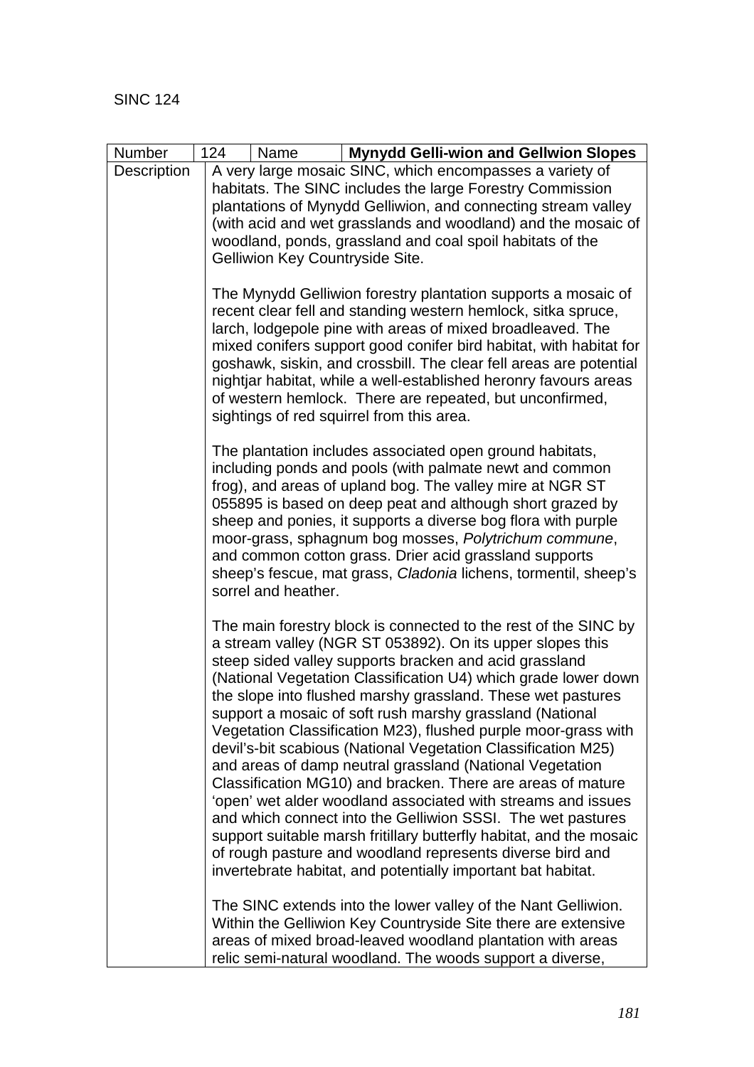SINC 124

| Number | 124 | Name | **Mynydd Gelli-wion and Gellwion Slopes** |
|---|---|---|---|
| Description | A very large mosaic SINC, which encompasses a variety of habitats. The SINC includes the large Forestry Commission plantations of Mynydd Gelliwion, and connecting stream valley (with acid and wet grasslands and woodland) and the mosaic of woodland, ponds, grassland and coal spoil habitats of the Gelliwion Key Countryside Site.<br><br>The Mynydd Gelliwion forestry plantation supports a mosaic of recent clear fell and standing western hemlock, sitka spruce, larch, lodgepole pine with areas of mixed broadleaved. The mixed conifers support good conifer bird habitat, with habitat for goshawk, siskin, and crossbill. The clear fell areas are potential nightjar habitat, while a well-established heronry favours areas of western hemlock. There are repeated, but unconfirmed, sightings of red squirrel from this area.<br><br>The plantation includes associated open ground habitats, including ponds and pools (with palmate newt and common frog), and areas of upland bog. The valley mire at NGR ST 055895 is based on deep peat and although short grazed by sheep and ponies, it supports a diverse bog flora with purple moor-grass, sphagnum bog mosses, *Polytrichum commune*, and common cotton grass. Drier acid grassland supports sheep's fescue, mat grass, *Cladonia* lichens, tormentil, sheep's sorrel and heather.<br><br>The main forestry block is connected to the rest of the SINC by a stream valley (NGR ST 053892). On its upper slopes this steep sided valley supports bracken and acid grassland (National Vegetation Classification U4) which grade lower down the slope into flushed marshy grassland. These wet pastures support a mosaic of soft rush marshy grassland (National Vegetation Classification M23), flushed purple moor-grass with devil's-bit scabious (National Vegetation Classification M25) and areas of damp neutral grassland (National Vegetation Classification MG10) and bracken. There are areas of mature 'open' wet alder woodland associated with streams and issues and which connect into the Gelliwion SSSI. The wet pastures support suitable marsh fritillary butterfly habitat, and the mosaic of rough pasture and woodland represents diverse bird and invertebrate habitat, and potentially important bat habitat.<br><br>The SINC extends into the lower valley of the Nant Gelliwion. Within the Gelliwion Key Countryside Site there are extensive areas of mixed broad-leaved woodland plantation with areas relic semi-natural woodland. The woods support a diverse, | | | |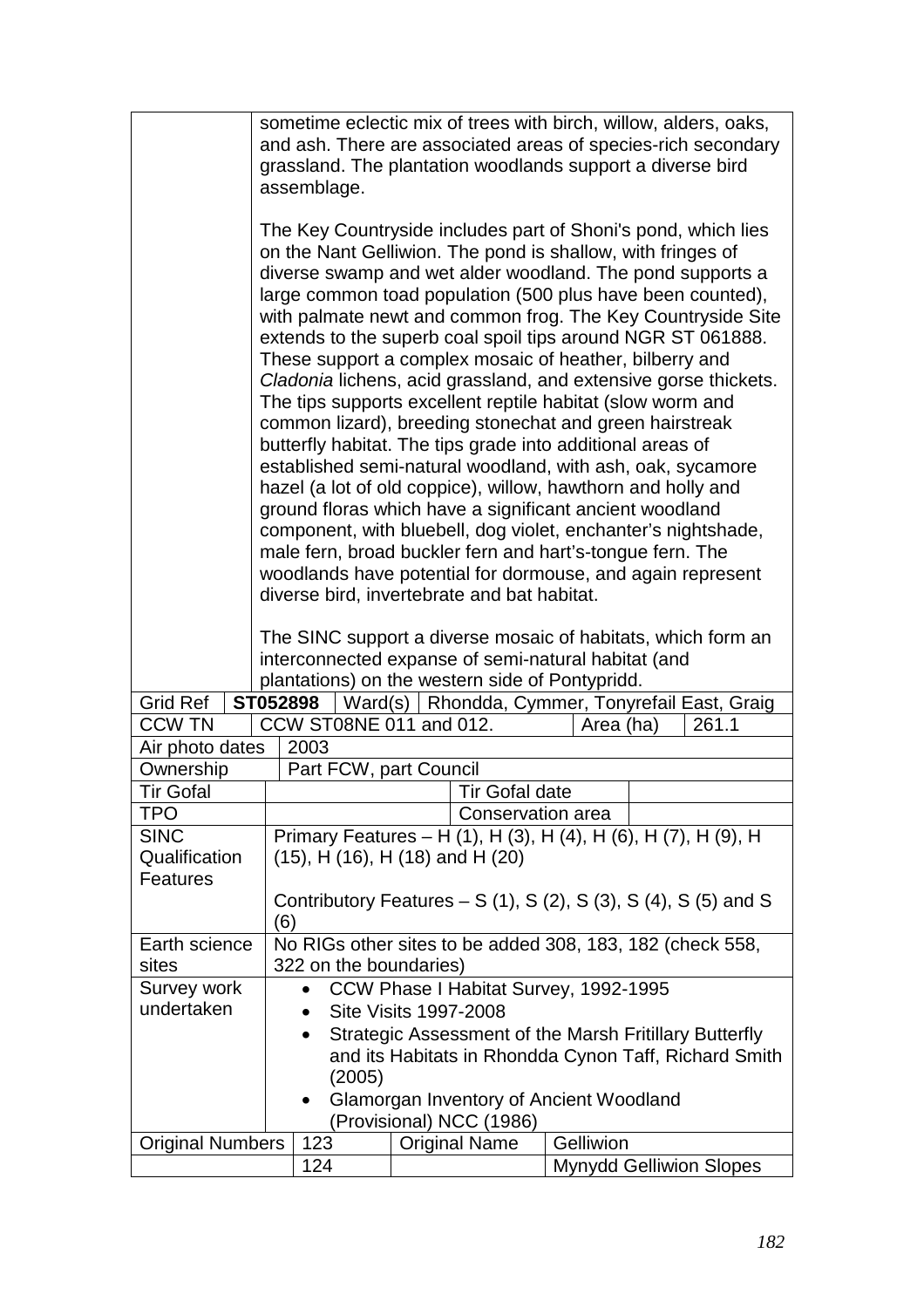| | |
|---|---|
| | sometime eclectic mix of trees with birch, willow, alders, oaks, and ash. There are associated areas of species-rich secondary grassland. The plantation woodlands support a diverse bird assemblage.<br><br>The Key Countryside includes part of Shoni's pond, which lies on the Nant Gelliwion. The pond is shallow, with fringes of diverse swamp and wet alder woodland. The pond supports a large common toad population (500 plus have been counted), with palmate newt and common frog. The Key Countryside Site extends to the superb coal spoil tips around NGR ST 061888. These support a complex mosaic of heather, bilberry and *Cladonia* lichens, acid grassland, and extensive gorse thickets. The tips supports excellent reptile habitat (slow worm and common lizard), breeding stonechat and green hairstreak butterfly habitat. The tips grade into additional areas of established semi-natural woodland, with ash, oak, sycamore hazel (a lot of old coppice), willow, hawthorn and holly and ground floras which have a significant ancient woodland component, with bluebell, dog violet, enchanter's nightshade, male fern, broad buckler fern and hart's-tongue fern. The woodlands have potential for dormouse, and again represent diverse bird, invertebrate and bat habitat.<br><br>The SINC support a diverse mosaic of habitats, which form an interconnected expanse of semi-natural habitat (and plantations) on the western side of Pontypridd. |

| Grid Ref | **ST052898** | Ward(s) | Rhondda, Cymmer, Tonyrefail East, Graig |
|---|---|---|---|
| CCW TN | CCW ST08NE 011 and 012. | Area (ha) | 261.1 |
| Air photo dates | 2003 | | |
| Ownership | Part FCW, part Council | | |
| Tir Gofal | | Tir Gofal date | |
| TPO | | Conservation area | |
| SINC Qualification Features | Primary Features – H (1), H (3), H (4), H (6), H (7), H (9), H (15), H (16), H (18) and H (20)<br><br>Contributory Features – S (1), S (2), S (3), S (4), S (5) and S (6) | | |
| Earth science sites | No RIGs other sites to be added 308, 183, 182 (check 558, 322 on the boundaries) | | |
| Survey work undertaken | • CCW Phase I Habitat Survey, 1992-1995<br>• Site Visits 1997-2008<br>• Strategic Assessment of the Marsh Fritillary Butterfly and its Habitats in Rhondda Cynon Taff, Richard Smith (2005)<br>• Glamorgan Inventory of Ancient Woodland (Provisional) NCC (1986) | | |
| Original Numbers | 123 | Original Name | Gelliwion |
| | 124 | | Mynydd Gelliwion Slopes |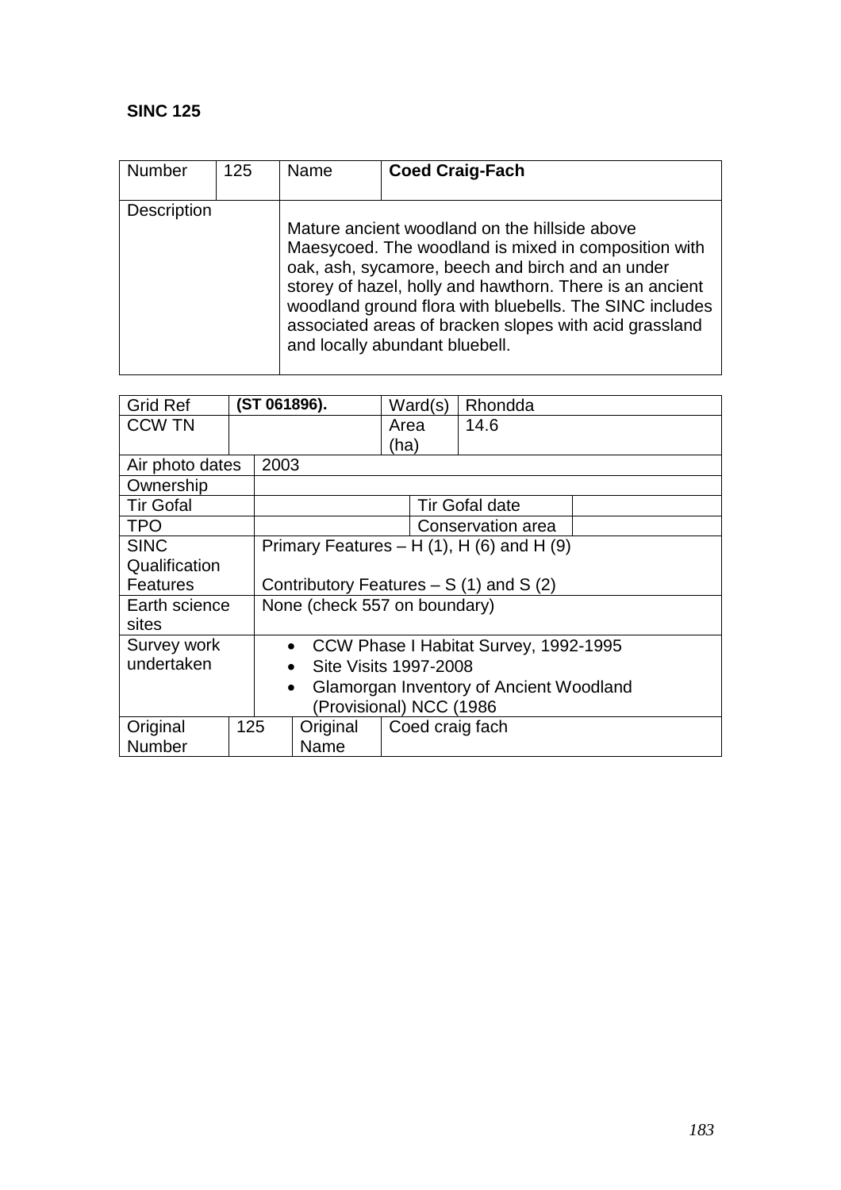**SINC 125**

| Number | 125 | Name | **Coed Craig-Fach** |
|---|---|---|---|
| Description | | Mature ancient woodland on the hillside above Maesycoed. The woodland is mixed in composition with oak, ash, sycamore, beech and birch and an under storey of hazel, holly and hawthorn. There is an ancient woodland ground flora with bluebells. The SINC includes associated areas of bracken slopes with acid grassland and locally abundant bluebell. | |

| Grid Ref | **(ST 061896).** | Ward(s) | Rhondda |
|---|---|---|---|
| CCW TN | | Area (ha) | 14.6 |
| Air photo dates | 2003 | | |
| Ownership | | | |
| Tir Gofal | | Tir Gofal date | |
| TPO | | Conservation area | |
| SINC Qualification Features | Primary Features – H (1), H (6) and H (9)<br><br>Contributory Features – S (1) and S (2) | | |
| Earth science sites | None (check 557 on boundary) | | |
| Survey work undertaken | • CCW Phase I Habitat Survey, 1992-1995<br>• Site Visits 1997-2008<br>• Glamorgan Inventory of Ancient Woodland (Provisional) NCC (1986 | | |
| Original Number | 125 | Original Name | Coed craig fach |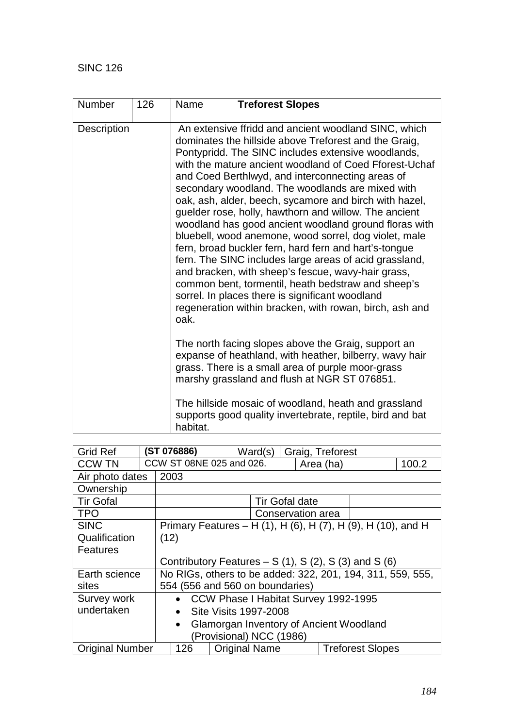SINC 126

| Number | 126 | Name | **Treforest Slopes** |
|---|---|---|---|
| Description | | An extensive ffridd and ancient woodland SINC, which dominates the hillside above Treforest and the Graig, Pontypridd. The SINC includes extensive woodlands, with the mature ancient woodland of Coed Fforest-Uchaf and Coed Berthlwyd, and interconnecting areas of secondary woodland. The woodlands are mixed with oak, ash, alder, beech, sycamore and birch with hazel, guelder rose, holly, hawthorn and willow. The ancient woodland has good ancient woodland ground floras with bluebell, wood anemone, wood sorrel, dog violet, male fern, broad buckler fern, hard fern and hart's-tongue fern. The SINC includes large areas of acid grassland, and bracken, with sheep's fescue, wavy-hair grass, common bent, tormentil, heath bedstraw and sheep's sorrel. In places there is significant woodland regeneration within bracken, with rowan, birch, ash and oak.<br><br>The north facing slopes above the Graig, support an expanse of heathland, with heather, bilberry, wavy hair grass. There is a small area of purple moor-grass marshy grassland and flush at NGR ST 076851.<br><br>The hillside mosaic of woodland, heath and grassland supports good quality invertebrate, reptile, bird and bat habitat. | |

| Grid Ref | **(ST 076886)** | Ward(s) | Graig, Treforest | | |
|---|---|---|---|---|---|
| CCW TN | CCW ST 08NE 025 and 026. | | | Area (ha) | 100.2 |
| Air photo dates | 2003 | | | | |
| Ownership | | | | | |
| Tir Gofal | | Tir Gofal date | | | |
| TPO | | Conservation area | | | |
| SINC Qualification Features | Primary Features – H (1), H (6), H (7), H (9), H (10), and H (12)<br><br>Contributory Features – S (1), S (2), S (3) and S (6) | | | | |
| Earth science sites | No RIGs, others to be added: 322, 201, 194, 311, 559, 555, 554 (556 and 560 on boundaries) | | | | |
| Survey work undertaken | • CCW Phase I Habitat Survey 1992-1995<br>• Site Visits 1997-2008<br>• Glamorgan Inventory of Ancient Woodland (Provisional) NCC (1986) | | | | |
| Original Number | 126 | Original Name | Treforest Slopes | | |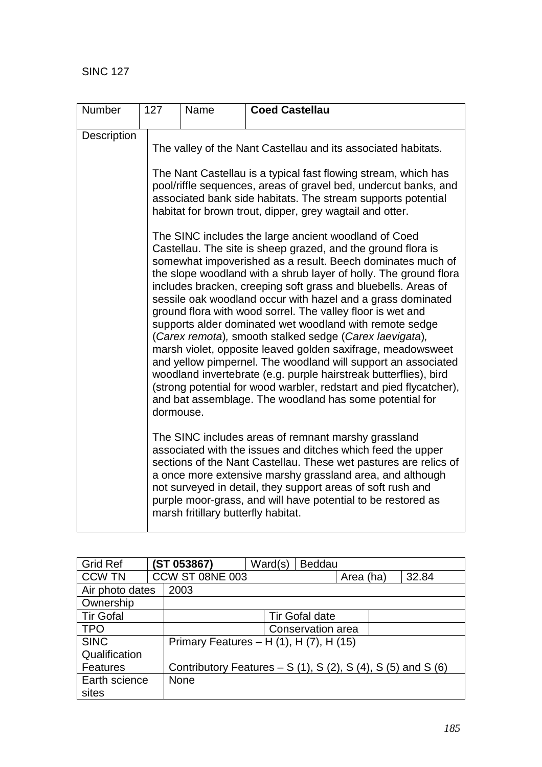SINC 127

| Number | 127 | Name | **Coed Castellau** |
|---|---|---|---|
| Description | The valley of the Nant Castellau and its associated habitats.<br><br>The Nant Castellau is a typical fast flowing stream, which has pool/riffle sequences, areas of gravel bed, undercut banks, and associated bank side habitats. The stream supports potential habitat for brown trout, dipper, grey wagtail and otter.<br><br>The SINC includes the large ancient woodland of Coed Castellau. The site is sheep grazed, and the ground flora is somewhat impoverished as a result. Beech dominates much of the slope woodland with a shrub layer of holly. The ground flora includes bracken, creeping soft grass and bluebells. Areas of sessile oak woodland occur with hazel and a grass dominated ground flora with wood sorrel. The valley floor is wet and supports alder dominated wet woodland with remote sedge (*Carex remota*), smooth stalked sedge (*Carex laevigata*), marsh violet, opposite leaved golden saxifrage, meadowsweet and yellow pimpernel. The woodland will support an associated woodland invertebrate (e.g. purple hairstreak butterflies), bird (strong potential for wood warbler, redstart and pied flycatcher), and bat assemblage. The woodland has some potential for dormouse.<br><br>The SINC includes areas of remnant marshy grassland associated with the issues and ditches which feed the upper sections of the Nant Castellau. These wet pastures are relics of a once more extensive marshy grassland area, and although not surveyed in detail, they support areas of soft rush and purple moor-grass, and will have potential to be restored as marsh fritillary butterfly habitat. | | |

| Grid Ref | **(ST 053867)** | Ward(s) | Beddau | | |
|---|---|---|---|---|---|
| CCW TN | CCW ST 08NE 003 | | | Area (ha) | 32.84 |
| Air photo dates | 2003 | | | | |
| Ownership | | | | | |
| Tir Gofal | | Tir Gofal date | | | |
| TPO | | Conservation area | | | |
| SINC Qualification Features | Primary Features – H (1), H (7), H (15)<br><br>Contributory Features – S (1), S (2), S (4), S (5) and S (6) | | | | |
| Earth science sites | None | | | | |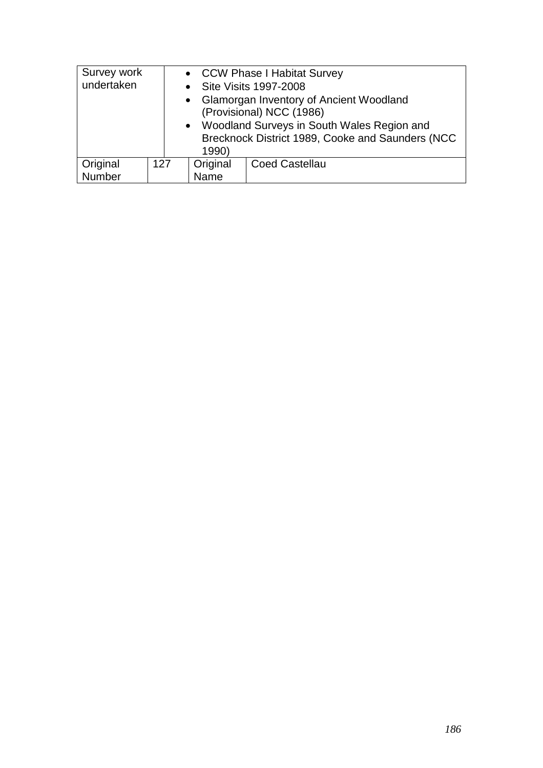| Survey work undertaken | | • CCW Phase I Habitat Survey<br>• Site Visits 1997-2008<br>• Glamorgan Inventory of Ancient Woodland (Provisional) NCC (1986)<br>• Woodland Surveys in South Wales Region and Brecknock District 1989, Cooke and Saunders (NCC 1990) | |
|---|---|---|---|
| Original Number | 127 | Original Name | Coed Castellau |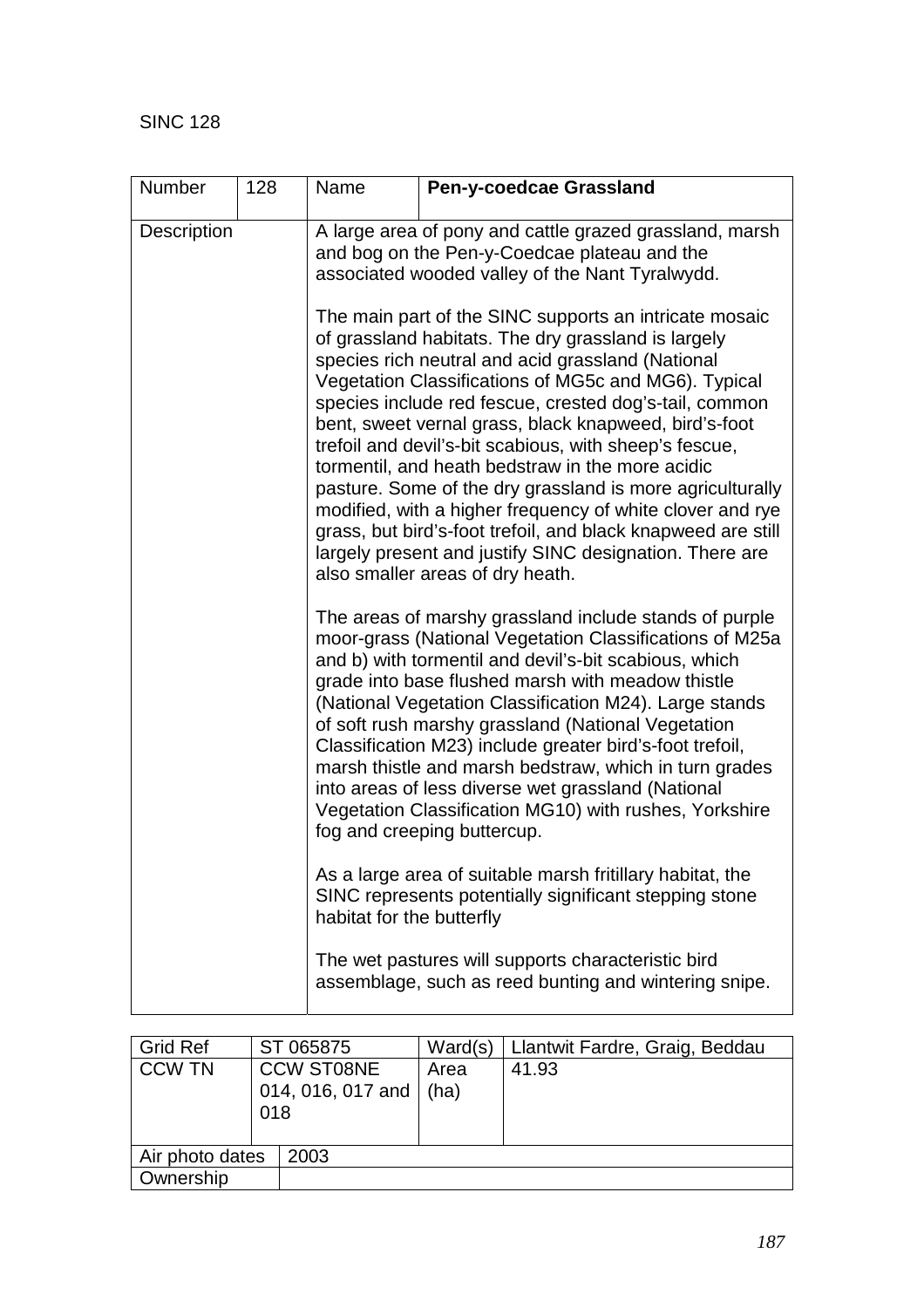SINC 128

| Number | 128 | Name | **Pen-y-coedcae Grassland** |
|---|---|---|---|
| Description | | A large area of pony and cattle grazed grassland, marsh and bog on the Pen-y-Coedcae plateau and the associated wooded valley of the Nant Tyralwydd.<br><br>The main part of the SINC supports an intricate mosaic of grassland habitats. The dry grassland is largely species rich neutral and acid grassland (National Vegetation Classifications of MG5c and MG6). Typical species include red fescue, crested dog's-tail, common bent, sweet vernal grass, black knapweed, bird's-foot trefoil and devil's-bit scabious, with sheep's fescue, tormentil, and heath bedstraw in the more acidic pasture. Some of the dry grassland is more agriculturally modified, with a higher frequency of white clover and rye grass, but bird's-foot trefoil, and black knapweed are still largely present and justify SINC designation. There are also smaller areas of dry heath.<br><br>The areas of marshy grassland include stands of purple moor-grass (National Vegetation Classifications of M25a and b) with tormentil and devil's-bit scabious, which grade into base flushed marsh with meadow thistle (National Vegetation Classification M24). Large stands of soft rush marshy grassland (National Vegetation Classification M23) include greater bird's-foot trefoil, marsh thistle and marsh bedstraw, which in turn grades into areas of less diverse wet grassland (National Vegetation Classification MG10) with rushes, Yorkshire fog and creeping buttercup.<br><br>As a large area of suitable marsh fritillary habitat, the SINC represents potentially significant stepping stone habitat for the butterfly<br><br>The wet pastures will supports characteristic bird assemblage, such as reed bunting and wintering snipe. | |

| Grid Ref | ST 065875 | Ward(s) | Llantwit Fardre, Graig, Beddau |
|---|---|---|---|
| CCW TN | CCW ST08NE 014, 016, 017 and 018 | Area (ha) | 41.93 |
| Air photo dates | 2003 | | |
| Ownership | | | |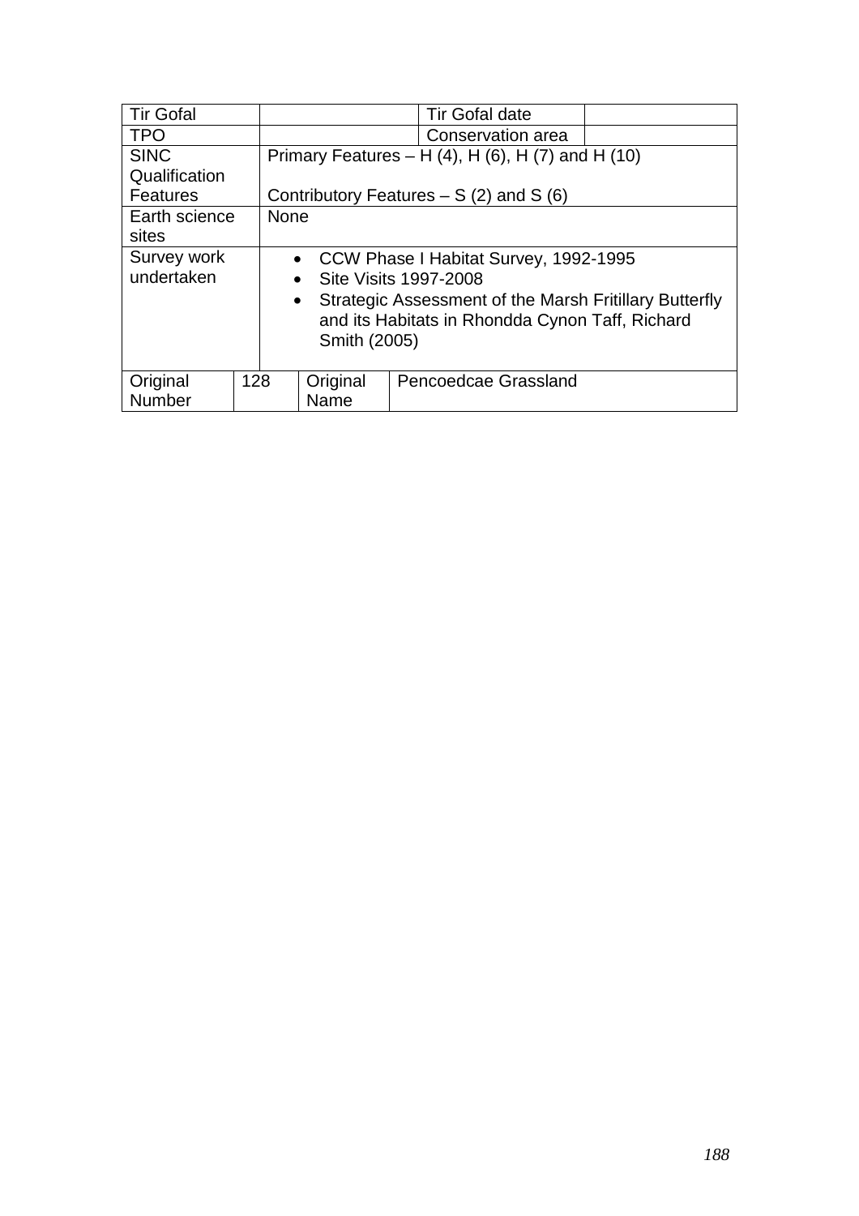| Tir Gofal | | Tir Gofal date | |
|---|---|---|---|
| TPO | | Conservation area | |
| SINC Qualification Features | Primary Features – H (4), H (6), H (7) and H (10)<br><br>Contributory Features – S (2) and S (6) | | |
| Earth science sites | None | | |
| Survey work undertaken | • CCW Phase I Habitat Survey, 1992-1995<br>• Site Visits 1997-2008<br>• Strategic Assessment of the Marsh Fritillary Butterfly and its Habitats in Rhondda Cynon Taff, Richard Smith (2005) | | |

| Original Number | 128 | Original Name | Pencoedcae Grassland |
|---|---|---|---|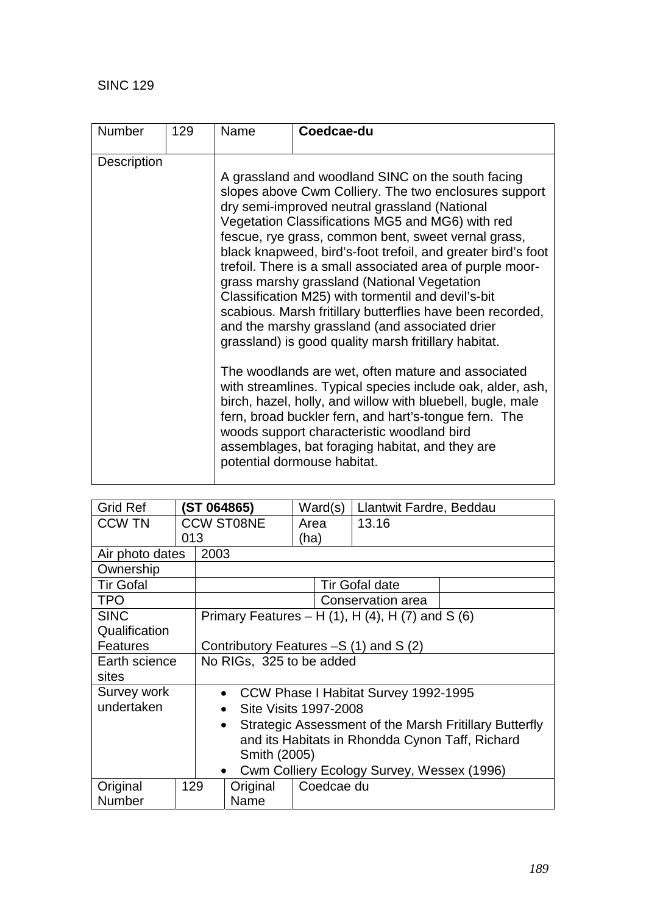SINC 129

| Number | 129 | Name | **Coedcae-du** |
|---|---|---|---|
| Description | | A grassland and woodland SINC on the south facing slopes above Cwm Colliery. The two enclosures support dry semi-improved neutral grassland (National Vegetation Classifications MG5 and MG6) with red fescue, rye grass, common bent, sweet vernal grass, black knapweed, bird's-foot trefoil, and greater bird's foot trefoil. There is a small associated area of purple moor-grass marshy grassland (National Vegetation Classification M25) with tormentil and devil's-bit scabious. Marsh fritillary butterflies have been recorded, and the marshy grassland (and associated drier grassland) is good quality marsh fritillary habitat.<br><br>The woodlands are wet, often mature and associated with streamlines. Typical species include oak, alder, ash, birch, hazel, holly, and willow with bluebell, bugle, male fern, broad buckler fern, and hart's-tongue fern. The woods support characteristic woodland bird assemblages, bat foraging habitat, and they are potential dormouse habitat. | |

| Grid Ref | **(ST 064865)** | Ward(s) | Llantwit Fardre, Beddau |
|---|---|---|---|
| CCW TN | CCW ST08NE 013 | Area (ha) | 13.16 |
| Air photo dates | 2003 | | |
| Ownership | | | |
| Tir Gofal | | Tir Gofal date | |
| TPO | | Conservation area | |
| SINC Qualification Features | Primary Features – H (1), H (4), H (7) and S (6)<br><br>Contributory Features –S (1) and S (2) | | |
| Earth science sites | No RIGs, 325 to be added | | |
| Survey work undertaken | • CCW Phase I Habitat Survey 1992-1995<br>• Site Visits 1997-2008<br>• Strategic Assessment of the Marsh Fritillary Butterfly and its Habitats in Rhondda Cynon Taff, Richard Smith (2005)<br>• Cwm Colliery Ecology Survey, Wessex (1996) | | |
| Original Number | 129 | Original Name | Coedcae du |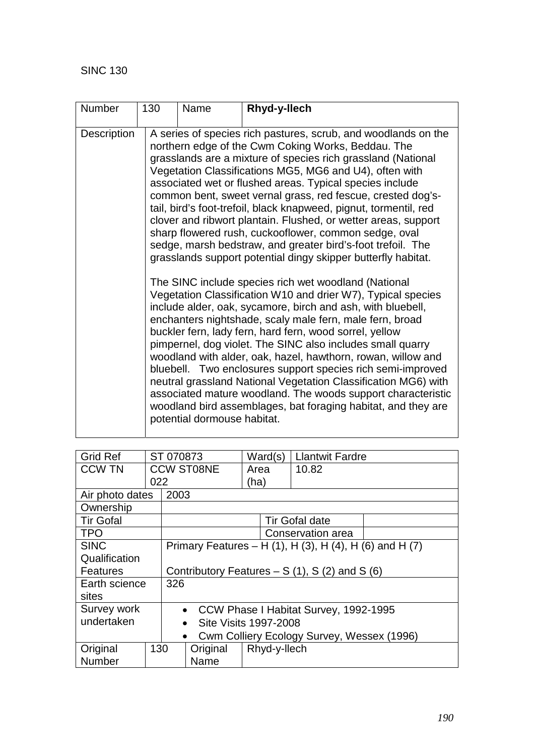SINC 130

| Number | 130 | Name | **Rhyd-y-llech** |
|---|---|---|---|
| Description | A series of species rich pastures, scrub, and woodlands on the northern edge of the Cwm Coking Works, Beddau. The grasslands are a mixture of species rich grassland (National Vegetation Classifications MG5, MG6 and U4), often with associated wet or flushed areas. Typical species include common bent, sweet vernal grass, red fescue, crested dog's-tail, bird's foot-trefoil, black knapweed, pignut, tormentil, red clover and ribwort plantain. Flushed, or wetter areas, support sharp flowered rush, cuckooflower, common sedge, oval sedge, marsh bedstraw, and greater bird's-foot trefoil. The grasslands support potential dingy skipper butterfly habitat.<br><br>The SINC include species rich wet woodland (National Vegetation Classification W10 and drier W7), Typical species include alder, oak, sycamore, birch and ash, with bluebell, enchanters nightshade, scaly male fern, male fern, broad buckler fern, lady fern, hard fern, wood sorrel, yellow pimpernel, dog violet. The SINC also includes small quarry woodland with alder, oak, hazel, hawthorn, rowan, willow and bluebell. Two enclosures support species rich semi-improved neutral grassland National Vegetation Classification MG6) with associated mature woodland. The woods support characteristic woodland bird assemblages, bat foraging habitat, and they are potential dormouse habitat. | | |

| Grid Ref | ST 070873 | Ward(s) | Llantwit Fardre |
|---|---|---|---|
| CCW TN | CCW ST08NE 022 | Area (ha) | 10.82 |
| Air photo dates | 2003 | | |
| Ownership | | | |
| Tir Gofal | | Tir Gofal date | |
| TPO | | Conservation area | |
| SINC Qualification Features | Primary Features – H (1), H (3), H (4), H (6) and H (7)<br><br>Contributory Features – S (1), S (2) and S (6) | | |
| Earth science sites | 326 | | |
| Survey work undertaken | • CCW Phase I Habitat Survey, 1992-1995<br>• Site Visits 1997-2008<br>• Cwm Colliery Ecology Survey, Wessex (1996) | | |
| Original Number | 130 | Original Name | Rhyd-y-llech |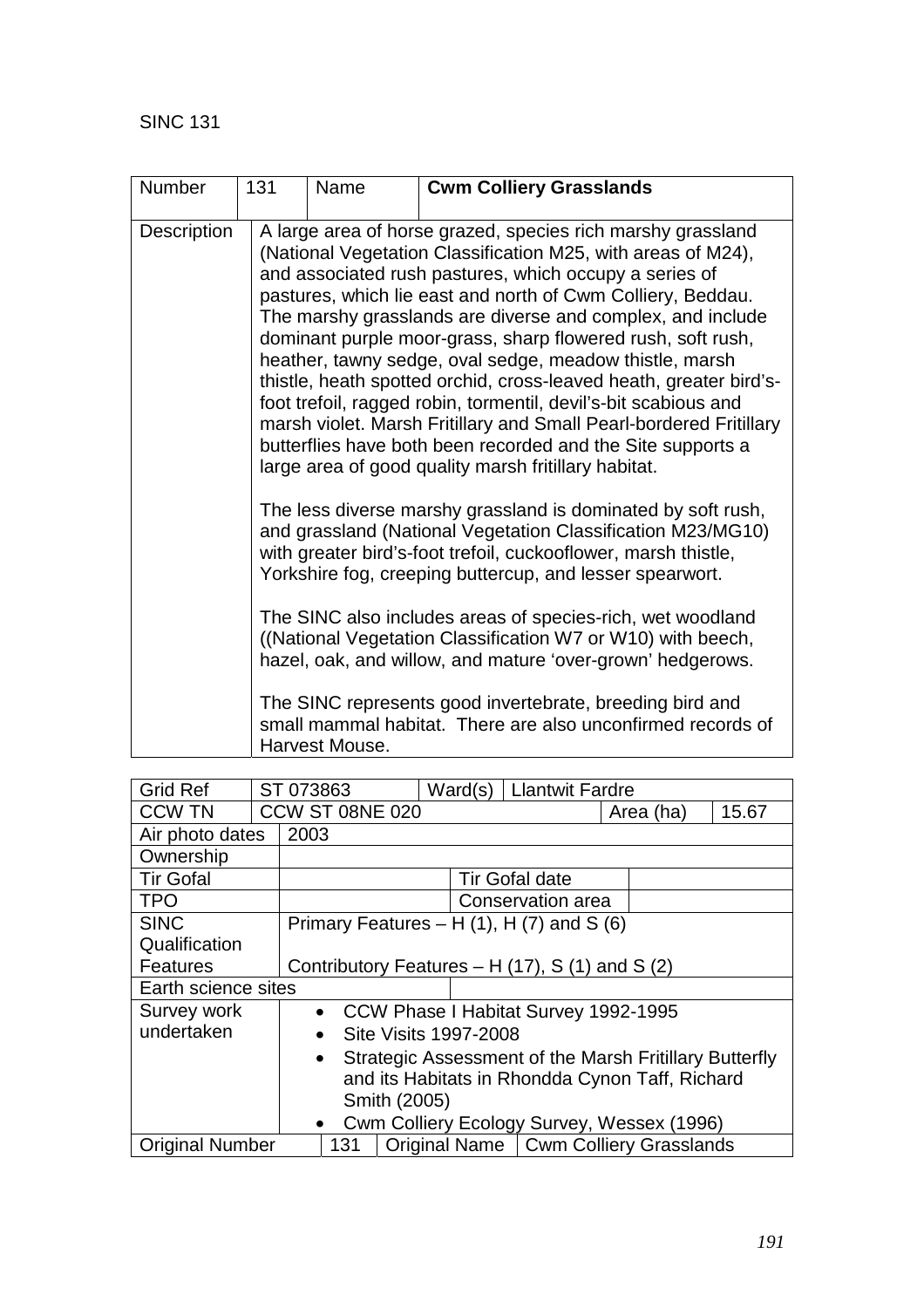SINC 131

| Number | 131 | Name | **Cwm Colliery Grasslands** |
|---|---|---|---|
| Description | A large area of horse grazed, species rich marshy grassland (National Vegetation Classification M25, with areas of M24), and associated rush pastures, which occupy a series of pastures, which lie east and north of Cwm Colliery, Beddau. The marshy grasslands are diverse and complex, and include dominant purple moor-grass, sharp flowered rush, soft rush, heather, tawny sedge, oval sedge, meadow thistle, marsh thistle, heath spotted orchid, cross-leaved heath, greater bird's-foot trefoil, ragged robin, tormentil, devil's-bit scabious and marsh violet. Marsh Fritillary and Small Pearl-bordered Fritillary butterflies have both been recorded and the Site supports a large area of good quality marsh fritillary habitat.<br><br>The less diverse marshy grassland is dominated by soft rush, and grassland (National Vegetation Classification M23/MG10) with greater bird's-foot trefoil, cuckooflower, marsh thistle, Yorkshire fog, creeping buttercup, and lesser spearwort.<br><br>The SINC also includes areas of species-rich, wet woodland ((National Vegetation Classification W7 or W10) with beech, hazel, oak, and willow, and mature 'over-grown' hedgerows.<br><br>The SINC represents good invertebrate, breeding bird and small mammal habitat. There are also unconfirmed records of Harvest Mouse. | | |

| Grid Ref | ST 073863 | Ward(s) | Llantwit Fardre | | |
|---|---|---|---|---|---|
| CCW TN | CCW ST 08NE 020 | | | Area (ha) | 15.67 |
| Air photo dates | 2003 | | | | |
| Ownership | | | | | |
| Tir Gofal | | Tir Gofal date | | | |
| TPO | | Conservation area | | | |
| SINC Qualification Features | Primary Features – H (1), H (7) and S (6)<br><br>Contributory Features – H (17), S (1) and S (2) | | | | |
| Earth science sites | | | | | |
| Survey work undertaken | • CCW Phase I Habitat Survey 1992-1995<br>• Site Visits 1997-2008<br>• Strategic Assessment of the Marsh Fritillary Butterfly and its Habitats in Rhondda Cynon Taff, Richard Smith (2005)<br>• Cwm Colliery Ecology Survey, Wessex (1996) | | | | |
| Original Number | 131 | Original Name | Cwm Colliery Grasslands | | |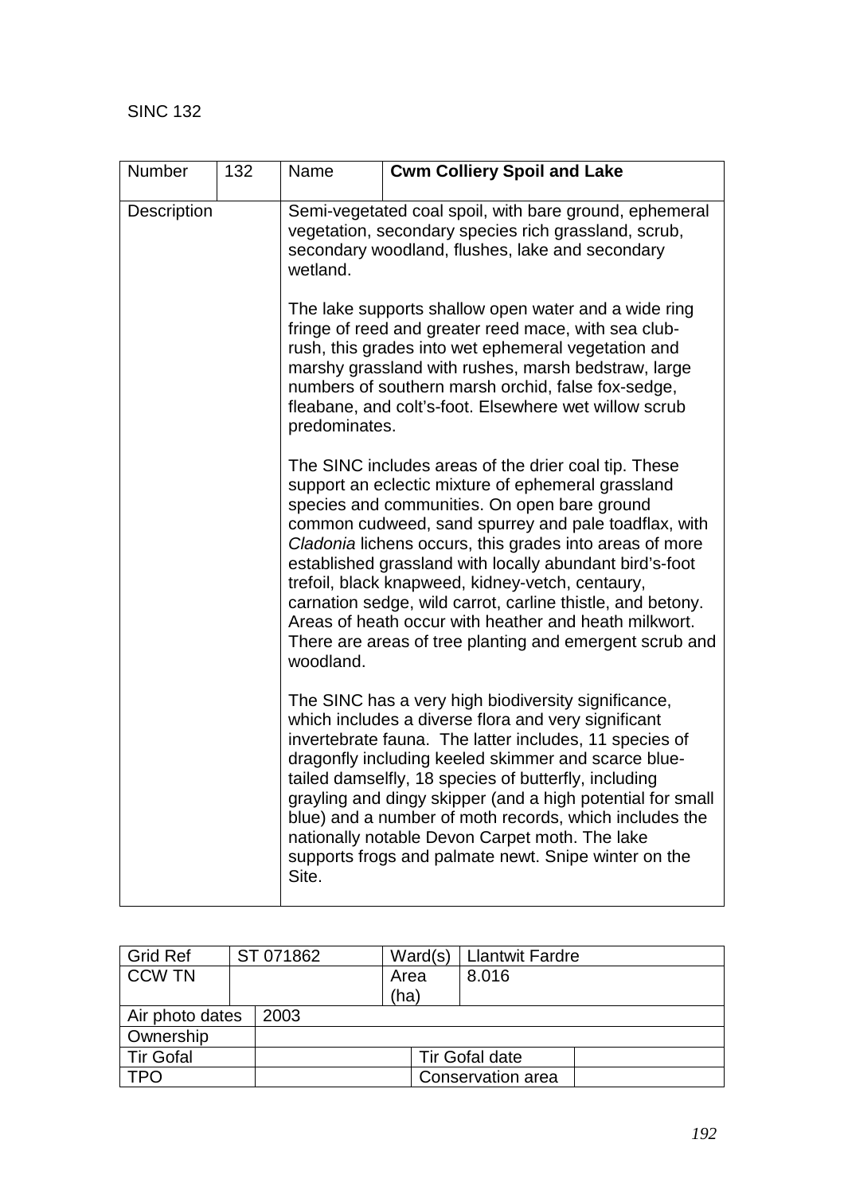SINC 132

| Number | 132 | Name | **Cwm Colliery Spoil and Lake** |
|---|---|---|---|
| Description | | Semi-vegetated coal spoil, with bare ground, ephemeral vegetation, secondary species rich grassland, scrub, secondary woodland, flushes, lake and secondary wetland.<br><br>The lake supports shallow open water and a wide ring fringe of reed and greater reed mace, with sea club-rush, this grades into wet ephemeral vegetation and marshy grassland with rushes, marsh bedstraw, large numbers of southern marsh orchid, false fox-sedge, fleabane, and colt's-foot. Elsewhere wet willow scrub predominates.<br><br>The SINC includes areas of the drier coal tip. These support an eclectic mixture of ephemeral grassland species and communities. On open bare ground common cudweed, sand spurrey and pale toadflax, with *Cladonia* lichens occurs, this grades into areas of more established grassland with locally abundant bird's-foot trefoil, black knapweed, kidney-vetch, centaury, carnation sedge, wild carrot, carline thistle, and betony. Areas of heath occur with heather and heath milkwort. There are areas of tree planting and emergent scrub and woodland.<br><br>The SINC has a very high biodiversity significance, which includes a diverse flora and very significant invertebrate fauna. The latter includes, 11 species of dragonfly including keeled skimmer and scarce blue-tailed damselfly, 18 species of butterfly, including grayling and dingy skipper (and a high potential for small blue) and a number of moth records, which includes the nationally notable Devon Carpet moth. The lake supports frogs and palmate newt. Snipe winter on the Site. | |

| Grid Ref | ST 071862 | Ward(s) | Llantwit Fardre |
|---|---|---|---|
| CCW TN | | Area (ha) | 8.016 |
| Air photo dates | 2003 | | |
| Ownership | | | |
| Tir Gofal | | Tir Gofal date | |
| TPO | | Conservation area | |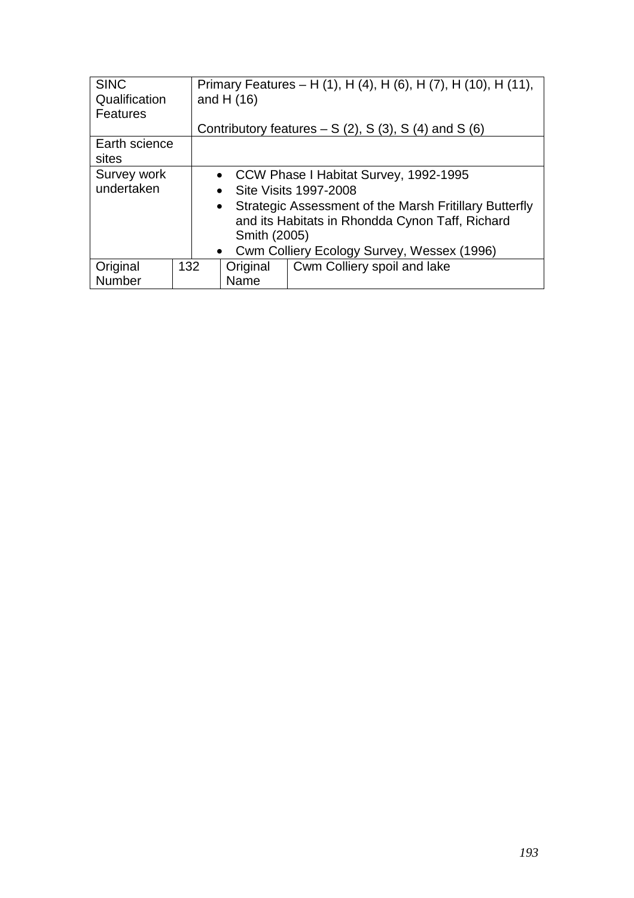| SINC Qualification Features | Primary Features – H (1), H (4), H (6), H (7), H (10), H (11), and H (16)<br><br>Contributory features – S (2), S (3), S (4) and S (6) | | |
|---|---|---|---|
| Earth science sites | | | |
| Survey work undertaken | • CCW Phase I Habitat Survey, 1992-1995<br>• Site Visits 1997-2008<br>• Strategic Assessment of the Marsh Fritillary Butterfly and its Habitats in Rhondda Cynon Taff, Richard Smith (2005)<br>• Cwm Colliery Ecology Survey, Wessex (1996) | | |
| Original Number | 132 | Original Name | Cwm Colliery spoil and lake |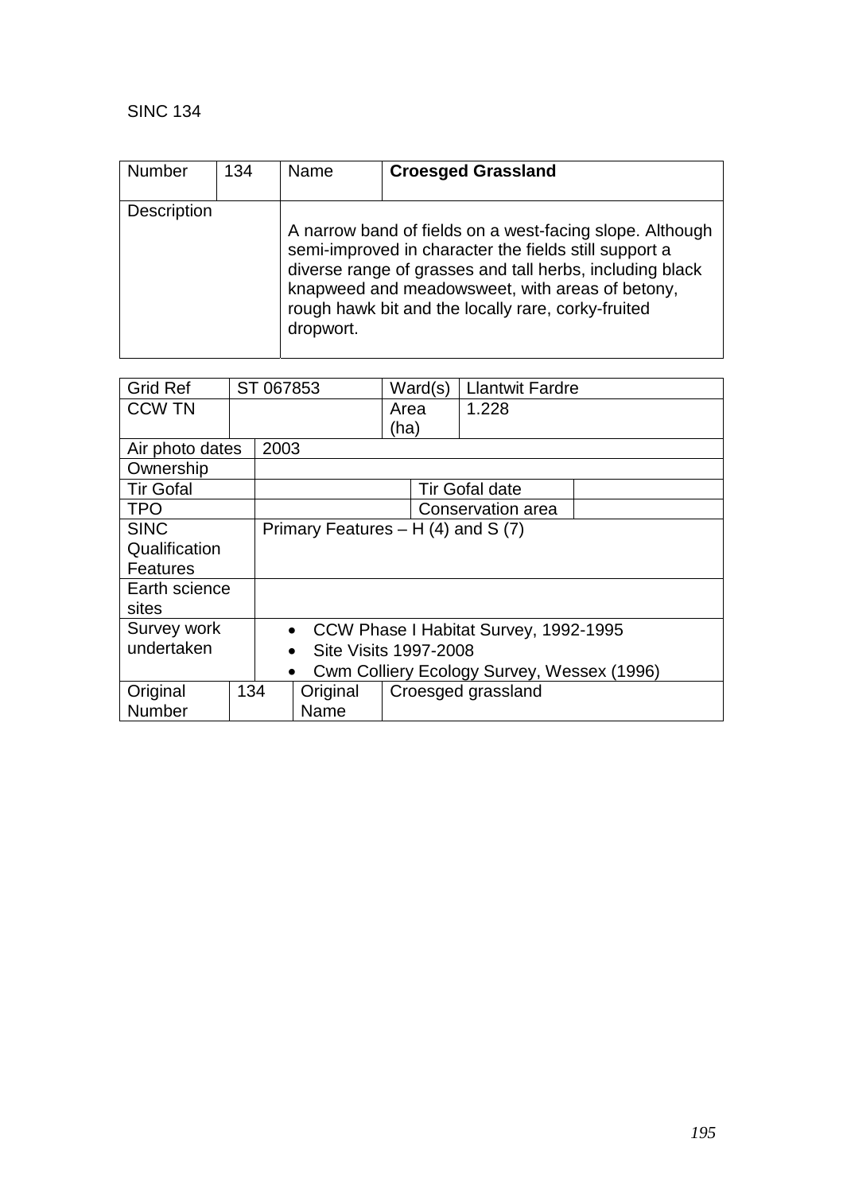SINC 134

| Number | 134 | Name | **Croesged Grassland** |
|---|---|---|---|
| Description | | A narrow band of fields on a west-facing slope. Although semi-improved in character the fields still support a diverse range of grasses and tall herbs, including black knapweed and meadowsweet, with areas of betony, rough hawk bit and the locally rare, corky-fruited dropwort. | |

| Grid Ref | ST 067853 | Ward(s) | Llantwit Fardre |
|---|---|---|---|
| CCW TN | | Area (ha) | 1.228 |
| Air photo dates | 2003 | | |
| Ownership | | | |
| Tir Gofal | | Tir Gofal date | |
| TPO | | Conservation area | |
| SINC Qualification Features | Primary Features – H (4) and S (7) | | |
| Earth science sites | | | |
| Survey work undertaken | • CCW Phase I Habitat Survey, 1992-1995<br>• Site Visits 1997-2008<br>• Cwm Colliery Ecology Survey, Wessex (1996) | | |
| Original Number | 134 | Original Name | Croesged grassland |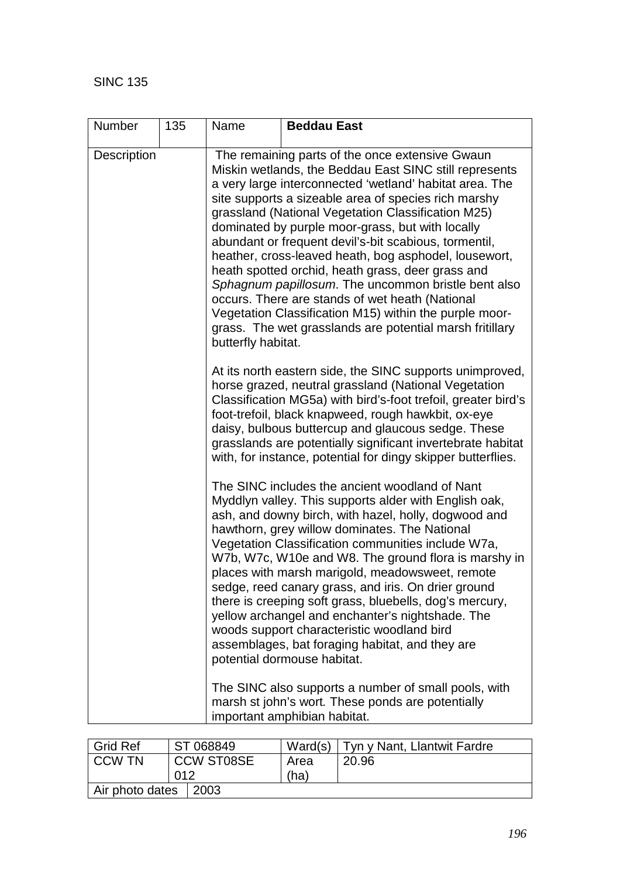SINC 135

| Number | 135 | Name | **Beddau East** |
|---|---|---|---|
| Description | | The remaining parts of the once extensive Gwaun Miskin wetlands, the Beddau East SINC still represents a very large interconnected 'wetland' habitat area. The site supports a sizeable area of species rich marshy grassland (National Vegetation Classification M25) dominated by purple moor-grass, but with locally abundant or frequent devil's-bit scabious, tormentil, heather, cross-leaved heath, bog asphodel, lousewort, heath spotted orchid, heath grass, deer grass and *Sphagnum papillosum*. The uncommon bristle bent also occurs. There are stands of wet heath (National Vegetation Classification M15) within the purple moor-grass. The wet grasslands are potential marsh fritillary butterfly habitat.<br><br>At its north eastern side, the SINC supports unimproved, horse grazed, neutral grassland (National Vegetation Classification MG5a) with bird's-foot trefoil, greater bird's foot-trefoil, black knapweed, rough hawkbit, ox-eye daisy, bulbous buttercup and glaucous sedge. These grasslands are potentially significant invertebrate habitat with, for instance, potential for dingy skipper butterflies.<br><br>The SINC includes the ancient woodland of Nant Myddlyn valley. This supports alder with English oak, ash, and downy birch, with hazel, holly, dogwood and hawthorn, grey willow dominates. The National Vegetation Classification communities include W7a, W7b, W7c, W10e and W8. The ground flora is marshy in places with marsh marigold, meadowsweet, remote sedge, reed canary grass, and iris. On drier ground there is creeping soft grass, bluebells, dog's mercury, yellow archangel and enchanter's nightshade. The woods support characteristic woodland bird assemblages, bat foraging habitat, and they are potential dormouse habitat.<br><br>The SINC also supports a number of small pools, with marsh st john's wort. These ponds are potentially important amphibian habitat. | |

| Grid Ref | ST 068849 | Ward(s) | Tyn y Nant, Llantwit Fardre |
|---|---|---|---|
| CCW TN | CCW ST08SE 012 | Area (ha) | 20.96 |
| Air photo dates | 2003 | | |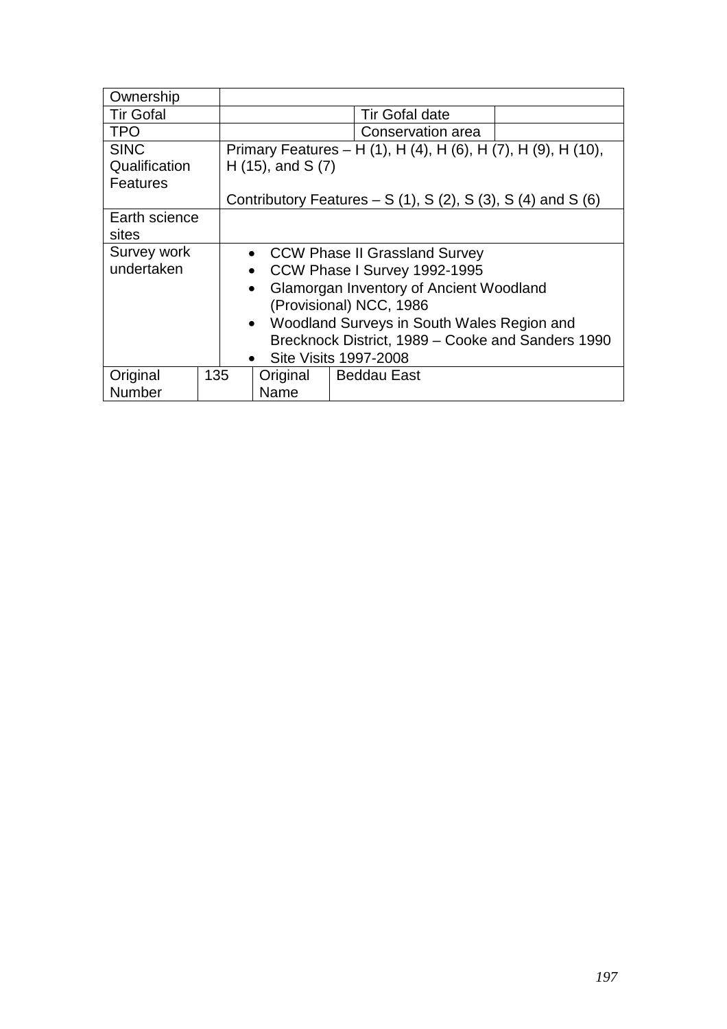| Ownership | | | | |
|---|---|---|---|---|
| Tir Gofal | | | Tir Gofal date | |
| TPO | | | Conservation area | |
| SINC Qualification Features | Primary Features – H (1), H (4), H (6), H (7), H (9), H (10), H (15), and S (7)<br><br>Contributory Features – S (1), S (2), S (3), S (4) and S (6) | | | |
| Earth science sites | | | | |
| Survey work undertaken | • CCW Phase II Grassland Survey<br>• CCW Phase I Survey 1992-1995<br>• Glamorgan Inventory of Ancient Woodland (Provisional) NCC, 1986<br>• Woodland Surveys in South Wales Region and Brecknock District, 1989 – Cooke and Sanders 1990<br>• Site Visits 1997-2008 | | | |
| Original Number | 135 | Original Name | Beddau East | |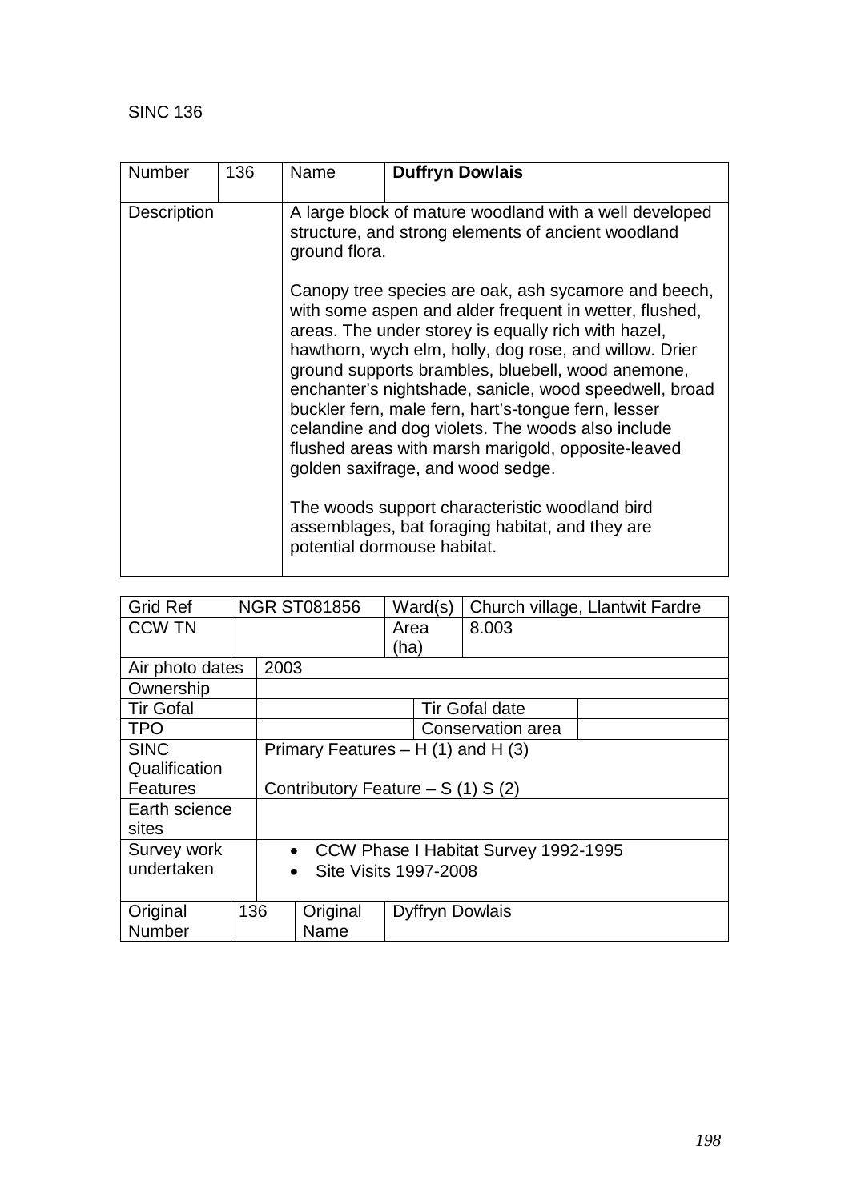SINC 136

| Number | 136 | Name | **Duffryn Dowlais** |
|---|---|---|---|
| Description | | A large block of mature woodland with a well developed structure, and strong elements of ancient woodland ground flora.<br><br>Canopy tree species are oak, ash sycamore and beech, with some aspen and alder frequent in wetter, flushed, areas. The under storey is equally rich with hazel, hawthorn, wych elm, holly, dog rose, and willow. Drier ground supports brambles, bluebell, wood anemone, enchanter's nightshade, sanicle, wood speedwell, broad buckler fern, male fern, hart's-tongue fern, lesser celandine and dog violets. The woods also include flushed areas with marsh marigold, opposite-leaved golden saxifrage, and wood sedge.<br><br>The woods support characteristic woodland bird assemblages, bat foraging habitat, and they are potential dormouse habitat. | |

| Grid Ref | NGR ST081856 | Ward(s) | Church village, Llantwit Fardre |
|---|---|---|---|
| CCW TN | | Area (ha) | 8.003 |
| Air photo dates | 2003 | | |
| Ownership | | | |
| Tir Gofal | | Tir Gofal date | |
| TPO | | Conservation area | |
| SINC Qualification Features | Primary Features – H (1) and H (3)<br><br>Contributory Feature – S (1) S (2) | | |
| Earth science sites | | | |
| Survey work undertaken | • CCW Phase I Habitat Survey 1992-1995<br>• Site Visits 1997-2008 | | |
| Original Number | 136 | Original Name | Dyffryn Dowlais |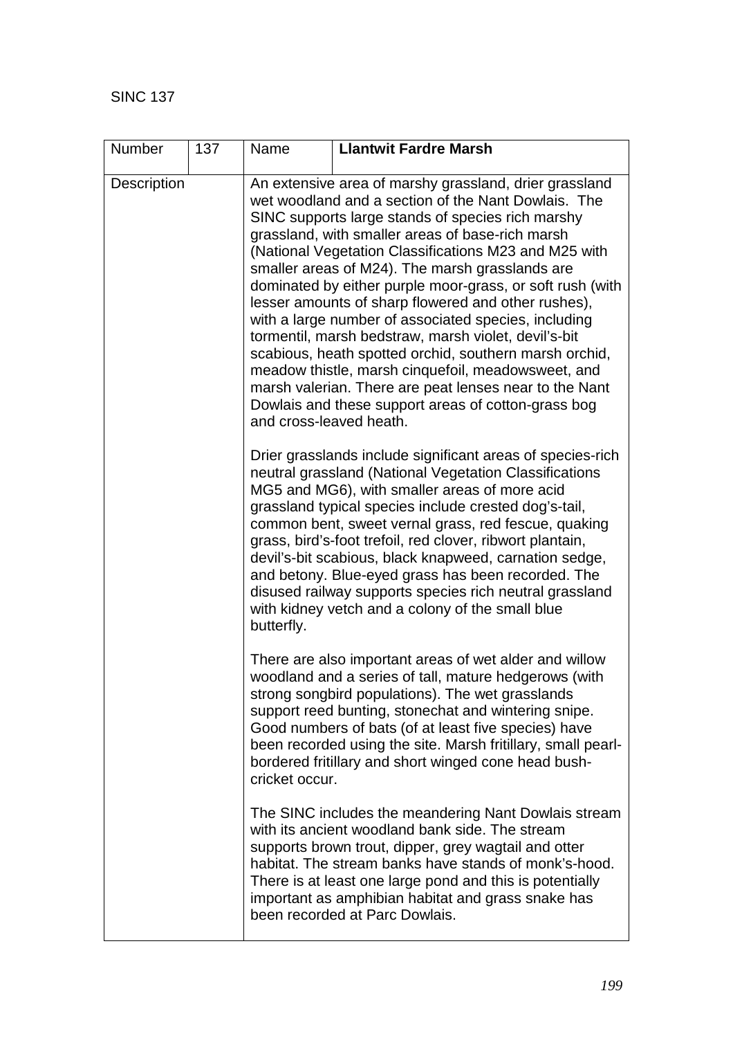SINC 137

| Number | 137 | Name | **Llantwit Fardre Marsh** |
|---|---|---|---|
| Description | | An extensive area of marshy grassland, drier grassland wet woodland and a section of the Nant Dowlais. The SINC supports large stands of species rich marshy grassland, with smaller areas of base-rich marsh (National Vegetation Classifications M23 and M25 with smaller areas of M24). The marsh grasslands are dominated by either purple moor-grass, or soft rush (with lesser amounts of sharp flowered and other rushes), with a large number of associated species, including tormentil, marsh bedstraw, marsh violet, devil's-bit scabious, heath spotted orchid, southern marsh orchid, meadow thistle, marsh cinquefoil, meadowsweet, and marsh valerian. There are peat lenses near to the Nant Dowlais and these support areas of cotton-grass bog and cross-leaved heath.<br><br>Drier grasslands include significant areas of species-rich neutral grassland (National Vegetation Classifications MG5 and MG6), with smaller areas of more acid grassland typical species include crested dog's-tail, common bent, sweet vernal grass, red fescue, quaking grass, bird's-foot trefoil, red clover, ribwort plantain, devil's-bit scabious, black knapweed, carnation sedge, and betony. Blue-eyed grass has been recorded. The disused railway supports species rich neutral grassland with kidney vetch and a colony of the small blue butterfly.<br><br>There are also important areas of wet alder and willow woodland and a series of tall, mature hedgerows (with strong songbird populations). The wet grasslands support reed bunting, stonechat and wintering snipe. Good numbers of bats (of at least five species) have been recorded using the site. Marsh fritillary, small pearl-bordered fritillary and short winged cone head bush-cricket occur.<br><br>The SINC includes the meandering Nant Dowlais stream with its ancient woodland bank side. The stream supports brown trout, dipper, grey wagtail and otter habitat. The stream banks have stands of monk's-hood. There is at least one large pond and this is potentially important as amphibian habitat and grass snake has been recorded at Parc Dowlais. | |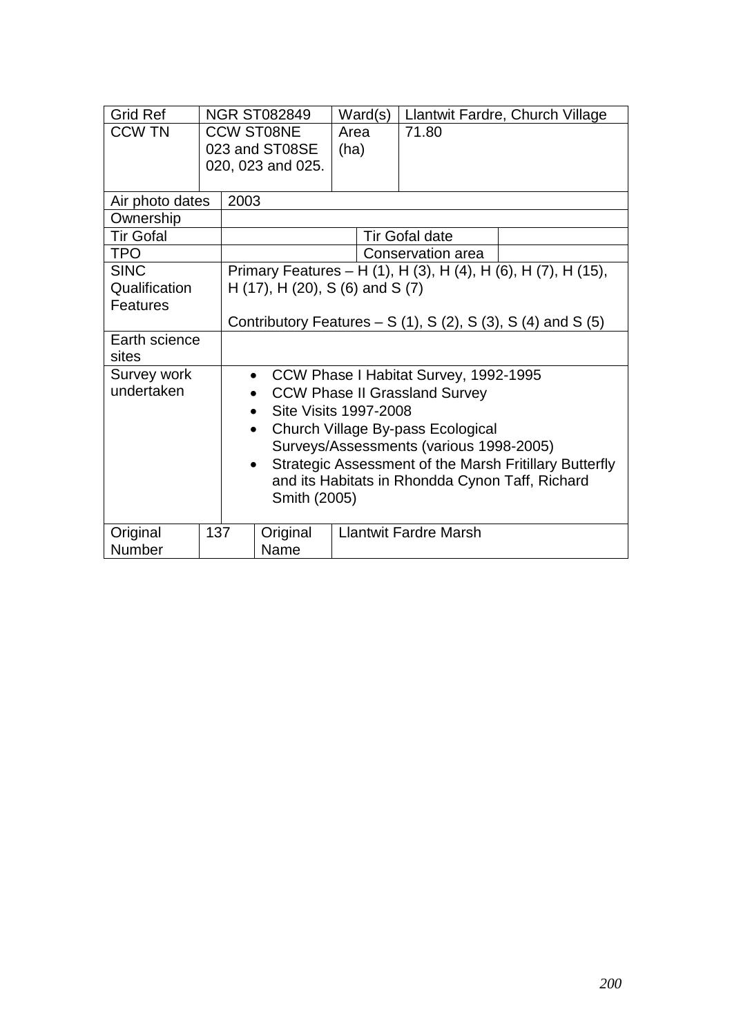| Grid Ref | NGR ST082849 | Ward(s) | Llantwit Fardre, Church Village |
|---|---|---|---|
| CCW TN | CCW ST08NE 023 and ST08SE 020, 023 and 025. | Area (ha) | 71.80 |
| Air photo dates | 2003 | | |
| Ownership | | | |
| Tir Gofal | | Tir Gofal date | |
| TPO | | Conservation area | |
| SINC Qualification Features | Primary Features – H (1), H (3), H (4), H (6), H (7), H (15), H (17), H (20), S (6) and S (7)<br><br>Contributory Features – S (1), S (2), S (3), S (4) and S (5) | | |
| Earth science sites | | | |
| Survey work undertaken | • CCW Phase I Habitat Survey, 1992-1995<br>• CCW Phase II Grassland Survey<br>• Site Visits 1997-2008<br>• Church Village By-pass Ecological Surveys/Assessments (various 1998-2005)<br>• Strategic Assessment of the Marsh Fritillary Butterfly and its Habitats in Rhondda Cynon Taff, Richard Smith (2005) | | |
| Original Number | 137 | Original Name | Llantwit Fardre Marsh |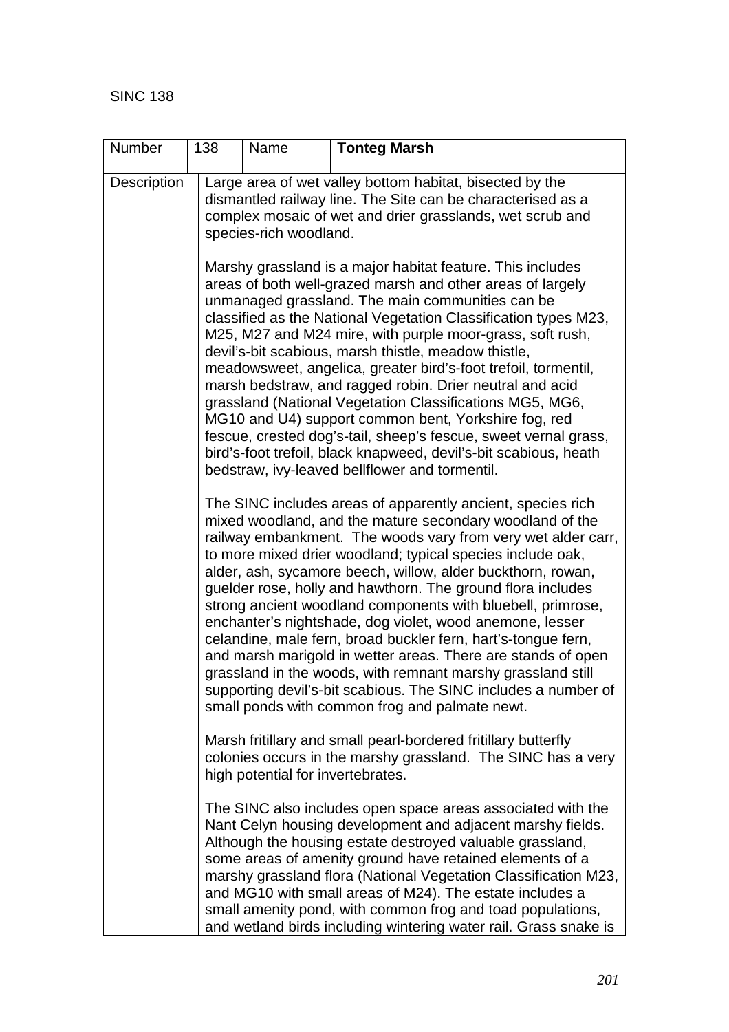SINC 138

| Number | 138 | Name | **Tonteg Marsh** |
|---|---|---|---|
| Description | Large area of wet valley bottom habitat, bisected by the dismantled railway line. The Site can be characterised as a complex mosaic of wet and drier grasslands, wet scrub and species-rich woodland.<br><br>Marshy grassland is a major habitat feature. This includes areas of both well-grazed marsh and other areas of largely unmanaged grassland. The main communities can be classified as the National Vegetation Classification types M23, M25, M27 and M24 mire, with purple moor-grass, soft rush, devil's-bit scabious, marsh thistle, meadow thistle, meadowsweet, angelica, greater bird's-foot trefoil, tormentil, marsh bedstraw, and ragged robin. Drier neutral and acid grassland (National Vegetation Classifications MG5, MG6, MG10 and U4) support common bent, Yorkshire fog, red fescue, crested dog's-tail, sheep's fescue, sweet vernal grass, bird's-foot trefoil, black knapweed, devil's-bit scabious, heath bedstraw, ivy-leaved bellflower and tormentil.<br><br>The SINC includes areas of apparently ancient, species rich mixed woodland, and the mature secondary woodland of the railway embankment. The woods vary from very wet alder carr, to more mixed drier woodland; typical species include oak, alder, ash, sycamore beech, willow, alder buckthorn, rowan, guelder rose, holly and hawthorn. The ground flora includes strong ancient woodland components with bluebell, primrose, enchanter's nightshade, dog violet, wood anemone, lesser celandine, male fern, broad buckler fern, hart's-tongue fern, and marsh marigold in wetter areas. There are stands of open grassland in the woods, with remnant marshy grassland still supporting devil's-bit scabious. The SINC includes a number of small ponds with common frog and palmate newt.<br><br>Marsh fritillary and small pearl-bordered fritillary butterfly colonies occurs in the marshy grassland. The SINC has a very high potential for invertebrates.<br><br>The SINC also includes open space areas associated with the Nant Celyn housing development and adjacent marshy fields. Although the housing estate destroyed valuable grassland, some areas of amenity ground have retained elements of a marshy grassland flora (National Vegetation Classification M23, and MG10 with small areas of M24). The estate includes a small amenity pond, with common frog and toad populations, and wetland birds including wintering water rail. Grass snake is | | | |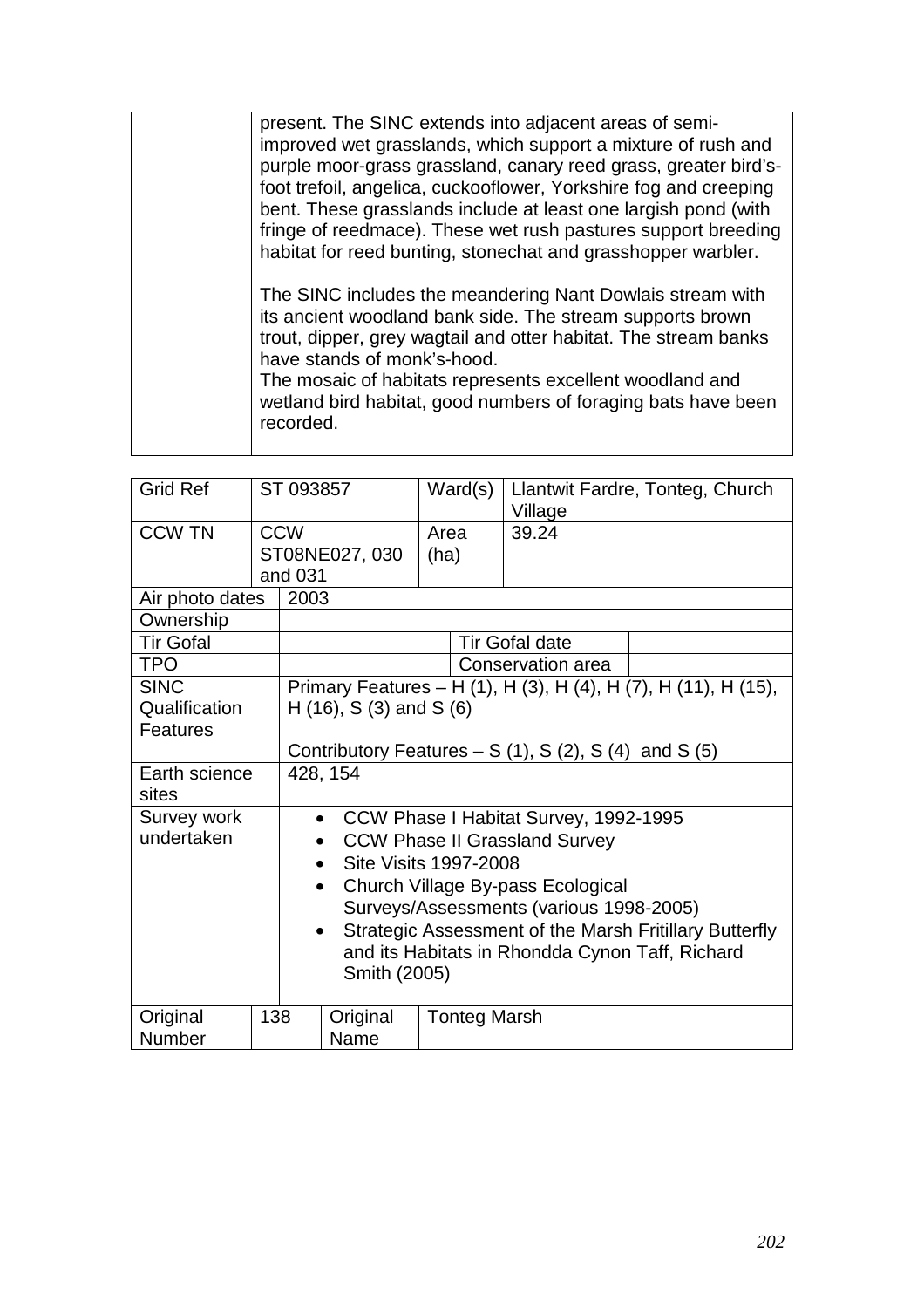| | |
|---|---|
| | present. The SINC extends into adjacent areas of semi-improved wet grasslands, which support a mixture of rush and purple moor-grass grassland, canary reed grass, greater bird's-foot trefoil, angelica, cuckooflower, Yorkshire fog and creeping bent. These grasslands include at least one largish pond (with fringe of reedmace). These wet rush pastures support breeding habitat for reed bunting, stonechat and grasshopper warbler.<br><br>The SINC includes the meandering Nant Dowlais stream with its ancient woodland bank side. The stream supports brown trout, dipper, grey wagtail and otter habitat. The stream banks have stands of monk's-hood.<br>The mosaic of habitats represents excellent woodland and wetland bird habitat, good numbers of foraging bats have been recorded. |

| Grid Ref | ST 093857 | Ward(s) | Llantwit Fardre, Tonteg, Church Village |
|---|---|---|---|
| CCW TN | CCW ST08NE027, 030 and 031 | Area (ha) | 39.24 |
| Air photo dates | 2003 | | |
| Ownership | | | |
| Tir Gofal | | Tir Gofal date | |
| TPO | | Conservation area | |
| SINC Qualification Features | Primary Features – H (1), H (3), H (4), H (7), H (11), H (15), H (16), S (3) and S (6)<br><br>Contributory Features – S (1), S (2), S (4) and S (5) | | |
| Earth science sites | 428, 154 | | |
| Survey work undertaken | • CCW Phase I Habitat Survey, 1992-1995<br>• CCW Phase II Grassland Survey<br>• Site Visits 1997-2008<br>• Church Village By-pass Ecological Surveys/Assessments (various 1998-2005)<br>• Strategic Assessment of the Marsh Fritillary Butterfly and its Habitats in Rhondda Cynon Taff, Richard Smith (2005) | | |
| Original Number | 138 | Original Name | Tonteg Marsh |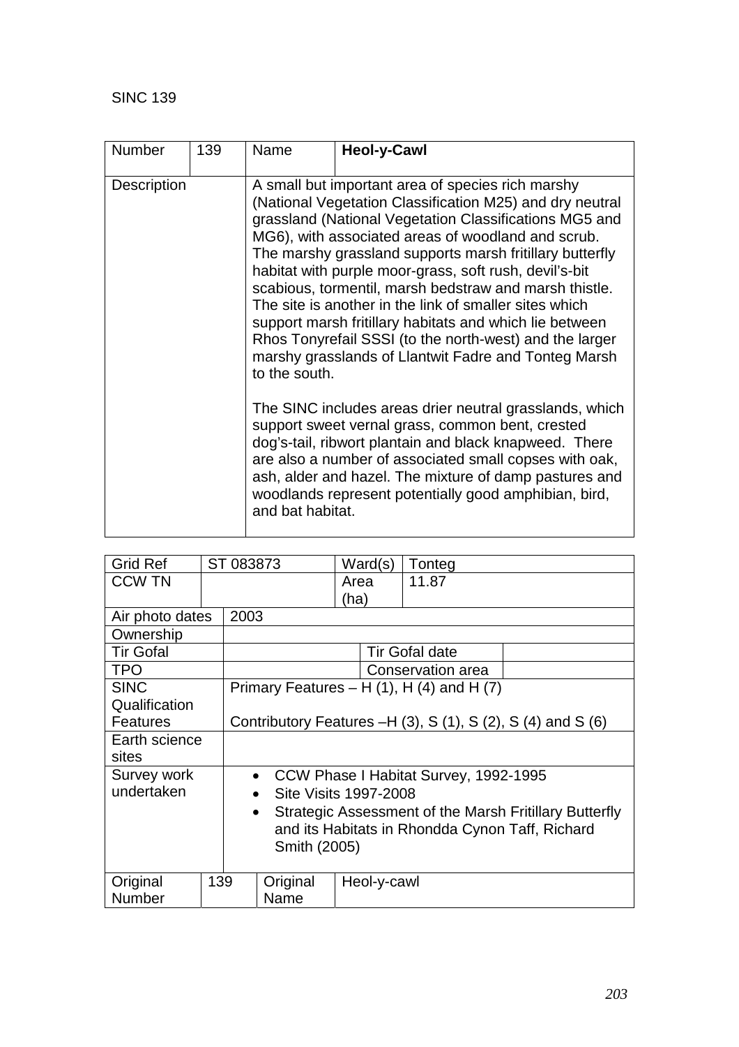SINC 139

| Number | 139 | Name | **Heol-y-Cawl** |
|---|---|---|---|
| Description | | A small but important area of species rich marshy (National Vegetation Classification M25) and dry neutral grassland (National Vegetation Classifications MG5 and MG6), with associated areas of woodland and scrub. The marshy grassland supports marsh fritillary butterfly habitat with purple moor-grass, soft rush, devil's-bit scabious, tormentil, marsh bedstraw and marsh thistle. The site is another in the link of smaller sites which support marsh fritillary habitats and which lie between Rhos Tonyrefail SSSI (to the north-west) and the larger marshy grasslands of Llantwit Fadre and Tonteg Marsh to the south.<br><br>The SINC includes areas drier neutral grasslands, which support sweet vernal grass, common bent, crested dog's-tail, ribwort plantain and black knapweed. There are also a number of associated small copses with oak, ash, alder and hazel. The mixture of damp pastures and woodlands represent potentially good amphibian, bird, and bat habitat. | |

| Grid Ref | ST 083873 | Ward(s) | Tonteg |
|---|---|---|---|
| CCW TN | | Area (ha) | 11.87 |
| Air photo dates | 2003 | | |
| Ownership | | | |
| Tir Gofal | | Tir Gofal date | |
| TPO | | Conservation area | |
| SINC Qualification Features | Primary Features – H (1), H (4) and H (7)<br><br>Contributory Features –H (3), S (1), S (2), S (4) and S (6) | | |
| Earth science sites | | | |
| Survey work undertaken | • CCW Phase I Habitat Survey, 1992-1995<br>• Site Visits 1997-2008<br>• Strategic Assessment of the Marsh Fritillary Butterfly and its Habitats in Rhondda Cynon Taff, Richard Smith (2005) | | |
| Original Number | 139 | Original Name | Heol-y-cawl |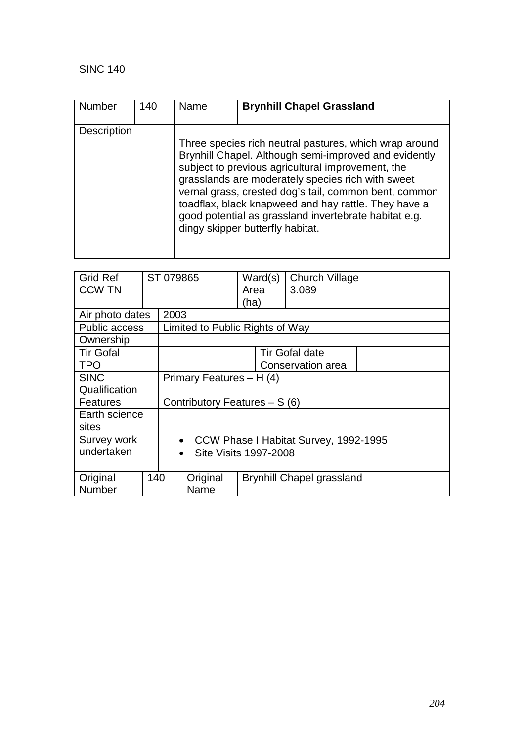SINC 140

| Number | 140 | Name | **Brynhill Chapel Grassland** |
|---|---|---|---|
| Description | | Three species rich neutral pastures, which wrap around Brynhill Chapel. Although semi-improved and evidently subject to previous agricultural improvement, the grasslands are moderately species rich with sweet vernal grass, crested dog's tail, common bent, common toadflax, black knapweed and hay rattle. They have a good potential as grassland invertebrate habitat e.g. dingy skipper butterfly habitat. | |

| Grid Ref | ST 079865 | Ward(s) | Church Village |
|---|---|---|---|
| CCW TN | | Area (ha) | 3.089 |
| Air photo dates | 2003 | | |
| Public access | Limited to Public Rights of Way | | |
| Ownership | | | |
| Tir Gofal | | Tir Gofal date | |
| TPO | | Conservation area | |
| SINC Qualification Features | Primary Features – H (4)<br><br>Contributory Features – S (6) | | |
| Earth science sites | | | |
| Survey work undertaken | • CCW Phase I Habitat Survey, 1992-1995<br>• Site Visits 1997-2008 | | |
| Original Number | 140 | Original Name | Brynhill Chapel grassland |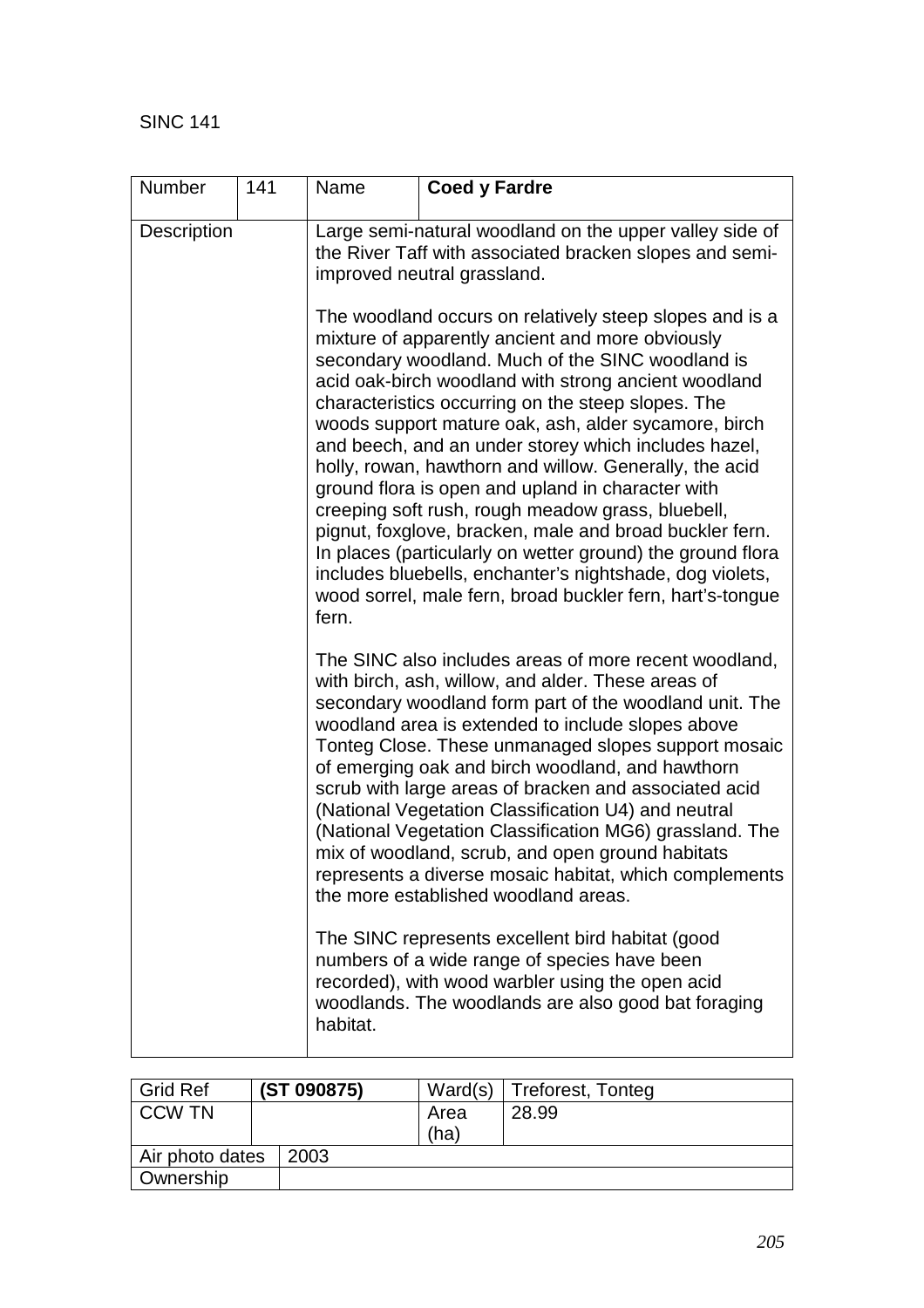SINC 141

| Number | 141 | Name | **Coed y Fardre** |
|---|---|---|---|
| Description | | Large semi-natural woodland on the upper valley side of the River Taff with associated bracken slopes and semi-improved neutral grassland.<br><br>The woodland occurs on relatively steep slopes and is a mixture of apparently ancient and more obviously secondary woodland. Much of the SINC woodland is acid oak-birch woodland with strong ancient woodland characteristics occurring on the steep slopes. The woods support mature oak, ash, alder sycamore, birch and beech, and an under storey which includes hazel, holly, rowan, hawthorn and willow. Generally, the acid ground flora is open and upland in character with creeping soft rush, rough meadow grass, bluebell, pignut, foxglove, bracken, male and broad buckler fern. In places (particularly on wetter ground) the ground flora includes bluebells, enchanter's nightshade, dog violets, wood sorrel, male fern, broad buckler fern, hart's-tongue fern.<br><br>The SINC also includes areas of more recent woodland, with birch, ash, willow, and alder. These areas of secondary woodland form part of the woodland unit. The woodland area is extended to include slopes above Tonteg Close. These unmanaged slopes support mosaic of emerging oak and birch woodland, and hawthorn scrub with large areas of bracken and associated acid (National Vegetation Classification U4) and neutral (National Vegetation Classification MG6) grassland. The mix of woodland, scrub, and open ground habitats represents a diverse mosaic habitat, which complements the more established woodland areas.<br><br>The SINC represents excellent bird habitat (good numbers of a wide range of species have been recorded), with wood warbler using the open acid woodlands. The woodlands are also good bat foraging habitat. | |

| Grid Ref | **(ST 090875)** | Ward(s) | Treforest, Tonteg |
|---|---|---|---|
| CCW TN | | Area (ha) | 28.99 |
| Air photo dates | 2003 | | |
| Ownership | | | |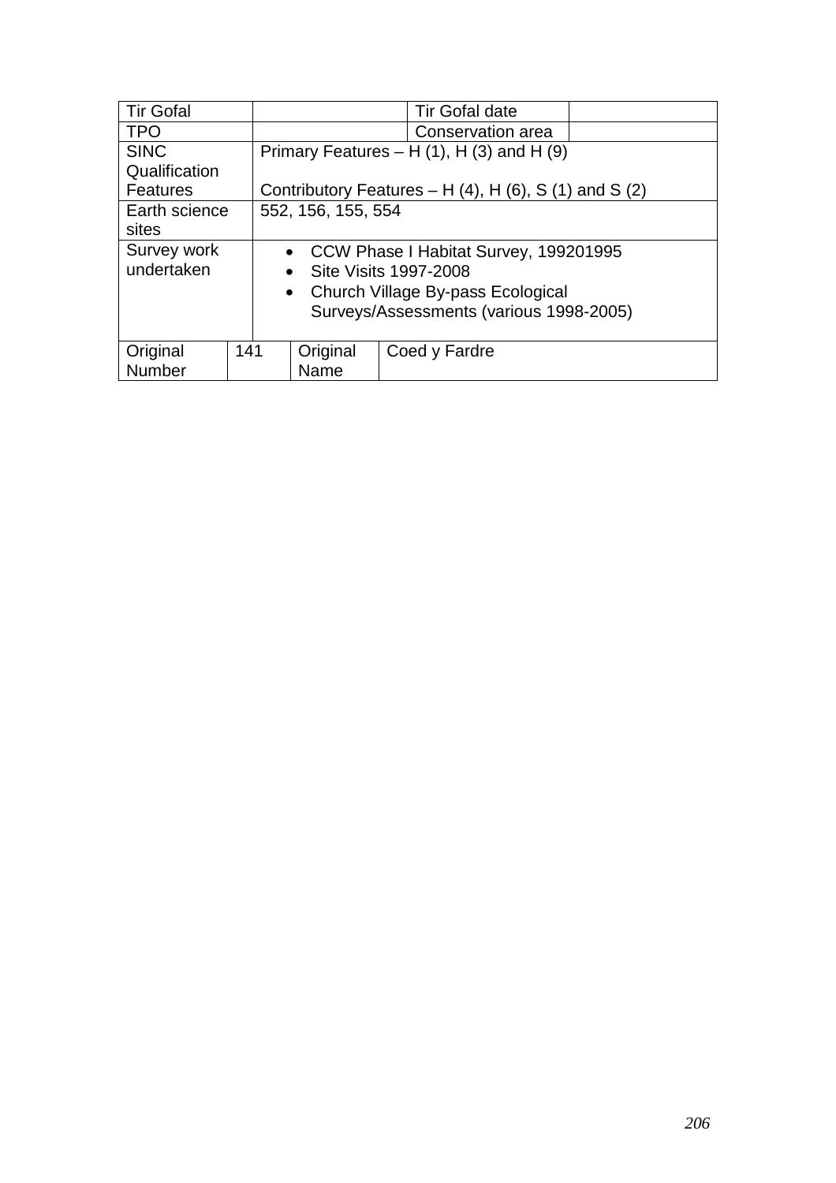| Tir Gofal | | | Tir Gofal date | |
|---|---|---|---|---|
| TPO | | | Conservation area | |
| SINC Qualification Features | Primary Features – H (1), H (3) and H (9)<br><br>Contributory Features – H (4), H (6), S (1) and S (2) | | | |
| Earth science sites | 552, 156, 155, 554 | | | |
| Survey work undertaken | • CCW Phase I Habitat Survey, 199201995<br>• Site Visits 1997-2008<br>• Church Village By-pass Ecological Surveys/Assessments (various 1998-2005) | | | |

| Original Number | 141 | Original Name | Coed y Fardre |
|---|---|---|---|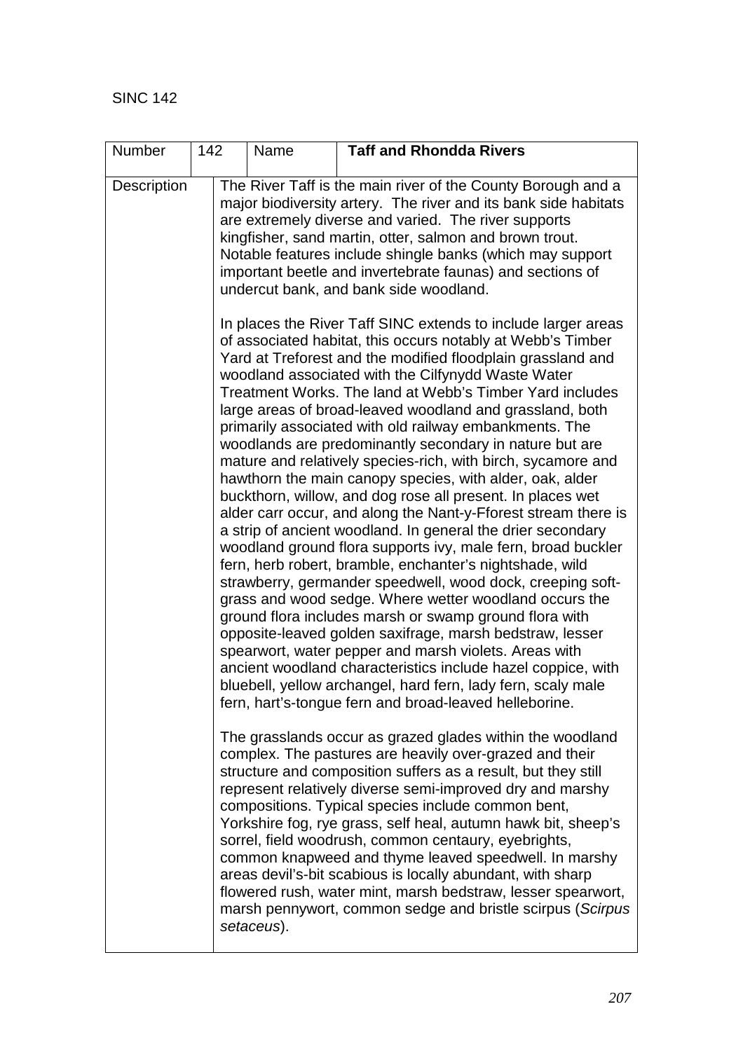SINC 142

| Number | 142 | Name | **Taff and Rhondda Rivers** |
|---|---|---|---|
| Description | The River Taff is the main river of the County Borough and a major biodiversity artery. The river and its bank side habitats are extremely diverse and varied. The river supports kingfisher, sand martin, otter, salmon and brown trout. Notable features include shingle banks (which may support important beetle and invertebrate faunas) and sections of undercut bank, and bank side woodland.<br><br>In places the River Taff SINC extends to include larger areas of associated habitat, this occurs notably at Webb's Timber Yard at Treforest and the modified floodplain grassland and woodland associated with the Cilfynydd Waste Water Treatment Works. The land at Webb's Timber Yard includes large areas of broad-leaved woodland and grassland, both primarily associated with old railway embankments. The woodlands are predominantly secondary in nature but are mature and relatively species-rich, with birch, sycamore and hawthorn the main canopy species, with alder, oak, alder buckthorn, willow, and dog rose all present. In places wet alder carr occur, and along the Nant-y-Fforest stream there is a strip of ancient woodland. In general the drier secondary woodland ground flora supports ivy, male fern, broad buckler fern, herb robert, bramble, enchanter's nightshade, wild strawberry, germander speedwell, wood dock, creeping soft-grass and wood sedge. Where wetter woodland occurs the ground flora includes marsh or swamp ground flora with opposite-leaved golden saxifrage, marsh bedstraw, lesser spearwort, water pepper and marsh violets. Areas with ancient woodland characteristics include hazel coppice, with bluebell, yellow archangel, hard fern, lady fern, scaly male fern, hart's-tongue fern and broad-leaved helleborine.<br><br>The grasslands occur as grazed glades within the woodland complex. The pastures are heavily over-grazed and their structure and composition suffers as a result, but they still represent relatively diverse semi-improved dry and marshy compositions. Typical species include common bent, Yorkshire fog, rye grass, self heal, autumn hawk bit, sheep's sorrel, field woodrush, common centaury, eyebrights, common knapweed and thyme leaved speedwell. In marshy areas devil's-bit scabious is locally abundant, with sharp flowered rush, water mint, marsh bedstraw, lesser spearwort, marsh pennywort, common sedge and bristle scirpus (*Scirpus setaceus*). | | |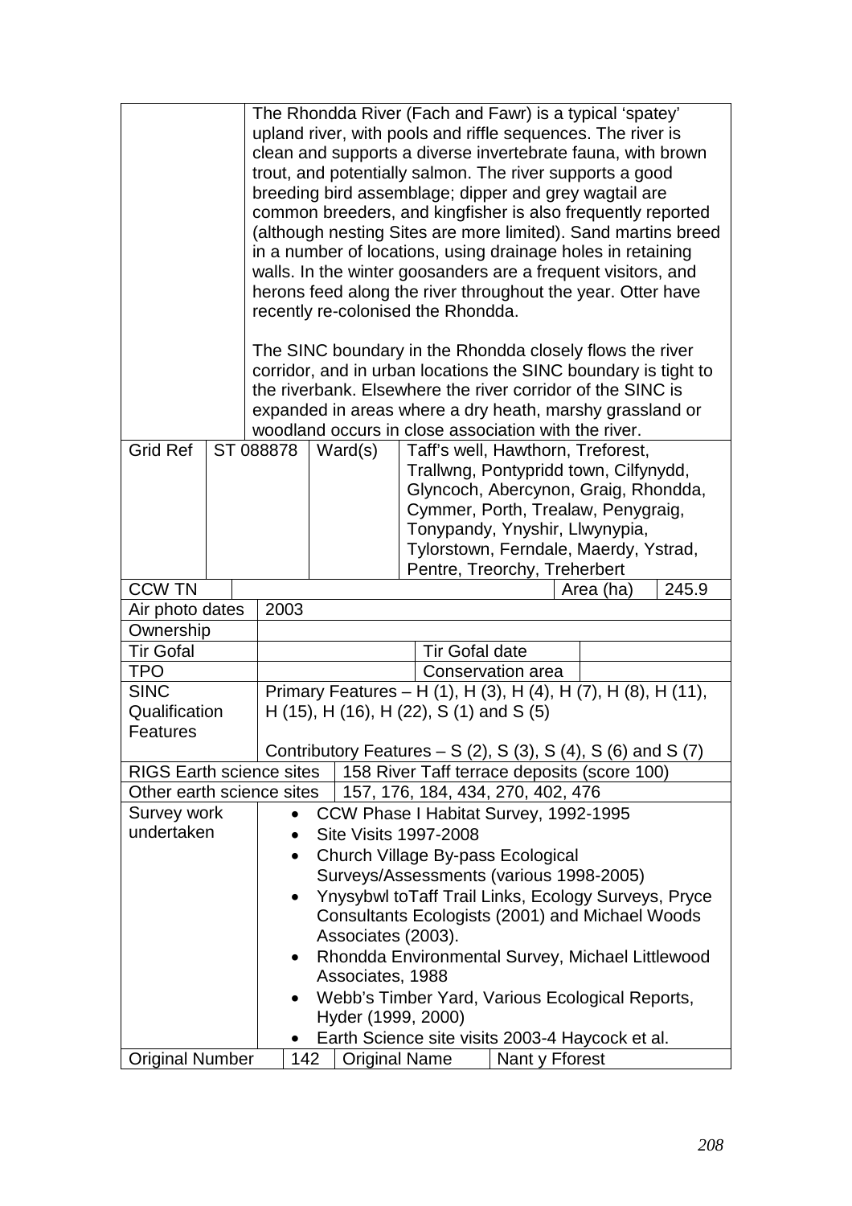| | | | | | | | | |
|---|---|---|---|---|---|---|---|---|
| | The Rhondda River (Fach and Fawr) is a typical 'spatey' upland river, with pools and riffle sequences. The river is clean and supports a diverse invertebrate fauna, with brown trout, and potentially salmon. The river supports a good breeding bird assemblage; dipper and grey wagtail are common breeders, and kingfisher is also frequently reported (although nesting Sites are more limited). Sand martins breed in a number of locations, using drainage holes in retaining walls. In the winter goosanders are a frequent visitors, and herons feed along the river throughout the year. Otter have recently re-colonised the Rhondda.<br><br>The SINC boundary in the Rhondda closely flows the river corridor, and in urban locations the SINC boundary is tight to the riverbank. Elsewhere the river corridor of the SINC is expanded in areas where a dry heath, marshy grassland or woodland occurs in close association with the river. | | | | | | | |
| Grid Ref | ST 088878 | Ward(s) | Taff's well, Hawthorn, Treforest, Trallwng, Pontypridd town, Cilfynydd, Glyncoch, Abercynon, Graig, Rhondda, Cymmer, Porth, Trealaw, Penygraig, Tonypandy, Ynyshir, Llwynypia, Tylorstown, Ferndale, Maerdy, Ystrad, Pentre, Treorchy, Treherbert | | | | | |
| CCW TN | | | | | | Area (ha) | 245.9 | |
| Air photo dates | 2003 | | | | | | | |
| Ownership | | | | | | | | |
| Tir Gofal | | | Tir Gofal date | | | | | |
| TPO | | | Conservation area | | | | | |
| SINC Qualification Features | Primary Features – H (1), H (3), H (4), H (7), H (8), H (11), H (15), H (16), H (22), S (1) and S (5)<br><br>Contributory Features – S (2), S (3), S (4), S (6) and S (7) | | | | | | | |
| RIGS Earth science sites | 158 River Taff terrace deposits (score 100) | | | | | | | |
| Other earth science sites | 157, 176, 184, 434, 270, 402, 476 | | | | | | | |
| Survey work undertaken | • CCW Phase I Habitat Survey, 1992-1995<br>• Site Visits 1997-2008<br>• Church Village By-pass Ecological Surveys/Assessments (various 1998-2005)<br>• Ynysybwl toTaff Trail Links, Ecology Surveys, Pryce Consultants Ecologists (2001) and Michael Woods Associates (2003).<br>• Rhondda Environmental Survey, Michael Littlewood Associates, 1988<br>• Webb's Timber Yard, Various Ecological Reports, Hyder (1999, 2000)<br>• Earth Science site visits 2003-4 Haycock et al. | | | | | | | |
| Original Number | 142 | Original Name | Nant y Fforest | | | | | |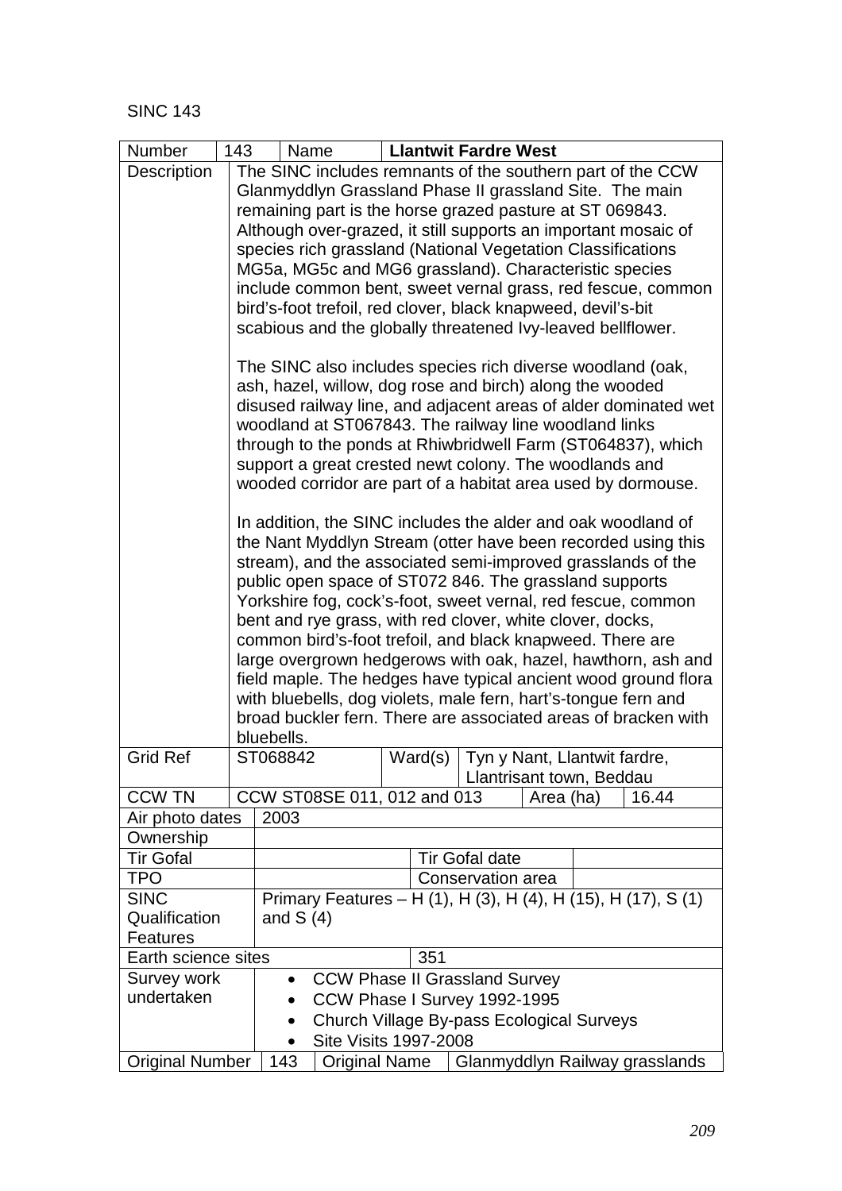SINC 143

| Number | 143 | Name | **Llantwit Fardre West** |
|---|---|---|---|
| Description | The SINC includes remnants of the southern part of the CCW Glanmyddlyn Grassland Phase II grassland Site. The main remaining part is the horse grazed pasture at ST 069843. Although over-grazed, it still supports an important mosaic of species rich grassland (National Vegetation Classifications MG5a, MG5c and MG6 grassland). Characteristic species include common bent, sweet vernal grass, red fescue, common bird's-foot trefoil, red clover, black knapweed, devil's-bit scabious and the globally threatened Ivy-leaved bellflower.<br><br>The SINC also includes species rich diverse woodland (oak, ash, hazel, willow, dog rose and birch) along the wooded disused railway line, and adjacent areas of alder dominated wet woodland at ST067843. The railway line woodland links through to the ponds at Rhiwbridwell Farm (ST064837), which support a great crested newt colony. The woodlands and wooded corridor are part of a habitat area used by dormouse.<br><br>In addition, the SINC includes the alder and oak woodland of the Nant Myddlyn Stream (otter have been recorded using this stream), and the associated semi-improved grasslands of the public open space of ST072 846. The grassland supports Yorkshire fog, cock's-foot, sweet vernal, red fescue, common bent and rye grass, with red clover, white clover, docks, common bird's-foot trefoil, and black knapweed. There are large overgrown hedgerows with oak, hazel, hawthorn, ash and field maple. The hedges have typical ancient wood ground flora with bluebells, dog violets, male fern, hart's-tongue fern and broad buckler fern. There are associated areas of bracken with bluebells. | | |
| Grid Ref | ST068842 | Ward(s) | Tyn y Nant, Llantwit fardre, Llantrisant town, Beddau |
| CCW TN | CCW ST08SE 011, 012 and 013 | Area (ha) | 16.44 |
| Air photo dates | 2003 | | |
| Ownership | | | |
| Tir Gofal | | Tir Gofal date | |
| TPO | | Conservation area | |
| SINC Qualification Features | Primary Features – H (1), H (3), H (4), H (15), H (17), S (1) and S (4) | | |
| Earth science sites | 351 | | |
| Survey work undertaken | • CCW Phase II Grassland Survey<br>• CCW Phase I Survey 1992-1995<br>• Church Village By-pass Ecological Surveys<br>• Site Visits 1997-2008 | | |
| Original Number | 143 | Original Name | Glanmyddlyn Railway grasslands |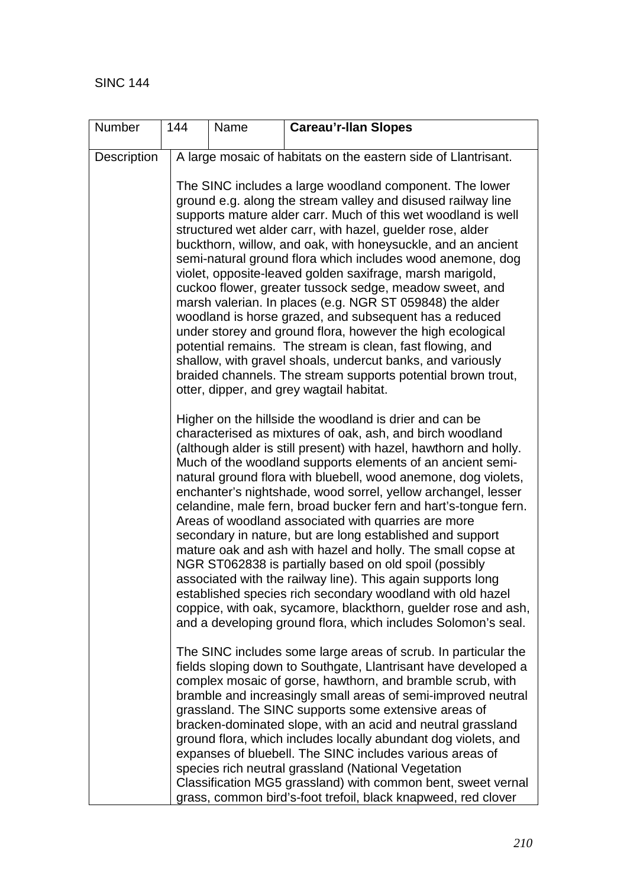SINC 144

| Number | 144 | Name | **Careau'r-llan Slopes** |
|---|---|---|---|
| Description | A large mosaic of habitats on the eastern side of Llantrisant.<br><br>The SINC includes a large woodland component. The lower ground e.g. along the stream valley and disused railway line supports mature alder carr. Much of this wet woodland is well structured wet alder carr, with hazel, guelder rose, alder buckthorn, willow, and oak, with honeysuckle, and an ancient semi-natural ground flora which includes wood anemone, dog violet, opposite-leaved golden saxifrage, marsh marigold, cuckoo flower, greater tussock sedge, meadow sweet, and marsh valerian. In places (e.g. NGR ST 059848) the alder woodland is horse grazed, and subsequent has a reduced under storey and ground flora, however the high ecological potential remains. The stream is clean, fast flowing, and shallow, with gravel shoals, undercut banks, and variously braided channels. The stream supports potential brown trout, otter, dipper, and grey wagtail habitat.<br><br>Higher on the hillside the woodland is drier and can be characterised as mixtures of oak, ash, and birch woodland (although alder is still present) with hazel, hawthorn and holly. Much of the woodland supports elements of an ancient semi-natural ground flora with bluebell, wood anemone, dog violets, enchanter's nightshade, wood sorrel, yellow archangel, lesser celandine, male fern, broad bucker fern and hart's-tongue fern. Areas of woodland associated with quarries are more secondary in nature, but are long established and support mature oak and ash with hazel and holly. The small copse at NGR ST062838 is partially based on old spoil (possibly associated with the railway line). This again supports long established species rich secondary woodland with old hazel coppice, with oak, sycamore, blackthorn, guelder rose and ash, and a developing ground flora, which includes Solomon's seal.<br><br>The SINC includes some large areas of scrub. In particular the fields sloping down to Southgate, Llantrisant have developed a complex mosaic of gorse, hawthorn, and bramble scrub, with bramble and increasingly small areas of semi-improved neutral grassland. The SINC supports some extensive areas of bracken-dominated slope, with an acid and neutral grassland ground flora, which includes locally abundant dog violets, and expanses of bluebell. The SINC includes various areas of species rich neutral grassland (National Vegetation Classification MG5 grassland) with common bent, sweet vernal grass, common bird's-foot trefoil, black knapweed, red clover | | | |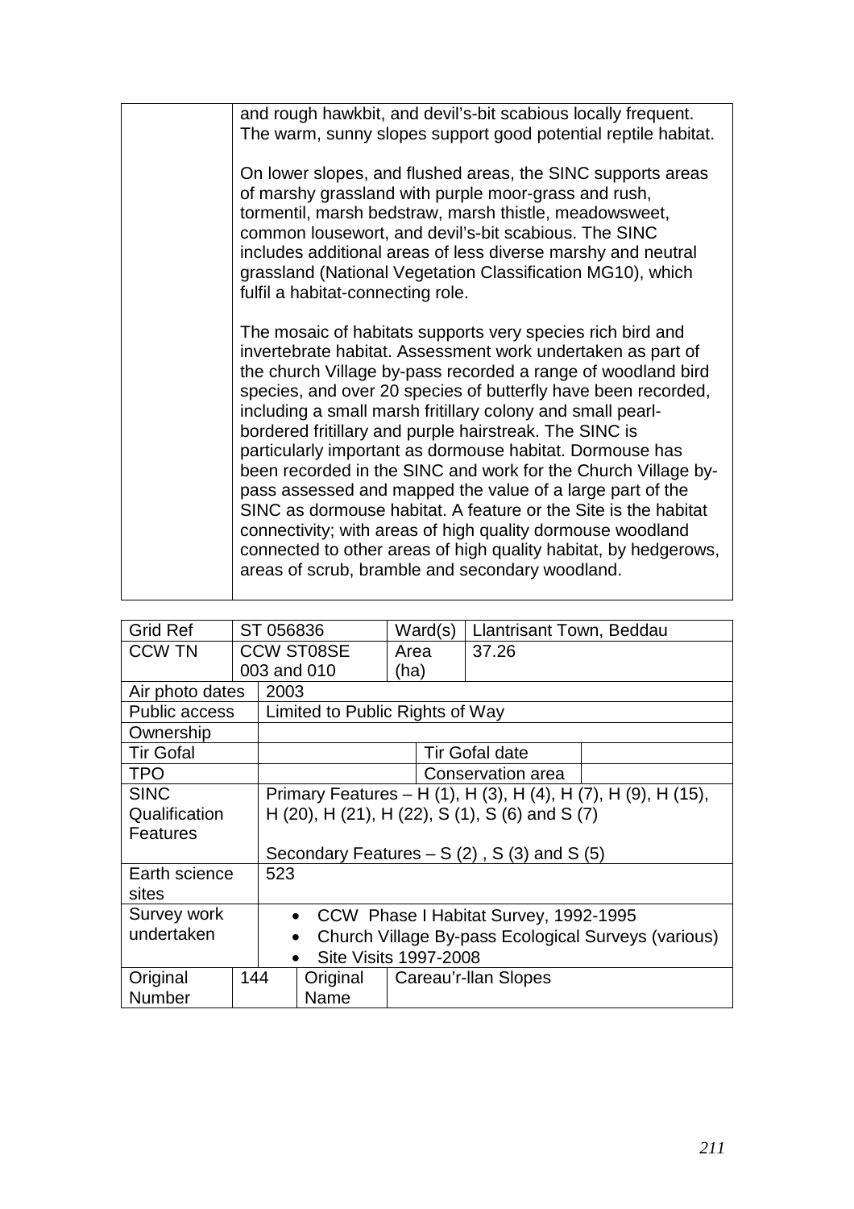| | and rough hawkbit, and devil's-bit scabious locally frequent. The warm, sunny slopes support good potential reptile habitat.<br><br>On lower slopes, and flushed areas, the SINC supports areas of marshy grassland with purple moor-grass and rush, tormentil, marsh bedstraw, marsh thistle, meadowsweet, common lousewort, and devil's-bit scabious. The SINC includes additional areas of less diverse marshy and neutral grassland (National Vegetation Classification MG10), which fulfil a habitat-connecting role.<br><br>The mosaic of habitats supports very species rich bird and invertebrate habitat. Assessment work undertaken as part of the church Village by-pass recorded a range of woodland bird species, and over 20 species of butterfly have been recorded, including a small marsh fritillary colony and small pearl-bordered fritillary and purple hairstreak. The SINC is particularly important as dormouse habitat. Dormouse has been recorded in the SINC and work for the Church Village by-pass assessed and mapped the value of a large part of the SINC as dormouse habitat. A feature or the Site is the habitat connectivity; with areas of high quality dormouse woodland connected to other areas of high quality habitat, by hedgerows, areas of scrub, bramble and secondary woodland. |
|---|---|

| Grid Ref | ST 056836 | Ward(s) | Llantrisant Town, Beddau |
|---|---|---|---|
| CCW TN | CCW ST08SE 003 and 010 | Area (ha) | 37.26 |
| Air photo dates | 2003 | | |
| Public access | Limited to Public Rights of Way | | |
| Ownership | | | |
| Tir Gofal | | Tir Gofal date | |
| TPO | | Conservation area | |
| SINC Qualification Features | Primary Features – H (1), H (3), H (4), H (7), H (9), H (15), H (20), H (21), H (22), S (1), S (6) and S (7)<br><br>Secondary Features – S (2) , S (3) and S (5) | | |
| Earth science sites | 523 | | |
| Survey work undertaken | • CCW Phase I Habitat Survey, 1992-1995<br>• Church Village By-pass Ecological Surveys (various)<br>• Site Visits 1997-2008 | | |
| Original Number | 144 | Original Name | Careau'r-llan Slopes |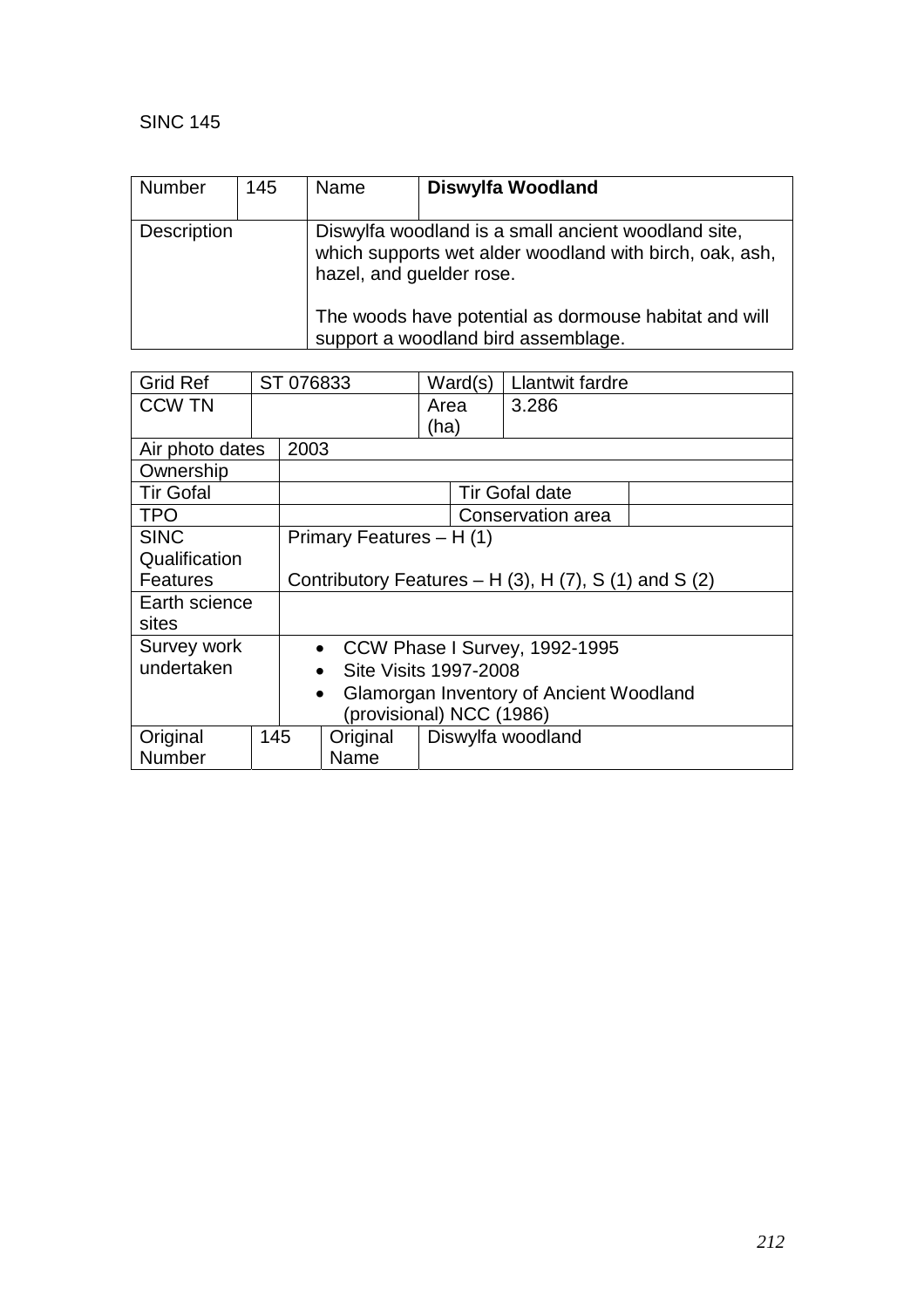SINC 145

| Number | 145 | Name | **Diswylfa Woodland** |
|---|---|---|---|
| Description | | Diswylfa woodland is a small ancient woodland site, which supports wet alder woodland with birch, oak, ash, hazel, and guelder rose.<br><br>The woods have potential as dormouse habitat and will support a woodland bird assemblage. | |

| Grid Ref | ST 076833 | | Ward(s) | Llantwit fardre | |
|---|---|---|---|---|---|
| CCW TN | | | Area (ha) | 3.286 | |
| Air photo dates | 2003 | | | | |
| Ownership | | | | | |
| Tir Gofal | | | Tir Gofal date | | |
| TPO | | | Conservation area | | |
| SINC Qualification Features | Primary Features – H (1)<br><br>Contributory Features – H (3), H (7), S (1) and S (2) | | | | |
| Earth science sites | | | | | |
| Survey work undertaken | • CCW Phase I Survey, 1992-1995<br>• Site Visits 1997-2008<br>• Glamorgan Inventory of Ancient Woodland (provisional) NCC (1986) | | | | |
| Original Number | 145 | Original Name | Diswylfa woodland | | |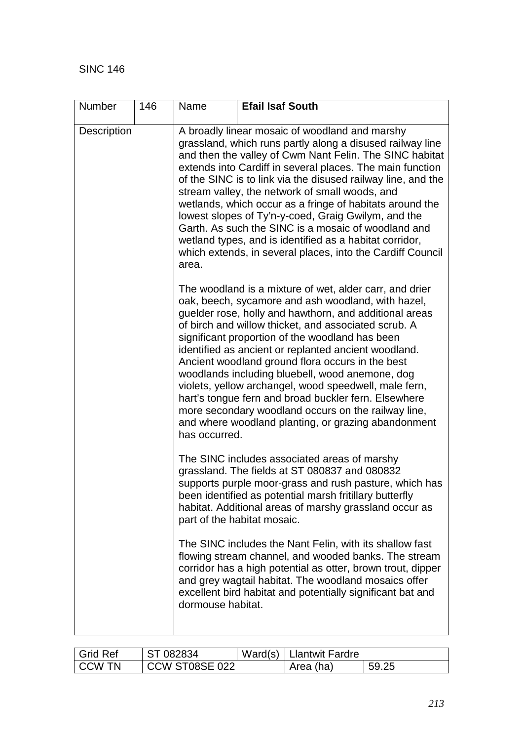SINC 146

| Number | 146 | Name | **Efail Isaf South** |
|---|---|---|---|
| Description | | A broadly linear mosaic of woodland and marshy grassland, which runs partly along a disused railway line and then the valley of Cwm Nant Felin. The SINC habitat extends into Cardiff in several places. The main function of the SINC is to link via the disused railway line, and the stream valley, the network of small woods, and wetlands, which occur as a fringe of habitats around the lowest slopes of Ty'n-y-coed, Graig Gwilym, and the Garth. As such the SINC is a mosaic of woodland and wetland types, and is identified as a habitat corridor, which extends, in several places, into the Cardiff Council area.<br><br>The woodland is a mixture of wet, alder carr, and drier oak, beech, sycamore and ash woodland, with hazel, guelder rose, holly and hawthorn, and additional areas of birch and willow thicket, and associated scrub. A significant proportion of the woodland has been identified as ancient or replanted ancient woodland. Ancient woodland ground flora occurs in the best woodlands including bluebell, wood anemone, dog violets, yellow archangel, wood speedwell, male fern, hart's tongue fern and broad buckler fern. Elsewhere more secondary woodland occurs on the railway line, and where woodland planting, or grazing abandonment has occurred.<br><br>The SINC includes associated areas of marshy grassland. The fields at ST 080837 and 080832 supports purple moor-grass and rush pasture, which has been identified as potential marsh fritillary butterfly habitat. Additional areas of marshy grassland occur as part of the habitat mosaic.<br><br>The SINC includes the Nant Felin, with its shallow fast flowing stream channel, and wooded banks. The stream corridor has a high potential as otter, brown trout, dipper and grey wagtail habitat. The woodland mosaics offer excellent bird habitat and potentially significant bat and dormouse habitat. | |

| Grid Ref | ST 082834 | Ward(s) | Llantwit Fardre | |
|---|---|---|---|---|
| CCW TN | CCW ST08SE 022 | | Area (ha) | 59.25 |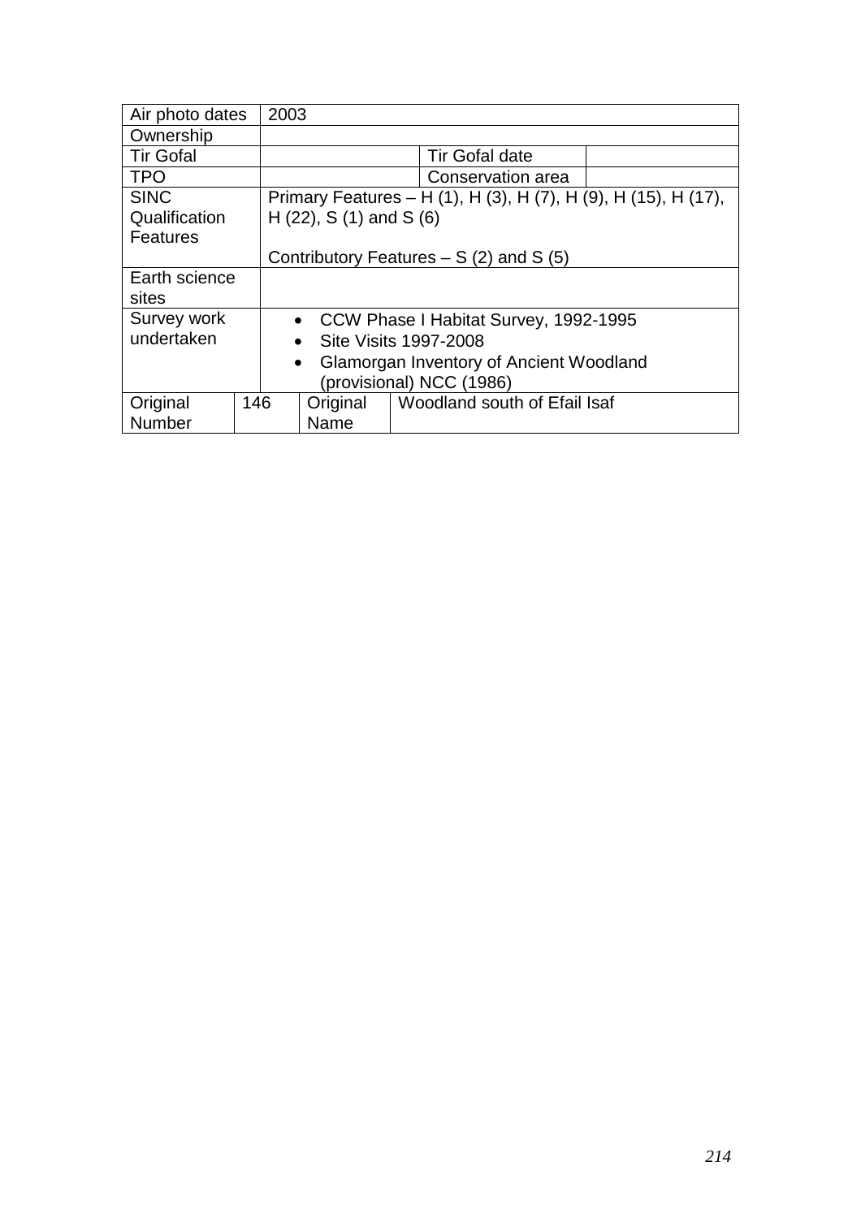| Air photo dates | 2003 | | |
|---|---|---|---|
| Ownership | | | |
| Tir Gofal | | Tir Gofal date | |
| TPO | | Conservation area | |
| SINC Qualification Features | Primary Features – H (1), H (3), H (7), H (9), H (15), H (17), H (22), S (1) and S (6)<br><br>Contributory Features – S (2) and S (5) | | |
| Earth science sites | | | |
| Survey work undertaken | • CCW Phase I Habitat Survey, 1992-1995<br>• Site Visits 1997-2008<br>• Glamorgan Inventory of Ancient Woodland (provisional) NCC (1986) | | |
| Original Number | 146 | Original Name | Woodland south of Efail Isaf |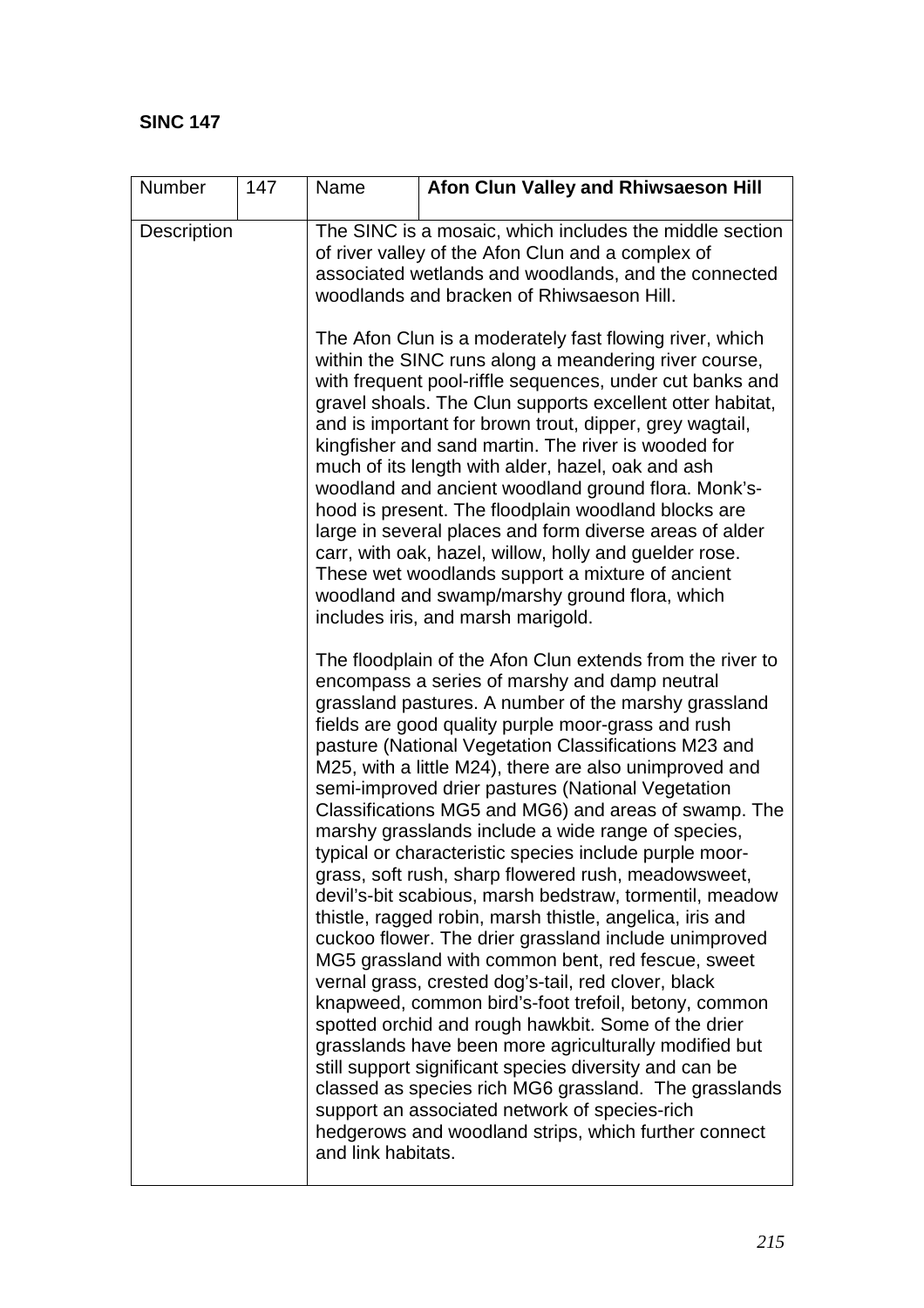**SINC 147**

| Number | 147 | Name | **Afon Clun Valley and Rhiwsaeson Hill** |
|---|---|---|---|
| Description | | The SINC is a mosaic, which includes the middle section of river valley of the Afon Clun and a complex of associated wetlands and woodlands, and the connected woodlands and bracken of Rhiwsaeson Hill.<br><br>The Afon Clun is a moderately fast flowing river, which within the SINC runs along a meandering river course, with frequent pool-riffle sequences, under cut banks and gravel shoals. The Clun supports excellent otter habitat, and is important for brown trout, dipper, grey wagtail, kingfisher and sand martin. The river is wooded for much of its length with alder, hazel, oak and ash woodland and ancient woodland ground flora. Monk's-hood is present. The floodplain woodland blocks are large in several places and form diverse areas of alder carr, with oak, hazel, willow, holly and guelder rose. These wet woodlands support a mixture of ancient woodland and swamp/marshy ground flora, which includes iris, and marsh marigold.<br><br>The floodplain of the Afon Clun extends from the river to encompass a series of marshy and damp neutral grassland pastures. A number of the marshy grassland fields are good quality purple moor-grass and rush pasture (National Vegetation Classifications M23 and M25, with a little M24), there are also unimproved and semi-improved drier pastures (National Vegetation Classifications MG5 and MG6) and areas of swamp. The marshy grasslands include a wide range of species, typical or characteristic species include purple moor-grass, soft rush, sharp flowered rush, meadowsweet, devil's-bit scabious, marsh bedstraw, tormentil, meadow thistle, ragged robin, marsh thistle, angelica, iris and cuckoo flower. The drier grassland include unimproved MG5 grassland with common bent, red fescue, sweet vernal grass, crested dog's-tail, red clover, black knapweed, common bird's-foot trefoil, betony, common spotted orchid and rough hawkbit. Some of the drier grasslands have been more agriculturally modified but still support significant species diversity and can be classed as species rich MG6 grassland. The grasslands support an associated network of species-rich hedgerows and woodland strips, which further connect and link habitats. | |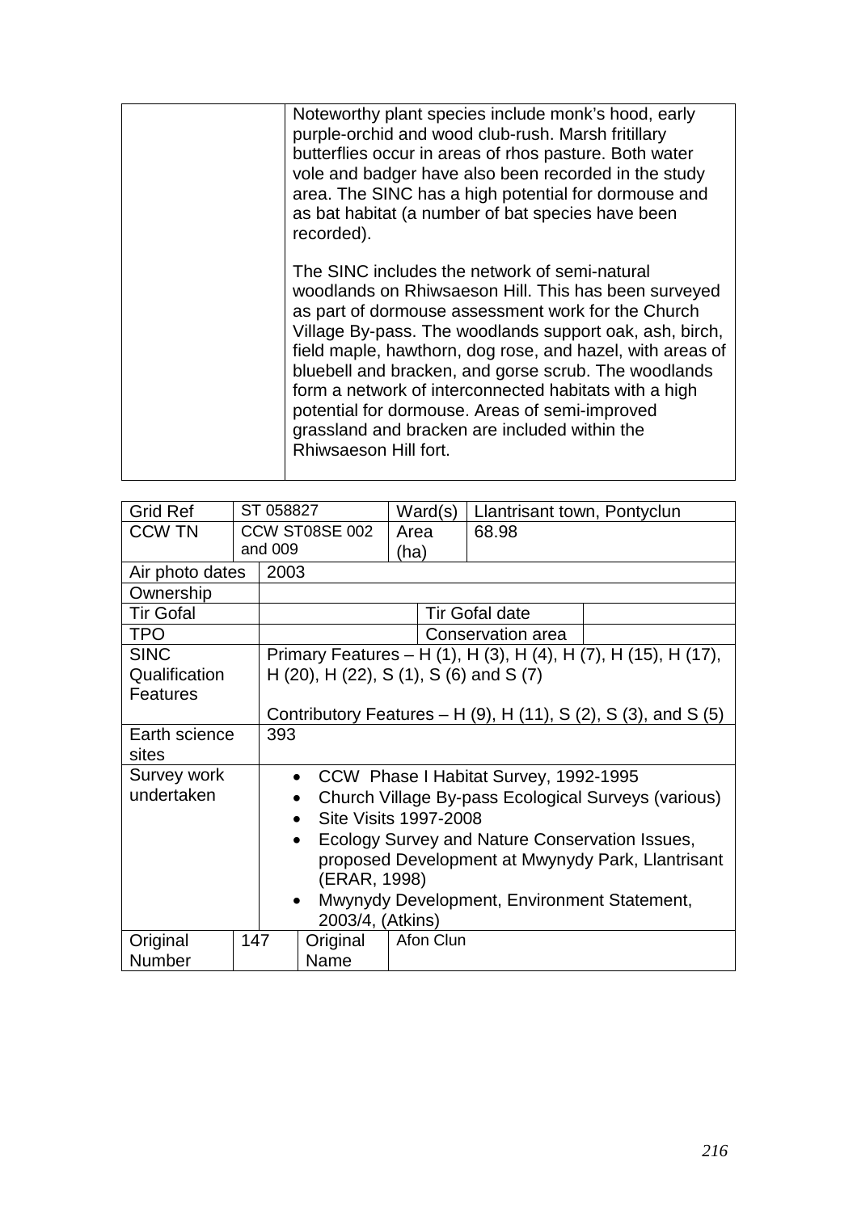| | |
|---|---|
| | Noteworthy plant species include monk's hood, early purple-orchid and wood club-rush. Marsh fritillary butterflies occur in areas of rhos pasture. Both water vole and badger have also been recorded in the study area. The SINC has a high potential for dormouse and as bat habitat (a number of bat species have been recorded).<br><br>The SINC includes the network of semi-natural woodlands on Rhiwsaeson Hill. This has been surveyed as part of dormouse assessment work for the Church Village By-pass. The woodlands support oak, ash, birch, field maple, hawthorn, dog rose, and hazel, with areas of bluebell and bracken, and gorse scrub. The woodlands form a network of interconnected habitats with a high potential for dormouse. Areas of semi-improved grassland and bracken are included within the Rhiwsaeson Hill fort. |

| Grid Ref | ST 058827 | | Ward(s) | Llantrisant town, Pontyclun | |
|---|---|---|---|---|---|
| CCW TN | CCW ST08SE 002 and 009 | | Area (ha) | 68.98 | |
| Air photo dates | 2003 | | | | |
| Ownership | | | | | |
| Tir Gofal | | | | Tir Gofal date | |
| TPO | | | | Conservation area | |
| SINC Qualification Features | Primary Features – H (1), H (3), H (4), H (7), H (15), H (17), H (20), H (22), S (1), S (6) and S (7)<br><br>Contributory Features – H (9), H (11), S (2), S (3), and S (5) | | | | |
| Earth science sites | 393 | | | | |
| Survey work undertaken | • CCW Phase I Habitat Survey, 1992-1995<br>• Church Village By-pass Ecological Surveys (various)<br>• Site Visits 1997-2008<br>• Ecology Survey and Nature Conservation Issues, proposed Development at Mwynydy Park, Llantrisant (ERAR, 1998)<br>• Mwynydy Development, Environment Statement, 2003/4, (Atkins) | | | | |
| Original Number | 147 | Original Name | Afon Clun | | |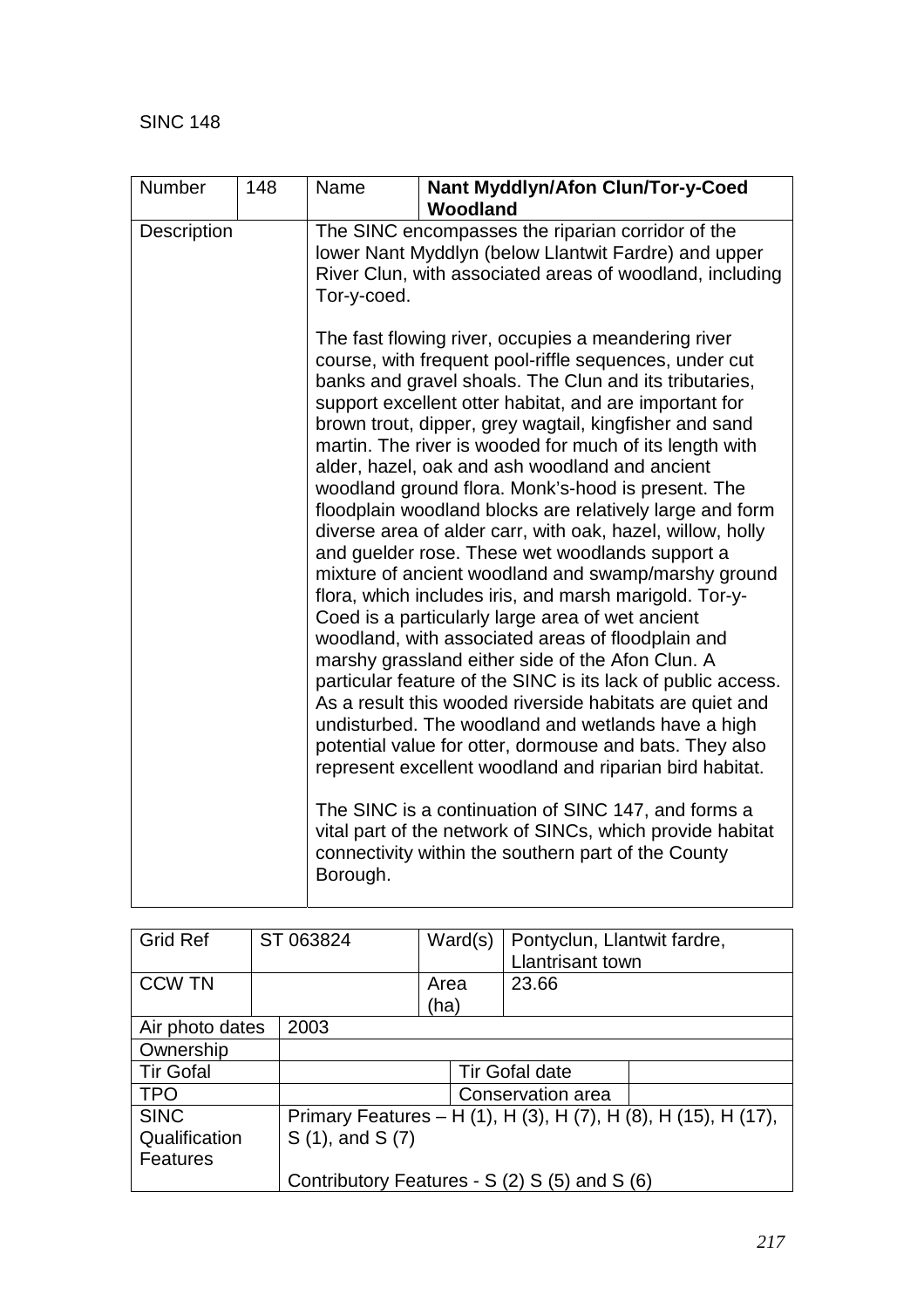SINC 148

| Number | 148 | Name | **Nant Myddlyn/Afon Clun/Tor-y-Coed Woodland** |
|---|---|---|---|
| Description | | The SINC encompasses the riparian corridor of the lower Nant Myddlyn (below Llantwit Fardre) and upper River Clun, with associated areas of woodland, including Tor-y-coed.<br><br>The fast flowing river, occupies a meandering river course, with frequent pool-riffle sequences, under cut banks and gravel shoals. The Clun and its tributaries, support excellent otter habitat, and are important for brown trout, dipper, grey wagtail, kingfisher and sand martin. The river is wooded for much of its length with alder, hazel, oak and ash woodland and ancient woodland ground flora. Monk's-hood is present. The floodplain woodland blocks are relatively large and form diverse area of alder carr, with oak, hazel, willow, holly and guelder rose. These wet woodlands support a mixture of ancient woodland and swamp/marshy ground flora, which includes iris, and marsh marigold. Tor-y-Coed is a particularly large area of wet ancient woodland, with associated areas of floodplain and marshy grassland either side of the Afon Clun. A particular feature of the SINC is its lack of public access. As a result this wooded riverside habitats are quiet and undisturbed. The woodland and wetlands have a high potential value for otter, dormouse and bats. They also represent excellent woodland and riparian bird habitat.<br><br>The SINC is a continuation of SINC 147, and forms a vital part of the network of SINCs, which provide habitat connectivity within the southern part of the County Borough. | |

| Grid Ref | ST 063824 | Ward(s) | Pontyclun, Llantwit fardre, Llantrisant town |
|---|---|---|---|
| CCW TN | | Area (ha) | 23.66 |
| Air photo dates | 2003 | | |
| Ownership | | | |
| Tir Gofal | | Tir Gofal date | |
| TPO | | Conservation area | |
| SINC Qualification Features | Primary Features – H (1), H (3), H (7), H (8), H (15), H (17), S (1), and S (7)<br><br>Contributory Features - S (2) S (5) and S (6) | | |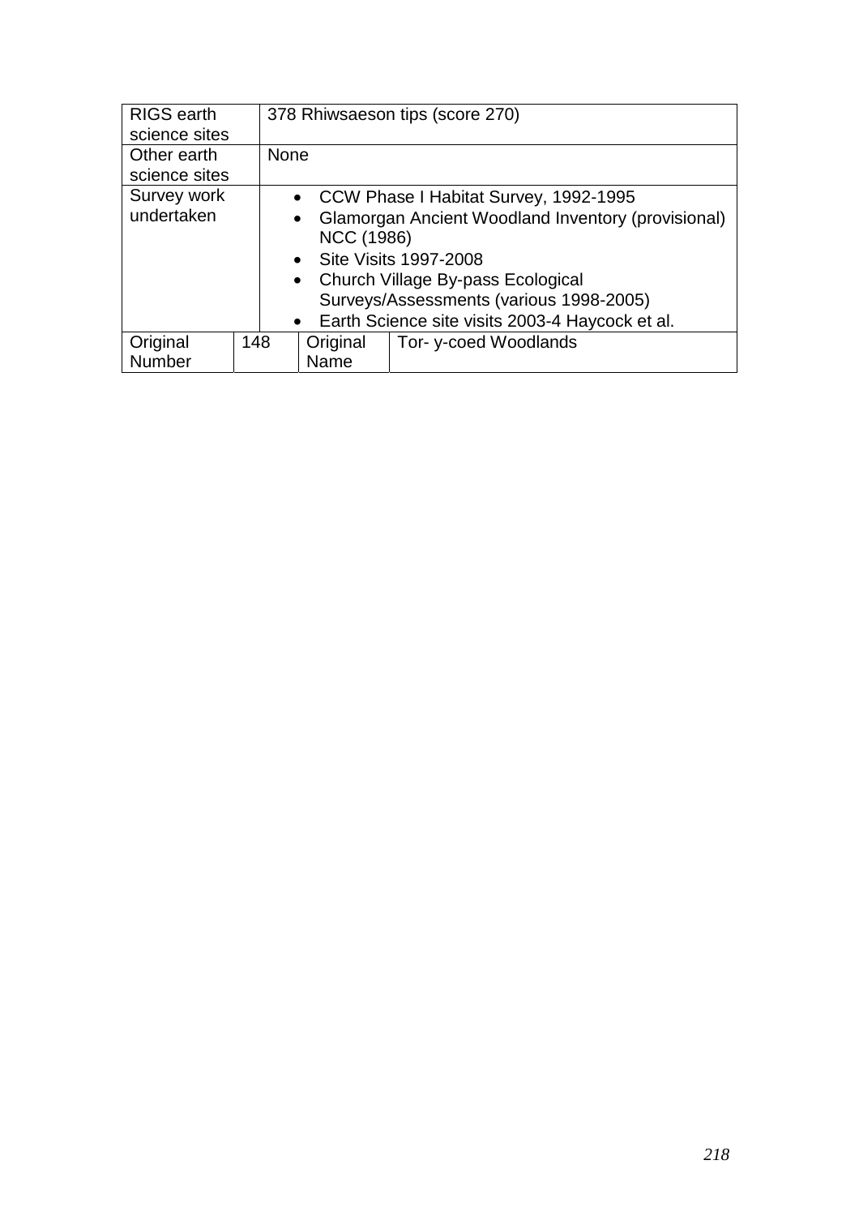| RIGS earth science sites | 378 Rhiwsaeson tips (score 270) | | |
|---|---|---|---|
| Other earth science sites | None | | |
| Survey work undertaken | • CCW Phase I Habitat Survey, 1992-1995<br>• Glamorgan Ancient Woodland Inventory (provisional) NCC (1986)<br>• Site Visits 1997-2008<br>• Church Village By-pass Ecological Surveys/Assessments (various 1998-2005)<br>• Earth Science site visits 2003-4 Haycock et al. | | |
| Original Number | 148 | Original Name | Tor- y-coed Woodlands |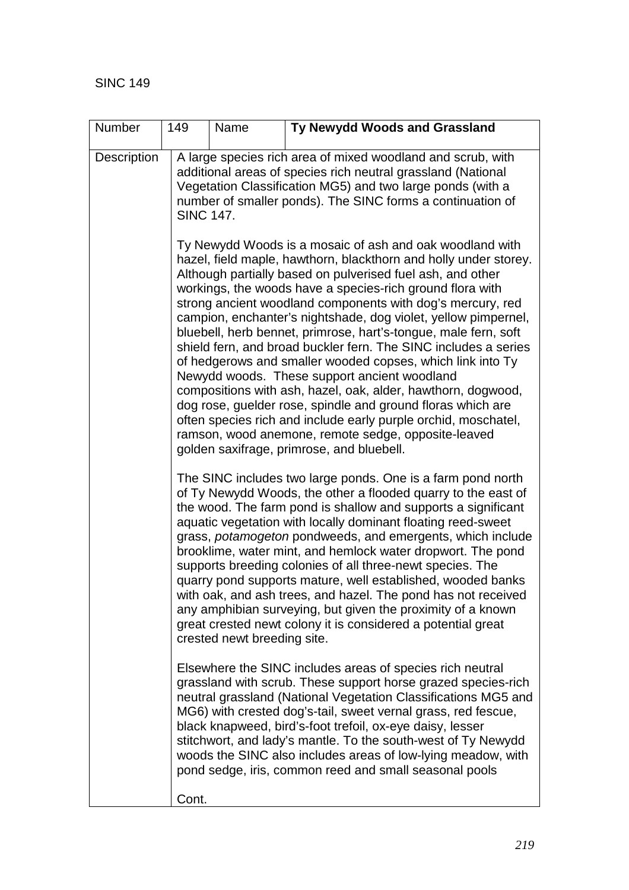SINC 149

| Number | 149 | Name | **Ty Newydd Woods and Grassland** |
|---|---|---|---|
| Description | A large species rich area of mixed woodland and scrub, with additional areas of species rich neutral grassland (National Vegetation Classification MG5) and two large ponds (with a number of smaller ponds). The SINC forms a continuation of SINC 147.<br><br>Ty Newydd Woods is a mosaic of ash and oak woodland with hazel, field maple, hawthorn, blackthorn and holly under storey. Although partially based on pulverised fuel ash, and other workings, the woods have a species-rich ground flora with strong ancient woodland components with dog's mercury, red campion, enchanter's nightshade, dog violet, yellow pimpernel, bluebell, herb bennet, primrose, hart's-tongue, male fern, soft shield fern, and broad buckler fern. The SINC includes a series of hedgerows and smaller wooded copses, which link into Ty Newydd woods. These support ancient woodland compositions with ash, hazel, oak, alder, hawthorn, dogwood, dog rose, guelder rose, spindle and ground floras which are often species rich and include early purple orchid, moschatel, ramson, wood anemone, remote sedge, opposite-leaved golden saxifrage, primrose, and bluebell.<br><br>The SINC includes two large ponds. One is a farm pond north of Ty Newydd Woods, the other a flooded quarry to the east of the wood. The farm pond is shallow and supports a significant aquatic vegetation with locally dominant floating reed-sweet grass, *potamogeton* pondweeds, and emergents, which include brooklime, water mint, and hemlock water dropwort. The pond supports breeding colonies of all three-newt species. The quarry pond supports mature, well established, wooded banks with oak, and ash trees, and hazel. The pond has not received any amphibian surveying, but given the proximity of a known great crested newt colony it is considered a potential great crested newt breeding site.<br><br>Elsewhere the SINC includes areas of species rich neutral grassland with scrub. These support horse grazed species-rich neutral grassland (National Vegetation Classifications MG5 and MG6) with crested dog's-tail, sweet vernal grass, red fescue, black knapweed, bird's-foot trefoil, ox-eye daisy, lesser stitchwort, and lady's mantle. To the south-west of Ty Newydd woods the SINC also includes areas of low-lying meadow, with pond sedge, iris, common reed and small seasonal pools<br><br>Cont. | | |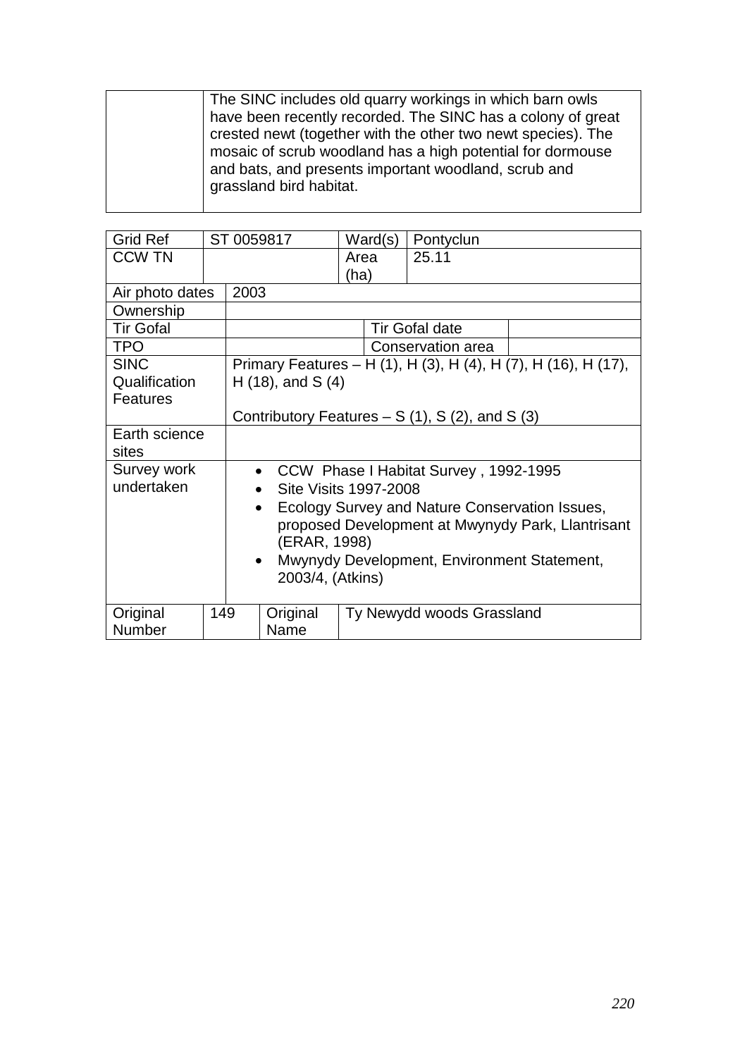| | The SINC includes old quarry workings in which barn owls have been recently recorded. The SINC has a colony of great crested newt (together with the other two newt species). The mosaic of scrub woodland has a high potential for dormouse and bats, and presents important woodland, scrub and grassland bird habitat. |
|---|---|

| Grid Ref | ST 0059817 | Ward(s) | Pontyclun |
|---|---|---|---|
| CCW TN | | Area (ha) | 25.11 |
| Air photo dates | 2003 | | |
| Ownership | | | |
| Tir Gofal | | Tir Gofal date | |
| TPO | | Conservation area | |
| SINC Qualification Features | Primary Features – H (1), H (3), H (4), H (7), H (16), H (17), H (18), and S (4)<br><br>Contributory Features – S (1), S (2), and S (3) | | |
| Earth science sites | | | |
| Survey work undertaken | • CCW Phase I Habitat Survey , 1992-1995<br>• Site Visits 1997-2008<br>• Ecology Survey and Nature Conservation Issues, proposed Development at Mwynydy Park, Llantrisant (ERAR, 1998)<br>• Mwynydy Development, Environment Statement, 2003/4, (Atkins) | | |
| Original Number | 149 | Original Name | Ty Newydd woods Grassland |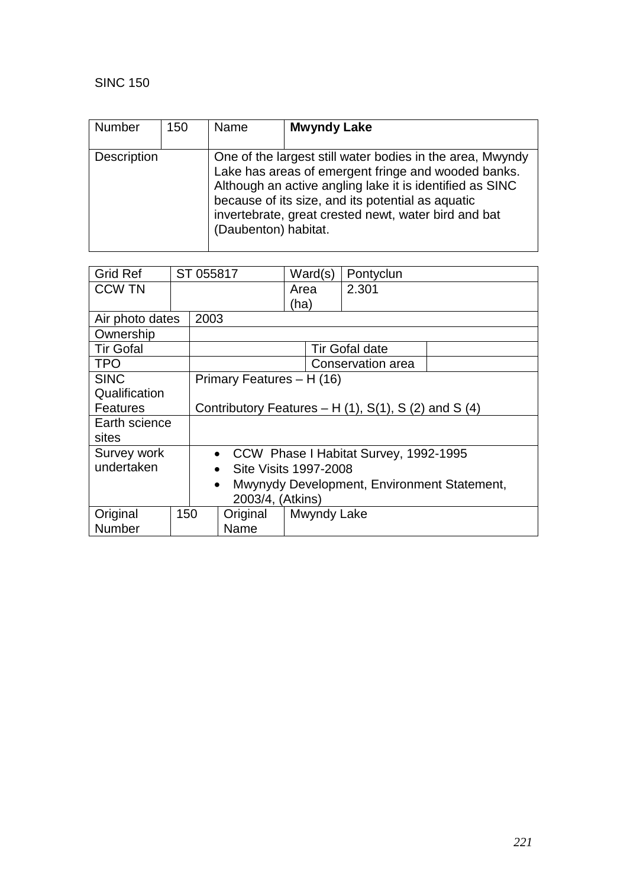SINC 150

| Number | 150 | Name | **Mwyndy Lake** |
|---|---|---|---|
| Description | | One of the largest still water bodies in the area, Mwyndy Lake has areas of emergent fringe and wooded banks. Although an active angling lake it is identified as SINC because of its size, and its potential as aquatic invertebrate, great crested newt, water bird and bat (Daubenton) habitat. | |

| Grid Ref | ST 055817 | Ward(s) | Pontyclun |
|---|---|---|---|
| CCW TN | | Area (ha) | 2.301 |
| Air photo dates | 2003 | | |
| Ownership | | | |
| Tir Gofal | | Tir Gofal date | |
| TPO | | Conservation area | |
| SINC Qualification Features | Primary Features – H (16)<br><br>Contributory Features – H (1), S(1), S (2) and S (4) | | |
| Earth science sites | | | |
| Survey work undertaken | • CCW Phase I Habitat Survey, 1992-1995<br>• Site Visits 1997-2008<br>• Mwynydy Development, Environment Statement, 2003/4, (Atkins) | | |
| Original Number | 150 | Original Name | Mwyndy Lake |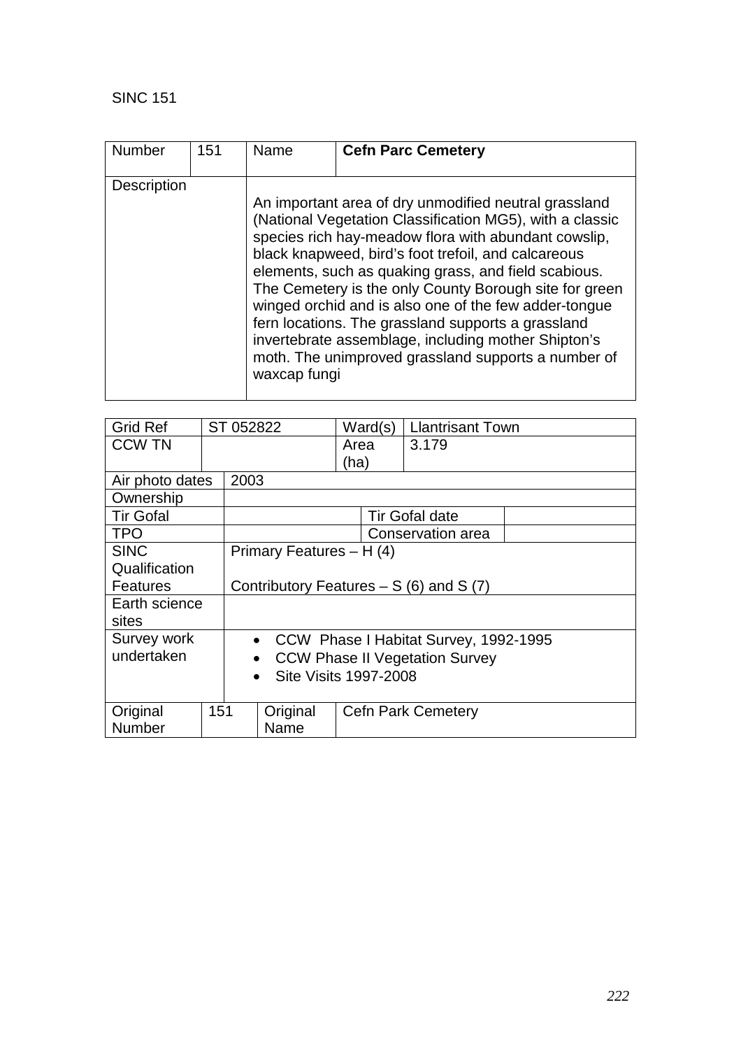SINC 151

| Number | 151 | Name | **Cefn Parc Cemetery** |
|---|---|---|---|
| Description | | An important area of dry unmodified neutral grassland (National Vegetation Classification MG5), with a classic species rich hay-meadow flora with abundant cowslip, black knapweed, bird's foot trefoil, and calcareous elements, such as quaking grass, and field scabious. The Cemetery is the only County Borough site for green winged orchid and is also one of the few adder-tongue fern locations. The grassland supports a grassland invertebrate assemblage, including mother Shipton's moth. The unimproved grassland supports a number of waxcap fungi | |

| Grid Ref | ST 052822 | Ward(s) | Llantrisant Town |
|---|---|---|---|
| CCW TN | | Area (ha) | 3.179 |
| Air photo dates | 2003 | | |
| Ownership | | | |
| Tir Gofal | | Tir Gofal date | |
| TPO | | Conservation area | |
| SINC Qualification Features | Primary Features – H (4)<br><br>Contributory Features – S (6) and S (7) | | |
| Earth science sites | | | |
| Survey work undertaken | • CCW Phase I Habitat Survey, 1992-1995<br>• CCW Phase II Vegetation Survey<br>• Site Visits 1997-2008 | | |
| Original Number | 151 | Original Name | Cefn Park Cemetery |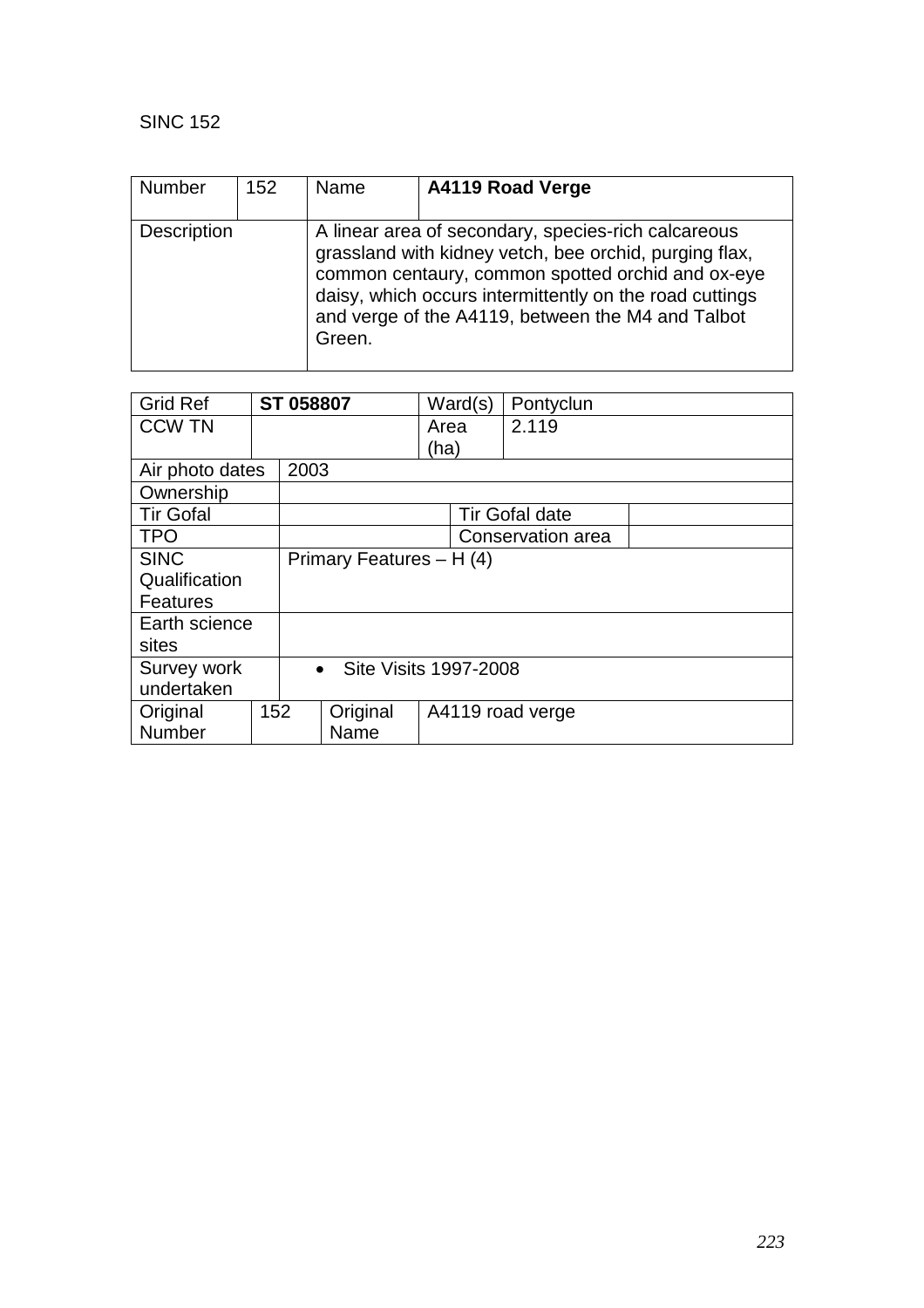SINC 152

| Number | 152 | Name | **A4119 Road Verge** |
|---|---|---|---|
| Description | | A linear area of secondary, species-rich calcareous grassland with kidney vetch, bee orchid, purging flax, common centaury, common spotted orchid and ox-eye daisy, which occurs intermittently on the road cuttings and verge of the A4119, between the M4 and Talbot Green. | |

| Grid Ref | **ST 058807** | | Ward(s) | Pontyclun | |
|---|---|---|---|---|---|
| CCW TN | | | Area (ha) | 2.119 | |
| Air photo dates | 2003 | | | | |
| Ownership | | | | | |
| Tir Gofal | | | Tir Gofal date | | |
| TPO | | | Conservation area | | |
| SINC Qualification Features | Primary Features – H (4) | | | | |
| Earth science sites | | | | | |
| Survey work undertaken | • Site Visits 1997-2008 | | | | |
| Original Number | 152 | Original Name | A4119 road verge | | |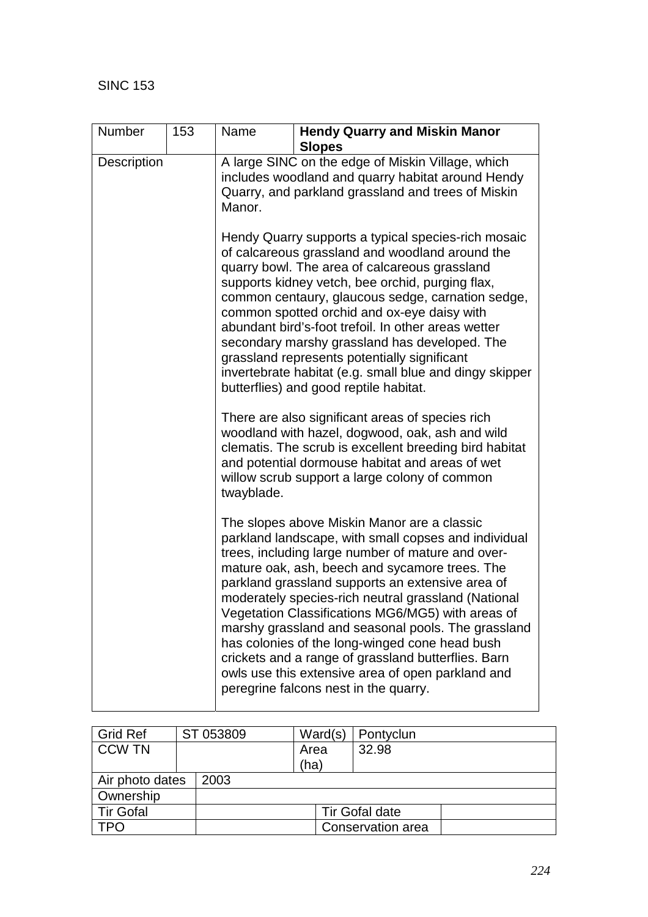SINC 153

| Number | 153 | Name | **Hendy Quarry and Miskin Manor Slopes** |
|---|---|---|---|
| Description | | A large SINC on the edge of Miskin Village, which includes woodland and quarry habitat around Hendy Quarry, and parkland grassland and trees of Miskin Manor.<br><br>Hendy Quarry supports a typical species-rich mosaic of calcareous grassland and woodland around the quarry bowl. The area of calcareous grassland supports kidney vetch, bee orchid, purging flax, common centaury, glaucous sedge, carnation sedge, common spotted orchid and ox-eye daisy with abundant bird's-foot trefoil. In other areas wetter secondary marshy grassland has developed. The grassland represents potentially significant invertebrate habitat (e.g. small blue and dingy skipper butterflies) and good reptile habitat.<br><br>There are also significant areas of species rich woodland with hazel, dogwood, oak, ash and wild clematis. The scrub is excellent breeding bird habitat and potential dormouse habitat and areas of wet willow scrub support a large colony of common twayblade.<br><br>The slopes above Miskin Manor are a classic parkland landscape, with small copses and individual trees, including large number of mature and over-mature oak, ash, beech and sycamore trees. The parkland grassland supports an extensive area of moderately species-rich neutral grassland (National Vegetation Classifications MG6/MG5) with areas of marshy grassland and seasonal pools. The grassland has colonies of the long-winged cone head bush crickets and a range of grassland butterflies. Barn owls use this extensive area of open parkland and peregrine falcons nest in the quarry. | |

| Grid Ref | ST 053809 | Ward(s) | Pontyclun |
|---|---|---|---|
| CCW TN | | Area (ha) | 32.98 |
| Air photo dates | 2003 | | |
| Ownership | | | |
| Tir Gofal | | Tir Gofal date | |
| TPO | | Conservation area | |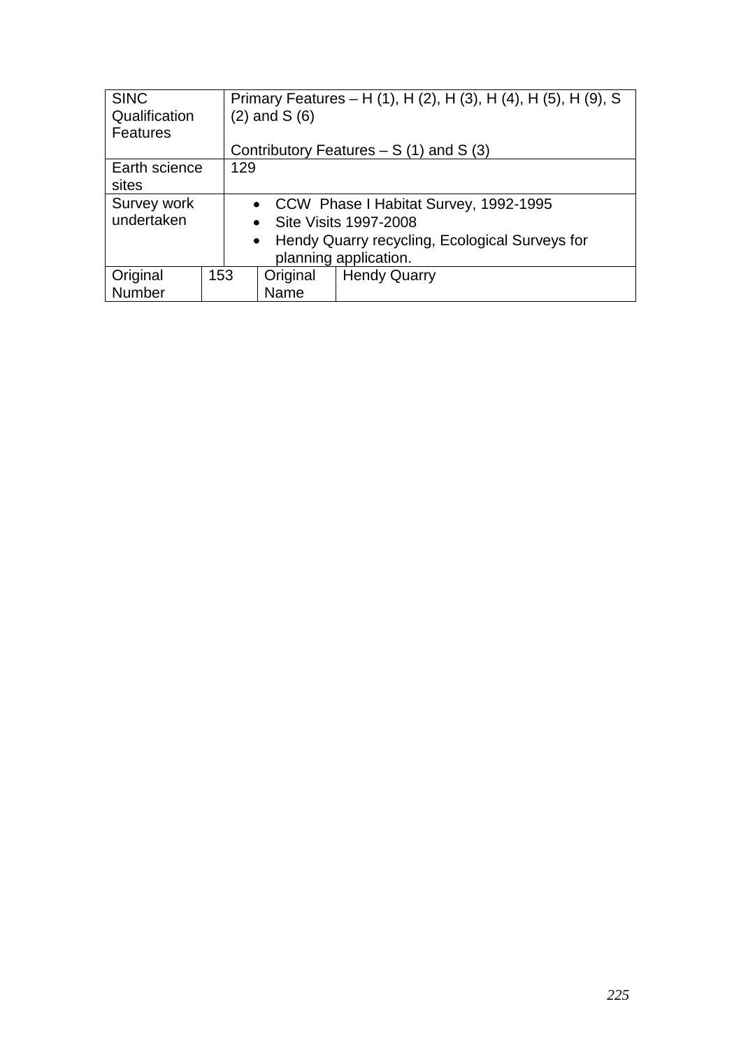| SINC Qualification Features | Primary Features – H (1), H (2), H (3), H (4), H (5), H (9), S (2) and S (6)<br><br>Contributory Features – S (1) and S (3) | | |
|---|---|---|---|
| Earth science sites | 129 | | |
| Survey work undertaken | • CCW Phase I Habitat Survey, 1992-1995<br>• Site Visits 1997-2008<br>• Hendy Quarry recycling, Ecological Surveys for planning application. | | |
| Original Number | 153 | Original Name | Hendy Quarry |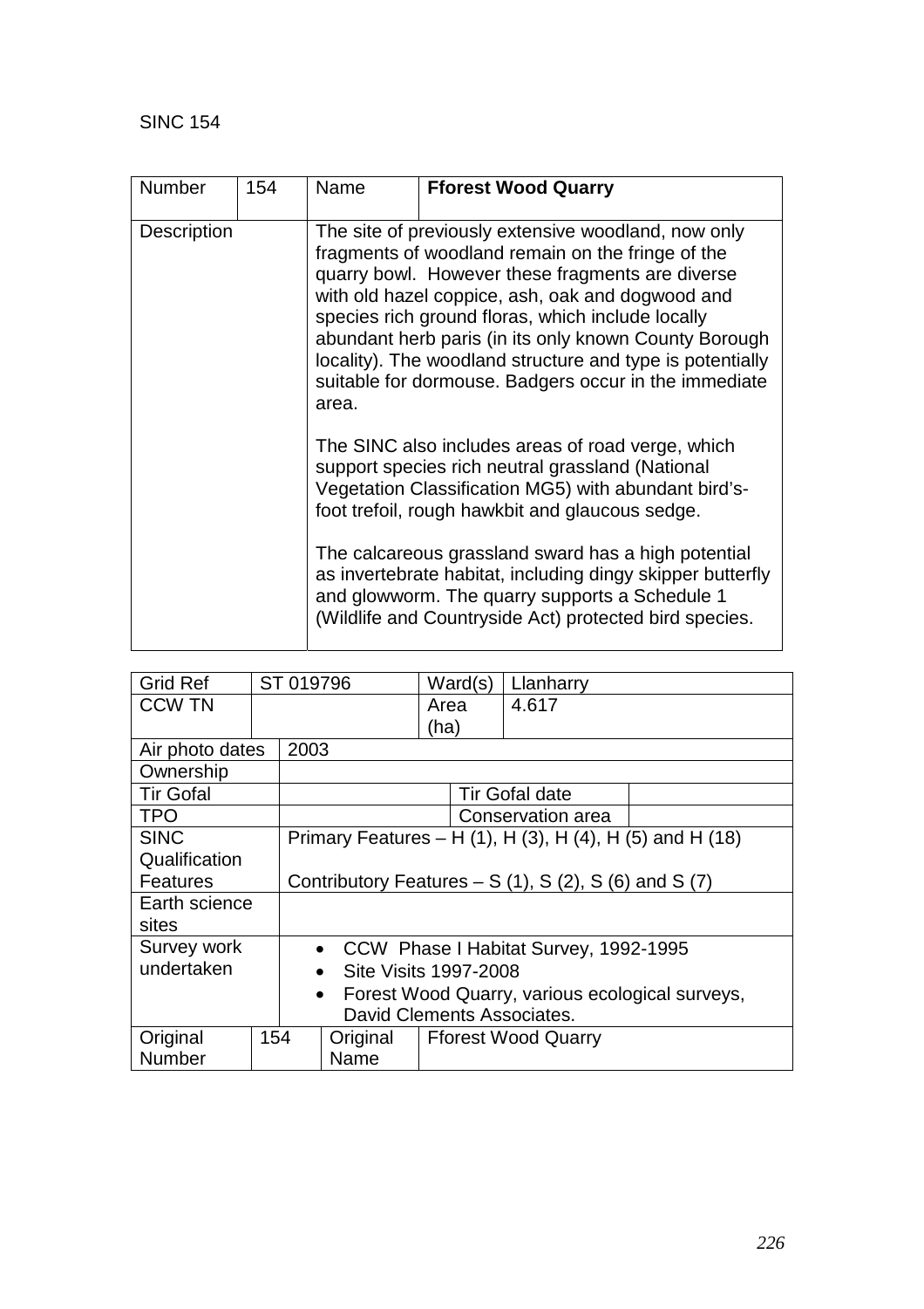SINC 154

| Number | 154 | Name | **Fforest Wood Quarry** |
|---|---|---|---|
| Description | | The site of previously extensive woodland, now only fragments of woodland remain on the fringe of the quarry bowl. However these fragments are diverse with old hazel coppice, ash, oak and dogwood and species rich ground floras, which include locally abundant herb paris (in its only known County Borough locality). The woodland structure and type is potentially suitable for dormouse. Badgers occur in the immediate area.<br><br>The SINC also includes areas of road verge, which support species rich neutral grassland (National Vegetation Classification MG5) with abundant bird's-foot trefoil, rough hawkbit and glaucous sedge.<br><br>The calcareous grassland sward has a high potential as invertebrate habitat, including dingy skipper butterfly and glowworm. The quarry supports a Schedule 1 (Wildlife and Countryside Act) protected bird species. | |

| Grid Ref | ST 019796 | Ward(s) | Llanharry |
|---|---|---|---|
| CCW TN | | Area (ha) | 4.617 |
| Air photo dates | 2003 | | |
| Ownership | | | |
| Tir Gofal | | Tir Gofal date | |
| TPO | | Conservation area | |
| SINC Qualification Features | Primary Features – H (1), H (3), H (4), H (5) and H (18)<br><br>Contributory Features – S (1), S (2), S (6) and S (7) | | |
| Earth science sites | | | |
| Survey work undertaken | • CCW Phase I Habitat Survey, 1992-1995<br>• Site Visits 1997-2008<br>• Forest Wood Quarry, various ecological surveys, David Clements Associates. | | |
| Original Number | 154 | Original Name | Fforest Wood Quarry |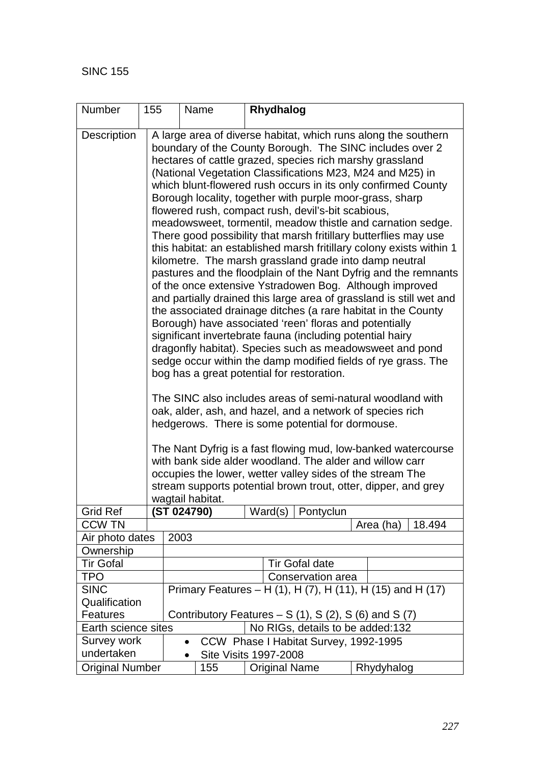SINC 155

| Number | 155 | Name | **Rhydhalog** | | |
|---|---|---|---|---|---|
| Description | A large area of diverse habitat, which runs along the southern boundary of the County Borough. The SINC includes over 2 hectares of cattle grazed, species rich marshy grassland (National Vegetation Classifications M23, M24 and M25) in which blunt-flowered rush occurs in its only confirmed County Borough locality, together with purple moor-grass, sharp flowered rush, compact rush, devil's-bit scabious, meadowsweet, tormentil, meadow thistle and carnation sedge. There good possibility that marsh fritillary butterflies may use this habitat: an established marsh fritillary colony exists within 1 kilometre. The marsh grassland grade into damp neutral pastures and the floodplain of the Nant Dyfrig and the remnants of the once extensive Ystradowen Bog. Although improved and partially drained this large area of grassland is still wet and the associated drainage ditches (a rare habitat in the County Borough) have associated 'reen' floras and potentially significant invertebrate fauna (including potential hairy dragonfly habitat). Species such as meadowsweet and pond sedge occur within the damp modified fields of rye grass. The bog has a great potential for restoration.<br><br>The SINC also includes areas of semi-natural woodland with oak, alder, ash, and hazel, and a network of species rich hedgerows. There is some potential for dormouse.<br><br>The Nant Dyfrig is a fast flowing mud, low-banked watercourse with bank side alder woodland. The alder and willow carr occupies the lower, wetter valley sides of the stream The stream supports potential brown trout, otter, dipper, and grey wagtail habitat. | | | | |
| Grid Ref | **(ST 024790)** | | Ward(s) | Pontyclun | |
| CCW TN | | | | Area (ha) | 18.494 |
| Air photo dates | 2003 | | | | |
| Ownership | | | | | |
| Tir Gofal | | | Tir Gofal date | | |
| TPO | | | Conservation area | | |
| SINC Qualification Features | Primary Features – H (1), H (7), H (11), H (15) and H (17)<br><br>Contributory Features – S (1), S (2), S (6) and S (7) | | | | |
| Earth science sites | | | No RIGs, details to be added:132 | | |
| Survey work undertaken | • CCW Phase I Habitat Survey, 1992-1995<br>• Site Visits 1997-2008 | | | | |
| Original Number | 155 | | Original Name | Rhydyhalog | |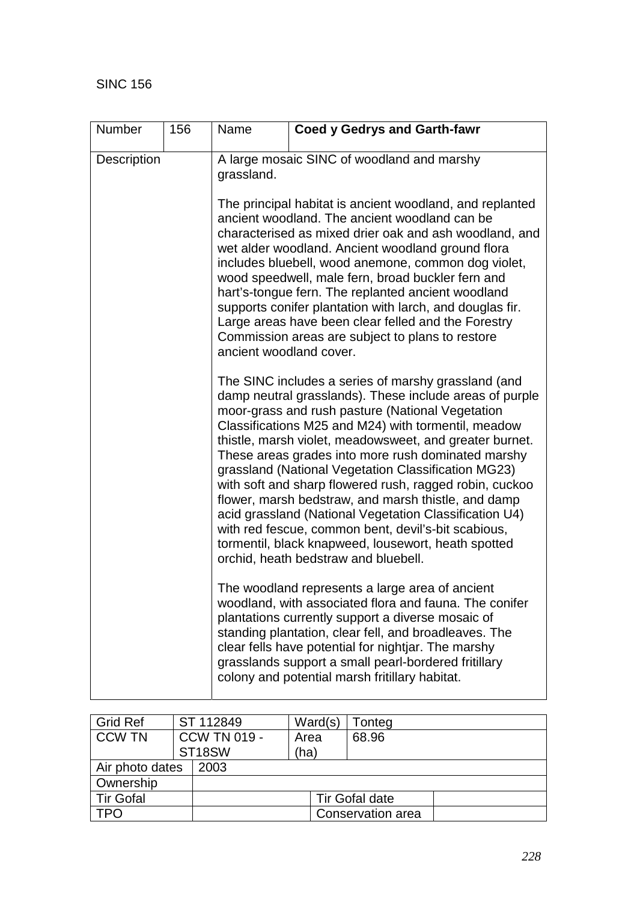SINC 156

| Number | 156 | Name | **Coed y Gedrys and Garth-fawr** |
|---|---|---|---|
| Description | | A large mosaic SINC of woodland and marshy grassland.<br><br>The principal habitat is ancient woodland, and replanted ancient woodland. The ancient woodland can be characterised as mixed drier oak and ash woodland, and wet alder woodland. Ancient woodland ground flora includes bluebell, wood anemone, common dog violet, wood speedwell, male fern, broad buckler fern and hart's-tongue fern. The replanted ancient woodland supports conifer plantation with larch, and douglas fir. Large areas have been clear felled and the Forestry Commission areas are subject to plans to restore ancient woodland cover.<br><br>The SINC includes a series of marshy grassland (and damp neutral grasslands). These include areas of purple moor-grass and rush pasture (National Vegetation Classifications M25 and M24) with tormentil, meadow thistle, marsh violet, meadowsweet, and greater burnet. These areas grades into more rush dominated marshy grassland (National Vegetation Classification MG23) with soft and sharp flowered rush, ragged robin, cuckoo flower, marsh bedstraw, and marsh thistle, and damp acid grassland (National Vegetation Classification U4) with red fescue, common bent, devil's-bit scabious, tormentil, black knapweed, lousewort, heath spotted orchid, heath bedstraw and bluebell.<br><br>The woodland represents a large area of ancient woodland, with associated flora and fauna. The conifer plantations currently support a diverse mosaic of standing plantation, clear fell, and broadleaves. The clear fells have potential for nightjar. The marshy grasslands support a small pearl-bordered fritillary colony and potential marsh fritillary habitat. | |

| Grid Ref | ST 112849 | Ward(s) | Tonteg |
|---|---|---|---|
| CCW TN | CCW TN 019 - ST18SW | Area (ha) | 68.96 |
| Air photo dates | 2003 | | |
| Ownership | | | |
| Tir Gofal | | Tir Gofal date | |
| TPO | | Conservation area | |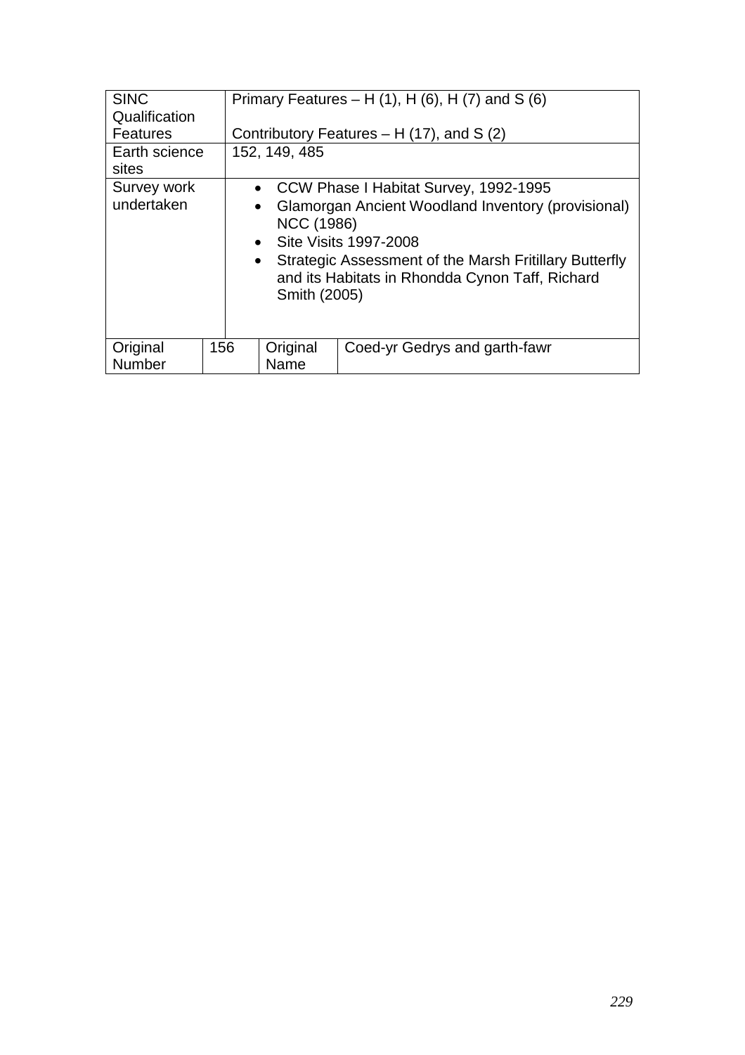| | | | |
|---|---|---|---|
| SINC Qualification Features | Primary Features – H (1), H (6), H (7) and S (6)<br><br>Contributory Features – H (17), and S (2) | | |
| Earth science sites | 152, 149, 485 | | |
| Survey work undertaken | • CCW Phase I Habitat Survey, 1992-1995<br>• Glamorgan Ancient Woodland Inventory (provisional) NCC (1986)<br>• Site Visits 1997-2008<br>• Strategic Assessment of the Marsh Fritillary Butterfly and its Habitats in Rhondda Cynon Taff, Richard Smith (2005) | | |
| Original Number | 156 | Original Name | Coed-yr Gedrys and garth-fawr |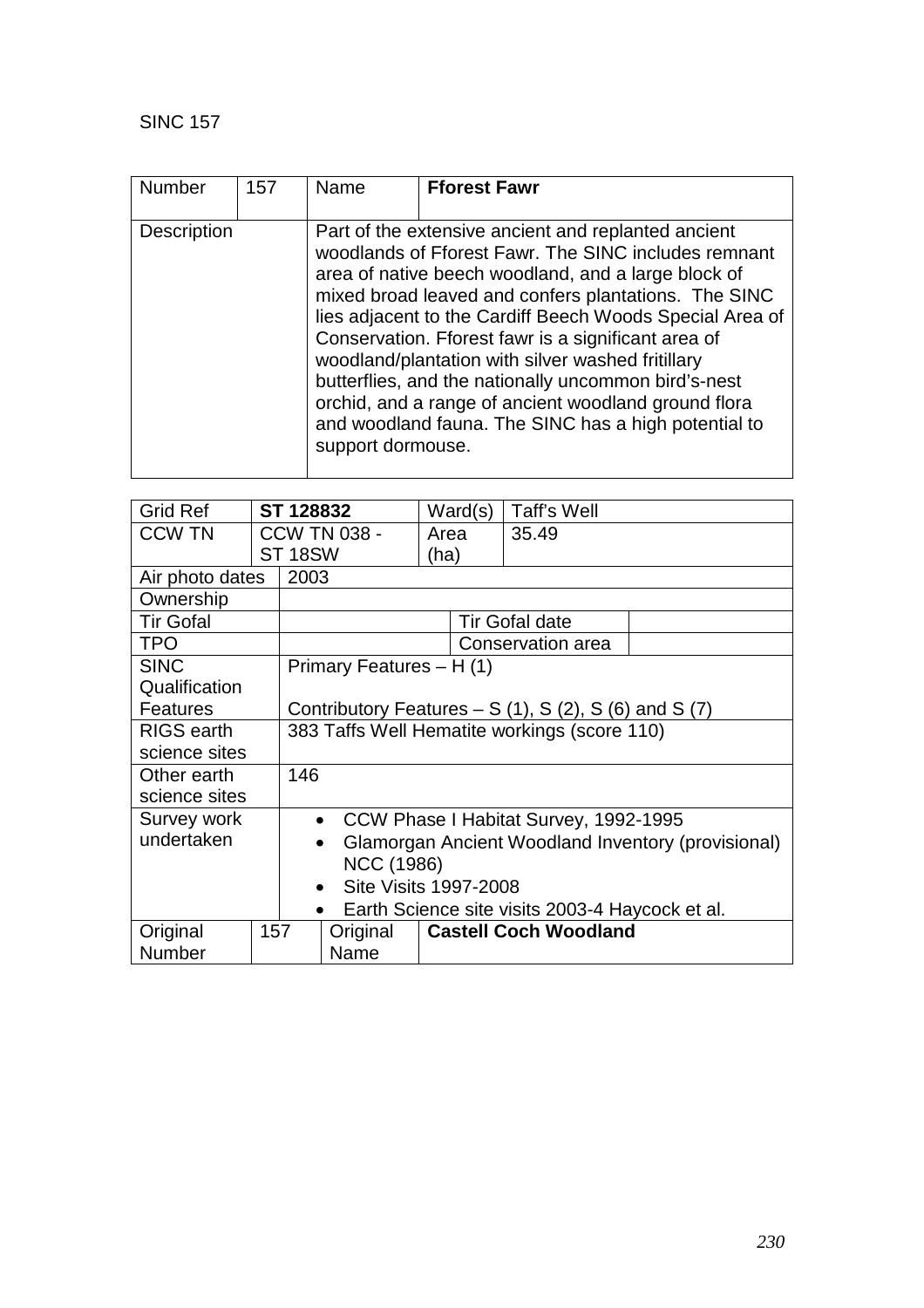SINC 157

| Number | 157 | Name | **Fforest Fawr** |
|---|---|---|---|
| Description | | Part of the extensive ancient and replanted ancient woodlands of Fforest Fawr. The SINC includes remnant area of native beech woodland, and a large block of mixed broad leaved and confers plantations. The SINC lies adjacent to the Cardiff Beech Woods Special Area of Conservation. Fforest fawr is a significant area of woodland/plantation with silver washed fritillary butterflies, and the nationally uncommon bird's-nest orchid, and a range of ancient woodland ground flora and woodland fauna. The SINC has a high potential to support dormouse. | |

| Grid Ref | **ST 128832** | Ward(s) | Taff's Well | |
|---|---|---|---|---|
| CCW TN | CCW TN 038 - ST 18SW | Area (ha) | 35.49 | |
| Air photo dates | 2003 | | | |
| Ownership | | | | |
| Tir Gofal | | | Tir Gofal date | |
| TPO | | | Conservation area | |
| SINC Qualification Features | Primary Features – H (1)<br><br>Contributory Features – S (1), S (2), S (6) and S (7) | | | |
| RIGS earth science sites | 383 Taffs Well Hematite workings (score 110) | | | |
| Other earth science sites | 146 | | | |
| Survey work undertaken | • CCW Phase I Habitat Survey, 1992-1995<br>• Glamorgan Ancient Woodland Inventory (provisional) NCC (1986)<br>• Site Visits 1997-2008<br>• Earth Science site visits 2003-4 Haycock et al. | | | |
| Original Number | 157 | Original Name | **Castell Coch Woodland** | |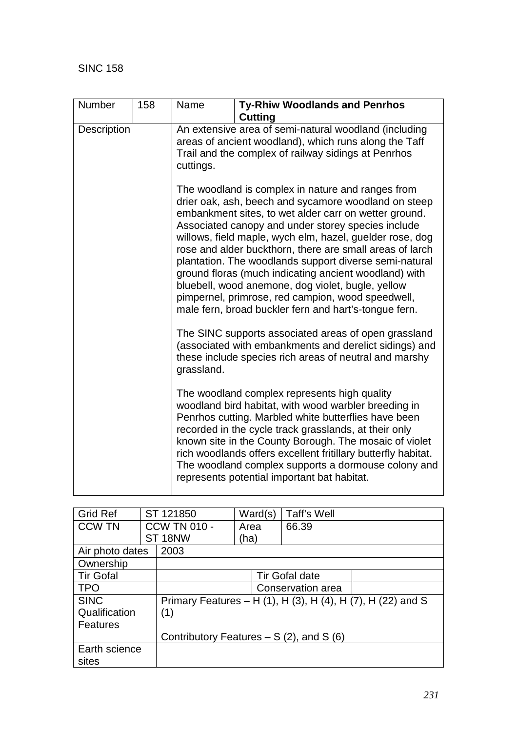SINC 158

| Number | 158 | Name | **Ty-Rhiw Woodlands and Penrhos Cutting** |
|---|---|---|---|
| Description | | An extensive area of semi-natural woodland (including areas of ancient woodland), which runs along the Taff Trail and the complex of railway sidings at Penrhos cuttings.<br><br>The woodland is complex in nature and ranges from drier oak, ash, beech and sycamore woodland on steep embankment sites, to wet alder carr on wetter ground. Associated canopy and under storey species include willows, field maple, wych elm, hazel, guelder rose, dog rose and alder buckthorn, there are small areas of larch plantation. The woodlands support diverse semi-natural ground floras (much indicating ancient woodland) with bluebell, wood anemone, dog violet, bugle, yellow pimpernel, primrose, red campion, wood speedwell, male fern, broad buckler fern and hart's-tongue fern.<br><br>The SINC supports associated areas of open grassland (associated with embankments and derelict sidings) and these include species rich areas of neutral and marshy grassland.<br><br>The woodland complex represents high quality woodland bird habitat, with wood warbler breeding in Penrhos cutting. Marbled white butterflies have been recorded in the cycle track grasslands, at their only known site in the County Borough. The mosaic of violet rich woodlands offers excellent fritillary butterfly habitat. The woodland complex supports a dormouse colony and represents potential important bat habitat. | |

| Grid Ref | ST 121850 | Ward(s) | Taff's Well |
|---|---|---|---|
| CCW TN | CCW TN 010 - ST 18NW | Area (ha) | 66.39 |
| Air photo dates | 2003 | | |
| Ownership | | | |
| Tir Gofal | | Tir Gofal date | |
| TPO | | Conservation area | |
| SINC Qualification Features | Primary Features – H (1), H (3), H (4), H (7), H (22) and S (1)<br><br>Contributory Features – S (2), and S (6) | | |
| Earth science sites | | | |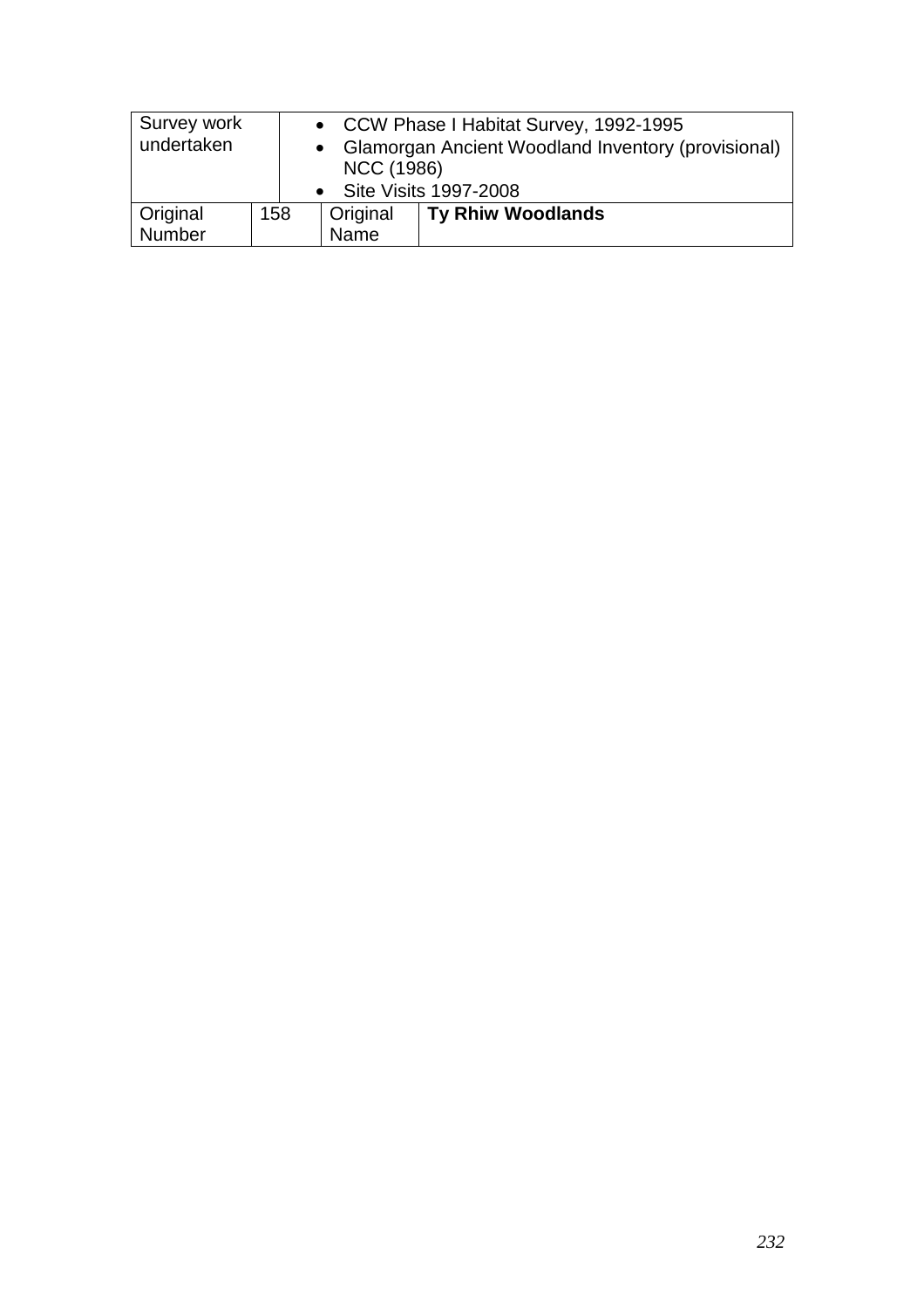| Survey work undertaken | | • CCW Phase I Habitat Survey, 1992-1995<br>• Glamorgan Ancient Woodland Inventory (provisional) NCC (1986)<br>• Site Visits 1997-2008 | |
|---|---|---|---|
| Original Number | 158 | Original Name | **Ty Rhiw Woodlands** |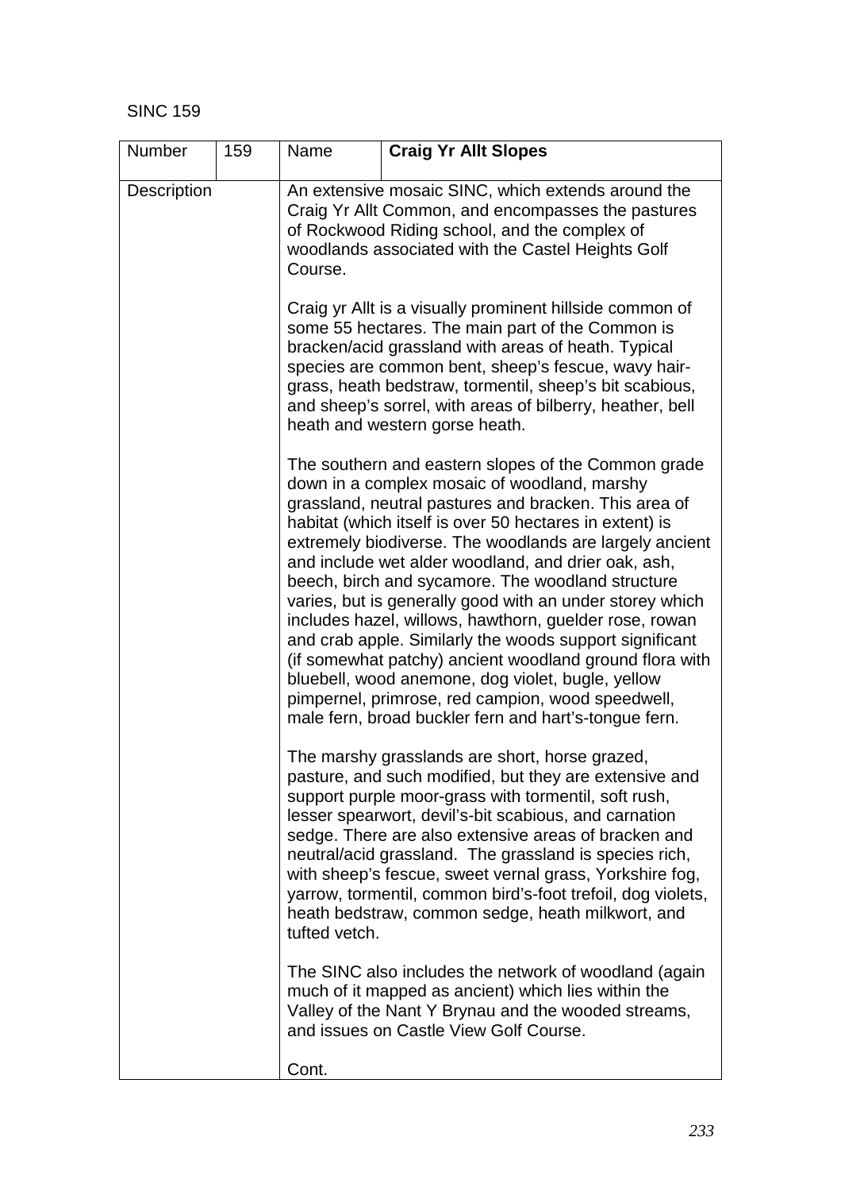SINC 159

| Number | 159 | Name | **Craig Yr Allt Slopes** |
|---|---|---|---|
| Description | | An extensive mosaic SINC, which extends around the Craig Yr Allt Common, and encompasses the pastures of Rockwood Riding school, and the complex of woodlands associated with the Castel Heights Golf Course.<br><br>Craig yr Allt is a visually prominent hillside common of some 55 hectares. The main part of the Common is bracken/acid grassland with areas of heath. Typical species are common bent, sheep's fescue, wavy hair-grass, heath bedstraw, tormentil, sheep's bit scabious, and sheep's sorrel, with areas of bilberry, heather, bell heath and western gorse heath.<br><br>The southern and eastern slopes of the Common grade down in a complex mosaic of woodland, marshy grassland, neutral pastures and bracken. This area of habitat (which itself is over 50 hectares in extent) is extremely biodiverse. The woodlands are largely ancient and include wet alder woodland, and drier oak, ash, beech, birch and sycamore. The woodland structure varies, but is generally good with an under storey which includes hazel, willows, hawthorn, guelder rose, rowan and crab apple. Similarly the woods support significant (if somewhat patchy) ancient woodland ground flora with bluebell, wood anemone, dog violet, bugle, yellow pimpernel, primrose, red campion, wood speedwell, male fern, broad buckler fern and hart's-tongue fern.<br><br>The marshy grasslands are short, horse grazed, pasture, and such modified, but they are extensive and support purple moor-grass with tormentil, soft rush, lesser spearwort, devil's-bit scabious, and carnation sedge. There are also extensive areas of bracken and neutral/acid grassland. The grassland is species rich, with sheep's fescue, sweet vernal grass, Yorkshire fog, yarrow, tormentil, common bird's-foot trefoil, dog violets, heath bedstraw, common sedge, heath milkwort, and tufted vetch.<br><br>The SINC also includes the network of woodland (again much of it mapped as ancient) which lies within the Valley of the Nant Y Brynau and the wooded streams, and issues on Castle View Golf Course.<br><br>Cont. | |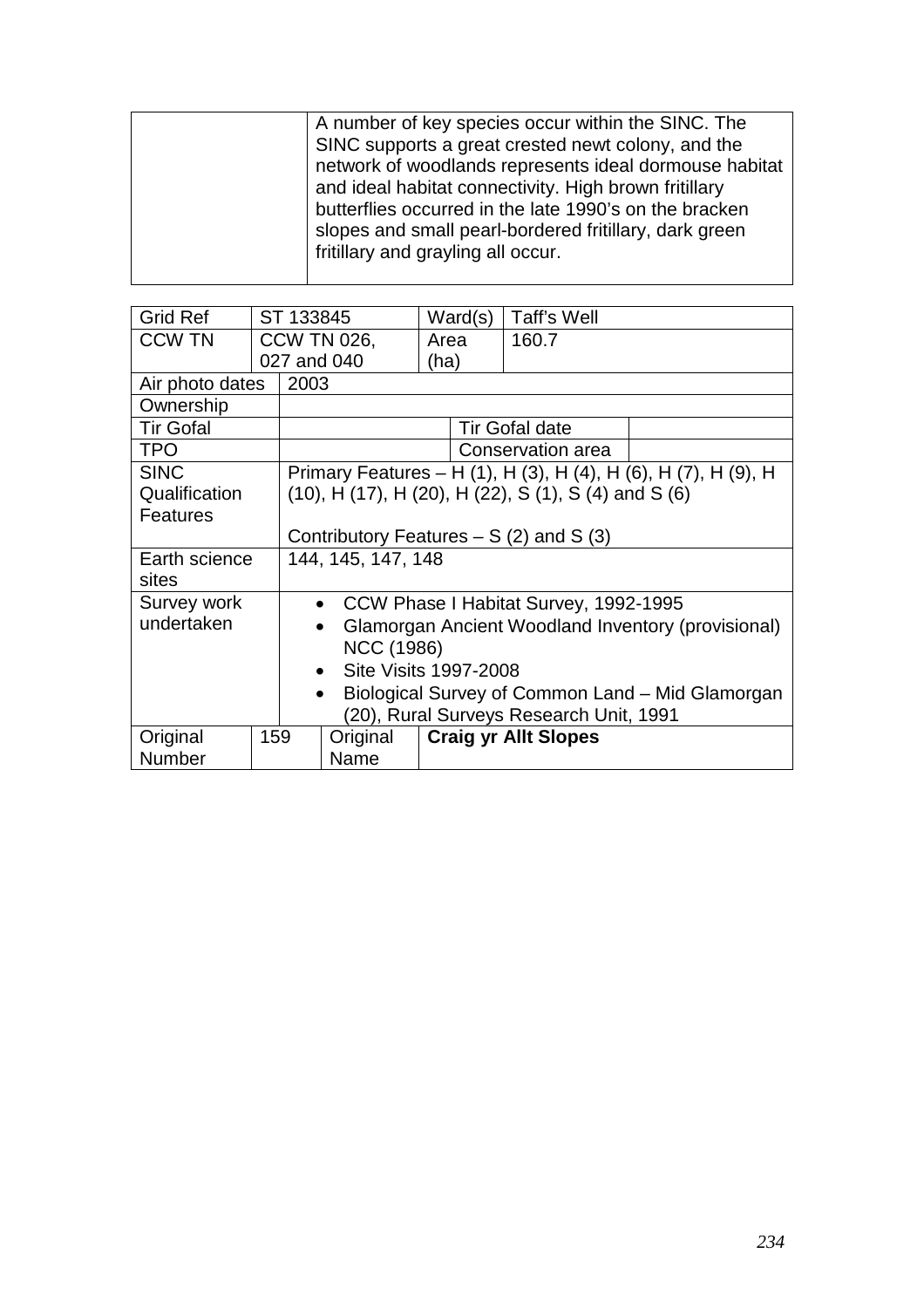| | A number of key species occur within the SINC. The SINC supports a great crested newt colony, and the network of woodlands represents ideal dormouse habitat and ideal habitat connectivity. High brown fritillary butterflies occurred in the late 1990's on the bracken slopes and small pearl-bordered fritillary, dark green fritillary and grayling all occur. |
|---|---|

| Grid Ref | ST 133845 | Ward(s) | Taff's Well |
|---|---|---|---|
| CCW TN | CCW TN 026, 027 and 040 | Area (ha) | 160.7 |
| Air photo dates | 2003 | | |
| Ownership | | | |
| Tir Gofal | | Tir Gofal date | |
| TPO | | Conservation area | |
| SINC Qualification Features | Primary Features – H (1), H (3), H (4), H (6), H (7), H (9), H (10), H (17), H (20), H (22), S (1), S (4) and S (6)<br><br>Contributory Features – S (2) and S (3) | | |
| Earth science sites | 144, 145, 147, 148 | | |
| Survey work undertaken | • CCW Phase I Habitat Survey, 1992-1995<br>• Glamorgan Ancient Woodland Inventory (provisional) NCC (1986)<br>• Site Visits 1997-2008<br>• Biological Survey of Common Land – Mid Glamorgan (20), Rural Surveys Research Unit, 1991 | | |
| Original Number | 159 | Original Name | **Craig yr Allt Slopes** |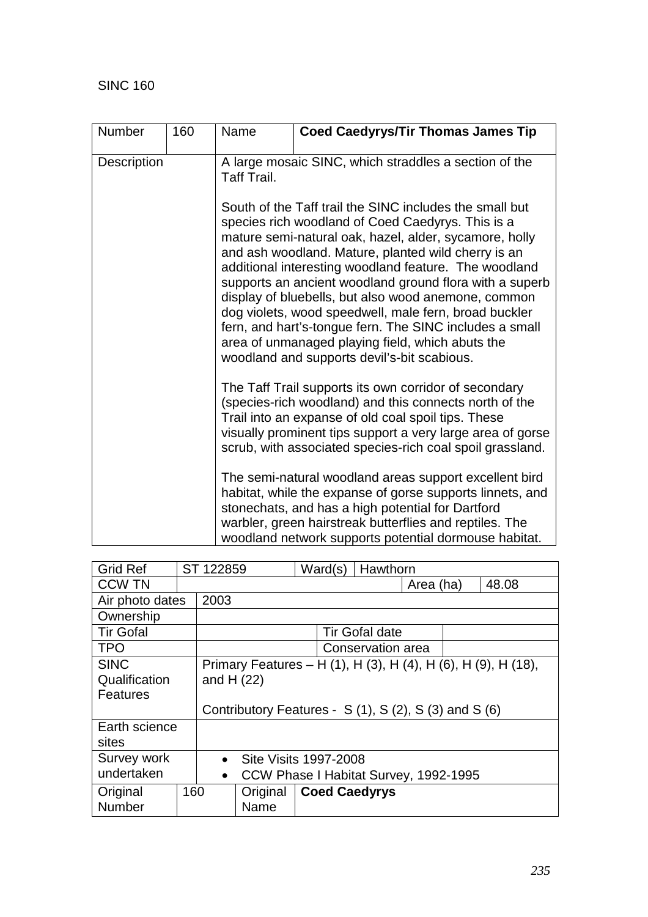SINC 160

| Number | 160 | Name | **Coed Caedyrys/Tir Thomas James Tip** |
|---|---|---|---|
| Description | | A large mosaic SINC, which straddles a section of the Taff Trail.<br><br>South of the Taff trail the SINC includes the small but species rich woodland of Coed Caedyrys. This is a mature semi-natural oak, hazel, alder, sycamore, holly and ash woodland. Mature, planted wild cherry is an additional interesting woodland feature. The woodland supports an ancient woodland ground flora with a superb display of bluebells, but also wood anemone, common dog violets, wood speedwell, male fern, broad buckler fern, and hart's-tongue fern. The SINC includes a small area of unmanaged playing field, which abuts the woodland and supports devil's-bit scabious.<br><br>The Taff Trail supports its own corridor of secondary (species-rich woodland) and this connects north of the Trail into an expanse of old coal spoil tips. These visually prominent tips support a very large area of gorse scrub, with associated species-rich coal spoil grassland.<br><br>The semi-natural woodland areas support excellent bird habitat, while the expanse of gorse supports linnets, and stonechats, and has a high potential for Dartford warbler, green hairstreak butterflies and reptiles. The woodland network supports potential dormouse habitat. | |

| Grid Ref | ST 122859 | Ward(s) | Hawthorn | | |
|---|---|---|---|---|---|
| CCW TN | | | | Area (ha) | 48.08 |
| Air photo dates | 2003 | | | | |
| Ownership | | | | | |
| Tir Gofal | | Tir Gofal date | | | |
| TPO | | Conservation area | | | |
| SINC Qualification Features | Primary Features – H (1), H (3), H (4), H (6), H (9), H (18), and H (22)<br><br>Contributory Features - S (1), S (2), S (3) and S (6) | | | | |
| Earth science sites | | | | | |
| Survey work undertaken | • Site Visits 1997-2008<br>• CCW Phase I Habitat Survey, 1992-1995 | | | | |
| Original Number | 160 | Original Name | **Coed Caedyrys** | | |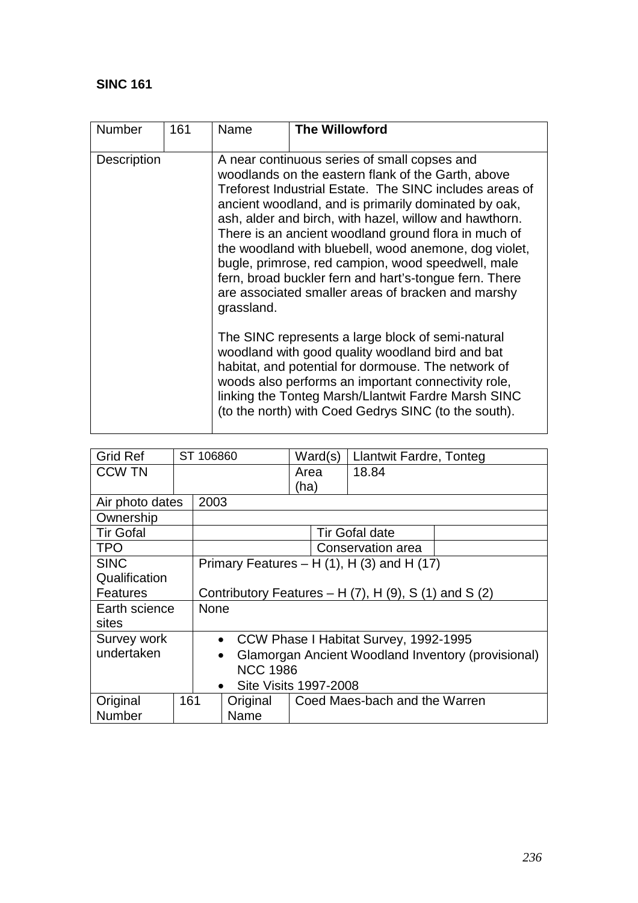**SINC 161**

| Number | 161 | Name | **The Willowford** |
|---|---|---|---|
| Description | | A near continuous series of small copses and woodlands on the eastern flank of the Garth, above Treforest Industrial Estate. The SINC includes areas of ancient woodland, and is primarily dominated by oak, ash, alder and birch, with hazel, willow and hawthorn. There is an ancient woodland ground flora in much of the woodland with bluebell, wood anemone, dog violet, bugle, primrose, red campion, wood speedwell, male fern, broad buckler fern and hart's-tongue fern. There are associated smaller areas of bracken and marshy grassland.<br><br>The SINC represents a large block of semi-natural woodland with good quality woodland bird and bat habitat, and potential for dormouse. The network of woods also performs an important connectivity role, linking the Tonteg Marsh/Llantwit Fardre Marsh SINC (to the north) with Coed Gedrys SINC (to the south). | |

| Grid Ref | ST 106860 | Ward(s) | Llantwit Fardre, Tonteg |
|---|---|---|---|
| CCW TN | | Area (ha) | 18.84 |
| Air photo dates | 2003 | | |
| Ownership | | | |
| Tir Gofal | | Tir Gofal date | |
| TPO | | Conservation area | |
| SINC Qualification Features | Primary Features – H (1), H (3) and H (17)<br><br>Contributory Features – H (7), H (9), S (1) and S (2) | | |
| Earth science sites | None | | |
| Survey work undertaken | • CCW Phase I Habitat Survey, 1992-1995<br>• Glamorgan Ancient Woodland Inventory (provisional) NCC 1986<br>• Site Visits 1997-2008 | | |
| Original Number | 161 | Original Name | Coed Maes-bach and the Warren |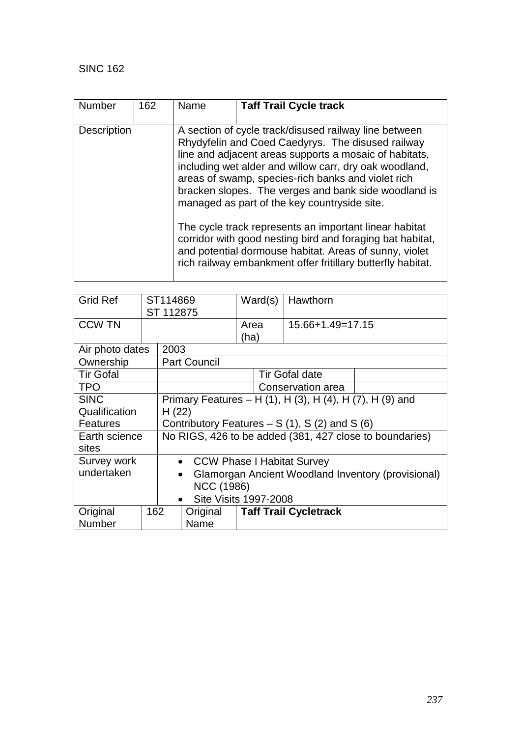SINC 162

| Number | 162 | Name | **Taff Trail Cycle track** |
|---|---|---|---|
| Description | | A section of cycle track/disused railway line between Rhydyfelin and Coed Caedyrys. The disused railway line and adjacent areas supports a mosaic of habitats, including wet alder and willow carr, dry oak woodland, areas of swamp, species-rich banks and violet rich bracken slopes. The verges and bank side woodland is managed as part of the key countryside site.<br><br>The cycle track represents an important linear habitat corridor with good nesting bird and foraging bat habitat, and potential dormouse habitat. Areas of sunny, violet rich railway embankment offer fritillary butterfly habitat. | |

| Grid Ref | ST114869<br>ST 112875 | Ward(s) | Hawthorn | | |
|---|---|---|---|---|---|
| CCW TN | | Area (ha) | 15.66+1.49=17.15 | | |
| Air photo dates | 2003 | | | | |
| Ownership | Part Council | | | | |
| Tir Gofal | | | Tir Gofal date | | |
| TPO | | | Conservation area | | |
| SINC Qualification Features | Primary Features – H (1), H (3), H (4), H (7), H (9) and H (22)<br>Contributory Features – S (1), S (2) and S (6) | | | | |
| Earth science sites | No RIGS, 426 to be added (381, 427 close to boundaries) | | | | |
| Survey work undertaken | • CCW Phase I Habitat Survey<br>• Glamorgan Ancient Woodland Inventory (provisional) NCC (1986)<br>• Site Visits 1997-2008 | | | | |
| Original Number | 162 | Original Name | **Taff Trail Cycletrack** | | |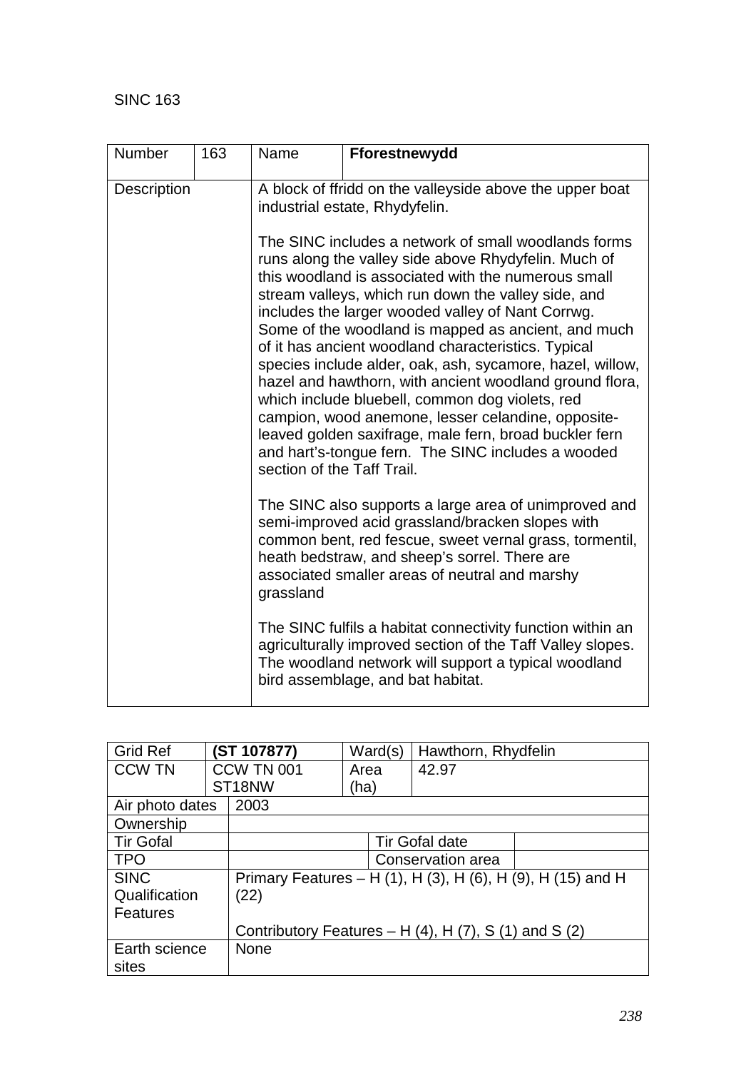SINC 163

| Number | 163 | Name | **Fforestnewydd** |
|---|---|---|---|
| Description | | A block of ffridd on the valleyside above the upper boat industrial estate, Rhydyfelin.<br><br>The SINC includes a network of small woodlands forms runs along the valley side above Rhydyfelin. Much of this woodland is associated with the numerous small stream valleys, which run down the valley side, and includes the larger wooded valley of Nant Corrwg. Some of the woodland is mapped as ancient, and much of it has ancient woodland characteristics. Typical species include alder, oak, ash, sycamore, hazel, willow, hazel and hawthorn, with ancient woodland ground flora, which include bluebell, common dog violets, red campion, wood anemone, lesser celandine, opposite-leaved golden saxifrage, male fern, broad buckler fern and hart's-tongue fern. The SINC includes a wooded section of the Taff Trail.<br><br>The SINC also supports a large area of unimproved and semi-improved acid grassland/bracken slopes with common bent, red fescue, sweet vernal grass, tormentil, heath bedstraw, and sheep's sorrel. There are associated smaller areas of neutral and marshy grassland<br><br>The SINC fulfils a habitat connectivity function within an agriculturally improved section of the Taff Valley slopes. The woodland network will support a typical woodland bird assemblage, and bat habitat. | |

| Grid Ref | **(ST 107877)** | Ward(s) | Hawthorn, Rhydfelin |
|---|---|---|---|
| CCW TN | CCW TN 001 ST18NW | Area (ha) | 42.97 |
| Air photo dates | 2003 | | |
| Ownership | | | |
| Tir Gofal | | Tir Gofal date | |
| TPO | | Conservation area | |
| SINC Qualification Features | Primary Features – H (1), H (3), H (6), H (9), H (15) and H (22)<br><br>Contributory Features – H (4), H (7), S (1) and S (2) | | |
| Earth science sites | None | | |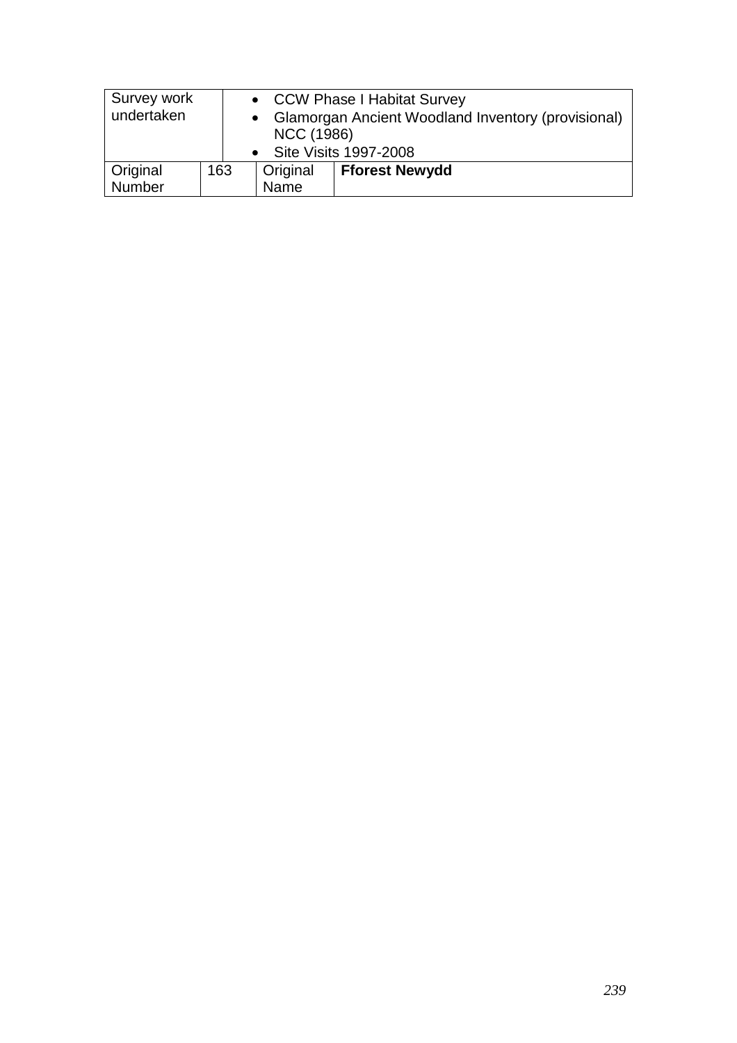| Survey work undertaken | | • CCW Phase I Habitat Survey<br>• Glamorgan Ancient Woodland Inventory (provisional) NCC (1986)<br>• Site Visits 1997-2008 | |
|---|---|---|---|
| Original Number | 163 | Original Name | **Fforest Newydd** |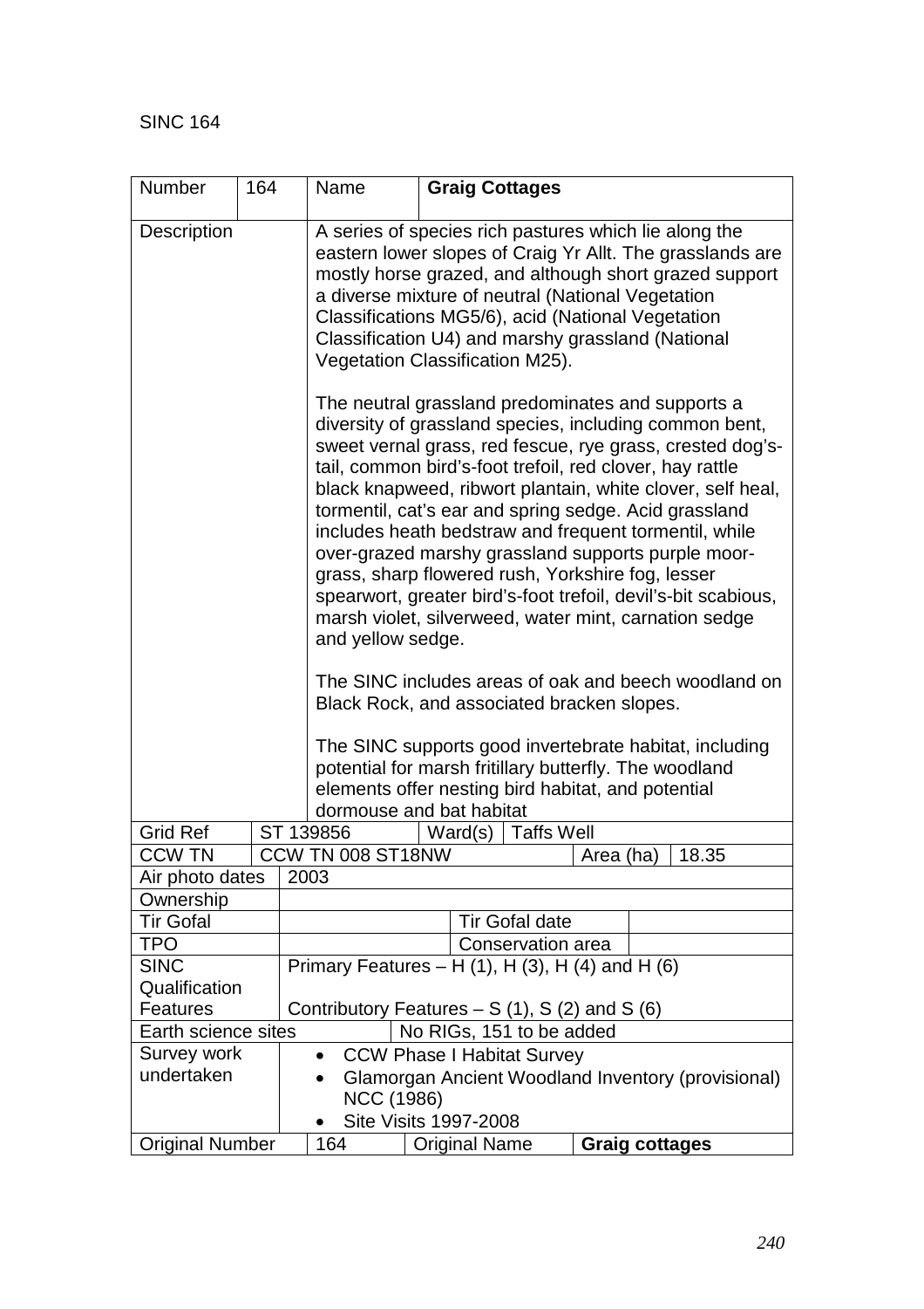SINC 164

| Number | 164 | Name | **Graig Cottages** |
|---|---|---|---|
| Description | | A series of species rich pastures which lie along the eastern lower slopes of Craig Yr Allt. The grasslands are mostly horse grazed, and although short grazed support a diverse mixture of neutral (National Vegetation Classifications MG5/6), acid (National Vegetation Classification U4) and marshy grassland (National Vegetation Classification M25).<br><br>The neutral grassland predominates and supports a diversity of grassland species, including common bent, sweet vernal grass, red fescue, rye grass, crested dog's-tail, common bird's-foot trefoil, red clover, hay rattle black knapweed, ribwort plantain, white clover, self heal, tormentil, cat's ear and spring sedge. Acid grassland includes heath bedstraw and frequent tormentil, while over-grazed marshy grassland supports purple moor-grass, sharp flowered rush, Yorkshire fog, lesser spearwort, greater bird's-foot trefoil, devil's-bit scabious, marsh violet, silverweed, water mint, carnation sedge and yellow sedge.<br><br>The SINC includes areas of oak and beech woodland on Black Rock, and associated bracken slopes.<br><br>The SINC supports good invertebrate habitat, including potential for marsh fritillary butterfly. The woodland elements offer nesting bird habitat, and potential dormouse and bat habitat | |

| Grid Ref | ST 139856 | Ward(s) | Taffs Well |
|---|---|---|---|
| CCW TN | CCW TN 008 ST18NW | Area (ha) | 18.35 |
| Air photo dates | 2003 | | |
| Ownership | | | |
| Tir Gofal | | Tir Gofal date | |
| TPO | | Conservation area | |
| SINC Qualification Features | Primary Features – H (1), H (3), H (4) and H (6)<br><br>Contributory Features – S (1), S (2) and S (6) | | |
| Earth science sites | No RIGs, 151 to be added | | |
| Survey work undertaken | • CCW Phase I Habitat Survey<br>• Glamorgan Ancient Woodland Inventory (provisional) NCC (1986)<br>• Site Visits 1997-2008 | | |
| Original Number | 164 | Original Name | **Graig cottages** |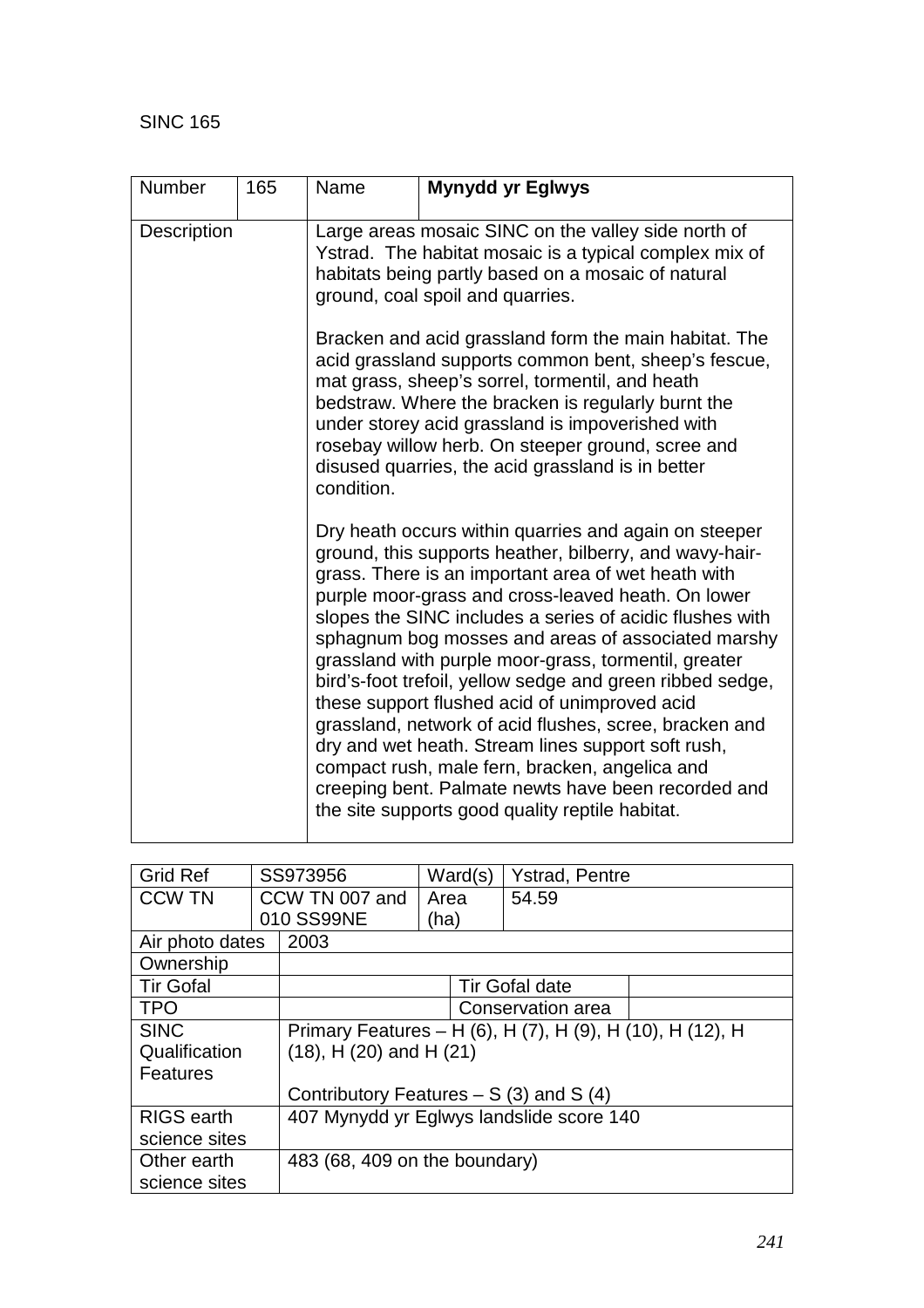SINC 165

| Number | 165 | Name | **Mynydd yr Eglwys** |
|---|---|---|---|
| Description | | Large areas mosaic SINC on the valley side north of Ystrad. The habitat mosaic is a typical complex mix of habitats being partly based on a mosaic of natural ground, coal spoil and quarries.<br><br>Bracken and acid grassland form the main habitat. The acid grassland supports common bent, sheep's fescue, mat grass, sheep's sorrel, tormentil, and heath bedstraw. Where the bracken is regularly burnt the under storey acid grassland is impoverished with rosebay willow herb. On steeper ground, scree and disused quarries, the acid grassland is in better condition.<br><br>Dry heath occurs within quarries and again on steeper ground, this supports heather, bilberry, and wavy-hair-grass. There is an important area of wet heath with purple moor-grass and cross-leaved heath. On lower slopes the SINC includes a series of acidic flushes with sphagnum bog mosses and areas of associated marshy grassland with purple moor-grass, tormentil, greater bird's-foot trefoil, yellow sedge and green ribbed sedge, these support flushed acid of unimproved acid grassland, network of acid flushes, scree, bracken and dry and wet heath. Stream lines support soft rush, compact rush, male fern, bracken, angelica and creeping bent. Palmate newts have been recorded and the site supports good quality reptile habitat. | |

| Grid Ref | SS973956 | Ward(s) | Ystrad, Pentre |
|---|---|---|---|
| CCW TN | CCW TN 007 and 010 SS99NE | Area (ha) | 54.59 |
| Air photo dates | 2003 | | |
| Ownership | | | |
| Tir Gofal | | Tir Gofal date | |
| TPO | | Conservation area | |
| SINC Qualification Features | Primary Features – H (6), H (7), H (9), H (10), H (12), H (18), H (20) and H (21)<br><br>Contributory Features – S (3) and S (4) | | |
| RIGS earth science sites | 407 Mynydd yr Eglwys landslide score 140 | | |
| Other earth science sites | 483 (68, 409 on the boundary) | | |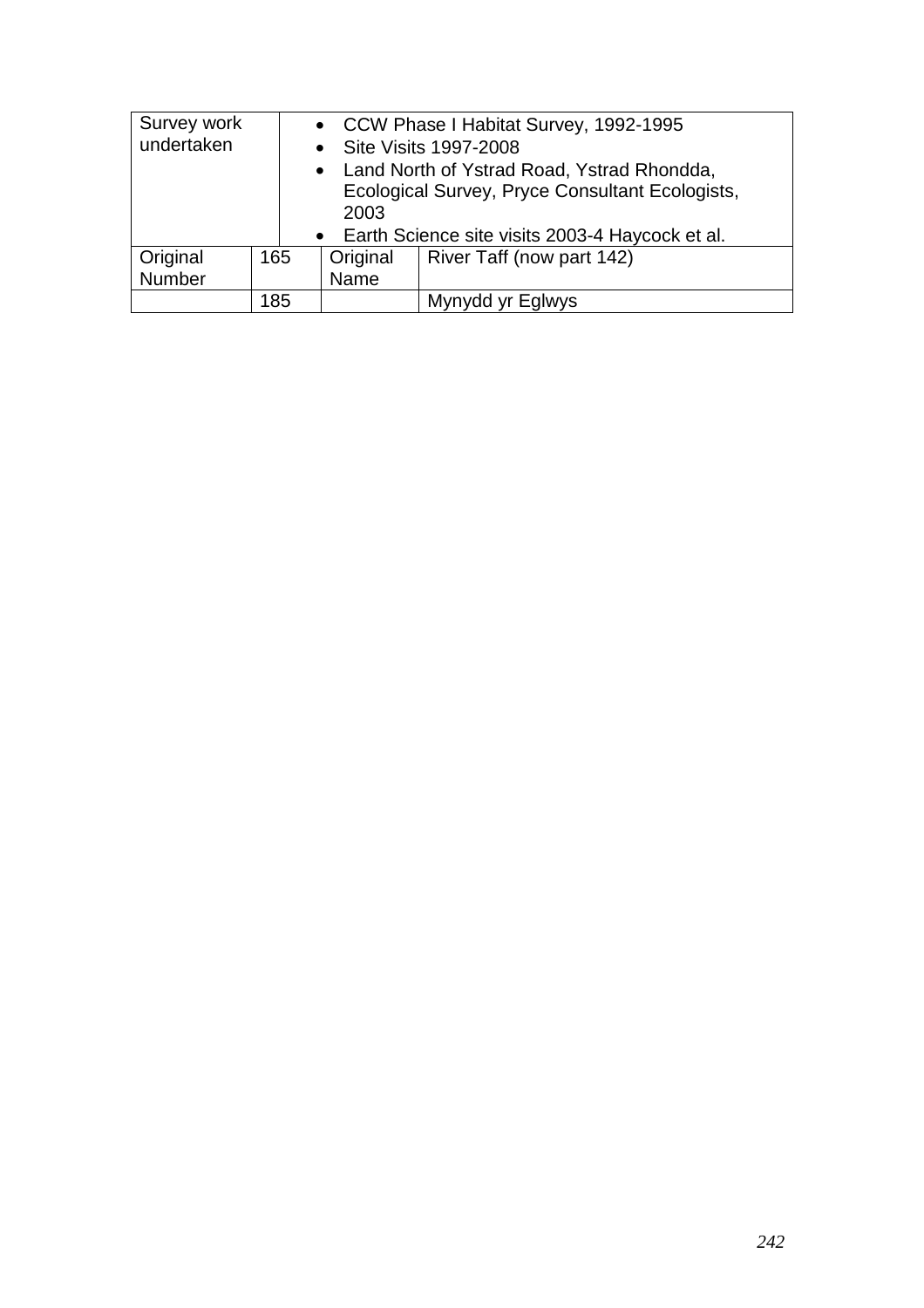| Survey work undertaken | | | |
|---|---|---|---|
| | • CCW Phase I Habitat Survey, 1992-1995<br>• Site Visits 1997-2008<br>• Land North of Ystrad Road, Ystrad Rhondda, Ecological Survey, Pryce Consultant Ecologists, 2003<br>• Earth Science site visits 2003-4 Haycock et al. | | |
| Original Number | 165 | Original Name | River Taff (now part 142) |
| | 185 | | Mynydd yr Eglwys |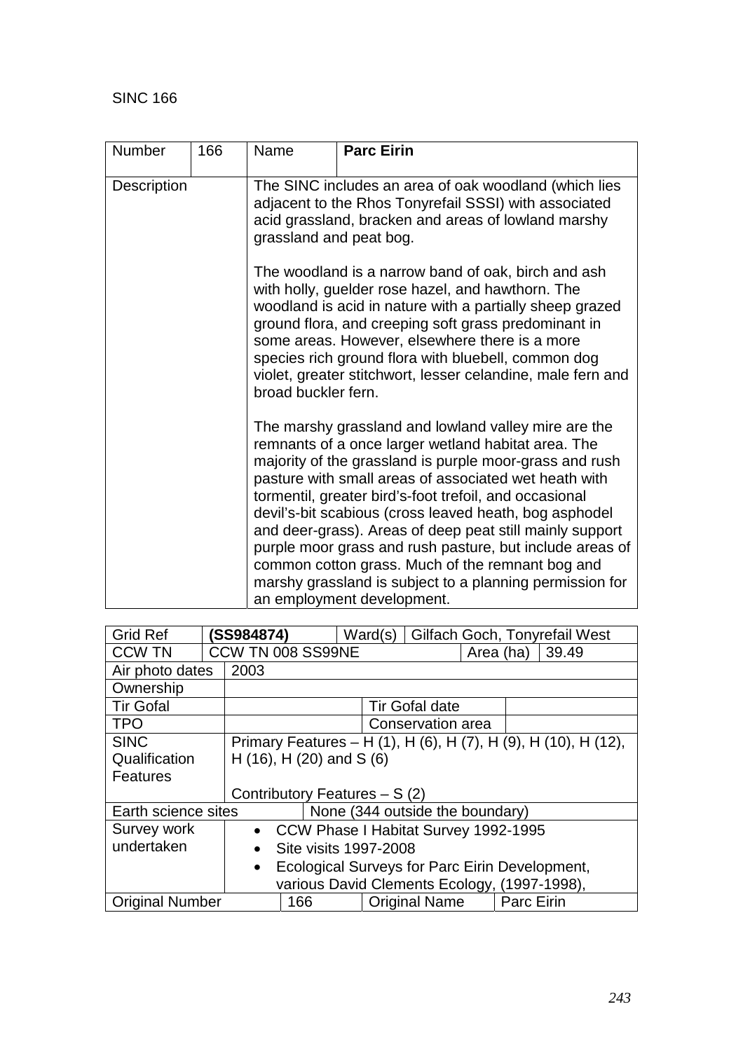SINC 166

| Number | 166 | Name | **Parc Eirin** |
|---|---|---|---|
| Description | | The SINC includes an area of oak woodland (which lies adjacent to the Rhos Tonyrefail SSSI) with associated acid grassland, bracken and areas of lowland marshy grassland and peat bog.<br><br>The woodland is a narrow band of oak, birch and ash with holly, guelder rose hazel, and hawthorn. The woodland is acid in nature with a partially sheep grazed ground flora, and creeping soft grass predominant in some areas. However, elsewhere there is a more species rich ground flora with bluebell, common dog violet, greater stitchwort, lesser celandine, male fern and broad buckler fern.<br><br>The marshy grassland and lowland valley mire are the remnants of a once larger wetland habitat area. The majority of the grassland is purple moor-grass and rush pasture with small areas of associated wet heath with tormentil, greater bird's-foot trefoil, and occasional devil's-bit scabious (cross leaved heath, bog asphodel and deer-grass). Areas of deep peat still mainly support purple moor grass and rush pasture, but include areas of common cotton grass. Much of the remnant bog and marshy grassland is subject to a planning permission for an employment development. | |

| Grid Ref | **(SS984874)** | Ward(s) | Gilfach Goch, Tonyrefail West |
|---|---|---|---|
| CCW TN | CCW TN 008 SS99NE | Area (ha) | 39.49 |
| Air photo dates | 2003 | | |
| Ownership | | | |
| Tir Gofal | | Tir Gofal date | |
| TPO | | Conservation area | |
| SINC Qualification Features | Primary Features – H (1), H (6), H (7), H (9), H (10), H (12), H (16), H (20) and S (6)<br><br>Contributory Features – S (2) | | |
| Earth science sites | None (344 outside the boundary) | | |
| Survey work undertaken | • CCW Phase I Habitat Survey 1992-1995<br>• Site visits 1997-2008<br>• Ecological Surveys for Parc Eirin Development, various David Clements Ecology, (1997-1998), | | |
| Original Number | 166 | Original Name | Parc Eirin |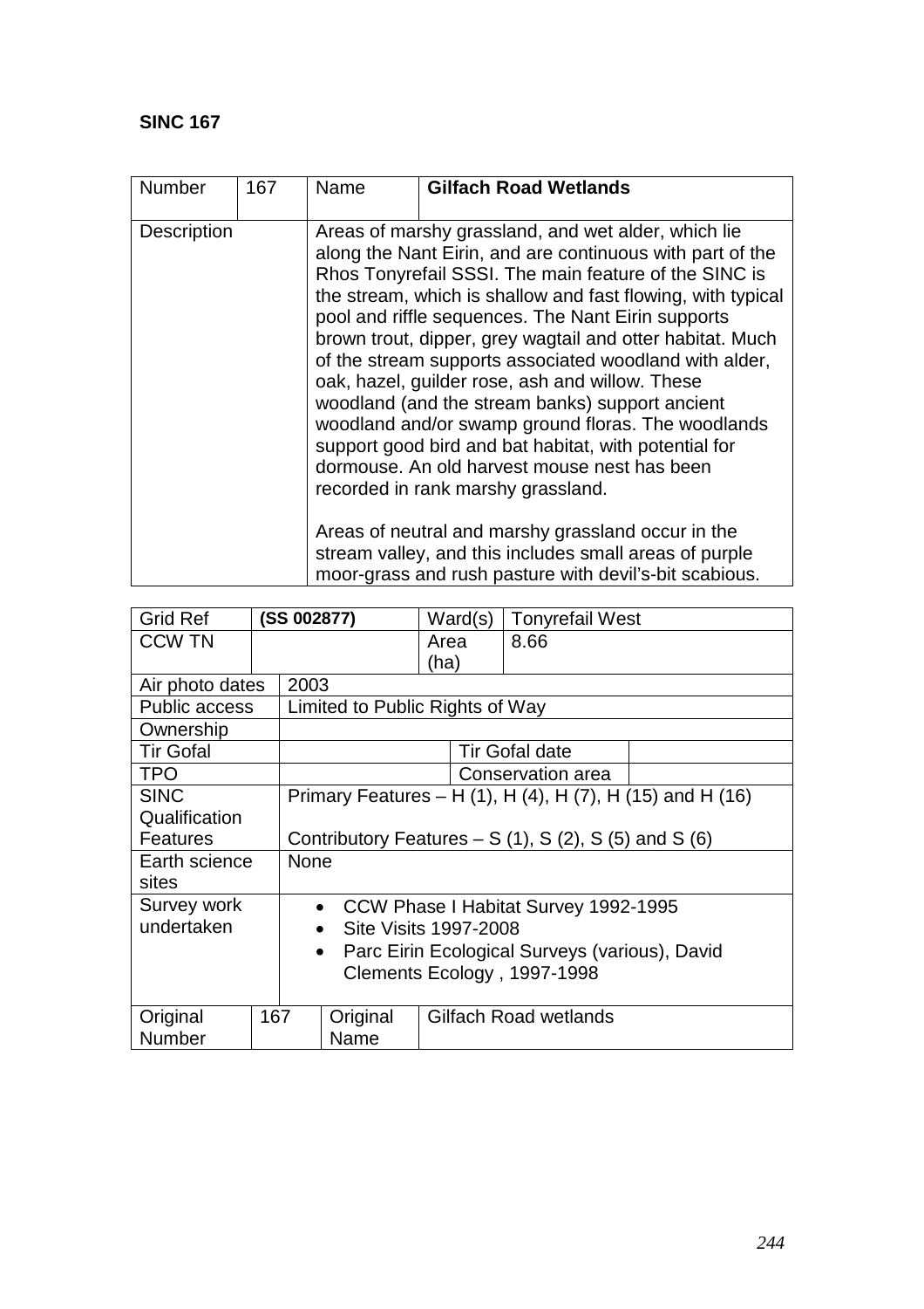**SINC 167**

| Number | 167 | Name | **Gilfach Road Wetlands** |
|---|---|---|---|
| Description | | Areas of marshy grassland, and wet alder, which lie along the Nant Eirin, and are continuous with part of the Rhos Tonyrefail SSSI. The main feature of the SINC is the stream, which is shallow and fast flowing, with typical pool and riffle sequences. The Nant Eirin supports brown trout, dipper, grey wagtail and otter habitat. Much of the stream supports associated woodland with alder, oak, hazel, guilder rose, ash and willow. These woodland (and the stream banks) support ancient woodland and/or swamp ground floras. The woodlands support good bird and bat habitat, with potential for dormouse. An old harvest mouse nest has been recorded in rank marshy grassland.<br><br>Areas of neutral and marshy grassland occur in the stream valley, and this includes small areas of purple moor-grass and rush pasture with devil's-bit scabious. | |

| Grid Ref | **(SS 002877)** | Ward(s) | Tonyrefail West |
|---|---|---|---|
| CCW TN | | Area (ha) | 8.66 |
| Air photo dates | 2003 | | |
| Public access | Limited to Public Rights of Way | | |
| Ownership | | | |
| Tir Gofal | | Tir Gofal date | |
| TPO | | Conservation area | |
| SINC Qualification Features | Primary Features – H (1), H (4), H (7), H (15) and H (16)<br><br>Contributory Features – S (1), S (2), S (5) and S (6) | | |
| Earth science sites | None | | |
| Survey work undertaken | • CCW Phase I Habitat Survey 1992-1995<br>• Site Visits 1997-2008<br>• Parc Eirin Ecological Surveys (various), David Clements Ecology , 1997-1998 | | |
| Original Number | 167 | Original Name | Gilfach Road wetlands |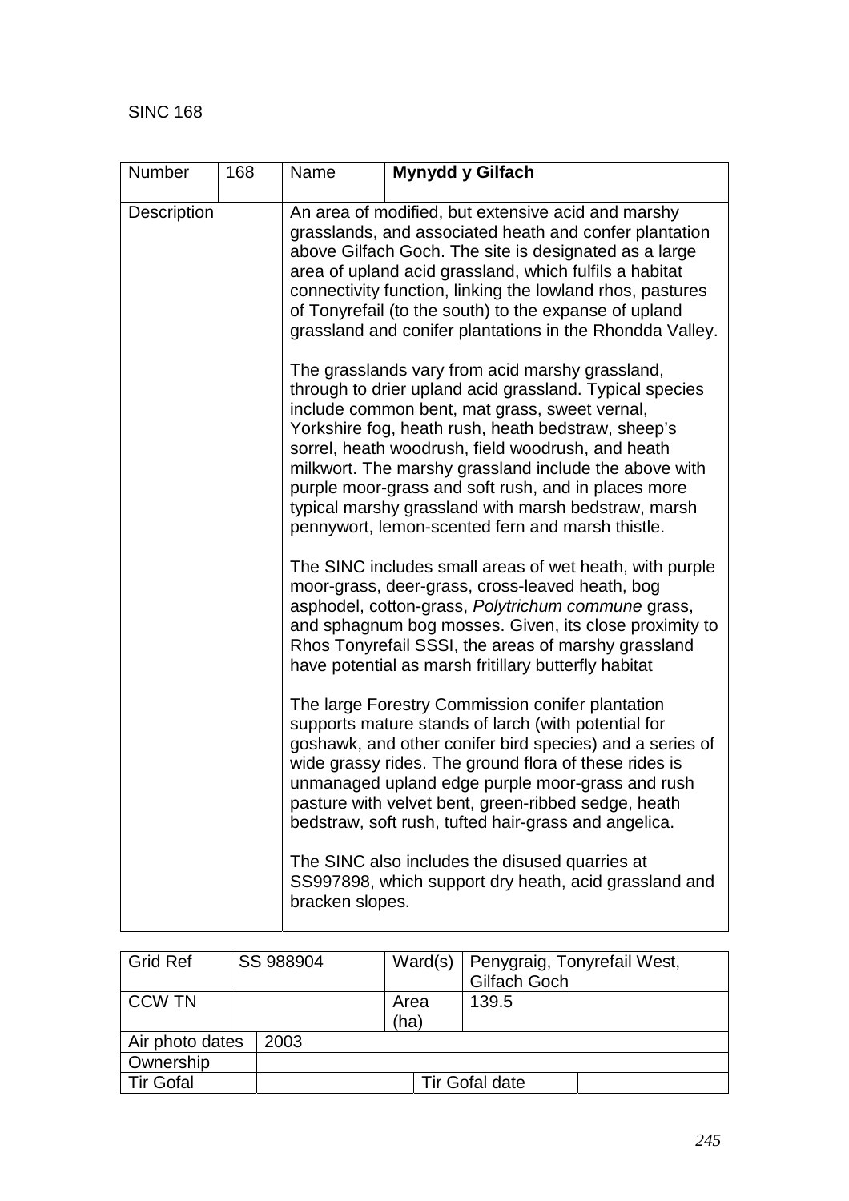SINC 168

| Number | 168 | Name | **Mynydd y Gilfach** |
|---|---|---|---|
| Description | | An area of modified, but extensive acid and marshy grasslands, and associated heath and confer plantation above Gilfach Goch. The site is designated as a large area of upland acid grassland, which fulfils a habitat connectivity function, linking the lowland rhos, pastures of Tonyrefail (to the south) to the expanse of upland grassland and conifer plantations in the Rhondda Valley.<br><br>The grasslands vary from acid marshy grassland, through to drier upland acid grassland. Typical species include common bent, mat grass, sweet vernal, Yorkshire fog, heath rush, heath bedstraw, sheep's sorrel, heath woodrush, field woodrush, and heath milkwort. The marshy grassland include the above with purple moor-grass and soft rush, and in places more typical marshy grassland with marsh bedstraw, marsh pennywort, lemon-scented fern and marsh thistle.<br><br>The SINC includes small areas of wet heath, with purple moor-grass, deer-grass, cross-leaved heath, bog asphodel, cotton-grass, *Polytrichum commune* grass, and sphagnum bog mosses. Given, its close proximity to Rhos Tonyrefail SSSI, the areas of marshy grassland have potential as marsh fritillary butterfly habitat<br><br>The large Forestry Commission conifer plantation supports mature stands of larch (with potential for goshawk, and other conifer bird species) and a series of wide grassy rides. The ground flora of these rides is unmanaged upland edge purple moor-grass and rush pasture with velvet bent, green-ribbed sedge, heath bedstraw, soft rush, tufted hair-grass and angelica.<br><br>The SINC also includes the disused quarries at SS997898, which support dry heath, acid grassland and bracken slopes. | |

| Grid Ref | SS 988904 | Ward(s) | Penygraig, Tonyrefail West, Gilfach Goch |
|---|---|---|---|
| CCW TN | | Area (ha) | 139.5 |
| Air photo dates | 2003 | | |
| Ownership | | | |
| Tir Gofal | | Tir Gofal date | |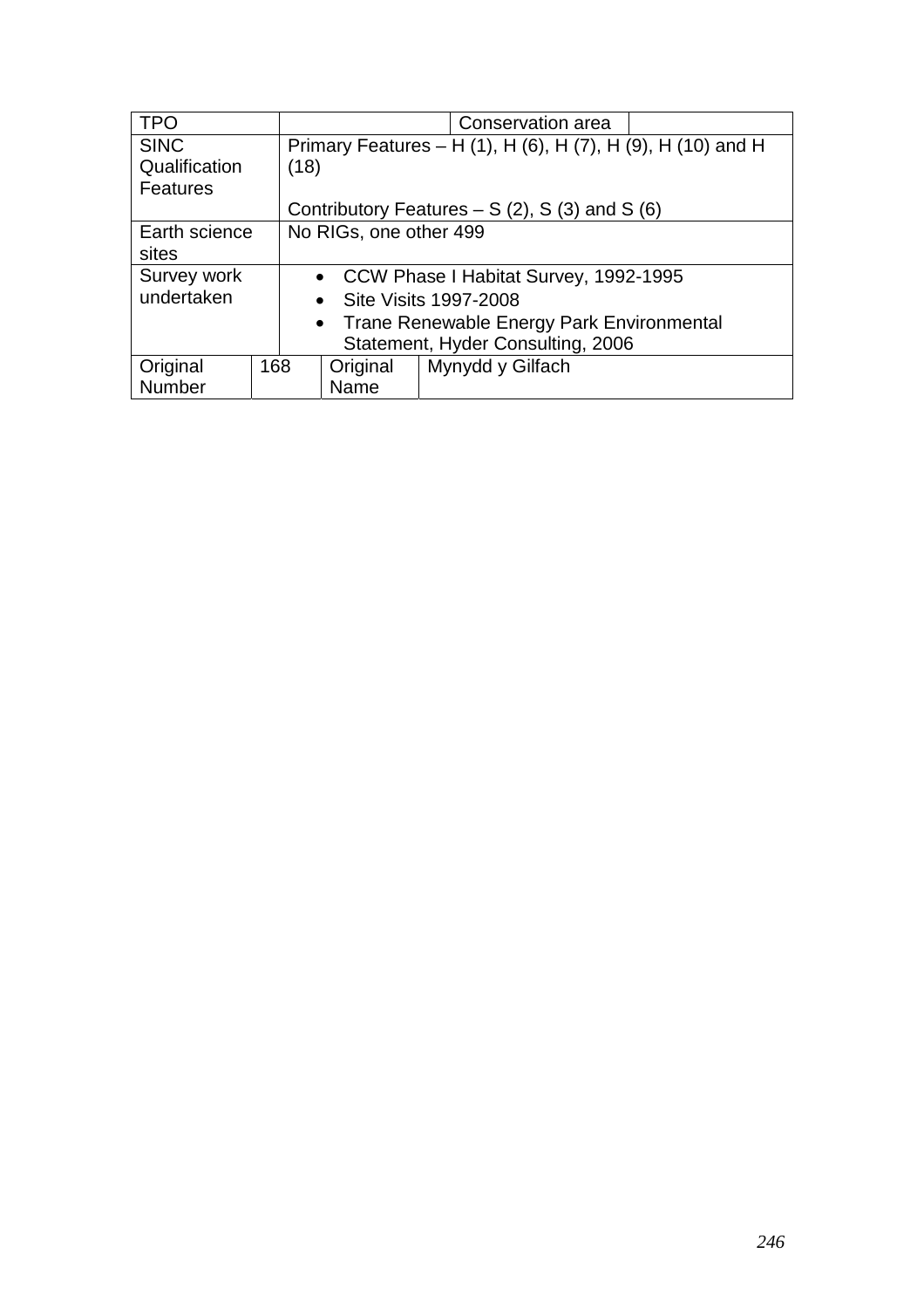| TPO | | | | Conservation area | |
|---|---|---|---|---|---|
| SINC Qualification Features | Primary Features – H (1), H (6), H (7), H (9), H (10) and H (18)<br><br>Contributory Features – S (2), S (3) and S (6) | | | | |
| Earth science sites | No RIGs, one other 499 | | | | |
| Survey work undertaken | • CCW Phase I Habitat Survey, 1992-1995<br>• Site Visits 1997-2008<br>• Trane Renewable Energy Park Environmental Statement, Hyder Consulting, 2006 | | | | |
| Original Number | 168 | Original Name | Mynydd y Gilfach | | |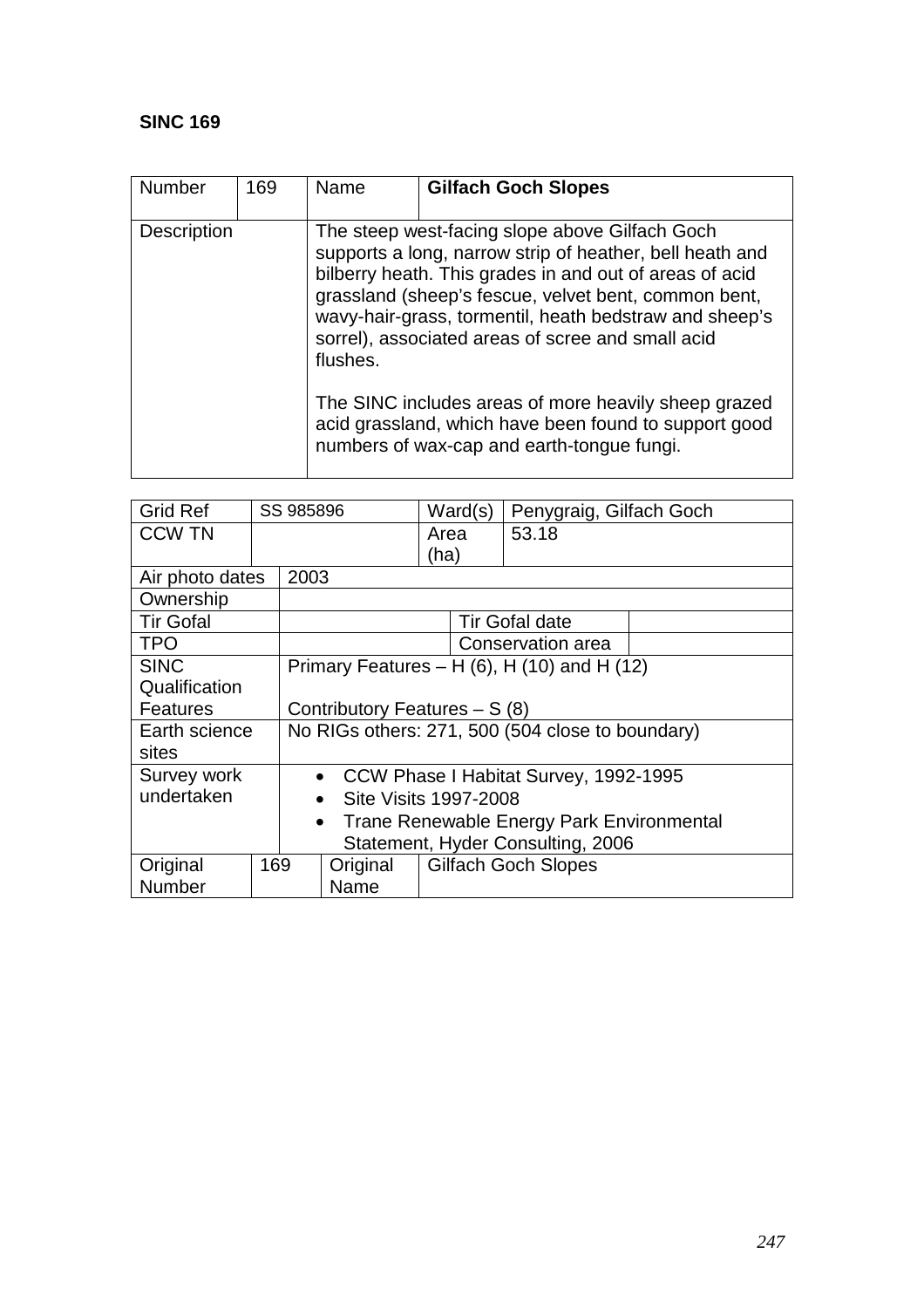**SINC 169**

| Number | 169 | Name | **Gilfach Goch Slopes** |
|---|---|---|---|
| Description | | The steep west-facing slope above Gilfach Goch supports a long, narrow strip of heather, bell heath and bilberry heath. This grades in and out of areas of acid grassland (sheep's fescue, velvet bent, common bent, wavy-hair-grass, tormentil, heath bedstraw and sheep's sorrel), associated areas of scree and small acid flushes.<br><br>The SINC includes areas of more heavily sheep grazed acid grassland, which have been found to support good numbers of wax-cap and earth-tongue fungi. | |

| Grid Ref | SS 985896 | Ward(s) | Penygraig, Gilfach Goch |
|---|---|---|---|
| CCW TN | | Area (ha) | 53.18 |
| Air photo dates | 2003 | | |
| Ownership | | | |
| Tir Gofal | | Tir Gofal date | |
| TPO | | Conservation area | |
| SINC Qualification Features | Primary Features – H (6), H (10) and H (12)<br><br>Contributory Features – S (8) | | |
| Earth science sites | No RIGs others: 271, 500 (504 close to boundary) | | |
| Survey work undertaken | • CCW Phase I Habitat Survey, 1992-1995<br>• Site Visits 1997-2008<br>• Trane Renewable Energy Park Environmental Statement, Hyder Consulting, 2006 | | |
| Original Number | 169 | Original Name | Gilfach Goch Slopes |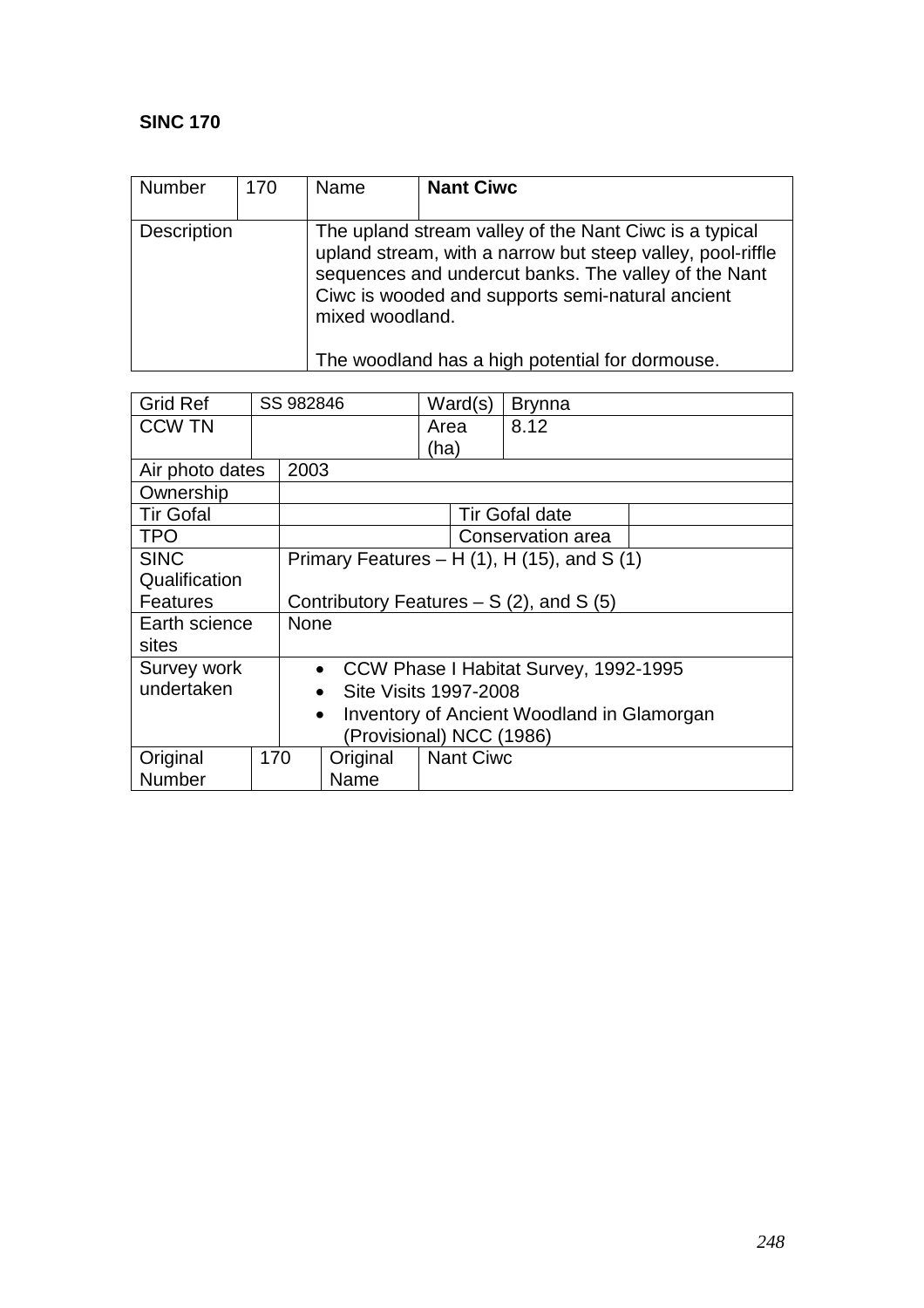**SINC 170**

| Number | 170 | Name | **Nant Ciwc** |
| --- | --- | --- | --- |
| Description | | The upland stream valley of the Nant Ciwc is a typical upland stream, with a narrow but steep valley, pool-riffle sequences and undercut banks. The valley of the Nant Ciwc is wooded and supports semi-natural ancient mixed woodland.<br><br>The woodland has a high potential for dormouse. | |

| Grid Ref | SS 982846 | Ward(s) | Brynna |
| --- | --- | --- | --- |
| CCW TN | | Area (ha) | 8.12 |
| Air photo dates | 2003 | | |
| Ownership | | | |
| Tir Gofal | | Tir Gofal date | |
| TPO | | Conservation area | |
| SINC Qualification Features | Primary Features – H (1), H (15), and S (1)<br><br>Contributory Features – S (2), and S (5) | | |
| Earth science sites | None | | |
| Survey work undertaken | • CCW Phase I Habitat Survey, 1992-1995<br>• Site Visits 1997-2008<br>• Inventory of Ancient Woodland in Glamorgan (Provisional) NCC (1986) | | |
| Original Number | 170 | Original Name | Nant Ciwc |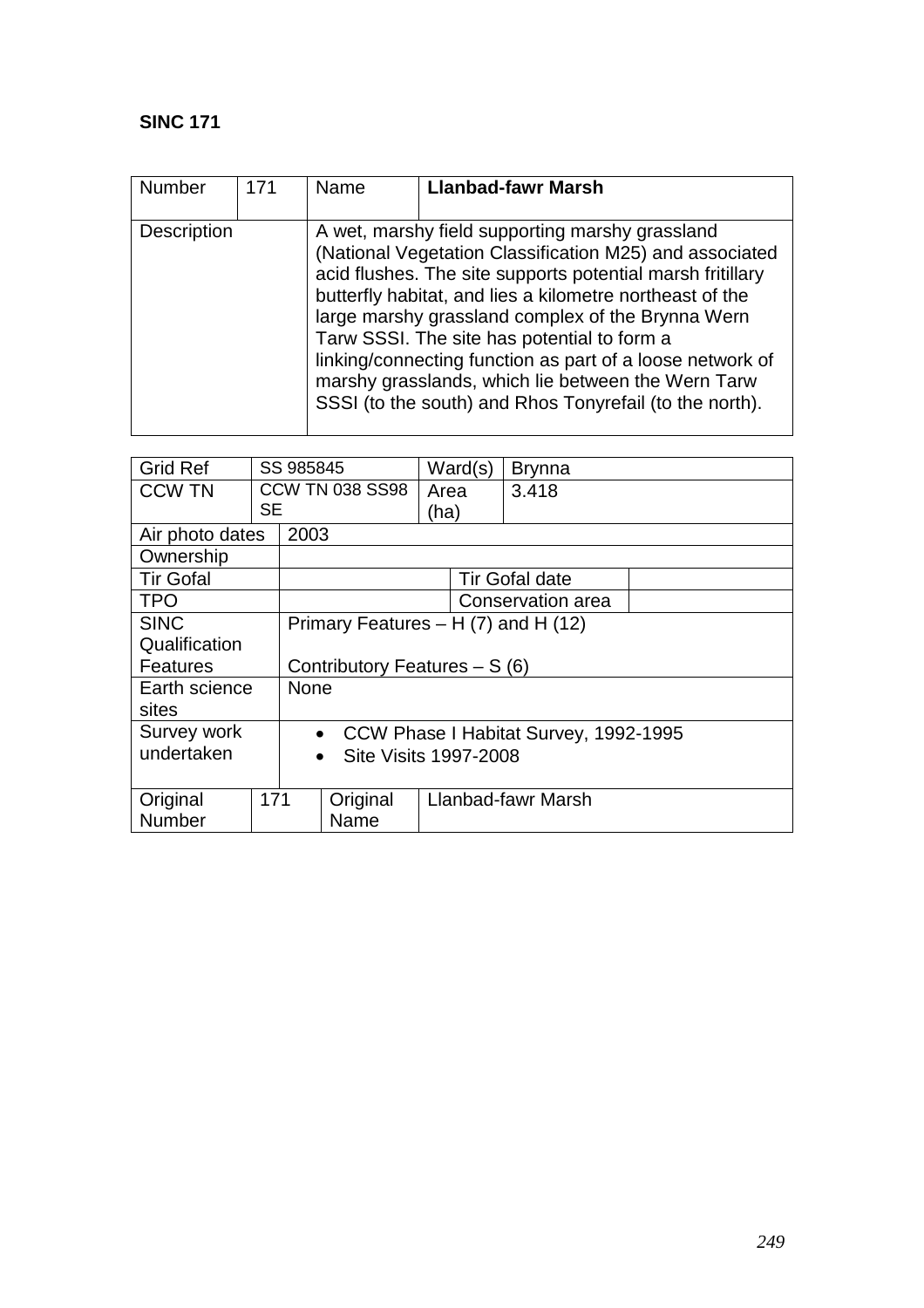**SINC 171**

| Number | 171 | Name | **Llanbad-fawr Marsh** |
|---|---|---|---|
| Description | | A wet, marshy field supporting marshy grassland (National Vegetation Classification M25) and associated acid flushes. The site supports potential marsh fritillary butterfly habitat, and lies a kilometre northeast of the large marshy grassland complex of the Brynna Wern Tarw SSSI. The site has potential to form a linking/connecting function as part of a loose network of marshy grasslands, which lie between the Wern Tarw SSSI (to the south) and Rhos Tonyrefail (to the north). | |

| Grid Ref | SS 985845 | Ward(s) | Brynna |
|---|---|---|---|
| CCW TN | CCW TN 038 SS98 SE | Area (ha) | 3.418 |
| Air photo dates | 2003 | | |
| Ownership | | | |
| Tir Gofal | | Tir Gofal date | |
| TPO | | Conservation area | |
| SINC Qualification Features | Primary Features – H (7) and H (12)<br><br>Contributory Features – S (6) | | |
| Earth science sites | None | | |
| Survey work undertaken | • CCW Phase I Habitat Survey, 1992-1995<br>• Site Visits 1997-2008 | | |
| Original Number | 171 | Original Name | Llanbad-fawr Marsh |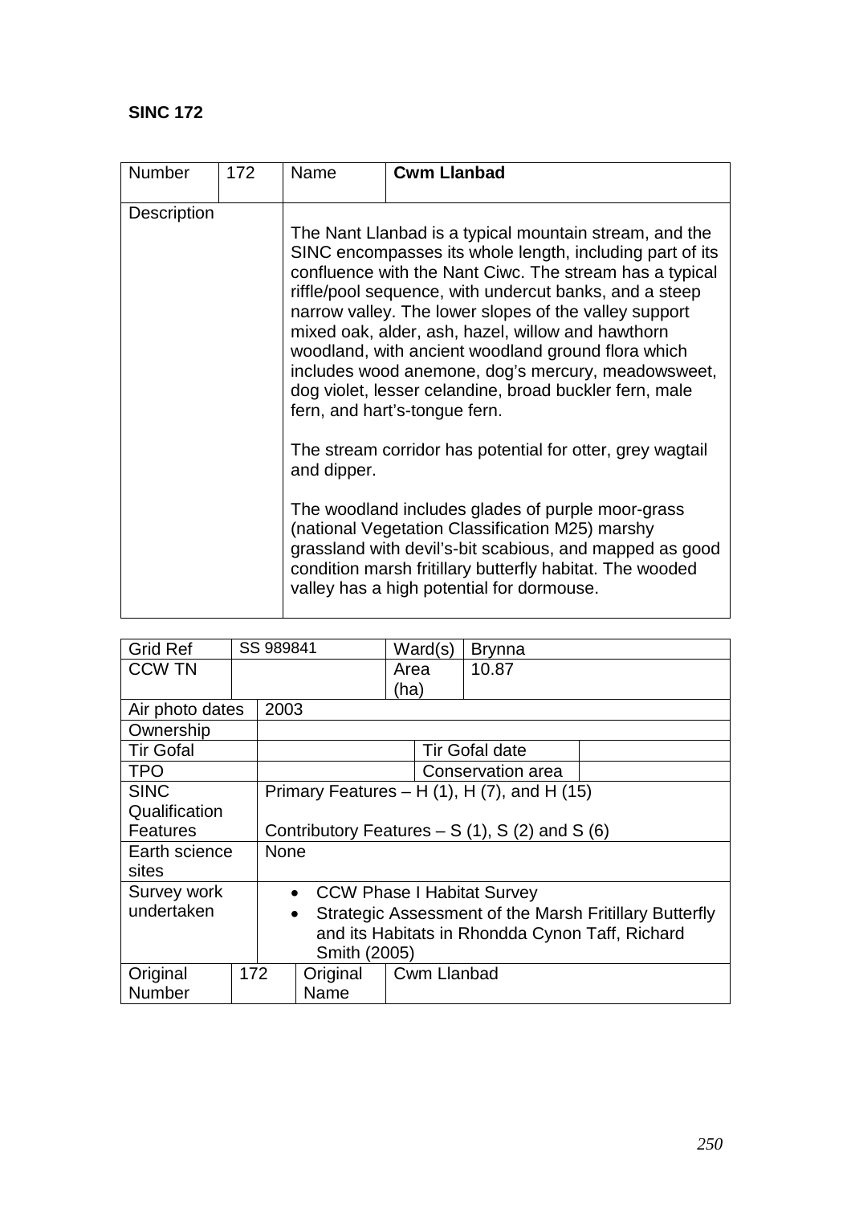**SINC 172**

| Number | 172 | Name | **Cwm Llanbad** |
|---|---|---|---|
| Description | | The Nant Llanbad is a typical mountain stream, and the SINC encompasses its whole length, including part of its confluence with the Nant Ciwc. The stream has a typical riffle/pool sequence, with undercut banks, and a steep narrow valley. The lower slopes of the valley support mixed oak, alder, ash, hazel, willow and hawthorn woodland, with ancient woodland ground flora which includes wood anemone, dog's mercury, meadowsweet, dog violet, lesser celandine, broad buckler fern, male fern, and hart's-tongue fern.<br><br>The stream corridor has potential for otter, grey wagtail and dipper.<br><br>The woodland includes glades of purple moor-grass (national Vegetation Classification M25) marshy grassland with devil's-bit scabious, and mapped as good condition marsh fritillary butterfly habitat. The wooded valley has a high potential for dormouse. | |

| Grid Ref | SS 989841 | Ward(s) | Brynna |
|---|---|---|---|
| CCW TN | | Area (ha) | 10.87 |
| Air photo dates | 2003 | | |
| Ownership | | | |
| Tir Gofal | | Tir Gofal date | |
| TPO | | Conservation area | |
| SINC Qualification Features | Primary Features – H (1), H (7), and H (15)<br><br>Contributory Features – S (1), S (2) and S (6) | | |
| Earth science sites | None | | |
| Survey work undertaken | • CCW Phase I Habitat Survey<br>• Strategic Assessment of the Marsh Fritillary Butterfly and its Habitats in Rhondda Cynon Taff, Richard Smith (2005) | | |
| Original Number | 172 | Original Name | Cwm Llanbad |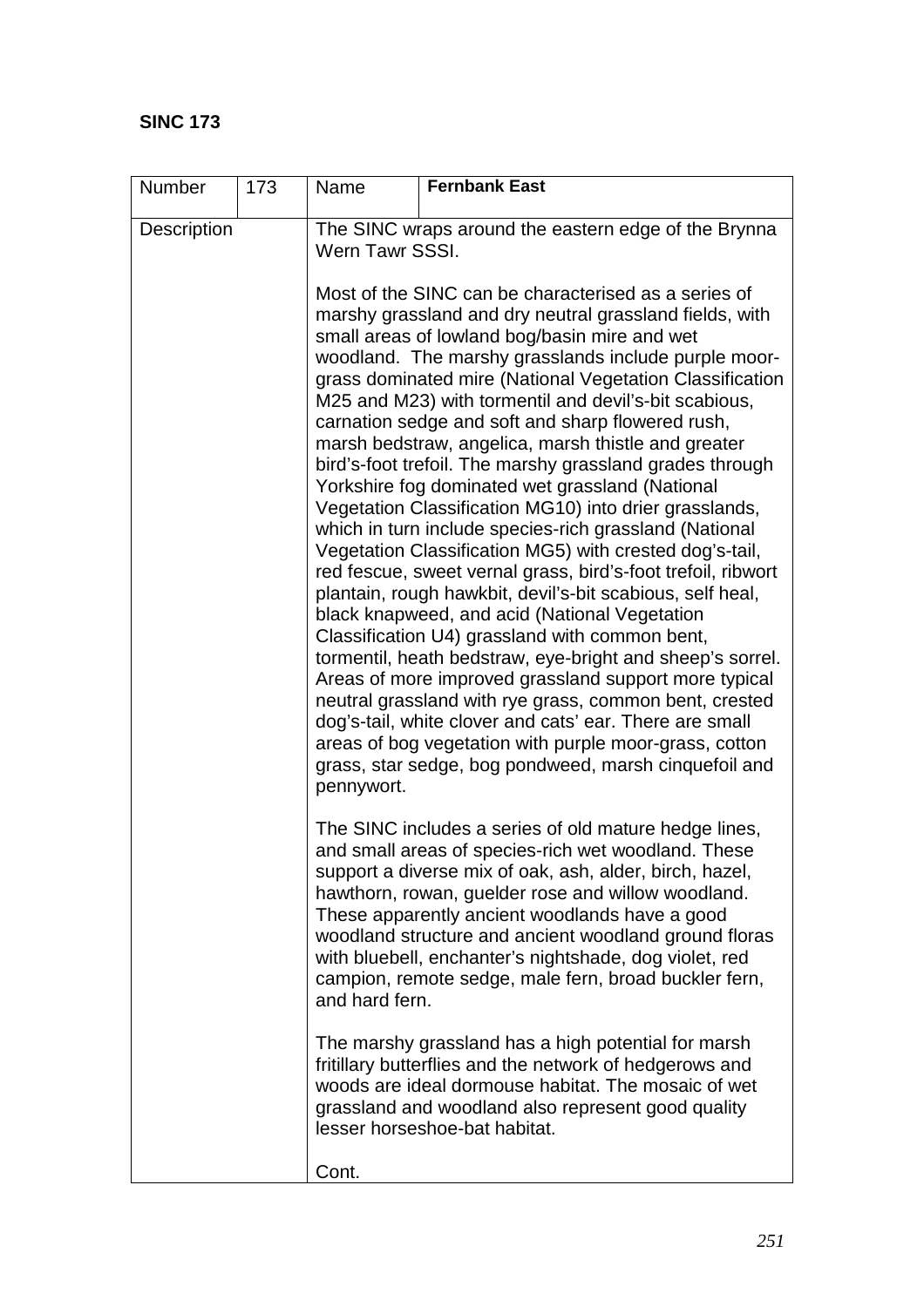**SINC 173**

| Number | 173 | Name | **Fernbank East** |
|---|---|---|---|
| Description | | The SINC wraps around the eastern edge of the Brynna Wern Tawr SSSI.<br><br>Most of the SINC can be characterised as a series of marshy grassland and dry neutral grassland fields, with small areas of lowland bog/basin mire and wet woodland. The marshy grasslands include purple moor-grass dominated mire (National Vegetation Classification M25 and M23) with tormentil and devil's-bit scabious, carnation sedge and soft and sharp flowered rush, marsh bedstraw, angelica, marsh thistle and greater bird's-foot trefoil. The marshy grassland grades through Yorkshire fog dominated wet grassland (National Vegetation Classification MG10) into drier grasslands, which in turn include species-rich grassland (National Vegetation Classification MG5) with crested dog's-tail, red fescue, sweet vernal grass, bird's-foot trefoil, ribwort plantain, rough hawkbit, devil's-bit scabious, self heal, black knapweed, and acid (National Vegetation Classification U4) grassland with common bent, tormentil, heath bedstraw, eye-bright and sheep's sorrel. Areas of more improved grassland support more typical neutral grassland with rye grass, common bent, crested dog's-tail, white clover and cats' ear. There are small areas of bog vegetation with purple moor-grass, cotton grass, star sedge, bog pondweed, marsh cinquefoil and pennywort.<br><br>The SINC includes a series of old mature hedge lines, and small areas of species-rich wet woodland. These support a diverse mix of oak, ash, alder, birch, hazel, hawthorn, rowan, guelder rose and willow woodland. These apparently ancient woodlands have a good woodland structure and ancient woodland ground floras with bluebell, enchanter's nightshade, dog violet, red campion, remote sedge, male fern, broad buckler fern, and hard fern.<br><br>The marshy grassland has a high potential for marsh fritillary butterflies and the network of hedgerows and woods are ideal dormouse habitat. The mosaic of wet grassland and woodland also represent good quality lesser horseshoe-bat habitat.<br><br>Cont. | |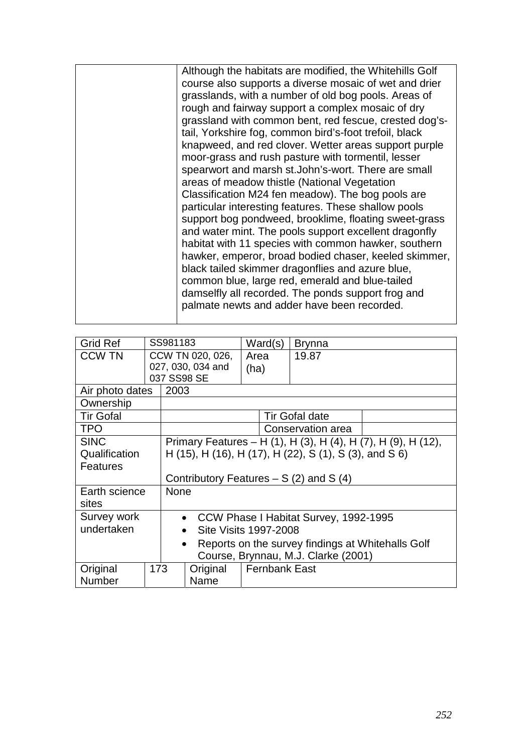|  | Although the habitats are modified, the Whitehills Golf course also supports a diverse mosaic of wet and drier grasslands, with a number of old bog pools. Areas of rough and fairway support a complex mosaic of dry grassland with common bent, red fescue, crested dog's-tail, Yorkshire fog, common bird's-foot trefoil, black knapweed, and red clover. Wetter areas support purple moor-grass and rush pasture with tormentil, lesser spearwort and marsh st.John's-wort. There are small areas of meadow thistle (National Vegetation Classification M24 fen meadow). The bog pools are particular interesting features. These shallow pools support bog pondweed, brooklime, floating sweet-grass and water mint. The pools support excellent dragonfly habitat with 11 species with common hawker, southern hawker, emperor, broad bodied chaser, keeled skimmer, black tailed skimmer dragonflies and azure blue, common blue, large red, emerald and blue-tailed damselfly all recorded. The ponds support frog and palmate newts and adder have been recorded. |
|---|---|

| Grid Ref | SS981183 | Ward(s) | Brynna |
|---|---|---|---|
| CCW TN | CCW TN 020, 026, 027, 030, 034 and 037 SS98 SE | Area (ha) | 19.87 |
| Air photo dates | 2003 | | |
| Ownership | | | |
| Tir Gofal | | Tir Gofal date | |
| TPO | | Conservation area | |
| SINC Qualification Features | Primary Features – H (1), H (3), H (4), H (7), H (9), H (12), H (15), H (16), H (17), H (22), S (1), S (3), and S 6)<br><br>Contributory Features – S (2) and S (4) | | |
| Earth science sites | None | | |
| Survey work undertaken | • CCW Phase I Habitat Survey, 1992-1995<br>• Site Visits 1997-2008<br>• Reports on the survey findings at Whitehalls Golf Course, Brynnau, M.J. Clarke (2001) | | |
| Original Number | 173 | Original Name | Fernbank East |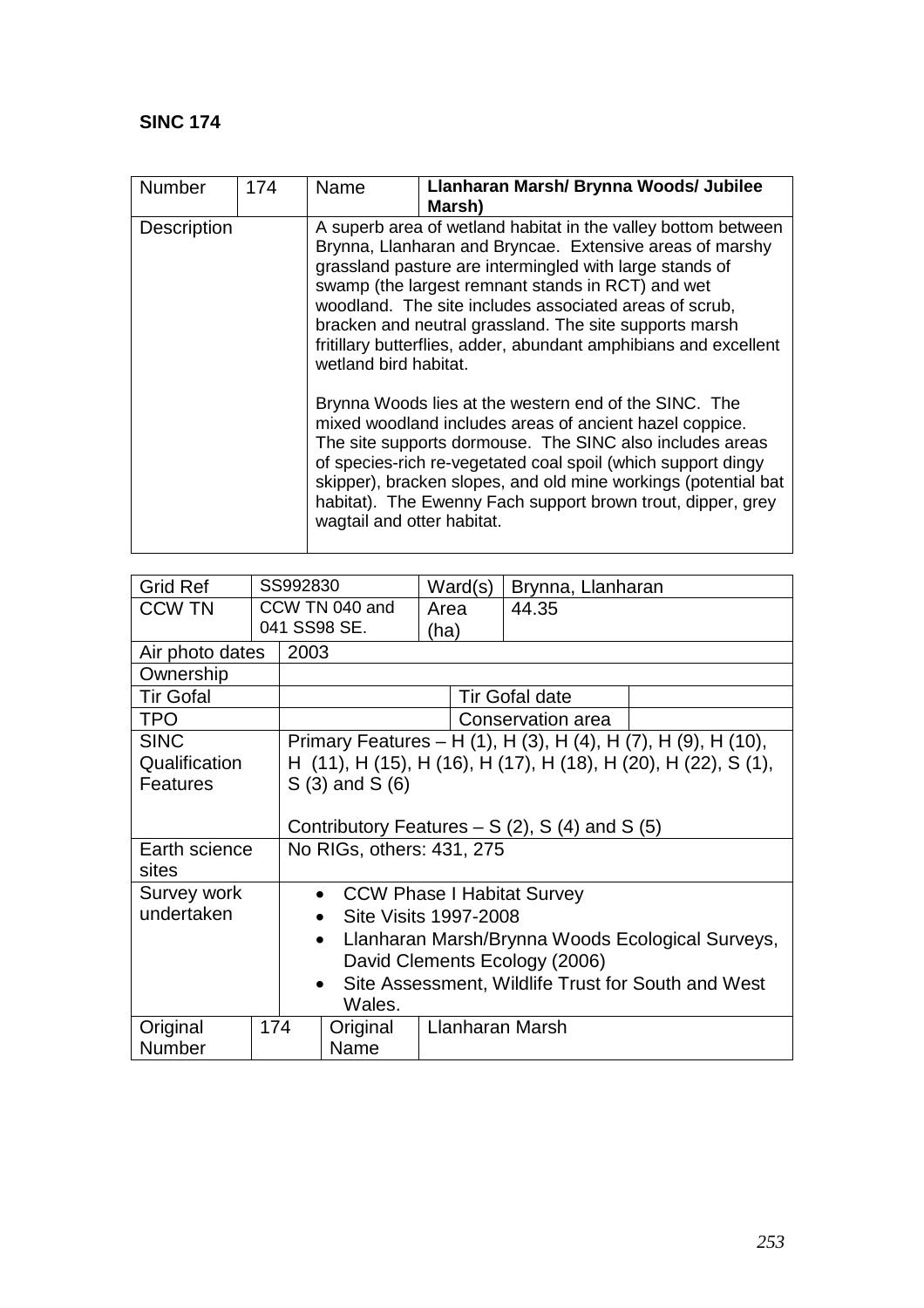**SINC 174**

| Number | 174 | Name | **Llanharan Marsh/ Brynna Woods/ Jubilee Marsh)** |
|---|---|---|---|
| Description | | A superb area of wetland habitat in the valley bottom between Brynna, Llanharan and Bryncae. Extensive areas of marshy grassland pasture are intermingled with large stands of swamp (the largest remnant stands in RCT) and wet woodland. The site includes associated areas of scrub, bracken and neutral grassland. The site supports marsh fritillary butterflies, adder, abundant amphibians and excellent wetland bird habitat.<br><br>Brynna Woods lies at the western end of the SINC. The mixed woodland includes areas of ancient hazel coppice. The site supports dormouse. The SINC also includes areas of species-rich re-vegetated coal spoil (which support dingy skipper), bracken slopes, and old mine workings (potential bat habitat). The Ewenny Fach support brown trout, dipper, grey wagtail and otter habitat. | |

| Grid Ref | SS992830 | Ward(s) | Brynna, Llanharan |
|---|---|---|---|
| CCW TN | CCW TN 040 and 041 SS98 SE. | Area (ha) | 44.35 |
| Air photo dates | 2003 | | |
| Ownership | | | |
| Tir Gofal | | Tir Gofal date | |
| TPO | | Conservation area | |
| SINC Qualification Features | Primary Features – H (1), H (3), H (4), H (7), H (9), H (10), H (11), H (15), H (16), H (17), H (18), H (20), H (22), S (1), S (3) and S (6)<br><br>Contributory Features – S (2), S (4) and S (5) | | |
| Earth science sites | No RIGs, others: 431, 275 | | |
| Survey work undertaken | • CCW Phase I Habitat Survey<br>• Site Visits 1997-2008<br>• Llanharan Marsh/Brynna Woods Ecological Surveys, David Clements Ecology (2006)<br>• Site Assessment, Wildlife Trust for South and West Wales. | | |
| Original Number | 174 | Original Name | Llanharan Marsh |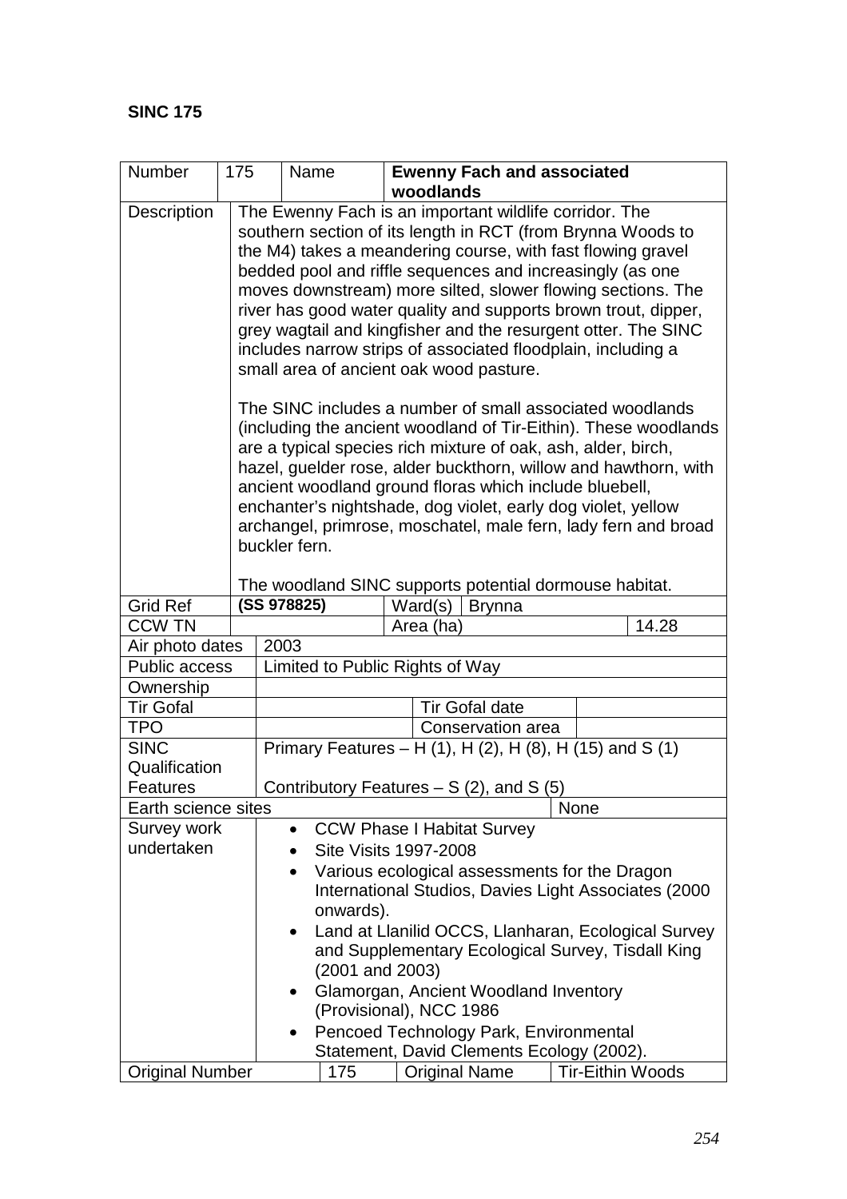**SINC 175**

| Number | 175 | Name | **Ewenny Fach and associated woodlands** |
|---|---|---|---|
| Description | The Ewenny Fach is an important wildlife corridor. The southern section of its length in RCT (from Brynna Woods to the M4) takes a meandering course, with fast flowing gravel bedded pool and riffle sequences and increasingly (as one moves downstream) more silted, slower flowing sections. The river has good water quality and supports brown trout, dipper, grey wagtail and kingfisher and the resurgent otter. The SINC includes narrow strips of associated floodplain, including a small area of ancient oak wood pasture.<br><br>The SINC includes a number of small associated woodlands (including the ancient woodland of Tir-Eithin). These woodlands are a typical species rich mixture of oak, ash, alder, birch, hazel, guelder rose, alder buckthorn, willow and hawthorn, with ancient woodland ground floras which include bluebell, enchanter's nightshade, dog violet, early dog violet, yellow archangel, primrose, moschatel, male fern, lady fern and broad buckler fern.<br><br>The woodland SINC supports potential dormouse habitat. | | |
| Grid Ref | **(SS 978825)** | Ward(s) | Brynna |
| CCW TN | | Area (ha) | 14.28 |
| Air photo dates | 2003 | | |
| Public access | Limited to Public Rights of Way | | |
| Ownership | | | |
| Tir Gofal | | Tir Gofal date | |
| TPO | | Conservation area | |
| SINC Qualification Features | Primary Features – H (1), H (2), H (8), H (15) and S (1)<br><br>Contributory Features – S (2), and S (5) | | |
| Earth science sites | | | None |
| Survey work undertaken | • CCW Phase I Habitat Survey<br>• Site Visits 1997-2008<br>• Various ecological assessments for the Dragon International Studios, Davies Light Associates (2000 onwards).<br>• Land at Llanilid OCCS, Llanharan, Ecological Survey and Supplementary Ecological Survey, Tisdall King (2001 and 2003)<br>• Glamorgan, Ancient Woodland Inventory (Provisional), NCC 1986<br>• Pencoed Technology Park, Environmental Statement, David Clements Ecology (2002). | | |
| Original Number | 175 | Original Name | Tir-Eithin Woods |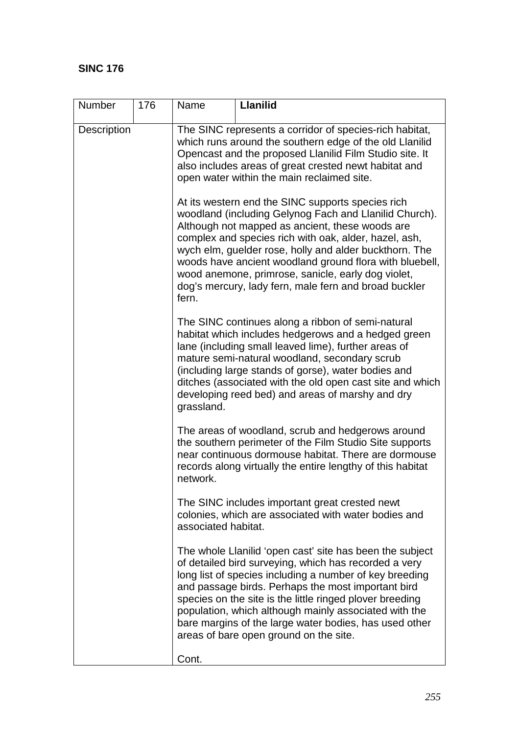**SINC 176**

| Number | 176 | Name | **Llanilid** |
|---|---|---|---|
| Description | | The SINC represents a corridor of species-rich habitat, which runs around the southern edge of the old Llanilid Opencast and the proposed Llanilid Film Studio site. It also includes areas of great crested newt habitat and open water within the main reclaimed site.<br><br>At its western end the SINC supports species rich woodland (including Gelynog Fach and Llanilid Church). Although not mapped as ancient, these woods are complex and species rich with oak, alder, hazel, ash, wych elm, guelder rose, holly and alder buckthorn. The woods have ancient woodland ground flora with bluebell, wood anemone, primrose, sanicle, early dog violet, dog's mercury, lady fern, male fern and broad buckler fern.<br><br>The SINC continues along a ribbon of semi-natural habitat which includes hedgerows and a hedged green lane (including small leaved lime), further areas of mature semi-natural woodland, secondary scrub (including large stands of gorse), water bodies and ditches (associated with the old open cast site and which developing reed bed) and areas of marshy and dry grassland.<br><br>The areas of woodland, scrub and hedgerows around the southern perimeter of the Film Studio Site supports near continuous dormouse habitat. There are dormouse records along virtually the entire lengthy of this habitat network.<br><br>The SINC includes important great crested newt colonies, which are associated with water bodies and associated habitat.<br><br>The whole Llanilid 'open cast' site has been the subject of detailed bird surveying, which has recorded a very long list of species including a number of key breeding and passage birds. Perhaps the most important bird species on the site is the little ringed plover breeding population, which although mainly associated with the bare margins of the large water bodies, has used other areas of bare open ground on the site.<br><br>Cont. | |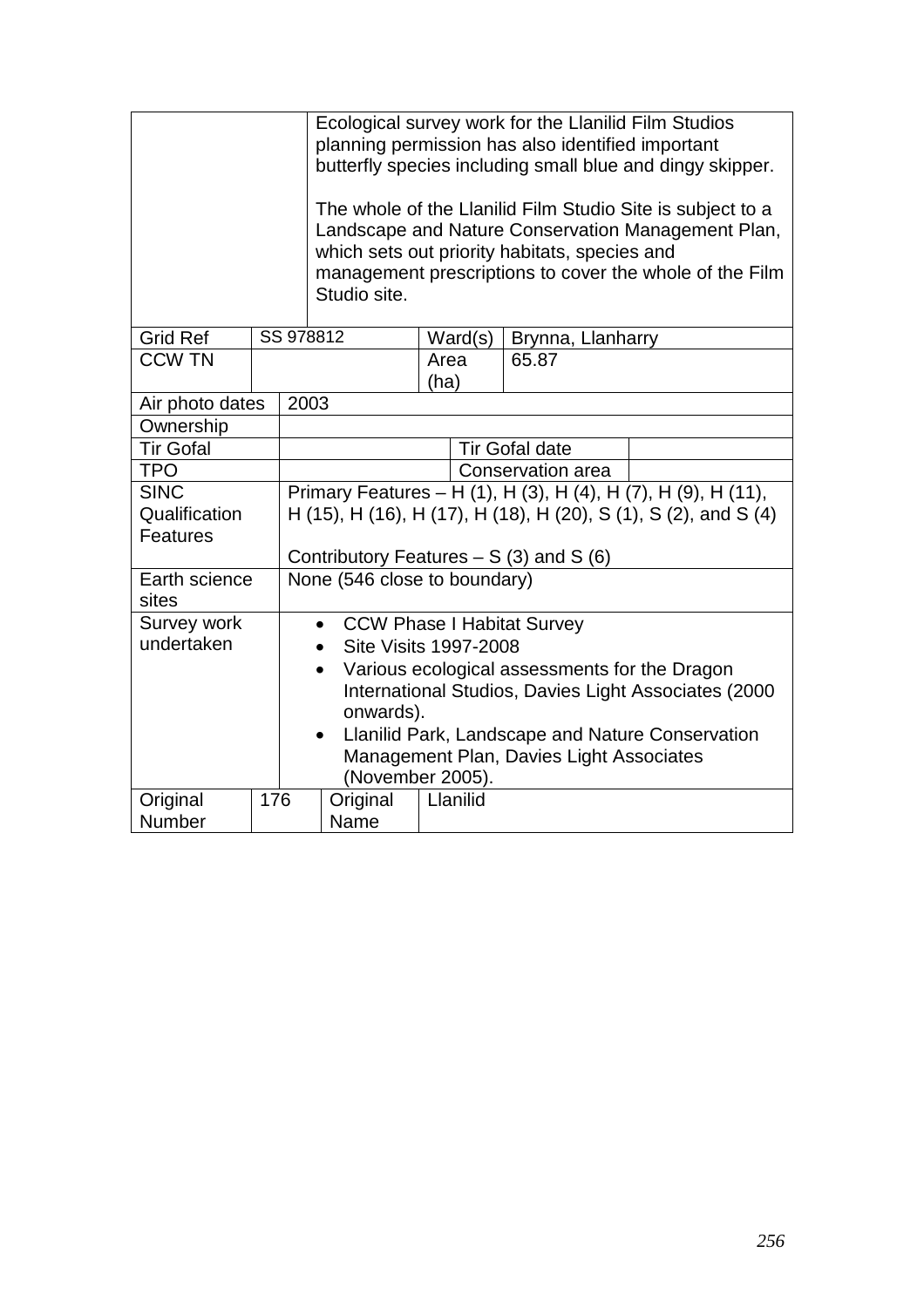| | Ecological survey work for the Llanilid Film Studios planning permission has also identified important butterfly species including small blue and dingy skipper.<br><br>The whole of the Llanilid Film Studio Site is subject to a Landscape and Nature Conservation Management Plan, which sets out priority habitats, species and management prescriptions to cover the whole of the Film Studio site. | | |
|---|---|---|---|
| Grid Ref | SS 978812 | Ward(s) | Brynna, Llanharry |
| CCW TN | | Area (ha) | 65.87 |
| Air photo dates | 2003 | | |
| Ownership | | | |
| Tir Gofal | | Tir Gofal date | |
| TPO | | Conservation area | |
| SINC Qualification Features | Primary Features – H (1), H (3), H (4), H (7), H (9), H (11), H (15), H (16), H (17), H (18), H (20), S (1), S (2), and S (4)<br><br>Contributory Features – S (3) and S (6) | | |
| Earth science sites | None (546 close to boundary) | | |
| Survey work undertaken | • CCW Phase I Habitat Survey<br>• Site Visits 1997-2008<br>• Various ecological assessments for the Dragon International Studios, Davies Light Associates (2000 onwards).<br>• Llanilid Park, Landscape and Nature Conservation Management Plan, Davies Light Associates (November 2005). | | |
| Original Number | 176 | Original Name | Llanilid |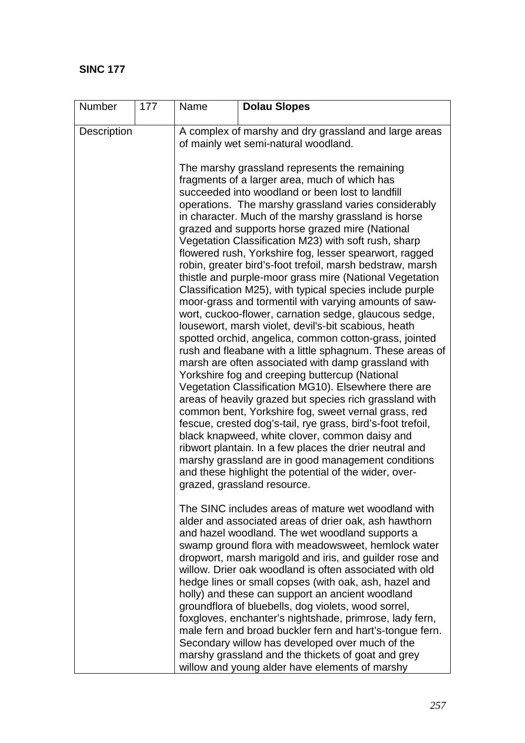**SINC 177**

| Number | 177 | Name | **Dolau Slopes** |
|---|---|---|---|
| Description | | A complex of marshy and dry grassland and large areas of mainly wet semi-natural woodland.<br><br>The marshy grassland represents the remaining fragments of a larger area, much of which has succeeded into woodland or been lost to landfill operations. The marshy grassland varies considerably in character. Much of the marshy grassland is horse grazed and supports horse grazed mire (National Vegetation Classification M23) with soft rush, sharp flowered rush, Yorkshire fog, lesser spearwort, ragged robin, greater bird's-foot trefoil, marsh bedstraw, marsh thistle and purple-moor grass mire (National Vegetation Classification M25), with typical species include purple moor-grass and tormentil with varying amounts of saw-wort, cuckoo-flower, carnation sedge, glaucous sedge, lousewort, marsh violet, devil's-bit scabious, heath spotted orchid, angelica, common cotton-grass, jointed rush and fleabane with a little sphagnum. These areas of marsh are often associated with damp grassland with Yorkshire fog and creeping buttercup (National Vegetation Classification MG10). Elsewhere there are areas of heavily grazed but species rich grassland with common bent, Yorkshire fog, sweet vernal grass, red fescue, crested dog's-tail, rye grass, bird's-foot trefoil, black knapweed, white clover, common daisy and ribwort plantain. In a few places the drier neutral and marshy grassland are in good management conditions and these highlight the potential of the wider, over-grazed, grassland resource.<br><br>The SINC includes areas of mature wet woodland with alder and associated areas of drier oak, ash hawthorn and hazel woodland. The wet woodland supports a swamp ground flora with meadowsweet, hemlock water dropwort, marsh marigold and iris, and guilder rose and willow. Drier oak woodland is often associated with old hedge lines or small copses (with oak, ash, hazel and holly) and these can support an ancient woodland groundflora of bluebells, dog violets, wood sorrel, foxgloves, enchanter's nightshade, primrose, lady fern, male fern and broad buckler fern and hart's-tongue fern. Secondary willow has developed over much of the marshy grassland and the thickets of goat and grey willow and young alder have elements of marshy | |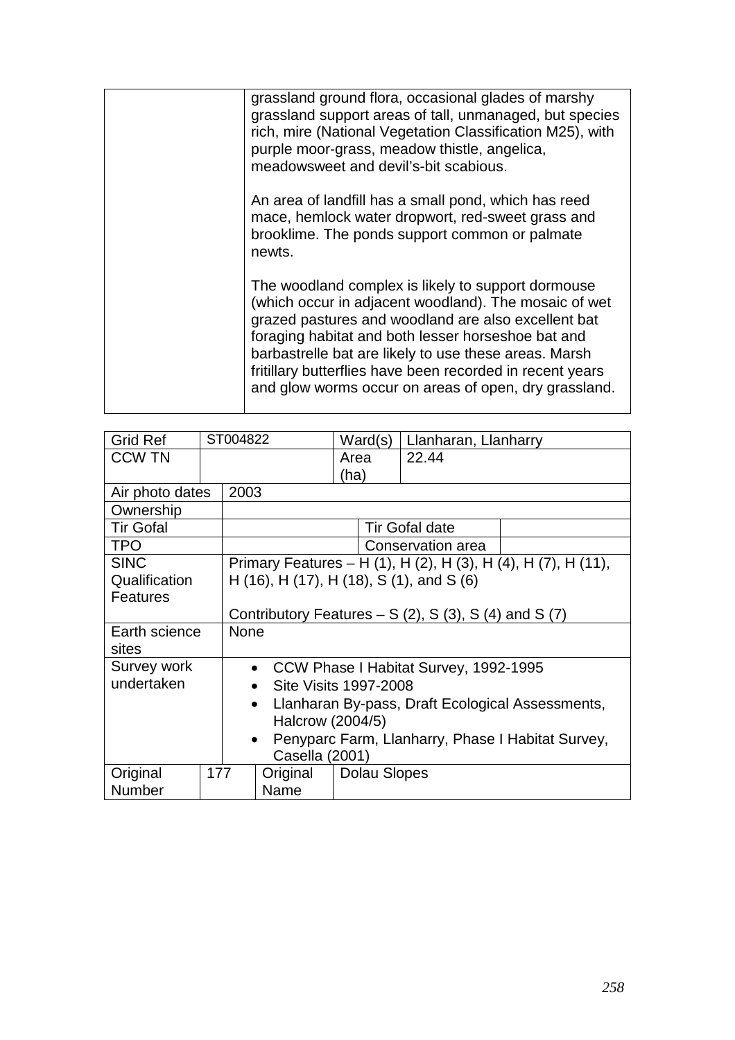| | |
|---|---|
| | grassland ground flora, occasional glades of marshy grassland support areas of tall, unmanaged, but species rich, mire (National Vegetation Classification M25), with purple moor-grass, meadow thistle, angelica, meadowsweet and devil's-bit scabious.<br><br>An area of landfill has a small pond, which has reed mace, hemlock water dropwort, red-sweet grass and brooklime. The ponds support common or palmate newts.<br><br>The woodland complex is likely to support dormouse (which occur in adjacent woodland). The mosaic of wet grazed pastures and woodland are also excellent bat foraging habitat and both lesser horseshoe bat and barbastrelle bat are likely to use these areas. Marsh fritillary butterflies have been recorded in recent years and glow worms occur on areas of open, dry grassland. |

| | | | | |
|---|---|---|---|---|
| Grid Ref | ST004822 | Ward(s) | Llanharan, Llanharry | |
| CCW TN | | Area (ha) | 22.44 | |
| Air photo dates | 2003 | | | |
| Ownership | | | | |
| Tir Gofal | | | Tir Gofal date | |
| TPO | | | Conservation area | |
| SINC Qualification Features | Primary Features – H (1), H (2), H (3), H (4), H (7), H (11), H (16), H (17), H (18), S (1), and S (6)<br><br>Contributory Features – S (2), S (3), S (4) and S (7) | | | |
| Earth science sites | None | | | |
| Survey work undertaken | • CCW Phase I Habitat Survey, 1992-1995<br>• Site Visits 1997-2008<br>• Llanharan By-pass, Draft Ecological Assessments, Halcrow (2004/5)<br>• Penyparc Farm, Llanharry, Phase I Habitat Survey, Casella (2001) | | | |
| Original Number | 177 | Original Name | Dolau Slopes | |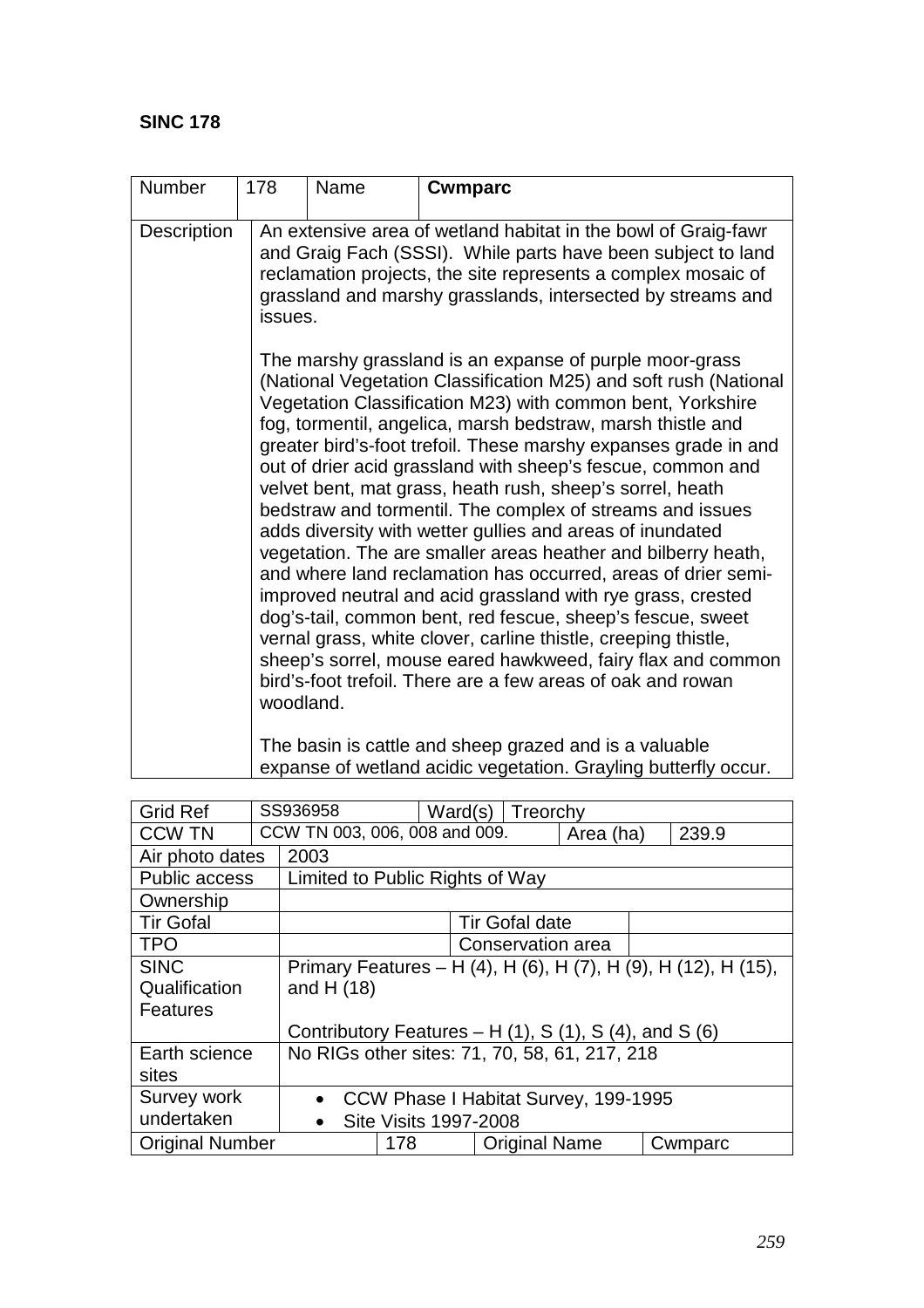**SINC 178**

| Number | 178 | Name | **Cwmparc** |
|---|---|---|---|
| Description | An extensive area of wetland habitat in the bowl of Graig-fawr and Graig Fach (SSSI). While parts have been subject to land reclamation projects, the site represents a complex mosaic of grassland and marshy grasslands, intersected by streams and issues.<br><br>The marshy grassland is an expanse of purple moor-grass (National Vegetation Classification M25) and soft rush (National Vegetation Classification M23) with common bent, Yorkshire fog, tormentil, angelica, marsh bedstraw, marsh thistle and greater bird's-foot trefoil. These marshy expanses grade in and out of drier acid grassland with sheep's fescue, common and velvet bent, mat grass, heath rush, sheep's sorrel, heath bedstraw and tormentil. The complex of streams and issues adds diversity with wetter gullies and areas of inundated vegetation. The are smaller areas heather and bilberry heath, and where land reclamation has occurred, areas of drier semi-improved neutral and acid grassland with rye grass, crested dog's-tail, common bent, red fescue, sheep's fescue, sweet vernal grass, white clover, carline thistle, creeping thistle, sheep's sorrel, mouse eared hawkweed, fairy flax and common bird's-foot trefoil. There are a few areas of oak and rowan woodland.<br><br>The basin is cattle and sheep grazed and is a valuable expanse of wetland acidic vegetation. Grayling butterfly occur. | | |

| Grid Ref | SS936958 | Ward(s) | Treorchy |
|---|---|---|---|
| CCW TN | CCW TN 003, 006, 008 and 009. | Area (ha) | 239.9 |
| Air photo dates | 2003 | | |
| Public access | Limited to Public Rights of Way | | |
| Ownership | | | |
| Tir Gofal | | Tir Gofal date | |
| TPO | | Conservation area | |
| SINC Qualification Features | Primary Features – H (4), H (6), H (7), H (9), H (12), H (15), and H (18)<br><br>Contributory Features – H (1), S (1), S (4), and S (6) | | |
| Earth science sites | No RIGs other sites: 71, 70, 58, 61, 217, 218 | | |
| Survey work undertaken | • CCW Phase I Habitat Survey, 199-1995<br>• Site Visits 1997-2008 | | |
| Original Number | 178 | Original Name | Cwmparc |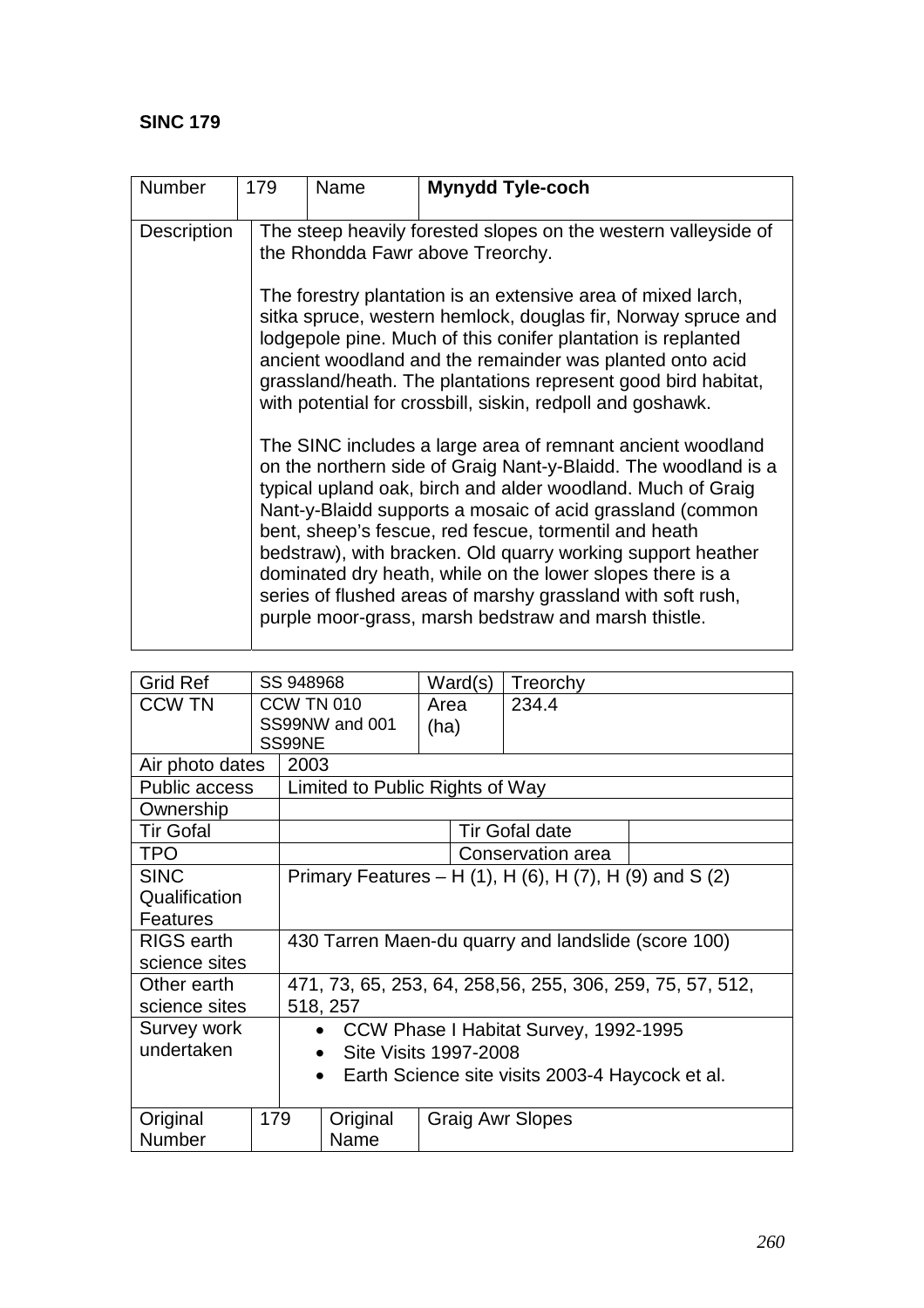**SINC 179**

| Number | 179 | Name | **Mynydd Tyle-coch** |
|---|---|---|---|
| Description | The steep heavily forested slopes on the western valleyside of the Rhondda Fawr above Treorchy.<br><br>The forestry plantation is an extensive area of mixed larch, sitka spruce, western hemlock, douglas fir, Norway spruce and lodgepole pine. Much of this conifer plantation is replanted ancient woodland and the remainder was planted onto acid grassland/heath. The plantations represent good bird habitat, with potential for crossbill, siskin, redpoll and goshawk.<br><br>The SINC includes a large area of remnant ancient woodland on the northern side of Graig Nant-y-Blaidd. The woodland is a typical upland oak, birch and alder woodland. Much of Graig Nant-y-Blaidd supports a mosaic of acid grassland (common bent, sheep's fescue, red fescue, tormentil and heath bedstraw), with bracken. Old quarry working support heather dominated dry heath, while on the lower slopes there is a series of flushed areas of marshy grassland with soft rush, purple moor-grass, marsh bedstraw and marsh thistle. | | |

| Grid Ref | SS 948968 | Ward(s) | Treorchy | |
|---|---|---|---|---|
| CCW TN | CCW TN 010 SS99NW and 001 SS99NE | Area (ha) | 234.4 | |
| Air photo dates | 2003 | | | |
| Public access | Limited to Public Rights of Way | | | |
| Ownership | | | | |
| Tir Gofal | | | Tir Gofal date | |
| TPO | | | Conservation area | |
| SINC Qualification Features | Primary Features – H (1), H (6), H (7), H (9) and S (2) | | | |
| RIGS earth science sites | 430 Tarren Maen-du quarry and landslide (score 100) | | | |
| Other earth science sites | 471, 73, 65, 253, 64, 258,56, 255, 306, 259, 75, 57, 512, 518, 257 | | | |
| Survey work undertaken | • CCW Phase I Habitat Survey, 1992-1995<br>• Site Visits 1997-2008<br>• Earth Science site visits 2003-4 Haycock et al. | | | |
| Original Number | 179 | Original Name | Graig Awr Slopes | |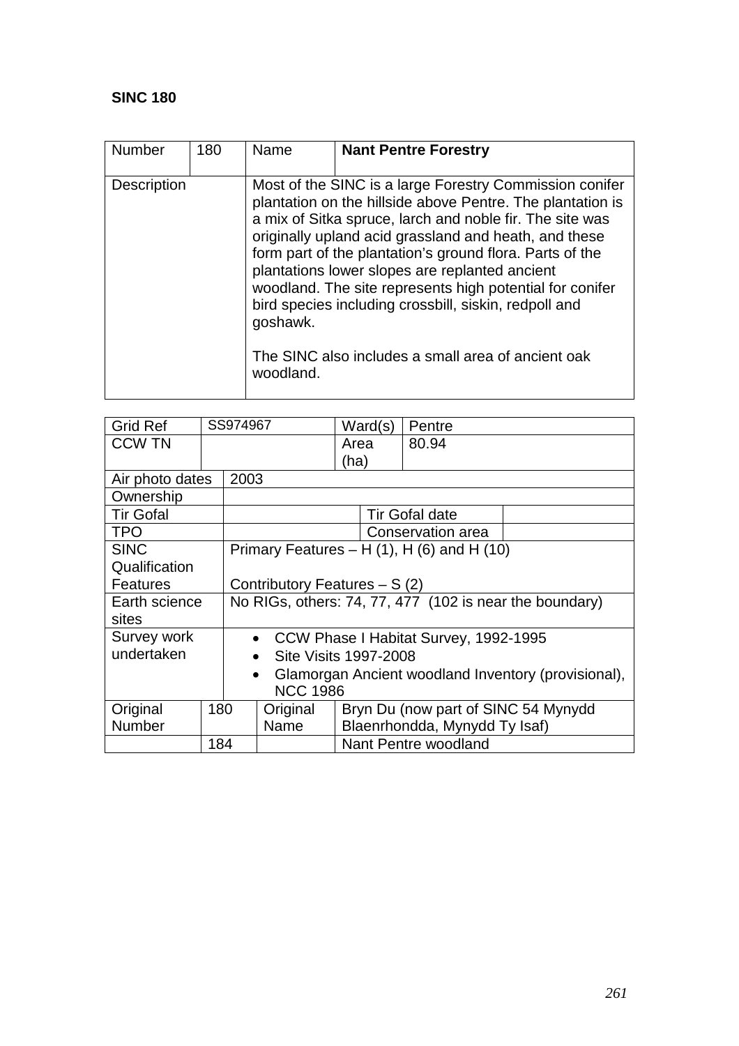**SINC 180**

| Number | 180 | Name | **Nant Pentre Forestry** |
|---|---|---|---|
| Description | | Most of the SINC is a large Forestry Commission conifer plantation on the hillside above Pentre. The plantation is a mix of Sitka spruce, larch and noble fir. The site was originally upland acid grassland and heath, and these form part of the plantation's ground flora. Parts of the plantations lower slopes are replanted ancient woodland. The site represents high potential for conifer bird species including crossbill, siskin, redpoll and goshawk.<br><br>The SINC also includes a small area of ancient oak woodland. | |

| Grid Ref | SS974967 | | Ward(s) | Pentre |
|---|---|---|---|---|
| CCW TN | | | Area (ha) | 80.94 |
| Air photo dates | 2003 | | | |
| Ownership | | | | |
| Tir Gofal | | | Tir Gofal date | |
| TPO | | | Conservation area | |
| SINC Qualification Features | Primary Features – H (1), H (6) and H (10)<br><br>Contributory Features – S (2) | | | |
| Earth science sites | No RIGs, others: 74, 77, 477 (102 is near the boundary) | | | |
| Survey work undertaken | • CCW Phase I Habitat Survey, 1992-1995<br>• Site Visits 1997-2008<br>• Glamorgan Ancient woodland Inventory (provisional), NCC 1986 | | | |
| Original Number | 180 | Original Name | Bryn Du (now part of SINC 54 Mynydd Blaenrhondda, Mynydd Ty Isaf) | |
| | 184 | | Nant Pentre woodland | |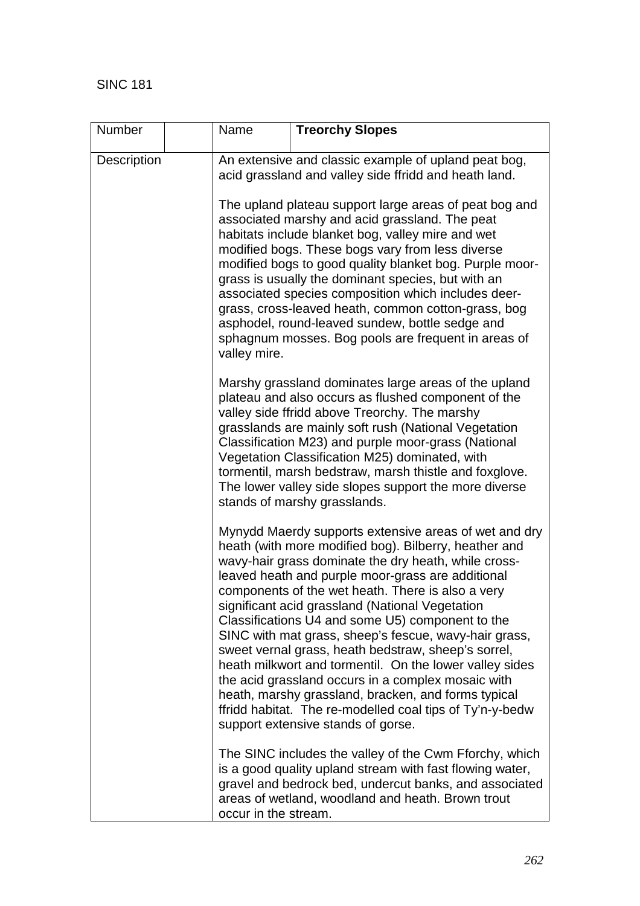SINC 181

| Number | | Name | **Treorchy Slopes** |
|---|---|---|---|
| Description | | An extensive and classic example of upland peat bog, acid grassland and valley side ffridd and heath land.<br><br>The upland plateau support large areas of peat bog and associated marshy and acid grassland. The peat habitats include blanket bog, valley mire and wet modified bogs. These bogs vary from less diverse modified bogs to good quality blanket bog. Purple moor-grass is usually the dominant species, but with an associated species composition which includes deer-grass, cross-leaved heath, common cotton-grass, bog asphodel, round-leaved sundew, bottle sedge and sphagnum mosses. Bog pools are frequent in areas of valley mire.<br><br>Marshy grassland dominates large areas of the upland plateau and also occurs as flushed component of the valley side ffridd above Treorchy. The marshy grasslands are mainly soft rush (National Vegetation Classification M23) and purple moor-grass (National Vegetation Classification M25) dominated, with tormentil, marsh bedstraw, marsh thistle and foxglove. The lower valley side slopes support the more diverse stands of marshy grasslands.<br><br>Mynydd Maerdy supports extensive areas of wet and dry heath (with more modified bog). Bilberry, heather and wavy-hair grass dominate the dry heath, while cross-leaved heath and purple moor-grass are additional components of the wet heath. There is also a very significant acid grassland (National Vegetation Classifications U4 and some U5) component to the SINC with mat grass, sheep's fescue, wavy-hair grass, sweet vernal grass, heath bedstraw, sheep's sorrel, heath milkwort and tormentil. On the lower valley sides the acid grassland occurs in a complex mosaic with heath, marshy grassland, bracken, and forms typical ffridd habitat. The re-modelled coal tips of Ty'n-y-bedw support extensive stands of gorse.<br><br>The SINC includes the valley of the Cwm Fforchy, which is a good quality upland stream with fast flowing water, gravel and bedrock bed, undercut banks, and associated areas of wetland, woodland and heath. Brown trout occur in the stream. | |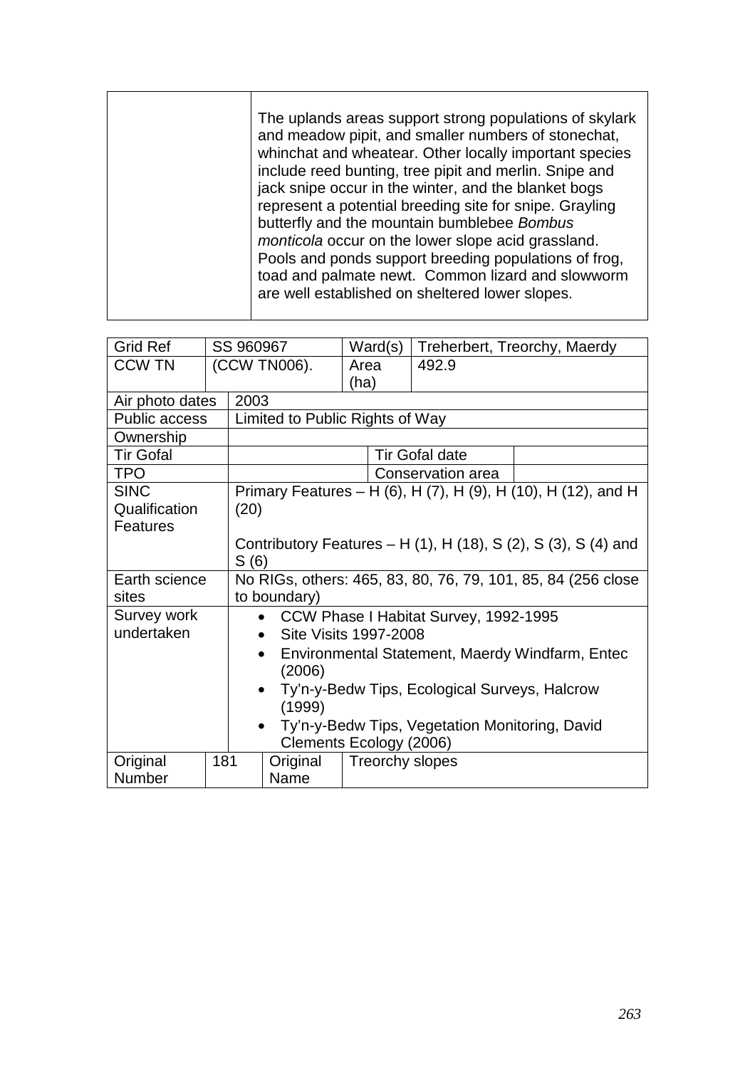| | The uplands areas support strong populations of skylark and meadow pipit, and smaller numbers of stonechat, whinchat and wheatear. Other locally important species include reed bunting, tree pipit and merlin. Snipe and jack snipe occur in the winter, and the blanket bogs represent a potential breeding site for snipe. Grayling butterfly and the mountain bumblebee *Bombus monticola* occur on the lower slope acid grassland. Pools and ponds support breeding populations of frog, toad and palmate newt. Common lizard and slowworm are well established on sheltered lower slopes. |
|---|---|

| Grid Ref | SS 960967 | | Ward(s) | Treherbert, Treorchy, Maerdy | |
|---|---|---|---|---|---|
| CCW TN | (CCW TN006). | | Area (ha) | 492.9 | |
| Air photo dates | 2003 | | | | |
| Public access | Limited to Public Rights of Way | | | | |
| Ownership | | | | | |
| Tir Gofal | | | | Tir Gofal date | |
| TPO | | | | Conservation area | |
| SINC Qualification Features | Primary Features – H (6), H (7), H (9), H (10), H (12), and H (20)<br><br>Contributory Features – H (1), H (18), S (2), S (3), S (4) and S (6) | | | | |
| Earth science sites | No RIGs, others: 465, 83, 80, 76, 79, 101, 85, 84 (256 close to boundary) | | | | |
| Survey work undertaken | • CCW Phase I Habitat Survey, 1992-1995<br>• Site Visits 1997-2008<br>• Environmental Statement, Maerdy Windfarm, Entec (2006)<br>• Ty'n-y-Bedw Tips, Ecological Surveys, Halcrow (1999)<br>• Ty'n-y-Bedw Tips, Vegetation Monitoring, David Clements Ecology (2006) | | | | |
| Original Number | 181 | Original Name | Treorchy slopes | | |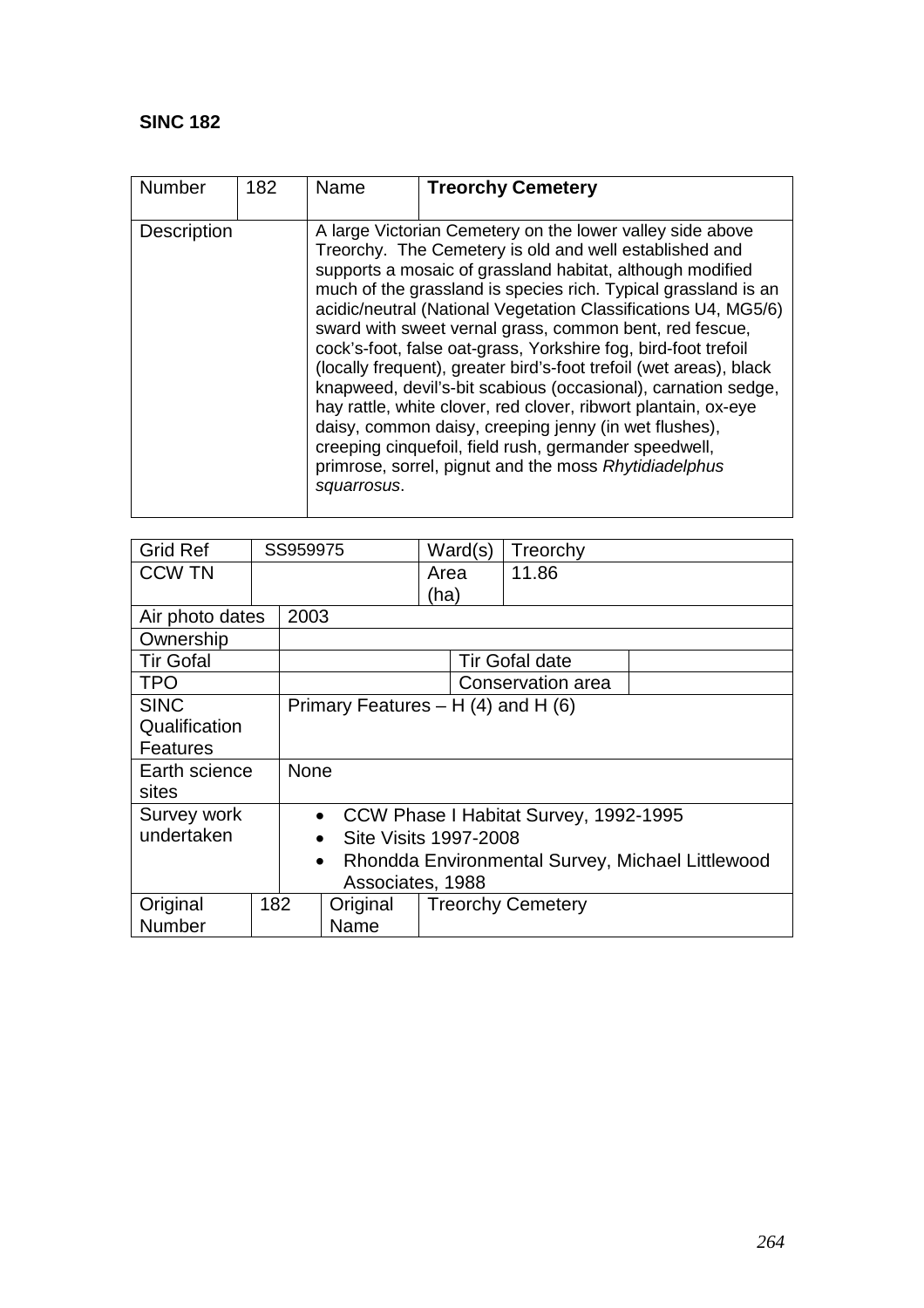**SINC 182**

| Number | 182 | Name | **Treorchy Cemetery** |
|---|---|---|---|
| Description | | A large Victorian Cemetery on the lower valley side above Treorchy. The Cemetery is old and well established and supports a mosaic of grassland habitat, although modified much of the grassland is species rich. Typical grassland is an acidic/neutral (National Vegetation Classifications U4, MG5/6) sward with sweet vernal grass, common bent, red fescue, cock's-foot, false oat-grass, Yorkshire fog, bird-foot trefoil (locally frequent), greater bird's-foot trefoil (wet areas), black knapweed, devil's-bit scabious (occasional), carnation sedge, hay rattle, white clover, red clover, ribwort plantain, ox-eye daisy, common daisy, creeping jenny (in wet flushes), creeping cinquefoil, field rush, germander speedwell, primrose, sorrel, pignut and the moss *Rhytidiadelphus squarrosus*. | |

| Grid Ref | SS959975 | Ward(s) | Treorchy |
|---|---|---|---|
| CCW TN | | Area (ha) | 11.86 |
| Air photo dates | 2003 | | |
| Ownership | | | |
| Tir Gofal | | Tir Gofal date | |
| TPO | | Conservation area | |
| SINC Qualification Features | Primary Features – H (4) and H (6) | | |
| Earth science sites | None | | |
| Survey work undertaken | • CCW Phase I Habitat Survey, 1992-1995<br>• Site Visits 1997-2008<br>• Rhondda Environmental Survey, Michael Littlewood Associates, 1988 | | |
| Original Number | 182 | Original Name | Treorchy Cemetery |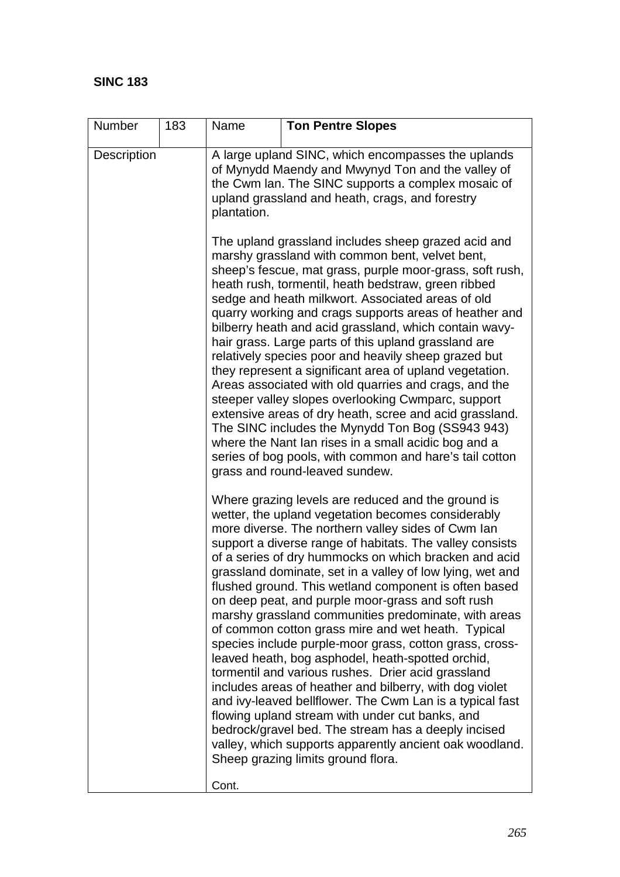**SINC 183**

| Number | 183 | Name | **Ton Pentre Slopes** |
|---|---|---|---|
| Description | | A large upland SINC, which encompasses the uplands of Mynydd Maendy and Mwynyd Ton and the valley of the Cwm lan. The SINC supports a complex mosaic of upland grassland and heath, crags, and forestry plantation.<br><br>The upland grassland includes sheep grazed acid and marshy grassland with common bent, velvet bent, sheep's fescue, mat grass, purple moor-grass, soft rush, heath rush, tormentil, heath bedstraw, green ribbed sedge and heath milkwort. Associated areas of old quarry working and crags supports areas of heather and bilberry heath and acid grassland, which contain wavy-hair grass. Large parts of this upland grassland are relatively species poor and heavily sheep grazed but they represent a significant area of upland vegetation. Areas associated with old quarries and crags, and the steeper valley slopes overlooking Cwmparc, support extensive areas of dry heath, scree and acid grassland. The SINC includes the Mynydd Ton Bog (SS943 943) where the Nant Ian rises in a small acidic bog and a series of bog pools, with common and hare's tail cotton grass and round-leaved sundew.<br><br>Where grazing levels are reduced and the ground is wetter, the upland vegetation becomes considerably more diverse. The northern valley sides of Cwm Ian support a diverse range of habitats. The valley consists of a series of dry hummocks on which bracken and acid grassland dominate, set in a valley of low lying, wet and flushed ground. This wetland component is often based on deep peat, and purple moor-grass and soft rush marshy grassland communities predominate, with areas of common cotton grass mire and wet heath. Typical species include purple-moor grass, cotton grass, cross-leaved heath, bog asphodel, heath-spotted orchid, tormentil and various rushes. Drier acid grassland includes areas of heather and bilberry, with dog violet and ivy-leaved bellflower. The Cwm Lan is a typical fast flowing upland stream with under cut banks, and bedrock/gravel bed. The stream has a deeply incised valley, which supports apparently ancient oak woodland. Sheep grazing limits ground flora.<br><br>Cont. | |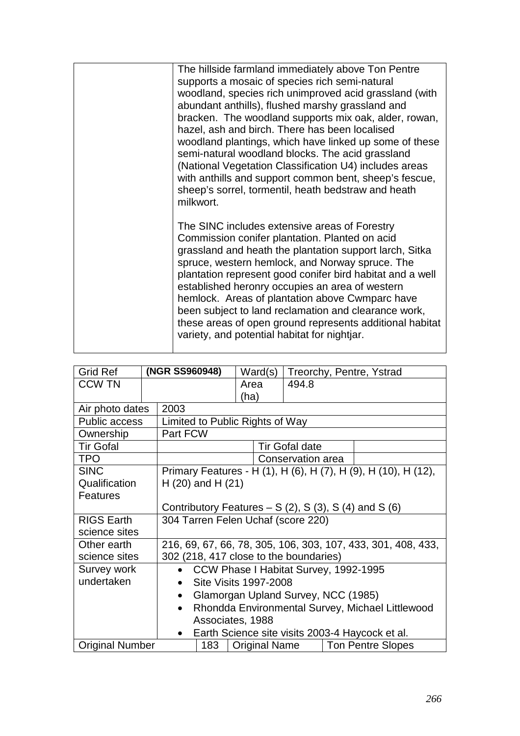| | |
|---|---|
| | The hillside farmland immediately above Ton Pentre supports a mosaic of species rich semi-natural woodland, species rich unimproved acid grassland (with abundant anthills), flushed marshy grassland and bracken. The woodland supports mix oak, alder, rowan, hazel, ash and birch. There has been localised woodland plantings, which have linked up some of these semi-natural woodland blocks. The acid grassland (National Vegetation Classification U4) includes areas with anthills and support common bent, sheep's fescue, sheep's sorrel, tormentil, heath bedstraw and heath milkwort.<br><br>The SINC includes extensive areas of Forestry Commission conifer plantation. Planted on acid grassland and heath the plantation support larch, Sitka spruce, western hemlock, and Norway spruce. The plantation represent good conifer bird habitat and a well established heronry occupies an area of western hemlock. Areas of plantation above Cwmparc have been subject to land reclamation and clearance work, these areas of open ground represents additional habitat variety, and potential habitat for nightjar. |

| | | | |
|---|---|---|---|
| Grid Ref | **(NGR SS960948)** | Ward(s) | Treorchy, Pentre, Ystrad |
| CCW TN | | Area (ha) | 494.8 |
| Air photo dates | 2003 | | |
| Public access | Limited to Public Rights of Way | | |
| Ownership | Part FCW | | |
| Tir Gofal | | Tir Gofal date | |
| TPO | | Conservation area | |
| SINC Qualification Features | Primary Features - H (1), H (6), H (7), H (9), H (10), H (12), H (20) and H (21)<br><br>Contributory Features – S (2), S (3), S (4) and S (6) | | |
| RIGS Earth science sites | 304 Tarren Felen Uchaf (score 220) | | |
| Other earth science sites | 216, 69, 67, 66, 78, 305, 106, 303, 107, 433, 301, 408, 433, 302 (218, 417 close to the boundaries) | | |
| Survey work undertaken | • CCW Phase I Habitat Survey, 1992-1995<br>• Site Visits 1997-2008<br>• Glamorgan Upland Survey, NCC (1985)<br>• Rhondda Environmental Survey, Michael Littlewood Associates, 1988<br>• Earth Science site visits 2003-4 Haycock et al. | | |
| Original Number | 183 | Original Name | Ton Pentre Slopes |